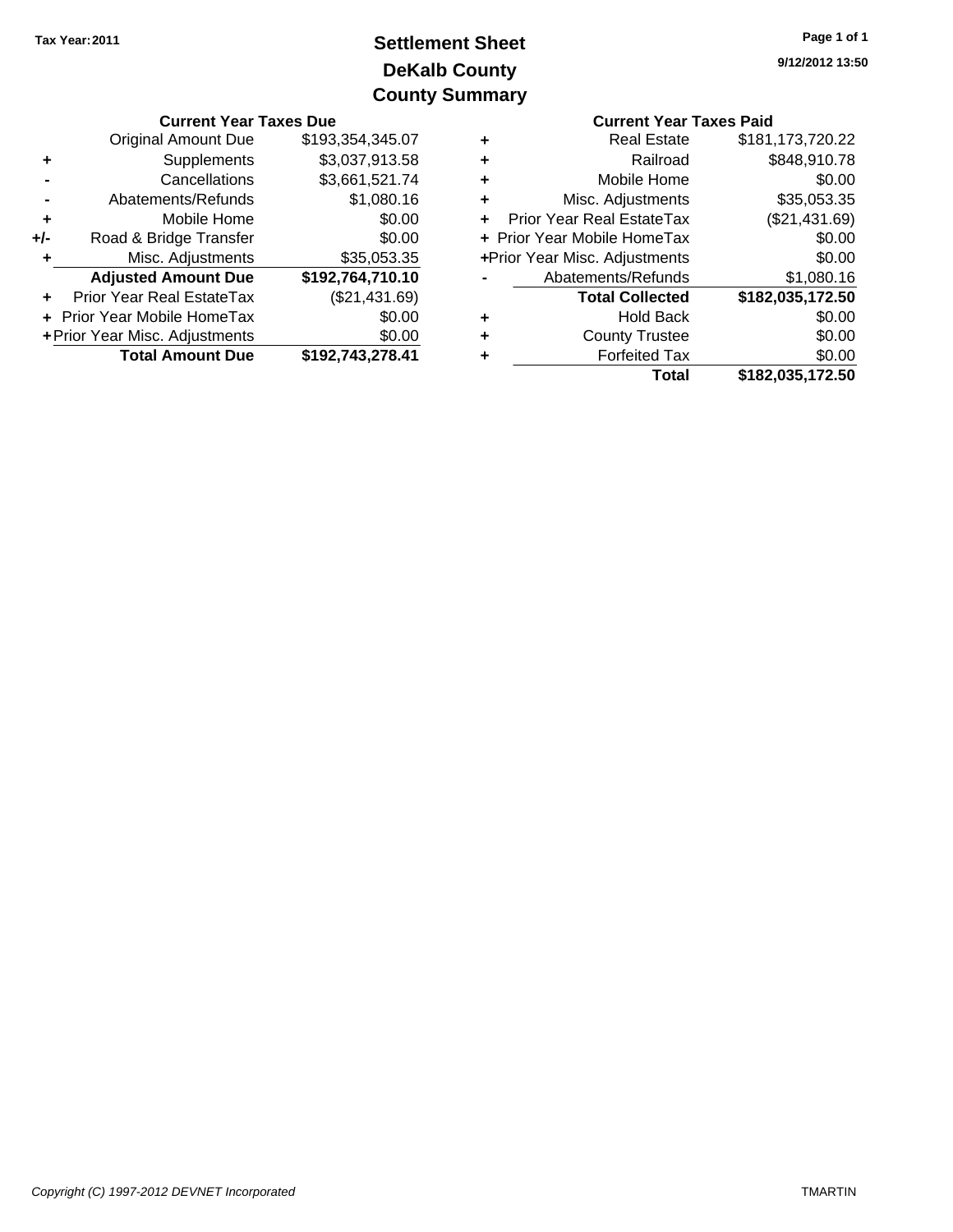Tax Year: 2011

# Settlement Sheet
## DeKalb County
## County Summary

9/12/2012 13:50

### Current Year Taxes Due

| | | |
|---|---|---|
| | Original Amount Due | $193,354,345.07 |
| + | Supplements | $3,037,913.58 |
| - | Cancellations | $3,661,521.74 |
| - | Abatements/Refunds | $1,080.16 |
| + | Mobile Home | $0.00 |
| +/- | Road & Bridge Transfer | $0.00 |
| + | Misc. Adjustments | $35,053.35 |
| | **Adjusted Amount Due** | **$192,764,710.10** |
| + | Prior Year Real EstateTax | ($21,431.69) |
| + | Prior Year Mobile HomeTax | $0.00 |
| + | Prior Year Misc. Adjustments | $0.00 |
| | **Total Amount Due** | **$192,743,278.41** |

### Current Year Taxes Paid

| | | |
|---|---|---|
| + | Real Estate | $181,173,720.22 |
| + | Railroad | $848,910.78 |
| + | Mobile Home | $0.00 |
| + | Misc. Adjustments | $35,053.35 |
| + | Prior Year Real EstateTax | ($21,431.69) |
| + | Prior Year Mobile HomeTax | $0.00 |
| + | Prior Year Misc. Adjustments | $0.00 |
| - | Abatements/Refunds | $1,080.16 |
| | **Total Collected** | **$182,035,172.50** |
| + | Hold Back | $0.00 |
| + | County Trustee | $0.00 |
| + | Forfeited Tax | $0.00 |
| | **Total** | **$182,035,172.50** |

*Copyright (C) 1997-2012 DEVNET Incorporated*

TMARTIN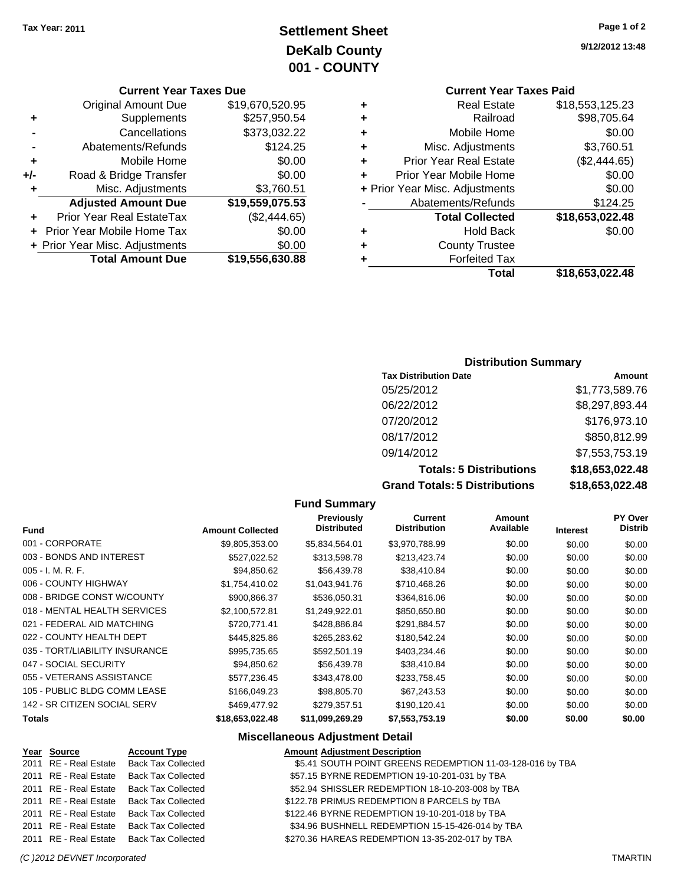**Tax Year: 2011**

# Settlement Sheet
## DeKalb County
## 001 - COUNTY

9/12/2012 13:48

### Current Year Taxes Due

| | | |
|---|---|---|
| | Original Amount Due | $19,670,520.95 |
| + | Supplements | $257,950.54 |
| - | Cancellations | $373,032.22 |
| - | Abatements/Refunds | $124.25 |
| + | Mobile Home | $0.00 |
| +/- | Road & Bridge Transfer | $0.00 |
| + | Misc. Adjustments | $3,760.51 |
| | **Adjusted Amount Due** | **$19,559,075.53** |
| + | Prior Year Real EstateTax | ($2,444.65) |
| + | Prior Year Mobile Home Tax | $0.00 |
| + | Prior Year Misc. Adjustments | $0.00 |
| | **Total Amount Due** | **$19,556,630.88** |

### Current Year Taxes Paid

| | | |
|---|---|---|
| + | Real Estate | $18,553,125.23 |
| + | Railroad | $98,705.64 |
| + | Mobile Home | $0.00 |
| + | Misc. Adjustments | $3,760.51 |
| + | Prior Year Real Estate | ($2,444.65) |
| + | Prior Year Mobile Home | $0.00 |
| + | Prior Year Misc. Adjustments | $0.00 |
| - | Abatements/Refunds | $124.25 |
| | **Total Collected** | **$18,653,022.48** |
| + | Hold Back | $0.00 |
| + | County Trustee | |
| + | Forfeited Tax | |
| | **Total** | **$18,653,022.48** |

### Distribution Summary

| Tax Distribution Date | Amount |
|---|---|
| 05/25/2012 | $1,773,589.76 |
| 06/22/2012 | $8,297,893.44 |
| 07/20/2012 | $176,973.10 |
| 08/17/2012 | $850,812.99 |
| 09/14/2012 | $7,553,753.19 |
| **Totals: 5 Distributions** | **$18,653,022.48** |
| **Grand Totals: 5 Distributions** | **$18,653,022.48** |

### Fund Summary

| Fund | Amount Collected | Previously Distributed | Current Distribution | Amount Available | Interest | PY Over Distrib |
|---|---|---|---|---|---|---|
| 001 - CORPORATE | $9,805,353.00 | $5,834,564.01 | $3,970,788.99 | $0.00 | $0.00 | $0.00 |
| 003 - BONDS AND INTEREST | $527,022.52 | $313,598.78 | $213,423.74 | $0.00 | $0.00 | $0.00 |
| 005 - I. M. R. F. | $94,850.62 | $56,439.78 | $38,410.84 | $0.00 | $0.00 | $0.00 |
| 006 - COUNTY HIGHWAY | $1,754,410.02 | $1,043,941.76 | $710,468.26 | $0.00 | $0.00 | $0.00 |
| 008 - BRIDGE CONST W/COUNTY | $900,866.37 | $536,050.31 | $364,816.06 | $0.00 | $0.00 | $0.00 |
| 018 - MENTAL HEALTH SERVICES | $2,100,572.81 | $1,249,922.01 | $850,650.80 | $0.00 | $0.00 | $0.00 |
| 021 - FEDERAL AID MATCHING | $720,771.41 | $428,886.84 | $291,884.57 | $0.00 | $0.00 | $0.00 |
| 022 - COUNTY HEALTH DEPT | $445,825.86 | $265,283.62 | $180,542.24 | $0.00 | $0.00 | $0.00 |
| 035 - TORT/LIABILITY INSURANCE | $995,735.65 | $592,501.19 | $403,234.46 | $0.00 | $0.00 | $0.00 |
| 047 - SOCIAL SECURITY | $94,850.62 | $56,439.78 | $38,410.84 | $0.00 | $0.00 | $0.00 |
| 055 - VETERANS ASSISTANCE | $577,236.45 | $343,478.00 | $233,758.45 | $0.00 | $0.00 | $0.00 |
| 105 - PUBLIC BLDG COMM LEASE | $166,049.23 | $98,805.70 | $67,243.53 | $0.00 | $0.00 | $0.00 |
| 142 - SR CITIZEN SOCIAL SERV | $469,477.92 | $279,357.51 | $190,120.41 | $0.00 | $0.00 | $0.00 |
| **Totals** | **$18,653,022.48** | **$11,099,269.29** | **$7,553,753.19** | **$0.00** | **$0.00** | **$0.00** |

### Miscellaneous Adjustment Detail

| Year | Source | Account Type | Amount | Adjustment Description |
|---|---|---|---|---|
| 2011 | RE - Real Estate | Back Tax Collected | $5.41 | SOUTH POINT GREENS REDEMPTION 11-03-128-016 by TBA |
| 2011 | RE - Real Estate | Back Tax Collected | $57.15 | BYRNE REDEMPTION 19-10-201-031 by TBA |
| 2011 | RE - Real Estate | Back Tax Collected | $52.94 | SHISSLER REDEMPTION 18-10-203-008 by TBA |
| 2011 | RE - Real Estate | Back Tax Collected | $122.78 | PRIMUS REDEMPTION 8 PARCELS by TBA |
| 2011 | RE - Real Estate | Back Tax Collected | $122.46 | BYRNE REDEMPTION 19-10-201-018 by TBA |
| 2011 | RE - Real Estate | Back Tax Collected | $34.96 | BUSHNELL REDEMPTION 15-15-426-014 by TBA |
| 2011 | RE - Real Estate | Back Tax Collected | $270.36 | HAREAS REDEMPTION 13-35-202-017 by TBA |

(C )2012 DEVNET Incorporated TMARTIN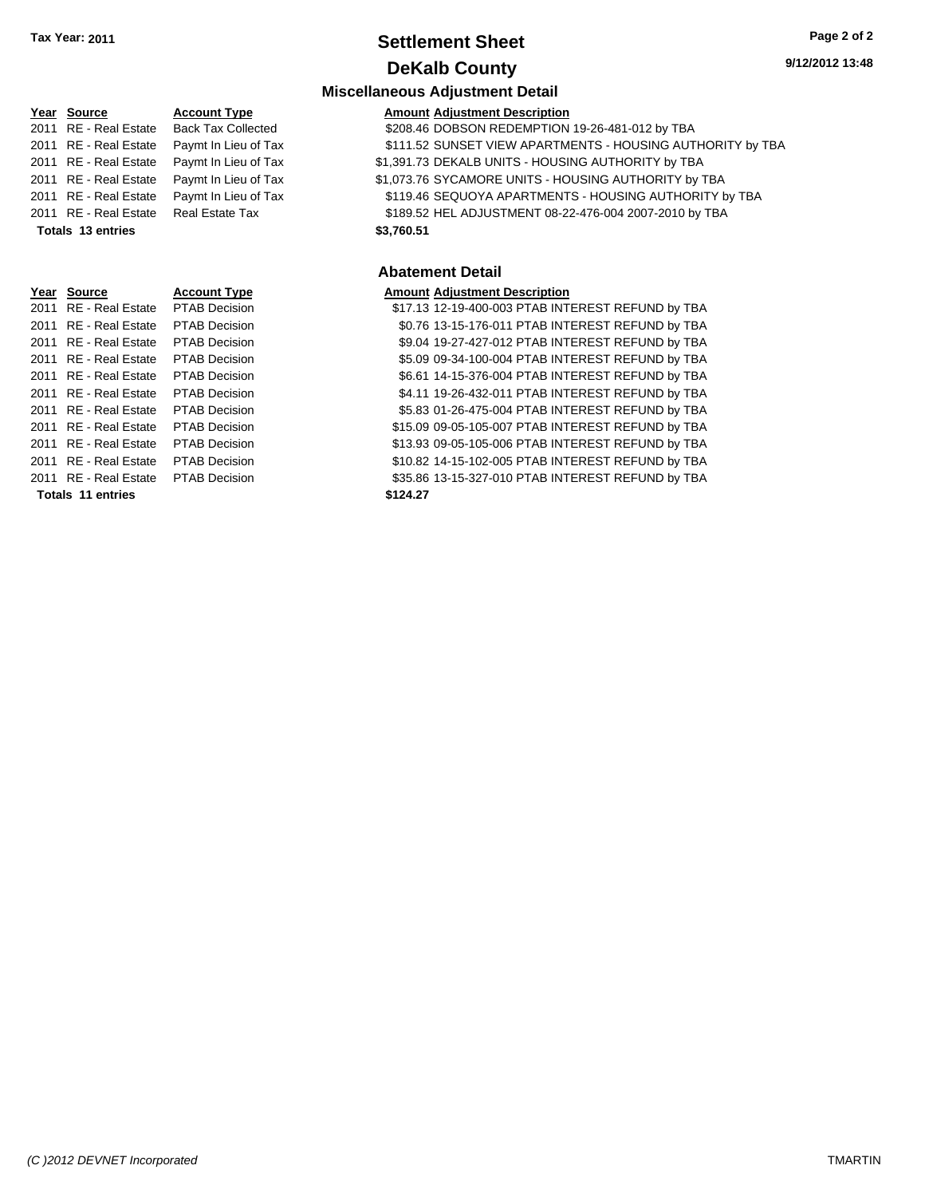# Settlement Sheet

## DeKalb County

Tax Year: 2011

9/12/2012 13:48

### Miscellaneous Adjustment Detail

| Year | Source | Account Type | Amount | Adjustment Description |
|---|---|---|---|---|
| 2011 | RE - Real Estate | Back Tax Collected | $208.46 | DOBSON REDEMPTION 19-26-481-012 by TBA |
| 2011 | RE - Real Estate | Paymt In Lieu of Tax | $111.52 | SUNSET VIEW APARTMENTS - HOUSING AUTHORITY by TBA |
| 2011 | RE - Real Estate | Paymt In Lieu of Tax | $1,391.73 | DEKALB UNITS - HOUSING AUTHORITY by TBA |
| 2011 | RE - Real Estate | Paymt In Lieu of Tax | $1,073.76 | SYCAMORE UNITS - HOUSING AUTHORITY by TBA |
| 2011 | RE - Real Estate | Paymt In Lieu of Tax | $119.46 | SEQUOYA APARTMENTS - HOUSING AUTHORITY by TBA |
| 2011 | RE - Real Estate | Real Estate Tax | $189.52 | HEL ADJUSTMENT 08-22-476-004 2007-2010 by TBA |
| **Totals 13 entries** | | | **$3,760.51** | |

### Abatement Detail

| Year | Source | Account Type | Amount | Adjustment Description |
|---|---|---|---|---|
| 2011 | RE - Real Estate | PTAB Decision | $17.13 | 12-19-400-003 PTAB INTEREST REFUND by TBA |
| 2011 | RE - Real Estate | PTAB Decision | $0.76 | 13-15-176-011 PTAB INTEREST REFUND by TBA |
| 2011 | RE - Real Estate | PTAB Decision | $9.04 | 19-27-427-012 PTAB INTEREST REFUND by TBA |
| 2011 | RE - Real Estate | PTAB Decision | $5.09 | 09-34-100-004 PTAB INTEREST REFUND by TBA |
| 2011 | RE - Real Estate | PTAB Decision | $6.61 | 14-15-376-004 PTAB INTEREST REFUND by TBA |
| 2011 | RE - Real Estate | PTAB Decision | $4.11 | 19-26-432-011 PTAB INTEREST REFUND by TBA |
| 2011 | RE - Real Estate | PTAB Decision | $5.83 | 01-26-475-004 PTAB INTEREST REFUND by TBA |
| 2011 | RE - Real Estate | PTAB Decision | $15.09 | 09-05-105-007 PTAB INTEREST REFUND by TBA |
| 2011 | RE - Real Estate | PTAB Decision | $13.93 | 09-05-105-006 PTAB INTEREST REFUND by TBA |
| 2011 | RE - Real Estate | PTAB Decision | $10.82 | 14-15-102-005 PTAB INTEREST REFUND by TBA |
| 2011 | RE - Real Estate | PTAB Decision | $35.86 | 13-15-327-010 PTAB INTEREST REFUND by TBA |
| **Totals 11 entries** | | | **$124.27** | |

(C )2012 DEVNET Incorporated — TMARTIN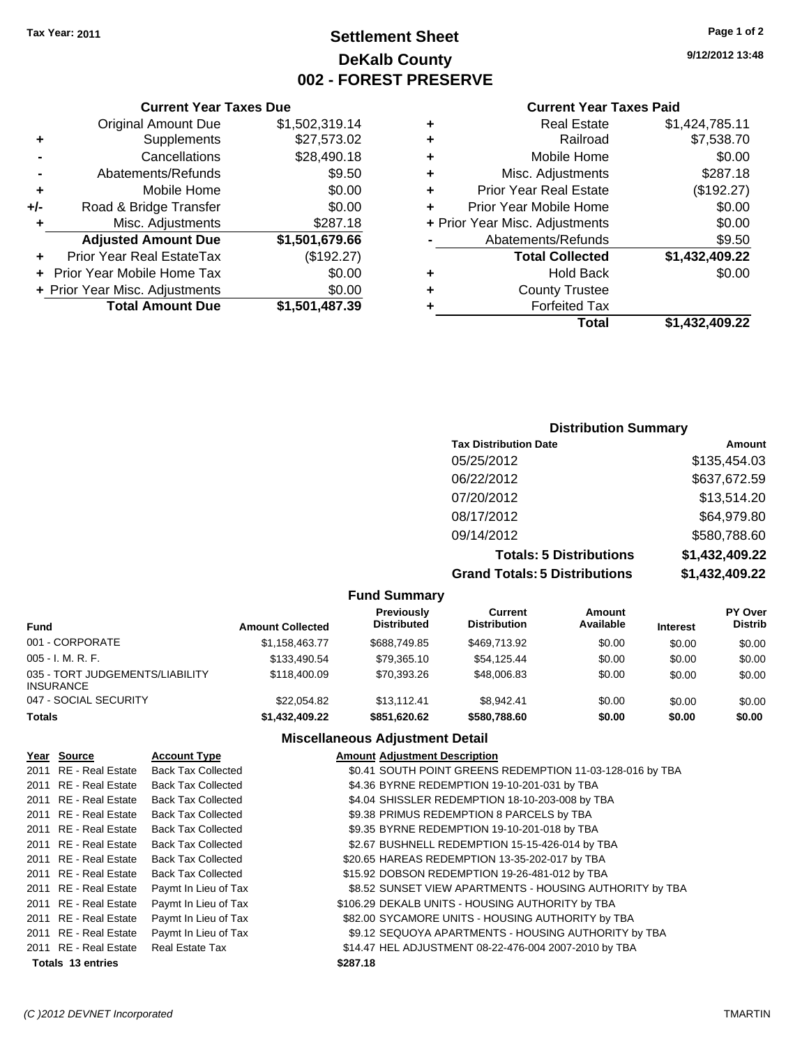Tax Year: 2011

# Settlement Sheet
## DeKalb County
## 002 - FOREST PRESERVE

9/12/2012 13:48

### Current Year Taxes Due

| | | |
|---|---|---|
| | Original Amount Due | $1,502,319.14 |
| + | Supplements | $27,573.02 |
| - | Cancellations | $28,490.18 |
| - | Abatements/Refunds | $9.50 |
| + | Mobile Home | $0.00 |
| +/- | Road & Bridge Transfer | $0.00 |
| + | Misc. Adjustments | $287.18 |
| | **Adjusted Amount Due** | **$1,501,679.66** |
| + | Prior Year Real EstateTax | ($192.27) |
| + | Prior Year Mobile Home Tax | $0.00 |
| + | Prior Year Misc. Adjustments | $0.00 |
| | **Total Amount Due** | **$1,501,487.39** |

### Current Year Taxes Paid

| | | |
|---|---|---|
| + | Real Estate | $1,424,785.11 |
| + | Railroad | $7,538.70 |
| + | Mobile Home | $0.00 |
| + | Misc. Adjustments | $287.18 |
| + | Prior Year Real Estate | ($192.27) |
| + | Prior Year Mobile Home | $0.00 |
| + | Prior Year Misc. Adjustments | $0.00 |
| - | Abatements/Refunds | $9.50 |
| | **Total Collected** | **$1,432,409.22** |
| + | Hold Back | $0.00 |
| + | County Trustee | |
| + | Forfeited Tax | |
| | **Total** | **$1,432,409.22** |

### Distribution Summary

| Tax Distribution Date | Amount |
|---|---|
| 05/25/2012 | $135,454.03 |
| 06/22/2012 | $637,672.59 |
| 07/20/2012 | $13,514.20 |
| 08/17/2012 | $64,979.80 |
| 09/14/2012 | $580,788.60 |
| **Totals: 5 Distributions** | **$1,432,409.22** |
| **Grand Totals: 5 Distributions** | **$1,432,409.22** |

### Fund Summary

| Fund | Amount Collected | Previously Distributed | Current Distribution | Amount Available | Interest | PY Over Distrib |
|---|---|---|---|---|---|---|
| 001 - CORPORATE | $1,158,463.77 | $688,749.85 | $469,713.92 | $0.00 | $0.00 | $0.00 |
| 005 - I. M. R. F. | $133,490.54 | $79,365.10 | $54,125.44 | $0.00 | $0.00 | $0.00 |
| 035 - TORT JUDGEMENTS/LIABILITY INSURANCE | $118,400.09 | $70,393.26 | $48,006.83 | $0.00 | $0.00 | $0.00 |
| 047 - SOCIAL SECURITY | $22,054.82 | $13,112.41 | $8,942.41 | $0.00 | $0.00 | $0.00 |
| **Totals** | **$1,432,409.22** | **$851,620.62** | **$580,788.60** | **$0.00** | **$0.00** | **$0.00** |

### Miscellaneous Adjustment Detail

| Year | Source | Account Type | Amount | Adjustment Description |
|---|---|---|---|---|
| 2011 | RE - Real Estate | Back Tax Collected | $0.41 | SOUTH POINT GREENS REDEMPTION 11-03-128-016 by TBA |
| 2011 | RE - Real Estate | Back Tax Collected | $4.36 | BYRNE REDEMPTION 19-10-201-031 by TBA |
| 2011 | RE - Real Estate | Back Tax Collected | $4.04 | SHISSLER REDEMPTION 18-10-203-008 by TBA |
| 2011 | RE - Real Estate | Back Tax Collected | $9.38 | PRIMUS REDEMPTION 8 PARCELS by TBA |
| 2011 | RE - Real Estate | Back Tax Collected | $9.35 | BYRNE REDEMPTION 19-10-201-018 by TBA |
| 2011 | RE - Real Estate | Back Tax Collected | $2.67 | BUSHNELL REDEMPTION 15-15-426-014 by TBA |
| 2011 | RE - Real Estate | Back Tax Collected | $20.65 | HAREAS REDEMPTION 13-35-202-017 by TBA |
| 2011 | RE - Real Estate | Back Tax Collected | $15.92 | DOBSON REDEMPTION 19-26-481-012 by TBA |
| 2011 | RE - Real Estate | Paymt In Lieu of Tax | $8.52 | SUNSET VIEW APARTMENTS - HOUSING AUTHORITY by TBA |
| 2011 | RE - Real Estate | Paymt In Lieu of Tax | $106.29 | DEKALB UNITS - HOUSING AUTHORITY by TBA |
| 2011 | RE - Real Estate | Paymt In Lieu of Tax | $82.00 | SYCAMORE UNITS - HOUSING AUTHORITY by TBA |
| 2011 | RE - Real Estate | Paymt In Lieu of Tax | $9.12 | SEQUOYA APARTMENTS - HOUSING AUTHORITY by TBA |
| 2011 | RE - Real Estate | Real Estate Tax | $14.47 | HEL ADJUSTMENT 08-22-476-004 2007-2010 by TBA |
| **Totals 13 entries** | | | **$287.18** | |

(C )2012 DEVNET Incorporated

TMARTIN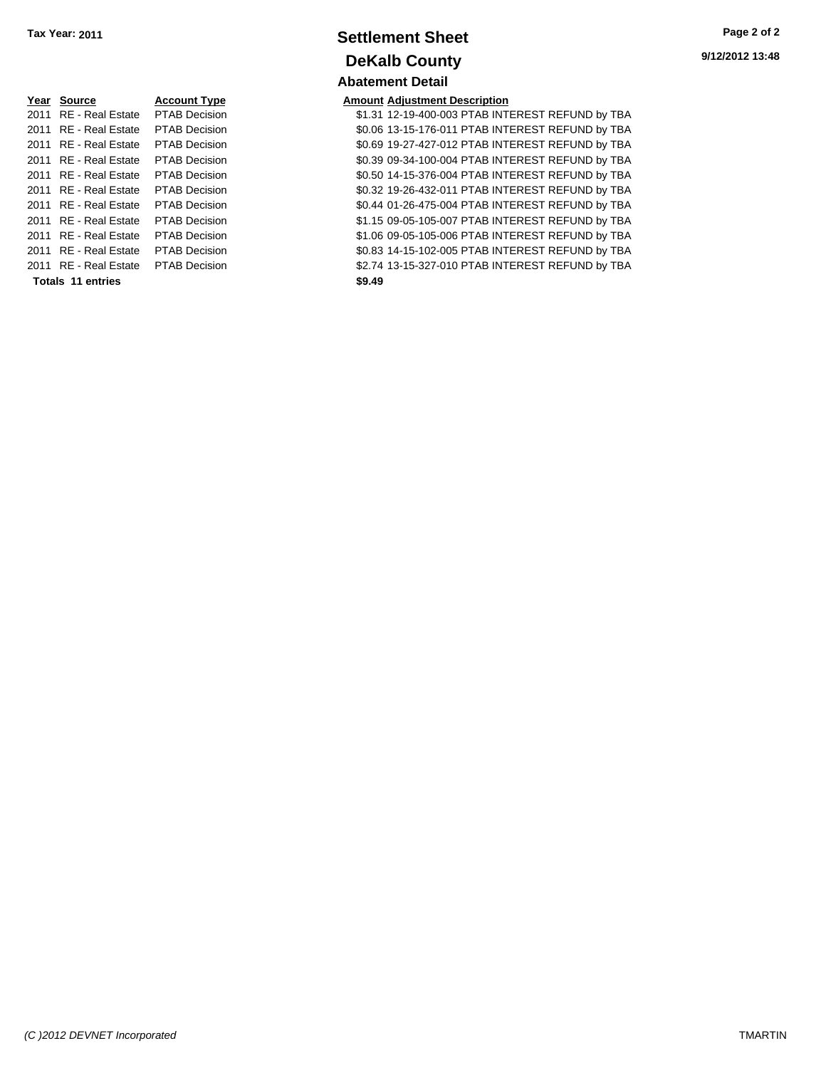**Tax Year: 2011**

# Settlement Sheet

## DeKalb County

9/12/2012 13:48

### Abatement Detail

| Year | Source | Account Type | Amount | Adjustment Description |
|---|---|---|---|---|
| 2011 | RE - Real Estate | PTAB Decision | $1.31 | 12-19-400-003 PTAB INTEREST REFUND by TBA |
| 2011 | RE - Real Estate | PTAB Decision | $0.06 | 13-15-176-011 PTAB INTEREST REFUND by TBA |
| 2011 | RE - Real Estate | PTAB Decision | $0.69 | 19-27-427-012 PTAB INTEREST REFUND by TBA |
| 2011 | RE - Real Estate | PTAB Decision | $0.39 | 09-34-100-004 PTAB INTEREST REFUND by TBA |
| 2011 | RE - Real Estate | PTAB Decision | $0.50 | 14-15-376-004 PTAB INTEREST REFUND by TBA |
| 2011 | RE - Real Estate | PTAB Decision | $0.32 | 19-26-432-011 PTAB INTEREST REFUND by TBA |
| 2011 | RE - Real Estate | PTAB Decision | $0.44 | 01-26-475-004 PTAB INTEREST REFUND by TBA |
| 2011 | RE - Real Estate | PTAB Decision | $1.15 | 09-05-105-007 PTAB INTEREST REFUND by TBA |
| 2011 | RE - Real Estate | PTAB Decision | $1.06 | 09-05-105-006 PTAB INTEREST REFUND by TBA |
| 2011 | RE - Real Estate | PTAB Decision | $0.83 | 14-15-102-005 PTAB INTEREST REFUND by TBA |
| 2011 | RE - Real Estate | PTAB Decision | $2.74 | 13-15-327-010 PTAB INTEREST REFUND by TBA |
| **Totals 11 entries** | | | **$9.49** | |

*(C )2012 DEVNET Incorporated* TMARTIN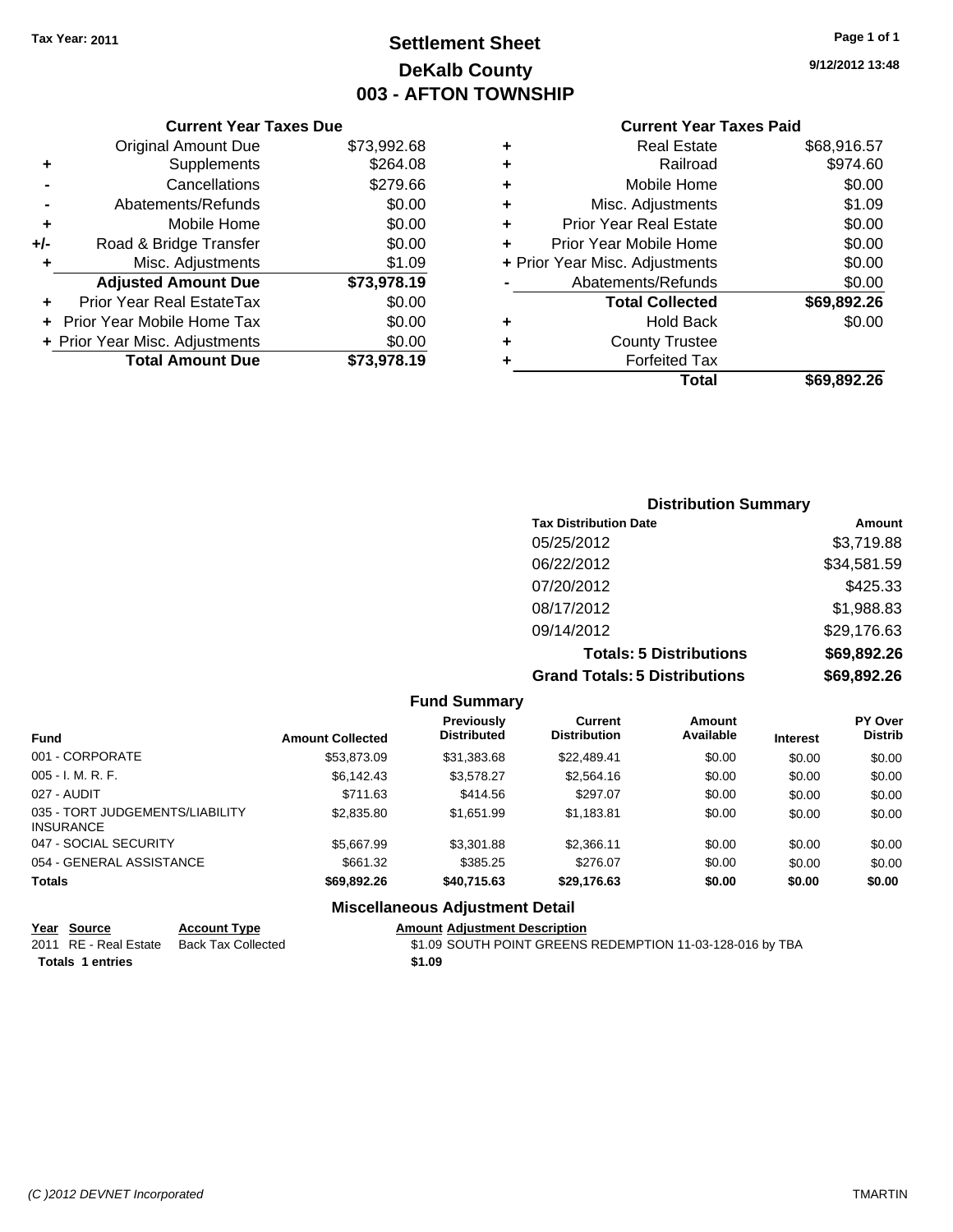Tax Year: 2011

# Settlement Sheet
## DeKalb County
## 003 - AFTON TOWNSHIP

9/12/2012 13:48

### Current Year Taxes Due

| | | |
|---|---|---|
| | Original Amount Due | $73,992.68 |
| + | Supplements | $264.08 |
| - | Cancellations | $279.66 |
| - | Abatements/Refunds | $0.00 |
| + | Mobile Home | $0.00 |
| +/- | Road & Bridge Transfer | $0.00 |
| + | Misc. Adjustments | $1.09 |
| | **Adjusted Amount Due** | **$73,978.19** |
| + | Prior Year Real EstateTax | $0.00 |
| + | Prior Year Mobile Home Tax | $0.00 |
| + | Prior Year Misc. Adjustments | $0.00 |
| | **Total Amount Due** | **$73,978.19** |

### Current Year Taxes Paid

| | | |
|---|---|---|
| + | Real Estate | $68,916.57 |
| + | Railroad | $974.60 |
| + | Mobile Home | $0.00 |
| + | Misc. Adjustments | $1.09 |
| + | Prior Year Real Estate | $0.00 |
| + | Prior Year Mobile Home | $0.00 |
| + | Prior Year Misc. Adjustments | $0.00 |
| - | Abatements/Refunds | $0.00 |
| | **Total Collected** | **$69,892.26** |
| + | Hold Back | $0.00 |
| + | County Trustee | |
| + | Forfeited Tax | |
| | **Total** | **$69,892.26** |

### Distribution Summary

| Tax Distribution Date | Amount |
|---|---|
| 05/25/2012 | $3,719.88 |
| 06/22/2012 | $34,581.59 |
| 07/20/2012 | $425.33 |
| 08/17/2012 | $1,988.83 |
| 09/14/2012 | $29,176.63 |
| **Totals: 5 Distributions** | **$69,892.26** |
| **Grand Totals: 5 Distributions** | **$69,892.26** |

### Fund Summary

| Fund | Amount Collected | Previously Distributed | Current Distribution | Amount Available | Interest | PY Over Distrib |
|---|---|---|---|---|---|---|
| 001 - CORPORATE | $53,873.09 | $31,383.68 | $22,489.41 | $0.00 | $0.00 | $0.00 |
| 005 - I. M. R. F. | $6,142.43 | $3,578.27 | $2,564.16 | $0.00 | $0.00 | $0.00 |
| 027 - AUDIT | $711.63 | $414.56 | $297.07 | $0.00 | $0.00 | $0.00 |
| 035 - TORT JUDGEMENTS/LIABILITY INSURANCE | $2,835.80 | $1,651.99 | $1,183.81 | $0.00 | $0.00 | $0.00 |
| 047 - SOCIAL SECURITY | $5,667.99 | $3,301.88 | $2,366.11 | $0.00 | $0.00 | $0.00 |
| 054 - GENERAL ASSISTANCE | $661.32 | $385.25 | $276.07 | $0.00 | $0.00 | $0.00 |
| **Totals** | **$69,892.26** | **$40,715.63** | **$29,176.63** | **$0.00** | **$0.00** | **$0.00** |

### Miscellaneous Adjustment Detail

| Year | Source | Account Type | Amount | Adjustment Description |
|---|---|---|---|---|
| 2011 | RE - Real Estate | Back Tax Collected | $1.09 | SOUTH POINT GREENS REDEMPTION 11-03-128-016 by TBA |
| **Totals 1 entries** | | | **$1.09** | |

(C )2012 DEVNET Incorporated TMARTIN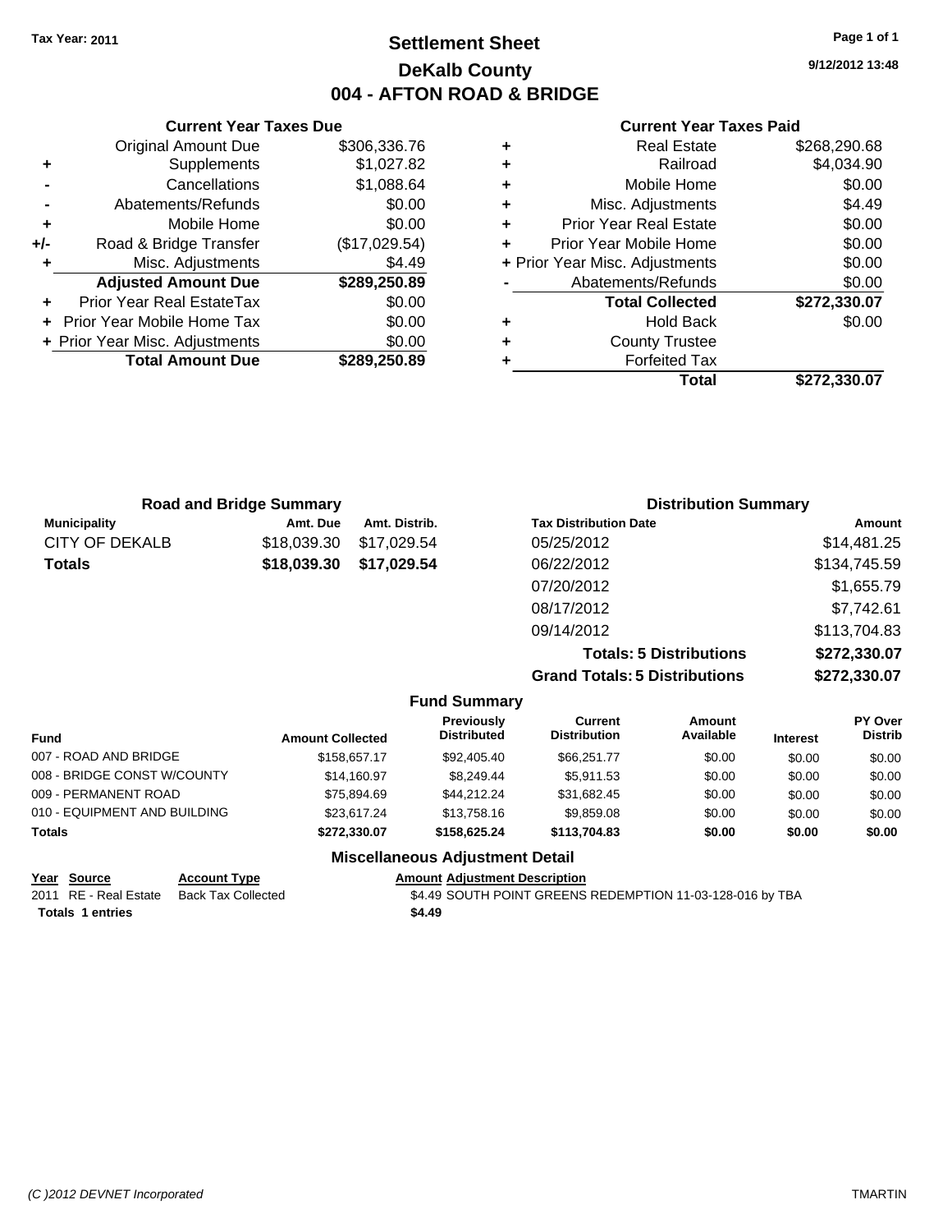Tax Year: 2011

# Settlement Sheet
## DeKalb County
## 004 - AFTON ROAD & BRIDGE

9/12/2012 13:48

### Current Year Taxes Due

| | | |
|---|---|---|
| | Original Amount Due | $306,336.76 |
| + | Supplements | $1,027.82 |
| - | Cancellations | $1,088.64 |
| - | Abatements/Refunds | $0.00 |
| + | Mobile Home | $0.00 |
| +/- | Road & Bridge Transfer | ($17,029.54) |
| + | Misc. Adjustments | $4.49 |
| | **Adjusted Amount Due** | **$289,250.89** |
| + | Prior Year Real EstateTax | $0.00 |
| + | Prior Year Mobile Home Tax | $0.00 |
| + | Prior Year Misc. Adjustments | $0.00 |
| | **Total Amount Due** | **$289,250.89** |

### Current Year Taxes Paid

| | | |
|---|---|---|
| + | Real Estate | $268,290.68 |
| + | Railroad | $4,034.90 |
| + | Mobile Home | $0.00 |
| + | Misc. Adjustments | $4.49 |
| + | Prior Year Real Estate | $0.00 |
| + | Prior Year Mobile Home | $0.00 |
| + | Prior Year Misc. Adjustments | $0.00 |
| - | Abatements/Refunds | $0.00 |
| | **Total Collected** | **$272,330.07** |
| + | Hold Back | $0.00 |
| + | County Trustee | |
| + | Forfeited Tax | |
| | **Total** | **$272,330.07** |

### Road and Bridge Summary

| Municipality | Amt. Due | Amt. Distrib. |
|---|---|---|
| CITY OF DEKALB | $18,039.30 | $17,029.54 |
| **Totals** | **$18,039.30** | **$17,029.54** |

### Distribution Summary

| Tax Distribution Date | Amount |
|---|---|
| 05/25/2012 | $14,481.25 |
| 06/22/2012 | $134,745.59 |
| 07/20/2012 | $1,655.79 |
| 08/17/2012 | $7,742.61 |
| 09/14/2012 | $113,704.83 |
| **Totals: 5 Distributions** | **$272,330.07** |
| **Grand Totals: 5 Distributions** | **$272,330.07** |

### Fund Summary

| Fund | Amount Collected | Previously Distributed | Current Distribution | Amount Available | Interest | PY Over Distrib |
|---|---|---|---|---|---|---|
| 007 - ROAD AND BRIDGE | $158,657.17 | $92,405.40 | $66,251.77 | $0.00 | $0.00 | $0.00 |
| 008 - BRIDGE CONST W/COUNTY | $14,160.97 | $8,249.44 | $5,911.53 | $0.00 | $0.00 | $0.00 |
| 009 - PERMANENT ROAD | $75,894.69 | $44,212.24 | $31,682.45 | $0.00 | $0.00 | $0.00 |
| 010 - EQUIPMENT AND BUILDING | $23,617.24 | $13,758.16 | $9,859.08 | $0.00 | $0.00 | $0.00 |
| **Totals** | **$272,330.07** | **$158,625.24** | **$113,704.83** | **$0.00** | **$0.00** | **$0.00** |

### Miscellaneous Adjustment Detail

| Year | Source | Account Type | Amount | Adjustment Description |
|---|---|---|---|---|
| 2011 | RE - Real Estate | Back Tax Collected | $4.49 | SOUTH POINT GREENS REDEMPTION 11-03-128-016 by TBA |
| **Totals** | **1 entries** | | **$4.49** | |

(C )2012 DEVNET Incorporated TMARTIN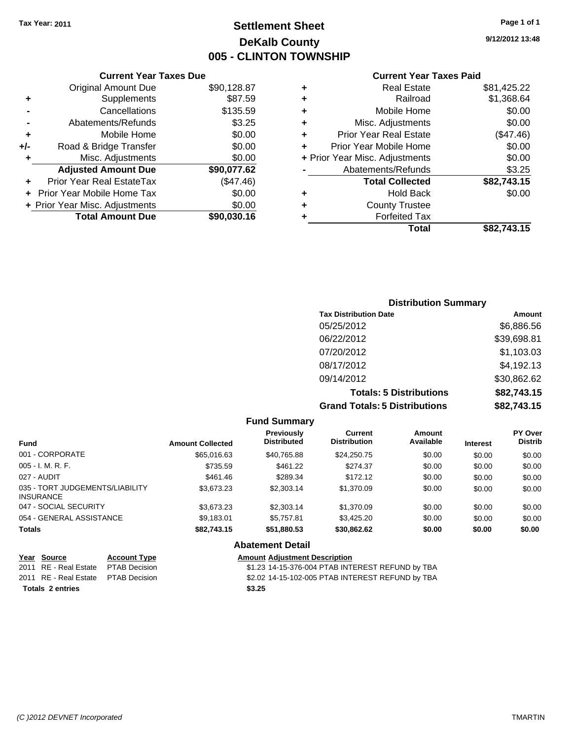Tax Year: 2011

# Settlement Sheet
## DeKalb County
## 005 - CLINTON TOWNSHIP

9/12/2012 13:48

### Current Year Taxes Due

| | | |
|---|---|---|
| | Original Amount Due | $90,128.87 |
| + | Supplements | $87.59 |
| - | Cancellations | $135.59 |
| - | Abatements/Refunds | $3.25 |
| + | Mobile Home | $0.00 |
| +/- | Road & Bridge Transfer | $0.00 |
| + | Misc. Adjustments | $0.00 |
| | **Adjusted Amount Due** | **$90,077.62** |
| + | Prior Year Real EstateTax | ($47.46) |
| + | Prior Year Mobile Home Tax | $0.00 |
| + | Prior Year Misc. Adjustments | $0.00 |
| | **Total Amount Due** | **$90,030.16** |

### Current Year Taxes Paid

| | | |
|---|---|---|
| + | Real Estate | $81,425.22 |
| + | Railroad | $1,368.64 |
| + | Mobile Home | $0.00 |
| + | Misc. Adjustments | $0.00 |
| + | Prior Year Real Estate | ($47.46) |
| + | Prior Year Mobile Home | $0.00 |
| + | Prior Year Misc. Adjustments | $0.00 |
| - | Abatements/Refunds | $3.25 |
| | **Total Collected** | **$82,743.15** |
| + | Hold Back | $0.00 |
| + | County Trustee | |
| + | Forfeited Tax | |
| | **Total** | **$82,743.15** |

### Distribution Summary

| Tax Distribution Date | Amount |
|---|---|
| 05/25/2012 | $6,886.56 |
| 06/22/2012 | $39,698.81 |
| 07/20/2012 | $1,103.03 |
| 08/17/2012 | $4,192.13 |
| 09/14/2012 | $30,862.62 |
| **Totals: 5 Distributions** | **$82,743.15** |
| **Grand Totals: 5 Distributions** | **$82,743.15** |

### Fund Summary

| Fund | Amount Collected | Previously Distributed | Current Distribution | Amount Available | Interest | PY Over Distrib |
|---|---|---|---|---|---|---|
| 001 - CORPORATE | $65,016.63 | $40,765.88 | $24,250.75 | $0.00 | $0.00 | $0.00 |
| 005 - I. M. R. F. | $735.59 | $461.22 | $274.37 | $0.00 | $0.00 | $0.00 |
| 027 - AUDIT | $461.46 | $289.34 | $172.12 | $0.00 | $0.00 | $0.00 |
| 035 - TORT JUDGEMENTS/LIABILITY INSURANCE | $3,673.23 | $2,303.14 | $1,370.09 | $0.00 | $0.00 | $0.00 |
| 047 - SOCIAL SECURITY | $3,673.23 | $2,303.14 | $1,370.09 | $0.00 | $0.00 | $0.00 |
| 054 - GENERAL ASSISTANCE | $9,183.01 | $5,757.81 | $3,425.20 | $0.00 | $0.00 | $0.00 |
| **Totals** | **$82,743.15** | **$51,880.53** | **$30,862.62** | **$0.00** | **$0.00** | **$0.00** |

### Abatement Detail

| Year | Source | Account Type | Amount | Adjustment Description |
|---|---|---|---|---|
| 2011 | RE - Real Estate | PTAB Decision | $1.23 | 14-15-376-004 PTAB INTEREST REFUND by TBA |
| 2011 | RE - Real Estate | PTAB Decision | $2.02 | 14-15-102-005 PTAB INTEREST REFUND by TBA |
| **Totals 2 entries** | | | **$3.25** | |

(C )2012 DEVNET Incorporated — TMARTIN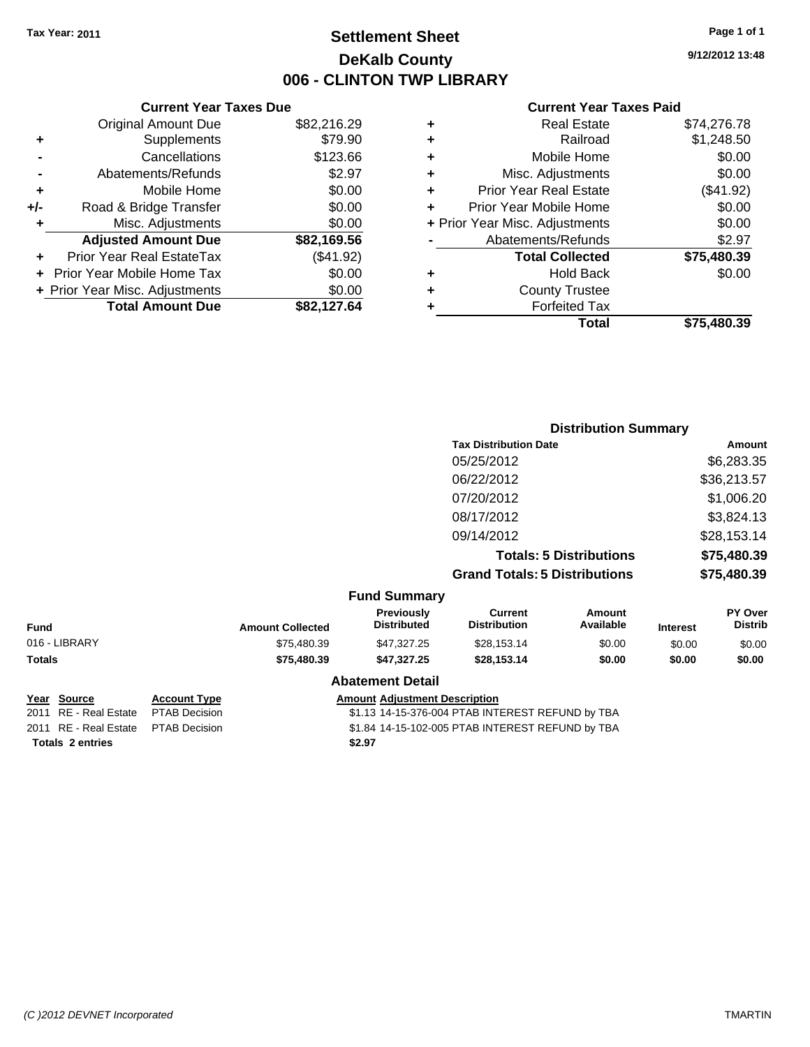**Tax Year: 2011**

# Settlement Sheet
## DeKalb County
## 006 - CLINTON TWP LIBRARY

9/12/2012 13:48

### Current Year Taxes Due

| | | |
|---|---|---|
| | Original Amount Due | $82,216.29 |
| + | Supplements | $79.90 |
| - | Cancellations | $123.66 |
| - | Abatements/Refunds | $2.97 |
| + | Mobile Home | $0.00 |
| +/- | Road & Bridge Transfer | $0.00 |
| + | Misc. Adjustments | $0.00 |
| | **Adjusted Amount Due** | **$82,169.56** |
| + | Prior Year Real EstateTax | ($41.92) |
| + | Prior Year Mobile Home Tax | $0.00 |
| + | Prior Year Misc. Adjustments | $0.00 |
| | **Total Amount Due** | **$82,127.64** |

### Current Year Taxes Paid

| | | |
|---|---|---|
| + | Real Estate | $74,276.78 |
| + | Railroad | $1,248.50 |
| + | Mobile Home | $0.00 |
| + | Misc. Adjustments | $0.00 |
| + | Prior Year Real Estate | ($41.92) |
| + | Prior Year Mobile Home | $0.00 |
| + | Prior Year Misc. Adjustments | $0.00 |
| - | Abatements/Refunds | $2.97 |
| | **Total Collected** | **$75,480.39** |
| + | Hold Back | $0.00 |
| + | County Trustee | |
| + | Forfeited Tax | |
| | **Total** | **$75,480.39** |

### Distribution Summary

| Tax Distribution Date | Amount |
|---|---|
| 05/25/2012 | $6,283.35 |
| 06/22/2012 | $36,213.57 |
| 07/20/2012 | $1,006.20 |
| 08/17/2012 | $3,824.13 |
| 09/14/2012 | $28,153.14 |
| **Totals: 5 Distributions** | **$75,480.39** |
| **Grand Totals: 5 Distributions** | **$75,480.39** |

### Fund Summary

| Fund | Amount Collected | Previously Distributed | Current Distribution | Amount Available | Interest | PY Over Distrib |
|---|---|---|---|---|---|---|
| 016 - LIBRARY | $75,480.39 | $47,327.25 | $28,153.14 | $0.00 | $0.00 | $0.00 |
| **Totals** | **$75,480.39** | **$47,327.25** | **$28,153.14** | **$0.00** | **$0.00** | **$0.00** |

### Abatement Detail

| Year | Source | Account Type | Amount | Adjustment Description |
|---|---|---|---|---|
| 2011 | RE - Real Estate | PTAB Decision | $1.13 | 14-15-376-004 PTAB INTEREST REFUND by TBA |
| 2011 | RE - Real Estate | PTAB Decision | $1.84 | 14-15-102-005 PTAB INTEREST REFUND by TBA |
| **Totals 2 entries** | | | **$2.97** | |

(C )2012 DEVNET Incorporated TMARTIN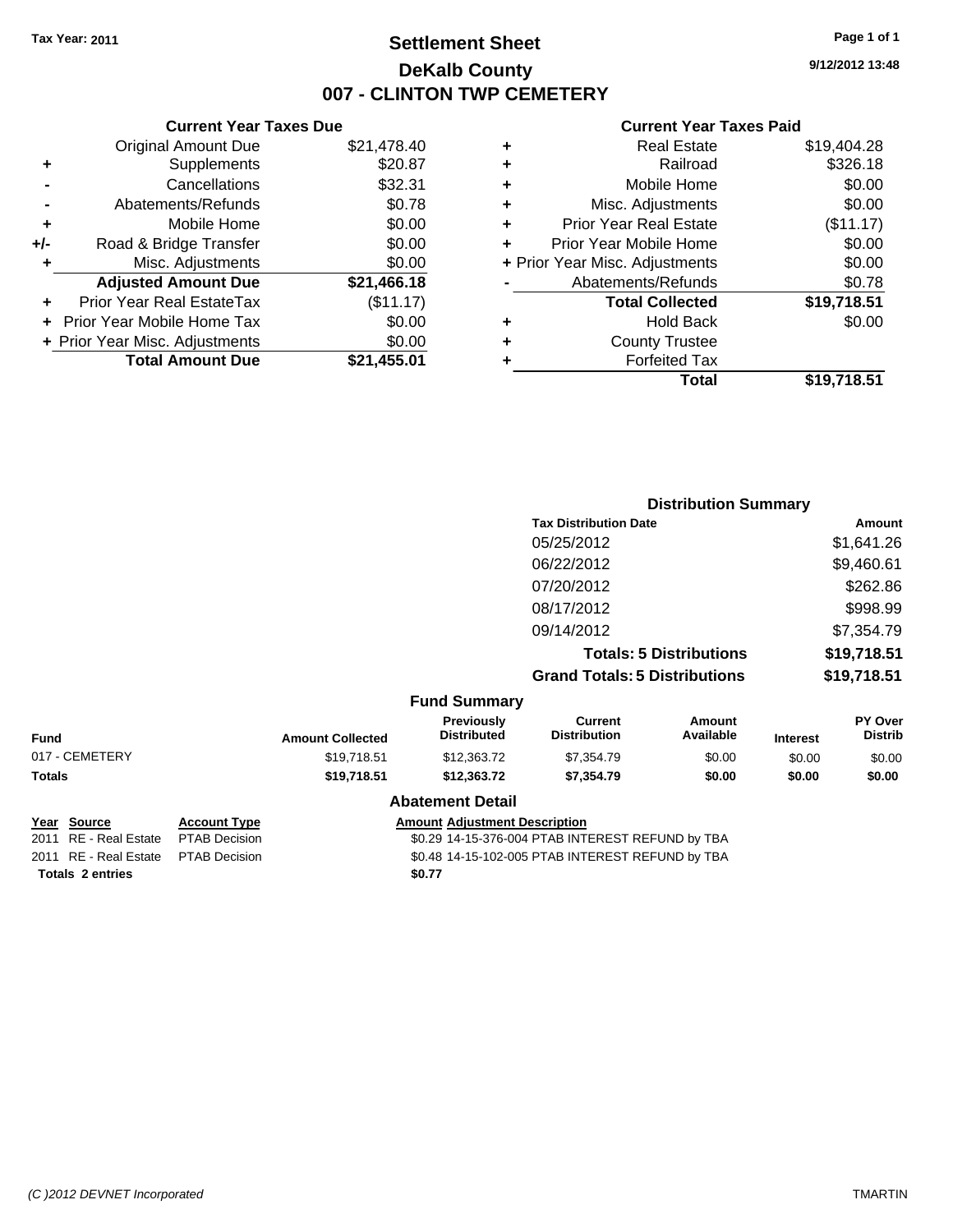Tax Year: 2011

# Settlement Sheet
## DeKalb County
## 007 - CLINTON TWP CEMETERY

9/12/2012 13:48

### Current Year Taxes Due

| | | |
|---|---|---|
| | Original Amount Due | $21,478.40 |
| + | Supplements | $20.87 |
| - | Cancellations | $32.31 |
| - | Abatements/Refunds | $0.78 |
| + | Mobile Home | $0.00 |
| +/- | Road & Bridge Transfer | $0.00 |
| + | Misc. Adjustments | $0.00 |
| | **Adjusted Amount Due** | **$21,466.18** |
| + | Prior Year Real EstateTax | ($11.17) |
| + | Prior Year Mobile Home Tax | $0.00 |
| + | Prior Year Misc. Adjustments | $0.00 |
| | **Total Amount Due** | **$21,455.01** |

### Current Year Taxes Paid

| | | |
|---|---|---|
| + | Real Estate | $19,404.28 |
| + | Railroad | $326.18 |
| + | Mobile Home | $0.00 |
| + | Misc. Adjustments | $0.00 |
| + | Prior Year Real Estate | ($11.17) |
| + | Prior Year Mobile Home | $0.00 |
| + | Prior Year Misc. Adjustments | $0.00 |
| - | Abatements/Refunds | $0.78 |
| | **Total Collected** | **$19,718.51** |
| + | Hold Back | $0.00 |
| + | County Trustee | |
| + | Forfeited Tax | |
| | **Total** | **$19,718.51** |

### Distribution Summary

| Tax Distribution Date | Amount |
|---|---|
| 05/25/2012 | $1,641.26 |
| 06/22/2012 | $9,460.61 |
| 07/20/2012 | $262.86 |
| 08/17/2012 | $998.99 |
| 09/14/2012 | $7,354.79 |
| **Totals: 5 Distributions** | **$19,718.51** |
| **Grand Totals: 5 Distributions** | **$19,718.51** |

### Fund Summary

| Fund | Amount Collected | Previously Distributed | Current Distribution | Amount Available | Interest | PY Over Distrib |
|---|---|---|---|---|---|---|
| 017 - CEMETERY | $19,718.51 | $12,363.72 | $7,354.79 | $0.00 | $0.00 | $0.00 |
| **Totals** | **$19,718.51** | **$12,363.72** | **$7,354.79** | **$0.00** | **$0.00** | **$0.00** |

### Abatement Detail

| Year | Source | Account Type | Amount | Adjustment Description |
|---|---|---|---|---|
| 2011 | RE - Real Estate | PTAB Decision | $0.29 | 14-15-376-004 PTAB INTEREST REFUND by TBA |
| 2011 | RE - Real Estate | PTAB Decision | $0.48 | 14-15-102-005 PTAB INTEREST REFUND by TBA |
| **Totals** | **2 entries** | | **$0.77** | |

(C )2012 DEVNET Incorporated — TMARTIN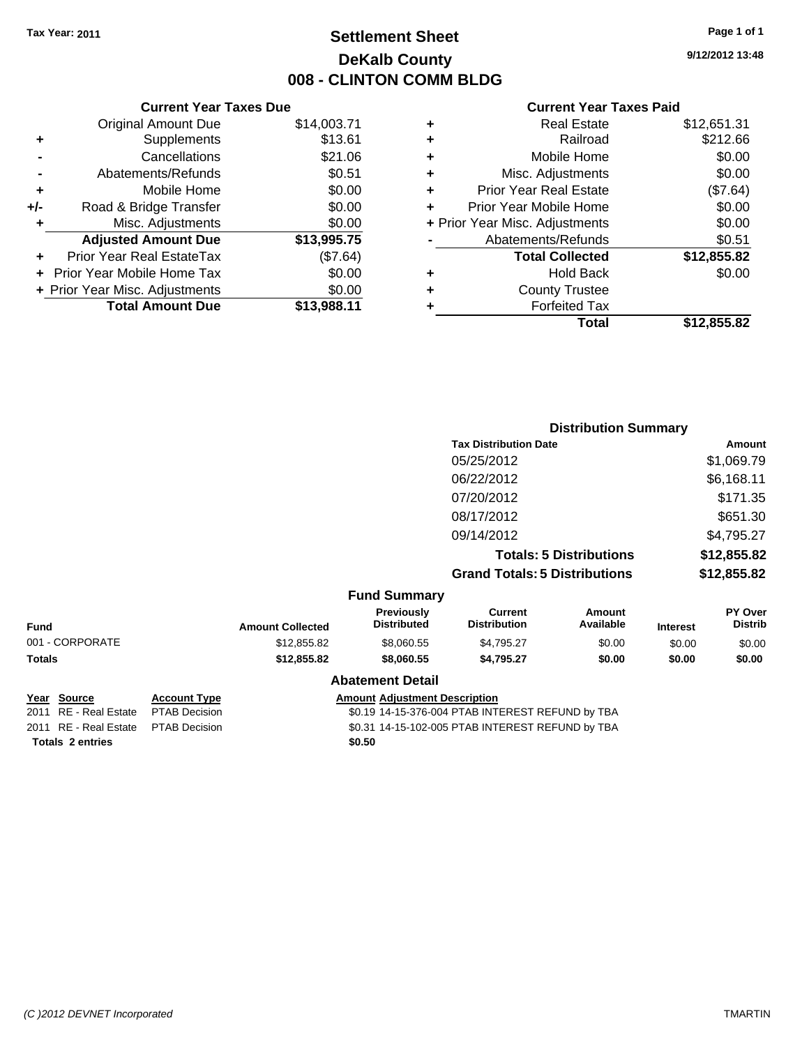Tax Year: 2011

# Settlement Sheet
## DeKalb County
## 008 - CLINTON COMM BLDG

9/12/2012 13:48

### Current Year Taxes Due

| | | |
|---|---|---|
| | Original Amount Due | $14,003.71 |
| + | Supplements | $13.61 |
| - | Cancellations | $21.06 |
| - | Abatements/Refunds | $0.51 |
| + | Mobile Home | $0.00 |
| +/- | Road & Bridge Transfer | $0.00 |
| + | Misc. Adjustments | $0.00 |
| | **Adjusted Amount Due** | **$13,995.75** |
| + | Prior Year Real EstateTax | ($7.64) |
| + | Prior Year Mobile Home Tax | $0.00 |
| + | Prior Year Misc. Adjustments | $0.00 |
| | **Total Amount Due** | **$13,988.11** |

### Current Year Taxes Paid

| | | |
|---|---|---|
| + | Real Estate | $12,651.31 |
| + | Railroad | $212.66 |
| + | Mobile Home | $0.00 |
| + | Misc. Adjustments | $0.00 |
| + | Prior Year Real Estate | ($7.64) |
| + | Prior Year Mobile Home | $0.00 |
| + | Prior Year Misc. Adjustments | $0.00 |
| - | Abatements/Refunds | $0.51 |
| | **Total Collected** | **$12,855.82** |
| + | Hold Back | $0.00 |
| + | County Trustee | |
| + | Forfeited Tax | |
| | **Total** | **$12,855.82** |

### Distribution Summary

| Tax Distribution Date | Amount |
|---|---|
| 05/25/2012 | $1,069.79 |
| 06/22/2012 | $6,168.11 |
| 07/20/2012 | $171.35 |
| 08/17/2012 | $651.30 |
| 09/14/2012 | $4,795.27 |
| **Totals: 5 Distributions** | **$12,855.82** |
| **Grand Totals: 5 Distributions** | **$12,855.82** |

### Fund Summary

| Fund | Amount Collected | Previously Distributed | Current Distribution | Amount Available | Interest | PY Over Distrib |
|---|---|---|---|---|---|---|
| 001 - CORPORATE | $12,855.82 | $8,060.55 | $4,795.27 | $0.00 | $0.00 | $0.00 |
| **Totals** | **$12,855.82** | **$8,060.55** | **$4,795.27** | **$0.00** | **$0.00** | **$0.00** |

### Abatement Detail

| Year | Source | Account Type | Amount | Adjustment Description |
|---|---|---|---|---|
| 2011 | RE - Real Estate | PTAB Decision | $0.19 | 14-15-376-004 PTAB INTEREST REFUND by TBA |
| 2011 | RE - Real Estate | PTAB Decision | $0.31 | 14-15-102-005 PTAB INTEREST REFUND by TBA |
| **Totals** | **2 entries** | | **$0.50** | |

(C )2012 DEVNET Incorporated

TMARTIN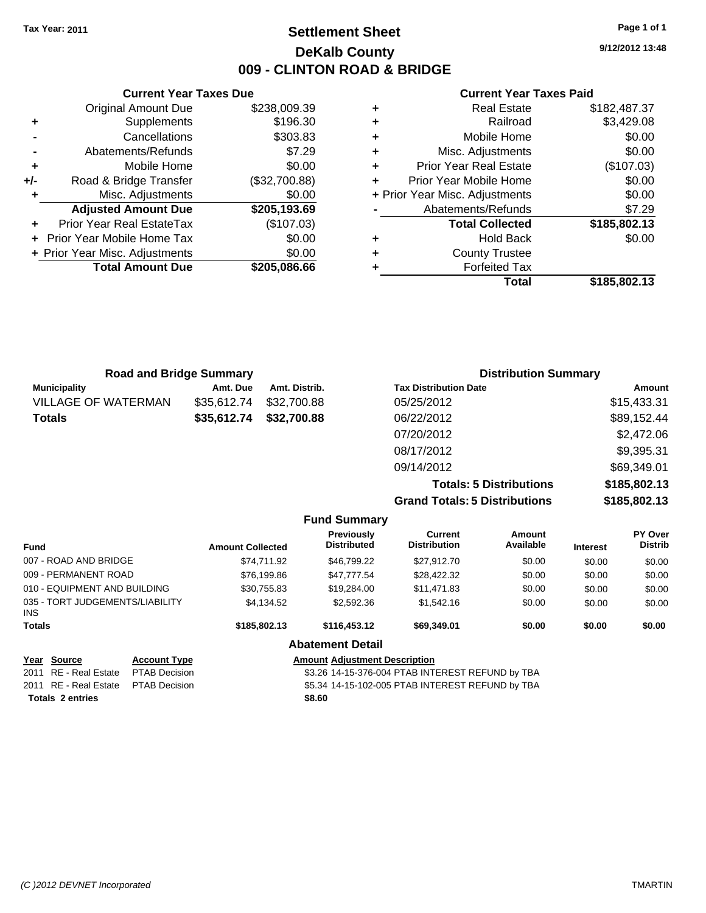Tax Year: 2011

# Settlement Sheet

## DeKalb County

## 009 - CLINTON ROAD & BRIDGE

9/12/2012 13:48

### Current Year Taxes Due

| | | |
|---|---|---|
| | Original Amount Due | $238,009.39 |
| + | Supplements | $196.30 |
| - | Cancellations | $303.83 |
| - | Abatements/Refunds | $7.29 |
| + | Mobile Home | $0.00 |
| +/- | Road & Bridge Transfer | ($32,700.88) |
| + | Misc. Adjustments | $0.00 |
| | **Adjusted Amount Due** | **$205,193.69** |
| + | Prior Year Real EstateTax | ($107.03) |
| + | Prior Year Mobile Home Tax | $0.00 |
| + | Prior Year Misc. Adjustments | $0.00 |
| | **Total Amount Due** | **$205,086.66** |

### Current Year Taxes Paid

| | | |
|---|---|---|
| + | Real Estate | $182,487.37 |
| + | Railroad | $3,429.08 |
| + | Mobile Home | $0.00 |
| + | Misc. Adjustments | $0.00 |
| + | Prior Year Real Estate | ($107.03) |
| + | Prior Year Mobile Home | $0.00 |
| + | Prior Year Misc. Adjustments | $0.00 |
| - | Abatements/Refunds | $7.29 |
| | **Total Collected** | **$185,802.13** |
| + | Hold Back | $0.00 |
| + | County Trustee | |
| + | Forfeited Tax | |
| | **Total** | **$185,802.13** |

### Road and Bridge Summary

| Municipality | Amt. Due | Amt. Distrib. |
|---|---|---|
| VILLAGE OF WATERMAN | $35,612.74 | $32,700.88 |
| **Totals** | **$35,612.74** | **$32,700.88** |

### Distribution Summary

| Tax Distribution Date | Amount |
|---|---|
| 05/25/2012 | $15,433.31 |
| 06/22/2012 | $89,152.44 |
| 07/20/2012 | $2,472.06 |
| 08/17/2012 | $9,395.31 |
| 09/14/2012 | $69,349.01 |
| **Totals: 5 Distributions** | **$185,802.13** |
| **Grand Totals: 5 Distributions** | **$185,802.13** |

### Fund Summary

| Fund | Amount Collected | Previously Distributed | Current Distribution | Amount Available | Interest | PY Over Distrib |
|---|---|---|---|---|---|---|
| 007 - ROAD AND BRIDGE | $74,711.92 | $46,799.22 | $27,912.70 | $0.00 | $0.00 | $0.00 |
| 009 - PERMANENT ROAD | $76,199.86 | $47,777.54 | $28,422.32 | $0.00 | $0.00 | $0.00 |
| 010 - EQUIPMENT AND BUILDING | $30,755.83 | $19,284.00 | $11,471.83 | $0.00 | $0.00 | $0.00 |
| 035 - TORT JUDGEMENTS/LIABILITY INS | $4,134.52 | $2,592.36 | $1,542.16 | $0.00 | $0.00 | $0.00 |
| **Totals** | **$185,802.13** | **$116,453.12** | **$69,349.01** | **$0.00** | **$0.00** | **$0.00** |

### Abatement Detail

| Year | Source | Account Type | Amount | Adjustment Description |
|---|---|---|---|---|
| 2011 | RE - Real Estate | PTAB Decision | $3.26 | 14-15-376-004 PTAB INTEREST REFUND by TBA |
| 2011 | RE - Real Estate | PTAB Decision | $5.34 | 14-15-102-005 PTAB INTEREST REFUND by TBA |
| **Totals 2 entries** | | | **$8.60** | |

(C )2012 DEVNET Incorporated — TMARTIN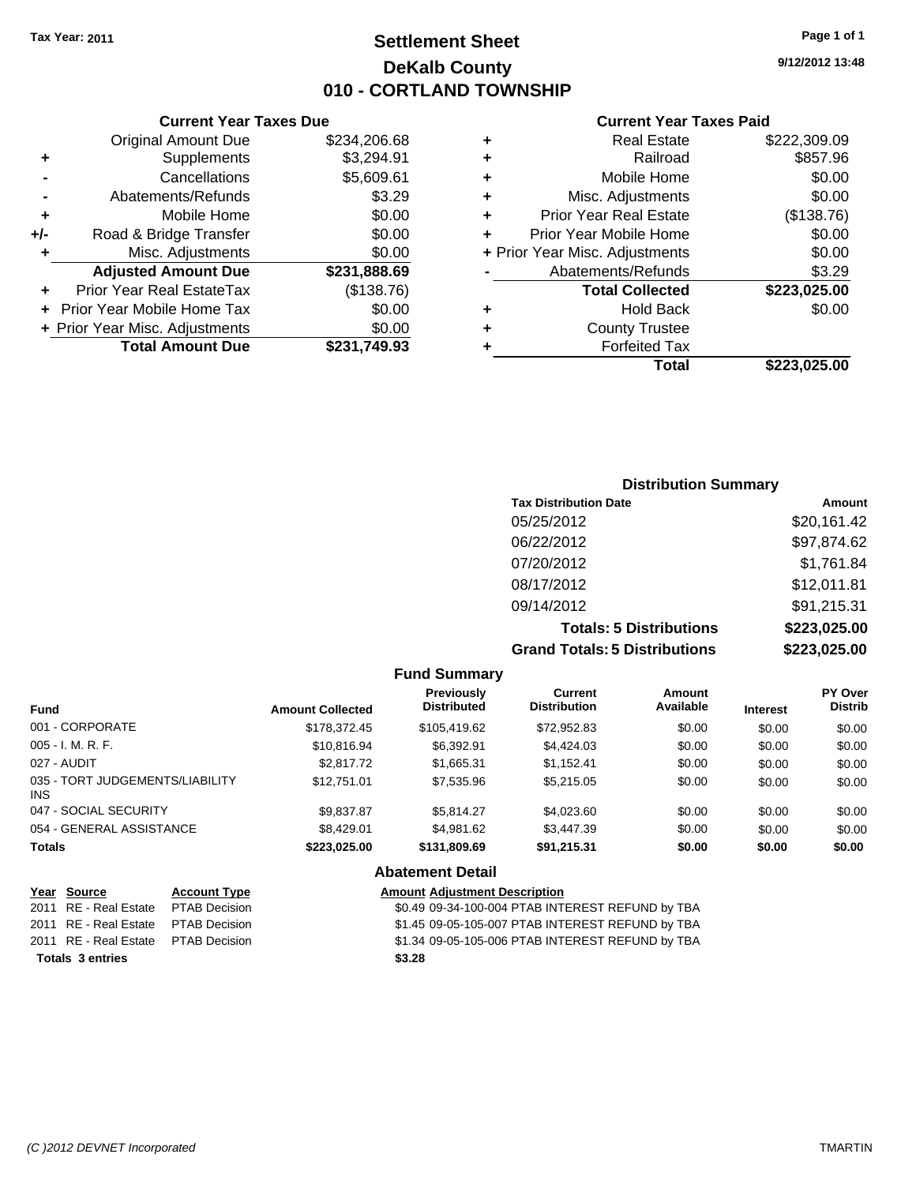**Tax Year: 2011**

# Settlement Sheet
## DeKalb County
## 010 - CORTLAND TOWNSHIP

9/12/2012 13:48

### Current Year Taxes Due

| | | |
|---|---|---|
| | Original Amount Due | $234,206.68 |
| + | Supplements | $3,294.91 |
| - | Cancellations | $5,609.61 |
| - | Abatements/Refunds | $3.29 |
| + | Mobile Home | $0.00 |
| +/- | Road & Bridge Transfer | $0.00 |
| + | Misc. Adjustments | $0.00 |
| | **Adjusted Amount Due** | **$231,888.69** |
| + | Prior Year Real EstateTax | ($138.76) |
| + | Prior Year Mobile Home Tax | $0.00 |
| + | Prior Year Misc. Adjustments | $0.00 |
| | **Total Amount Due** | **$231,749.93** |

### Current Year Taxes Paid

| | | |
|---|---|---|
| + | Real Estate | $222,309.09 |
| + | Railroad | $857.96 |
| + | Mobile Home | $0.00 |
| + | Misc. Adjustments | $0.00 |
| + | Prior Year Real Estate | ($138.76) |
| + | Prior Year Mobile Home | $0.00 |
| + | Prior Year Misc. Adjustments | $0.00 |
| - | Abatements/Refunds | $3.29 |
| | **Total Collected** | **$223,025.00** |
| + | Hold Back | $0.00 |
| + | County Trustee | |
| + | Forfeited Tax | |
| | **Total** | **$223,025.00** |

### Distribution Summary

| Tax Distribution Date | Amount |
|---|---|
| 05/25/2012 | $20,161.42 |
| 06/22/2012 | $97,874.62 |
| 07/20/2012 | $1,761.84 |
| 08/17/2012 | $12,011.81 |
| 09/14/2012 | $91,215.31 |
| **Totals: 5 Distributions** | **$223,025.00** |
| **Grand Totals: 5 Distributions** | **$223,025.00** |

### Fund Summary

| Fund | Amount Collected | Previously Distributed | Current Distribution | Amount Available | Interest | PY Over Distrib |
|---|---|---|---|---|---|---|
| 001 - CORPORATE | $178,372.45 | $105,419.62 | $72,952.83 | $0.00 | $0.00 | $0.00 |
| 005 - I. M. R. F. | $10,816.94 | $6,392.91 | $4,424.03 | $0.00 | $0.00 | $0.00 |
| 027 - AUDIT | $2,817.72 | $1,665.31 | $1,152.41 | $0.00 | $0.00 | $0.00 |
| 035 - TORT JUDGEMENTS/LIABILITY INS | $12,751.01 | $7,535.96 | $5,215.05 | $0.00 | $0.00 | $0.00 |
| 047 - SOCIAL SECURITY | $9,837.87 | $5,814.27 | $4,023.60 | $0.00 | $0.00 | $0.00 |
| 054 - GENERAL ASSISTANCE | $8,429.01 | $4,981.62 | $3,447.39 | $0.00 | $0.00 | $0.00 |
| **Totals** | **$223,025.00** | **$131,809.69** | **$91,215.31** | **$0.00** | **$0.00** | **$0.00** |

### Abatement Detail

| Year | Source | Account Type | Amount | Adjustment Description |
|---|---|---|---|---|
| 2011 | RE - Real Estate | PTAB Decision | $0.49 | 09-34-100-004 PTAB INTEREST REFUND by TBA |
| 2011 | RE - Real Estate | PTAB Decision | $1.45 | 09-05-105-007 PTAB INTEREST REFUND by TBA |
| 2011 | RE - Real Estate | PTAB Decision | $1.34 | 09-05-105-006 PTAB INTEREST REFUND by TBA |
| **Totals 3 entries** | | | **$3.28** | |

(C )2012 DEVNET Incorporated TMARTIN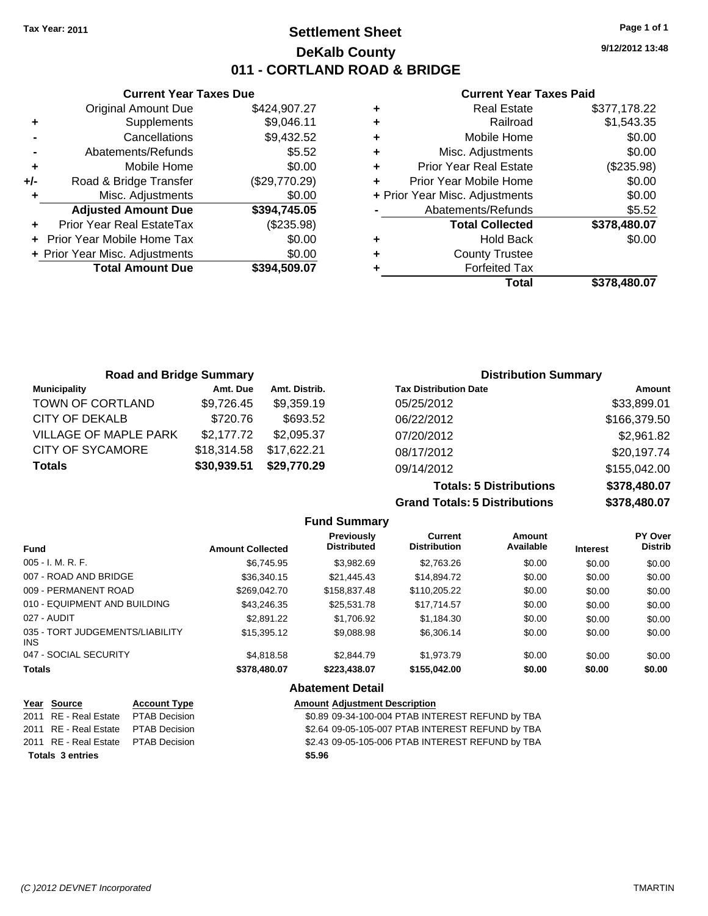Tax Year: 2011

# Settlement Sheet

## DeKalb County

## 011 - CORTLAND ROAD & BRIDGE

9/12/2012 13:48

### Current Year Taxes Due

| | | |
|---|---|---|
| | Original Amount Due | $424,907.27 |
| + | Supplements | $9,046.11 |
| - | Cancellations | $9,432.52 |
| - | Abatements/Refunds | $5.52 |
| + | Mobile Home | $0.00 |
| +/- | Road & Bridge Transfer | ($29,770.29) |
| + | Misc. Adjustments | $0.00 |
| | **Adjusted Amount Due** | **$394,745.05** |
| + | Prior Year Real EstateTax | ($235.98) |
| + | Prior Year Mobile Home Tax | $0.00 |
| + | Prior Year Misc. Adjustments | $0.00 |
| | **Total Amount Due** | **$394,509.07** |

### Current Year Taxes Paid

| | | |
|---|---|---|
| + | Real Estate | $377,178.22 |
| + | Railroad | $1,543.35 |
| + | Mobile Home | $0.00 |
| + | Misc. Adjustments | $0.00 |
| + | Prior Year Real Estate | ($235.98) |
| + | Prior Year Mobile Home | $0.00 |
| + | Prior Year Misc. Adjustments | $0.00 |
| - | Abatements/Refunds | $5.52 |
| | **Total Collected** | **$378,480.07** |
| + | Hold Back | $0.00 |
| + | County Trustee | |
| + | Forfeited Tax | |
| | **Total** | **$378,480.07** |

### Road and Bridge Summary

| Municipality | Amt. Due | Amt. Distrib. |
|---|---|---|
| TOWN OF CORTLAND | $9,726.45 | $9,359.19 |
| CITY OF DEKALB | $720.76 | $693.52 |
| VILLAGE OF MAPLE PARK | $2,177.72 | $2,095.37 |
| CITY OF SYCAMORE | $18,314.58 | $17,622.21 |
| **Totals** | **$30,939.51** | **$29,770.29** |

### Distribution Summary

| Tax Distribution Date | Amount |
|---|---|
| 05/25/2012 | $33,899.01 |
| 06/22/2012 | $166,379.50 |
| 07/20/2012 | $2,961.82 |
| 08/17/2012 | $20,197.74 |
| 09/14/2012 | $155,042.00 |
| **Totals: 5 Distributions** | **$378,480.07** |
| **Grand Totals: 5 Distributions** | **$378,480.07** |

### Fund Summary

| Fund | Amount Collected | Previously Distributed | Current Distribution | Amount Available | Interest | PY Over Distrib |
|---|---|---|---|---|---|---|
| 005 - I. M. R. F. | $6,745.95 | $3,982.69 | $2,763.26 | $0.00 | $0.00 | $0.00 |
| 007 - ROAD AND BRIDGE | $36,340.15 | $21,445.43 | $14,894.72 | $0.00 | $0.00 | $0.00 |
| 009 - PERMANENT ROAD | $269,042.70 | $158,837.48 | $110,205.22 | $0.00 | $0.00 | $0.00 |
| 010 - EQUIPMENT AND BUILDING | $43,246.35 | $25,531.78 | $17,714.57 | $0.00 | $0.00 | $0.00 |
| 027 - AUDIT | $2,891.22 | $1,706.92 | $1,184.30 | $0.00 | $0.00 | $0.00 |
| 035 - TORT JUDGEMENTS/LIABILITY INS | $15,395.12 | $9,088.98 | $6,306.14 | $0.00 | $0.00 | $0.00 |
| 047 - SOCIAL SECURITY | $4,818.58 | $2,844.79 | $1,973.79 | $0.00 | $0.00 | $0.00 |
| **Totals** | **$378,480.07** | **$223,438.07** | **$155,042.00** | **$0.00** | **$0.00** | **$0.00** |

### Abatement Detail

| Year | Source | Account Type | Amount | Adjustment Description |
|---|---|---|---|---|
| 2011 | RE - Real Estate | PTAB Decision | $0.89 | 09-34-100-004 PTAB INTEREST REFUND by TBA |
| 2011 | RE - Real Estate | PTAB Decision | $2.64 | 09-05-105-007 PTAB INTEREST REFUND by TBA |
| 2011 | RE - Real Estate | PTAB Decision | $2.43 | 09-05-105-006 PTAB INTEREST REFUND by TBA |
| **Totals 3 entries** | | | **$5.96** | |

(C )2012 DEVNET Incorporated — TMARTIN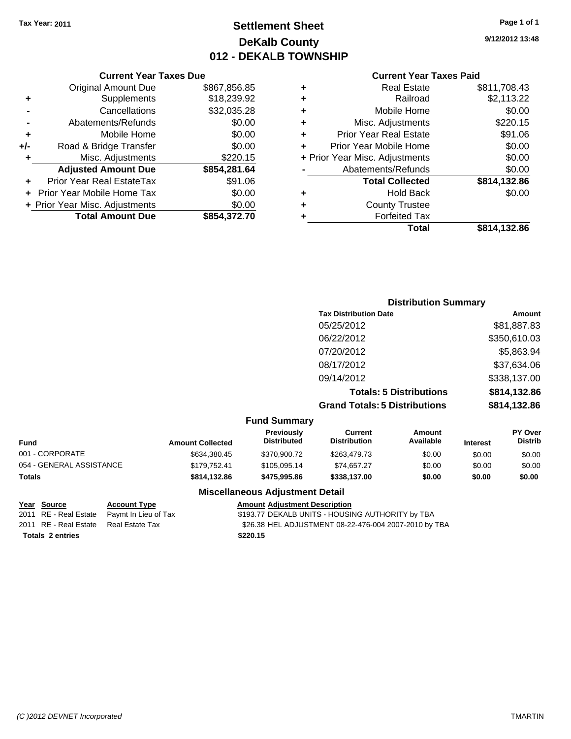**Tax Year: 2011**

# Settlement Sheet
## DeKalb County
## 012 - DEKALB TOWNSHIP

9/12/2012 13:48

### Current Year Taxes Due

| | | |
|---|---|---|
| | Original Amount Due | $867,856.85 |
| + | Supplements | $18,239.92 |
| - | Cancellations | $32,035.28 |
| - | Abatements/Refunds | $0.00 |
| + | Mobile Home | $0.00 |
| +/- | Road & Bridge Transfer | $0.00 |
| + | Misc. Adjustments | $220.15 |
| | **Adjusted Amount Due** | **$854,281.64** |
| + | Prior Year Real EstateTax | $91.06 |
| + | Prior Year Mobile Home Tax | $0.00 |
| + | Prior Year Misc. Adjustments | $0.00 |
| | **Total Amount Due** | **$854,372.70** |

### Current Year Taxes Paid

| | | |
|---|---|---|
| + | Real Estate | $811,708.43 |
| + | Railroad | $2,113.22 |
| + | Mobile Home | $0.00 |
| + | Misc. Adjustments | $220.15 |
| + | Prior Year Real Estate | $91.06 |
| + | Prior Year Mobile Home | $0.00 |
| + | Prior Year Misc. Adjustments | $0.00 |
| - | Abatements/Refunds | $0.00 |
| | **Total Collected** | **$814,132.86** |
| + | Hold Back | $0.00 |
| + | County Trustee | |
| + | Forfeited Tax | |
| | **Total** | **$814,132.86** |

### Distribution Summary

| Tax Distribution Date | Amount |
|---|---|
| 05/25/2012 | $81,887.83 |
| 06/22/2012 | $350,610.03 |
| 07/20/2012 | $5,863.94 |
| 08/17/2012 | $37,634.06 |
| 09/14/2012 | $338,137.00 |
| **Totals: 5 Distributions** | **$814,132.86** |
| **Grand Totals: 5 Distributions** | **$814,132.86** |

### Fund Summary

| Fund | Amount Collected | Previously Distributed | Current Distribution | Amount Available | Interest | PY Over Distrib |
|---|---|---|---|---|---|---|
| 001 - CORPORATE | $634,380.45 | $370,900.72 | $263,479.73 | $0.00 | $0.00 | $0.00 |
| 054 - GENERAL ASSISTANCE | $179,752.41 | $105,095.14 | $74,657.27 | $0.00 | $0.00 | $0.00 |
| **Totals** | **$814,132.86** | **$475,995.86** | **$338,137.00** | **$0.00** | **$0.00** | **$0.00** |

### Miscellaneous Adjustment Detail

| Year | Source | Account Type | Amount | Adjustment Description |
|---|---|---|---|---|
| 2011 | RE - Real Estate | Paymt In Lieu of Tax | $193.77 | DEKALB UNITS - HOUSING AUTHORITY by TBA |
| 2011 | RE - Real Estate | Real Estate Tax | $26.38 | HEL ADJUSTMENT 08-22-476-004 2007-2010 by TBA |
| **Totals 2 entries** | | | **$220.15** | |

(C )2012 DEVNET Incorporated TMARTIN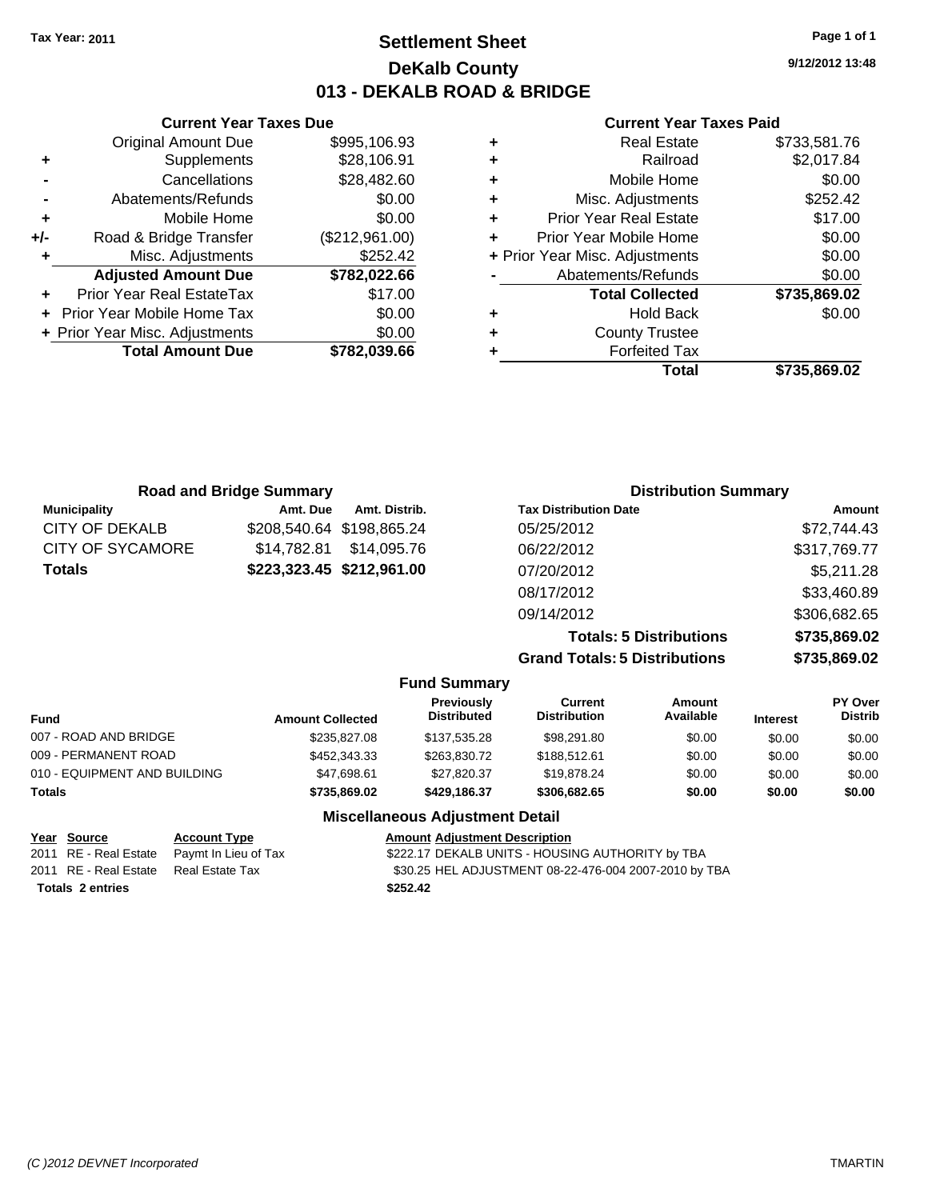**Tax Year: 2011**

# Settlement Sheet
## DeKalb County
## 013 - DEKALB ROAD & BRIDGE

9/12/2012 13:48

### Current Year Taxes Due

| | | |
|---|---|---|
| | Original Amount Due | $995,106.93 |
| + | Supplements | $28,106.91 |
| - | Cancellations | $28,482.60 |
| - | Abatements/Refunds | $0.00 |
| + | Mobile Home | $0.00 |
| +/- | Road & Bridge Transfer | ($212,961.00) |
| + | Misc. Adjustments | $252.42 |
| | **Adjusted Amount Due** | **$782,022.66** |
| + | Prior Year Real EstateTax | $17.00 |
| + | Prior Year Mobile Home Tax | $0.00 |
| + | Prior Year Misc. Adjustments | $0.00 |
| | **Total Amount Due** | **$782,039.66** |

### Current Year Taxes Paid

| | | |
|---|---|---|
| + | Real Estate | $733,581.76 |
| + | Railroad | $2,017.84 |
| + | Mobile Home | $0.00 |
| + | Misc. Adjustments | $252.42 |
| + | Prior Year Real Estate | $17.00 |
| + | Prior Year Mobile Home | $0.00 |
| + | Prior Year Misc. Adjustments | $0.00 |
| - | Abatements/Refunds | $0.00 |
| | **Total Collected** | **$735,869.02** |
| + | Hold Back | $0.00 |
| + | County Trustee | |
| + | Forfeited Tax | |
| | **Total** | **$735,869.02** |

### Road and Bridge Summary

| Municipality | Amt. Due | Amt. Distrib. |
|---|---|---|
| CITY OF DEKALB | $208,540.64 | $198,865.24 |
| CITY OF SYCAMORE | $14,782.81 | $14,095.76 |
| **Totals** | **$223,323.45** | **$212,961.00** |

### Distribution Summary

| Tax Distribution Date | Amount |
|---|---|
| 05/25/2012 | $72,744.43 |
| 06/22/2012 | $317,769.77 |
| 07/20/2012 | $5,211.28 |
| 08/17/2012 | $33,460.89 |
| 09/14/2012 | $306,682.65 |
| **Totals: 5 Distributions** | **$735,869.02** |
| **Grand Totals: 5 Distributions** | **$735,869.02** |

### Fund Summary

| Fund | Amount Collected | Previously Distributed | Current Distribution | Amount Available | Interest | PY Over Distrib |
|---|---|---|---|---|---|---|
| 007 - ROAD AND BRIDGE | $235,827.08 | $137,535.28 | $98,291.80 | $0.00 | $0.00 | $0.00 |
| 009 - PERMANENT ROAD | $452,343.33 | $263,830.72 | $188,512.61 | $0.00 | $0.00 | $0.00 |
| 010 - EQUIPMENT AND BUILDING | $47,698.61 | $27,820.37 | $19,878.24 | $0.00 | $0.00 | $0.00 |
| **Totals** | **$735,869.02** | **$429,186.37** | **$306,682.65** | **$0.00** | **$0.00** | **$0.00** |

### Miscellaneous Adjustment Detail

| Year | Source | Account Type | Amount | Adjustment Description |
|---|---|---|---|---|
| 2011 | RE - Real Estate | Paymt In Lieu of Tax | $222.17 | DEKALB UNITS - HOUSING AUTHORITY by TBA |
| 2011 | RE - Real Estate | Real Estate Tax | $30.25 | HEL ADJUSTMENT 08-22-476-004 2007-2010 by TBA |
| **Totals 2 entries** | | | **$252.42** | |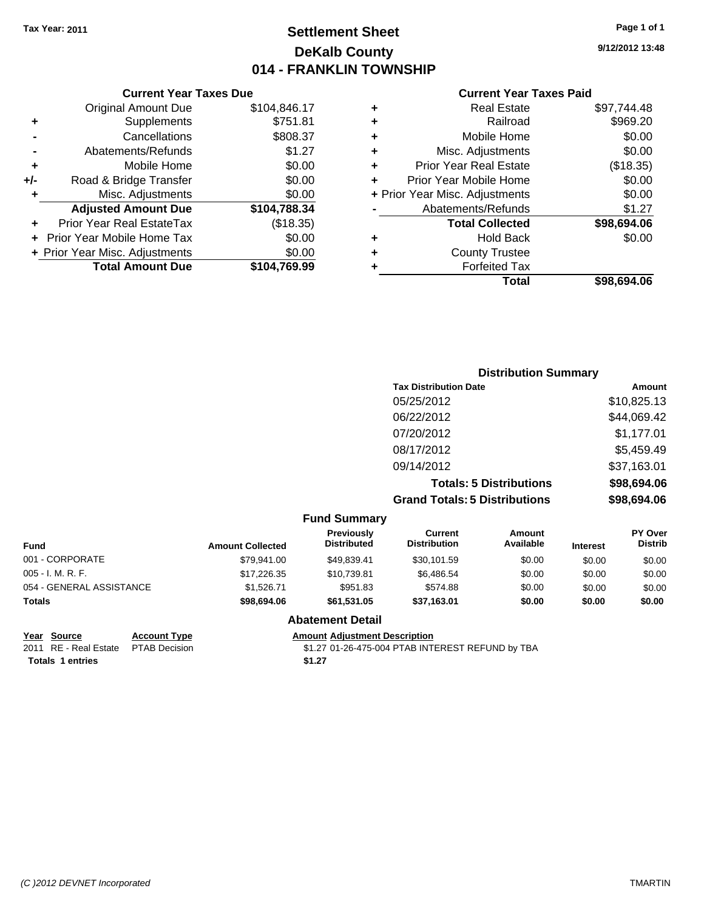Tax Year: 2011

# Settlement Sheet
## DeKalb County
## 014 - FRANKLIN TOWNSHIP

9/12/2012 13:48

### Current Year Taxes Due

| | | |
|---|---|---|
| | Original Amount Due | $104,846.17 |
| + | Supplements | $751.81 |
| - | Cancellations | $808.37 |
| - | Abatements/Refunds | $1.27 |
| + | Mobile Home | $0.00 |
| +/- | Road & Bridge Transfer | $0.00 |
| + | Misc. Adjustments | $0.00 |
| | **Adjusted Amount Due** | **$104,788.34** |
| + | Prior Year Real EstateTax | ($18.35) |
| + | Prior Year Mobile Home Tax | $0.00 |
| + | Prior Year Misc. Adjustments | $0.00 |
| | **Total Amount Due** | **$104,769.99** |

### Current Year Taxes Paid

| | | |
|---|---|---|
| + | Real Estate | $97,744.48 |
| + | Railroad | $969.20 |
| + | Mobile Home | $0.00 |
| + | Misc. Adjustments | $0.00 |
| + | Prior Year Real Estate | ($18.35) |
| + | Prior Year Mobile Home | $0.00 |
| + | Prior Year Misc. Adjustments | $0.00 |
| - | Abatements/Refunds | $1.27 |
| | **Total Collected** | **$98,694.06** |
| + | Hold Back | $0.00 |
| + | County Trustee | |
| + | Forfeited Tax | |
| | **Total** | **$98,694.06** |

### Distribution Summary

| Tax Distribution Date | Amount |
|---|---|
| 05/25/2012 | $10,825.13 |
| 06/22/2012 | $44,069.42 |
| 07/20/2012 | $1,177.01 |
| 08/17/2012 | $5,459.49 |
| 09/14/2012 | $37,163.01 |
| **Totals: 5 Distributions** | **$98,694.06** |
| **Grand Totals: 5 Distributions** | **$98,694.06** |

### Fund Summary

| Fund | Amount Collected | Previously Distributed | Current Distribution | Amount Available | Interest | PY Over Distrib |
|---|---|---|---|---|---|---|
| 001 - CORPORATE | $79,941.00 | $49,839.41 | $30,101.59 | $0.00 | $0.00 | $0.00 |
| 005 - I. M. R. F. | $17,226.35 | $10,739.81 | $6,486.54 | $0.00 | $0.00 | $0.00 |
| 054 - GENERAL ASSISTANCE | $1,526.71 | $951.83 | $574.88 | $0.00 | $0.00 | $0.00 |
| **Totals** | **$98,694.06** | **$61,531.05** | **$37,163.01** | **$0.00** | **$0.00** | **$0.00** |

### Abatement Detail

| Year | Source | Account Type | Amount | Adjustment Description |
|---|---|---|---|---|
| 2011 | RE - Real Estate | PTAB Decision | $1.27 | 01-26-475-004 PTAB INTEREST REFUND by TBA |
| **Totals 1 entries** | | | **$1.27** | |

(C )2012 DEVNET Incorporated TMARTIN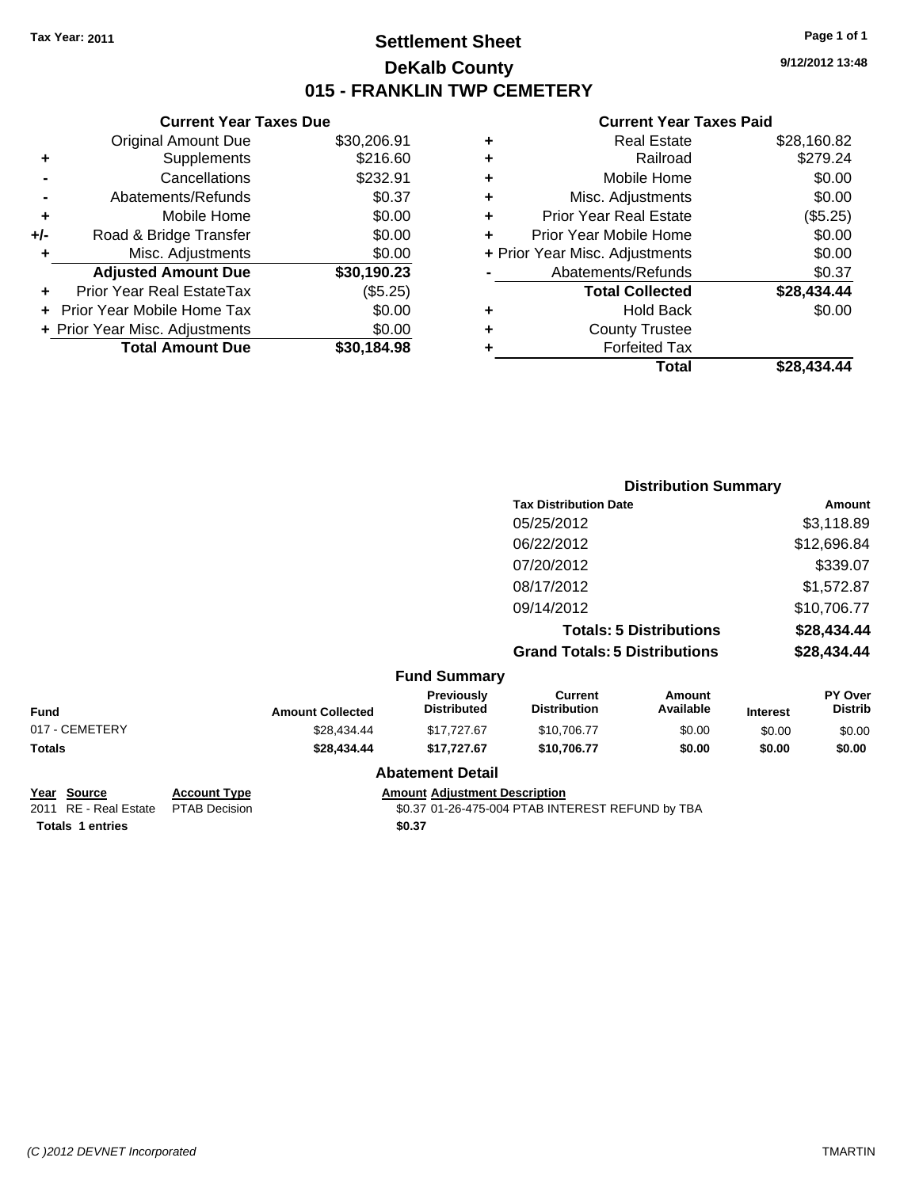Tax Year: 2011

# Settlement Sheet
## DeKalb County
## 015 - FRANKLIN TWP CEMETERY

9/12/2012 13:48

### Current Year Taxes Due

| | | |
|---|---|---|
| | Original Amount Due | $30,206.91 |
| + | Supplements | $216.60 |
| - | Cancellations | $232.91 |
| - | Abatements/Refunds | $0.37 |
| + | Mobile Home | $0.00 |
| +/- | Road & Bridge Transfer | $0.00 |
| + | Misc. Adjustments | $0.00 |
| | **Adjusted Amount Due** | **$30,190.23** |
| + | Prior Year Real EstateTax | ($5.25) |
| + | Prior Year Mobile Home Tax | $0.00 |
| + | Prior Year Misc. Adjustments | $0.00 |
| | **Total Amount Due** | **$30,184.98** |

### Current Year Taxes Paid

| | | |
|---|---|---|
| + | Real Estate | $28,160.82 |
| + | Railroad | $279.24 |
| + | Mobile Home | $0.00 |
| + | Misc. Adjustments | $0.00 |
| + | Prior Year Real Estate | ($5.25) |
| + | Prior Year Mobile Home | $0.00 |
| + | Prior Year Misc. Adjustments | $0.00 |
| - | Abatements/Refunds | $0.37 |
| | **Total Collected** | **$28,434.44** |
| + | Hold Back | $0.00 |
| + | County Trustee | |
| + | Forfeited Tax | |
| | **Total** | **$28,434.44** |

### Distribution Summary

| Tax Distribution Date | Amount |
|---|---|
| 05/25/2012 | $3,118.89 |
| 06/22/2012 | $12,696.84 |
| 07/20/2012 | $339.07 |
| 08/17/2012 | $1,572.87 |
| 09/14/2012 | $10,706.77 |
| **Totals: 5 Distributions** | **$28,434.44** |
| **Grand Totals: 5 Distributions** | **$28,434.44** |

### Fund Summary

| Fund | Amount Collected | Previously Distributed | Current Distribution | Amount Available | Interest | PY Over Distrib |
|---|---|---|---|---|---|---|
| 017 - CEMETERY | $28,434.44 | $17,727.67 | $10,706.77 | $0.00 | $0.00 | $0.00 |
| **Totals** | **$28,434.44** | **$17,727.67** | **$10,706.77** | **$0.00** | **$0.00** | **$0.00** |

### Abatement Detail

| Year | Source | Account Type | Amount | Adjustment Description |
|---|---|---|---|---|
| 2011 | RE - Real Estate | PTAB Decision | $0.37 | 01-26-475-004 PTAB INTEREST REFUND by TBA |
| **Totals** | **1 entries** | | **$0.37** | |

(C )2012 DEVNET Incorporated TMARTIN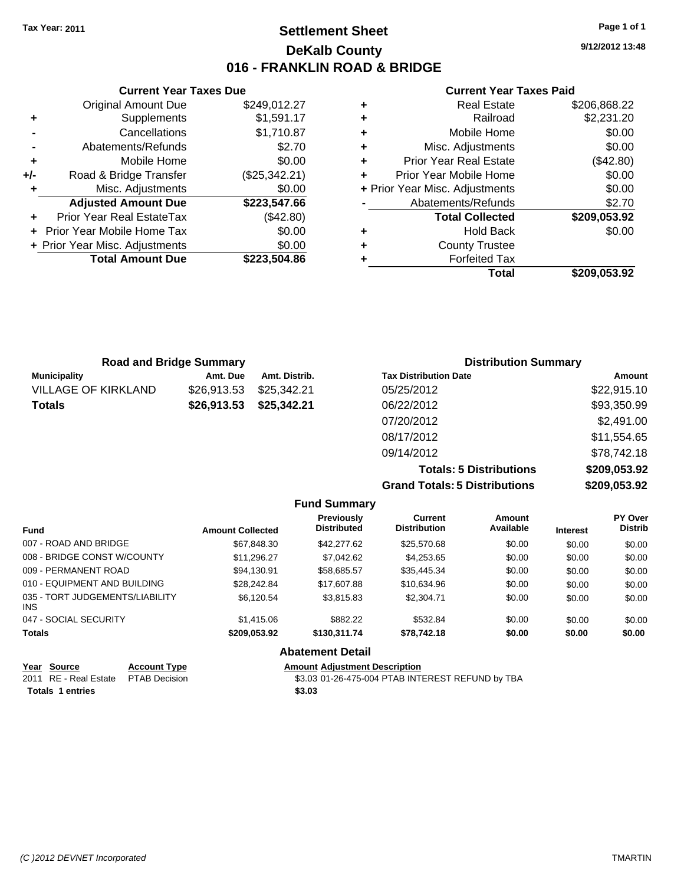Tax Year: 2011

# Settlement Sheet
## DeKalb County
## 016 - FRANKLIN ROAD & BRIDGE

9/12/2012 13:48

### Current Year Taxes Due

| | | |
|---|---|---|
| | Original Amount Due | $249,012.27 |
| + | Supplements | $1,591.17 |
| - | Cancellations | $1,710.87 |
| - | Abatements/Refunds | $2.70 |
| + | Mobile Home | $0.00 |
| +/- | Road & Bridge Transfer | ($25,342.21) |
| + | Misc. Adjustments | $0.00 |
| | **Adjusted Amount Due** | **$223,547.66** |
| + | Prior Year Real EstateTax | ($42.80) |
| + | Prior Year Mobile Home Tax | $0.00 |
| + | Prior Year Misc. Adjustments | $0.00 |
| | **Total Amount Due** | **$223,504.86** |

### Current Year Taxes Paid

| | | |
|---|---|---|
| + | Real Estate | $206,868.22 |
| + | Railroad | $2,231.20 |
| + | Mobile Home | $0.00 |
| + | Misc. Adjustments | $0.00 |
| + | Prior Year Real Estate | ($42.80) |
| + | Prior Year Mobile Home | $0.00 |
| + | Prior Year Misc. Adjustments | $0.00 |
| - | Abatements/Refunds | $2.70 |
| | **Total Collected** | **$209,053.92** |
| + | Hold Back | $0.00 |
| + | County Trustee | |
| + | Forfeited Tax | |
| | **Total** | **$209,053.92** |

### Road and Bridge Summary

| Municipality | Amt. Due | Amt. Distrib. |
|---|---|---|
| VILLAGE OF KIRKLAND | $26,913.53 | $25,342.21 |
| **Totals** | **$26,913.53** | **$25,342.21** |

### Distribution Summary

| Tax Distribution Date | Amount |
|---|---|
| 05/25/2012 | $22,915.10 |
| 06/22/2012 | $93,350.99 |
| 07/20/2012 | $2,491.00 |
| 08/17/2012 | $11,554.65 |
| 09/14/2012 | $78,742.18 |
| **Totals: 5 Distributions** | **$209,053.92** |
| **Grand Totals: 5 Distributions** | **$209,053.92** |

### Fund Summary

| Fund | Amount Collected | Previously Distributed | Current Distribution | Amount Available | Interest | PY Over Distrib |
|---|---|---|---|---|---|---|
| 007 - ROAD AND BRIDGE | $67,848.30 | $42,277.62 | $25,570.68 | $0.00 | $0.00 | $0.00 |
| 008 - BRIDGE CONST W/COUNTY | $11,296.27 | $7,042.62 | $4,253.65 | $0.00 | $0.00 | $0.00 |
| 009 - PERMANENT ROAD | $94,130.91 | $58,685.57 | $35,445.34 | $0.00 | $0.00 | $0.00 |
| 010 - EQUIPMENT AND BUILDING | $28,242.84 | $17,607.88 | $10,634.96 | $0.00 | $0.00 | $0.00 |
| 035 - TORT JUDGEMENTS/LIABILITY INS | $6,120.54 | $3,815.83 | $2,304.71 | $0.00 | $0.00 | $0.00 |
| 047 - SOCIAL SECURITY | $1,415.06 | $882.22 | $532.84 | $0.00 | $0.00 | $0.00 |
| **Totals** | **$209,053.92** | **$130,311.74** | **$78,742.18** | **$0.00** | **$0.00** | **$0.00** |

### Abatement Detail

| Year | Source | Account Type | Amount | Adjustment Description |
|---|---|---|---|---|
| 2011 | RE - Real Estate | PTAB Decision | $3.03 | 01-26-475-004 PTAB INTEREST REFUND by TBA |
| **Totals 1 entries** | | | **$3.03** | |

(C )2012 DEVNET Incorporated TMARTIN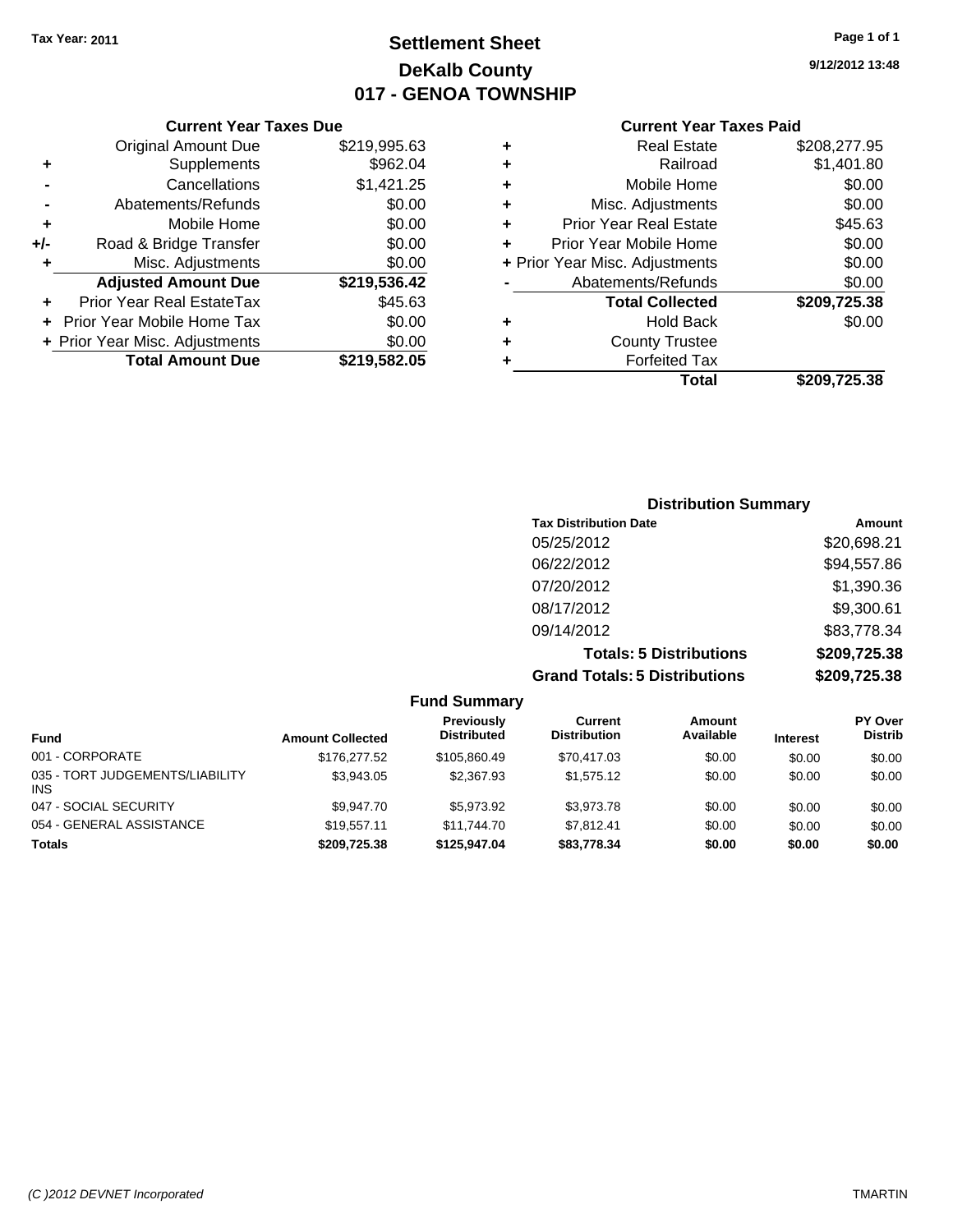Tax Year: 2011

# Settlement Sheet
## DeKalb County
## 017 - GENOA TOWNSHIP

9/12/2012 13:48

### Current Year Taxes Due

| | | |
|---|---|---|
| | Original Amount Due | $219,995.63 |
| + | Supplements | $962.04 |
| - | Cancellations | $1,421.25 |
| - | Abatements/Refunds | $0.00 |
| + | Mobile Home | $0.00 |
| +/- | Road & Bridge Transfer | $0.00 |
| + | Misc. Adjustments | $0.00 |
| | **Adjusted Amount Due** | **$219,536.42** |
| + | Prior Year Real EstateTax | $45.63 |
| + | Prior Year Mobile Home Tax | $0.00 |
| + | Prior Year Misc. Adjustments | $0.00 |
| | **Total Amount Due** | **$219,582.05** |

### Current Year Taxes Paid

| | | |
|---|---|---|
| + | Real Estate | $208,277.95 |
| + | Railroad | $1,401.80 |
| + | Mobile Home | $0.00 |
| + | Misc. Adjustments | $0.00 |
| + | Prior Year Real Estate | $45.63 |
| + | Prior Year Mobile Home | $0.00 |
| + | Prior Year Misc. Adjustments | $0.00 |
| - | Abatements/Refunds | $0.00 |
| | **Total Collected** | **$209,725.38** |
| + | Hold Back | $0.00 |
| + | County Trustee | |
| + | Forfeited Tax | |
| | **Total** | **$209,725.38** |

### Distribution Summary

| Tax Distribution Date | Amount |
|---|---|
| 05/25/2012 | $20,698.21 |
| 06/22/2012 | $94,557.86 |
| 07/20/2012 | $1,390.36 |
| 08/17/2012 | $9,300.61 |
| 09/14/2012 | $83,778.34 |
| **Totals: 5 Distributions** | **$209,725.38** |
| **Grand Totals: 5 Distributions** | **$209,725.38** |

### Fund Summary

| Fund | Amount Collected | Previously Distributed | Current Distribution | Amount Available | Interest | PY Over Distrib |
|---|---|---|---|---|---|---|
| 001 - CORPORATE | $176,277.52 | $105,860.49 | $70,417.03 | $0.00 | $0.00 | $0.00 |
| 035 - TORT JUDGEMENTS/LIABILITY INS | $3,943.05 | $2,367.93 | $1,575.12 | $0.00 | $0.00 | $0.00 |
| 047 - SOCIAL SECURITY | $9,947.70 | $5,973.92 | $3,973.78 | $0.00 | $0.00 | $0.00 |
| 054 - GENERAL ASSISTANCE | $19,557.11 | $11,744.70 | $7,812.41 | $0.00 | $0.00 | $0.00 |
| **Totals** | **$209,725.38** | **$125,947.04** | **$83,778.34** | **$0.00** | **$0.00** | **$0.00** |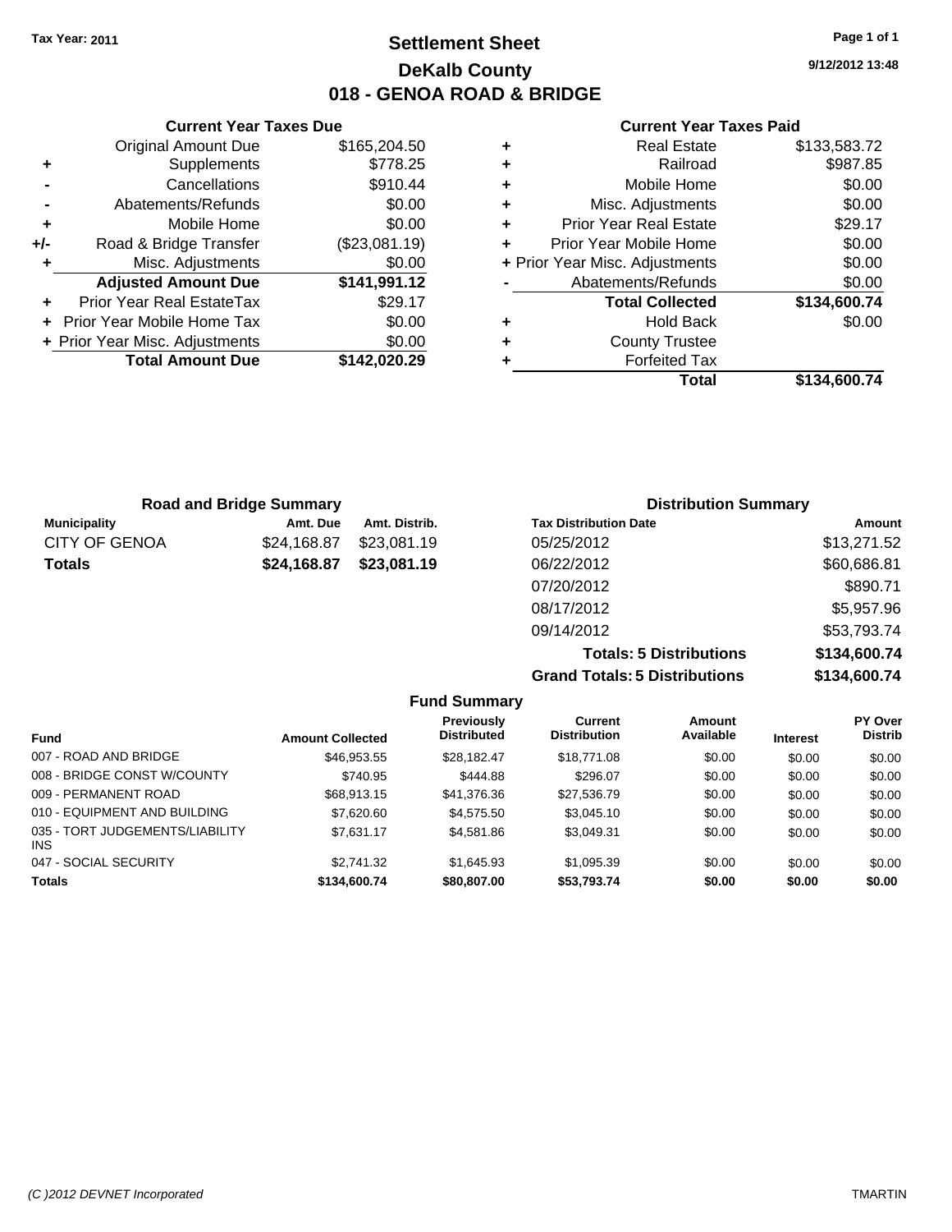**Tax Year: 2011**

# Settlement Sheet
## DeKalb County
## 018 - GENOA ROAD & BRIDGE

9/12/2012 13:48

### Current Year Taxes Due

| | | |
|---|---|---|
| | Original Amount Due | $165,204.50 |
| + | Supplements | $778.25 |
| - | Cancellations | $910.44 |
| - | Abatements/Refunds | $0.00 |
| + | Mobile Home | $0.00 |
| +/- | Road & Bridge Transfer | ($23,081.19) |
| + | Misc. Adjustments | $0.00 |
| | **Adjusted Amount Due** | **$141,991.12** |
| + | Prior Year Real EstateTax | $29.17 |
| + | Prior Year Mobile Home Tax | $0.00 |
| + | Prior Year Misc. Adjustments | $0.00 |
| | **Total Amount Due** | **$142,020.29** |

### Current Year Taxes Paid

| | | |
|---|---|---|
| + | Real Estate | $133,583.72 |
| + | Railroad | $987.85 |
| + | Mobile Home | $0.00 |
| + | Misc. Adjustments | $0.00 |
| + | Prior Year Real Estate | $29.17 |
| + | Prior Year Mobile Home | $0.00 |
| + | Prior Year Misc. Adjustments | $0.00 |
| - | Abatements/Refunds | $0.00 |
| | **Total Collected** | **$134,600.74** |
| + | Hold Back | $0.00 |
| + | County Trustee | |
| + | Forfeited Tax | |
| | **Total** | **$134,600.74** |

### Road and Bridge Summary

| Municipality | Amt. Due | Amt. Distrib. |
|---|---|---|
| CITY OF GENOA | $24,168.87 | $23,081.19 |
| **Totals** | **$24,168.87** | **$23,081.19** |

### Distribution Summary

| Tax Distribution Date | Amount |
|---|---|
| 05/25/2012 | $13,271.52 |
| 06/22/2012 | $60,686.81 |
| 07/20/2012 | $890.71 |
| 08/17/2012 | $5,957.96 |
| 09/14/2012 | $53,793.74 |
| **Totals: 5 Distributions** | **$134,600.74** |
| **Grand Totals: 5 Distributions** | **$134,600.74** |

### Fund Summary

| Fund | Amount Collected | Previously Distributed | Current Distribution | Amount Available | Interest | PY Over Distrib |
|---|---|---|---|---|---|---|
| 007 - ROAD AND BRIDGE | $46,953.55 | $28,182.47 | $18,771.08 | $0.00 | $0.00 | $0.00 |
| 008 - BRIDGE CONST W/COUNTY | $740.95 | $444.88 | $296.07 | $0.00 | $0.00 | $0.00 |
| 009 - PERMANENT ROAD | $68,913.15 | $41,376.36 | $27,536.79 | $0.00 | $0.00 | $0.00 |
| 010 - EQUIPMENT AND BUILDING | $7,620.60 | $4,575.50 | $3,045.10 | $0.00 | $0.00 | $0.00 |
| 035 - TORT JUDGEMENTS/LIABILITY INS | $7,631.17 | $4,581.86 | $3,049.31 | $0.00 | $0.00 | $0.00 |
| 047 - SOCIAL SECURITY | $2,741.32 | $1,645.93 | $1,095.39 | $0.00 | $0.00 | $0.00 |
| **Totals** | **$134,600.74** | **$80,807.00** | **$53,793.74** | **$0.00** | **$0.00** | **$0.00** |

*(C )2012 DEVNET Incorporated* TMARTIN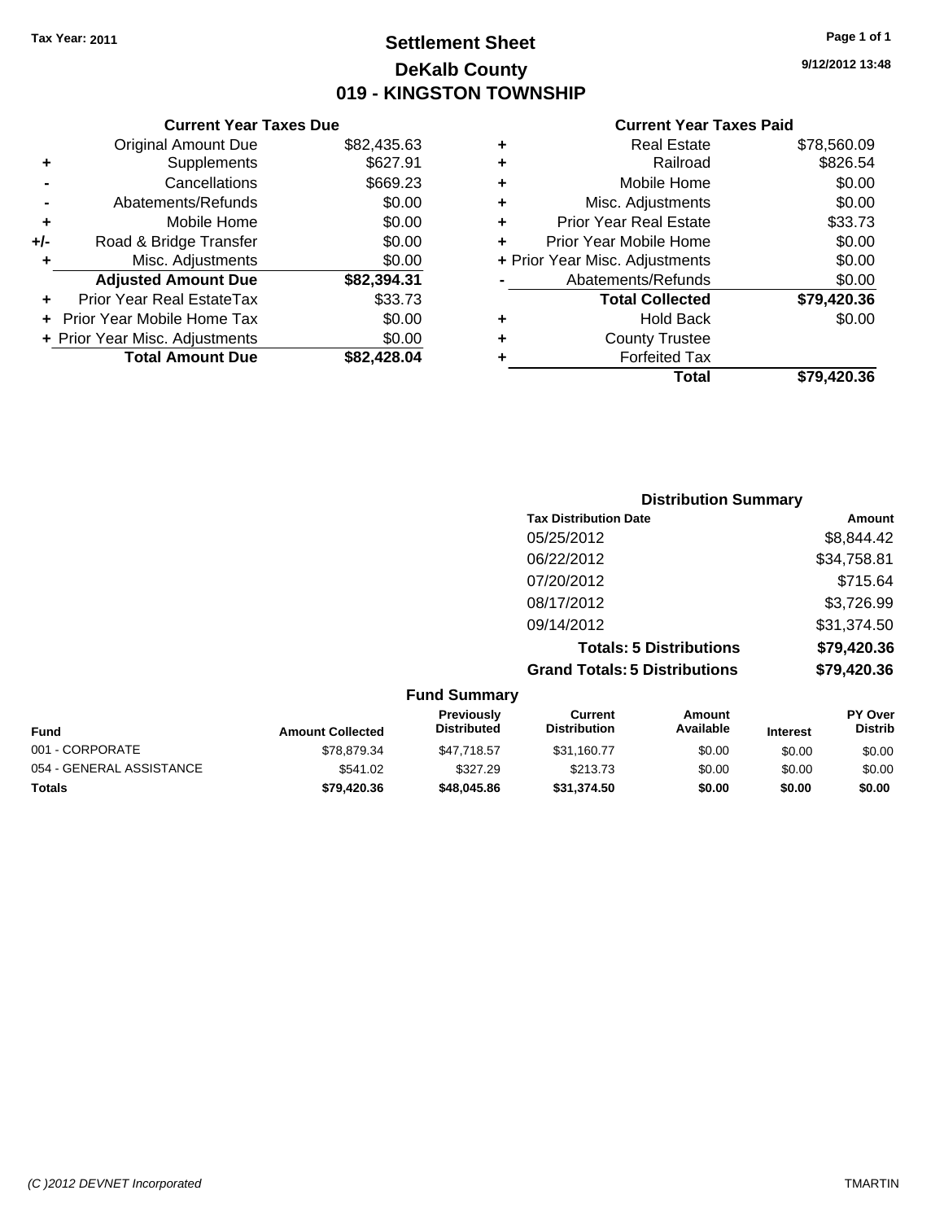Tax Year: 2011

# Settlement Sheet
## DeKalb County
## 019 - KINGSTON TOWNSHIP

9/12/2012 13:48

### Current Year Taxes Due

| | | |
|---|---|---|
| | Original Amount Due | $82,435.63 |
| + | Supplements | $627.91 |
| - | Cancellations | $669.23 |
| - | Abatements/Refunds | $0.00 |
| + | Mobile Home | $0.00 |
| +/- | Road & Bridge Transfer | $0.00 |
| + | Misc. Adjustments | $0.00 |
| | **Adjusted Amount Due** | **$82,394.31** |
| + | Prior Year Real EstateTax | $33.73 |
| + | Prior Year Mobile Home Tax | $0.00 |
| + | Prior Year Misc. Adjustments | $0.00 |
| | **Total Amount Due** | **$82,428.04** |

### Current Year Taxes Paid

| | | |
|---|---|---|
| + | Real Estate | $78,560.09 |
| + | Railroad | $826.54 |
| + | Mobile Home | $0.00 |
| + | Misc. Adjustments | $0.00 |
| + | Prior Year Real Estate | $33.73 |
| + | Prior Year Mobile Home | $0.00 |
| + | Prior Year Misc. Adjustments | $0.00 |
| - | Abatements/Refunds | $0.00 |
| | **Total Collected** | **$79,420.36** |
| + | Hold Back | $0.00 |
| + | County Trustee | |
| + | Forfeited Tax | |
| | **Total** | **$79,420.36** |

### Distribution Summary

| Tax Distribution Date | Amount |
|---|---|
| 05/25/2012 | $8,844.42 |
| 06/22/2012 | $34,758.81 |
| 07/20/2012 | $715.64 |
| 08/17/2012 | $3,726.99 |
| 09/14/2012 | $31,374.50 |
| **Totals: 5 Distributions** | **$79,420.36** |
| **Grand Totals: 5 Distributions** | **$79,420.36** |

### Fund Summary

| Fund | Amount Collected | Previously Distributed | Current Distribution | Amount Available | Interest | PY Over Distrib |
|---|---|---|---|---|---|---|
| 001 - CORPORATE | $78,879.34 | $47,718.57 | $31,160.77 | $0.00 | $0.00 | $0.00 |
| 054 - GENERAL ASSISTANCE | $541.02 | $327.29 | $213.73 | $0.00 | $0.00 | $0.00 |
| **Totals** | **$79,420.36** | **$48,045.86** | **$31,374.50** | **$0.00** | **$0.00** | **$0.00** |

(C )2012 DEVNET Incorporated TMARTIN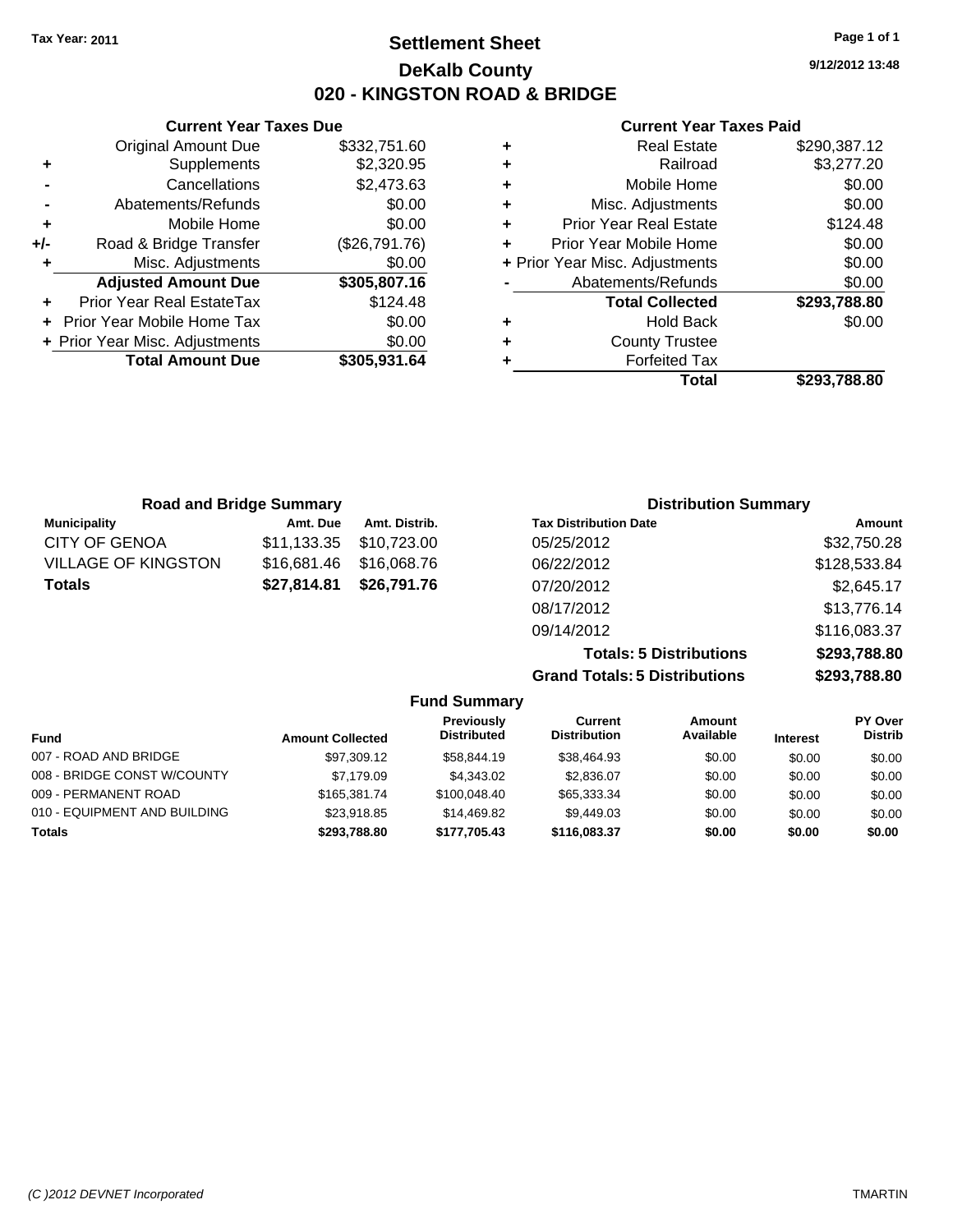Tax Year: 2011

# Settlement Sheet

## DeKalb County

## 020 - KINGSTON ROAD & BRIDGE

9/12/2012 13:48

### Current Year Taxes Due

| | | |
|---|---|---|
| | Original Amount Due | $332,751.60 |
| + | Supplements | $2,320.95 |
| - | Cancellations | $2,473.63 |
| - | Abatements/Refunds | $0.00 |
| + | Mobile Home | $0.00 |
| +/- | Road & Bridge Transfer | ($26,791.76) |
| + | Misc. Adjustments | $0.00 |
| | **Adjusted Amount Due** | **$305,807.16** |
| + | Prior Year Real EstateTax | $124.48 |
| + | Prior Year Mobile Home Tax | $0.00 |
| + | Prior Year Misc. Adjustments | $0.00 |
| | **Total Amount Due** | **$305,931.64** |

### Current Year Taxes Paid

| | | |
|---|---|---|
| + | Real Estate | $290,387.12 |
| + | Railroad | $3,277.20 |
| + | Mobile Home | $0.00 |
| + | Misc. Adjustments | $0.00 |
| + | Prior Year Real Estate | $124.48 |
| + | Prior Year Mobile Home | $0.00 |
| + | Prior Year Misc. Adjustments | $0.00 |
| - | Abatements/Refunds | $0.00 |
| | **Total Collected** | **$293,788.80** |
| + | Hold Back | $0.00 |
| + | County Trustee | |
| + | Forfeited Tax | |
| | **Total** | **$293,788.80** |

### Road and Bridge Summary

| Municipality | Amt. Due | Amt. Distrib. |
|---|---|---|
| CITY OF GENOA | $11,133.35 | $10,723.00 |
| VILLAGE OF KINGSTON | $16,681.46 | $16,068.76 |
| **Totals** | **$27,814.81** | **$26,791.76** |

### Distribution Summary

| Tax Distribution Date | Amount |
|---|---|
| 05/25/2012 | $32,750.28 |
| 06/22/2012 | $128,533.84 |
| 07/20/2012 | $2,645.17 |
| 08/17/2012 | $13,776.14 |
| 09/14/2012 | $116,083.37 |
| **Totals: 5 Distributions** | **$293,788.80** |
| **Grand Totals: 5 Distributions** | **$293,788.80** |

### Fund Summary

| Fund | Amount Collected | Previously Distributed | Current Distribution | Amount Available | Interest | PY Over Distrib |
|---|---|---|---|---|---|---|
| 007 - ROAD AND BRIDGE | $97,309.12 | $58,844.19 | $38,464.93 | $0.00 | $0.00 | $0.00 |
| 008 - BRIDGE CONST W/COUNTY | $7,179.09 | $4,343.02 | $2,836.07 | $0.00 | $0.00 | $0.00 |
| 009 - PERMANENT ROAD | $165,381.74 | $100,048.40 | $65,333.34 | $0.00 | $0.00 | $0.00 |
| 010 - EQUIPMENT AND BUILDING | $23,918.85 | $14,469.82 | $9,449.03 | $0.00 | $0.00 | $0.00 |
| **Totals** | **$293,788.80** | **$177,705.43** | **$116,083.37** | **$0.00** | **$0.00** | **$0.00** |

(C )2012 DEVNET Incorporated — TMARTIN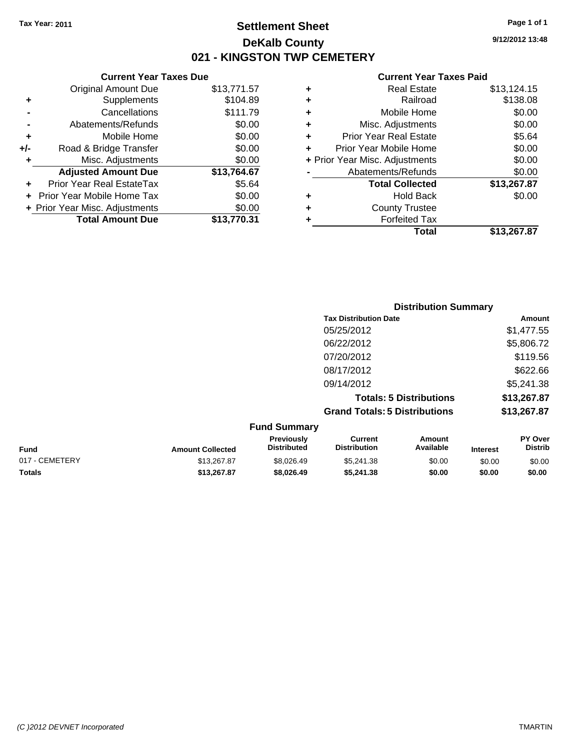Tax Year: 2011

# Settlement Sheet

## DeKalb County

## 021 - KINGSTON TWP CEMETERY

9/12/2012 13:48

### Current Year Taxes Due

| | | |
|---|---|---|
| | Original Amount Due | $13,771.57 |
| + | Supplements | $104.89 |
| - | Cancellations | $111.79 |
| - | Abatements/Refunds | $0.00 |
| + | Mobile Home | $0.00 |
| +/- | Road & Bridge Transfer | $0.00 |
| + | Misc. Adjustments | $0.00 |
| | **Adjusted Amount Due** | **$13,764.67** |
| + | Prior Year Real EstateTax | $5.64 |
| + | Prior Year Mobile Home Tax | $0.00 |
| + | Prior Year Misc. Adjustments | $0.00 |
| | **Total Amount Due** | **$13,770.31** |

### Current Year Taxes Paid

| | | |
|---|---|---|
| + | Real Estate | $13,124.15 |
| + | Railroad | $138.08 |
| + | Mobile Home | $0.00 |
| + | Misc. Adjustments | $0.00 |
| + | Prior Year Real Estate | $5.64 |
| + | Prior Year Mobile Home | $0.00 |
| + | Prior Year Misc. Adjustments | $0.00 |
| - | Abatements/Refunds | $0.00 |
| | **Total Collected** | **$13,267.87** |
| + | Hold Back | $0.00 |
| + | County Trustee | |
| + | Forfeited Tax | |
| | **Total** | **$13,267.87** |

### Distribution Summary

| Tax Distribution Date | Amount |
|---|---|
| 05/25/2012 | $1,477.55 |
| 06/22/2012 | $5,806.72 |
| 07/20/2012 | $119.56 |
| 08/17/2012 | $622.66 |
| 09/14/2012 | $5,241.38 |
| **Totals: 5 Distributions** | **$13,267.87** |
| **Grand Totals: 5 Distributions** | **$13,267.87** |

### Fund Summary

| Fund | Amount Collected | Previously Distributed | Current Distribution | Amount Available | Interest | PY Over Distrib |
|---|---|---|---|---|---|---|
| 017 - CEMETERY | $13,267.87 | $8,026.49 | $5,241.38 | $0.00 | $0.00 | $0.00 |
| **Totals** | **$13,267.87** | **$8,026.49** | **$5,241.38** | **$0.00** | **$0.00** | **$0.00** |

(C )2012 DEVNET Incorporated

TMARTIN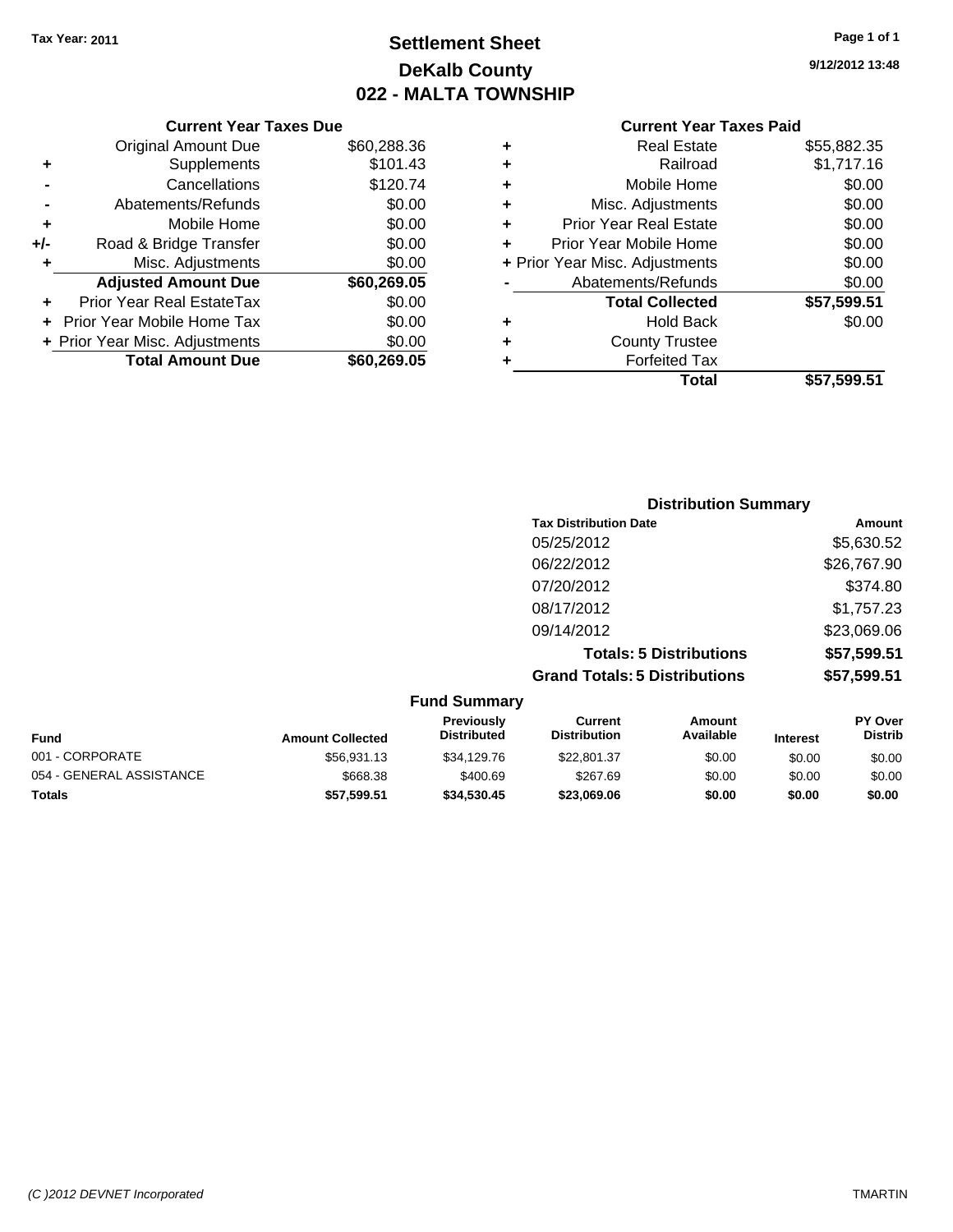Tax Year: 2011

# Settlement Sheet
## DeKalb County
## 022 - MALTA TOWNSHIP

9/12/2012 13:48

### Current Year Taxes Due

| | | |
|---|---|---|
| | Original Amount Due | $60,288.36 |
| + | Supplements | $101.43 |
| - | Cancellations | $120.74 |
| - | Abatements/Refunds | $0.00 |
| + | Mobile Home | $0.00 |
| +/- | Road & Bridge Transfer | $0.00 |
| + | Misc. Adjustments | $0.00 |
| | **Adjusted Amount Due** | **$60,269.05** |
| + | Prior Year Real EstateTax | $0.00 |
| + | Prior Year Mobile Home Tax | $0.00 |
| + | Prior Year Misc. Adjustments | $0.00 |
| | **Total Amount Due** | **$60,269.05** |

### Current Year Taxes Paid

| | | |
|---|---|---|
| + | Real Estate | $55,882.35 |
| + | Railroad | $1,717.16 |
| + | Mobile Home | $0.00 |
| + | Misc. Adjustments | $0.00 |
| + | Prior Year Real Estate | $0.00 |
| + | Prior Year Mobile Home | $0.00 |
| + | Prior Year Misc. Adjustments | $0.00 |
| - | Abatements/Refunds | $0.00 |
| | **Total Collected** | **$57,599.51** |
| + | Hold Back | $0.00 |
| + | County Trustee | |
| + | Forfeited Tax | |
| | **Total** | **$57,599.51** |

### Distribution Summary

| Tax Distribution Date | Amount |
|---|---|
| 05/25/2012 | $5,630.52 |
| 06/22/2012 | $26,767.90 |
| 07/20/2012 | $374.80 |
| 08/17/2012 | $1,757.23 |
| 09/14/2012 | $23,069.06 |
| **Totals: 5 Distributions** | **$57,599.51** |
| **Grand Totals: 5 Distributions** | **$57,599.51** |

### Fund Summary

| Fund | Amount Collected | Previously Distributed | Current Distribution | Amount Available | Interest | PY Over Distrib |
|---|---|---|---|---|---|---|
| 001 - CORPORATE | $56,931.13 | $34,129.76 | $22,801.37 | $0.00 | $0.00 | $0.00 |
| 054 - GENERAL ASSISTANCE | $668.38 | $400.69 | $267.69 | $0.00 | $0.00 | $0.00 |
| **Totals** | **$57,599.51** | **$34,530.45** | **$23,069.06** | **$0.00** | **$0.00** | **$0.00** |

(C )2012 DEVNET Incorporated TMARTIN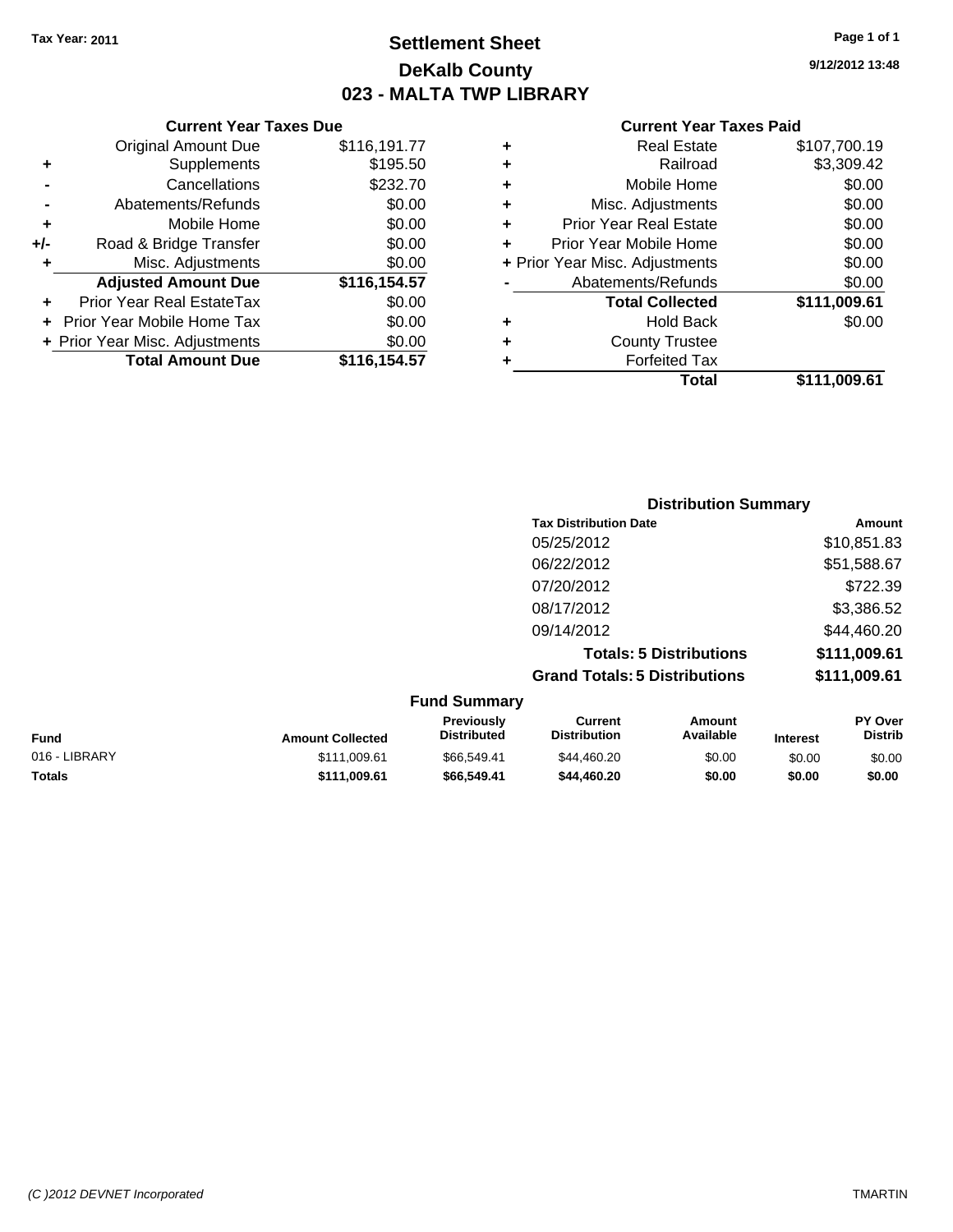Tax Year: 2011

# Settlement Sheet

## DeKalb County

## 023 - MALTA TWP LIBRARY

9/12/2012 13:48

### Current Year Taxes Due

| | | |
|---|---|---|
| | Original Amount Due | $116,191.77 |
| + | Supplements | $195.50 |
| - | Cancellations | $232.70 |
| - | Abatements/Refunds | $0.00 |
| + | Mobile Home | $0.00 |
| +/- | Road & Bridge Transfer | $0.00 |
| + | Misc. Adjustments | $0.00 |
| | **Adjusted Amount Due** | **$116,154.57** |
| + | Prior Year Real EstateTax | $0.00 |
| + | Prior Year Mobile Home Tax | $0.00 |
| + | Prior Year Misc. Adjustments | $0.00 |
| | **Total Amount Due** | **$116,154.57** |

### Current Year Taxes Paid

| | | |
|---|---|---|
| + | Real Estate | $107,700.19 |
| + | Railroad | $3,309.42 |
| + | Mobile Home | $0.00 |
| + | Misc. Adjustments | $0.00 |
| + | Prior Year Real Estate | $0.00 |
| + | Prior Year Mobile Home | $0.00 |
| + | Prior Year Misc. Adjustments | $0.00 |
| - | Abatements/Refunds | $0.00 |
| | **Total Collected** | **$111,009.61** |
| + | Hold Back | $0.00 |
| + | County Trustee | |
| + | Forfeited Tax | |
| | **Total** | **$111,009.61** |

### Distribution Summary

| Tax Distribution Date | Amount |
|---|---|
| 05/25/2012 | $10,851.83 |
| 06/22/2012 | $51,588.67 |
| 07/20/2012 | $722.39 |
| 08/17/2012 | $3,386.52 |
| 09/14/2012 | $44,460.20 |
| **Totals: 5 Distributions** | **$111,009.61** |
| **Grand Totals: 5 Distributions** | **$111,009.61** |

### Fund Summary

| Fund | Amount Collected | Previously Distributed | Current Distribution | Amount Available | Interest | PY Over Distrib |
|---|---|---|---|---|---|---|
| 016 - LIBRARY | $111,009.61 | $66,549.41 | $44,460.20 | $0.00 | $0.00 | $0.00 |
| **Totals** | **$111,009.61** | **$66,549.41** | **$44,460.20** | **$0.00** | **$0.00** | **$0.00** |

(C )2012 DEVNET Incorporated

TMARTIN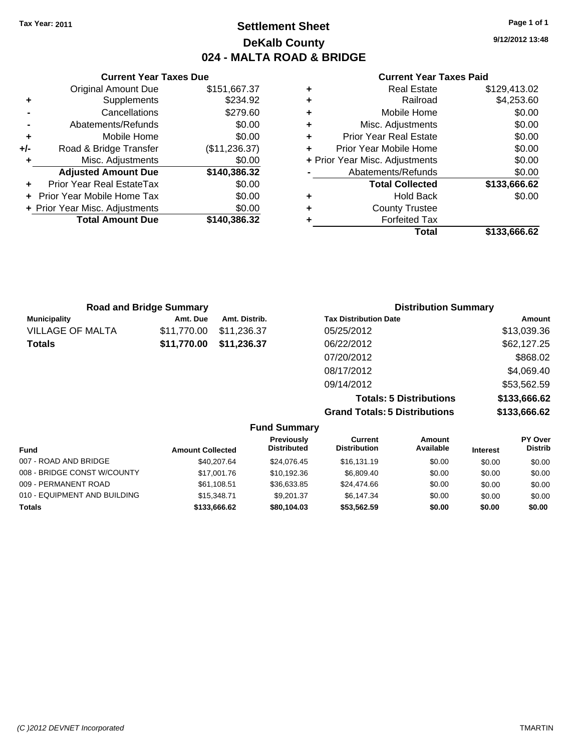Tax Year: 2011

# Settlement Sheet
## DeKalb County
## 024 - MALTA ROAD & BRIDGE

9/12/2012 13:48

### Current Year Taxes Due

| | | |
|---|---|---|
| | Original Amount Due | $151,667.37 |
| + | Supplements | $234.92 |
| - | Cancellations | $279.60 |
| - | Abatements/Refunds | $0.00 |
| + | Mobile Home | $0.00 |
| +/- | Road & Bridge Transfer | ($11,236.37) |
| + | Misc. Adjustments | $0.00 |
| | **Adjusted Amount Due** | **$140,386.32** |
| + | Prior Year Real EstateTax | $0.00 |
| + | Prior Year Mobile Home Tax | $0.00 |
| + | Prior Year Misc. Adjustments | $0.00 |
| | **Total Amount Due** | **$140,386.32** |

### Current Year Taxes Paid

| | | |
|---|---|---|
| + | Real Estate | $129,413.02 |
| + | Railroad | $4,253.60 |
| + | Mobile Home | $0.00 |
| + | Misc. Adjustments | $0.00 |
| + | Prior Year Real Estate | $0.00 |
| + | Prior Year Mobile Home | $0.00 |
| + | Prior Year Misc. Adjustments | $0.00 |
| - | Abatements/Refunds | $0.00 |
| | **Total Collected** | **$133,666.62** |
| + | Hold Back | $0.00 |
| + | County Trustee | |
| + | Forfeited Tax | |
| | **Total** | **$133,666.62** |

### Road and Bridge Summary

| Municipality | Amt. Due | Amt. Distrib. |
|---|---|---|
| VILLAGE OF MALTA | $11,770.00 | $11,236.37 |
| **Totals** | **$11,770.00** | **$11,236.37** |

### Distribution Summary

| Tax Distribution Date | Amount |
|---|---|
| 05/25/2012 | $13,039.36 |
| 06/22/2012 | $62,127.25 |
| 07/20/2012 | $868.02 |
| 08/17/2012 | $4,069.40 |
| 09/14/2012 | $53,562.59 |
| **Totals: 5 Distributions** | **$133,666.62** |
| **Grand Totals: 5 Distributions** | **$133,666.62** |

### Fund Summary

| Fund | Amount Collected | Previously Distributed | Current Distribution | Amount Available | Interest | PY Over Distrib |
|---|---|---|---|---|---|---|
| 007 - ROAD AND BRIDGE | $40,207.64 | $24,076.45 | $16,131.19 | $0.00 | $0.00 | $0.00 |
| 008 - BRIDGE CONST W/COUNTY | $17,001.76 | $10,192.36 | $6,809.40 | $0.00 | $0.00 | $0.00 |
| 009 - PERMANENT ROAD | $61,108.51 | $36,633.85 | $24,474.66 | $0.00 | $0.00 | $0.00 |
| 010 - EQUIPMENT AND BUILDING | $15,348.71 | $9,201.37 | $6,147.34 | $0.00 | $0.00 | $0.00 |
| **Totals** | **$133,666.62** | **$80,104.03** | **$53,562.59** | **$0.00** | **$0.00** | **$0.00** |

(C )2012 DEVNET Incorporated TMARTIN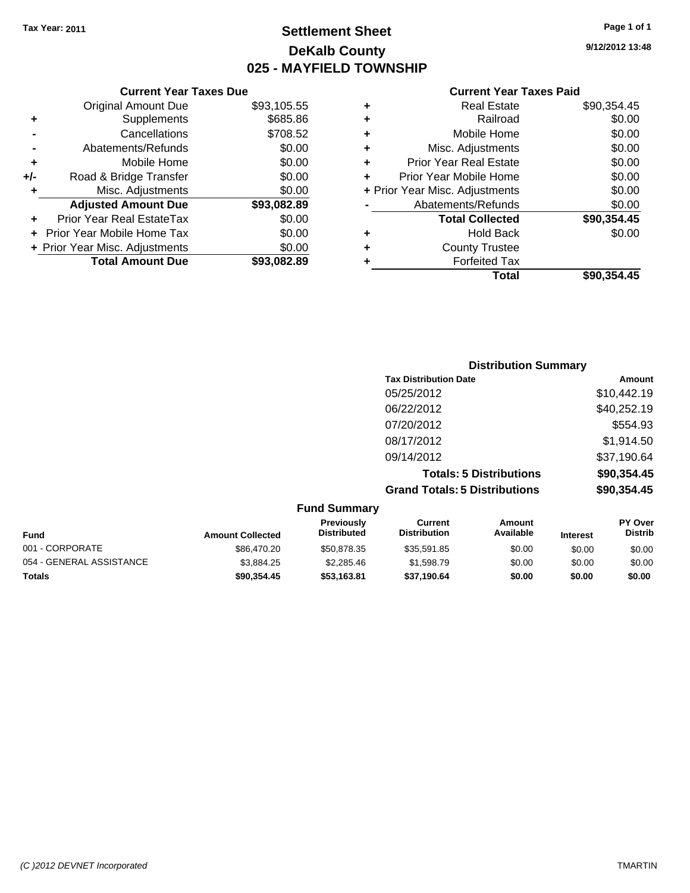Tax Year: 2011

# Settlement Sheet
## DeKalb County
## 025 - MAYFIELD TOWNSHIP

9/12/2012 13:48

### Current Year Taxes Due

| | | |
|---|---|---|
| | Original Amount Due | $93,105.55 |
| + | Supplements | $685.86 |
| - | Cancellations | $708.52 |
| - | Abatements/Refunds | $0.00 |
| + | Mobile Home | $0.00 |
| +/- | Road & Bridge Transfer | $0.00 |
| + | Misc. Adjustments | $0.00 |
| | **Adjusted Amount Due** | **$93,082.89** |
| + | Prior Year Real EstateTax | $0.00 |
| + | Prior Year Mobile Home Tax | $0.00 |
| + | Prior Year Misc. Adjustments | $0.00 |
| | **Total Amount Due** | **$93,082.89** |

### Current Year Taxes Paid

| | | |
|---|---|---|
| + | Real Estate | $90,354.45 |
| + | Railroad | $0.00 |
| + | Mobile Home | $0.00 |
| + | Misc. Adjustments | $0.00 |
| + | Prior Year Real Estate | $0.00 |
| + | Prior Year Mobile Home | $0.00 |
| + | Prior Year Misc. Adjustments | $0.00 |
| - | Abatements/Refunds | $0.00 |
| | **Total Collected** | **$90,354.45** |
| + | Hold Back | $0.00 |
| + | County Trustee | |
| + | Forfeited Tax | |
| | **Total** | **$90,354.45** |

### Distribution Summary

| Tax Distribution Date | Amount |
|---|---|
| 05/25/2012 | $10,442.19 |
| 06/22/2012 | $40,252.19 |
| 07/20/2012 | $554.93 |
| 08/17/2012 | $1,914.50 |
| 09/14/2012 | $37,190.64 |
| **Totals: 5 Distributions** | **$90,354.45** |
| **Grand Totals: 5 Distributions** | **$90,354.45** |

### Fund Summary

| Fund | Amount Collected | Previously Distributed | Current Distribution | Amount Available | Interest | PY Over Distrib |
|---|---|---|---|---|---|---|
| 001 - CORPORATE | $86,470.20 | $50,878.35 | $35,591.85 | $0.00 | $0.00 | $0.00 |
| 054 - GENERAL ASSISTANCE | $3,884.25 | $2,285.46 | $1,598.79 | $0.00 | $0.00 | $0.00 |
| **Totals** | **$90,354.45** | **$53,163.81** | **$37,190.64** | **$0.00** | **$0.00** | **$0.00** |

(C )2012 DEVNET Incorporated TMARTIN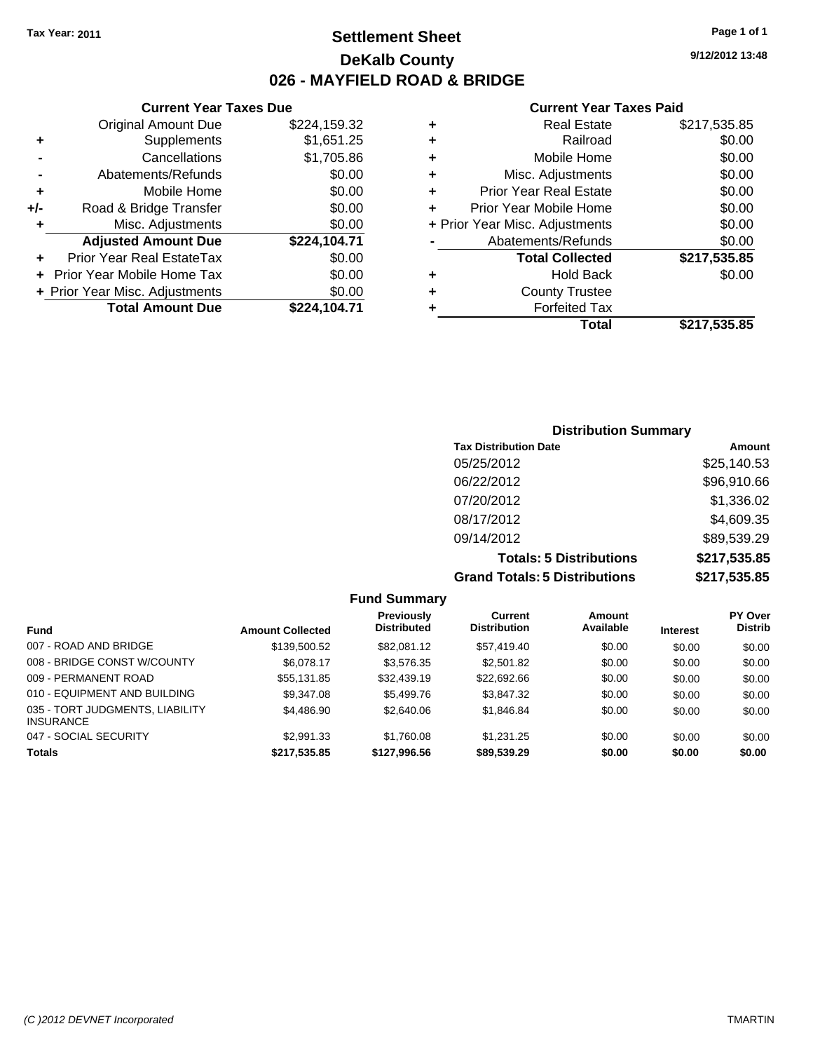Tax Year: 2011

# Settlement Sheet
## DeKalb County
## 026 - MAYFIELD ROAD & BRIDGE

9/12/2012 13:48

### Current Year Taxes Due

| | | |
|---|---|---|
| | Original Amount Due | $224,159.32 |
| + | Supplements | $1,651.25 |
| - | Cancellations | $1,705.86 |
| - | Abatements/Refunds | $0.00 |
| + | Mobile Home | $0.00 |
| +/- | Road & Bridge Transfer | $0.00 |
| + | Misc. Adjustments | $0.00 |
| | **Adjusted Amount Due** | **$224,104.71** |
| + | Prior Year Real EstateTax | $0.00 |
| + | Prior Year Mobile Home Tax | $0.00 |
| + | Prior Year Misc. Adjustments | $0.00 |
| | **Total Amount Due** | **$224,104.71** |

### Current Year Taxes Paid

| | | |
|---|---|---|
| + | Real Estate | $217,535.85 |
| + | Railroad | $0.00 |
| + | Mobile Home | $0.00 |
| + | Misc. Adjustments | $0.00 |
| + | Prior Year Real Estate | $0.00 |
| + | Prior Year Mobile Home | $0.00 |
| + | Prior Year Misc. Adjustments | $0.00 |
| - | Abatements/Refunds | $0.00 |
| | **Total Collected** | **$217,535.85** |
| + | Hold Back | $0.00 |
| + | County Trustee | |
| + | Forfeited Tax | |
| | **Total** | **$217,535.85** |

### Distribution Summary

| Tax Distribution Date | Amount |
|---|---|
| 05/25/2012 | $25,140.53 |
| 06/22/2012 | $96,910.66 |
| 07/20/2012 | $1,336.02 |
| 08/17/2012 | $4,609.35 |
| 09/14/2012 | $89,539.29 |
| **Totals: 5 Distributions** | **$217,535.85** |
| **Grand Totals: 5 Distributions** | **$217,535.85** |

### Fund Summary

| Fund | Amount Collected | Previously Distributed | Current Distribution | Amount Available | Interest | PY Over Distrib |
|---|---|---|---|---|---|---|
| 007 - ROAD AND BRIDGE | $139,500.52 | $82,081.12 | $57,419.40 | $0.00 | $0.00 | $0.00 |
| 008 - BRIDGE CONST W/COUNTY | $6,078.17 | $3,576.35 | $2,501.82 | $0.00 | $0.00 | $0.00 |
| 009 - PERMANENT ROAD | $55,131.85 | $32,439.19 | $22,692.66 | $0.00 | $0.00 | $0.00 |
| 010 - EQUIPMENT AND BUILDING | $9,347.08 | $5,499.76 | $3,847.32 | $0.00 | $0.00 | $0.00 |
| 035 - TORT JUDGMENTS, LIABILITY INSURANCE | $4,486.90 | $2,640.06 | $1,846.84 | $0.00 | $0.00 | $0.00 |
| 047 - SOCIAL SECURITY | $2,991.33 | $1,760.08 | $1,231.25 | $0.00 | $0.00 | $0.00 |
| **Totals** | **$217,535.85** | **$127,996.56** | **$89,539.29** | **$0.00** | **$0.00** | **$0.00** |

(C )2012 DEVNET Incorporated — TMARTIN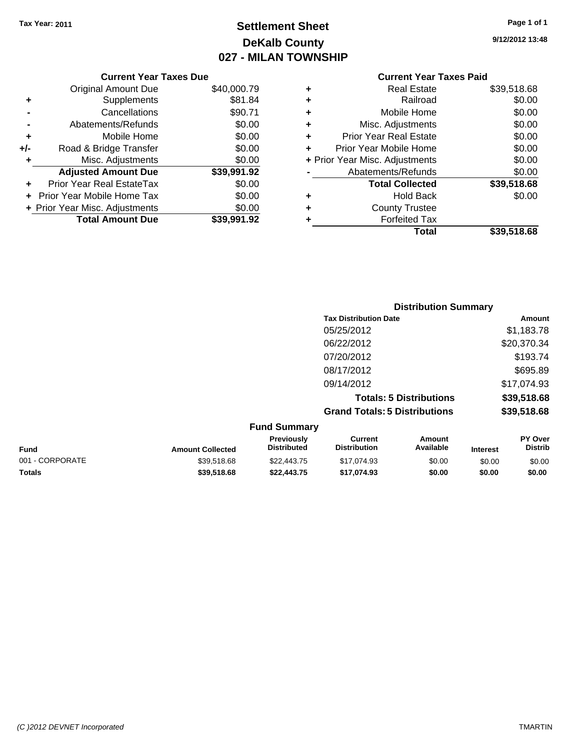Tax Year: 2011

# Settlement Sheet
## DeKalb County
## 027 - MILAN TOWNSHIP

9/12/2012 13:48

### Current Year Taxes Due

| | | |
|---|---|---|
| | Original Amount Due | $40,000.79 |
| + | Supplements | $81.84 |
| - | Cancellations | $90.71 |
| - | Abatements/Refunds | $0.00 |
| + | Mobile Home | $0.00 |
| +/- | Road & Bridge Transfer | $0.00 |
| + | Misc. Adjustments | $0.00 |
| | **Adjusted Amount Due** | **$39,991.92** |
| + | Prior Year Real EstateTax | $0.00 |
| + | Prior Year Mobile Home Tax | $0.00 |
| + | Prior Year Misc. Adjustments | $0.00 |
| | **Total Amount Due** | **$39,991.92** |

### Current Year Taxes Paid

| | | |
|---|---|---|
| + | Real Estate | $39,518.68 |
| + | Railroad | $0.00 |
| + | Mobile Home | $0.00 |
| + | Misc. Adjustments | $0.00 |
| + | Prior Year Real Estate | $0.00 |
| + | Prior Year Mobile Home | $0.00 |
| + | Prior Year Misc. Adjustments | $0.00 |
| - | Abatements/Refunds | $0.00 |
| | **Total Collected** | **$39,518.68** |
| + | Hold Back | $0.00 |
| + | County Trustee | |
| + | Forfeited Tax | |
| | **Total** | **$39,518.68** |

### Distribution Summary

| Tax Distribution Date | Amount |
|---|---|
| 05/25/2012 | $1,183.78 |
| 06/22/2012 | $20,370.34 |
| 07/20/2012 | $193.74 |
| 08/17/2012 | $695.89 |
| 09/14/2012 | $17,074.93 |
| **Totals: 5 Distributions** | **$39,518.68** |
| **Grand Totals: 5 Distributions** | **$39,518.68** |

### Fund Summary

| Fund | Amount Collected | Previously Distributed | Current Distribution | Amount Available | Interest | PY Over Distrib |
|---|---|---|---|---|---|---|
| 001 - CORPORATE | $39,518.68 | $22,443.75 | $17,074.93 | $0.00 | $0.00 | $0.00 |
| **Totals** | **$39,518.68** | **$22,443.75** | **$17,074.93** | **$0.00** | **$0.00** | **$0.00** |

(C )2012 DEVNET Incorporated — TMARTIN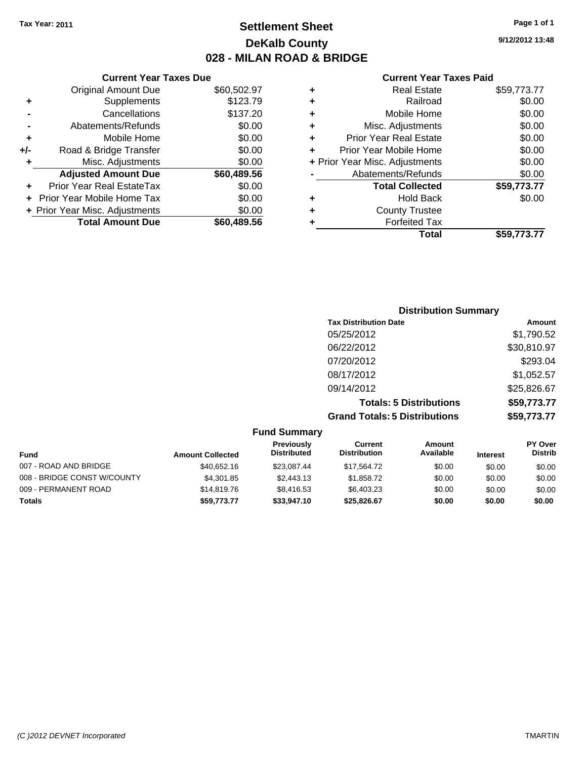**Tax Year: 2011**

# Settlement Sheet
## DeKalb County
## 028 - MILAN ROAD & BRIDGE

9/12/2012 13:48

### Current Year Taxes Due

| | | |
|---|---|---|
| | Original Amount Due | $60,502.97 |
| + | Supplements | $123.79 |
| - | Cancellations | $137.20 |
| - | Abatements/Refunds | $0.00 |
| + | Mobile Home | $0.00 |
| +/- | Road & Bridge Transfer | $0.00 |
| + | Misc. Adjustments | $0.00 |
| | **Adjusted Amount Due** | **$60,489.56** |
| + | Prior Year Real EstateTax | $0.00 |
| + | Prior Year Mobile Home Tax | $0.00 |
| + | Prior Year Misc. Adjustments | $0.00 |
| | **Total Amount Due** | **$60,489.56** |

### Current Year Taxes Paid

| | | |
|---|---|---|
| + | Real Estate | $59,773.77 |
| + | Railroad | $0.00 |
| + | Mobile Home | $0.00 |
| + | Misc. Adjustments | $0.00 |
| + | Prior Year Real Estate | $0.00 |
| + | Prior Year Mobile Home | $0.00 |
| + | Prior Year Misc. Adjustments | $0.00 |
| - | Abatements/Refunds | $0.00 |
| | **Total Collected** | **$59,773.77** |
| + | Hold Back | $0.00 |
| + | County Trustee | |
| + | Forfeited Tax | |
| | **Total** | **$59,773.77** |

### Distribution Summary

| Tax Distribution Date | Amount |
|---|---|
| 05/25/2012 | $1,790.52 |
| 06/22/2012 | $30,810.97 |
| 07/20/2012 | $293.04 |
| 08/17/2012 | $1,052.57 |
| 09/14/2012 | $25,826.67 |
| **Totals: 5 Distributions** | **$59,773.77** |
| **Grand Totals: 5 Distributions** | **$59,773.77** |

### Fund Summary

| Fund | Amount Collected | Previously Distributed | Current Distribution | Amount Available | Interest | PY Over Distrib |
|---|---|---|---|---|---|---|
| 007 - ROAD AND BRIDGE | $40,652.16 | $23,087.44 | $17,564.72 | $0.00 | $0.00 | $0.00 |
| 008 - BRIDGE CONST W/COUNTY | $4,301.85 | $2,443.13 | $1,858.72 | $0.00 | $0.00 | $0.00 |
| 009 - PERMANENT ROAD | $14,819.76 | $8,416.53 | $6,403.23 | $0.00 | $0.00 | $0.00 |
| **Totals** | **$59,773.77** | **$33,947.10** | **$25,826.67** | **$0.00** | **$0.00** | **$0.00** |

(C )2012 DEVNET Incorporated TMARTIN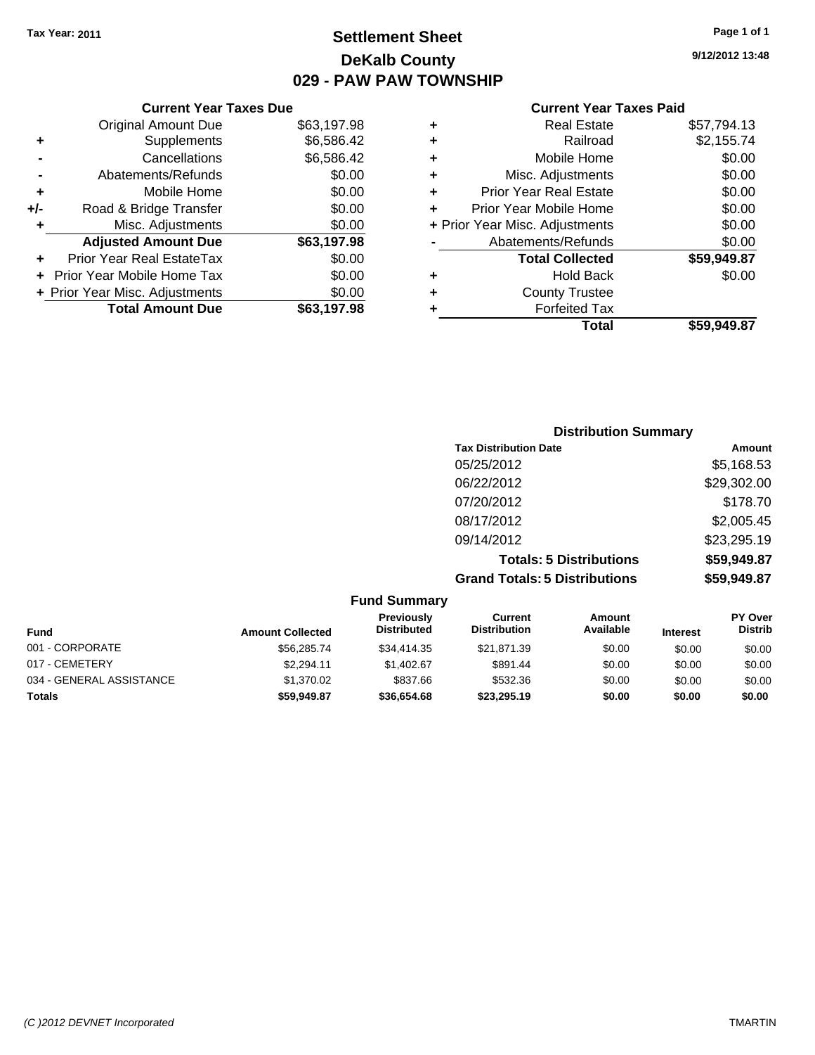Tax Year: 2011

# Settlement Sheet
## DeKalb County
## 029 - PAW PAW TOWNSHIP

9/12/2012 13:48

### Current Year Taxes Due

| | | |
|---|---|---|
| | Original Amount Due | $63,197.98 |
| + | Supplements | $6,586.42 |
| - | Cancellations | $6,586.42 |
| - | Abatements/Refunds | $0.00 |
| + | Mobile Home | $0.00 |
| +/- | Road & Bridge Transfer | $0.00 |
| + | Misc. Adjustments | $0.00 |
| | **Adjusted Amount Due** | **$63,197.98** |
| + | Prior Year Real EstateTax | $0.00 |
| + | Prior Year Mobile Home Tax | $0.00 |
| + | Prior Year Misc. Adjustments | $0.00 |
| | **Total Amount Due** | **$63,197.98** |

### Current Year Taxes Paid

| | | |
|---|---|---|
| + | Real Estate | $57,794.13 |
| + | Railroad | $2,155.74 |
| + | Mobile Home | $0.00 |
| + | Misc. Adjustments | $0.00 |
| + | Prior Year Real Estate | $0.00 |
| + | Prior Year Mobile Home | $0.00 |
| + | Prior Year Misc. Adjustments | $0.00 |
| - | Abatements/Refunds | $0.00 |
| | **Total Collected** | **$59,949.87** |
| + | Hold Back | $0.00 |
| + | County Trustee | |
| + | Forfeited Tax | |
| | **Total** | **$59,949.87** |

### Distribution Summary

| Tax Distribution Date | Amount |
|---|---|
| 05/25/2012 | $5,168.53 |
| 06/22/2012 | $29,302.00 |
| 07/20/2012 | $178.70 |
| 08/17/2012 | $2,005.45 |
| 09/14/2012 | $23,295.19 |
| **Totals: 5 Distributions** | **$59,949.87** |
| **Grand Totals: 5 Distributions** | **$59,949.87** |

### Fund Summary

| Fund | Amount Collected | Previously Distributed | Current Distribution | Amount Available | Interest | PY Over Distrib |
|---|---|---|---|---|---|---|
| 001 - CORPORATE | $56,285.74 | $34,414.35 | $21,871.39 | $0.00 | $0.00 | $0.00 |
| 017 - CEMETERY | $2,294.11 | $1,402.67 | $891.44 | $0.00 | $0.00 | $0.00 |
| 034 - GENERAL ASSISTANCE | $1,370.02 | $837.66 | $532.36 | $0.00 | $0.00 | $0.00 |
| **Totals** | **$59,949.87** | **$36,654.68** | **$23,295.19** | **$0.00** | **$0.00** | **$0.00** |

(C )2012 DEVNET Incorporated TMARTIN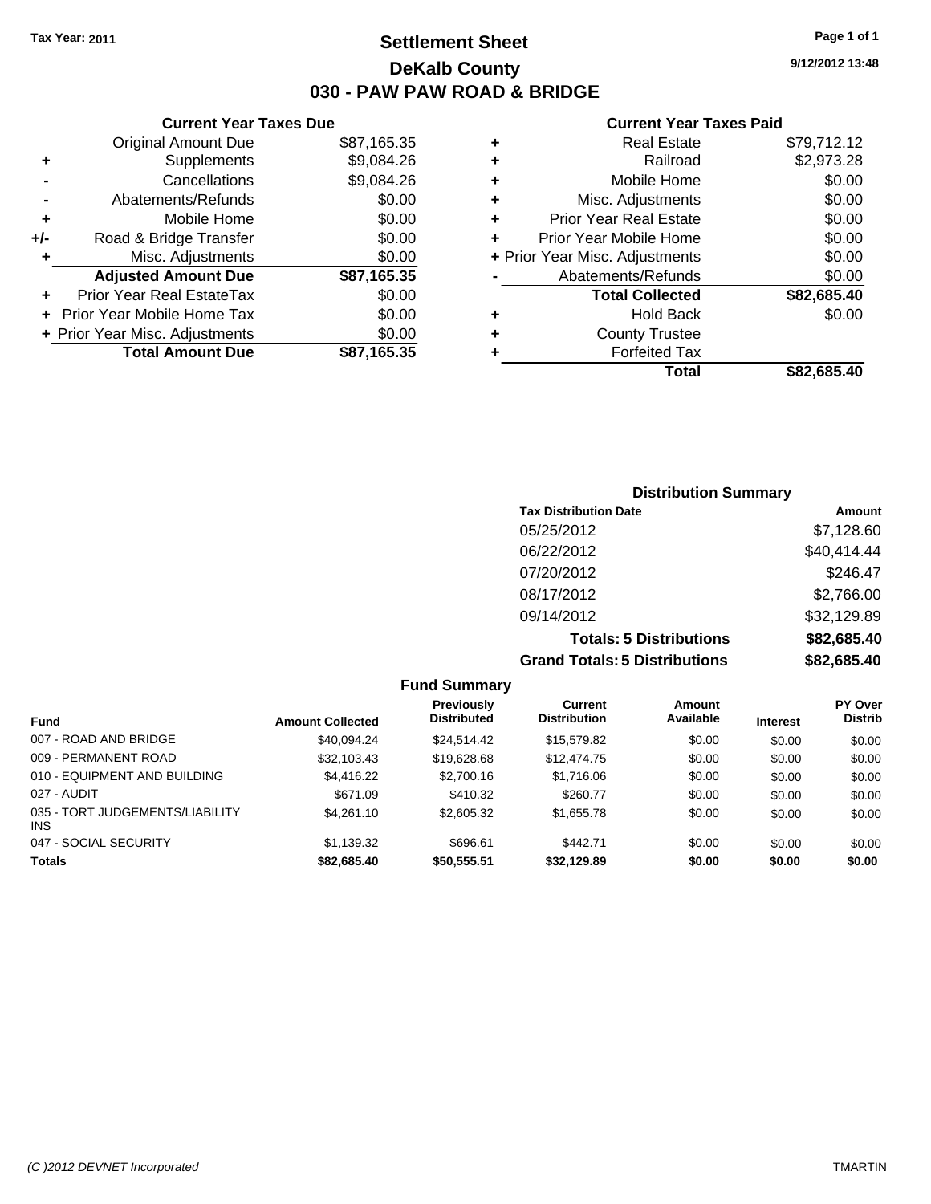Tax Year: 2011

# Settlement Sheet

## DeKalb County

## 030 - PAW PAW ROAD & BRIDGE

9/12/2012 13:48

### Current Year Taxes Due

| | | |
|---|---|---|
| | Original Amount Due | $87,165.35 |
| + | Supplements | $9,084.26 |
| - | Cancellations | $9,084.26 |
| - | Abatements/Refunds | $0.00 |
| + | Mobile Home | $0.00 |
| +/- | Road & Bridge Transfer | $0.00 |
| + | Misc. Adjustments | $0.00 |
| | **Adjusted Amount Due** | **$87,165.35** |
| + | Prior Year Real EstateTax | $0.00 |
| + | Prior Year Mobile Home Tax | $0.00 |
| + | Prior Year Misc. Adjustments | $0.00 |
| | **Total Amount Due** | **$87,165.35** |

### Current Year Taxes Paid

| | | |
|---|---|---|
| + | Real Estate | $79,712.12 |
| + | Railroad | $2,973.28 |
| + | Mobile Home | $0.00 |
| + | Misc. Adjustments | $0.00 |
| + | Prior Year Real Estate | $0.00 |
| + | Prior Year Mobile Home | $0.00 |
| + | Prior Year Misc. Adjustments | $0.00 |
| - | Abatements/Refunds | $0.00 |
| | **Total Collected** | **$82,685.40** |
| + | Hold Back | $0.00 |
| + | County Trustee | |
| + | Forfeited Tax | |
| | **Total** | **$82,685.40** |

### Distribution Summary

| Tax Distribution Date | Amount |
|---|---|
| 05/25/2012 | $7,128.60 |
| 06/22/2012 | $40,414.44 |
| 07/20/2012 | $246.47 |
| 08/17/2012 | $2,766.00 |
| 09/14/2012 | $32,129.89 |
| **Totals: 5 Distributions** | **$82,685.40** |
| **Grand Totals: 5 Distributions** | **$82,685.40** |

### Fund Summary

| Fund | Amount Collected | Previously Distributed | Current Distribution | Amount Available | Interest | PY Over Distrib |
|---|---|---|---|---|---|---|
| 007 - ROAD AND BRIDGE | $40,094.24 | $24,514.42 | $15,579.82 | $0.00 | $0.00 | $0.00 |
| 009 - PERMANENT ROAD | $32,103.43 | $19,628.68 | $12,474.75 | $0.00 | $0.00 | $0.00 |
| 010 - EQUIPMENT AND BUILDING | $4,416.22 | $2,700.16 | $1,716.06 | $0.00 | $0.00 | $0.00 |
| 027 - AUDIT | $671.09 | $410.32 | $260.77 | $0.00 | $0.00 | $0.00 |
| 035 - TORT JUDGEMENTS/LIABILITY INS | $4,261.10 | $2,605.32 | $1,655.78 | $0.00 | $0.00 | $0.00 |
| 047 - SOCIAL SECURITY | $1,139.32 | $696.61 | $442.71 | $0.00 | $0.00 | $0.00 |
| **Totals** | **$82,685.40** | **$50,555.51** | **$32,129.89** | **$0.00** | **$0.00** | **$0.00** |

(C )2012 DEVNET Incorporated TMARTIN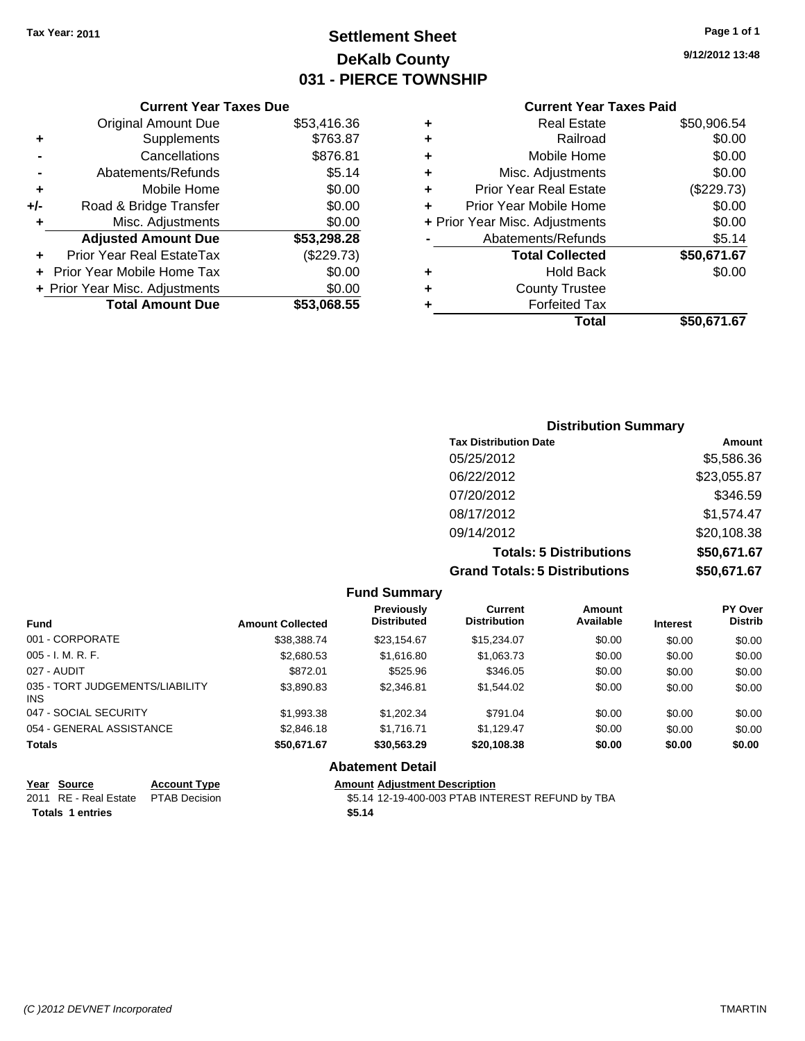Tax Year: 2011

# Settlement Sheet
## DeKalb County
## 031 - PIERCE TOWNSHIP

9/12/2012 13:48

### Current Year Taxes Due

| | | |
|---|---|---|
| | Original Amount Due | $53,416.36 |
| + | Supplements | $763.87 |
| - | Cancellations | $876.81 |
| - | Abatements/Refunds | $5.14 |
| + | Mobile Home | $0.00 |
| +/- | Road & Bridge Transfer | $0.00 |
| + | Misc. Adjustments | $0.00 |
| | **Adjusted Amount Due** | **$53,298.28** |
| + | Prior Year Real EstateTax | ($229.73) |
| + | Prior Year Mobile Home Tax | $0.00 |
| + | Prior Year Misc. Adjustments | $0.00 |
| | **Total Amount Due** | **$53,068.55** |

### Current Year Taxes Paid

| | | |
|---|---|---|
| + | Real Estate | $50,906.54 |
| + | Railroad | $0.00 |
| + | Mobile Home | $0.00 |
| + | Misc. Adjustments | $0.00 |
| + | Prior Year Real Estate | ($229.73) |
| + | Prior Year Mobile Home | $0.00 |
| + | Prior Year Misc. Adjustments | $0.00 |
| - | Abatements/Refunds | $5.14 |
| | **Total Collected** | **$50,671.67** |
| + | Hold Back | $0.00 |
| + | County Trustee | |
| + | Forfeited Tax | |
| | **Total** | **$50,671.67** |

### Distribution Summary

| Tax Distribution Date | Amount |
|---|---|
| 05/25/2012 | $5,586.36 |
| 06/22/2012 | $23,055.87 |
| 07/20/2012 | $346.59 |
| 08/17/2012 | $1,574.47 |
| 09/14/2012 | $20,108.38 |
| **Totals: 5 Distributions** | **$50,671.67** |
| **Grand Totals: 5 Distributions** | **$50,671.67** |

### Fund Summary

| Fund | Amount Collected | Previously Distributed | Current Distribution | Amount Available | Interest | PY Over Distrib |
|---|---|---|---|---|---|---|
| 001 - CORPORATE | $38,388.74 | $23,154.67 | $15,234.07 | $0.00 | $0.00 | $0.00 |
| 005 - I. M. R. F. | $2,680.53 | $1,616.80 | $1,063.73 | $0.00 | $0.00 | $0.00 |
| 027 - AUDIT | $872.01 | $525.96 | $346.05 | $0.00 | $0.00 | $0.00 |
| 035 - TORT JUDGEMENTS/LIABILITY INS | $3,890.83 | $2,346.81 | $1,544.02 | $0.00 | $0.00 | $0.00 |
| 047 - SOCIAL SECURITY | $1,993.38 | $1,202.34 | $791.04 | $0.00 | $0.00 | $0.00 |
| 054 - GENERAL ASSISTANCE | $2,846.18 | $1,716.71 | $1,129.47 | $0.00 | $0.00 | $0.00 |
| **Totals** | **$50,671.67** | **$30,563.29** | **$20,108.38** | **$0.00** | **$0.00** | **$0.00** |

### Abatement Detail

| Year | Source | Account Type | Amount | Adjustment Description |
|---|---|---|---|---|
| 2011 | RE - Real Estate | PTAB Decision | $5.14 | 12-19-400-003 PTAB INTEREST REFUND by TBA |
| **Totals** | **1 entries** | | **$5.14** | |

(C )2012 DEVNET Incorporated — TMARTIN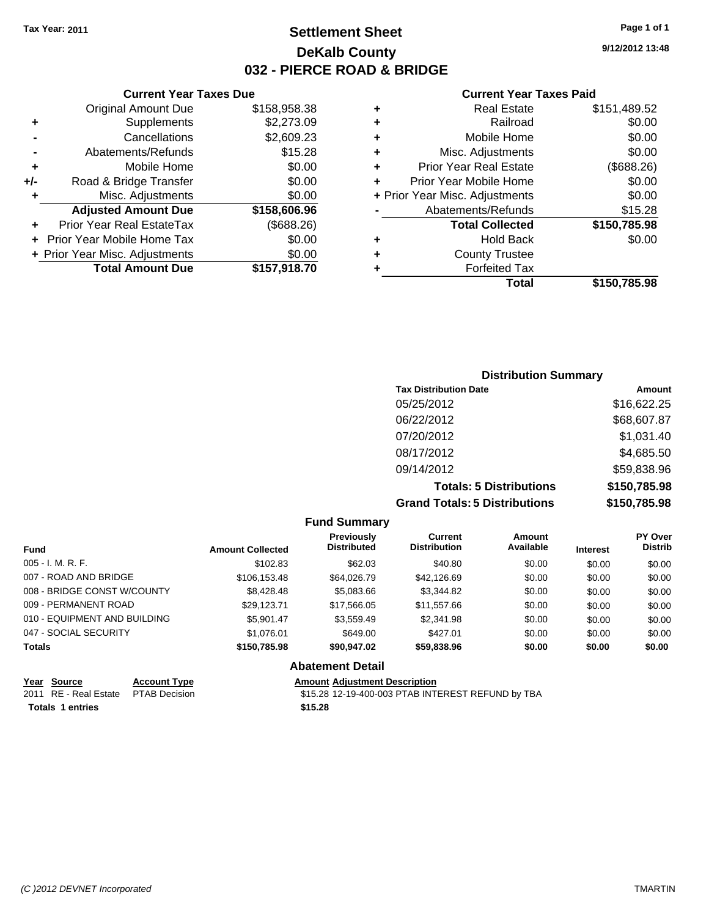Tax Year: 2011

# Settlement Sheet

## DeKalb County

## 032 - PIERCE ROAD & BRIDGE

9/12/2012 13:48

### Current Year Taxes Due

| | | |
|---|---|---|
| | Original Amount Due | $158,958.38 |
| + | Supplements | $2,273.09 |
| - | Cancellations | $2,609.23 |
| - | Abatements/Refunds | $15.28 |
| + | Mobile Home | $0.00 |
| +/- | Road & Bridge Transfer | $0.00 |
| + | Misc. Adjustments | $0.00 |
| | **Adjusted Amount Due** | **$158,606.96** |
| + | Prior Year Real EstateTax | ($688.26) |
| + | Prior Year Mobile Home Tax | $0.00 |
| + | Prior Year Misc. Adjustments | $0.00 |
| | **Total Amount Due** | **$157,918.70** |

### Current Year Taxes Paid

| | | |
|---|---|---|
| + | Real Estate | $151,489.52 |
| + | Railroad | $0.00 |
| + | Mobile Home | $0.00 |
| + | Misc. Adjustments | $0.00 |
| + | Prior Year Real Estate | ($688.26) |
| + | Prior Year Mobile Home | $0.00 |
| + | Prior Year Misc. Adjustments | $0.00 |
| - | Abatements/Refunds | $15.28 |
| | **Total Collected** | **$150,785.98** |
| + | Hold Back | $0.00 |
| + | County Trustee | |
| + | Forfeited Tax | |
| | **Total** | **$150,785.98** |

### Distribution Summary

| Tax Distribution Date | Amount |
|---|---|
| 05/25/2012 | $16,622.25 |
| 06/22/2012 | $68,607.87 |
| 07/20/2012 | $1,031.40 |
| 08/17/2012 | $4,685.50 |
| 09/14/2012 | $59,838.96 |
| **Totals: 5 Distributions** | **$150,785.98** |
| **Grand Totals: 5 Distributions** | **$150,785.98** |

### Fund Summary

| Fund | Amount Collected | Previously Distributed | Current Distribution | Amount Available | Interest | PY Over Distrib |
|---|---|---|---|---|---|---|
| 005 - I. M. R. F. | $102.83 | $62.03 | $40.80 | $0.00 | $0.00 | $0.00 |
| 007 - ROAD AND BRIDGE | $106,153.48 | $64,026.79 | $42,126.69 | $0.00 | $0.00 | $0.00 |
| 008 - BRIDGE CONST W/COUNTY | $8,428.48 | $5,083.66 | $3,344.82 | $0.00 | $0.00 | $0.00 |
| 009 - PERMANENT ROAD | $29,123.71 | $17,566.05 | $11,557.66 | $0.00 | $0.00 | $0.00 |
| 010 - EQUIPMENT AND BUILDING | $5,901.47 | $3,559.49 | $2,341.98 | $0.00 | $0.00 | $0.00 |
| 047 - SOCIAL SECURITY | $1,076.01 | $649.00 | $427.01 | $0.00 | $0.00 | $0.00 |
| **Totals** | **$150,785.98** | **$90,947.02** | **$59,838.96** | **$0.00** | **$0.00** | **$0.00** |

### Abatement Detail

| Year | Source | Account Type | Amount | Adjustment Description |
|---|---|---|---|---|
| 2011 | RE - Real Estate | PTAB Decision | $15.28 | 12-19-400-003 PTAB INTEREST REFUND by TBA |
| **Totals 1 entries** | | | **$15.28** | |

(C )2012 DEVNET Incorporated — TMARTIN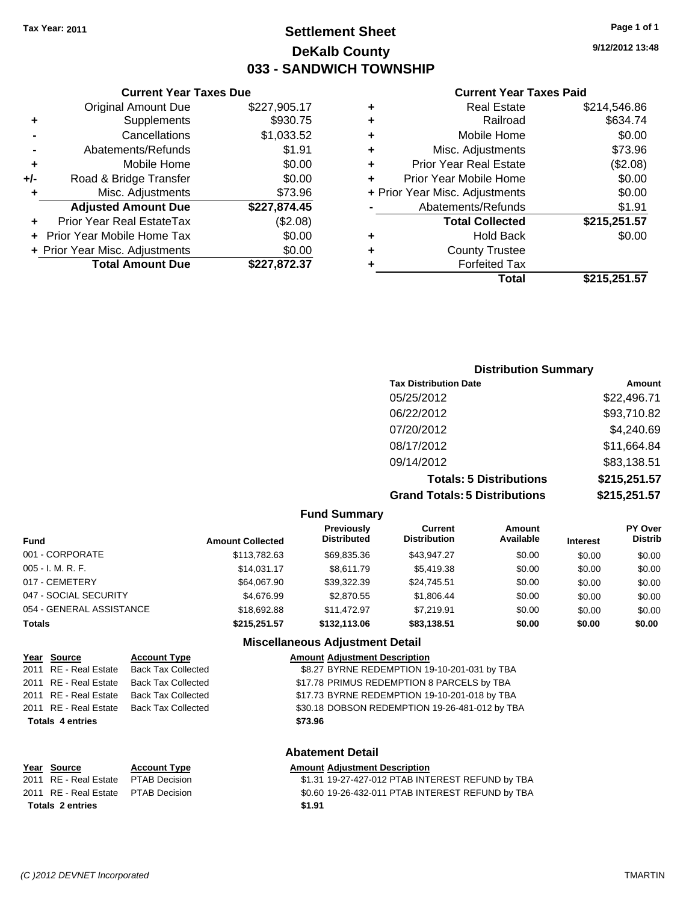Tax Year: 2011

# Settlement Sheet
## DeKalb County
## 033 - SANDWICH TOWNSHIP

9/12/2012 13:48

### Current Year Taxes Due

| | | |
|---|---|---|
| | Original Amount Due | $227,905.17 |
| + | Supplements | $930.75 |
| - | Cancellations | $1,033.52 |
| - | Abatements/Refunds | $1.91 |
| + | Mobile Home | $0.00 |
| +/- | Road & Bridge Transfer | $0.00 |
| + | Misc. Adjustments | $73.96 |
| | **Adjusted Amount Due** | **$227,874.45** |
| + | Prior Year Real EstateTax | ($2.08) |
| + | Prior Year Mobile Home Tax | $0.00 |
| + | Prior Year Misc. Adjustments | $0.00 |
| | **Total Amount Due** | **$227,872.37** |

### Current Year Taxes Paid

| | | |
|---|---|---|
| + | Real Estate | $214,546.86 |
| + | Railroad | $634.74 |
| + | Mobile Home | $0.00 |
| + | Misc. Adjustments | $73.96 |
| + | Prior Year Real Estate | ($2.08) |
| + | Prior Year Mobile Home | $0.00 |
| + | Prior Year Misc. Adjustments | $0.00 |
| - | Abatements/Refunds | $1.91 |
| | **Total Collected** | **$215,251.57** |
| + | Hold Back | $0.00 |
| + | County Trustee | |
| + | Forfeited Tax | |
| | **Total** | **$215,251.57** |

### Distribution Summary

| Tax Distribution Date | Amount |
|---|---|
| 05/25/2012 | $22,496.71 |
| 06/22/2012 | $93,710.82 |
| 07/20/2012 | $4,240.69 |
| 08/17/2012 | $11,664.84 |
| 09/14/2012 | $83,138.51 |
| **Totals: 5 Distributions** | **$215,251.57** |
| **Grand Totals: 5 Distributions** | **$215,251.57** |

### Fund Summary

| Fund | Amount Collected | Previously Distributed | Current Distribution | Amount Available | Interest | PY Over Distrib |
|---|---|---|---|---|---|---|
| 001 - CORPORATE | $113,782.63 | $69,835.36 | $43,947.27 | $0.00 | $0.00 | $0.00 |
| 005 - I. M. R. F. | $14,031.17 | $8,611.79 | $5,419.38 | $0.00 | $0.00 | $0.00 |
| 017 - CEMETERY | $64,067.90 | $39,322.39 | $24,745.51 | $0.00 | $0.00 | $0.00 |
| 047 - SOCIAL SECURITY | $4,676.99 | $2,870.55 | $1,806.44 | $0.00 | $0.00 | $0.00 |
| 054 - GENERAL ASSISTANCE | $18,692.88 | $11,472.97 | $7,219.91 | $0.00 | $0.00 | $0.00 |
| **Totals** | **$215,251.57** | **$132,113.06** | **$83,138.51** | **$0.00** | **$0.00** | **$0.00** |

### Miscellaneous Adjustment Detail

| Year | Source | Account Type | Amount | Adjustment Description |
|---|---|---|---|---|
| 2011 | RE - Real Estate | Back Tax Collected | $8.27 | BYRNE REDEMPTION 19-10-201-031 by TBA |
| 2011 | RE - Real Estate | Back Tax Collected | $17.78 | PRIMUS REDEMPTION 8 PARCELS by TBA |
| 2011 | RE - Real Estate | Back Tax Collected | $17.73 | BYRNE REDEMPTION 19-10-201-018 by TBA |
| 2011 | RE - Real Estate | Back Tax Collected | $30.18 | DOBSON REDEMPTION 19-26-481-012 by TBA |
| **Totals 4 entries** | | | **$73.96** | |

### Abatement Detail

| Year | Source | Account Type | Amount | Adjustment Description |
|---|---|---|---|---|
| 2011 | RE - Real Estate | PTAB Decision | $1.31 | 19-27-427-012 PTAB INTEREST REFUND by TBA |
| 2011 | RE - Real Estate | PTAB Decision | $0.60 | 19-26-432-011 PTAB INTEREST REFUND by TBA |
| **Totals 2 entries** | | | **$1.91** | |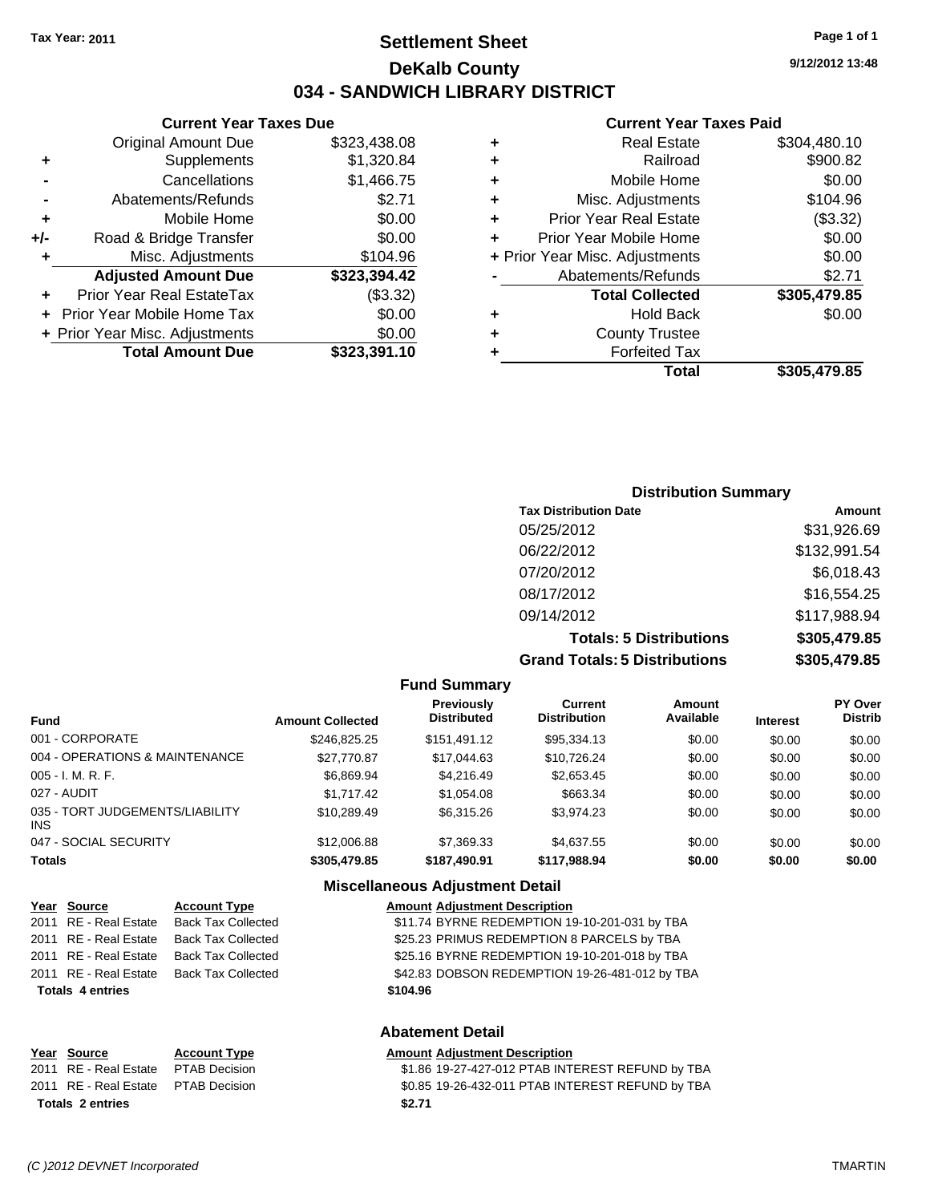**Tax Year: 2011**

# Settlement Sheet
## DeKalb County
## 034 - SANDWICH LIBRARY DISTRICT

9/12/2012 13:48

### Current Year Taxes Due

| | | |
|---|---|---|
| | Original Amount Due | $323,438.08 |
| + | Supplements | $1,320.84 |
| - | Cancellations | $1,466.75 |
| - | Abatements/Refunds | $2.71 |
| + | Mobile Home | $0.00 |
| +/- | Road & Bridge Transfer | $0.00 |
| + | Misc. Adjustments | $104.96 |
| | **Adjusted Amount Due** | **$323,394.42** |
| + | Prior Year Real EstateTax | ($3.32) |
| + | Prior Year Mobile Home Tax | $0.00 |
| + | Prior Year Misc. Adjustments | $0.00 |
| | **Total Amount Due** | **$323,391.10** |

### Current Year Taxes Paid

| | | |
|---|---|---|
| + | Real Estate | $304,480.10 |
| + | Railroad | $900.82 |
| + | Mobile Home | $0.00 |
| + | Misc. Adjustments | $104.96 |
| + | Prior Year Real Estate | ($3.32) |
| + | Prior Year Mobile Home | $0.00 |
| + | Prior Year Misc. Adjustments | $0.00 |
| - | Abatements/Refunds | $2.71 |
| | **Total Collected** | **$305,479.85** |
| + | Hold Back | $0.00 |
| + | County Trustee | |
| + | Forfeited Tax | |
| | **Total** | **$305,479.85** |

### Distribution Summary

| Tax Distribution Date | Amount |
|---|---|
| 05/25/2012 | $31,926.69 |
| 06/22/2012 | $132,991.54 |
| 07/20/2012 | $6,018.43 |
| 08/17/2012 | $16,554.25 |
| 09/14/2012 | $117,988.94 |
| **Totals: 5 Distributions** | **$305,479.85** |
| **Grand Totals: 5 Distributions** | **$305,479.85** |

### Fund Summary

| Fund | Amount Collected | Previously Distributed | Current Distribution | Amount Available | Interest | PY Over Distrib |
|---|---|---|---|---|---|---|
| 001 - CORPORATE | $246,825.25 | $151,491.12 | $95,334.13 | $0.00 | $0.00 | $0.00 |
| 004 - OPERATIONS & MAINTENANCE | $27,770.87 | $17,044.63 | $10,726.24 | $0.00 | $0.00 | $0.00 |
| 005 - I. M. R. F. | $6,869.94 | $4,216.49 | $2,653.45 | $0.00 | $0.00 | $0.00 |
| 027 - AUDIT | $1,717.42 | $1,054.08 | $663.34 | $0.00 | $0.00 | $0.00 |
| 035 - TORT JUDGEMENTS/LIABILITY INS | $10,289.49 | $6,315.26 | $3,974.23 | $0.00 | $0.00 | $0.00 |
| 047 - SOCIAL SECURITY | $12,006.88 | $7,369.33 | $4,637.55 | $0.00 | $0.00 | $0.00 |
| **Totals** | **$305,479.85** | **$187,490.91** | **$117,988.94** | **$0.00** | **$0.00** | **$0.00** |

### Miscellaneous Adjustment Detail

| Year | Source | Account Type | Amount | Adjustment Description |
|---|---|---|---|---|
| 2011 | RE - Real Estate | Back Tax Collected | $11.74 | BYRNE REDEMPTION 19-10-201-031 by TBA |
| 2011 | RE - Real Estate | Back Tax Collected | $25.23 | PRIMUS REDEMPTION 8 PARCELS by TBA |
| 2011 | RE - Real Estate | Back Tax Collected | $25.16 | BYRNE REDEMPTION 19-10-201-018 by TBA |
| 2011 | RE - Real Estate | Back Tax Collected | $42.83 | DOBSON REDEMPTION 19-26-481-012 by TBA |
| **Totals 4 entries** | | | **$104.96** | |

### Abatement Detail

| Year | Source | Account Type | Amount | Adjustment Description |
|---|---|---|---|---|
| 2011 | RE - Real Estate | PTAB Decision | $1.86 | 19-27-427-012 PTAB INTEREST REFUND by TBA |
| 2011 | RE - Real Estate | PTAB Decision | $0.85 | 19-26-432-011 PTAB INTEREST REFUND by TBA |
| **Totals 2 entries** | | | **$2.71** | |

*(C )2012 DEVNET Incorporated* TMARTIN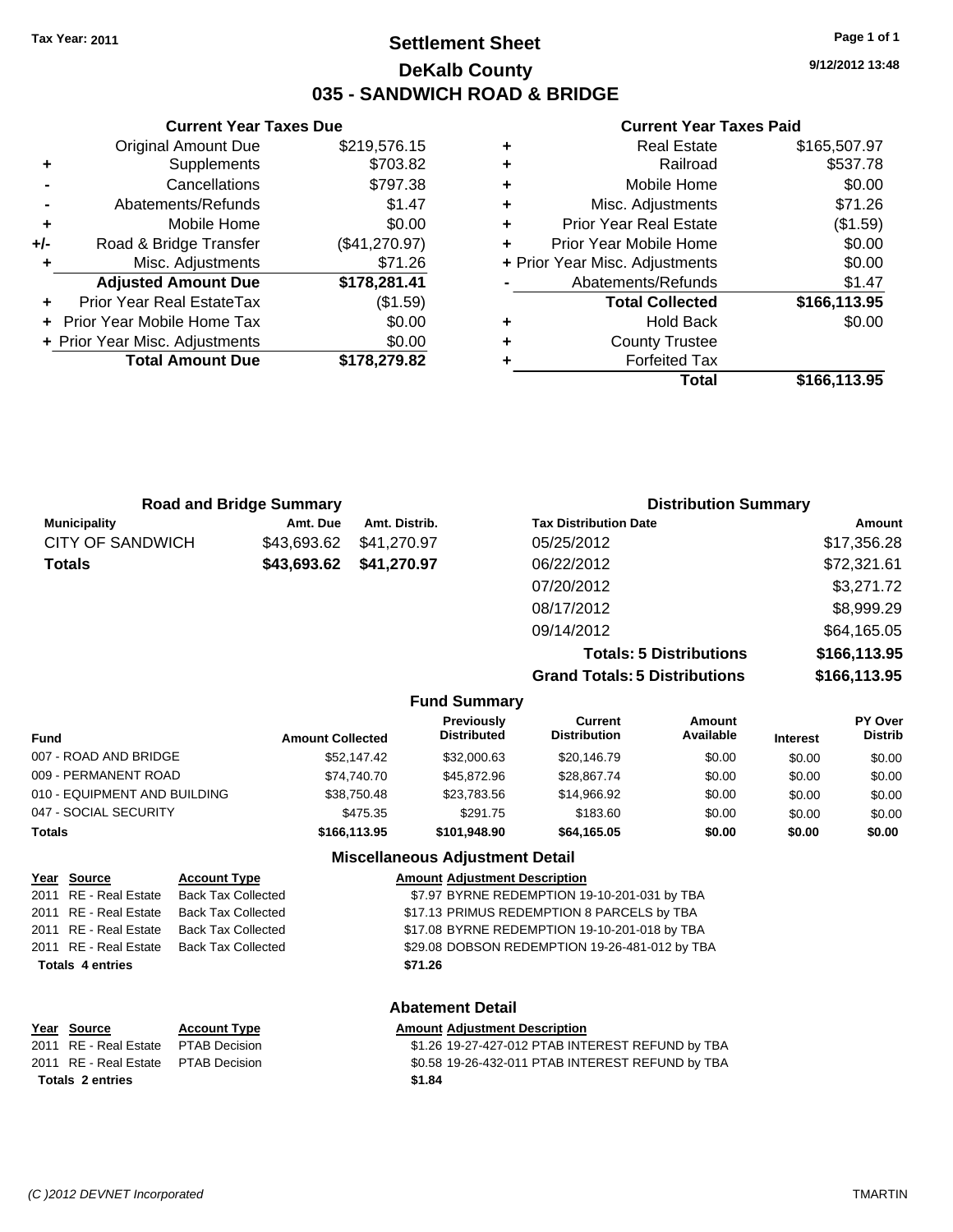Tax Year: 2011

# Settlement Sheet

## DeKalb County

## 035 - SANDWICH ROAD & BRIDGE

9/12/2012 13:48

### Current Year Taxes Due

| | | |
|---|---|---|
| | Original Amount Due | $219,576.15 |
| + | Supplements | $703.82 |
| - | Cancellations | $797.38 |
| - | Abatements/Refunds | $1.47 |
| + | Mobile Home | $0.00 |
| +/- | Road & Bridge Transfer | ($41,270.97) |
| + | Misc. Adjustments | $71.26 |
| | **Adjusted Amount Due** | **$178,281.41** |
| + | Prior Year Real EstateTax | ($1.59) |
| + | Prior Year Mobile Home Tax | $0.00 |
| + | Prior Year Misc. Adjustments | $0.00 |
| | **Total Amount Due** | **$178,279.82** |

### Current Year Taxes Paid

| | | |
|---|---|---|
| + | Real Estate | $165,507.97 |
| + | Railroad | $537.78 |
| + | Mobile Home | $0.00 |
| + | Misc. Adjustments | $71.26 |
| + | Prior Year Real Estate | ($1.59) |
| + | Prior Year Mobile Home | $0.00 |
| + | Prior Year Misc. Adjustments | $0.00 |
| - | Abatements/Refunds | $1.47 |
| | **Total Collected** | **$166,113.95** |
| + | Hold Back | $0.00 |
| + | County Trustee | |
| + | Forfeited Tax | |
| | **Total** | **$166,113.95** |

### Road and Bridge Summary

| Municipality | Amt. Due | Amt. Distrib. |
|---|---|---|
| CITY OF SANDWICH | $43,693.62 | $41,270.97 |
| **Totals** | **$43,693.62** | **$41,270.97** |

### Distribution Summary

| Tax Distribution Date | Amount |
|---|---|
| 05/25/2012 | $17,356.28 |
| 06/22/2012 | $72,321.61 |
| 07/20/2012 | $3,271.72 |
| 08/17/2012 | $8,999.29 |
| 09/14/2012 | $64,165.05 |
| **Totals: 5 Distributions** | **$166,113.95** |
| **Grand Totals: 5 Distributions** | **$166,113.95** |

### Fund Summary

| Fund | Amount Collected | Previously Distributed | Current Distribution | Amount Available | Interest | PY Over Distrib |
|---|---|---|---|---|---|---|
| 007 - ROAD AND BRIDGE | $52,147.42 | $32,000.63 | $20,146.79 | $0.00 | $0.00 | $0.00 |
| 009 - PERMANENT ROAD | $74,740.70 | $45,872.96 | $28,867.74 | $0.00 | $0.00 | $0.00 |
| 010 - EQUIPMENT AND BUILDING | $38,750.48 | $23,783.56 | $14,966.92 | $0.00 | $0.00 | $0.00 |
| 047 - SOCIAL SECURITY | $475.35 | $291.75 | $183.60 | $0.00 | $0.00 | $0.00 |
| **Totals** | **$166,113.95** | **$101,948.90** | **$64,165.05** | **$0.00** | **$0.00** | **$0.00** |

### Miscellaneous Adjustment Detail

| Year | Source | Account Type | Amount | Adjustment Description |
|---|---|---|---|---|
| 2011 | RE - Real Estate | Back Tax Collected | $7.97 | BYRNE REDEMPTION 19-10-201-031 by TBA |
| 2011 | RE - Real Estate | Back Tax Collected | $17.13 | PRIMUS REDEMPTION 8 PARCELS by TBA |
| 2011 | RE - Real Estate | Back Tax Collected | $17.08 | BYRNE REDEMPTION 19-10-201-018 by TBA |
| 2011 | RE - Real Estate | Back Tax Collected | $29.08 | DOBSON REDEMPTION 19-26-481-012 by TBA |
| **Totals 4 entries** | | | **$71.26** | |

### Abatement Detail

| Year | Source | Account Type | Amount | Adjustment Description |
|---|---|---|---|---|
| 2011 | RE - Real Estate | PTAB Decision | $1.26 | 19-27-427-012 PTAB INTEREST REFUND by TBA |
| 2011 | RE - Real Estate | PTAB Decision | $0.58 | 19-26-432-011 PTAB INTEREST REFUND by TBA |
| **Totals 2 entries** | | | **$1.84** | |

(C )2012 DEVNET Incorporated TMARTIN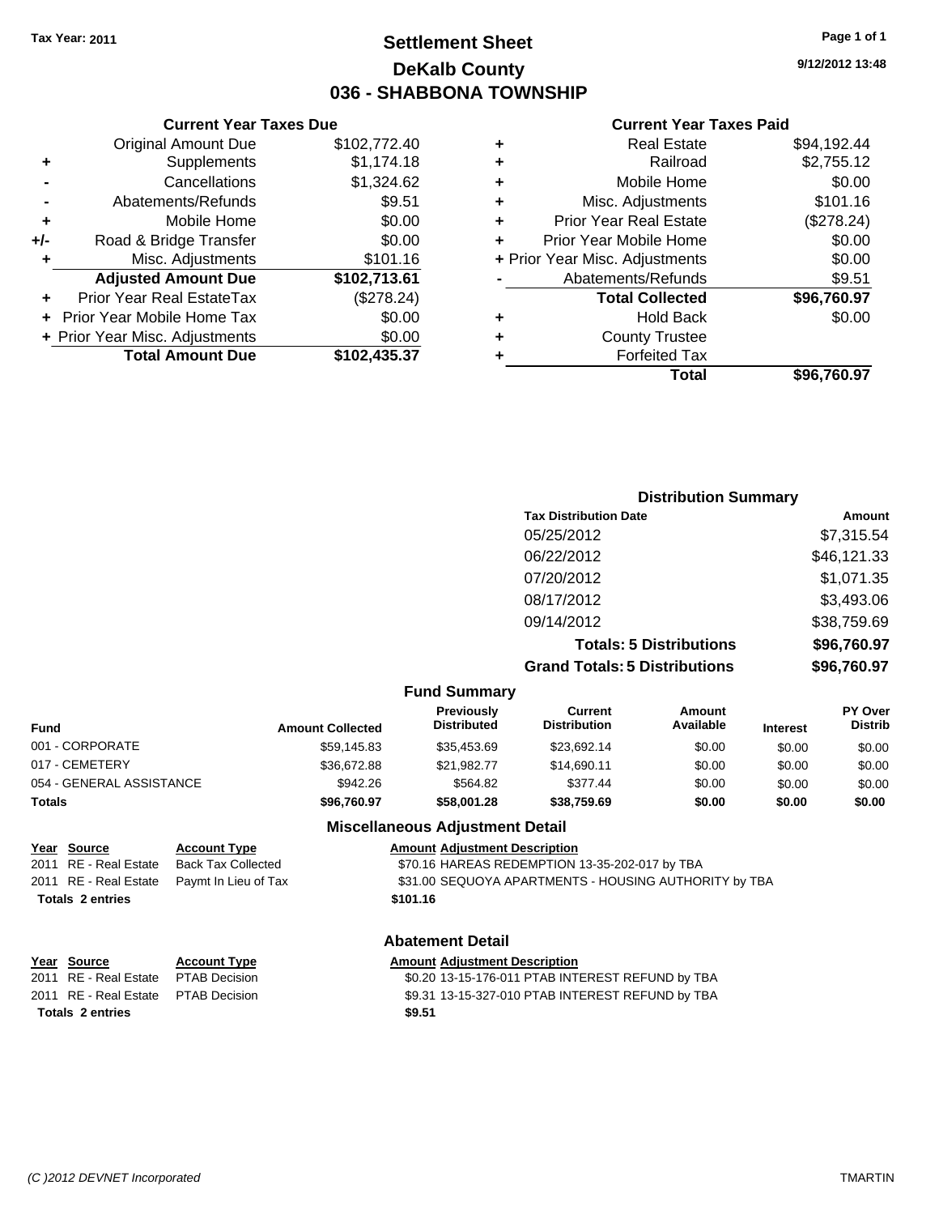Tax Year: 2011

# Settlement Sheet
## DeKalb County
## 036 - SHABBONA TOWNSHIP

9/12/2012 13:48

### Current Year Taxes Due

| | | |
|---|---|---|
| | Original Amount Due | $102,772.40 |
| + | Supplements | $1,174.18 |
| - | Cancellations | $1,324.62 |
| - | Abatements/Refunds | $9.51 |
| + | Mobile Home | $0.00 |
| +/- | Road & Bridge Transfer | $0.00 |
| + | Misc. Adjustments | $101.16 |
| | **Adjusted Amount Due** | **$102,713.61** |
| + | Prior Year Real EstateTax | ($278.24) |
| + | Prior Year Mobile Home Tax | $0.00 |
| + | Prior Year Misc. Adjustments | $0.00 |
| | **Total Amount Due** | **$102,435.37** |

### Current Year Taxes Paid

| | | |
|---|---|---|
| + | Real Estate | $94,192.44 |
| + | Railroad | $2,755.12 |
| + | Mobile Home | $0.00 |
| + | Misc. Adjustments | $101.16 |
| + | Prior Year Real Estate | ($278.24) |
| + | Prior Year Mobile Home | $0.00 |
| + | Prior Year Misc. Adjustments | $0.00 |
| - | Abatements/Refunds | $9.51 |
| | **Total Collected** | **$96,760.97** |
| + | Hold Back | $0.00 |
| + | County Trustee | |
| + | Forfeited Tax | |
| | **Total** | **$96,760.97** |

### Distribution Summary

| Tax Distribution Date | Amount |
|---|---|
| 05/25/2012 | $7,315.54 |
| 06/22/2012 | $46,121.33 |
| 07/20/2012 | $1,071.35 |
| 08/17/2012 | $3,493.06 |
| 09/14/2012 | $38,759.69 |
| **Totals: 5 Distributions** | **$96,760.97** |
| **Grand Totals: 5 Distributions** | **$96,760.97** |

### Fund Summary

| Fund | Amount Collected | Previously Distributed | Current Distribution | Amount Available | Interest | PY Over Distrib |
|---|---|---|---|---|---|---|
| 001 - CORPORATE | $59,145.83 | $35,453.69 | $23,692.14 | $0.00 | $0.00 | $0.00 |
| 017 - CEMETERY | $36,672.88 | $21,982.77 | $14,690.11 | $0.00 | $0.00 | $0.00 |
| 054 - GENERAL ASSISTANCE | $942.26 | $564.82 | $377.44 | $0.00 | $0.00 | $0.00 |
| **Totals** | **$96,760.97** | **$58,001.28** | **$38,759.69** | **$0.00** | **$0.00** | **$0.00** |

### Miscellaneous Adjustment Detail

| Year | Source | Account Type | Amount | Adjustment Description |
|---|---|---|---|---|
| 2011 | RE - Real Estate | Back Tax Collected | $70.16 | HAREAS REDEMPTION 13-35-202-017 by TBA |
| 2011 | RE - Real Estate | Paymt In Lieu of Tax | $31.00 | SEQUOYA APARTMENTS - HOUSING AUTHORITY by TBA |
| **Totals 2 entries** | | | **$101.16** | |

### Abatement Detail

| Year | Source | Account Type | Amount | Adjustment Description |
|---|---|---|---|---|
| 2011 | RE - Real Estate | PTAB Decision | $0.20 | 13-15-176-011 PTAB INTEREST REFUND by TBA |
| 2011 | RE - Real Estate | PTAB Decision | $9.31 | 13-15-327-010 PTAB INTEREST REFUND by TBA |
| **Totals 2 entries** | | | **$9.51** | |

(C )2012 DEVNET Incorporated TMARTIN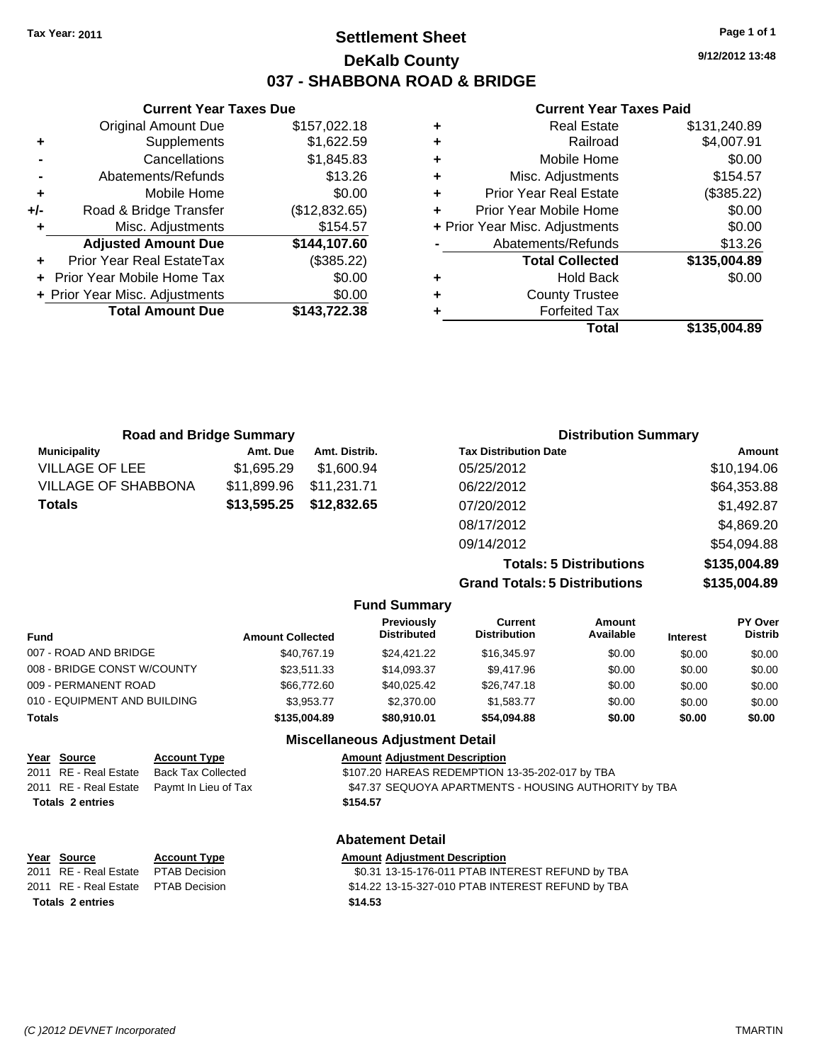**Tax Year: 2011**

# Settlement Sheet
## DeKalb County
## 037 - SHABBONA ROAD & BRIDGE

9/12/2012 13:48

### Current Year Taxes Due

| | | |
|---|---|---|
| | Original Amount Due | $157,022.18 |
| + | Supplements | $1,622.59 |
| - | Cancellations | $1,845.83 |
| - | Abatements/Refunds | $13.26 |
| + | Mobile Home | $0.00 |
| +/- | Road & Bridge Transfer | ($12,832.65) |
| + | Misc. Adjustments | $154.57 |
| | **Adjusted Amount Due** | **$144,107.60** |
| + | Prior Year Real EstateTax | ($385.22) |
| + | Prior Year Mobile Home Tax | $0.00 |
| + | Prior Year Misc. Adjustments | $0.00 |
| | **Total Amount Due** | **$143,722.38** |

### Current Year Taxes Paid

| | | |
|---|---|---|
| + | Real Estate | $131,240.89 |
| + | Railroad | $4,007.91 |
| + | Mobile Home | $0.00 |
| + | Misc. Adjustments | $154.57 |
| + | Prior Year Real Estate | ($385.22) |
| + | Prior Year Mobile Home | $0.00 |
| + | Prior Year Misc. Adjustments | $0.00 |
| - | Abatements/Refunds | $13.26 |
| | **Total Collected** | **$135,004.89** |
| + | Hold Back | $0.00 |
| + | County Trustee | |
| + | Forfeited Tax | |
| | **Total** | **$135,004.89** |

### Road and Bridge Summary

| Municipality | Amt. Due | Amt. Distrib. |
|---|---|---|
| VILLAGE OF LEE | $1,695.29 | $1,600.94 |
| VILLAGE OF SHABBONA | $11,899.96 | $11,231.71 |
| **Totals** | **$13,595.25** | **$12,832.65** |

### Distribution Summary

| Tax Distribution Date | Amount |
|---|---|
| 05/25/2012 | $10,194.06 |
| 06/22/2012 | $64,353.88 |
| 07/20/2012 | $1,492.87 |
| 08/17/2012 | $4,869.20 |
| 09/14/2012 | $54,094.88 |
| **Totals: 5 Distributions** | **$135,004.89** |
| **Grand Totals: 5 Distributions** | **$135,004.89** |

### Fund Summary

| Fund | Amount Collected | Previously Distributed | Current Distribution | Amount Available | Interest | PY Over Distrib |
|---|---|---|---|---|---|---|
| 007 - ROAD AND BRIDGE | $40,767.19 | $24,421.22 | $16,345.97 | $0.00 | $0.00 | $0.00 |
| 008 - BRIDGE CONST W/COUNTY | $23,511.33 | $14,093.37 | $9,417.96 | $0.00 | $0.00 | $0.00 |
| 009 - PERMANENT ROAD | $66,772.60 | $40,025.42 | $26,747.18 | $0.00 | $0.00 | $0.00 |
| 010 - EQUIPMENT AND BUILDING | $3,953.77 | $2,370.00 | $1,583.77 | $0.00 | $0.00 | $0.00 |
| **Totals** | **$135,004.89** | **$80,910.01** | **$54,094.88** | **$0.00** | **$0.00** | **$0.00** |

### Miscellaneous Adjustment Detail

| Year | Source | Account Type | Amount | Adjustment Description |
|---|---|---|---|---|
| 2011 | RE - Real Estate | Back Tax Collected | $107.20 | HAREAS REDEMPTION 13-35-202-017 by TBA |
| 2011 | RE - Real Estate | Paymt In Lieu of Tax | $47.37 | SEQUOYA APARTMENTS - HOUSING AUTHORITY by TBA |
| **Totals** | **2 entries** | | **$154.57** | |

### Abatement Detail

| Year | Source | Account Type | Amount | Adjustment Description |
|---|---|---|---|---|
| 2011 | RE - Real Estate | PTAB Decision | $0.31 | 13-15-176-011 PTAB INTEREST REFUND by TBA |
| 2011 | RE - Real Estate | PTAB Decision | $14.22 | 13-15-327-010 PTAB INTEREST REFUND by TBA |
| **Totals** | **2 entries** | | **$14.53** | |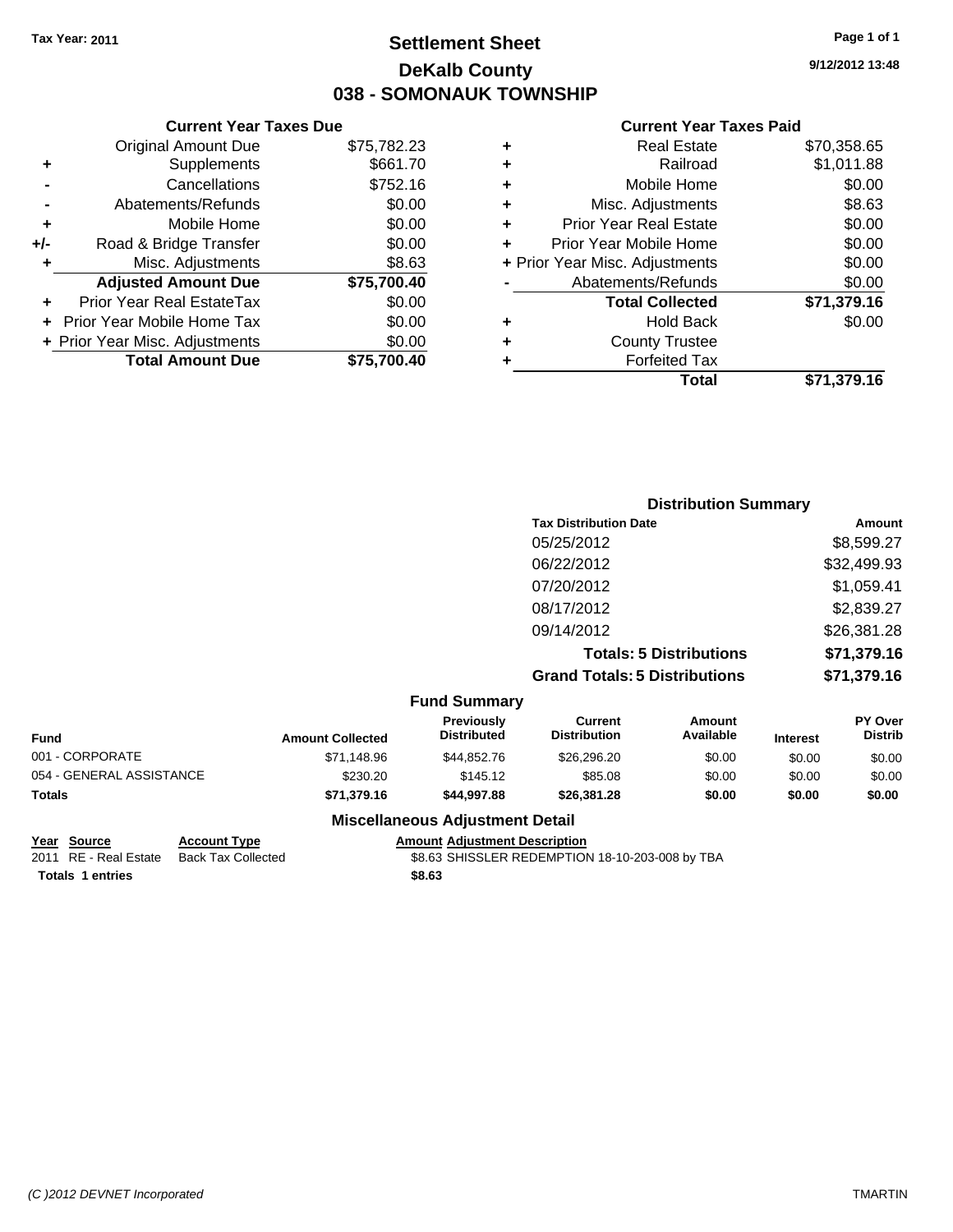Tax Year: 2011

# Settlement Sheet
## DeKalb County
## 038 - SOMONAUK TOWNSHIP

9/12/2012 13:48

### Current Year Taxes Due

| | | |
|---|---|---|
| | Original Amount Due | $75,782.23 |
| + | Supplements | $661.70 |
| - | Cancellations | $752.16 |
| - | Abatements/Refunds | $0.00 |
| + | Mobile Home | $0.00 |
| +/- | Road & Bridge Transfer | $0.00 |
| + | Misc. Adjustments | $8.63 |
| | **Adjusted Amount Due** | **$75,700.40** |
| + | Prior Year Real EstateTax | $0.00 |
| + | Prior Year Mobile Home Tax | $0.00 |
| + | Prior Year Misc. Adjustments | $0.00 |
| | **Total Amount Due** | **$75,700.40** |

### Current Year Taxes Paid

| | | |
|---|---|---|
| + | Real Estate | $70,358.65 |
| + | Railroad | $1,011.88 |
| + | Mobile Home | $0.00 |
| + | Misc. Adjustments | $8.63 |
| + | Prior Year Real Estate | $0.00 |
| + | Prior Year Mobile Home | $0.00 |
| + | Prior Year Misc. Adjustments | $0.00 |
| - | Abatements/Refunds | $0.00 |
| | **Total Collected** | **$71,379.16** |
| + | Hold Back | $0.00 |
| + | County Trustee | |
| + | Forfeited Tax | |
| | **Total** | **$71,379.16** |

### Distribution Summary

| Tax Distribution Date | Amount |
|---|---|
| 05/25/2012 | $8,599.27 |
| 06/22/2012 | $32,499.93 |
| 07/20/2012 | $1,059.41 |
| 08/17/2012 | $2,839.27 |
| 09/14/2012 | $26,381.28 |
| **Totals: 5 Distributions** | **$71,379.16** |
| **Grand Totals: 5 Distributions** | **$71,379.16** |

### Fund Summary

| Fund | Amount Collected | Previously Distributed | Current Distribution | Amount Available | Interest | PY Over Distrib |
|---|---|---|---|---|---|---|
| 001 - CORPORATE | $71,148.96 | $44,852.76 | $26,296.20 | $0.00 | $0.00 | $0.00 |
| 054 - GENERAL ASSISTANCE | $230.20 | $145.12 | $85.08 | $0.00 | $0.00 | $0.00 |
| **Totals** | **$71,379.16** | **$44,997.88** | **$26,381.28** | **$0.00** | **$0.00** | **$0.00** |

### Miscellaneous Adjustment Detail

| Year | Source | Account Type | Amount | Adjustment Description |
|---|---|---|---|---|
| 2011 | RE - Real Estate | Back Tax Collected | $8.63 | SHISSLER REDEMPTION 18-10-203-008 by TBA |
| **Totals** | **1 entries** | | **$8.63** | |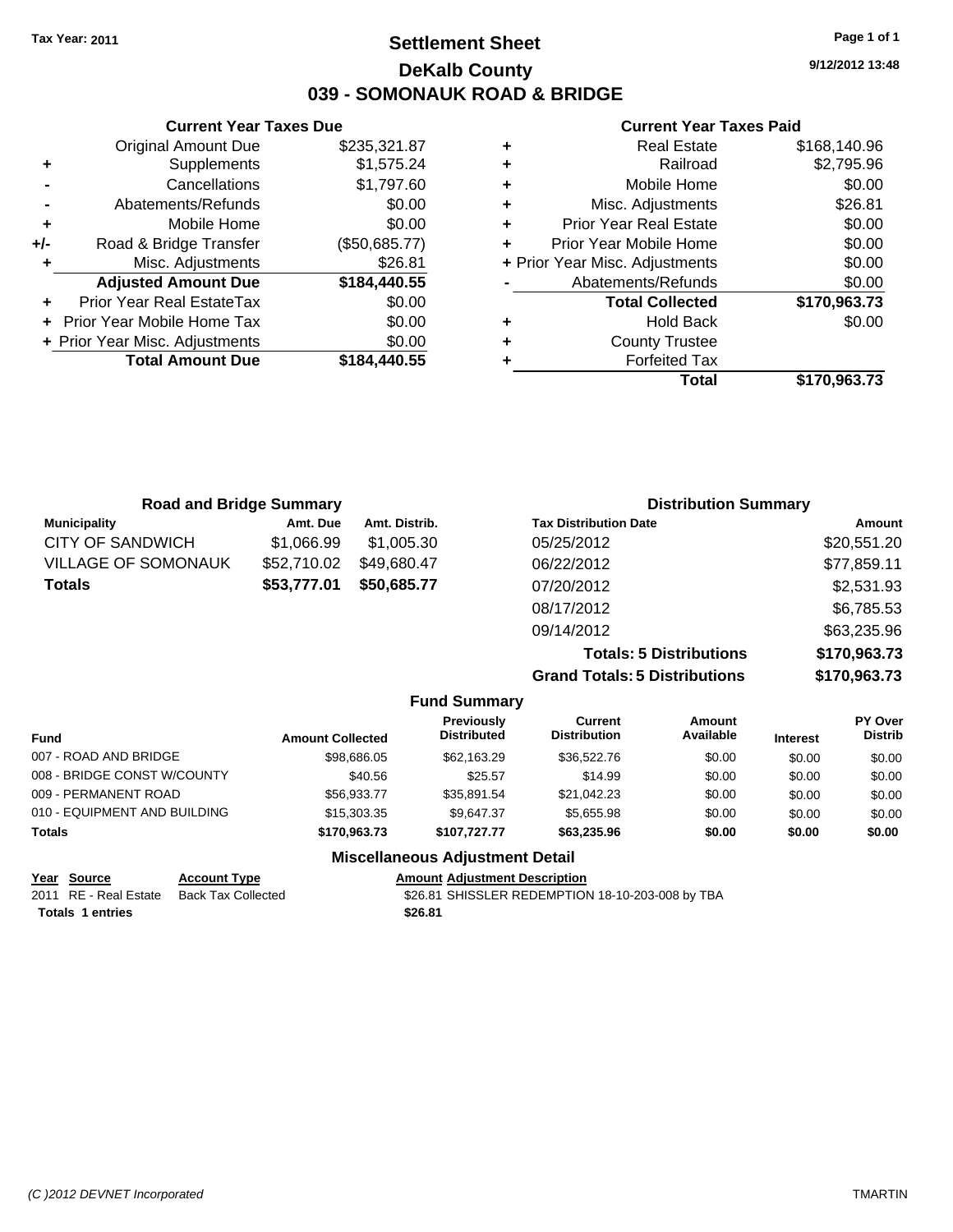**Tax Year: 2011**

# Settlement Sheet

## DeKalb County

## 039 - SOMONAUK ROAD & BRIDGE

9/12/2012 13:48

### Current Year Taxes Due

| | | |
|---|---|---|
| | Original Amount Due | $235,321.87 |
| + | Supplements | $1,575.24 |
| - | Cancellations | $1,797.60 |
| - | Abatements/Refunds | $0.00 |
| + | Mobile Home | $0.00 |
| +/- | Road & Bridge Transfer | ($50,685.77) |
| + | Misc. Adjustments | $26.81 |
| | **Adjusted Amount Due** | **$184,440.55** |
| + | Prior Year Real EstateTax | $0.00 |
| + | Prior Year Mobile Home Tax | $0.00 |
| + | Prior Year Misc. Adjustments | $0.00 |
| | **Total Amount Due** | **$184,440.55** |

### Current Year Taxes Paid

| | | |
|---|---|---|
| + | Real Estate | $168,140.96 |
| + | Railroad | $2,795.96 |
| + | Mobile Home | $0.00 |
| + | Misc. Adjustments | $26.81 |
| + | Prior Year Real Estate | $0.00 |
| + | Prior Year Mobile Home | $0.00 |
| + | Prior Year Misc. Adjustments | $0.00 |
| - | Abatements/Refunds | $0.00 |
| | **Total Collected** | **$170,963.73** |
| + | Hold Back | $0.00 |
| + | County Trustee | |
| + | Forfeited Tax | |
| | **Total** | **$170,963.73** |

### Road and Bridge Summary

| Municipality | Amt. Due | Amt. Distrib. |
|---|---|---|
| CITY OF SANDWICH | $1,066.99 | $1,005.30 |
| VILLAGE OF SOMONAUK | $52,710.02 | $49,680.47 |
| **Totals** | **$53,777.01** | **$50,685.77** |

### Distribution Summary

| Tax Distribution Date | Amount |
|---|---|
| 05/25/2012 | $20,551.20 |
| 06/22/2012 | $77,859.11 |
| 07/20/2012 | $2,531.93 |
| 08/17/2012 | $6,785.53 |
| 09/14/2012 | $63,235.96 |
| **Totals: 5 Distributions** | **$170,963.73** |
| **Grand Totals: 5 Distributions** | **$170,963.73** |

### Fund Summary

| Fund | Amount Collected | Previously Distributed | Current Distribution | Amount Available | Interest | PY Over Distrib |
|---|---|---|---|---|---|---|
| 007 - ROAD AND BRIDGE | $98,686.05 | $62,163.29 | $36,522.76 | $0.00 | $0.00 | $0.00 |
| 008 - BRIDGE CONST W/COUNTY | $40.56 | $25.57 | $14.99 | $0.00 | $0.00 | $0.00 |
| 009 - PERMANENT ROAD | $56,933.77 | $35,891.54 | $21,042.23 | $0.00 | $0.00 | $0.00 |
| 010 - EQUIPMENT AND BUILDING | $15,303.35 | $9,647.37 | $5,655.98 | $0.00 | $0.00 | $0.00 |
| **Totals** | **$170,963.73** | **$107,727.77** | **$63,235.96** | **$0.00** | **$0.00** | **$0.00** |

### Miscellaneous Adjustment Detail

| Year | Source | Account Type | Amount | Adjustment Description |
|---|---|---|---|---|
| 2011 | RE - Real Estate | Back Tax Collected | $26.81 | SHISSLER REDEMPTION 18-10-203-008 by TBA |
| **Totals** | **1 entries** | | **$26.81** | |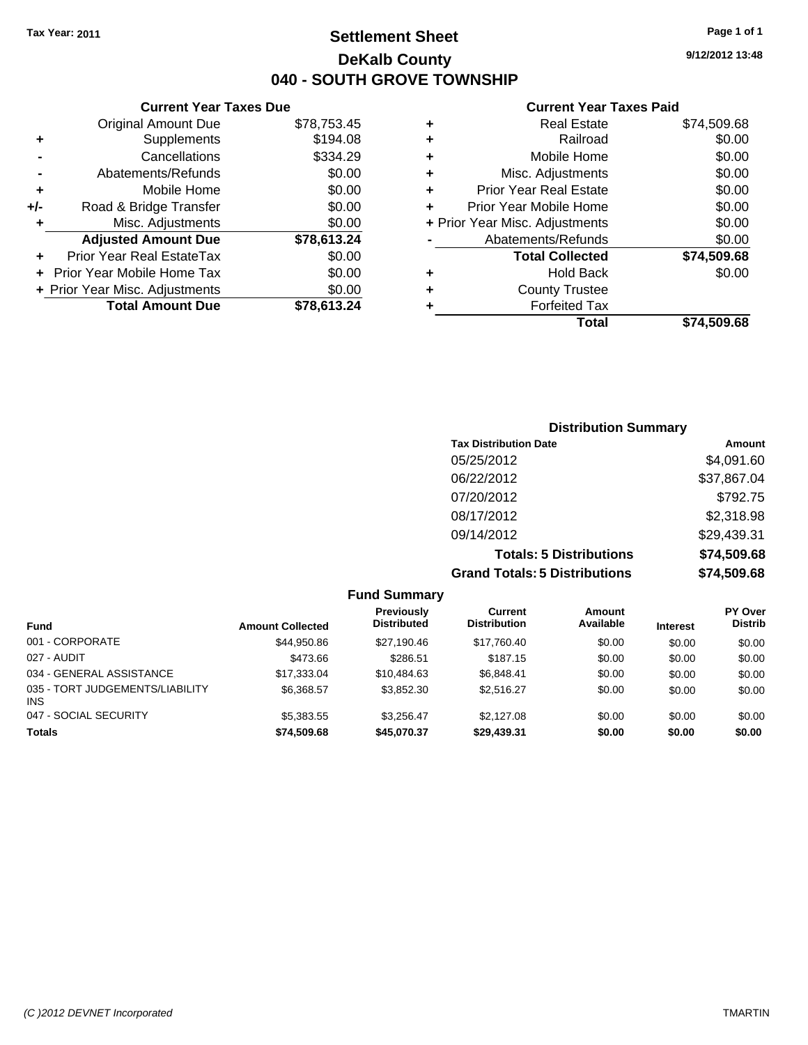Tax Year: 2011

# Settlement Sheet

## DeKalb County

## 040 - SOUTH GROVE TOWNSHIP

9/12/2012 13:48

### Current Year Taxes Due

| | | |
|---|---|---|
| | Original Amount Due | $78,753.45 |
| + | Supplements | $194.08 |
| - | Cancellations | $334.29 |
| - | Abatements/Refunds | $0.00 |
| + | Mobile Home | $0.00 |
| +/- | Road & Bridge Transfer | $0.00 |
| + | Misc. Adjustments | $0.00 |
| | **Adjusted Amount Due** | **$78,613.24** |
| + | Prior Year Real EstateTax | $0.00 |
| + | Prior Year Mobile Home Tax | $0.00 |
| + | Prior Year Misc. Adjustments | $0.00 |
| | **Total Amount Due** | **$78,613.24** |

### Current Year Taxes Paid

| | | |
|---|---|---|
| + | Real Estate | $74,509.68 |
| + | Railroad | $0.00 |
| + | Mobile Home | $0.00 |
| + | Misc. Adjustments | $0.00 |
| + | Prior Year Real Estate | $0.00 |
| + | Prior Year Mobile Home | $0.00 |
| + | Prior Year Misc. Adjustments | $0.00 |
| - | Abatements/Refunds | $0.00 |
| | **Total Collected** | **$74,509.68** |
| + | Hold Back | $0.00 |
| + | County Trustee | |
| + | Forfeited Tax | |
| | **Total** | **$74,509.68** |

### Distribution Summary

| Tax Distribution Date | Amount |
|---|---|
| 05/25/2012 | $4,091.60 |
| 06/22/2012 | $37,867.04 |
| 07/20/2012 | $792.75 |
| 08/17/2012 | $2,318.98 |
| 09/14/2012 | $29,439.31 |
| **Totals: 5 Distributions** | **$74,509.68** |
| **Grand Totals: 5 Distributions** | **$74,509.68** |

### Fund Summary

| Fund | Amount Collected | Previously Distributed | Current Distribution | Amount Available | Interest | PY Over Distrib |
|---|---|---|---|---|---|---|
| 001 - CORPORATE | $44,950.86 | $27,190.46 | $17,760.40 | $0.00 | $0.00 | $0.00 |
| 027 - AUDIT | $473.66 | $286.51 | $187.15 | $0.00 | $0.00 | $0.00 |
| 034 - GENERAL ASSISTANCE | $17,333.04 | $10,484.63 | $6,848.41 | $0.00 | $0.00 | $0.00 |
| 035 - TORT JUDGEMENTS/LIABILITY INS | $6,368.57 | $3,852.30 | $2,516.27 | $0.00 | $0.00 | $0.00 |
| 047 - SOCIAL SECURITY | $5,383.55 | $3,256.47 | $2,127.08 | $0.00 | $0.00 | $0.00 |
| **Totals** | **$74,509.68** | **$45,070.37** | **$29,439.31** | **$0.00** | **$0.00** | **$0.00** |

(C )2012 DEVNET Incorporated TMARTIN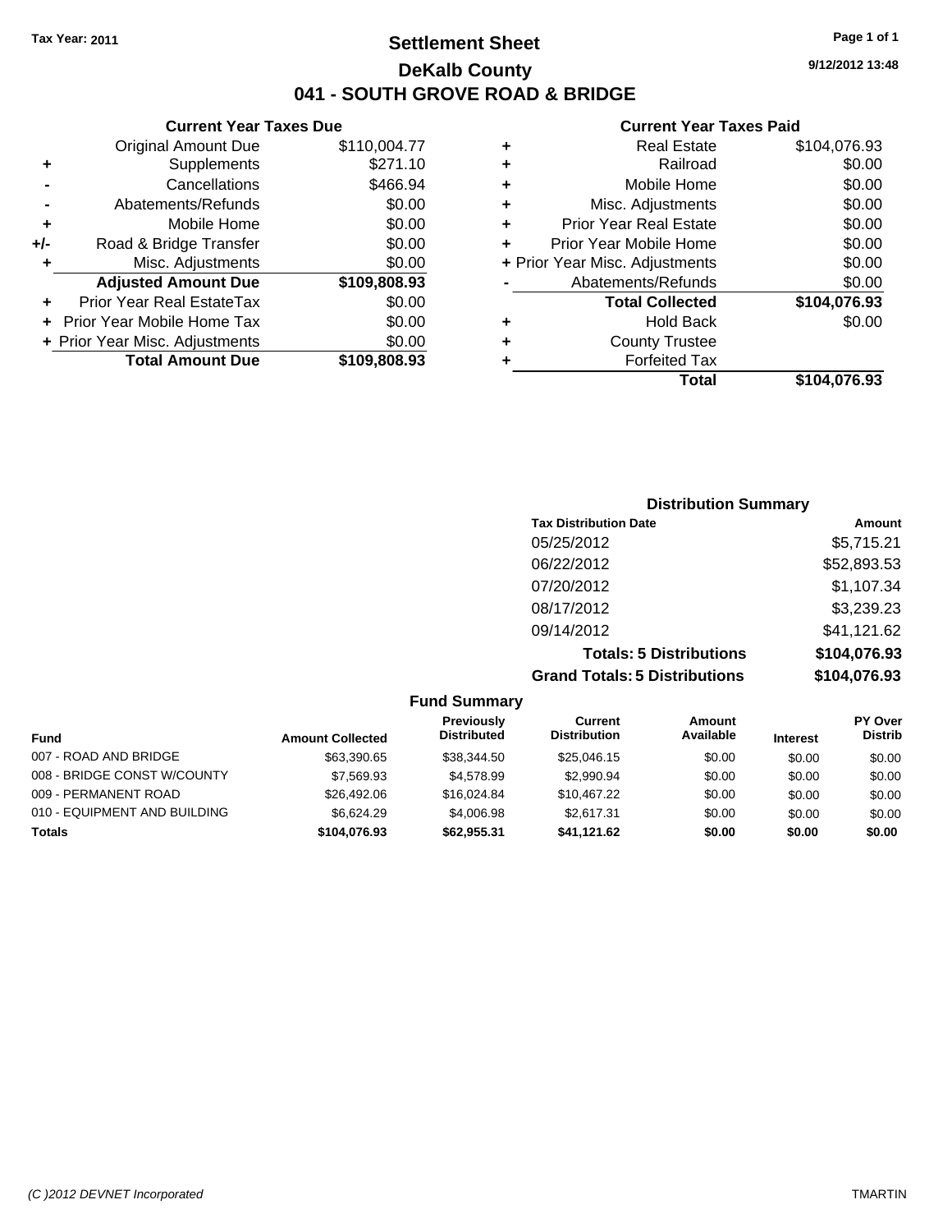Tax Year: 2011

# Settlement Sheet

## DeKalb County

## 041 - SOUTH GROVE ROAD & BRIDGE

9/12/2012 13:48

### Current Year Taxes Due

| | | |
|---|---|---|
| | Original Amount Due | $110,004.77 |
| + | Supplements | $271.10 |
| - | Cancellations | $466.94 |
| - | Abatements/Refunds | $0.00 |
| + | Mobile Home | $0.00 |
| +/- | Road & Bridge Transfer | $0.00 |
| + | Misc. Adjustments | $0.00 |
| | **Adjusted Amount Due** | **$109,808.93** |
| + | Prior Year Real EstateTax | $0.00 |
| + | Prior Year Mobile Home Tax | $0.00 |
| + | Prior Year Misc. Adjustments | $0.00 |
| | **Total Amount Due** | **$109,808.93** |

### Current Year Taxes Paid

| | | |
|---|---|---|
| + | Real Estate | $104,076.93 |
| + | Railroad | $0.00 |
| + | Mobile Home | $0.00 |
| + | Misc. Adjustments | $0.00 |
| + | Prior Year Real Estate | $0.00 |
| + | Prior Year Mobile Home | $0.00 |
| + | Prior Year Misc. Adjustments | $0.00 |
| - | Abatements/Refunds | $0.00 |
| | **Total Collected** | **$104,076.93** |
| + | Hold Back | $0.00 |
| + | County Trustee | |
| + | Forfeited Tax | |
| | **Total** | **$104,076.93** |

### Distribution Summary

| Tax Distribution Date | Amount |
|---|---|
| 05/25/2012 | $5,715.21 |
| 06/22/2012 | $52,893.53 |
| 07/20/2012 | $1,107.34 |
| 08/17/2012 | $3,239.23 |
| 09/14/2012 | $41,121.62 |
| **Totals: 5 Distributions** | **$104,076.93** |
| **Grand Totals: 5 Distributions** | **$104,076.93** |

### Fund Summary

| Fund | Amount Collected | Previously Distributed | Current Distribution | Amount Available | Interest | PY Over Distrib |
|---|---|---|---|---|---|---|
| 007 - ROAD AND BRIDGE | $63,390.65 | $38,344.50 | $25,046.15 | $0.00 | $0.00 | $0.00 |
| 008 - BRIDGE CONST W/COUNTY | $7,569.93 | $4,578.99 | $2,990.94 | $0.00 | $0.00 | $0.00 |
| 009 - PERMANENT ROAD | $26,492.06 | $16,024.84 | $10,467.22 | $0.00 | $0.00 | $0.00 |
| 010 - EQUIPMENT AND BUILDING | $6,624.29 | $4,006.98 | $2,617.31 | $0.00 | $0.00 | $0.00 |
| **Totals** | **$104,076.93** | **$62,955.31** | **$41,121.62** | **$0.00** | **$0.00** | **$0.00** |

(C )2012 DEVNET Incorporated TMARTIN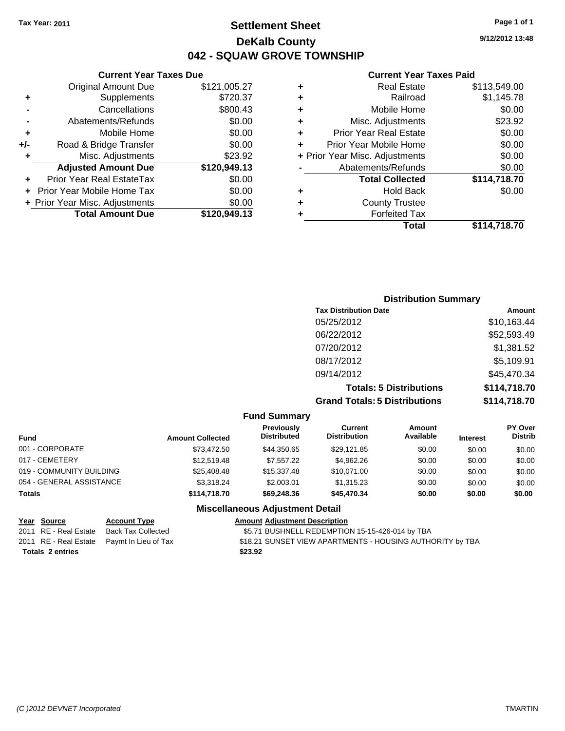Tax Year: 2011

# Settlement Sheet

## DeKalb County

## 042 - SQUAW GROVE TOWNSHIP

9/12/2012 13:48

### Current Year Taxes Due

| | | |
|---|---|---|
| | Original Amount Due | $121,005.27 |
| + | Supplements | $720.37 |
| - | Cancellations | $800.43 |
| - | Abatements/Refunds | $0.00 |
| + | Mobile Home | $0.00 |
| +/- | Road & Bridge Transfer | $0.00 |
| + | Misc. Adjustments | $23.92 |
| | **Adjusted Amount Due** | **$120,949.13** |
| + | Prior Year Real EstateTax | $0.00 |
| + | Prior Year Mobile Home Tax | $0.00 |
| + | Prior Year Misc. Adjustments | $0.00 |
| | **Total Amount Due** | **$120,949.13** |

### Current Year Taxes Paid

| | | |
|---|---|---|
| + | Real Estate | $113,549.00 |
| + | Railroad | $1,145.78 |
| + | Mobile Home | $0.00 |
| + | Misc. Adjustments | $23.92 |
| + | Prior Year Real Estate | $0.00 |
| + | Prior Year Mobile Home | $0.00 |
| + | Prior Year Misc. Adjustments | $0.00 |
| - | Abatements/Refunds | $0.00 |
| | **Total Collected** | **$114,718.70** |
| + | Hold Back | $0.00 |
| + | County Trustee | |
| + | Forfeited Tax | |
| | **Total** | **$114,718.70** |

### Distribution Summary

| Tax Distribution Date | Amount |
|---|---|
| 05/25/2012 | $10,163.44 |
| 06/22/2012 | $52,593.49 |
| 07/20/2012 | $1,381.52 |
| 08/17/2012 | $5,109.91 |
| 09/14/2012 | $45,470.34 |
| **Totals: 5 Distributions** | **$114,718.70** |
| **Grand Totals: 5 Distributions** | **$114,718.70** |

### Fund Summary

| Fund | Amount Collected | Previously Distributed | Current Distribution | Amount Available | Interest | PY Over Distrib |
|---|---|---|---|---|---|---|
| 001 - CORPORATE | $73,472.50 | $44,350.65 | $29,121.85 | $0.00 | $0.00 | $0.00 |
| 017 - CEMETERY | $12,519.48 | $7,557.22 | $4,962.26 | $0.00 | $0.00 | $0.00 |
| 019 - COMMUNITY BUILDING | $25,408.48 | $15,337.48 | $10,071.00 | $0.00 | $0.00 | $0.00 |
| 054 - GENERAL ASSISTANCE | $3,318.24 | $2,003.01 | $1,315.23 | $0.00 | $0.00 | $0.00 |
| **Totals** | **$114,718.70** | **$69,248.36** | **$45,470.34** | **$0.00** | **$0.00** | **$0.00** |

### Miscellaneous Adjustment Detail

| Year | Source | Account Type | Amount | Adjustment Description |
|---|---|---|---|---|
| 2011 | RE - Real Estate | Back Tax Collected | $5.71 | BUSHNELL REDEMPTION 15-15-426-014 by TBA |
| 2011 | RE - Real Estate | Paymt In Lieu of Tax | $18.21 | SUNSET VIEW APARTMENTS - HOUSING AUTHORITY by TBA |
| **Totals** | **2 entries** | | **$23.92** | |

(C )2012 DEVNET Incorporated TMARTIN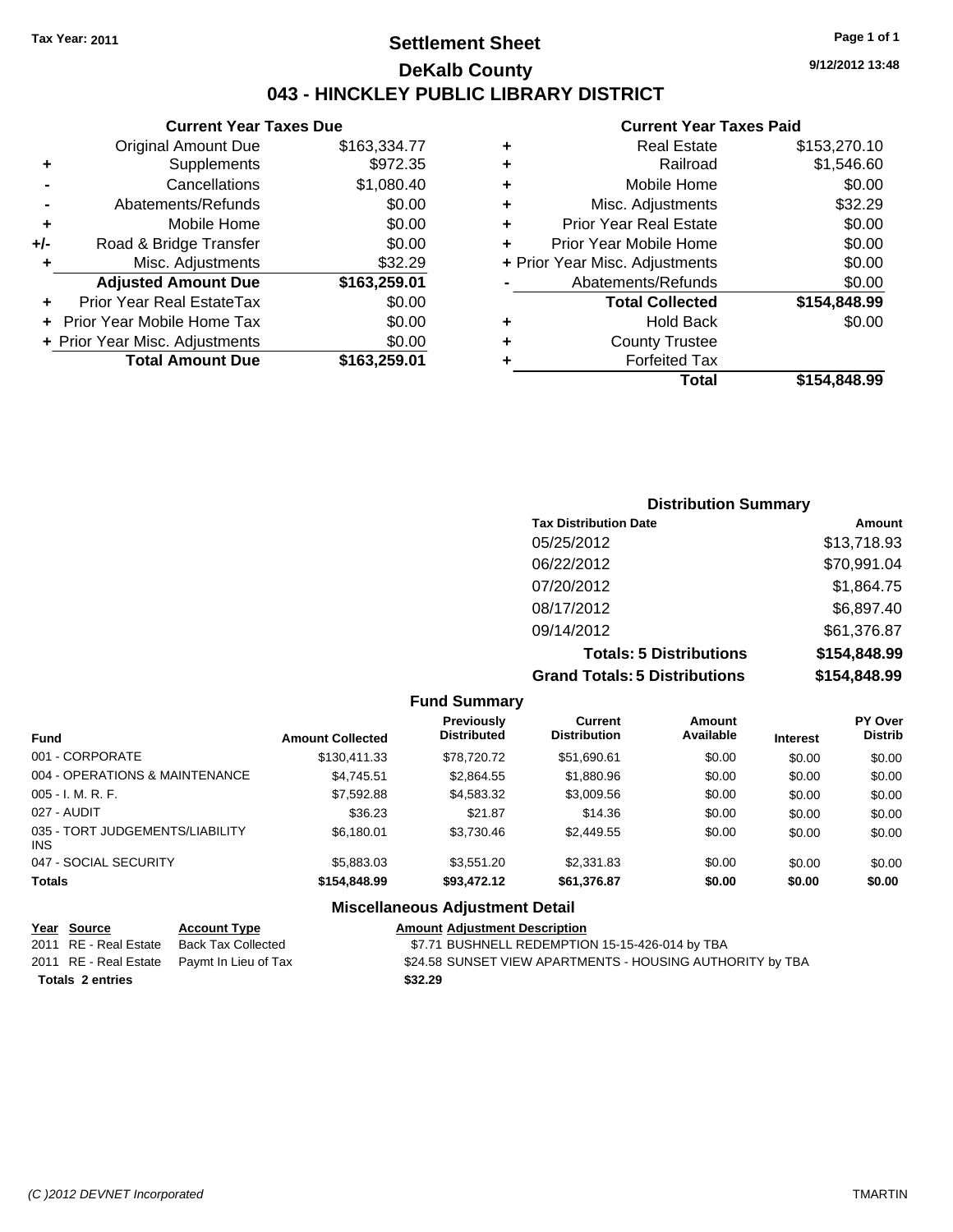Tax Year: 2011

# Settlement Sheet

## DeKalb County

## 043 - HINCKLEY PUBLIC LIBRARY DISTRICT

9/12/2012 13:48

### Current Year Taxes Due

| | | |
|---|---|---|
| | Original Amount Due | $163,334.77 |
| + | Supplements | $972.35 |
| - | Cancellations | $1,080.40 |
| - | Abatements/Refunds | $0.00 |
| + | Mobile Home | $0.00 |
| +/- | Road & Bridge Transfer | $0.00 |
| + | Misc. Adjustments | $32.29 |
| | **Adjusted Amount Due** | **$163,259.01** |
| + | Prior Year Real EstateTax | $0.00 |
| + | Prior Year Mobile Home Tax | $0.00 |
| + | Prior Year Misc. Adjustments | $0.00 |
| | **Total Amount Due** | **$163,259.01** |

### Current Year Taxes Paid

| | | |
|---|---|---|
| + | Real Estate | $153,270.10 |
| + | Railroad | $1,546.60 |
| + | Mobile Home | $0.00 |
| + | Misc. Adjustments | $32.29 |
| + | Prior Year Real Estate | $0.00 |
| + | Prior Year Mobile Home | $0.00 |
| + | Prior Year Misc. Adjustments | $0.00 |
| - | Abatements/Refunds | $0.00 |
| | **Total Collected** | **$154,848.99** |
| + | Hold Back | $0.00 |
| + | County Trustee | |
| + | Forfeited Tax | |
| | **Total** | **$154,848.99** |

### Distribution Summary

| Tax Distribution Date | Amount |
|---|---|
| 05/25/2012 | $13,718.93 |
| 06/22/2012 | $70,991.04 |
| 07/20/2012 | $1,864.75 |
| 08/17/2012 | $6,897.40 |
| 09/14/2012 | $61,376.87 |
| **Totals: 5 Distributions** | **$154,848.99** |
| **Grand Totals: 5 Distributions** | **$154,848.99** |

### Fund Summary

| Fund | Amount Collected | Previously Distributed | Current Distribution | Amount Available | Interest | PY Over Distrib |
|---|---|---|---|---|---|---|
| 001 - CORPORATE | $130,411.33 | $78,720.72 | $51,690.61 | $0.00 | $0.00 | $0.00 |
| 004 - OPERATIONS & MAINTENANCE | $4,745.51 | $2,864.55 | $1,880.96 | $0.00 | $0.00 | $0.00 |
| 005 - I. M. R. F. | $7,592.88 | $4,583.32 | $3,009.56 | $0.00 | $0.00 | $0.00 |
| 027 - AUDIT | $36.23 | $21.87 | $14.36 | $0.00 | $0.00 | $0.00 |
| 035 - TORT JUDGEMENTS/LIABILITY INS | $6,180.01 | $3,730.46 | $2,449.55 | $0.00 | $0.00 | $0.00 |
| 047 - SOCIAL SECURITY | $5,883.03 | $3,551.20 | $2,331.83 | $0.00 | $0.00 | $0.00 |
| **Totals** | **$154,848.99** | **$93,472.12** | **$61,376.87** | **$0.00** | **$0.00** | **$0.00** |

### Miscellaneous Adjustment Detail

| Year | Source | Account Type | Amount | Adjustment Description |
|---|---|---|---|---|
| 2011 | RE - Real Estate | Back Tax Collected | $7.71 | BUSHNELL REDEMPTION 15-15-426-014 by TBA |
| 2011 | RE - Real Estate | Paymt In Lieu of Tax | $24.58 | SUNSET VIEW APARTMENTS - HOUSING AUTHORITY by TBA |
| **Totals 2 entries** | | | **$32.29** | |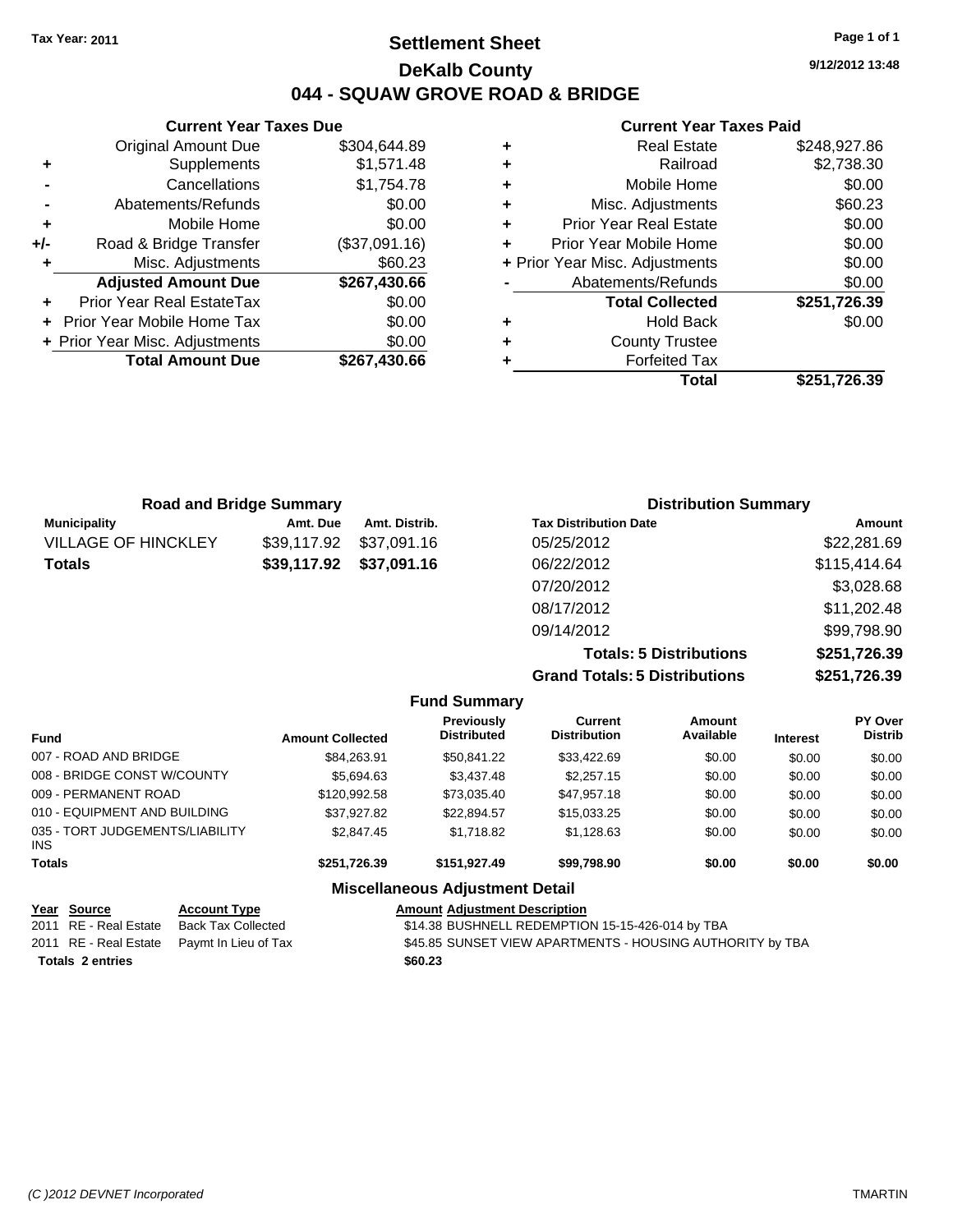Tax Year: 2011

# Settlement Sheet
## DeKalb County
## 044 - SQUAW GROVE ROAD & BRIDGE

9/12/2012 13:48

### Current Year Taxes Due

| | | |
|---|---|---|
| | Original Amount Due | $304,644.89 |
| + | Supplements | $1,571.48 |
| - | Cancellations | $1,754.78 |
| - | Abatements/Refunds | $0.00 |
| + | Mobile Home | $0.00 |
| +/- | Road & Bridge Transfer | ($37,091.16) |
| + | Misc. Adjustments | $60.23 |
| | **Adjusted Amount Due** | **$267,430.66** |
| + | Prior Year Real EstateTax | $0.00 |
| + | Prior Year Mobile Home Tax | $0.00 |
| + | Prior Year Misc. Adjustments | $0.00 |
| | **Total Amount Due** | **$267,430.66** |

### Current Year Taxes Paid

| | | |
|---|---|---|
| + | Real Estate | $248,927.86 |
| + | Railroad | $2,738.30 |
| + | Mobile Home | $0.00 |
| + | Misc. Adjustments | $60.23 |
| + | Prior Year Real Estate | $0.00 |
| + | Prior Year Mobile Home | $0.00 |
| + | Prior Year Misc. Adjustments | $0.00 |
| - | Abatements/Refunds | $0.00 |
| | **Total Collected** | **$251,726.39** |
| + | Hold Back | $0.00 |
| + | County Trustee | |
| + | Forfeited Tax | |
| | **Total** | **$251,726.39** |

### Road and Bridge Summary

| Municipality | Amt. Due | Amt. Distrib. |
|---|---|---|
| VILLAGE OF HINCKLEY | $39,117.92 | $37,091.16 |
| **Totals** | **$39,117.92** | **$37,091.16** |

### Distribution Summary

| Tax Distribution Date | Amount |
|---|---|
| 05/25/2012 | $22,281.69 |
| 06/22/2012 | $115,414.64 |
| 07/20/2012 | $3,028.68 |
| 08/17/2012 | $11,202.48 |
| 09/14/2012 | $99,798.90 |
| **Totals: 5 Distributions** | **$251,726.39** |
| **Grand Totals: 5 Distributions** | **$251,726.39** |

### Fund Summary

| Fund | Amount Collected | Previously Distributed | Current Distribution | Amount Available | Interest | PY Over Distrib |
|---|---|---|---|---|---|---|
| 007 - ROAD AND BRIDGE | $84,263.91 | $50,841.22 | $33,422.69 | $0.00 | $0.00 | $0.00 |
| 008 - BRIDGE CONST W/COUNTY | $5,694.63 | $3,437.48 | $2,257.15 | $0.00 | $0.00 | $0.00 |
| 009 - PERMANENT ROAD | $120,992.58 | $73,035.40 | $47,957.18 | $0.00 | $0.00 | $0.00 |
| 010 - EQUIPMENT AND BUILDING | $37,927.82 | $22,894.57 | $15,033.25 | $0.00 | $0.00 | $0.00 |
| 035 - TORT JUDGEMENTS/LIABILITY INS | $2,847.45 | $1,718.82 | $1,128.63 | $0.00 | $0.00 | $0.00 |
| **Totals** | **$251,726.39** | **$151,927.49** | **$99,798.90** | **$0.00** | **$0.00** | **$0.00** |

### Miscellaneous Adjustment Detail

| Year | Source | Account Type | Amount | Adjustment Description |
|---|---|---|---|---|
| 2011 | RE - Real Estate | Back Tax Collected | $14.38 | BUSHNELL REDEMPTION 15-15-426-014 by TBA |
| 2011 | RE - Real Estate | Paymt In Lieu of Tax | $45.85 | SUNSET VIEW APARTMENTS - HOUSING AUTHORITY by TBA |
| **Totals** | **2 entries** | | **$60.23** | |

(C )2012 DEVNET Incorporated TMARTIN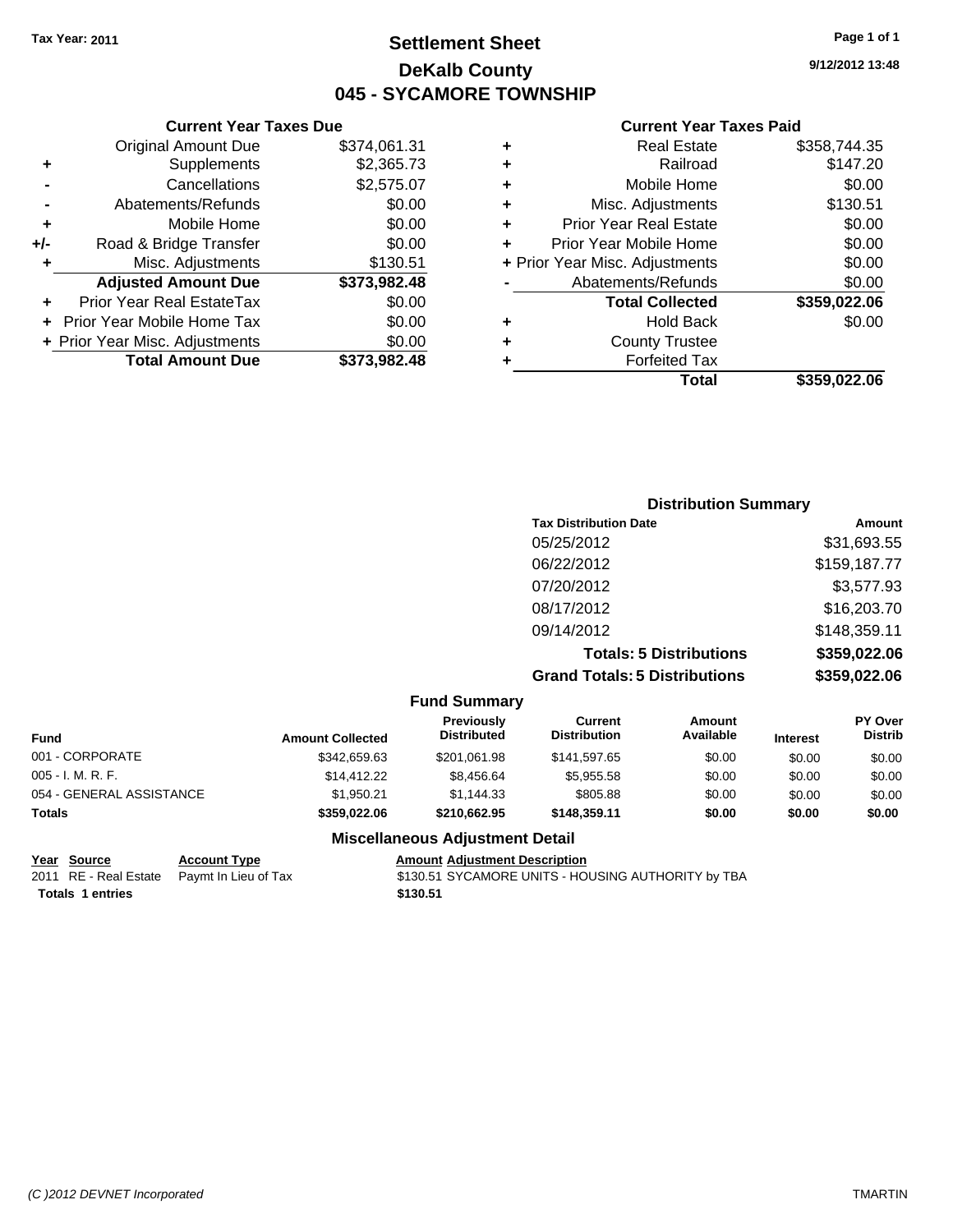Tax Year: 2011

# Settlement Sheet
## DeKalb County
## 045 - SYCAMORE TOWNSHIP

9/12/2012 13:48

### Current Year Taxes Due

| | | |
|---|---|---|
| | Original Amount Due | $374,061.31 |
| + | Supplements | $2,365.73 |
| - | Cancellations | $2,575.07 |
| - | Abatements/Refunds | $0.00 |
| + | Mobile Home | $0.00 |
| +/- | Road & Bridge Transfer | $0.00 |
| + | Misc. Adjustments | $130.51 |
| | **Adjusted Amount Due** | **$373,982.48** |
| + | Prior Year Real EstateTax | $0.00 |
| + | Prior Year Mobile Home Tax | $0.00 |
| + | Prior Year Misc. Adjustments | $0.00 |
| | **Total Amount Due** | **$373,982.48** |

### Current Year Taxes Paid

| | | |
|---|---|---|
| + | Real Estate | $358,744.35 |
| + | Railroad | $147.20 |
| + | Mobile Home | $0.00 |
| + | Misc. Adjustments | $130.51 |
| + | Prior Year Real Estate | $0.00 |
| + | Prior Year Mobile Home | $0.00 |
| + | Prior Year Misc. Adjustments | $0.00 |
| - | Abatements/Refunds | $0.00 |
| | **Total Collected** | **$359,022.06** |
| + | Hold Back | $0.00 |
| + | County Trustee | |
| + | Forfeited Tax | |
| | **Total** | **$359,022.06** |

### Distribution Summary

| Tax Distribution Date | Amount |
|---|---|
| 05/25/2012 | $31,693.55 |
| 06/22/2012 | $159,187.77 |
| 07/20/2012 | $3,577.93 |
| 08/17/2012 | $16,203.70 |
| 09/14/2012 | $148,359.11 |
| **Totals: 5 Distributions** | **$359,022.06** |
| **Grand Totals: 5 Distributions** | **$359,022.06** |

### Fund Summary

| Fund | Amount Collected | Previously Distributed | Current Distribution | Amount Available | Interest | PY Over Distrib |
|---|---|---|---|---|---|---|
| 001 - CORPORATE | $342,659.63 | $201,061.98 | $141,597.65 | $0.00 | $0.00 | $0.00 |
| 005 - I. M. R. F. | $14,412.22 | $8,456.64 | $5,955.58 | $0.00 | $0.00 | $0.00 |
| 054 - GENERAL ASSISTANCE | $1,950.21 | $1,144.33 | $805.88 | $0.00 | $0.00 | $0.00 |
| **Totals** | **$359,022.06** | **$210,662.95** | **$148,359.11** | **$0.00** | **$0.00** | **$0.00** |

### Miscellaneous Adjustment Detail

| Year | Source | Account Type | Amount | Adjustment Description |
|---|---|---|---|---|
| 2011 | RE - Real Estate | Paymt In Lieu of Tax | $130.51 | SYCAMORE UNITS - HOUSING AUTHORITY by TBA |
| **Totals 1 entries** | | | **$130.51** | |

(C )2012 DEVNET Incorporated TMARTIN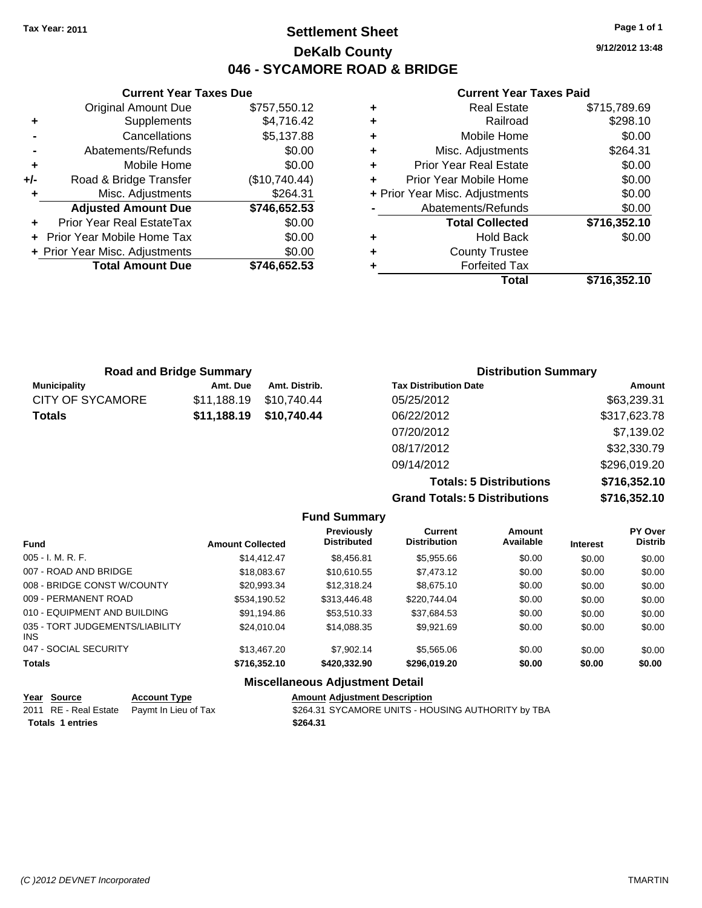Tax Year: 2011

# Settlement Sheet

## DeKalb County

## 046 - SYCAMORE ROAD & BRIDGE

9/12/2012 13:48

### Current Year Taxes Due

| | | |
|---|---|---|
| | Original Amount Due | $757,550.12 |
| + | Supplements | $4,716.42 |
| - | Cancellations | $5,137.88 |
| - | Abatements/Refunds | $0.00 |
| + | Mobile Home | $0.00 |
| +/- | Road & Bridge Transfer | ($10,740.44) |
| + | Misc. Adjustments | $264.31 |
| | **Adjusted Amount Due** | **$746,652.53** |
| + | Prior Year Real EstateTax | $0.00 |
| + | Prior Year Mobile Home Tax | $0.00 |
| + | Prior Year Misc. Adjustments | $0.00 |
| | **Total Amount Due** | **$746,652.53** |

### Current Year Taxes Paid

| | | |
|---|---|---|
| + | Real Estate | $715,789.69 |
| + | Railroad | $298.10 |
| + | Mobile Home | $0.00 |
| + | Misc. Adjustments | $264.31 |
| + | Prior Year Real Estate | $0.00 |
| + | Prior Year Mobile Home | $0.00 |
| + | Prior Year Misc. Adjustments | $0.00 |
| - | Abatements/Refunds | $0.00 |
| | **Total Collected** | **$716,352.10** |
| + | Hold Back | $0.00 |
| + | County Trustee | |
| + | Forfeited Tax | |
| | **Total** | **$716,352.10** |

### Road and Bridge Summary

| Municipality | Amt. Due | Amt. Distrib. |
|---|---|---|
| CITY OF SYCAMORE | $11,188.19 | $10,740.44 |
| **Totals** | **$11,188.19** | **$10,740.44** |

### Distribution Summary

| Tax Distribution Date | Amount |
|---|---|
| 05/25/2012 | $63,239.31 |
| 06/22/2012 | $317,623.78 |
| 07/20/2012 | $7,139.02 |
| 08/17/2012 | $32,330.79 |
| 09/14/2012 | $296,019.20 |
| **Totals: 5 Distributions** | **$716,352.10** |
| **Grand Totals: 5 Distributions** | **$716,352.10** |

### Fund Summary

| Fund | Amount Collected | Previously Distributed | Current Distribution | Amount Available | Interest | PY Over Distrib |
|---|---|---|---|---|---|---|
| 005 - I. M. R. F. | $14,412.47 | $8,456.81 | $5,955.66 | $0.00 | $0.00 | $0.00 |
| 007 - ROAD AND BRIDGE | $18,083.67 | $10,610.55 | $7,473.12 | $0.00 | $0.00 | $0.00 |
| 008 - BRIDGE CONST W/COUNTY | $20,993.34 | $12,318.24 | $8,675.10 | $0.00 | $0.00 | $0.00 |
| 009 - PERMANENT ROAD | $534,190.52 | $313,446.48 | $220,744.04 | $0.00 | $0.00 | $0.00 |
| 010 - EQUIPMENT AND BUILDING | $91,194.86 | $53,510.33 | $37,684.53 | $0.00 | $0.00 | $0.00 |
| 035 - TORT JUDGEMENTS/LIABILITY INS | $24,010.04 | $14,088.35 | $9,921.69 | $0.00 | $0.00 | $0.00 |
| 047 - SOCIAL SECURITY | $13,467.20 | $7,902.14 | $5,565.06 | $0.00 | $0.00 | $0.00 |
| **Totals** | **$716,352.10** | **$420,332.90** | **$296,019.20** | **$0.00** | **$0.00** | **$0.00** |

### Miscellaneous Adjustment Detail

| Year | Source | Account Type | Amount | Adjustment Description |
|---|---|---|---|---|
| 2011 | RE - Real Estate | Paymt In Lieu of Tax | $264.31 | SYCAMORE UNITS - HOUSING AUTHORITY by TBA |
| **Totals** | **1 entries** | | **$264.31** | |

(C )2012 DEVNET Incorporated TMARTIN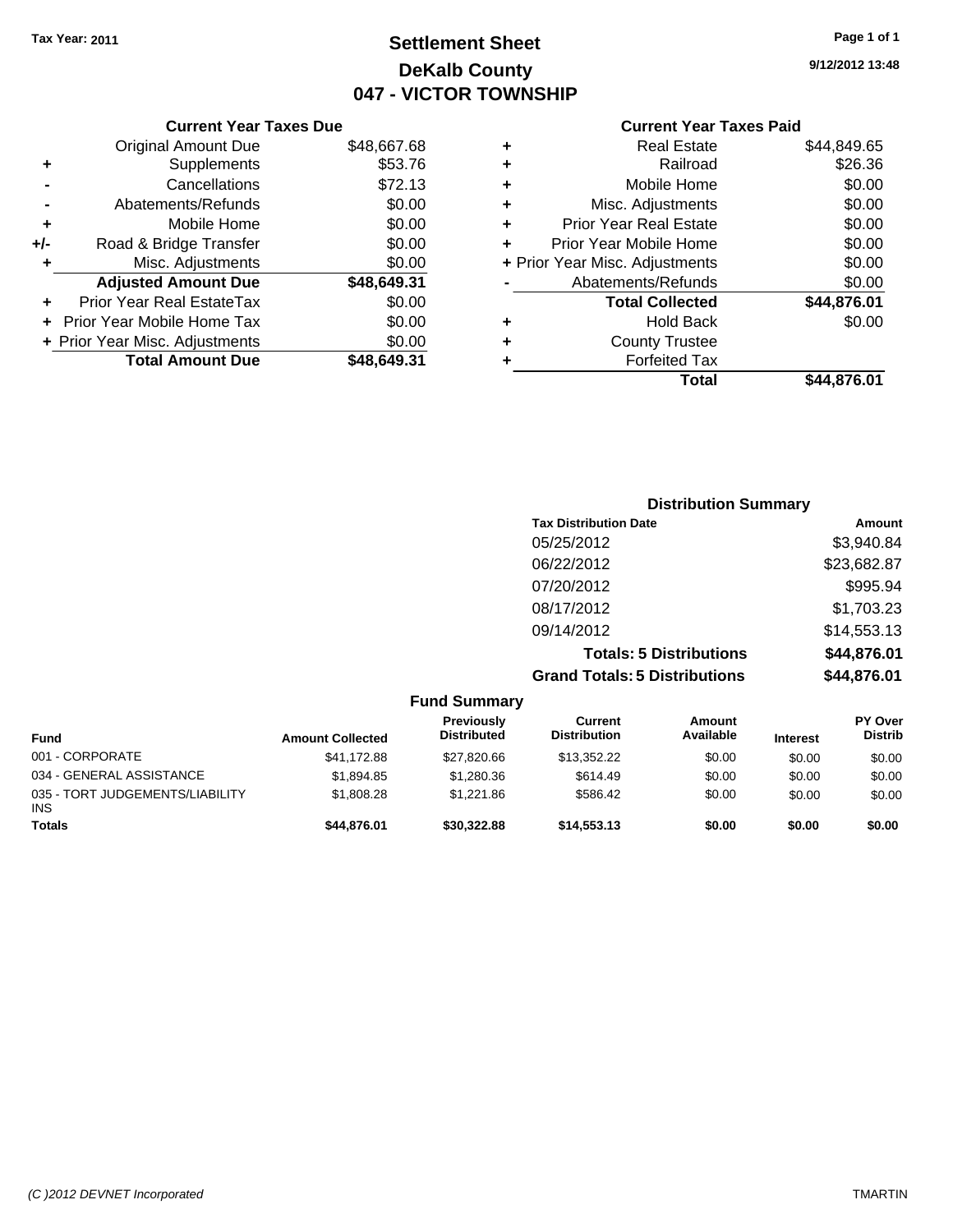Tax Year: 2011

# Settlement Sheet
## DeKalb County
## 047 - VICTOR TOWNSHIP

9/12/2012 13:48

### Current Year Taxes Due

| | | |
|---|---|---|
| | Original Amount Due | $48,667.68 |
| + | Supplements | $53.76 |
| - | Cancellations | $72.13 |
| - | Abatements/Refunds | $0.00 |
| + | Mobile Home | $0.00 |
| +/- | Road & Bridge Transfer | $0.00 |
| + | Misc. Adjustments | $0.00 |
| | **Adjusted Amount Due** | **$48,649.31** |
| + | Prior Year Real EstateTax | $0.00 |
| + | Prior Year Mobile Home Tax | $0.00 |
| + | Prior Year Misc. Adjustments | $0.00 |
| | **Total Amount Due** | **$48,649.31** |

### Current Year Taxes Paid

| | | |
|---|---|---|
| + | Real Estate | $44,849.65 |
| + | Railroad | $26.36 |
| + | Mobile Home | $0.00 |
| + | Misc. Adjustments | $0.00 |
| + | Prior Year Real Estate | $0.00 |
| + | Prior Year Mobile Home | $0.00 |
| + | Prior Year Misc. Adjustments | $0.00 |
| - | Abatements/Refunds | $0.00 |
| | **Total Collected** | **$44,876.01** |
| + | Hold Back | $0.00 |
| + | County Trustee | |
| + | Forfeited Tax | |
| | **Total** | **$44,876.01** |

### Distribution Summary

| Tax Distribution Date | Amount |
|---|---|
| 05/25/2012 | $3,940.84 |
| 06/22/2012 | $23,682.87 |
| 07/20/2012 | $995.94 |
| 08/17/2012 | $1,703.23 |
| 09/14/2012 | $14,553.13 |
| **Totals: 5 Distributions** | **$44,876.01** |
| **Grand Totals: 5 Distributions** | **$44,876.01** |

### Fund Summary

| Fund | Amount Collected | Previously Distributed | Current Distribution | Amount Available | Interest | PY Over Distrib |
|---|---|---|---|---|---|---|
| 001 - CORPORATE | $41,172.88 | $27,820.66 | $13,352.22 | $0.00 | $0.00 | $0.00 |
| 034 - GENERAL ASSISTANCE | $1,894.85 | $1,280.36 | $614.49 | $0.00 | $0.00 | $0.00 |
| 035 - TORT JUDGEMENTS/LIABILITY INS | $1,808.28 | $1,221.86 | $586.42 | $0.00 | $0.00 | $0.00 |
| **Totals** | **$44,876.01** | **$30,322.88** | **$14,553.13** | **$0.00** | **$0.00** | **$0.00** |

(C )2012 DEVNET Incorporated TMARTIN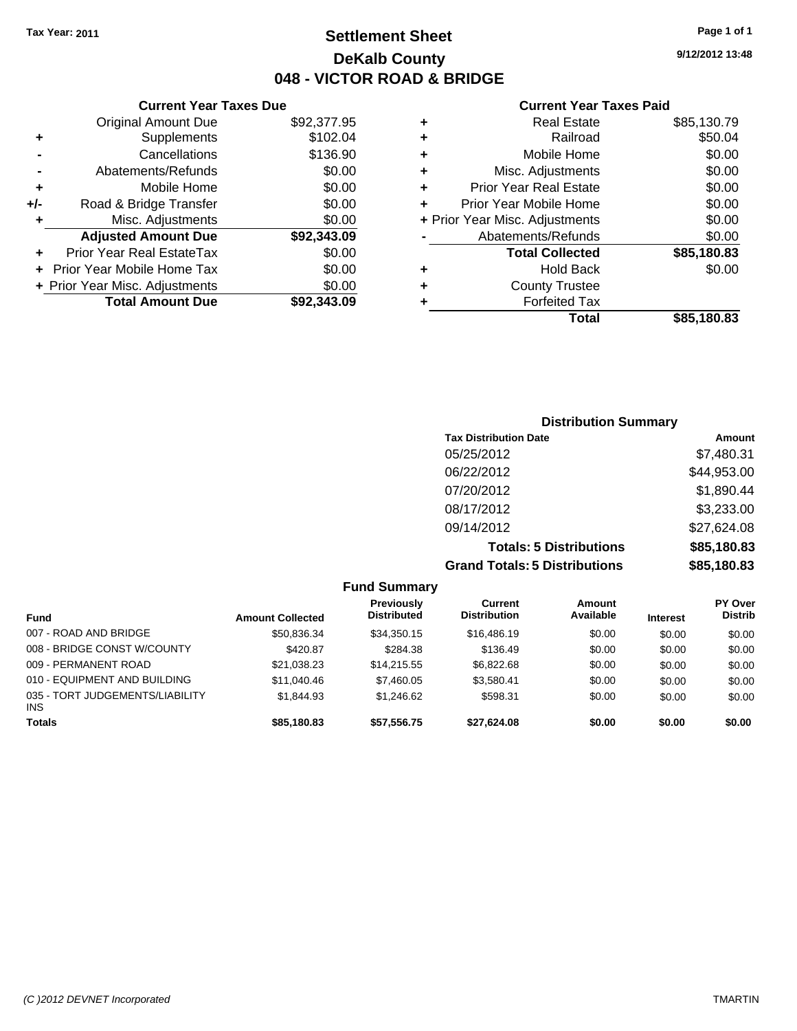Tax Year: 2011

# Settlement Sheet

## DeKalb County

## 048 - VICTOR ROAD & BRIDGE

9/12/2012 13:48

### Current Year Taxes Due

| | | |
|---|---|---|
| | Original Amount Due | $92,377.95 |
| + | Supplements | $102.04 |
| - | Cancellations | $136.90 |
| - | Abatements/Refunds | $0.00 |
| + | Mobile Home | $0.00 |
| +/- | Road & Bridge Transfer | $0.00 |
| + | Misc. Adjustments | $0.00 |
| | **Adjusted Amount Due** | **$92,343.09** |
| + | Prior Year Real EstateTax | $0.00 |
| + | Prior Year Mobile Home Tax | $0.00 |
| + | Prior Year Misc. Adjustments | $0.00 |
| | **Total Amount Due** | **$92,343.09** |

### Current Year Taxes Paid

| | | |
|---|---|---|
| + | Real Estate | $85,130.79 |
| + | Railroad | $50.04 |
| + | Mobile Home | $0.00 |
| + | Misc. Adjustments | $0.00 |
| + | Prior Year Real Estate | $0.00 |
| + | Prior Year Mobile Home | $0.00 |
| + | Prior Year Misc. Adjustments | $0.00 |
| - | Abatements/Refunds | $0.00 |
| | **Total Collected** | **$85,180.83** |
| + | Hold Back | $0.00 |
| + | County Trustee | |
| + | Forfeited Tax | |
| | **Total** | **$85,180.83** |

### Distribution Summary

| Tax Distribution Date | Amount |
|---|---|
| 05/25/2012 | $7,480.31 |
| 06/22/2012 | $44,953.00 |
| 07/20/2012 | $1,890.44 |
| 08/17/2012 | $3,233.00 |
| 09/14/2012 | $27,624.08 |
| **Totals: 5 Distributions** | **$85,180.83** |
| **Grand Totals: 5 Distributions** | **$85,180.83** |

### Fund Summary

| Fund | Amount Collected | Previously Distributed | Current Distribution | Amount Available | Interest | PY Over Distrib |
|---|---|---|---|---|---|---|
| 007 - ROAD AND BRIDGE | $50,836.34 | $34,350.15 | $16,486.19 | $0.00 | $0.00 | $0.00 |
| 008 - BRIDGE CONST W/COUNTY | $420.87 | $284.38 | $136.49 | $0.00 | $0.00 | $0.00 |
| 009 - PERMANENT ROAD | $21,038.23 | $14,215.55 | $6,822.68 | $0.00 | $0.00 | $0.00 |
| 010 - EQUIPMENT AND BUILDING | $11,040.46 | $7,460.05 | $3,580.41 | $0.00 | $0.00 | $0.00 |
| 035 - TORT JUDGEMENTS/LIABILITY INS | $1,844.93 | $1,246.62 | $598.31 | $0.00 | $0.00 | $0.00 |
| **Totals** | **$85,180.83** | **$57,556.75** | **$27,624.08** | **$0.00** | **$0.00** | **$0.00** |

(C )2012 DEVNET Incorporated TMARTIN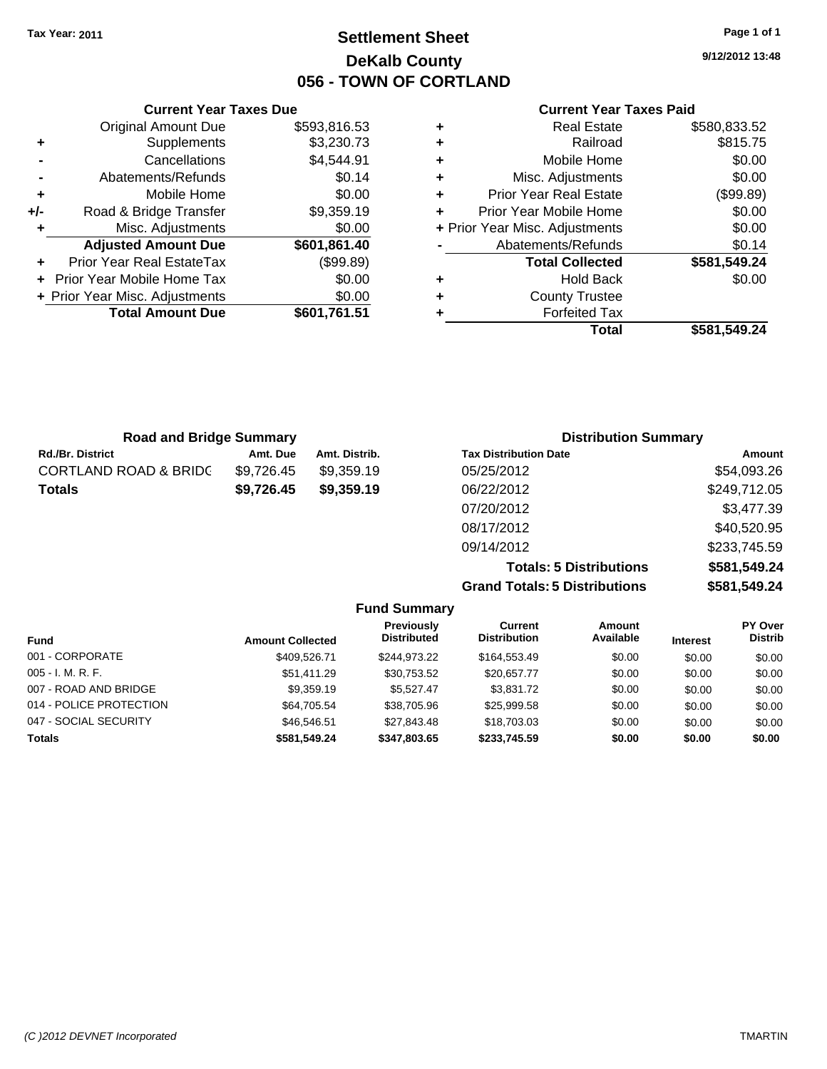Tax Year: 2011

# Settlement Sheet
## DeKalb County
## 056 - TOWN OF CORTLAND

9/12/2012 13:48

### Current Year Taxes Due

| | | |
|---|---|---|
| | Original Amount Due | $593,816.53 |
| + | Supplements | $3,230.73 |
| - | Cancellations | $4,544.91 |
| - | Abatements/Refunds | $0.14 |
| + | Mobile Home | $0.00 |
| +/- | Road & Bridge Transfer | $9,359.19 |
| + | Misc. Adjustments | $0.00 |
| | **Adjusted Amount Due** | **$601,861.40** |
| + | Prior Year Real EstateTax | ($99.89) |
| + | Prior Year Mobile Home Tax | $0.00 |
| + | Prior Year Misc. Adjustments | $0.00 |
| | **Total Amount Due** | **$601,761.51** |

### Current Year Taxes Paid

| | | |
|---|---|---|
| + | Real Estate | $580,833.52 |
| + | Railroad | $815.75 |
| + | Mobile Home | $0.00 |
| + | Misc. Adjustments | $0.00 |
| + | Prior Year Real Estate | ($99.89) |
| + | Prior Year Mobile Home | $0.00 |
| + | Prior Year Misc. Adjustments | $0.00 |
| - | Abatements/Refunds | $0.14 |
| | **Total Collected** | **$581,549.24** |
| + | Hold Back | $0.00 |
| + | County Trustee | |
| + | Forfeited Tax | |
| | **Total** | **$581,549.24** |

### Road and Bridge Summary

| Rd./Br. District | Amt. Due | Amt. Distrib. |
|---|---|---|
| CORTLAND ROAD & BRIDG | $9,726.45 | $9,359.19 |
| **Totals** | **$9,726.45** | **$9,359.19** |

### Distribution Summary

| Tax Distribution Date | Amount |
|---|---|
| 05/25/2012 | $54,093.26 |
| 06/22/2012 | $249,712.05 |
| 07/20/2012 | $3,477.39 |
| 08/17/2012 | $40,520.95 |
| 09/14/2012 | $233,745.59 |
| **Totals: 5 Distributions** | **$581,549.24** |
| **Grand Totals: 5 Distributions** | **$581,549.24** |

### Fund Summary

| Fund | Amount Collected | Previously Distributed | Current Distribution | Amount Available | Interest | PY Over Distrib |
|---|---|---|---|---|---|---|
| 001 - CORPORATE | $409,526.71 | $244,973.22 | $164,553.49 | $0.00 | $0.00 | $0.00 |
| 005 - I. M. R. F. | $51,411.29 | $30,753.52 | $20,657.77 | $0.00 | $0.00 | $0.00 |
| 007 - ROAD AND BRIDGE | $9,359.19 | $5,527.47 | $3,831.72 | $0.00 | $0.00 | $0.00 |
| 014 - POLICE PROTECTION | $64,705.54 | $38,705.96 | $25,999.58 | $0.00 | $0.00 | $0.00 |
| 047 - SOCIAL SECURITY | $46,546.51 | $27,843.48 | $18,703.03 | $0.00 | $0.00 | $0.00 |
| **Totals** | **$581,549.24** | **$347,803.65** | **$233,745.59** | **$0.00** | **$0.00** | **$0.00** |

(C )2012 DEVNET Incorporated — TMARTIN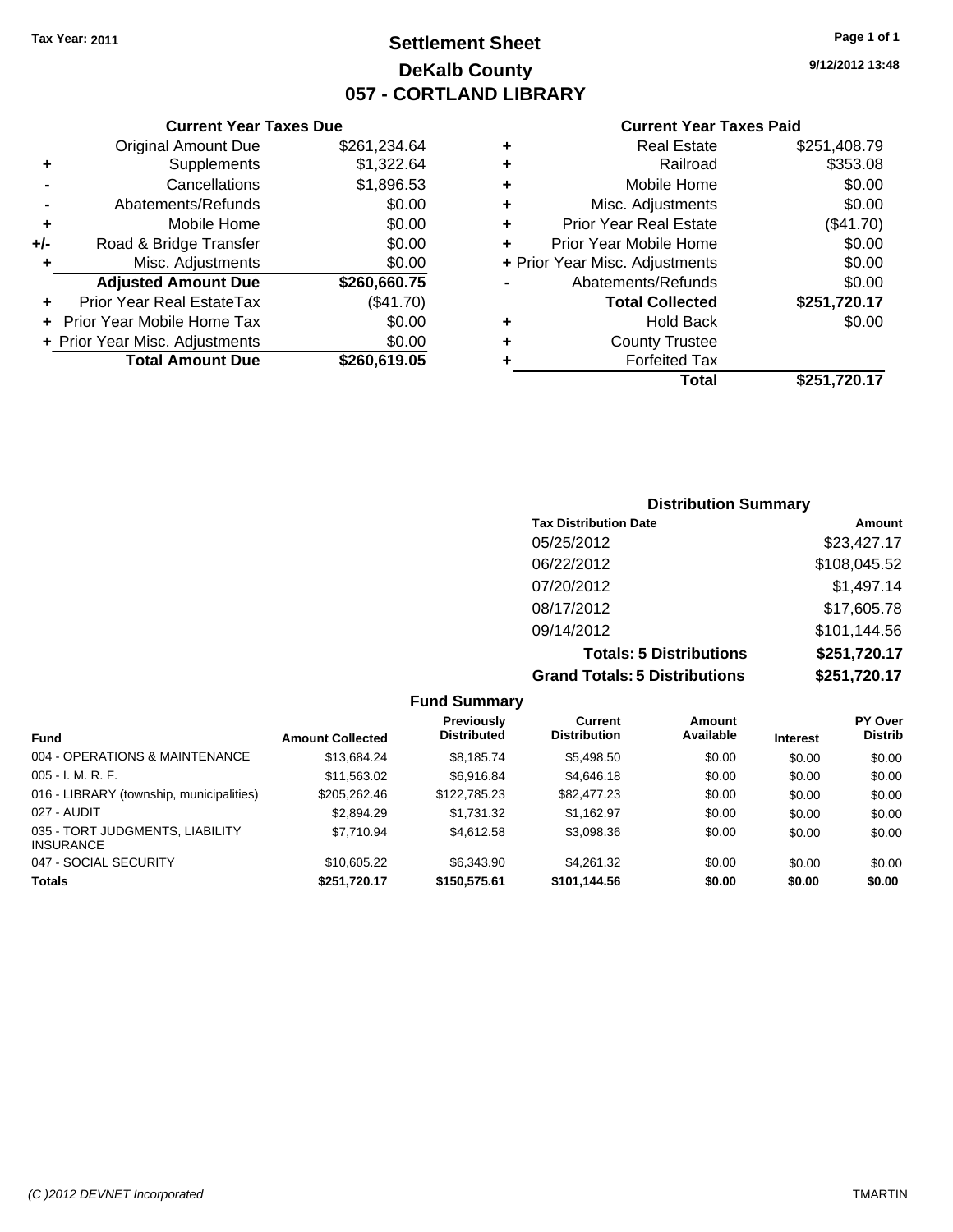**Tax Year: 2011**

# Settlement Sheet
## DeKalb County
## 057 - CORTLAND LIBRARY

9/12/2012 13:48

### Current Year Taxes Due

| | | |
|---|---|---|
| | Original Amount Due | $261,234.64 |
| + | Supplements | $1,322.64 |
| - | Cancellations | $1,896.53 |
| - | Abatements/Refunds | $0.00 |
| + | Mobile Home | $0.00 |
| +/- | Road & Bridge Transfer | $0.00 |
| + | Misc. Adjustments | $0.00 |
| | **Adjusted Amount Due** | **$260,660.75** |
| + | Prior Year Real EstateTax | ($41.70) |
| + | Prior Year Mobile Home Tax | $0.00 |
| + | Prior Year Misc. Adjustments | $0.00 |
| | **Total Amount Due** | **$260,619.05** |

### Current Year Taxes Paid

| | | |
|---|---|---|
| + | Real Estate | $251,408.79 |
| + | Railroad | $353.08 |
| + | Mobile Home | $0.00 |
| + | Misc. Adjustments | $0.00 |
| + | Prior Year Real Estate | ($41.70) |
| + | Prior Year Mobile Home | $0.00 |
| + | Prior Year Misc. Adjustments | $0.00 |
| - | Abatements/Refunds | $0.00 |
| | **Total Collected** | **$251,720.17** |
| + | Hold Back | $0.00 |
| + | County Trustee | |
| + | Forfeited Tax | |
| | **Total** | **$251,720.17** |

### Distribution Summary

| Tax Distribution Date | Amount |
|---|---|
| 05/25/2012 | $23,427.17 |
| 06/22/2012 | $108,045.52 |
| 07/20/2012 | $1,497.14 |
| 08/17/2012 | $17,605.78 |
| 09/14/2012 | $101,144.56 |
| **Totals: 5 Distributions** | **$251,720.17** |
| **Grand Totals: 5 Distributions** | **$251,720.17** |

### Fund Summary

| Fund | Amount Collected | Previously Distributed | Current Distribution | Amount Available | Interest | PY Over Distrib |
|---|---|---|---|---|---|---|
| 004 - OPERATIONS & MAINTENANCE | $13,684.24 | $8,185.74 | $5,498.50 | $0.00 | $0.00 | $0.00 |
| 005 - I. M. R. F. | $11,563.02 | $6,916.84 | $4,646.18 | $0.00 | $0.00 | $0.00 |
| 016 - LIBRARY (township, municipalities) | $205,262.46 | $122,785.23 | $82,477.23 | $0.00 | $0.00 | $0.00 |
| 027 - AUDIT | $2,894.29 | $1,731.32 | $1,162.97 | $0.00 | $0.00 | $0.00 |
| 035 - TORT JUDGMENTS, LIABILITY INSURANCE | $7,710.94 | $4,612.58 | $3,098.36 | $0.00 | $0.00 | $0.00 |
| 047 - SOCIAL SECURITY | $10,605.22 | $6,343.90 | $4,261.32 | $0.00 | $0.00 | $0.00 |
| **Totals** | **$251,720.17** | **$150,575.61** | **$101,144.56** | **$0.00** | **$0.00** | **$0.00** |

(C )2012 DEVNET Incorporated — TMARTIN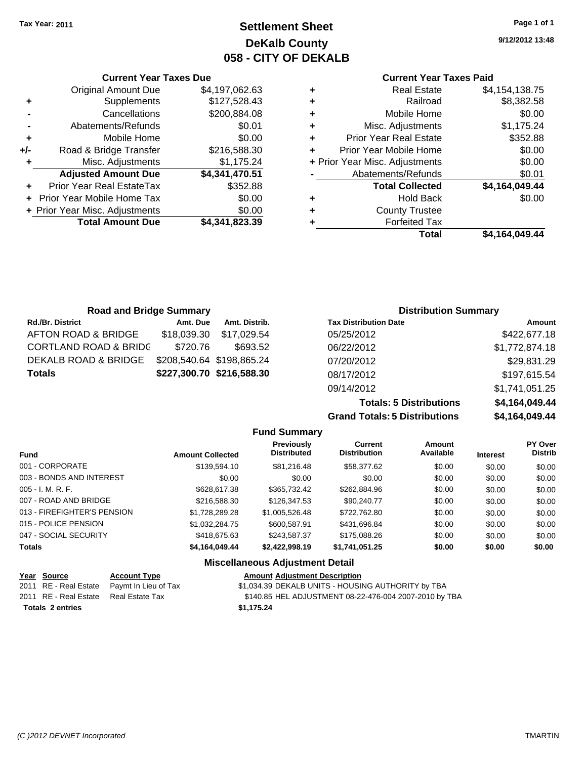**Tax Year: 2011**

# Settlement Sheet
## DeKalb County
## 058 - CITY OF DEKALB

9/12/2012 13:48

### Current Year Taxes Due

| | | |
|---|---|---|
| | Original Amount Due | $4,197,062.63 |
| + | Supplements | $127,528.43 |
| - | Cancellations | $200,884.08 |
| - | Abatements/Refunds | $0.01 |
| + | Mobile Home | $0.00 |
| +/- | Road & Bridge Transfer | $216,588.30 |
| + | Misc. Adjustments | $1,175.24 |
| | **Adjusted Amount Due** | **$4,341,470.51** |
| + | Prior Year Real EstateTax | $352.88 |
| + | Prior Year Mobile Home Tax | $0.00 |
| + | Prior Year Misc. Adjustments | $0.00 |
| | **Total Amount Due** | **$4,341,823.39** |

### Current Year Taxes Paid

| | | |
|---|---|---|
| + | Real Estate | $4,154,138.75 |
| + | Railroad | $8,382.58 |
| + | Mobile Home | $0.00 |
| + | Misc. Adjustments | $1,175.24 |
| + | Prior Year Real Estate | $352.88 |
| + | Prior Year Mobile Home | $0.00 |
| + | Prior Year Misc. Adjustments | $0.00 |
| - | Abatements/Refunds | $0.01 |
| | **Total Collected** | **$4,164,049.44** |
| + | Hold Back | $0.00 |
| + | County Trustee | |
| + | Forfeited Tax | |
| | **Total** | **$4,164,049.44** |

### Road and Bridge Summary

| Rd./Br. District | Amt. Due | Amt. Distrib. |
|---|---|---|
| AFTON ROAD & BRIDGE | $18,039.30 | $17,029.54 |
| CORTLAND ROAD & BRIDGE | $720.76 | $693.52 |
| DEKALB ROAD & BRIDGE | $208,540.64 | $198,865.24 |
| **Totals** | **$227,300.70** | **$216,588.30** |

### Distribution Summary

| Tax Distribution Date | Amount |
|---|---|
| 05/25/2012 | $422,677.18 |
| 06/22/2012 | $1,772,874.18 |
| 07/20/2012 | $29,831.29 |
| 08/17/2012 | $197,615.54 |
| 09/14/2012 | $1,741,051.25 |
| **Totals: 5 Distributions** | **$4,164,049.44** |
| **Grand Totals: 5 Distributions** | **$4,164,049.44** |

### Fund Summary

| Fund | Amount Collected | Previously Distributed | Current Distribution | Amount Available | Interest | PY Over Distrib |
|---|---|---|---|---|---|---|
| 001 - CORPORATE | $139,594.10 | $81,216.48 | $58,377.62 | $0.00 | $0.00 | $0.00 |
| 003 - BONDS AND INTEREST | $0.00 | $0.00 | $0.00 | $0.00 | $0.00 | $0.00 |
| 005 - I. M. R. F. | $628,617.38 | $365,732.42 | $262,884.96 | $0.00 | $0.00 | $0.00 |
| 007 - ROAD AND BRIDGE | $216,588.30 | $126,347.53 | $90,240.77 | $0.00 | $0.00 | $0.00 |
| 013 - FIREFIGHTER'S PENSION | $1,728,289.28 | $1,005,526.48 | $722,762.80 | $0.00 | $0.00 | $0.00 |
| 015 - POLICE PENSION | $1,032,284.75 | $600,587.91 | $431,696.84 | $0.00 | $0.00 | $0.00 |
| 047 - SOCIAL SECURITY | $418,675.63 | $243,587.37 | $175,088.26 | $0.00 | $0.00 | $0.00 |
| **Totals** | **$4,164,049.44** | **$2,422,998.19** | **$1,741,051.25** | **$0.00** | **$0.00** | **$0.00** |

### Miscellaneous Adjustment Detail

| Year | Source | Account Type | Amount | Adjustment Description |
|---|---|---|---|---|
| 2011 | RE - Real Estate | Paymt In Lieu of Tax | $1,034.39 | DEKALB UNITS - HOUSING AUTHORITY by TBA |
| 2011 | RE - Real Estate | Real Estate Tax | $140.85 | HEL ADJUSTMENT 08-22-476-004 2007-2010 by TBA |
| **Totals 2 entries** | | | **$1,175.24** | |

(C )2012 DEVNET Incorporated TMARTIN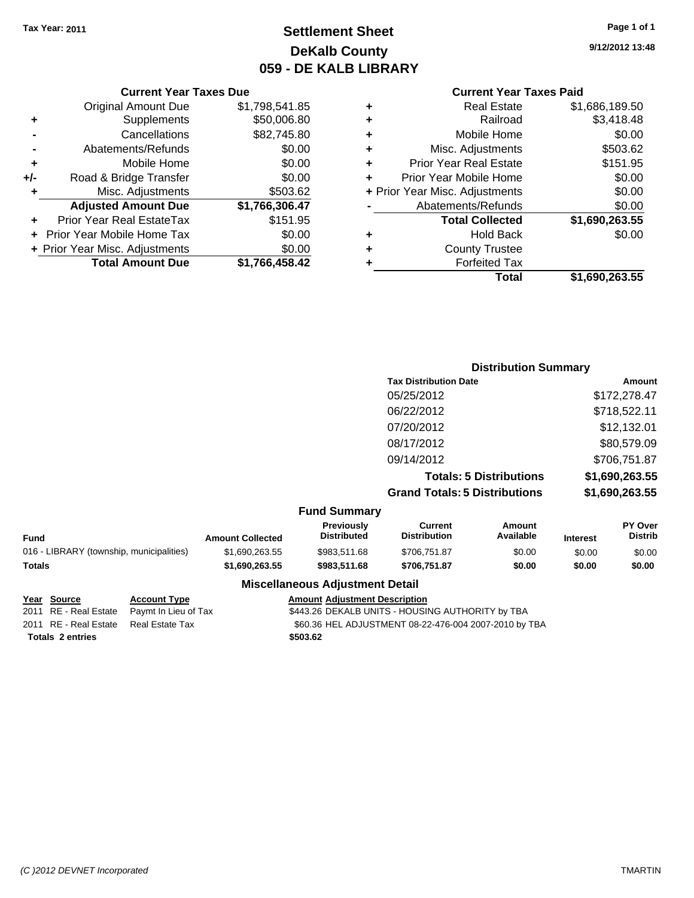Tax Year: 2011

# Settlement Sheet
## DeKalb County
## 059 - DE KALB LIBRARY

9/12/2012 13:48

### Current Year Taxes Due

| | | |
|---|---|---|
| | Original Amount Due | $1,798,541.85 |
| + | Supplements | $50,006.80 |
| - | Cancellations | $82,745.80 |
| - | Abatements/Refunds | $0.00 |
| + | Mobile Home | $0.00 |
| +/- | Road & Bridge Transfer | $0.00 |
| + | Misc. Adjustments | $503.62 |
| | **Adjusted Amount Due** | **$1,766,306.47** |
| + | Prior Year Real EstateTax | $151.95 |
| + | Prior Year Mobile Home Tax | $0.00 |
| + | Prior Year Misc. Adjustments | $0.00 |
| | **Total Amount Due** | **$1,766,458.42** |

### Current Year Taxes Paid

| | | |
|---|---|---|
| + | Real Estate | $1,686,189.50 |
| + | Railroad | $3,418.48 |
| + | Mobile Home | $0.00 |
| + | Misc. Adjustments | $503.62 |
| + | Prior Year Real Estate | $151.95 |
| + | Prior Year Mobile Home | $0.00 |
| + | Prior Year Misc. Adjustments | $0.00 |
| - | Abatements/Refunds | $0.00 |
| | **Total Collected** | **$1,690,263.55** |
| + | Hold Back | $0.00 |
| + | County Trustee | |
| + | Forfeited Tax | |
| | **Total** | **$1,690,263.55** |

### Distribution Summary

| Tax Distribution Date | Amount |
|---|---|
| 05/25/2012 | $172,278.47 |
| 06/22/2012 | $718,522.11 |
| 07/20/2012 | $12,132.01 |
| 08/17/2012 | $80,579.09 |
| 09/14/2012 | $706,751.87 |
| **Totals: 5 Distributions** | **$1,690,263.55** |
| **Grand Totals: 5 Distributions** | **$1,690,263.55** |

### Fund Summary

| Fund | Amount Collected | Previously Distributed | Current Distribution | Amount Available | Interest | PY Over Distrib |
|---|---|---|---|---|---|---|
| 016 - LIBRARY (township, municipalities) | $1,690,263.55 | $983,511.68 | $706,751.87 | $0.00 | $0.00 | $0.00 |
| **Totals** | **$1,690,263.55** | **$983,511.68** | **$706,751.87** | **$0.00** | **$0.00** | **$0.00** |

### Miscellaneous Adjustment Detail

| Year | Source | Account Type | Amount | Adjustment Description |
|---|---|---|---|---|
| 2011 | RE - Real Estate | Paymt In Lieu of Tax | $443.26 | DEKALB UNITS - HOUSING AUTHORITY by TBA |
| 2011 | RE - Real Estate | Real Estate Tax | $60.36 | HEL ADJUSTMENT 08-22-476-004 2007-2010 by TBA |
| **Totals 2 entries** | | | **$503.62** | |

(C )2012 DEVNET Incorporated TMARTIN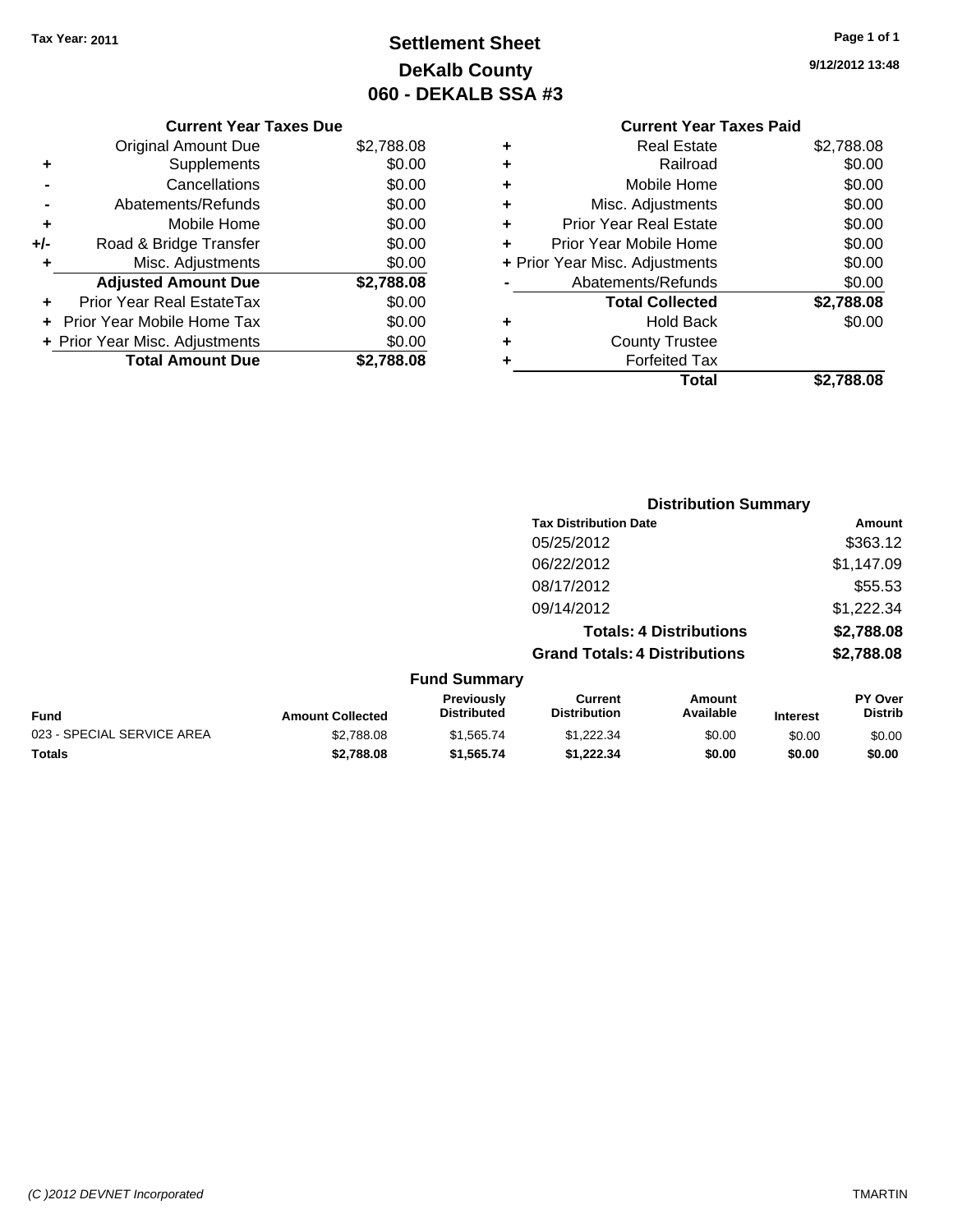Tax Year: 2011

# Settlement Sheet
## DeKalb County
## 060 - DEKALB SSA #3

9/12/2012 13:48

| | Current Year Taxes Due | |
|---|---|---|
| | Original Amount Due | $2,788.08 |
| + | Supplements | $0.00 |
| - | Cancellations | $0.00 |
| - | Abatements/Refunds | $0.00 |
| + | Mobile Home | $0.00 |
| +/- | Road & Bridge Transfer | $0.00 |
| + | Misc. Adjustments | $0.00 |
| | **Adjusted Amount Due** | **$2,788.08** |
| + | Prior Year Real EstateTax | $0.00 |
| + | Prior Year Mobile Home Tax | $0.00 |
| + | Prior Year Misc. Adjustments | $0.00 |
| | **Total Amount Due** | **$2,788.08** |

| | Current Year Taxes Paid | |
|---|---|---|
| + | Real Estate | $2,788.08 |
| + | Railroad | $0.00 |
| + | Mobile Home | $0.00 |
| + | Misc. Adjustments | $0.00 |
| + | Prior Year Real Estate | $0.00 |
| + | Prior Year Mobile Home | $0.00 |
| + | Prior Year Misc. Adjustments | $0.00 |
| - | Abatements/Refunds | $0.00 |
| | **Total Collected** | **$2,788.08** |
| + | Hold Back | $0.00 |
| + | County Trustee | |
| + | Forfeited Tax | |
| | **Total** | **$2,788.08** |

### Distribution Summary

| Tax Distribution Date | Amount |
|---|---|
| 05/25/2012 | $363.12 |
| 06/22/2012 | $1,147.09 |
| 08/17/2012 | $55.53 |
| 09/14/2012 | $1,222.34 |
| **Totals: 4 Distributions** | **$2,788.08** |
| **Grand Totals: 4 Distributions** | **$2,788.08** |

### Fund Summary

| Fund | Amount Collected | Previously Distributed | Current Distribution | Amount Available | Interest | PY Over Distrib |
|---|---|---|---|---|---|---|
| 023 - SPECIAL SERVICE AREA | $2,788.08 | $1,565.74 | $1,222.34 | $0.00 | $0.00 | $0.00 |
| **Totals** | **$2,788.08** | **$1,565.74** | **$1,222.34** | **$0.00** | **$0.00** | **$0.00** |

(C )2012 DEVNET Incorporated — TMARTIN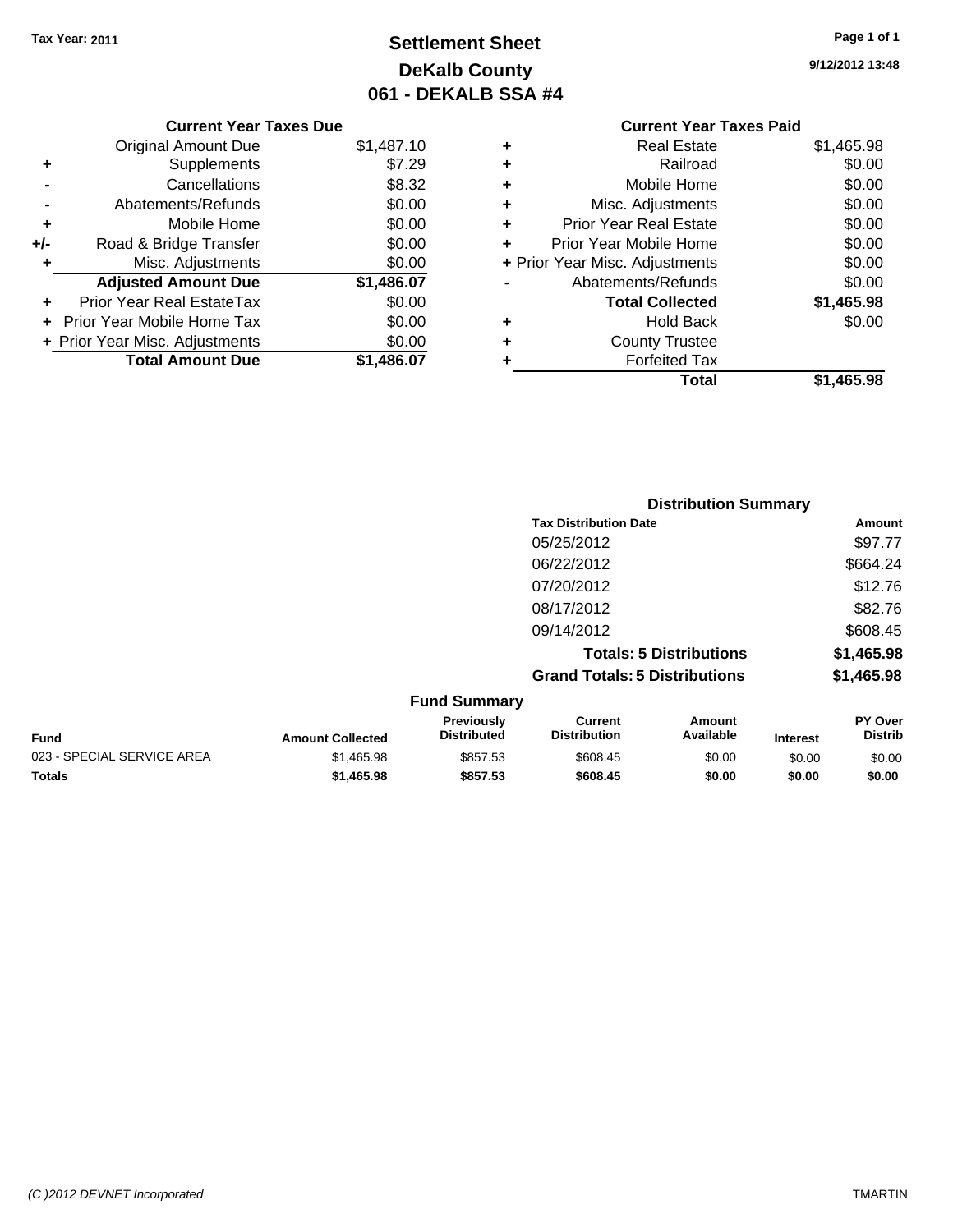Tax Year: 2011

# Settlement Sheet
## DeKalb County
## 061 - DEKALB SSA #4

9/12/2012 13:48

### Current Year Taxes Due

| | | |
|---|---|---|
| | Original Amount Due | $1,487.10 |
| + | Supplements | $7.29 |
| - | Cancellations | $8.32 |
| - | Abatements/Refunds | $0.00 |
| + | Mobile Home | $0.00 |
| +/- | Road & Bridge Transfer | $0.00 |
| + | Misc. Adjustments | $0.00 |
| | **Adjusted Amount Due** | **$1,486.07** |
| + | Prior Year Real EstateTax | $0.00 |
| + | Prior Year Mobile Home Tax | $0.00 |
| + | Prior Year Misc. Adjustments | $0.00 |
| | **Total Amount Due** | **$1,486.07** |

### Current Year Taxes Paid

| | | |
|---|---|---|
| + | Real Estate | $1,465.98 |
| + | Railroad | $0.00 |
| + | Mobile Home | $0.00 |
| + | Misc. Adjustments | $0.00 |
| + | Prior Year Real Estate | $0.00 |
| + | Prior Year Mobile Home | $0.00 |
| + | Prior Year Misc. Adjustments | $0.00 |
| - | Abatements/Refunds | $0.00 |
| | **Total Collected** | **$1,465.98** |
| + | Hold Back | $0.00 |
| + | County Trustee | |
| + | Forfeited Tax | |
| | **Total** | **$1,465.98** |

### Distribution Summary

| Tax Distribution Date | Amount |
|---|---|
| 05/25/2012 | $97.77 |
| 06/22/2012 | $664.24 |
| 07/20/2012 | $12.76 |
| 08/17/2012 | $82.76 |
| 09/14/2012 | $608.45 |
| **Totals: 5 Distributions** | **$1,465.98** |
| **Grand Totals: 5 Distributions** | **$1,465.98** |

### Fund Summary

| Fund | Amount Collected | Previously Distributed | Current Distribution | Amount Available | Interest | PY Over Distrib |
|---|---|---|---|---|---|---|
| 023 - SPECIAL SERVICE AREA | $1,465.98 | $857.53 | $608.45 | $0.00 | $0.00 | $0.00 |
| **Totals** | **$1,465.98** | **$857.53** | **$608.45** | **$0.00** | **$0.00** | **$0.00** |

(C )2012 DEVNET Incorporated TMARTIN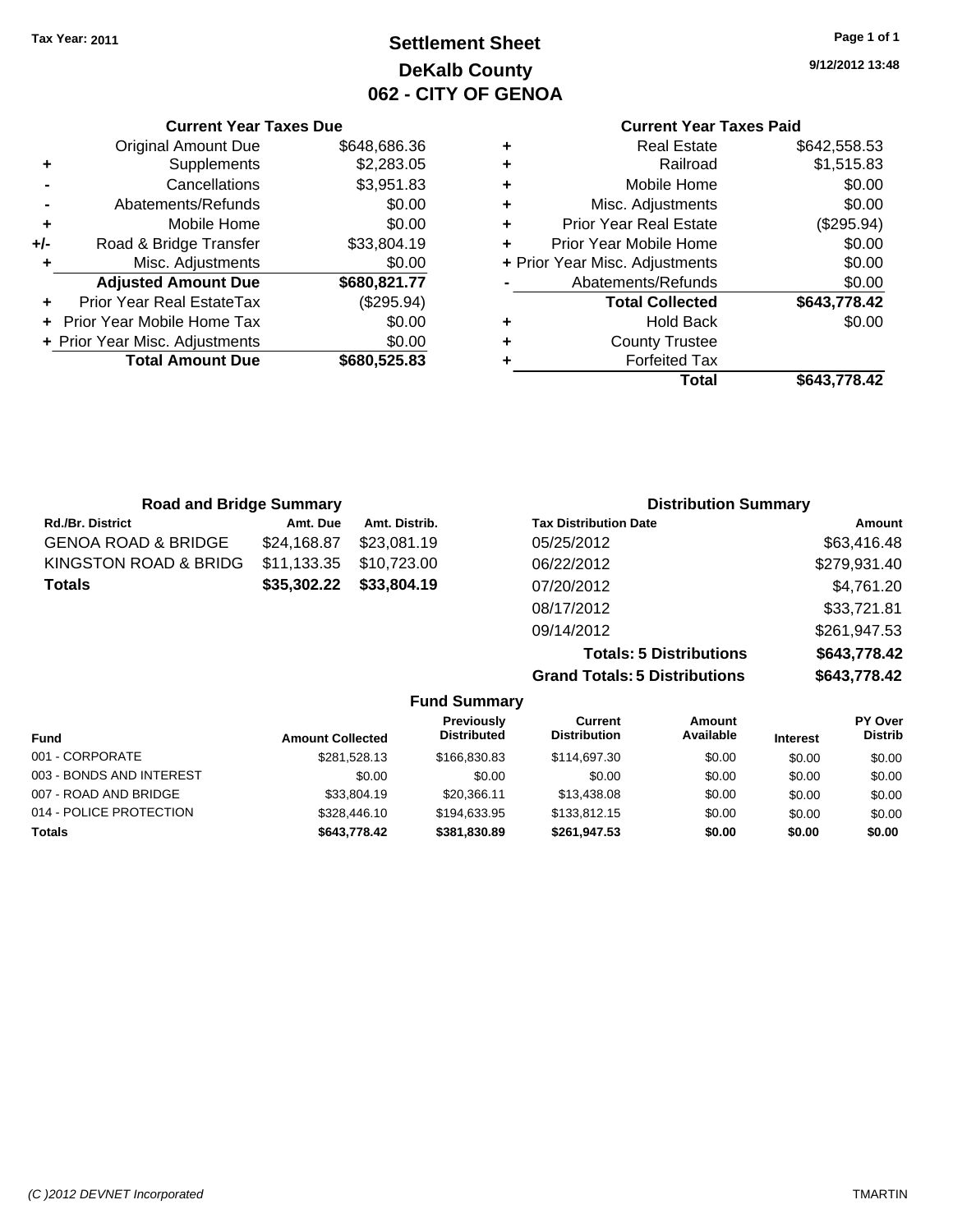**Tax Year: 2011**

# Settlement Sheet
## DeKalb County
## 062 - CITY OF GENOA

9/12/2012 13:48

### Current Year Taxes Due

| | | |
|---|---|---|
| | Original Amount Due | $648,686.36 |
| + | Supplements | $2,283.05 |
| - | Cancellations | $3,951.83 |
| - | Abatements/Refunds | $0.00 |
| + | Mobile Home | $0.00 |
| +/- | Road & Bridge Transfer | $33,804.19 |
| + | Misc. Adjustments | $0.00 |
| | **Adjusted Amount Due** | **$680,821.77** |
| + | Prior Year Real EstateTax | ($295.94) |
| + | Prior Year Mobile Home Tax | $0.00 |
| + | Prior Year Misc. Adjustments | $0.00 |
| | **Total Amount Due** | **$680,525.83** |

### Current Year Taxes Paid

| | | |
|---|---|---|
| + | Real Estate | $642,558.53 |
| + | Railroad | $1,515.83 |
| + | Mobile Home | $0.00 |
| + | Misc. Adjustments | $0.00 |
| + | Prior Year Real Estate | ($295.94) |
| + | Prior Year Mobile Home | $0.00 |
| + | Prior Year Misc. Adjustments | $0.00 |
| - | Abatements/Refunds | $0.00 |
| | **Total Collected** | **$643,778.42** |
| + | Hold Back | $0.00 |
| + | County Trustee | |
| + | Forfeited Tax | |
| | **Total** | **$643,778.42** |

### Road and Bridge Summary

| Rd./Br. District | Amt. Due | Amt. Distrib. |
|---|---|---|
| GENOA ROAD & BRIDGE | $24,168.87 | $23,081.19 |
| KINGSTON ROAD & BRIDG | $11,133.35 | $10,723.00 |
| **Totals** | **$35,302.22** | **$33,804.19** |

### Distribution Summary

| Tax Distribution Date | Amount |
|---|---|
| 05/25/2012 | $63,416.48 |
| 06/22/2012 | $279,931.40 |
| 07/20/2012 | $4,761.20 |
| 08/17/2012 | $33,721.81 |
| 09/14/2012 | $261,947.53 |
| **Totals: 5 Distributions** | **$643,778.42** |
| **Grand Totals: 5 Distributions** | **$643,778.42** |

### Fund Summary

| Fund | Amount Collected | Previously Distributed | Current Distribution | Amount Available | Interest | PY Over Distrib |
|---|---|---|---|---|---|---|
| 001 - CORPORATE | $281,528.13 | $166,830.83 | $114,697.30 | $0.00 | $0.00 | $0.00 |
| 003 - BONDS AND INTEREST | $0.00 | $0.00 | $0.00 | $0.00 | $0.00 | $0.00 |
| 007 - ROAD AND BRIDGE | $33,804.19 | $20,366.11 | $13,438.08 | $0.00 | $0.00 | $0.00 |
| 014 - POLICE PROTECTION | $328,446.10 | $194,633.95 | $133,812.15 | $0.00 | $0.00 | $0.00 |
| **Totals** | **$643,778.42** | **$381,830.89** | **$261,947.53** | **$0.00** | **$0.00** | **$0.00** |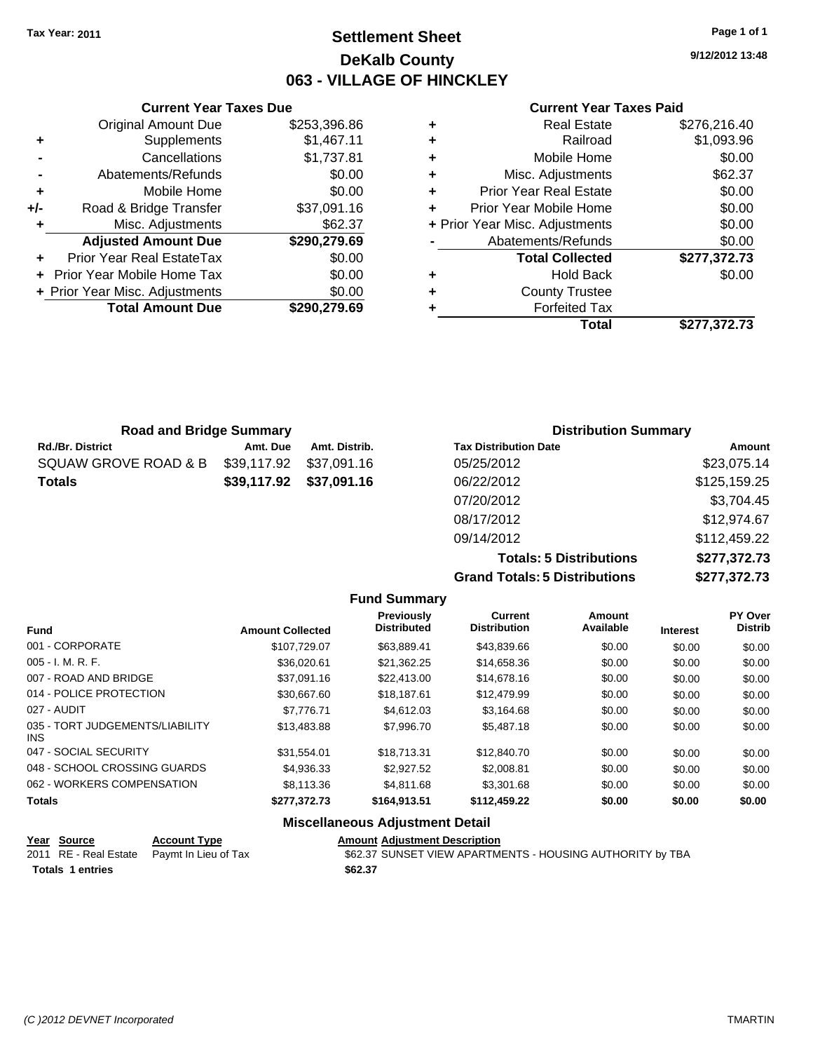Tax Year: 2011

# Settlement Sheet
## DeKalb County
## 063 - VILLAGE OF HINCKLEY

9/12/2012 13:48

### Current Year Taxes Due

| | | |
|---|---|---|
| | Original Amount Due | $253,396.86 |
| + | Supplements | $1,467.11 |
| - | Cancellations | $1,737.81 |
| - | Abatements/Refunds | $0.00 |
| + | Mobile Home | $0.00 |
| +/- | Road & Bridge Transfer | $37,091.16 |
| + | Misc. Adjustments | $62.37 |
| | **Adjusted Amount Due** | **$290,279.69** |
| + | Prior Year Real EstateTax | $0.00 |
| + | Prior Year Mobile Home Tax | $0.00 |
| + | Prior Year Misc. Adjustments | $0.00 |
| | **Total Amount Due** | **$290,279.69** |

### Current Year Taxes Paid

| | | |
|---|---|---|
| + | Real Estate | $276,216.40 |
| + | Railroad | $1,093.96 |
| + | Mobile Home | $0.00 |
| + | Misc. Adjustments | $62.37 |
| + | Prior Year Real Estate | $0.00 |
| + | Prior Year Mobile Home | $0.00 |
| + | Prior Year Misc. Adjustments | $0.00 |
| - | Abatements/Refunds | $0.00 |
| | **Total Collected** | **$277,372.73** |
| + | Hold Back | $0.00 |
| + | County Trustee | |
| + | Forfeited Tax | |
| | **Total** | **$277,372.73** |

### Road and Bridge Summary

| Rd./Br. District | Amt. Due | Amt. Distrib. |
|---|---|---|
| SQUAW GROVE ROAD & B | $39,117.92 | $37,091.16 |
| **Totals** | **$39,117.92** | **$37,091.16** |

### Distribution Summary

| Tax Distribution Date | Amount |
|---|---|
| 05/25/2012 | $23,075.14 |
| 06/22/2012 | $125,159.25 |
| 07/20/2012 | $3,704.45 |
| 08/17/2012 | $12,974.67 |
| 09/14/2012 | $112,459.22 |
| **Totals: 5 Distributions** | **$277,372.73** |
| **Grand Totals: 5 Distributions** | **$277,372.73** |

### Fund Summary

| Fund | Amount Collected | Previously Distributed | Current Distribution | Amount Available | Interest | PY Over Distrib |
|---|---|---|---|---|---|---|
| 001 - CORPORATE | $107,729.07 | $63,889.41 | $43,839.66 | $0.00 | $0.00 | $0.00 |
| 005 - I. M. R. F. | $36,020.61 | $21,362.25 | $14,658.36 | $0.00 | $0.00 | $0.00 |
| 007 - ROAD AND BRIDGE | $37,091.16 | $22,413.00 | $14,678.16 | $0.00 | $0.00 | $0.00 |
| 014 - POLICE PROTECTION | $30,667.60 | $18,187.61 | $12,479.99 | $0.00 | $0.00 | $0.00 |
| 027 - AUDIT | $7,776.71 | $4,612.03 | $3,164.68 | $0.00 | $0.00 | $0.00 |
| 035 - TORT JUDGEMENTS/LIABILITY INS | $13,483.88 | $7,996.70 | $5,487.18 | $0.00 | $0.00 | $0.00 |
| 047 - SOCIAL SECURITY | $31,554.01 | $18,713.31 | $12,840.70 | $0.00 | $0.00 | $0.00 |
| 048 - SCHOOL CROSSING GUARDS | $4,936.33 | $2,927.52 | $2,008.81 | $0.00 | $0.00 | $0.00 |
| 062 - WORKERS COMPENSATION | $8,113.36 | $4,811.68 | $3,301.68 | $0.00 | $0.00 | $0.00 |
| **Totals** | **$277,372.73** | **$164,913.51** | **$112,459.22** | **$0.00** | **$0.00** | **$0.00** |

### Miscellaneous Adjustment Detail

| Year | Source | Account Type | Amount | Adjustment Description |
|---|---|---|---|---|
| 2011 | RE - Real Estate | Paymt In Lieu of Tax | $62.37 | SUNSET VIEW APARTMENTS - HOUSING AUTHORITY by TBA |
| **Totals 1 entries** | | | **$62.37** | |

(C )2012 DEVNET Incorporated TMARTIN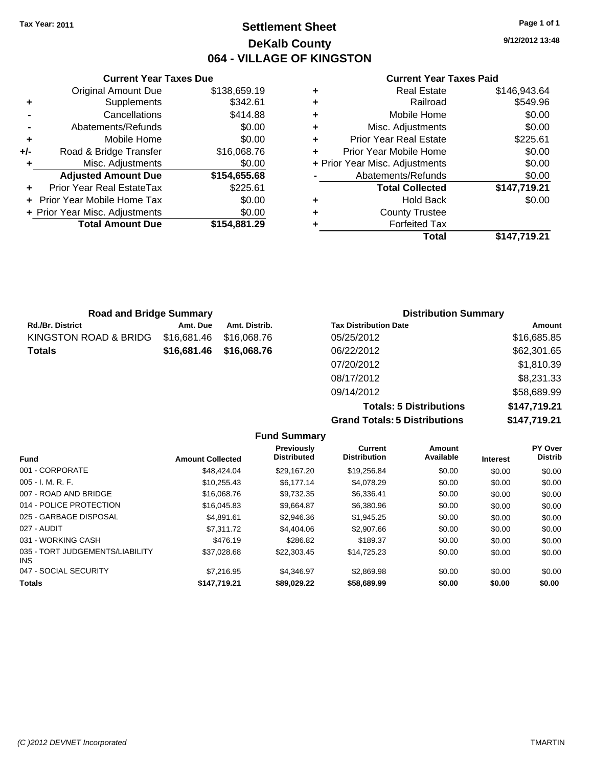Tax Year: 2011

# Settlement Sheet
## DeKalb County
## 064 - VILLAGE OF KINGSTON

9/12/2012 13:48

### Current Year Taxes Due

| | | |
|---|---|---|
| | Original Amount Due | $138,659.19 |
| + | Supplements | $342.61 |
| - | Cancellations | $414.88 |
| - | Abatements/Refunds | $0.00 |
| + | Mobile Home | $0.00 |
| +/- | Road & Bridge Transfer | $16,068.76 |
| + | Misc. Adjustments | $0.00 |
| | **Adjusted Amount Due** | **$154,655.68** |
| + | Prior Year Real EstateTax | $225.61 |
| + | Prior Year Mobile Home Tax | $0.00 |
| + | Prior Year Misc. Adjustments | $0.00 |
| | **Total Amount Due** | **$154,881.29** |

### Current Year Taxes Paid

| | | |
|---|---|---|
| + | Real Estate | $146,943.64 |
| + | Railroad | $549.96 |
| + | Mobile Home | $0.00 |
| + | Misc. Adjustments | $0.00 |
| + | Prior Year Real Estate | $225.61 |
| + | Prior Year Mobile Home | $0.00 |
| + | Prior Year Misc. Adjustments | $0.00 |
| - | Abatements/Refunds | $0.00 |
| | **Total Collected** | **$147,719.21** |
| + | Hold Back | $0.00 |
| + | County Trustee | |
| + | Forfeited Tax | |
| | **Total** | **$147,719.21** |

### Road and Bridge Summary

| Rd./Br. District | Amt. Due | Amt. Distrib. |
|---|---|---|
| KINGSTON ROAD & BRIDG | $16,681.46 | $16,068.76 |
| **Totals** | **$16,681.46** | **$16,068.76** |

### Distribution Summary

| Tax Distribution Date | Amount |
|---|---|
| 05/25/2012 | $16,685.85 |
| 06/22/2012 | $62,301.65 |
| 07/20/2012 | $1,810.39 |
| 08/17/2012 | $8,231.33 |
| 09/14/2012 | $58,689.99 |
| **Totals: 5 Distributions** | **$147,719.21** |
| **Grand Totals: 5 Distributions** | **$147,719.21** |

### Fund Summary

| Fund | Amount Collected | Previously Distributed | Current Distribution | Amount Available | Interest | PY Over Distrib |
|---|---|---|---|---|---|---|
| 001 - CORPORATE | $48,424.04 | $29,167.20 | $19,256.84 | $0.00 | $0.00 | $0.00 |
| 005 - I. M. R. F. | $10,255.43 | $6,177.14 | $4,078.29 | $0.00 | $0.00 | $0.00 |
| 007 - ROAD AND BRIDGE | $16,068.76 | $9,732.35 | $6,336.41 | $0.00 | $0.00 | $0.00 |
| 014 - POLICE PROTECTION | $16,045.83 | $9,664.87 | $6,380.96 | $0.00 | $0.00 | $0.00 |
| 025 - GARBAGE DISPOSAL | $4,891.61 | $2,946.36 | $1,945.25 | $0.00 | $0.00 | $0.00 |
| 027 - AUDIT | $7,311.72 | $4,404.06 | $2,907.66 | $0.00 | $0.00 | $0.00 |
| 031 - WORKING CASH | $476.19 | $286.82 | $189.37 | $0.00 | $0.00 | $0.00 |
| 035 - TORT JUDGEMENTS/LIABILITY INS | $37,028.68 | $22,303.45 | $14,725.23 | $0.00 | $0.00 | $0.00 |
| 047 - SOCIAL SECURITY | $7,216.95 | $4,346.97 | $2,869.98 | $0.00 | $0.00 | $0.00 |
| **Totals** | **$147,719.21** | **$89,029.22** | **$58,689.99** | **$0.00** | **$0.00** | **$0.00** |

(C )2012 DEVNET Incorporated TMARTIN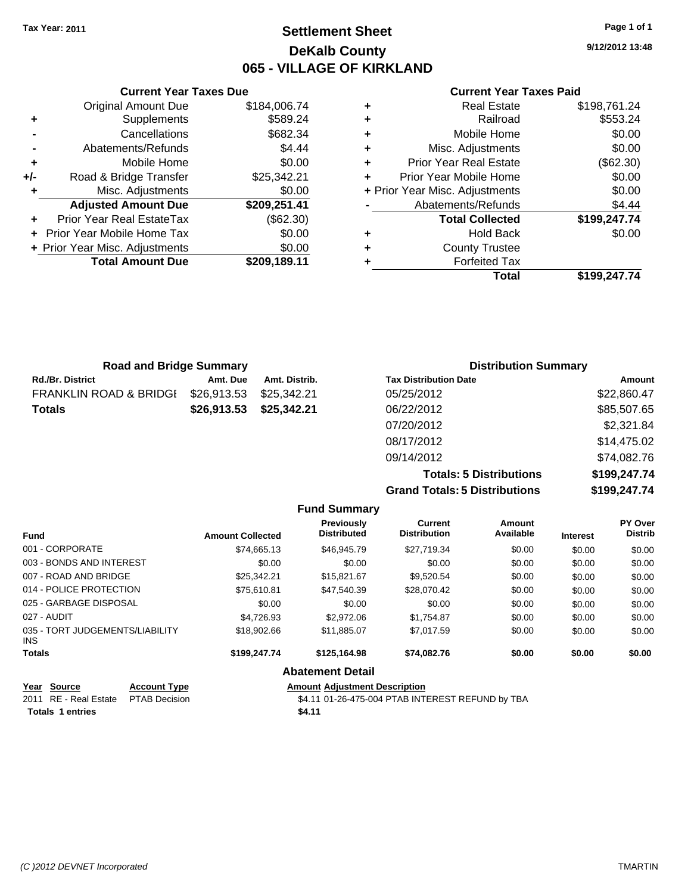Tax Year: 2011

# Settlement Sheet

## DeKalb County

## 065 - VILLAGE OF KIRKLAND

9/12/2012 13:48

### Current Year Taxes Due

| | | |
|---|---|---|
| | Original Amount Due | $184,006.74 |
| + | Supplements | $589.24 |
| - | Cancellations | $682.34 |
| - | Abatements/Refunds | $4.44 |
| + | Mobile Home | $0.00 |
| +/- | Road & Bridge Transfer | $25,342.21 |
| + | Misc. Adjustments | $0.00 |
| | **Adjusted Amount Due** | **$209,251.41** |
| + | Prior Year Real EstateTax | ($62.30) |
| + | Prior Year Mobile Home Tax | $0.00 |
| + | Prior Year Misc. Adjustments | $0.00 |
| | **Total Amount Due** | **$209,189.11** |

### Current Year Taxes Paid

| | | |
|---|---|---|
| + | Real Estate | $198,761.24 |
| + | Railroad | $553.24 |
| + | Mobile Home | $0.00 |
| + | Misc. Adjustments | $0.00 |
| + | Prior Year Real Estate | ($62.30) |
| + | Prior Year Mobile Home | $0.00 |
| + | Prior Year Misc. Adjustments | $0.00 |
| - | Abatements/Refunds | $4.44 |
| | **Total Collected** | **$199,247.74** |
| + | Hold Back | $0.00 |
| + | County Trustee | |
| + | Forfeited Tax | |
| | **Total** | **$199,247.74** |

### Road and Bridge Summary

| Rd./Br. District | Amt. Due | Amt. Distrib. |
|---|---|---|
| FRANKLIN ROAD & BRIDGI | $26,913.53 | $25,342.21 |
| **Totals** | **$26,913.53** | **$25,342.21** |

### Distribution Summary

| Tax Distribution Date | Amount |
|---|---|
| 05/25/2012 | $22,860.47 |
| 06/22/2012 | $85,507.65 |
| 07/20/2012 | $2,321.84 |
| 08/17/2012 | $14,475.02 |
| 09/14/2012 | $74,082.76 |
| **Totals: 5 Distributions** | **$199,247.74** |
| **Grand Totals: 5 Distributions** | **$199,247.74** |

### Fund Summary

| Fund | Amount Collected | Previously Distributed | Current Distribution | Amount Available | Interest | PY Over Distrib |
|---|---|---|---|---|---|---|
| 001 - CORPORATE | $74,665.13 | $46,945.79 | $27,719.34 | $0.00 | $0.00 | $0.00 |
| 003 - BONDS AND INTEREST | $0.00 | $0.00 | $0.00 | $0.00 | $0.00 | $0.00 |
| 007 - ROAD AND BRIDGE | $25,342.21 | $15,821.67 | $9,520.54 | $0.00 | $0.00 | $0.00 |
| 014 - POLICE PROTECTION | $75,610.81 | $47,540.39 | $28,070.42 | $0.00 | $0.00 | $0.00 |
| 025 - GARBAGE DISPOSAL | $0.00 | $0.00 | $0.00 | $0.00 | $0.00 | $0.00 |
| 027 - AUDIT | $4,726.93 | $2,972.06 | $1,754.87 | $0.00 | $0.00 | $0.00 |
| 035 - TORT JUDGEMENTS/LIABILITY INS | $18,902.66 | $11,885.07 | $7,017.59 | $0.00 | $0.00 | $0.00 |
| **Totals** | **$199,247.74** | **$125,164.98** | **$74,082.76** | **$0.00** | **$0.00** | **$0.00** |

### Abatement Detail

| Year | Source | Account Type | Amount | Adjustment Description |
|---|---|---|---|---|
| 2011 | RE - Real Estate | PTAB Decision | $4.11 | 01-26-475-004 PTAB INTEREST REFUND by TBA |
| **Totals 1 entries** | | | **$4.11** | |

(C )2012 DEVNET Incorporated TMARTIN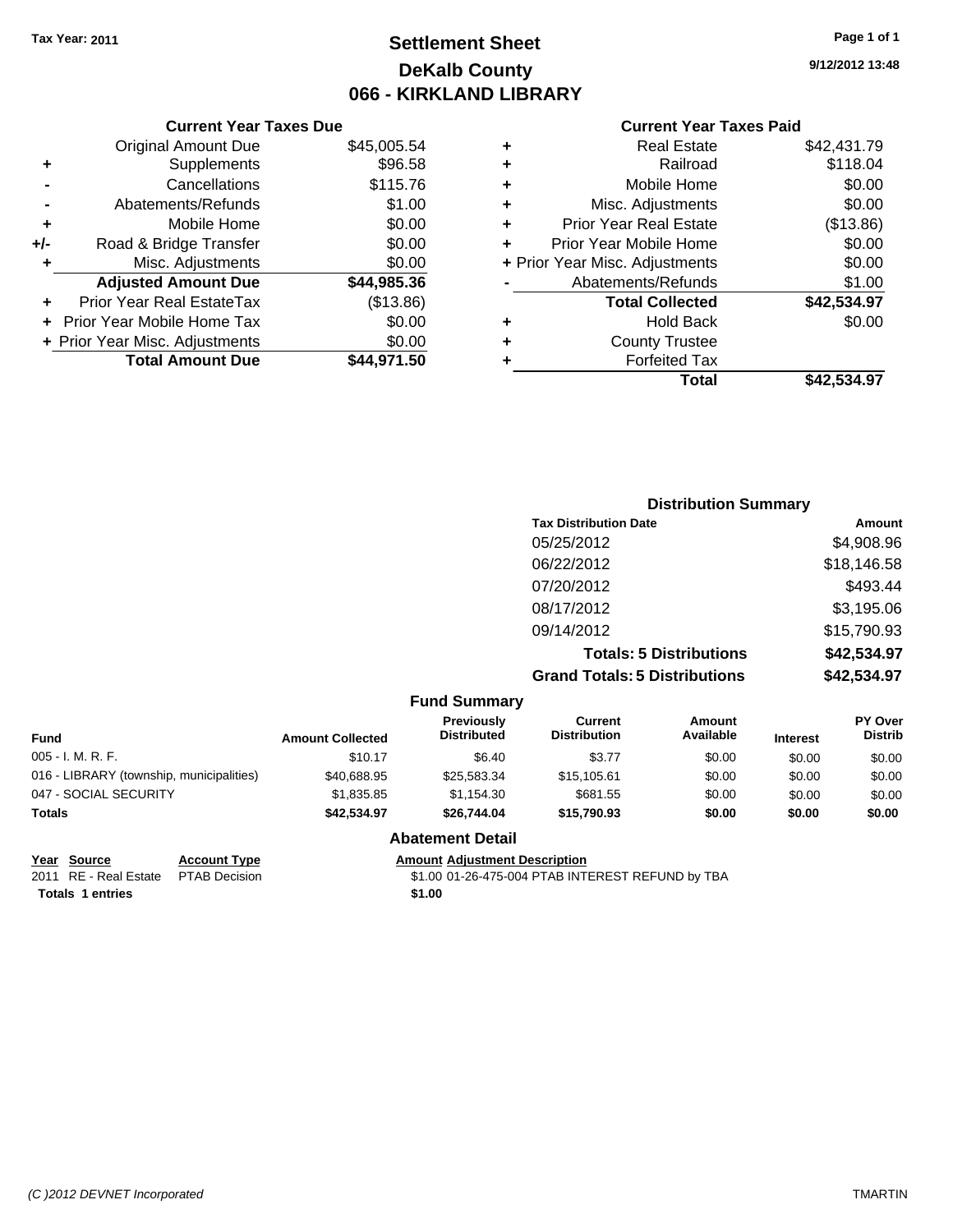**Tax Year: 2011**

# Settlement Sheet
## DeKalb County
## 066 - KIRKLAND LIBRARY

9/12/2012 13:48

### Current Year Taxes Due

| | | |
|---|---|---|
| | Original Amount Due | $45,005.54 |
| + | Supplements | $96.58 |
| - | Cancellations | $115.76 |
| - | Abatements/Refunds | $1.00 |
| + | Mobile Home | $0.00 |
| +/- | Road & Bridge Transfer | $0.00 |
| + | Misc. Adjustments | $0.00 |
| | **Adjusted Amount Due** | **$44,985.36** |
| + | Prior Year Real EstateTax | ($13.86) |
| + | Prior Year Mobile Home Tax | $0.00 |
| + | Prior Year Misc. Adjustments | $0.00 |
| | **Total Amount Due** | **$44,971.50** |

### Current Year Taxes Paid

| | | |
|---|---|---|
| + | Real Estate | $42,431.79 |
| + | Railroad | $118.04 |
| + | Mobile Home | $0.00 |
| + | Misc. Adjustments | $0.00 |
| + | Prior Year Real Estate | ($13.86) |
| + | Prior Year Mobile Home | $0.00 |
| + | Prior Year Misc. Adjustments | $0.00 |
| - | Abatements/Refunds | $1.00 |
| | **Total Collected** | **$42,534.97** |
| + | Hold Back | $0.00 |
| + | County Trustee | |
| + | Forfeited Tax | |
| | **Total** | **$42,534.97** |

### Distribution Summary

| Tax Distribution Date | Amount |
|---|---|
| 05/25/2012 | $4,908.96 |
| 06/22/2012 | $18,146.58 |
| 07/20/2012 | $493.44 |
| 08/17/2012 | $3,195.06 |
| 09/14/2012 | $15,790.93 |
| **Totals: 5 Distributions** | **$42,534.97** |
| **Grand Totals: 5 Distributions** | **$42,534.97** |

### Fund Summary

| Fund | Amount Collected | Previously Distributed | Current Distribution | Amount Available | Interest | PY Over Distrib |
|---|---|---|---|---|---|---|
| 005 - I. M. R. F. | $10.17 | $6.40 | $3.77 | $0.00 | $0.00 | $0.00 |
| 016 - LIBRARY (township, municipalities) | $40,688.95 | $25,583.34 | $15,105.61 | $0.00 | $0.00 | $0.00 |
| 047 - SOCIAL SECURITY | $1,835.85 | $1,154.30 | $681.55 | $0.00 | $0.00 | $0.00 |
| **Totals** | **$42,534.97** | **$26,744.04** | **$15,790.93** | **$0.00** | **$0.00** | **$0.00** |

### Abatement Detail

| Year | Source | Account Type | Amount | Adjustment Description |
|---|---|---|---|---|
| 2011 | RE - Real Estate | PTAB Decision | $1.00 | 01-26-475-004 PTAB INTEREST REFUND by TBA |
| **Totals** | **1 entries** | | **$1.00** | |

*(C )2012 DEVNET Incorporated* TMARTIN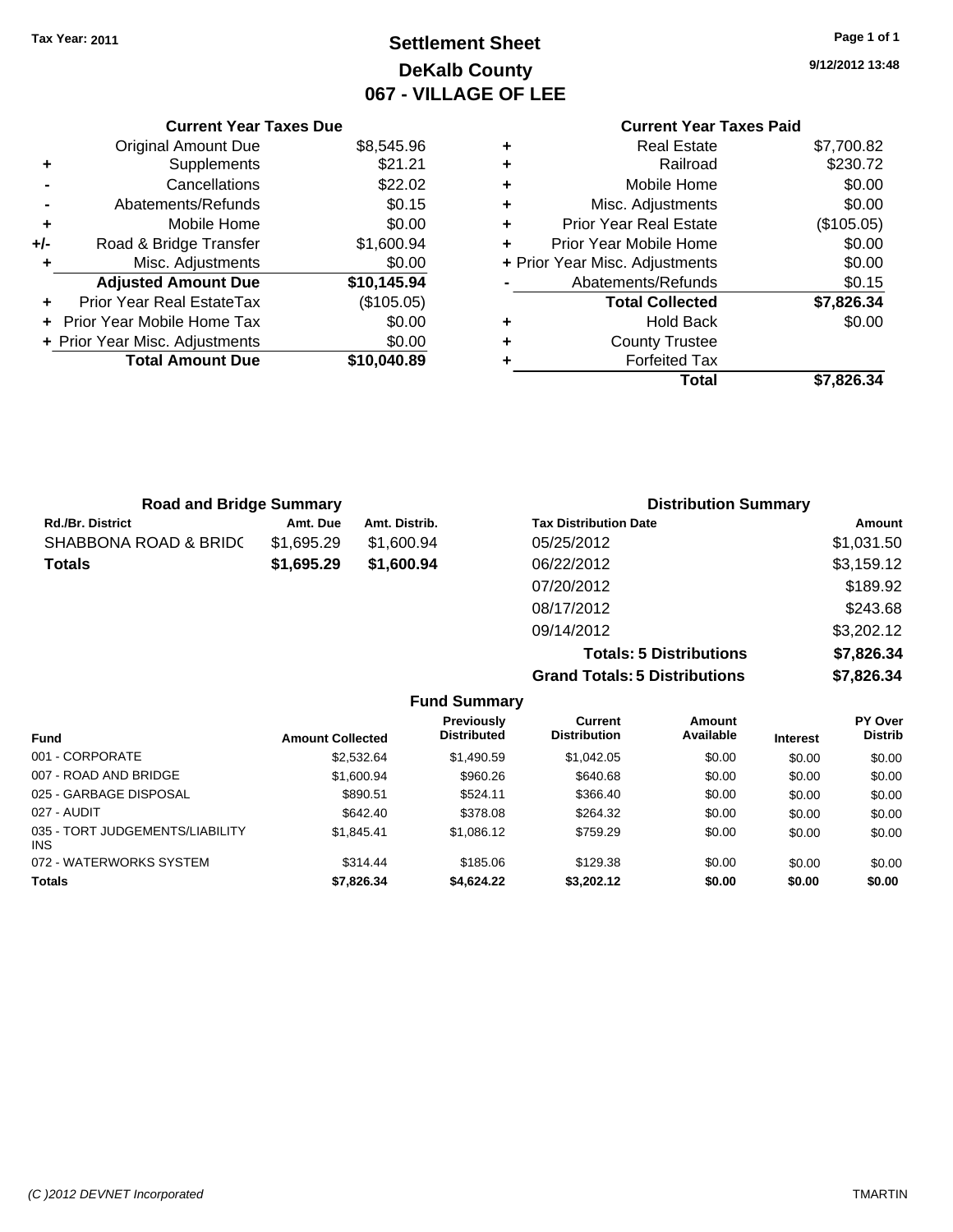**Tax Year: 2011**

# Settlement Sheet
## DeKalb County
## 067 - VILLAGE OF LEE

9/12/2012 13:48

| | Current Year Taxes Due | |
|---|---|---|
| | Original Amount Due | $8,545.96 |
| + | Supplements | $21.21 |
| - | Cancellations | $22.02 |
| - | Abatements/Refunds | $0.15 |
| + | Mobile Home | $0.00 |
| +/- | Road & Bridge Transfer | $1,600.94 |
| + | Misc. Adjustments | $0.00 |
| | **Adjusted Amount Due** | **$10,145.94** |
| + | Prior Year Real EstateTax | ($105.05) |
| + | Prior Year Mobile Home Tax | $0.00 |
| + | Prior Year Misc. Adjustments | $0.00 |
| | **Total Amount Due** | **$10,040.89** |

| | Current Year Taxes Paid | |
|---|---|---|
| + | Real Estate | $7,700.82 |
| + | Railroad | $230.72 |
| + | Mobile Home | $0.00 |
| + | Misc. Adjustments | $0.00 |
| + | Prior Year Real Estate | ($105.05) |
| + | Prior Year Mobile Home | $0.00 |
| + | Prior Year Misc. Adjustments | $0.00 |
| - | Abatements/Refunds | $0.15 |
| | **Total Collected** | **$7,826.34** |
| + | Hold Back | $0.00 |
| + | County Trustee | |
| + | Forfeited Tax | |
| | **Total** | **$7,826.34** |

### Road and Bridge Summary

| Rd./Br. District | Amt. Due | Amt. Distrib. |
|---|---|---|
| SHABBONA ROAD & BRIDC | $1,695.29 | $1,600.94 |
| **Totals** | **$1,695.29** | **$1,600.94** |

### Distribution Summary

| Tax Distribution Date | Amount |
|---|---|
| 05/25/2012 | $1,031.50 |
| 06/22/2012 | $3,159.12 |
| 07/20/2012 | $189.92 |
| 08/17/2012 | $243.68 |
| 09/14/2012 | $3,202.12 |
| **Totals: 5 Distributions** | **$7,826.34** |
| **Grand Totals: 5 Distributions** | **$7,826.34** |

### Fund Summary

| Fund | Amount Collected | Previously Distributed | Current Distribution | Amount Available | Interest | PY Over Distrib |
|---|---|---|---|---|---|---|
| 001 - CORPORATE | $2,532.64 | $1,490.59 | $1,042.05 | $0.00 | $0.00 | $0.00 |
| 007 - ROAD AND BRIDGE | $1,600.94 | $960.26 | $640.68 | $0.00 | $0.00 | $0.00 |
| 025 - GARBAGE DISPOSAL | $890.51 | $524.11 | $366.40 | $0.00 | $0.00 | $0.00 |
| 027 - AUDIT | $642.40 | $378.08 | $264.32 | $0.00 | $0.00 | $0.00 |
| 035 - TORT JUDGEMENTS/LIABILITY INS | $1,845.41 | $1,086.12 | $759.29 | $0.00 | $0.00 | $0.00 |
| 072 - WATERWORKS SYSTEM | $314.44 | $185.06 | $129.38 | $0.00 | $0.00 | $0.00 |
| **Totals** | **$7,826.34** | **$4,624.22** | **$3,202.12** | **$0.00** | **$0.00** | **$0.00** |

(C )2012 DEVNET Incorporated TMARTIN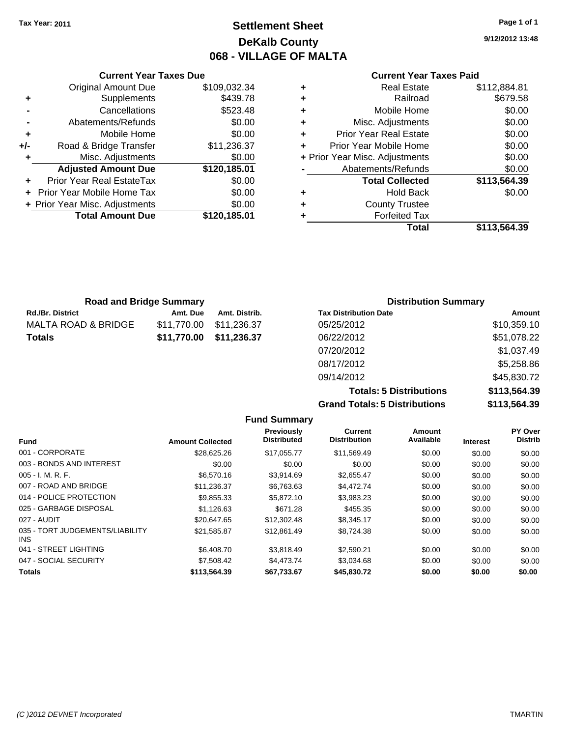Tax Year: 2011

# Settlement Sheet
## DeKalb County
## 068 - VILLAGE OF MALTA

9/12/2012 13:48

**Current Year Taxes Due**

| | | |
|---|---|---|
| | Original Amount Due | $109,032.34 |
| + | Supplements | $439.78 |
| - | Cancellations | $523.48 |
| - | Abatements/Refunds | $0.00 |
| + | Mobile Home | $0.00 |
| +/- | Road & Bridge Transfer | $11,236.37 |
| + | Misc. Adjustments | $0.00 |
| | **Adjusted Amount Due** | **$120,185.01** |
| + | Prior Year Real EstateTax | $0.00 |
| + | Prior Year Mobile Home Tax | $0.00 |
| + | Prior Year Misc. Adjustments | $0.00 |
| | **Total Amount Due** | **$120,185.01** |

**Current Year Taxes Paid**

| | | |
|---|---|---|
| + | Real Estate | $112,884.81 |
| + | Railroad | $679.58 |
| + | Mobile Home | $0.00 |
| + | Misc. Adjustments | $0.00 |
| + | Prior Year Real Estate | $0.00 |
| + | Prior Year Mobile Home | $0.00 |
| + | Prior Year Misc. Adjustments | $0.00 |
| - | Abatements/Refunds | $0.00 |
| | **Total Collected** | **$113,564.39** |
| + | Hold Back | $0.00 |
| + | County Trustee | |
| + | Forfeited Tax | |
| | **Total** | **$113,564.39** |

**Road and Bridge Summary**

| Rd./Br. District | Amt. Due | Amt. Distrib. |
|---|---|---|
| MALTA ROAD & BRIDGE | $11,770.00 | $11,236.37 |
| **Totals** | **$11,770.00** | **$11,236.37** |

**Distribution Summary**

| Tax Distribution Date | Amount |
|---|---|
| 05/25/2012 | $10,359.10 |
| 06/22/2012 | $51,078.22 |
| 07/20/2012 | $1,037.49 |
| 08/17/2012 | $5,258.86 |
| 09/14/2012 | $45,830.72 |
| **Totals: 5 Distributions** | **$113,564.39** |
| **Grand Totals: 5 Distributions** | **$113,564.39** |

**Fund Summary**

| Fund | Amount Collected | Previously Distributed | Current Distribution | Amount Available | Interest | PY Over Distrib |
|---|---|---|---|---|---|---|
| 001 - CORPORATE | $28,625.26 | $17,055.77 | $11,569.49 | $0.00 | $0.00 | $0.00 |
| 003 - BONDS AND INTEREST | $0.00 | $0.00 | $0.00 | $0.00 | $0.00 | $0.00 |
| 005 - I. M. R. F. | $6,570.16 | $3,914.69 | $2,655.47 | $0.00 | $0.00 | $0.00 |
| 007 - ROAD AND BRIDGE | $11,236.37 | $6,763.63 | $4,472.74 | $0.00 | $0.00 | $0.00 |
| 014 - POLICE PROTECTION | $9,855.33 | $5,872.10 | $3,983.23 | $0.00 | $0.00 | $0.00 |
| 025 - GARBAGE DISPOSAL | $1,126.63 | $671.28 | $455.35 | $0.00 | $0.00 | $0.00 |
| 027 - AUDIT | $20,647.65 | $12,302.48 | $8,345.17 | $0.00 | $0.00 | $0.00 |
| 035 - TORT JUDGEMENTS/LIABILITY INS | $21,585.87 | $12,861.49 | $8,724.38 | $0.00 | $0.00 | $0.00 |
| 041 - STREET LIGHTING | $6,408.70 | $3,818.49 | $2,590.21 | $0.00 | $0.00 | $0.00 |
| 047 - SOCIAL SECURITY | $7,508.42 | $4,473.74 | $3,034.68 | $0.00 | $0.00 | $0.00 |
| **Totals** | **$113,564.39** | **$67,733.67** | **$45,830.72** | **$0.00** | **$0.00** | **$0.00** |

(C )2012 DEVNET Incorporated TMARTIN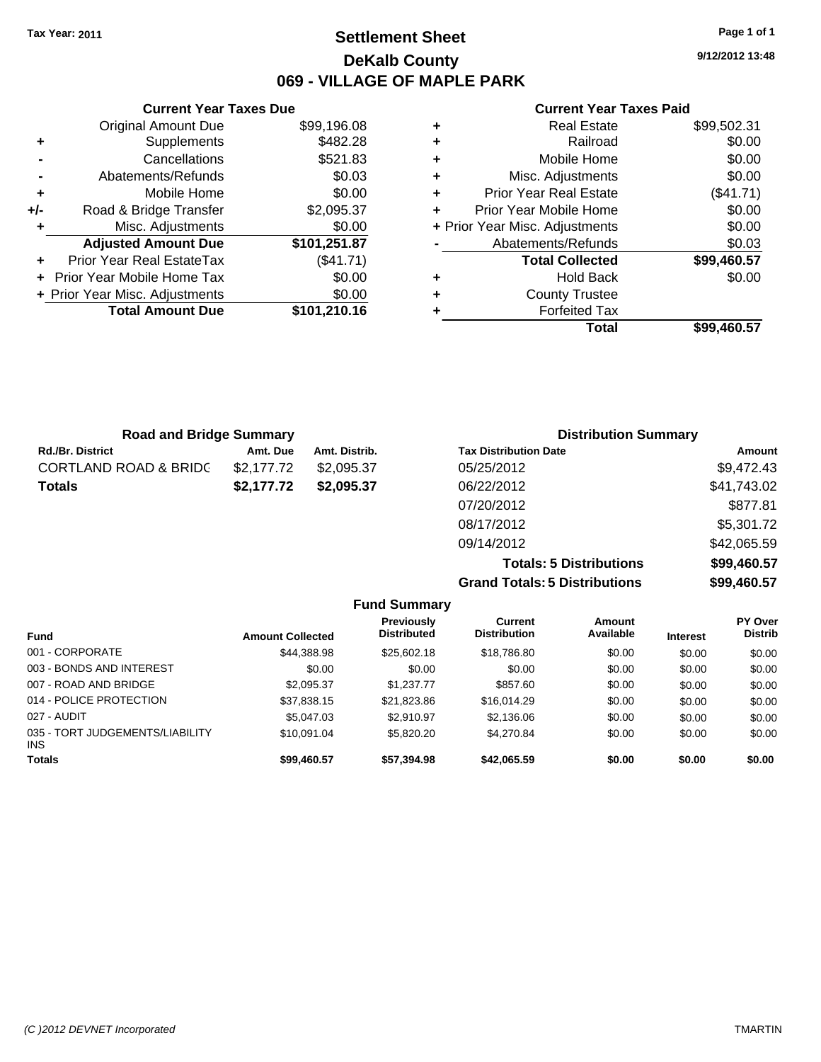Tax Year: 2011

# Settlement Sheet

## DeKalb County

## 069 - VILLAGE OF MAPLE PARK

9/12/2012 13:48

### Current Year Taxes Due

| | | |
|---|---|---|
| | Original Amount Due | $99,196.08 |
| + | Supplements | $482.28 |
| - | Cancellations | $521.83 |
| - | Abatements/Refunds | $0.03 |
| + | Mobile Home | $0.00 |
| +/- | Road & Bridge Transfer | $2,095.37 |
| + | Misc. Adjustments | $0.00 |
| | **Adjusted Amount Due** | **$101,251.87** |
| + | Prior Year Real EstateTax | ($41.71) |
| + | Prior Year Mobile Home Tax | $0.00 |
| + | Prior Year Misc. Adjustments | $0.00 |
| | **Total Amount Due** | **$101,210.16** |

### Current Year Taxes Paid

| | | |
|---|---|---|
| + | Real Estate | $99,502.31 |
| + | Railroad | $0.00 |
| + | Mobile Home | $0.00 |
| + | Misc. Adjustments | $0.00 |
| + | Prior Year Real Estate | ($41.71) |
| + | Prior Year Mobile Home | $0.00 |
| + | Prior Year Misc. Adjustments | $0.00 |
| - | Abatements/Refunds | $0.03 |
| | **Total Collected** | **$99,460.57** |
| + | Hold Back | $0.00 |
| + | County Trustee | |
| + | Forfeited Tax | |
| | **Total** | **$99,460.57** |

### Road and Bridge Summary

| Rd./Br. District | Amt. Due | Amt. Distrib. |
|---|---|---|
| CORTLAND ROAD & BRIDG | $2,177.72 | $2,095.37 |
| **Totals** | **$2,177.72** | **$2,095.37** |

### Distribution Summary

| Tax Distribution Date | Amount |
|---|---|
| 05/25/2012 | $9,472.43 |
| 06/22/2012 | $41,743.02 |
| 07/20/2012 | $877.81 |
| 08/17/2012 | $5,301.72 |
| 09/14/2012 | $42,065.59 |
| **Totals: 5 Distributions** | **$99,460.57** |
| **Grand Totals: 5 Distributions** | **$99,460.57** |

### Fund Summary

| Fund | Amount Collected | Previously Distributed | Current Distribution | Amount Available | Interest | PY Over Distrib |
|---|---|---|---|---|---|---|
| 001 - CORPORATE | $44,388.98 | $25,602.18 | $18,786.80 | $0.00 | $0.00 | $0.00 |
| 003 - BONDS AND INTEREST | $0.00 | $0.00 | $0.00 | $0.00 | $0.00 | $0.00 |
| 007 - ROAD AND BRIDGE | $2,095.37 | $1,237.77 | $857.60 | $0.00 | $0.00 | $0.00 |
| 014 - POLICE PROTECTION | $37,838.15 | $21,823.86 | $16,014.29 | $0.00 | $0.00 | $0.00 |
| 027 - AUDIT | $5,047.03 | $2,910.97 | $2,136.06 | $0.00 | $0.00 | $0.00 |
| 035 - TORT JUDGEMENTS/LIABILITY INS | $10,091.04 | $5,820.20 | $4,270.84 | $0.00 | $0.00 | $0.00 |
| **Totals** | **$99,460.57** | **$57,394.98** | **$42,065.59** | **$0.00** | **$0.00** | **$0.00** |

(C )2012 DEVNET Incorporated

TMARTIN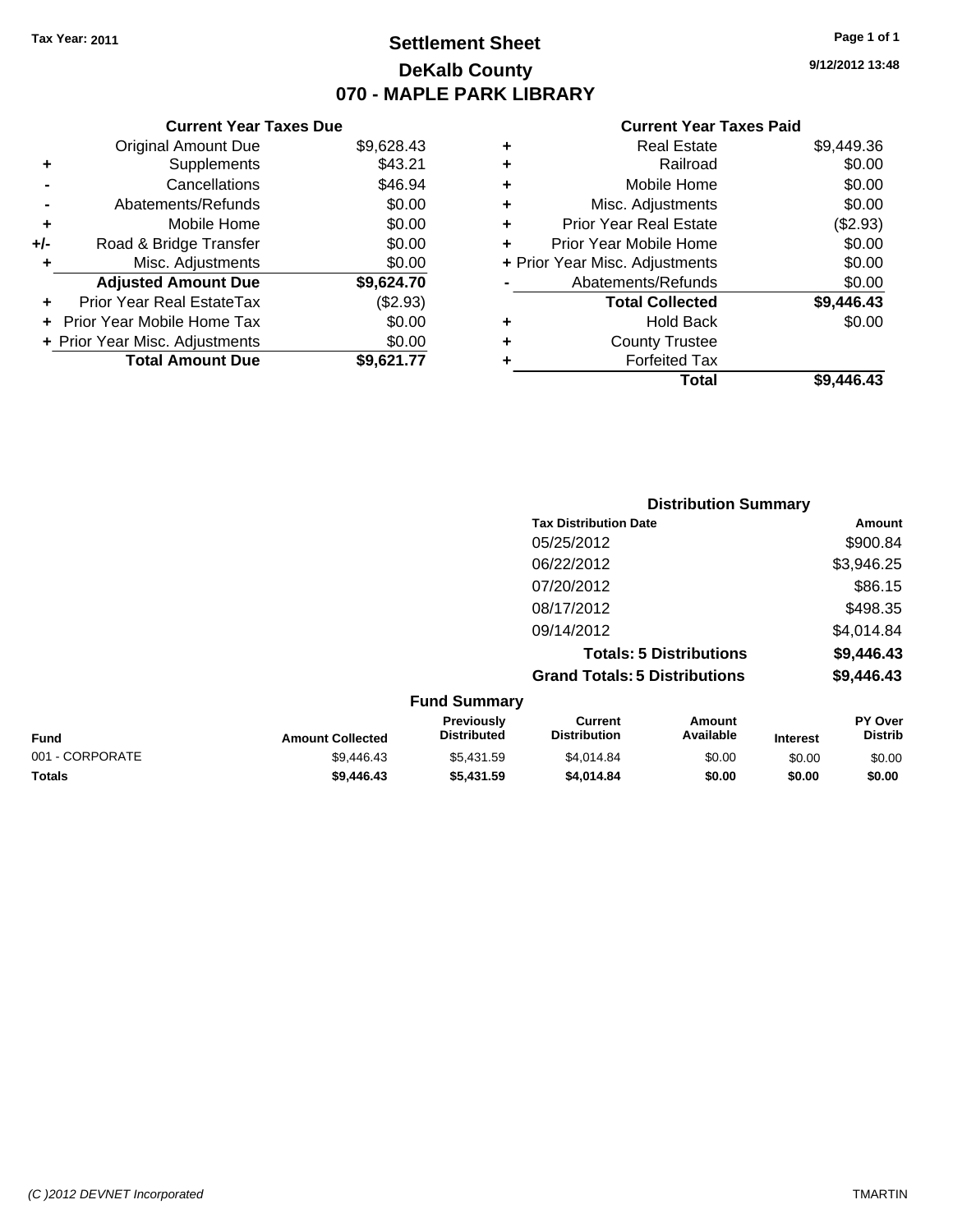**Tax Year: 2011**

# Settlement Sheet
## DeKalb County
## 070 - MAPLE PARK LIBRARY

9/12/2012 13:48

### Current Year Taxes Due

| | | |
|---|---|---|
| | Original Amount Due | $9,628.43 |
| + | Supplements | $43.21 |
| - | Cancellations | $46.94 |
| - | Abatements/Refunds | $0.00 |
| + | Mobile Home | $0.00 |
| +/- | Road & Bridge Transfer | $0.00 |
| + | Misc. Adjustments | $0.00 |
| | **Adjusted Amount Due** | **$9,624.70** |
| + | Prior Year Real EstateTax | ($2.93) |
| + | Prior Year Mobile Home Tax | $0.00 |
| + | Prior Year Misc. Adjustments | $0.00 |
| | **Total Amount Due** | **$9,621.77** |

### Current Year Taxes Paid

| | | |
|---|---|---|
| + | Real Estate | $9,449.36 |
| + | Railroad | $0.00 |
| + | Mobile Home | $0.00 |
| + | Misc. Adjustments | $0.00 |
| + | Prior Year Real Estate | ($2.93) |
| + | Prior Year Mobile Home | $0.00 |
| + | Prior Year Misc. Adjustments | $0.00 |
| - | Abatements/Refunds | $0.00 |
| | **Total Collected** | **$9,446.43** |
| + | Hold Back | $0.00 |
| + | County Trustee | |
| + | Forfeited Tax | |
| | **Total** | **$9,446.43** |

### Distribution Summary

| Tax Distribution Date | Amount |
|---|---|
| 05/25/2012 | $900.84 |
| 06/22/2012 | $3,946.25 |
| 07/20/2012 | $86.15 |
| 08/17/2012 | $498.35 |
| 09/14/2012 | $4,014.84 |
| **Totals: 5 Distributions** | **$9,446.43** |
| **Grand Totals: 5 Distributions** | **$9,446.43** |

### Fund Summary

| Fund | Amount Collected | Previously Distributed | Current Distribution | Amount Available | Interest | PY Over Distrib |
|---|---|---|---|---|---|---|
| 001 - CORPORATE | $9,446.43 | $5,431.59 | $4,014.84 | $0.00 | $0.00 | $0.00 |
| **Totals** | **$9,446.43** | **$5,431.59** | **$4,014.84** | **$0.00** | **$0.00** | **$0.00** |

(C )2012 DEVNET Incorporated TMARTIN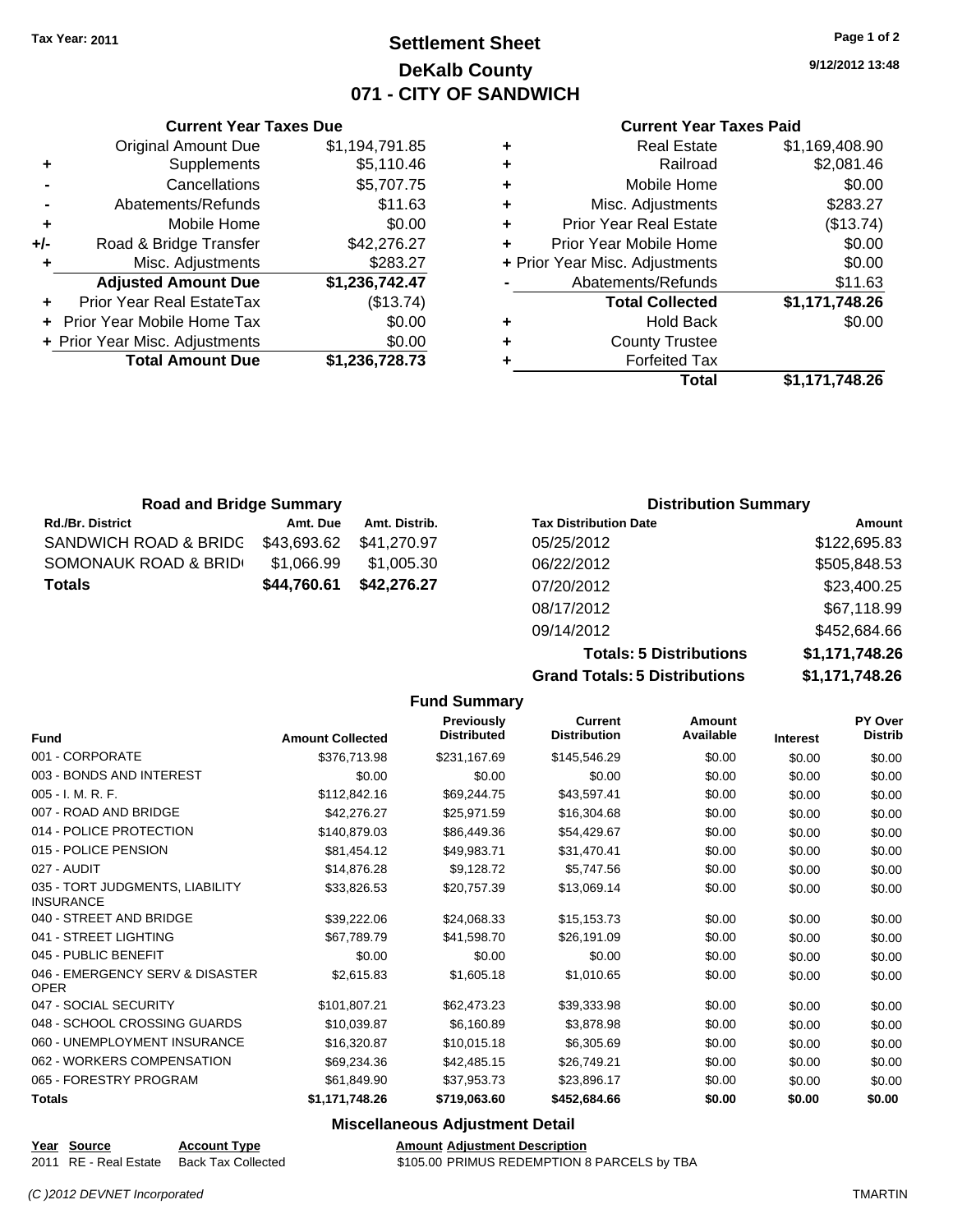Tax Year: 2011

# Settlement Sheet
## DeKalb County
## 071 - CITY OF SANDWICH

9/12/2012 13:48

### Current Year Taxes Due

| | | |
|---|---|---|
| | Original Amount Due | $1,194,791.85 |
| + | Supplements | $5,110.46 |
| - | Cancellations | $5,707.75 |
| - | Abatements/Refunds | $11.63 |
| + | Mobile Home | $0.00 |
| +/- | Road & Bridge Transfer | $42,276.27 |
| + | Misc. Adjustments | $283.27 |
| | **Adjusted Amount Due** | **$1,236,742.47** |
| + | Prior Year Real EstateTax | ($13.74) |
| + | Prior Year Mobile Home Tax | $0.00 |
| + | Prior Year Misc. Adjustments | $0.00 |
| | **Total Amount Due** | **$1,236,728.73** |

### Current Year Taxes Paid

| | | |
|---|---|---|
| + | Real Estate | $1,169,408.90 |
| + | Railroad | $2,081.46 |
| + | Mobile Home | $0.00 |
| + | Misc. Adjustments | $283.27 |
| + | Prior Year Real Estate | ($13.74) |
| + | Prior Year Mobile Home | $0.00 |
| + | Prior Year Misc. Adjustments | $0.00 |
| - | Abatements/Refunds | $11.63 |
| | **Total Collected** | **$1,171,748.26** |
| + | Hold Back | $0.00 |
| + | County Trustee | |
| + | Forfeited Tax | |
| | **Total** | **$1,171,748.26** |

### Road and Bridge Summary

| Rd./Br. District | Amt. Due | Amt. Distrib. |
|---|---|---|
| SANDWICH ROAD & BRIDG | $43,693.62 | $41,270.97 |
| SOMONAUK ROAD & BRID | $1,066.99 | $1,005.30 |
| **Totals** | **$44,760.61** | **$42,276.27** |

### Distribution Summary

| Tax Distribution Date | Amount |
|---|---|
| 05/25/2012 | $122,695.83 |
| 06/22/2012 | $505,848.53 |
| 07/20/2012 | $23,400.25 |
| 08/17/2012 | $67,118.99 |
| 09/14/2012 | $452,684.66 |
| **Totals: 5 Distributions** | **$1,171,748.26** |
| **Grand Totals: 5 Distributions** | **$1,171,748.26** |

### Fund Summary

| Fund | Amount Collected | Previously Distributed | Current Distribution | Amount Available | Interest | PY Over Distrib |
|---|---|---|---|---|---|---|
| 001 - CORPORATE | $376,713.98 | $231,167.69 | $145,546.29 | $0.00 | $0.00 | $0.00 |
| 003 - BONDS AND INTEREST | $0.00 | $0.00 | $0.00 | $0.00 | $0.00 | $0.00 |
| 005 - I. M. R. F. | $112,842.16 | $69,244.75 | $43,597.41 | $0.00 | $0.00 | $0.00 |
| 007 - ROAD AND BRIDGE | $42,276.27 | $25,971.59 | $16,304.68 | $0.00 | $0.00 | $0.00 |
| 014 - POLICE PROTECTION | $140,879.03 | $86,449.36 | $54,429.67 | $0.00 | $0.00 | $0.00 |
| 015 - POLICE PENSION | $81,454.12 | $49,983.71 | $31,470.41 | $0.00 | $0.00 | $0.00 |
| 027 - AUDIT | $14,876.28 | $9,128.72 | $5,747.56 | $0.00 | $0.00 | $0.00 |
| 035 - TORT JUDGMENTS, LIABILITY INSURANCE | $33,826.53 | $20,757.39 | $13,069.14 | $0.00 | $0.00 | $0.00 |
| 040 - STREET AND BRIDGE | $39,222.06 | $24,068.33 | $15,153.73 | $0.00 | $0.00 | $0.00 |
| 041 - STREET LIGHTING | $67,789.79 | $41,598.70 | $26,191.09 | $0.00 | $0.00 | $0.00 |
| 045 - PUBLIC BENEFIT | $0.00 | $0.00 | $0.00 | $0.00 | $0.00 | $0.00 |
| 046 - EMERGENCY SERV & DISASTER OPER | $2,615.83 | $1,605.18 | $1,010.65 | $0.00 | $0.00 | $0.00 |
| 047 - SOCIAL SECURITY | $101,807.21 | $62,473.23 | $39,333.98 | $0.00 | $0.00 | $0.00 |
| 048 - SCHOOL CROSSING GUARDS | $10,039.87 | $6,160.89 | $3,878.98 | $0.00 | $0.00 | $0.00 |
| 060 - UNEMPLOYMENT INSURANCE | $16,320.87 | $10,015.18 | $6,305.69 | $0.00 | $0.00 | $0.00 |
| 062 - WORKERS COMPENSATION | $69,234.36 | $42,485.15 | $26,749.21 | $0.00 | $0.00 | $0.00 |
| 065 - FORESTRY PROGRAM | $61,849.90 | $37,953.73 | $23,896.17 | $0.00 | $0.00 | $0.00 |
| **Totals** | **$1,171,748.26** | **$719,063.60** | **$452,684.66** | **$0.00** | **$0.00** | **$0.00** |

### Miscellaneous Adjustment Detail

| Year | Source | Account Type | Amount | Adjustment Description |
|---|---|---|---|---|
| 2011 | RE - Real Estate | Back Tax Collected | $105.00 | PRIMUS REDEMPTION 8 PARCELS by TBA |

(C )2012 DEVNET Incorporated TMARTIN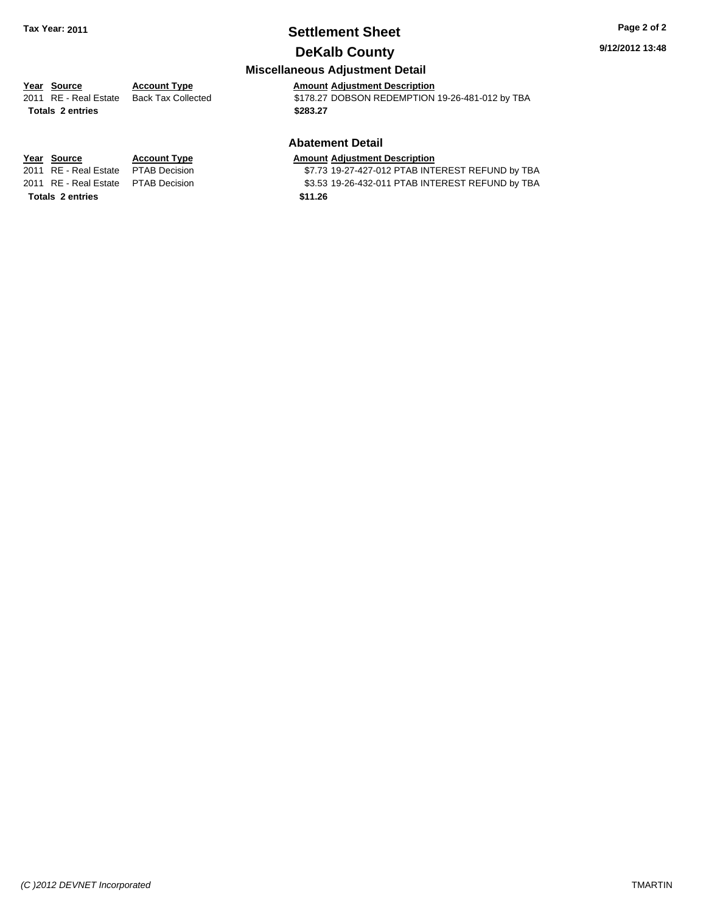# Settlement Sheet

## DeKalb County

**Tax Year: 2011**

9/12/2012 13:48

### Miscellaneous Adjustment Detail

| Year | Source | Account Type | Amount | Adjustment Description |
|---|---|---|---|---|
| 2011 | RE - Real Estate | Back Tax Collected | $178.27 | DOBSON REDEMPTION 19-26-481-012 by TBA |
| **Totals** | **2 entries** | | **$283.27** | |

### Abatement Detail

| Year | Source | Account Type | Amount | Adjustment Description |
|---|---|---|---|---|
| 2011 | RE - Real Estate | PTAB Decision | $7.73 | 19-27-427-012 PTAB INTEREST REFUND by TBA |
| 2011 | RE - Real Estate | PTAB Decision | $3.53 | 19-26-432-011 PTAB INTEREST REFUND by TBA |
| **Totals** | **2 entries** | | **$11.26** | |

(C )2012 DEVNET Incorporated TMARTIN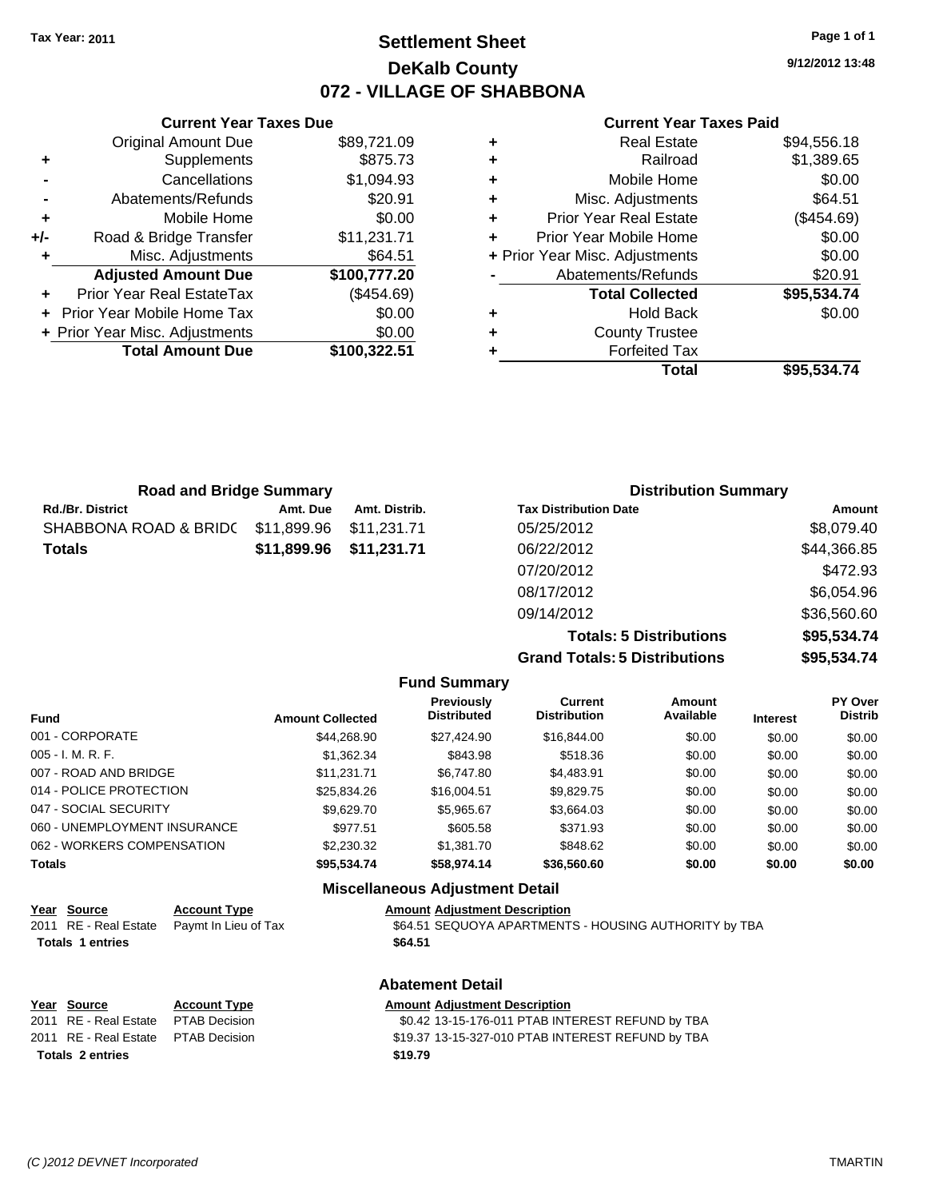**Tax Year: 2011**

# Settlement Sheet
## DeKalb County
## 072 - VILLAGE OF SHABBONA

9/12/2012 13:48

### Current Year Taxes Due

| | | |
|---|---|---|
| | Original Amount Due | $89,721.09 |
| + | Supplements | $875.73 |
| - | Cancellations | $1,094.93 |
| - | Abatements/Refunds | $20.91 |
| + | Mobile Home | $0.00 |
| +/- | Road & Bridge Transfer | $11,231.71 |
| + | Misc. Adjustments | $64.51 |
| | **Adjusted Amount Due** | **$100,777.20** |
| + | Prior Year Real EstateTax | ($454.69) |
| + | Prior Year Mobile Home Tax | $0.00 |
| + | Prior Year Misc. Adjustments | $0.00 |
| | **Total Amount Due** | **$100,322.51** |

### Current Year Taxes Paid

| | | |
|---|---|---|
| + | Real Estate | $94,556.18 |
| + | Railroad | $1,389.65 |
| + | Mobile Home | $0.00 |
| + | Misc. Adjustments | $64.51 |
| + | Prior Year Real Estate | ($454.69) |
| + | Prior Year Mobile Home | $0.00 |
| + | Prior Year Misc. Adjustments | $0.00 |
| - | Abatements/Refunds | $20.91 |
| | **Total Collected** | **$95,534.74** |
| + | Hold Back | $0.00 |
| + | County Trustee | |
| + | Forfeited Tax | |
| | **Total** | **$95,534.74** |

### Road and Bridge Summary

| Rd./Br. District | Amt. Due | Amt. Distrib. |
|---|---|---|
| SHABBONA ROAD & BRIDC | $11,899.96 | $11,231.71 |
| **Totals** | **$11,899.96** | **$11,231.71** |

### Distribution Summary

| Tax Distribution Date | Amount |
|---|---|
| 05/25/2012 | $8,079.40 |
| 06/22/2012 | $44,366.85 |
| 07/20/2012 | $472.93 |
| 08/17/2012 | $6,054.96 |
| 09/14/2012 | $36,560.60 |
| **Totals: 5 Distributions** | **$95,534.74** |
| **Grand Totals: 5 Distributions** | **$95,534.74** |

### Fund Summary

| Fund | Amount Collected | Previously Distributed | Current Distribution | Amount Available | Interest | PY Over Distrib |
|---|---|---|---|---|---|---|
| 001 - CORPORATE | $44,268.90 | $27,424.90 | $16,844.00 | $0.00 | $0.00 | $0.00 |
| 005 - I. M. R. F. | $1,362.34 | $843.98 | $518.36 | $0.00 | $0.00 | $0.00 |
| 007 - ROAD AND BRIDGE | $11,231.71 | $6,747.80 | $4,483.91 | $0.00 | $0.00 | $0.00 |
| 014 - POLICE PROTECTION | $25,834.26 | $16,004.51 | $9,829.75 | $0.00 | $0.00 | $0.00 |
| 047 - SOCIAL SECURITY | $9,629.70 | $5,965.67 | $3,664.03 | $0.00 | $0.00 | $0.00 |
| 060 - UNEMPLOYMENT INSURANCE | $977.51 | $605.58 | $371.93 | $0.00 | $0.00 | $0.00 |
| 062 - WORKERS COMPENSATION | $2,230.32 | $1,381.70 | $848.62 | $0.00 | $0.00 | $0.00 |
| **Totals** | **$95,534.74** | **$58,974.14** | **$36,560.60** | **$0.00** | **$0.00** | **$0.00** |

### Miscellaneous Adjustment Detail

| Year | Source | Account Type | Amount | Adjustment Description |
|---|---|---|---|---|
| 2011 | RE - Real Estate | Paymt In Lieu of Tax | $64.51 | SEQUOYA APARTMENTS - HOUSING AUTHORITY by TBA |
| **Totals** | **1 entries** | | **$64.51** | |

### Abatement Detail

| Year | Source | Account Type | Amount | Adjustment Description |
|---|---|---|---|---|
| 2011 | RE - Real Estate | PTAB Decision | $0.42 | 13-15-176-011 PTAB INTEREST REFUND by TBA |
| 2011 | RE - Real Estate | PTAB Decision | $19.37 | 13-15-327-010 PTAB INTEREST REFUND by TBA |
| **Totals** | **2 entries** | | **$19.79** | |

*(C )2012 DEVNET Incorporated* TMARTIN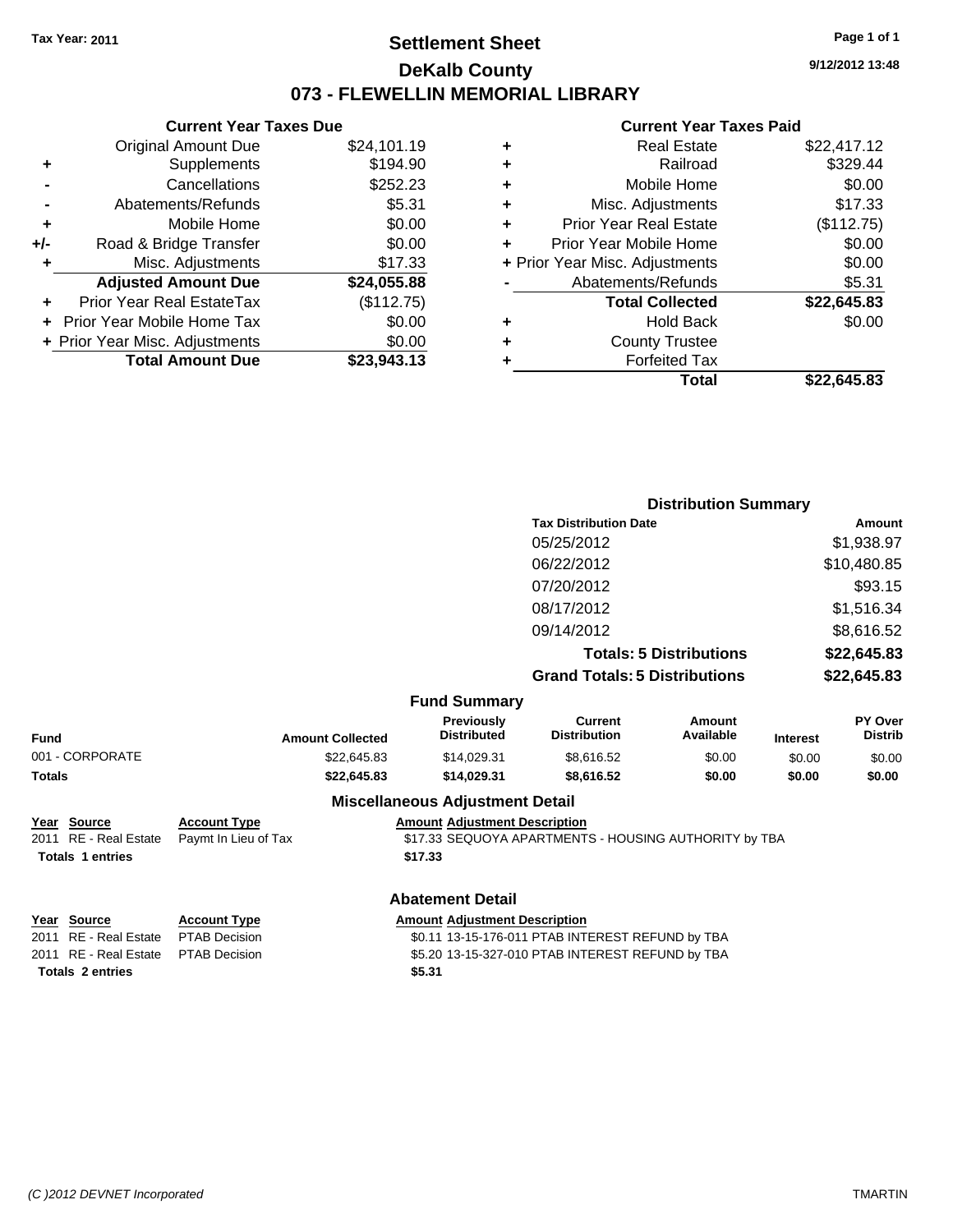Tax Year: 2011

# Settlement Sheet

## DeKalb County

## 073 - FLEWELLIN MEMORIAL LIBRARY

9/12/2012 13:48

### Current Year Taxes Due

| | | |
|---|---|---|
| | Original Amount Due | $24,101.19 |
| + | Supplements | $194.90 |
| - | Cancellations | $252.23 |
| - | Abatements/Refunds | $5.31 |
| + | Mobile Home | $0.00 |
| +/- | Road & Bridge Transfer | $0.00 |
| + | Misc. Adjustments | $17.33 |
| | **Adjusted Amount Due** | **$24,055.88** |
| + | Prior Year Real EstateTax | ($112.75) |
| + | Prior Year Mobile Home Tax | $0.00 |
| + | Prior Year Misc. Adjustments | $0.00 |
| | **Total Amount Due** | **$23,943.13** |

### Current Year Taxes Paid

| | | |
|---|---|---|
| + | Real Estate | $22,417.12 |
| + | Railroad | $329.44 |
| + | Mobile Home | $0.00 |
| + | Misc. Adjustments | $17.33 |
| + | Prior Year Real Estate | ($112.75) |
| + | Prior Year Mobile Home | $0.00 |
| + | Prior Year Misc. Adjustments | $0.00 |
| - | Abatements/Refunds | $5.31 |
| | **Total Collected** | **$22,645.83** |
| + | Hold Back | $0.00 |
| + | County Trustee | |
| + | Forfeited Tax | |
| | **Total** | **$22,645.83** |

### Distribution Summary

| Tax Distribution Date | Amount |
|---|---|
| 05/25/2012 | $1,938.97 |
| 06/22/2012 | $10,480.85 |
| 07/20/2012 | $93.15 |
| 08/17/2012 | $1,516.34 |
| 09/14/2012 | $8,616.52 |
| **Totals: 5 Distributions** | **$22,645.83** |
| **Grand Totals: 5 Distributions** | **$22,645.83** |

### Fund Summary

| Fund | Amount Collected | Previously Distributed | Current Distribution | Amount Available | Interest | PY Over Distrib |
|---|---|---|---|---|---|---|
| 001 - CORPORATE | $22,645.83 | $14,029.31 | $8,616.52 | $0.00 | $0.00 | $0.00 |
| **Totals** | **$22,645.83** | **$14,029.31** | **$8,616.52** | **$0.00** | **$0.00** | **$0.00** |

### Miscellaneous Adjustment Detail

| Year | Source | Account Type | Amount | Adjustment Description |
|---|---|---|---|---|
| 2011 | RE - Real Estate | Paymt In Lieu of Tax | $17.33 | SEQUOYA APARTMENTS - HOUSING AUTHORITY by TBA |
| **Totals 1 entries** | | | **$17.33** | |

### Abatement Detail

| Year | Source | Account Type | Amount | Adjustment Description |
|---|---|---|---|---|
| 2011 | RE - Real Estate | PTAB Decision | $0.11 | 13-15-176-011 PTAB INTEREST REFUND by TBA |
| 2011 | RE - Real Estate | PTAB Decision | $5.20 | 13-15-327-010 PTAB INTEREST REFUND by TBA |
| **Totals 2 entries** | | | **$5.31** | |

(C )2012 DEVNET Incorporated TMARTIN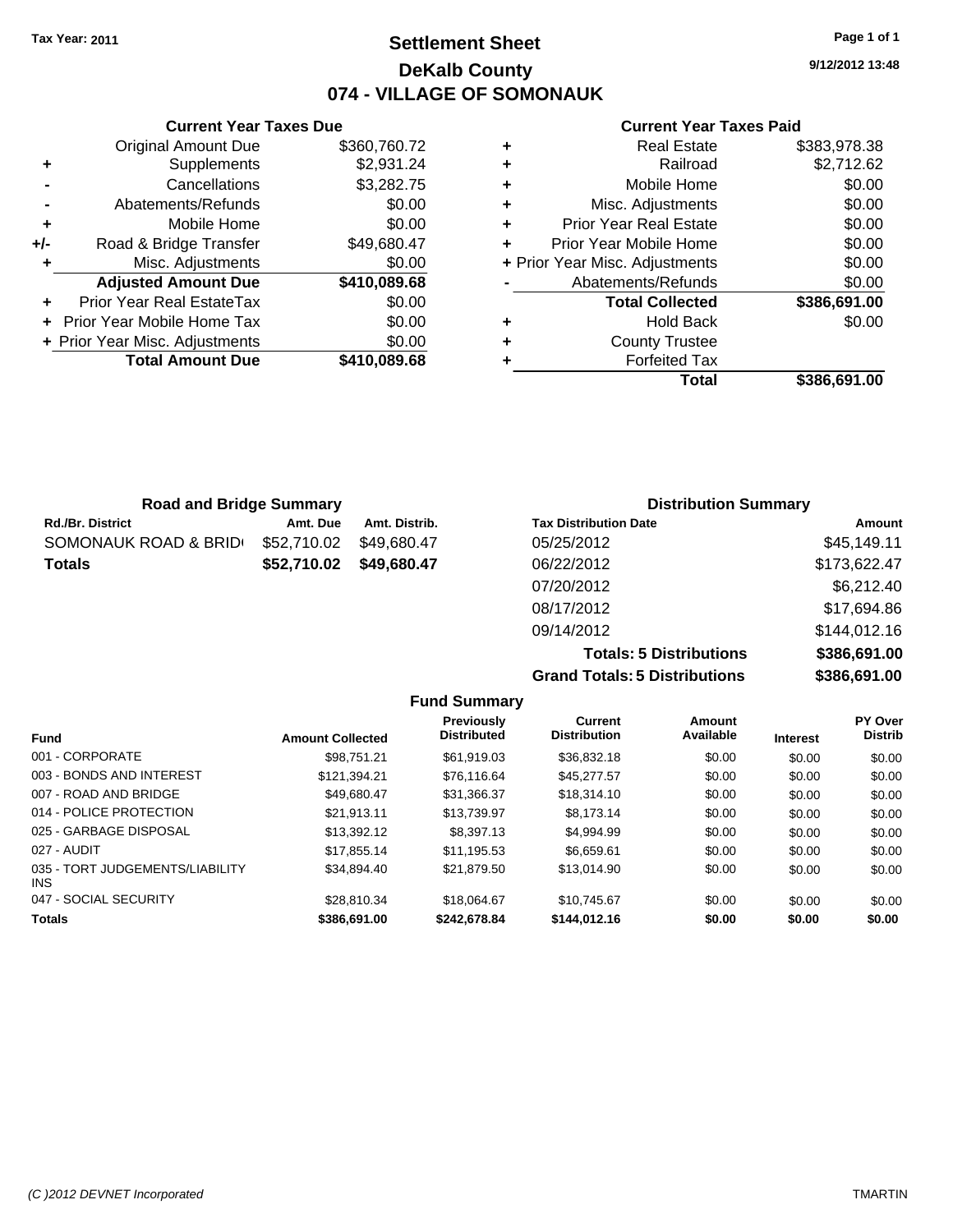**Tax Year: 2011**

# Settlement Sheet
## DeKalb County
## 074 - VILLAGE OF SOMONAUK

9/12/2012 13:48

### Current Year Taxes Due

| | | |
|---|---|---|
| | Original Amount Due | $360,760.72 |
| + | Supplements | $2,931.24 |
| - | Cancellations | $3,282.75 |
| - | Abatements/Refunds | $0.00 |
| + | Mobile Home | $0.00 |
| +/- | Road & Bridge Transfer | $49,680.47 |
| + | Misc. Adjustments | $0.00 |
| | **Adjusted Amount Due** | **$410,089.68** |
| + | Prior Year Real EstateTax | $0.00 |
| + | Prior Year Mobile Home Tax | $0.00 |
| + | Prior Year Misc. Adjustments | $0.00 |
| | **Total Amount Due** | **$410,089.68** |

### Current Year Taxes Paid

| | | |
|---|---|---|
| + | Real Estate | $383,978.38 |
| + | Railroad | $2,712.62 |
| + | Mobile Home | $0.00 |
| + | Misc. Adjustments | $0.00 |
| + | Prior Year Real Estate | $0.00 |
| + | Prior Year Mobile Home | $0.00 |
| + | Prior Year Misc. Adjustments | $0.00 |
| - | Abatements/Refunds | $0.00 |
| | **Total Collected** | **$386,691.00** |
| + | Hold Back | $0.00 |
| + | County Trustee | |
| + | Forfeited Tax | |
| | **Total** | **$386,691.00** |

### Road and Bridge Summary

| Rd./Br. District | Amt. Due | Amt. Distrib. |
|---|---|---|
| SOMONAUK ROAD & BRID | $52,710.02 | $49,680.47 |
| **Totals** | **$52,710.02** | **$49,680.47** |

### Distribution Summary

| Tax Distribution Date | Amount |
|---|---|
| 05/25/2012 | $45,149.11 |
| 06/22/2012 | $173,622.47 |
| 07/20/2012 | $6,212.40 |
| 08/17/2012 | $17,694.86 |
| 09/14/2012 | $144,012.16 |
| **Totals: 5 Distributions** | **$386,691.00** |
| **Grand Totals: 5 Distributions** | **$386,691.00** |

### Fund Summary

| Fund | Amount Collected | Previously Distributed | Current Distribution | Amount Available | Interest | PY Over Distrib |
|---|---|---|---|---|---|---|
| 001 - CORPORATE | $98,751.21 | $61,919.03 | $36,832.18 | $0.00 | $0.00 | $0.00 |
| 003 - BONDS AND INTEREST | $121,394.21 | $76,116.64 | $45,277.57 | $0.00 | $0.00 | $0.00 |
| 007 - ROAD AND BRIDGE | $49,680.47 | $31,366.37 | $18,314.10 | $0.00 | $0.00 | $0.00 |
| 014 - POLICE PROTECTION | $21,913.11 | $13,739.97 | $8,173.14 | $0.00 | $0.00 | $0.00 |
| 025 - GARBAGE DISPOSAL | $13,392.12 | $8,397.13 | $4,994.99 | $0.00 | $0.00 | $0.00 |
| 027 - AUDIT | $17,855.14 | $11,195.53 | $6,659.61 | $0.00 | $0.00 | $0.00 |
| 035 - TORT JUDGEMENTS/LIABILITY INS | $34,894.40 | $21,879.50 | $13,014.90 | $0.00 | $0.00 | $0.00 |
| 047 - SOCIAL SECURITY | $28,810.34 | $18,064.67 | $10,745.67 | $0.00 | $0.00 | $0.00 |
| **Totals** | **$386,691.00** | **$242,678.84** | **$144,012.16** | **$0.00** | **$0.00** | **$0.00** |

*(C )2012 DEVNET Incorporated* TMARTIN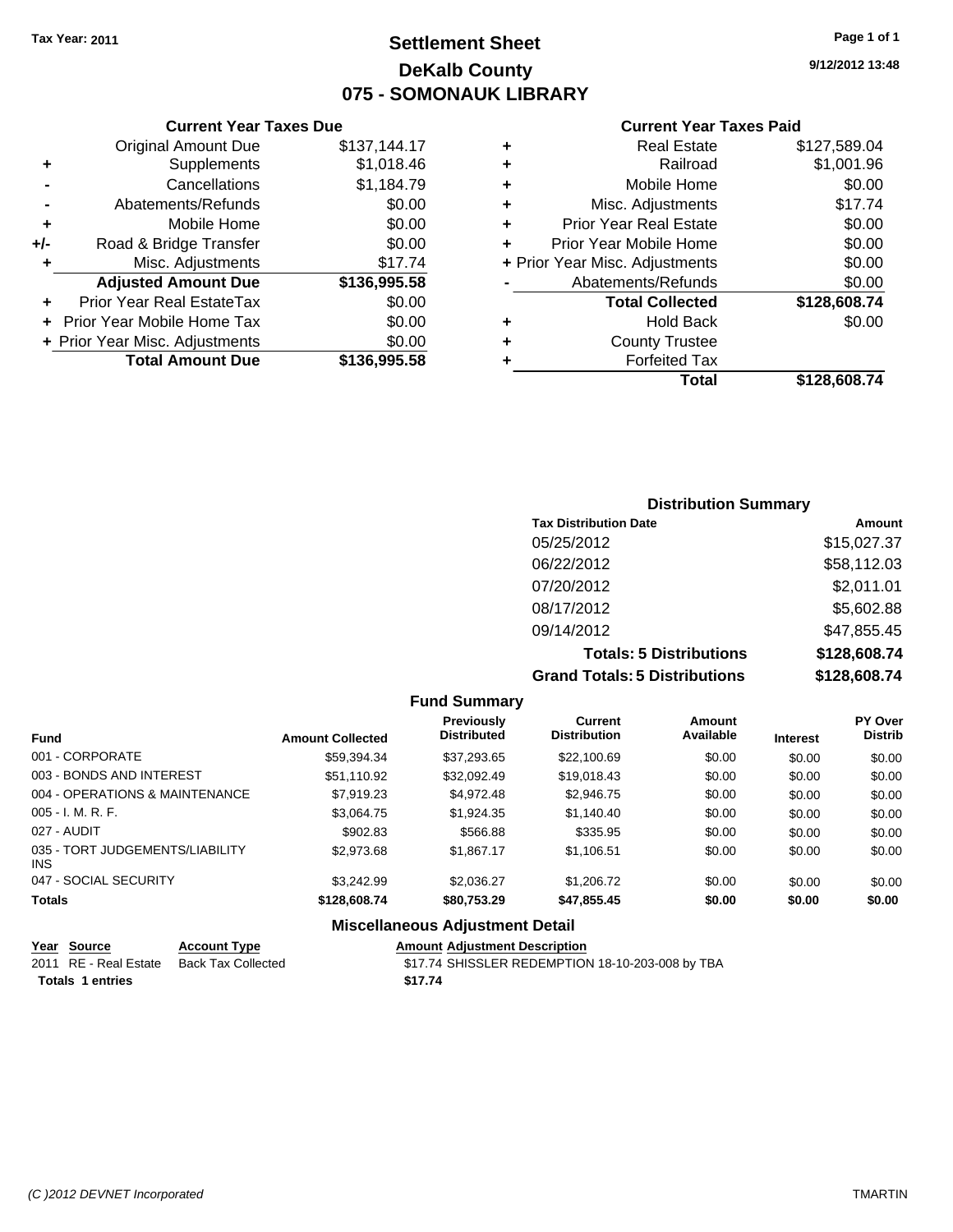**Tax Year: 2011**

# Settlement Sheet
## DeKalb County
## 075 - SOMONAUK LIBRARY

9/12/2012 13:48

### Current Year Taxes Due

| | | |
|---|---|---|
| | Original Amount Due | $137,144.17 |
| + | Supplements | $1,018.46 |
| - | Cancellations | $1,184.79 |
| - | Abatements/Refunds | $0.00 |
| + | Mobile Home | $0.00 |
| +/- | Road & Bridge Transfer | $0.00 |
| + | Misc. Adjustments | $17.74 |
| | **Adjusted Amount Due** | **$136,995.58** |
| + | Prior Year Real EstateTax | $0.00 |
| + | Prior Year Mobile Home Tax | $0.00 |
| + | Prior Year Misc. Adjustments | $0.00 |
| | **Total Amount Due** | **$136,995.58** |

### Current Year Taxes Paid

| | | |
|---|---|---|
| + | Real Estate | $127,589.04 |
| + | Railroad | $1,001.96 |
| + | Mobile Home | $0.00 |
| + | Misc. Adjustments | $17.74 |
| + | Prior Year Real Estate | $0.00 |
| + | Prior Year Mobile Home | $0.00 |
| + | Prior Year Misc. Adjustments | $0.00 |
| - | Abatements/Refunds | $0.00 |
| | **Total Collected** | **$128,608.74** |
| + | Hold Back | $0.00 |
| + | County Trustee | |
| + | Forfeited Tax | |
| | **Total** | **$128,608.74** |

### Distribution Summary

| Tax Distribution Date | Amount |
|---|---|
| 05/25/2012 | $15,027.37 |
| 06/22/2012 | $58,112.03 |
| 07/20/2012 | $2,011.01 |
| 08/17/2012 | $5,602.88 |
| 09/14/2012 | $47,855.45 |
| **Totals: 5 Distributions** | **$128,608.74** |
| **Grand Totals: 5 Distributions** | **$128,608.74** |

### Fund Summary

| Fund | Amount Collected | Previously Distributed | Current Distribution | Amount Available | Interest | PY Over Distrib |
|---|---|---|---|---|---|---|
| 001 - CORPORATE | $59,394.34 | $37,293.65 | $22,100.69 | $0.00 | $0.00 | $0.00 |
| 003 - BONDS AND INTEREST | $51,110.92 | $32,092.49 | $19,018.43 | $0.00 | $0.00 | $0.00 |
| 004 - OPERATIONS & MAINTENANCE | $7,919.23 | $4,972.48 | $2,946.75 | $0.00 | $0.00 | $0.00 |
| 005 - I. M. R. F. | $3,064.75 | $1,924.35 | $1,140.40 | $0.00 | $0.00 | $0.00 |
| 027 - AUDIT | $902.83 | $566.88 | $335.95 | $0.00 | $0.00 | $0.00 |
| 035 - TORT JUDGEMENTS/LIABILITY INS | $2,973.68 | $1,867.17 | $1,106.51 | $0.00 | $0.00 | $0.00 |
| 047 - SOCIAL SECURITY | $3,242.99 | $2,036.27 | $1,206.72 | $0.00 | $0.00 | $0.00 |
| **Totals** | **$128,608.74** | **$80,753.29** | **$47,855.45** | **$0.00** | **$0.00** | **$0.00** |

### Miscellaneous Adjustment Detail

| Year | Source | Account Type | Amount | Adjustment Description |
|---|---|---|---|---|
| 2011 | RE - Real Estate | Back Tax Collected | $17.74 | SHISSLER REDEMPTION 18-10-203-008 by TBA |
| **Totals 1 entries** | | | **$17.74** | |

*(C )2012 DEVNET Incorporated* TMARTIN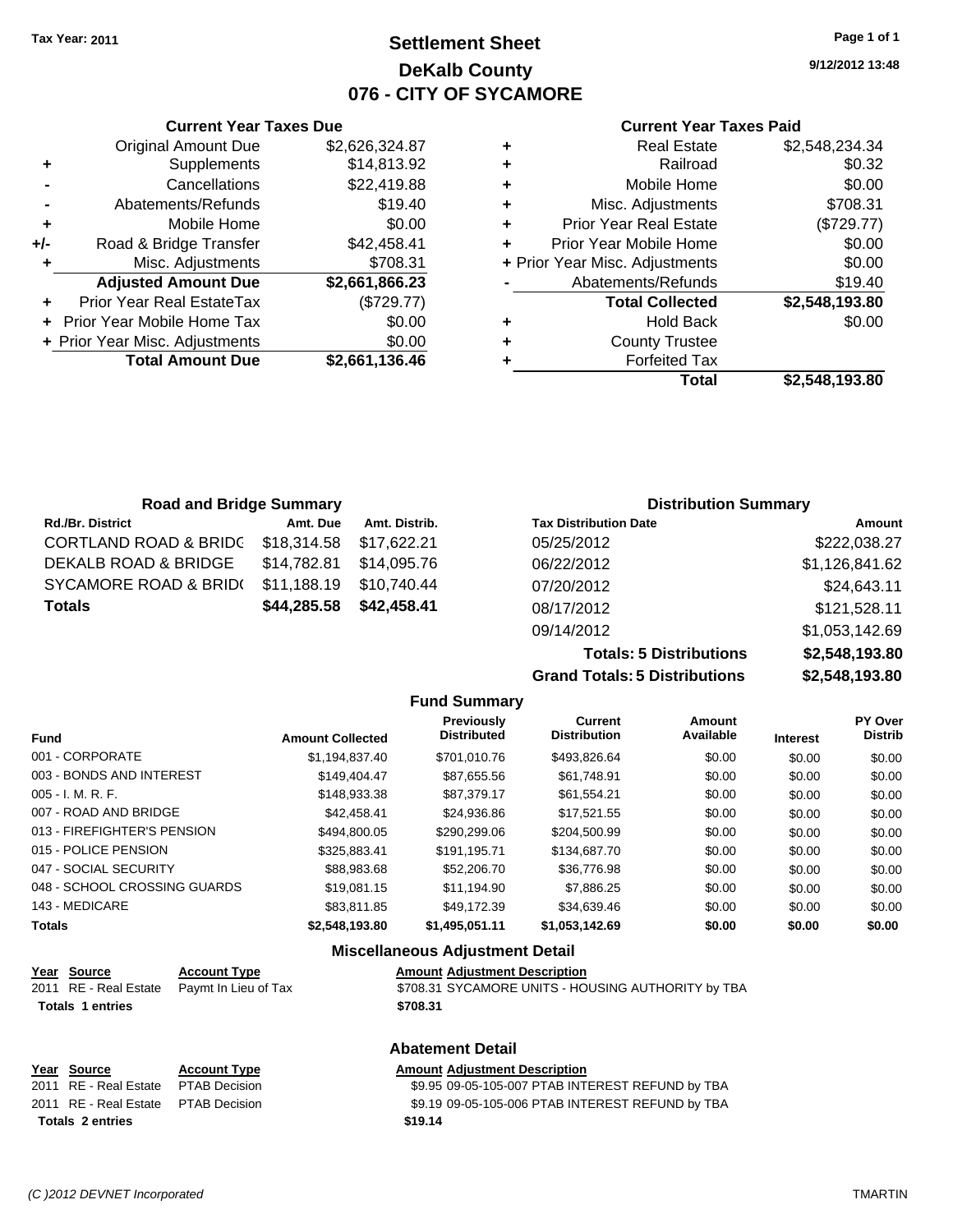Tax Year: 2011

# Settlement Sheet
## DeKalb County
## 076 - CITY OF SYCAMORE

9/12/2012 13:48

### Current Year Taxes Due

| | | |
|---|---|---|
| | Original Amount Due | $2,626,324.87 |
| + | Supplements | $14,813.92 |
| - | Cancellations | $22,419.88 |
| - | Abatements/Refunds | $19.40 |
| + | Mobile Home | $0.00 |
| +/- | Road & Bridge Transfer | $42,458.41 |
| + | Misc. Adjustments | $708.31 |
| | **Adjusted Amount Due** | **$2,661,866.23** |
| + | Prior Year Real EstateTax | ($729.77) |
| + | Prior Year Mobile Home Tax | $0.00 |
| + | Prior Year Misc. Adjustments | $0.00 |
| | **Total Amount Due** | **$2,661,136.46** |

### Current Year Taxes Paid

| | | |
|---|---|---|
| + | Real Estate | $2,548,234.34 |
| + | Railroad | $0.32 |
| + | Mobile Home | $0.00 |
| + | Misc. Adjustments | $708.31 |
| + | Prior Year Real Estate | ($729.77) |
| + | Prior Year Mobile Home | $0.00 |
| + | Prior Year Misc. Adjustments | $0.00 |
| - | Abatements/Refunds | $19.40 |
| | **Total Collected** | **$2,548,193.80** |
| + | Hold Back | $0.00 |
| + | County Trustee | |
| + | Forfeited Tax | |
| | **Total** | **$2,548,193.80** |

### Road and Bridge Summary

| Rd./Br. District | Amt. Due | Amt. Distrib. |
|---|---|---|
| CORTLAND ROAD & BRIDG | $18,314.58 | $17,622.21 |
| DEKALB ROAD & BRIDGE | $14,782.81 | $14,095.76 |
| SYCAMORE ROAD & BRID( | $11,188.19 | $10,740.44 |
| **Totals** | **$44,285.58** | **$42,458.41** |

### Distribution Summary

| Tax Distribution Date | Amount |
|---|---|
| 05/25/2012 | $222,038.27 |
| 06/22/2012 | $1,126,841.62 |
| 07/20/2012 | $24,643.11 |
| 08/17/2012 | $121,528.11 |
| 09/14/2012 | $1,053,142.69 |
| **Totals: 5 Distributions** | **$2,548,193.80** |
| **Grand Totals: 5 Distributions** | **$2,548,193.80** |

### Fund Summary

| Fund | Amount Collected | Previously Distributed | Current Distribution | Amount Available | Interest | PY Over Distrib |
|---|---|---|---|---|---|---|
| 001 - CORPORATE | $1,194,837.40 | $701,010.76 | $493,826.64 | $0.00 | $0.00 | $0.00 |
| 003 - BONDS AND INTEREST | $149,404.47 | $87,655.56 | $61,748.91 | $0.00 | $0.00 | $0.00 |
| 005 - I. M. R. F. | $148,933.38 | $87,379.17 | $61,554.21 | $0.00 | $0.00 | $0.00 |
| 007 - ROAD AND BRIDGE | $42,458.41 | $24,936.86 | $17,521.55 | $0.00 | $0.00 | $0.00 |
| 013 - FIREFIGHTER'S PENSION | $494,800.05 | $290,299.06 | $204,500.99 | $0.00 | $0.00 | $0.00 |
| 015 - POLICE PENSION | $325,883.41 | $191,195.71 | $134,687.70 | $0.00 | $0.00 | $0.00 |
| 047 - SOCIAL SECURITY | $88,983.68 | $52,206.70 | $36,776.98 | $0.00 | $0.00 | $0.00 |
| 048 - SCHOOL CROSSING GUARDS | $19,081.15 | $11,194.90 | $7,886.25 | $0.00 | $0.00 | $0.00 |
| 143 - MEDICARE | $83,811.85 | $49,172.39 | $34,639.46 | $0.00 | $0.00 | $0.00 |
| **Totals** | **$2,548,193.80** | **$1,495,051.11** | **$1,053,142.69** | **$0.00** | **$0.00** | **$0.00** |

### Miscellaneous Adjustment Detail

| Year | Source | Account Type | Amount | Adjustment Description |
|---|---|---|---|---|
| 2011 | RE - Real Estate | Paymt In Lieu of Tax | $708.31 | SYCAMORE UNITS - HOUSING AUTHORITY by TBA |
| **Totals 1 entries** | | | **$708.31** | |

### Abatement Detail

| Year | Source | Account Type | Amount | Adjustment Description |
|---|---|---|---|---|
| 2011 | RE - Real Estate | PTAB Decision | $9.95 | 09-05-105-007 PTAB INTEREST REFUND by TBA |
| 2011 | RE - Real Estate | PTAB Decision | $9.19 | 09-05-105-006 PTAB INTEREST REFUND by TBA |
| **Totals 2 entries** | | | **$19.14** | |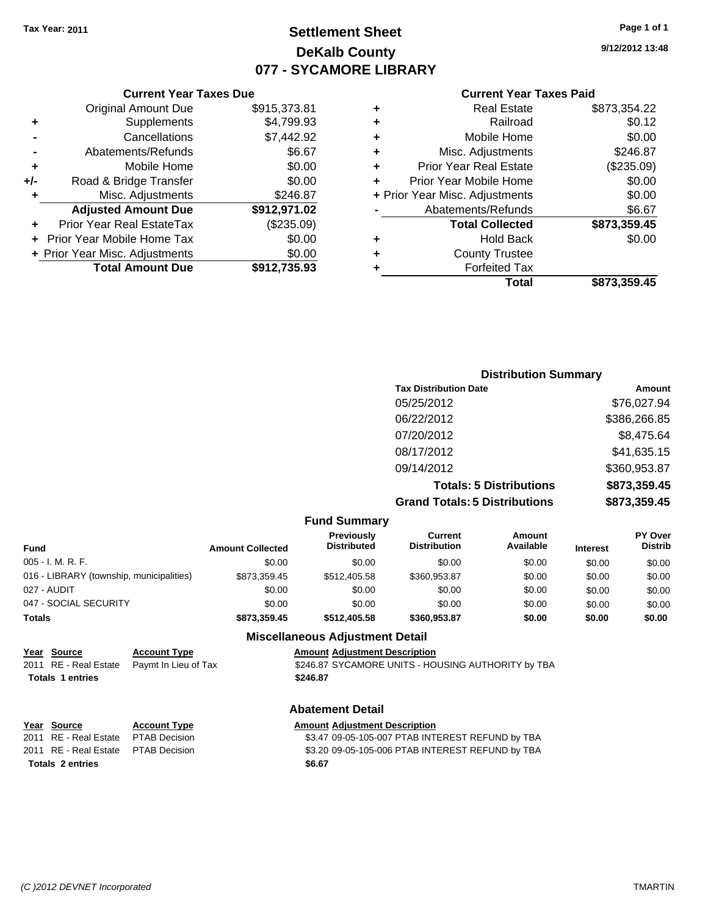Tax Year: 2011

# Settlement Sheet
## DeKalb County
## 077 - SYCAMORE LIBRARY

9/12/2012 13:48

### Current Year Taxes Due

| | | |
|---|---|---|
| | Original Amount Due | $915,373.81 |
| + | Supplements | $4,799.93 |
| - | Cancellations | $7,442.92 |
| - | Abatements/Refunds | $6.67 |
| + | Mobile Home | $0.00 |
| +/- | Road & Bridge Transfer | $0.00 |
| + | Misc. Adjustments | $246.87 |
| | **Adjusted Amount Due** | **$912,971.02** |
| + | Prior Year Real EstateTax | ($235.09) |
| + | Prior Year Mobile Home Tax | $0.00 |
| + | Prior Year Misc. Adjustments | $0.00 |
| | **Total Amount Due** | **$912,735.93** |

### Current Year Taxes Paid

| | | |
|---|---|---|
| + | Real Estate | $873,354.22 |
| + | Railroad | $0.12 |
| + | Mobile Home | $0.00 |
| + | Misc. Adjustments | $246.87 |
| + | Prior Year Real Estate | ($235.09) |
| + | Prior Year Mobile Home | $0.00 |
| + | Prior Year Misc. Adjustments | $0.00 |
| - | Abatements/Refunds | $6.67 |
| | **Total Collected** | **$873,359.45** |
| + | Hold Back | $0.00 |
| + | County Trustee | |
| + | Forfeited Tax | |
| | **Total** | **$873,359.45** |

### Distribution Summary

| Tax Distribution Date | Amount |
|---|---|
| 05/25/2012 | $76,027.94 |
| 06/22/2012 | $386,266.85 |
| 07/20/2012 | $8,475.64 |
| 08/17/2012 | $41,635.15 |
| 09/14/2012 | $360,953.87 |
| **Totals: 5 Distributions** | **$873,359.45** |
| **Grand Totals: 5 Distributions** | **$873,359.45** |

### Fund Summary

| Fund | Amount Collected | Previously Distributed | Current Distribution | Amount Available | Interest | PY Over Distrib |
|---|---|---|---|---|---|---|
| 005 - I. M. R. F. | $0.00 | $0.00 | $0.00 | $0.00 | $0.00 | $0.00 |
| 016 - LIBRARY (township, municipalities) | $873,359.45 | $512,405.58 | $360,953.87 | $0.00 | $0.00 | $0.00 |
| 027 - AUDIT | $0.00 | $0.00 | $0.00 | $0.00 | $0.00 | $0.00 |
| 047 - SOCIAL SECURITY | $0.00 | $0.00 | $0.00 | $0.00 | $0.00 | $0.00 |
| **Totals** | **$873,359.45** | **$512,405.58** | **$360,953.87** | **$0.00** | **$0.00** | **$0.00** |

### Miscellaneous Adjustment Detail

| Year | Source | Account Type | Amount | Adjustment Description |
|---|---|---|---|---|
| 2011 | RE - Real Estate | Paymt In Lieu of Tax | $246.87 | SYCAMORE UNITS - HOUSING AUTHORITY by TBA |
| **Totals 1 entries** | | | **$246.87** | |

### Abatement Detail

| Year | Source | Account Type | Amount | Adjustment Description |
|---|---|---|---|---|
| 2011 | RE - Real Estate | PTAB Decision | $3.47 | 09-05-105-007 PTAB INTEREST REFUND by TBA |
| 2011 | RE - Real Estate | PTAB Decision | $3.20 | 09-05-105-006 PTAB INTEREST REFUND by TBA |
| **Totals 2 entries** | | | **$6.67** | |

(C )2012 DEVNET Incorporated TMARTIN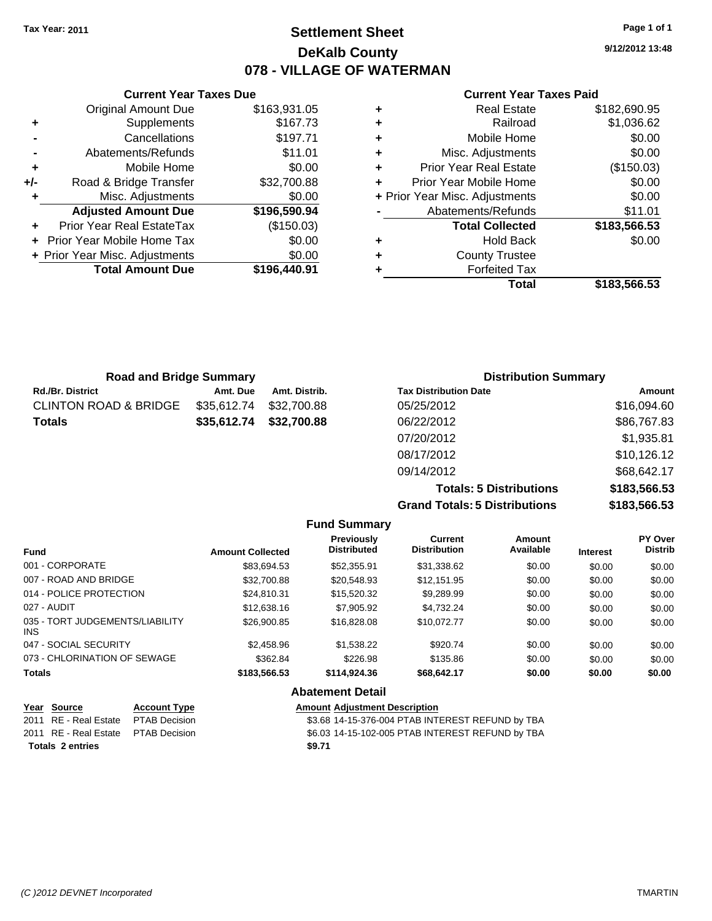Tax Year: 2011

# Settlement Sheet
## DeKalb County
## 078 - VILLAGE OF WATERMAN

9/12/2012 13:48

### Current Year Taxes Due

| | | |
|---|---|---|
| | Original Amount Due | $163,931.05 |
| + | Supplements | $167.73 |
| - | Cancellations | $197.71 |
| - | Abatements/Refunds | $11.01 |
| + | Mobile Home | $0.00 |
| +/- | Road & Bridge Transfer | $32,700.88 |
| + | Misc. Adjustments | $0.00 |
| | **Adjusted Amount Due** | **$196,590.94** |
| + | Prior Year Real EstateTax | ($150.03) |
| + | Prior Year Mobile Home Tax | $0.00 |
| + | Prior Year Misc. Adjustments | $0.00 |
| | **Total Amount Due** | **$196,440.91** |

### Current Year Taxes Paid

| | | |
|---|---|---|
| + | Real Estate | $182,690.95 |
| + | Railroad | $1,036.62 |
| + | Mobile Home | $0.00 |
| + | Misc. Adjustments | $0.00 |
| + | Prior Year Real Estate | ($150.03) |
| + | Prior Year Mobile Home | $0.00 |
| + | Prior Year Misc. Adjustments | $0.00 |
| - | Abatements/Refunds | $11.01 |
| | **Total Collected** | **$183,566.53** |
| + | Hold Back | $0.00 |
| + | County Trustee | |
| + | Forfeited Tax | |
| | **Total** | **$183,566.53** |

### Road and Bridge Summary

| Rd./Br. District | Amt. Due | Amt. Distrib. |
|---|---|---|
| CLINTON ROAD & BRIDGE | $35,612.74 | $32,700.88 |
| **Totals** | **$35,612.74** | **$32,700.88** |

### Distribution Summary

| Tax Distribution Date | Amount |
|---|---|
| 05/25/2012 | $16,094.60 |
| 06/22/2012 | $86,767.83 |
| 07/20/2012 | $1,935.81 |
| 08/17/2012 | $10,126.12 |
| 09/14/2012 | $68,642.17 |
| **Totals: 5 Distributions** | **$183,566.53** |
| **Grand Totals: 5 Distributions** | **$183,566.53** |

### Fund Summary

| Fund | Amount Collected | Previously Distributed | Current Distribution | Amount Available | Interest | PY Over Distrib |
|---|---|---|---|---|---|---|
| 001 - CORPORATE | $83,694.53 | $52,355.91 | $31,338.62 | $0.00 | $0.00 | $0.00 |
| 007 - ROAD AND BRIDGE | $32,700.88 | $20,548.93 | $12,151.95 | $0.00 | $0.00 | $0.00 |
| 014 - POLICE PROTECTION | $24,810.31 | $15,520.32 | $9,289.99 | $0.00 | $0.00 | $0.00 |
| 027 - AUDIT | $12,638.16 | $7,905.92 | $4,732.24 | $0.00 | $0.00 | $0.00 |
| 035 - TORT JUDGEMENTS/LIABILITY INS | $26,900.85 | $16,828.08 | $10,072.77 | $0.00 | $0.00 | $0.00 |
| 047 - SOCIAL SECURITY | $2,458.96 | $1,538.22 | $920.74 | $0.00 | $0.00 | $0.00 |
| 073 - CHLORINATION OF SEWAGE | $362.84 | $226.98 | $135.86 | $0.00 | $0.00 | $0.00 |
| **Totals** | **$183,566.53** | **$114,924.36** | **$68,642.17** | **$0.00** | **$0.00** | **$0.00** |

### Abatement Detail

| Year | Source | Account Type | Amount | Adjustment Description |
|---|---|---|---|---|
| 2011 | RE - Real Estate | PTAB Decision | $3.68 | 14-15-376-004 PTAB INTEREST REFUND by TBA |
| 2011 | RE - Real Estate | PTAB Decision | $6.03 | 14-15-102-005 PTAB INTEREST REFUND by TBA |
| **Totals 2 entries** | | | **$9.71** | |

(C )2012 DEVNET Incorporated TMARTIN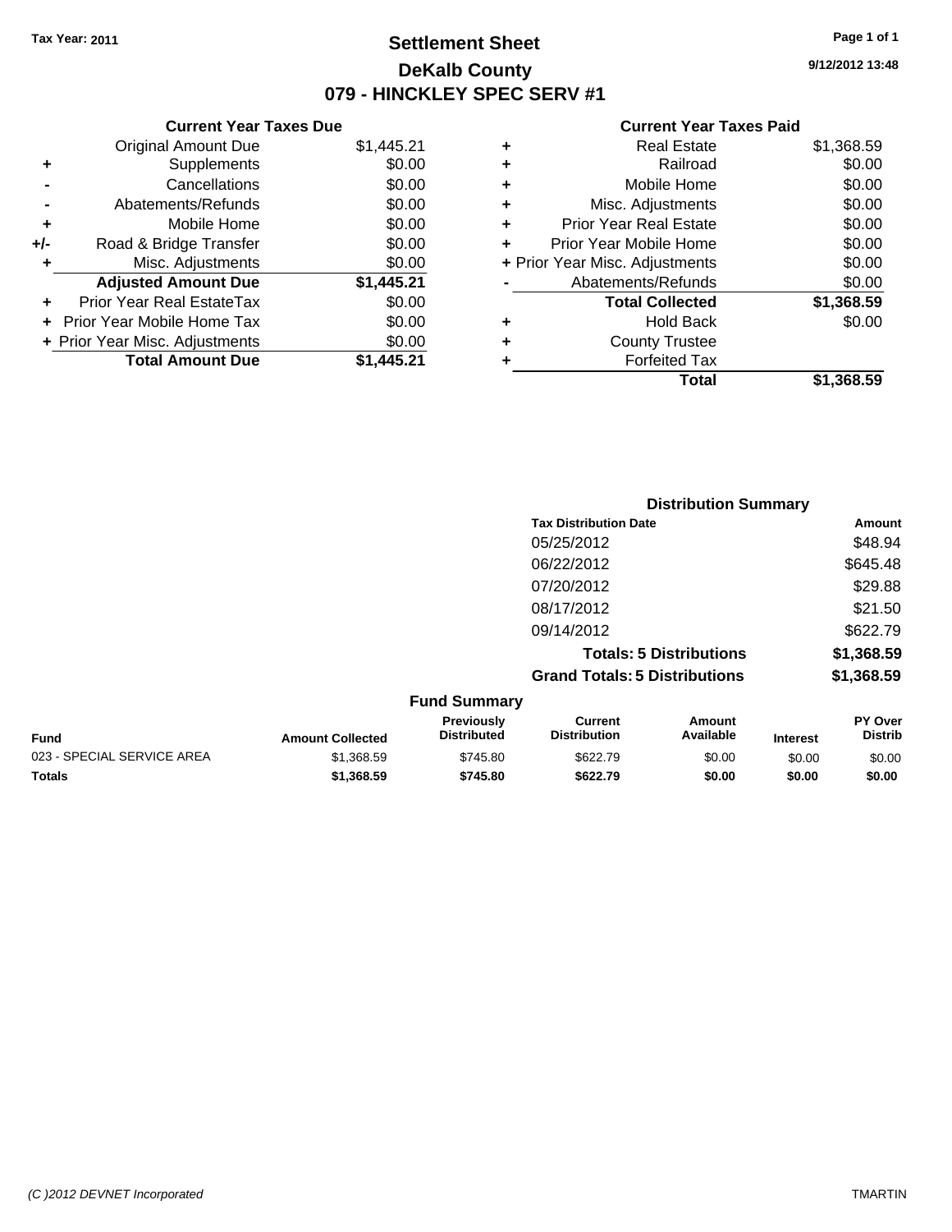**Tax Year: 2011**

# Settlement Sheet
## DeKalb County
## 079 - HINCKLEY SPEC SERV #1

9/12/2012 13:48

### Current Year Taxes Due

| | | |
|---|---|---|
| | Original Amount Due | $1,445.21 |
| + | Supplements | $0.00 |
| - | Cancellations | $0.00 |
| - | Abatements/Refunds | $0.00 |
| + | Mobile Home | $0.00 |
| +/- | Road & Bridge Transfer | $0.00 |
| + | Misc. Adjustments | $0.00 |
| | **Adjusted Amount Due** | **$1,445.21** |
| + | Prior Year Real EstateTax | $0.00 |
| + | Prior Year Mobile Home Tax | $0.00 |
| + | Prior Year Misc. Adjustments | $0.00 |
| | **Total Amount Due** | **$1,445.21** |

### Current Year Taxes Paid

| | | |
|---|---|---|
| + | Real Estate | $1,368.59 |
| + | Railroad | $0.00 |
| + | Mobile Home | $0.00 |
| + | Misc. Adjustments | $0.00 |
| + | Prior Year Real Estate | $0.00 |
| + | Prior Year Mobile Home | $0.00 |
| + | Prior Year Misc. Adjustments | $0.00 |
| - | Abatements/Refunds | $0.00 |
| | **Total Collected** | **$1,368.59** |
| + | Hold Back | $0.00 |
| + | County Trustee | |
| + | Forfeited Tax | |
| | **Total** | **$1,368.59** |

### Distribution Summary

| Tax Distribution Date | Amount |
|---|---|
| 05/25/2012 | $48.94 |
| 06/22/2012 | $645.48 |
| 07/20/2012 | $29.88 |
| 08/17/2012 | $21.50 |
| 09/14/2012 | $622.79 |
| **Totals: 5 Distributions** | **$1,368.59** |
| **Grand Totals: 5 Distributions** | **$1,368.59** |

### Fund Summary

| Fund | Amount Collected | Previously Distributed | Current Distribution | Amount Available | Interest | PY Over Distrib |
|---|---|---|---|---|---|---|
| 023 - SPECIAL SERVICE AREA | $1,368.59 | $745.80 | $622.79 | $0.00 | $0.00 | $0.00 |
| **Totals** | **$1,368.59** | **$745.80** | **$622.79** | **$0.00** | **$0.00** | **$0.00** |

(C )2012 DEVNET Incorporated TMARTIN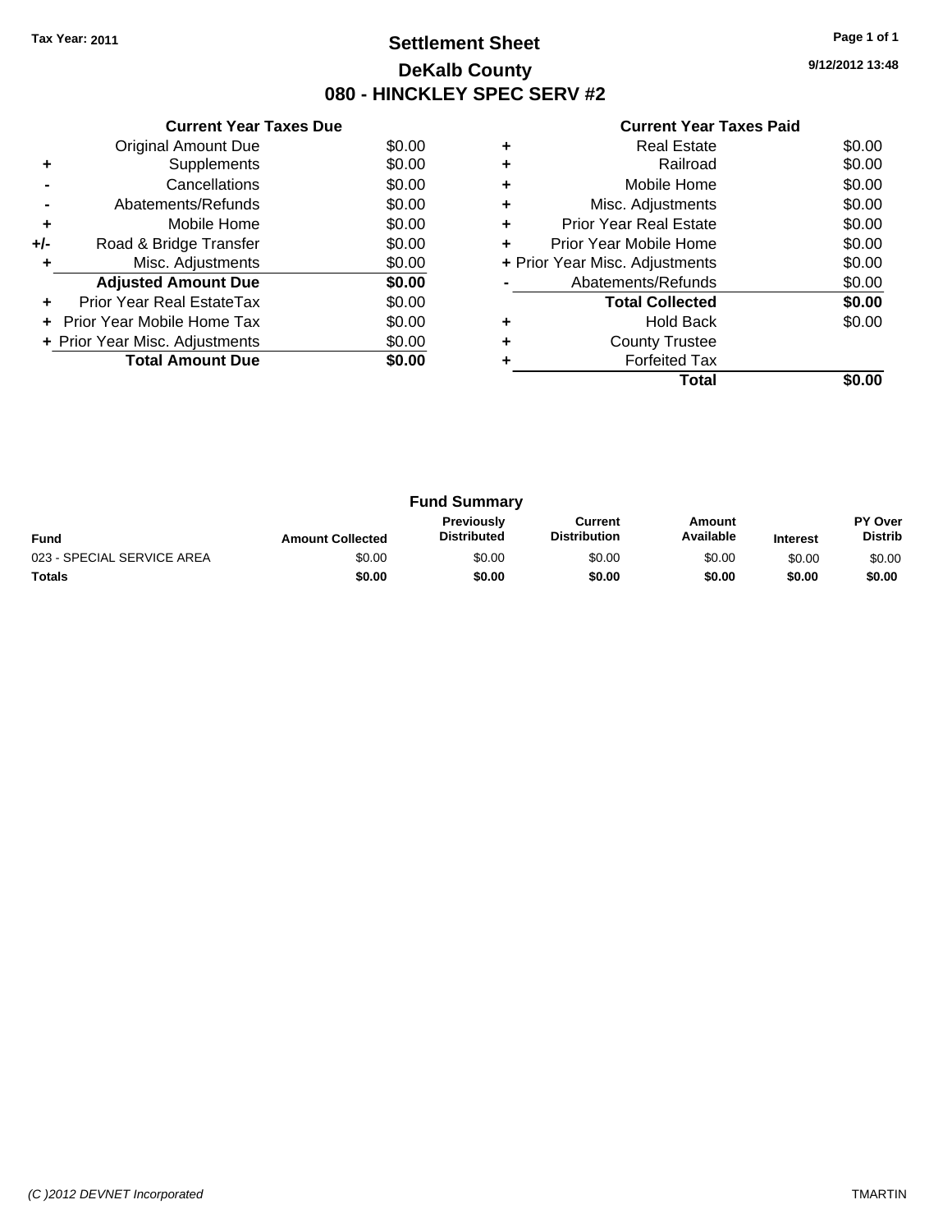Tax Year: 2011

# Settlement Sheet

## DeKalb County

## 080 - HINCKLEY SPEC SERV #2

9/12/2012 13:48

### Current Year Taxes Due

| | | |
|---|---|---|
| | Original Amount Due | $0.00 |
| + | Supplements | $0.00 |
| - | Cancellations | $0.00 |
| - | Abatements/Refunds | $0.00 |
| + | Mobile Home | $0.00 |
| +/- | Road & Bridge Transfer | $0.00 |
| + | Misc. Adjustments | $0.00 |
| | **Adjusted Amount Due** | **$0.00** |
| + | Prior Year Real EstateTax | $0.00 |
| + | Prior Year Mobile Home Tax | $0.00 |
| + | Prior Year Misc. Adjustments | $0.00 |
| | **Total Amount Due** | **$0.00** |

### Current Year Taxes Paid

| | | |
|---|---|---|
| + | Real Estate | $0.00 |
| + | Railroad | $0.00 |
| + | Mobile Home | $0.00 |
| + | Misc. Adjustments | $0.00 |
| + | Prior Year Real Estate | $0.00 |
| + | Prior Year Mobile Home | $0.00 |
| + | Prior Year Misc. Adjustments | $0.00 |
| - | Abatements/Refunds | $0.00 |
| | **Total Collected** | **$0.00** |
| + | Hold Back | $0.00 |
| + | County Trustee | |
| + | Forfeited Tax | |
| | **Total** | **$0.00** |

### Fund Summary

| Fund | Amount Collected | Previously Distributed | Current Distribution | Amount Available | Interest | PY Over Distrib |
|---|---|---|---|---|---|---|
| 023 - SPECIAL SERVICE AREA | $0.00 | $0.00 | $0.00 | $0.00 | $0.00 | $0.00 |
| **Totals** | **$0.00** | **$0.00** | **$0.00** | **$0.00** | **$0.00** | **$0.00** |

*(C )2012 DEVNET Incorporated* TMARTIN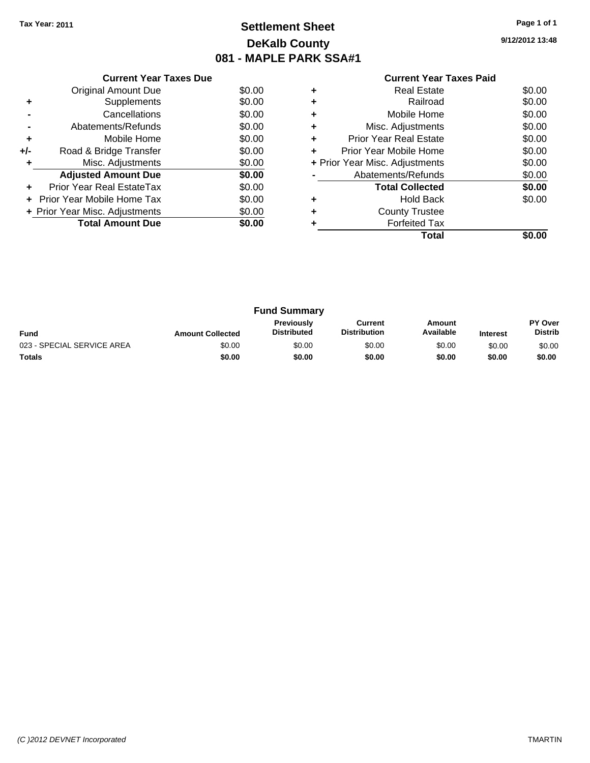Tax Year: 2011

# Settlement Sheet
## DeKalb County
## 081 - MAPLE PARK SSA#1

9/12/2012 13:48

### Current Year Taxes Due

| | | |
|---|---|---|
| | Original Amount Due | $0.00 |
| + | Supplements | $0.00 |
| - | Cancellations | $0.00 |
| - | Abatements/Refunds | $0.00 |
| + | Mobile Home | $0.00 |
| +/- | Road & Bridge Transfer | $0.00 |
| + | Misc. Adjustments | $0.00 |
| | **Adjusted Amount Due** | **$0.00** |
| + | Prior Year Real EstateTax | $0.00 |
| + | Prior Year Mobile Home Tax | $0.00 |
| + | Prior Year Misc. Adjustments | $0.00 |
| | **Total Amount Due** | **$0.00** |

### Current Year Taxes Paid

| | | |
|---|---|---|
| + | Real Estate | $0.00 |
| + | Railroad | $0.00 |
| + | Mobile Home | $0.00 |
| + | Misc. Adjustments | $0.00 |
| + | Prior Year Real Estate | $0.00 |
| + | Prior Year Mobile Home | $0.00 |
| + | Prior Year Misc. Adjustments | $0.00 |
| - | Abatements/Refunds | $0.00 |
| | **Total Collected** | **$0.00** |
| + | Hold Back | $0.00 |
| + | County Trustee | |
| + | Forfeited Tax | |
| | **Total** | **$0.00** |

### Fund Summary

| Fund | Amount Collected | Previously Distributed | Current Distribution | Amount Available | Interest | PY Over Distrib |
|---|---|---|---|---|---|---|
| 023 - SPECIAL SERVICE AREA | $0.00 | $0.00 | $0.00 | $0.00 | $0.00 | $0.00 |
| **Totals** | **$0.00** | **$0.00** | **$0.00** | **$0.00** | **$0.00** | **$0.00** |

*(C )2012 DEVNET Incorporated* TMARTIN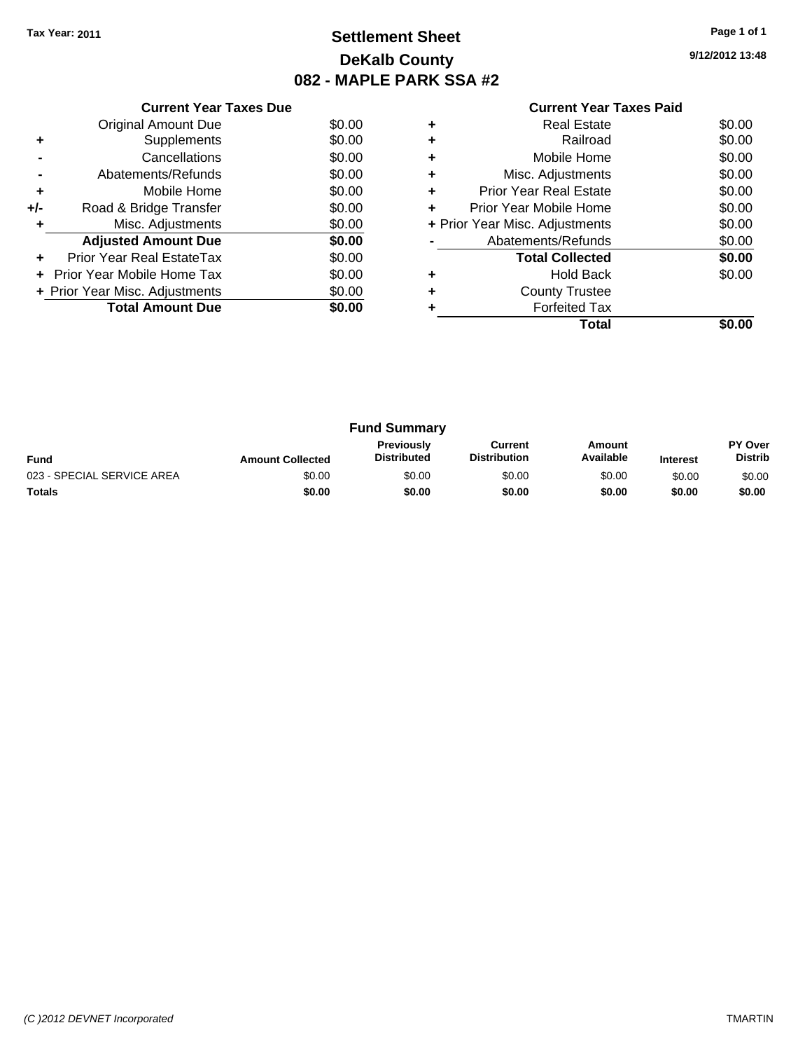Tax Year: 2011

# Settlement Sheet
## DeKalb County
## 082 - MAPLE PARK SSA #2

9/12/2012 13:48

### Current Year Taxes Due

| | | |
|---|---|---|
| | Original Amount Due | $0.00 |
| + | Supplements | $0.00 |
| - | Cancellations | $0.00 |
| - | Abatements/Refunds | $0.00 |
| + | Mobile Home | $0.00 |
| +/- | Road & Bridge Transfer | $0.00 |
| + | Misc. Adjustments | $0.00 |
| | **Adjusted Amount Due** | **$0.00** |
| + | Prior Year Real EstateTax | $0.00 |
| + | Prior Year Mobile Home Tax | $0.00 |
| + | Prior Year Misc. Adjustments | $0.00 |
| | **Total Amount Due** | **$0.00** |

### Current Year Taxes Paid

| | | |
|---|---|---|
| + | Real Estate | $0.00 |
| + | Railroad | $0.00 |
| + | Mobile Home | $0.00 |
| + | Misc. Adjustments | $0.00 |
| + | Prior Year Real Estate | $0.00 |
| + | Prior Year Mobile Home | $0.00 |
| + | Prior Year Misc. Adjustments | $0.00 |
| - | Abatements/Refunds | $0.00 |
| | **Total Collected** | **$0.00** |
| + | Hold Back | $0.00 |
| + | County Trustee | |
| + | Forfeited Tax | |
| | **Total** | **$0.00** |

### Fund Summary

| Fund | Amount Collected | Previously Distributed | Current Distribution | Amount Available | Interest | PY Over Distrib |
|---|---|---|---|---|---|---|
| 023 - SPECIAL SERVICE AREA | $0.00 | $0.00 | $0.00 | $0.00 | $0.00 | $0.00 |
| **Totals** | **$0.00** | **$0.00** | **$0.00** | **$0.00** | **$0.00** | **$0.00** |

*(C )2012 DEVNET Incorporated* TMARTIN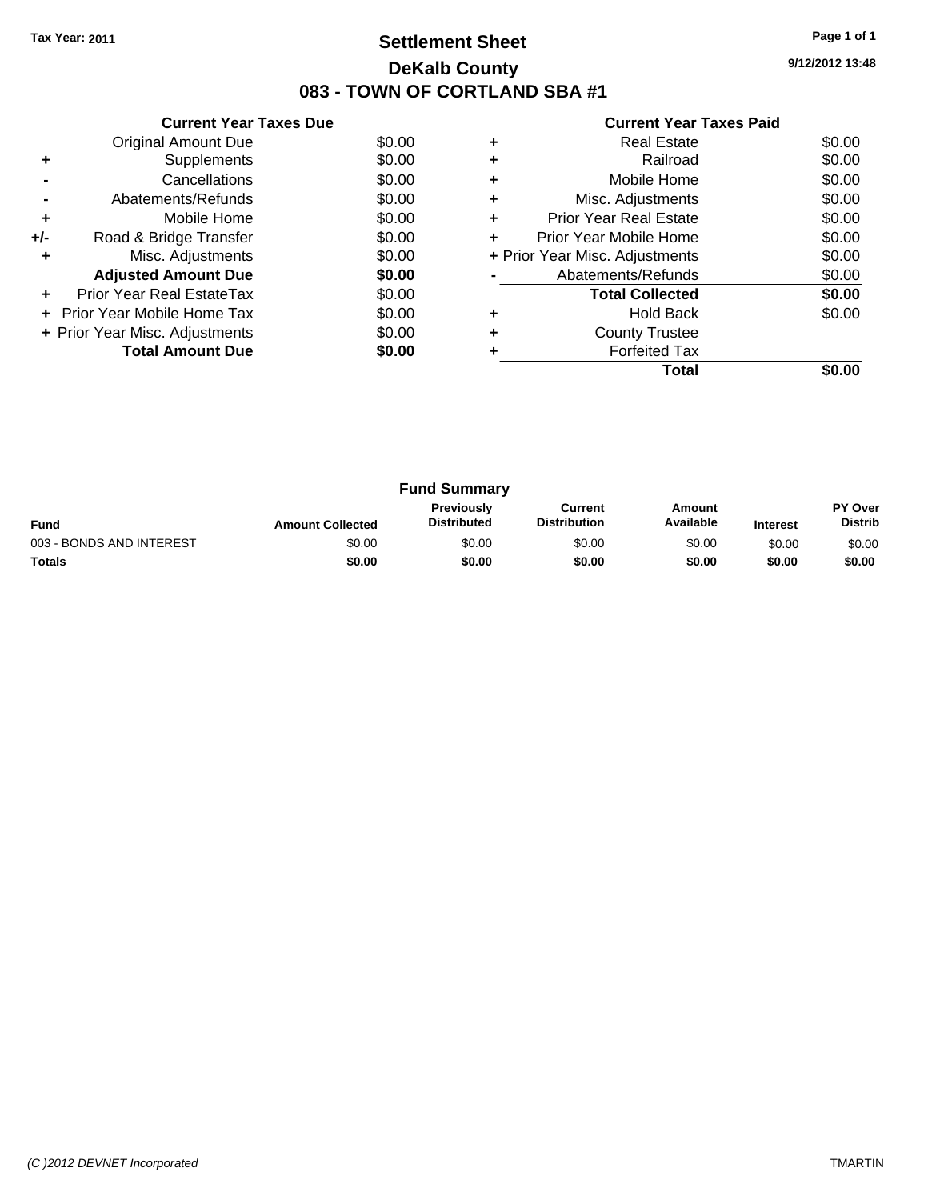Tax Year: 2011

# Settlement Sheet
## DeKalb County
## 083 - TOWN OF CORTLAND SBA #1

9/12/2012 13:48

### Current Year Taxes Due

| | | |
|---|---|---|
| | Original Amount Due | $0.00 |
| + | Supplements | $0.00 |
| - | Cancellations | $0.00 |
| - | Abatements/Refunds | $0.00 |
| + | Mobile Home | $0.00 |
| +/- | Road & Bridge Transfer | $0.00 |
| + | Misc. Adjustments | $0.00 |
| | **Adjusted Amount Due** | **$0.00** |
| + | Prior Year Real EstateTax | $0.00 |
| + | Prior Year Mobile Home Tax | $0.00 |
| + | Prior Year Misc. Adjustments | $0.00 |
| | **Total Amount Due** | **$0.00** |

### Current Year Taxes Paid

| | | |
|---|---|---|
| + | Real Estate | $0.00 |
| + | Railroad | $0.00 |
| + | Mobile Home | $0.00 |
| + | Misc. Adjustments | $0.00 |
| + | Prior Year Real Estate | $0.00 |
| + | Prior Year Mobile Home | $0.00 |
| + | Prior Year Misc. Adjustments | $0.00 |
| - | Abatements/Refunds | $0.00 |
| | **Total Collected** | **$0.00** |
| + | Hold Back | $0.00 |
| + | County Trustee | |
| + | Forfeited Tax | |
| | **Total** | **$0.00** |

### Fund Summary

| Fund | Amount Collected | Previously Distributed | Current Distribution | Amount Available | Interest | PY Over Distrib |
|---|---|---|---|---|---|---|
| 003 - BONDS AND INTEREST | $0.00 | $0.00 | $0.00 | $0.00 | $0.00 | $0.00 |
| **Totals** | **$0.00** | **$0.00** | **$0.00** | **$0.00** | **$0.00** | **$0.00** |

*(C )2012 DEVNET Incorporated* TMARTIN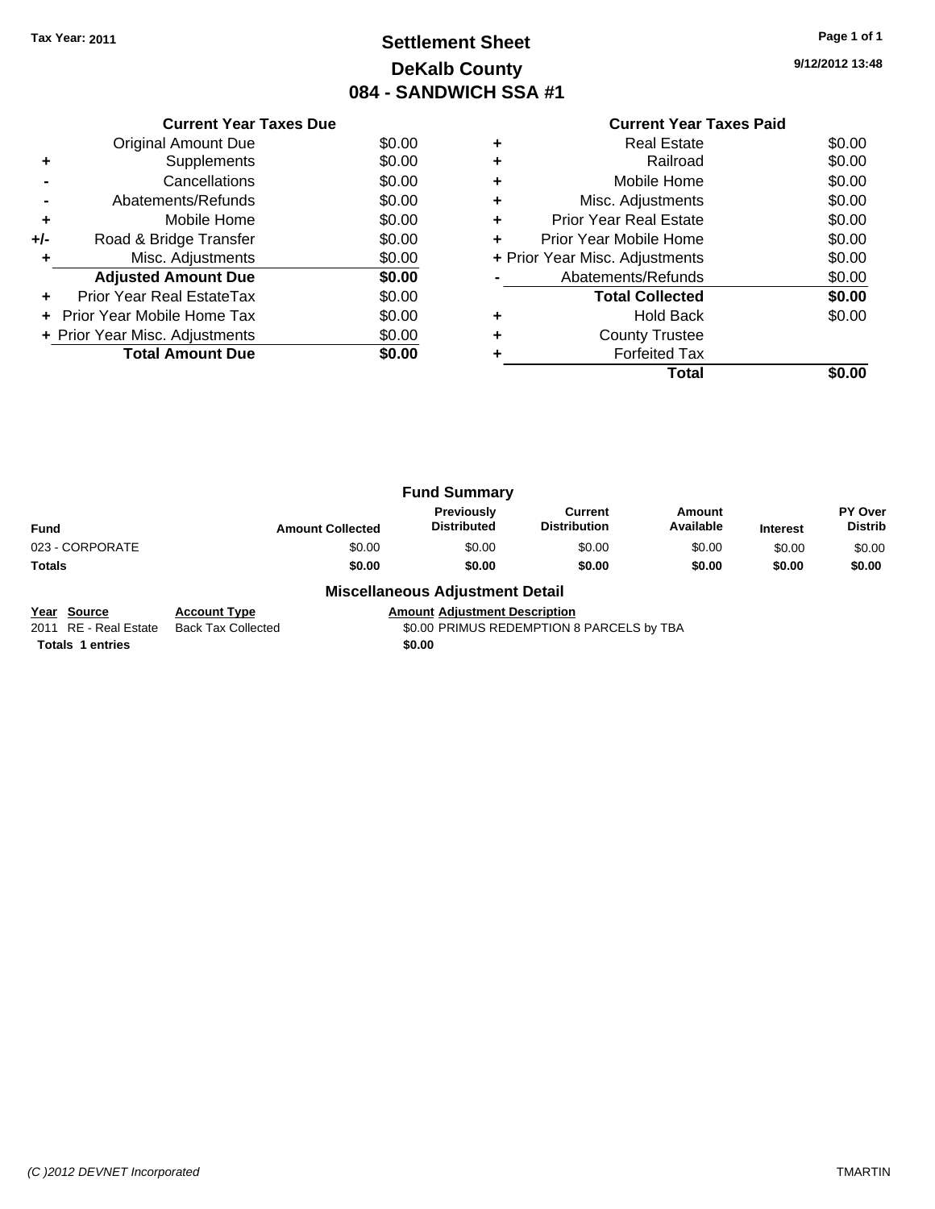Tax Year: 2011

# Settlement Sheet
## DeKalb County
## 084 - SANDWICH SSA #1

9/12/2012 13:48

### Current Year Taxes Due

| | | |
|---|---|---|
| | Original Amount Due | $0.00 |
| + | Supplements | $0.00 |
| - | Cancellations | $0.00 |
| - | Abatements/Refunds | $0.00 |
| + | Mobile Home | $0.00 |
| +/- | Road & Bridge Transfer | $0.00 |
| + | Misc. Adjustments | $0.00 |
| | **Adjusted Amount Due** | **$0.00** |
| + | Prior Year Real EstateTax | $0.00 |
| + | Prior Year Mobile Home Tax | $0.00 |
| + | Prior Year Misc. Adjustments | $0.00 |
| | **Total Amount Due** | **$0.00** |

### Current Year Taxes Paid

| | | |
|---|---|---|
| + | Real Estate | $0.00 |
| + | Railroad | $0.00 |
| + | Mobile Home | $0.00 |
| + | Misc. Adjustments | $0.00 |
| + | Prior Year Real Estate | $0.00 |
| + | Prior Year Mobile Home | $0.00 |
| + | Prior Year Misc. Adjustments | $0.00 |
| - | Abatements/Refunds | $0.00 |
| | **Total Collected** | **$0.00** |
| + | Hold Back | $0.00 |
| + | County Trustee | |
| + | Forfeited Tax | |
| | **Total** | **$0.00** |

### Fund Summary

| Fund | Amount Collected | Previously Distributed | Current Distribution | Amount Available | Interest | PY Over Distrib |
|---|---|---|---|---|---|---|
| 023 - CORPORATE | $0.00 | $0.00 | $0.00 | $0.00 | $0.00 | $0.00 |
| **Totals** | **$0.00** | **$0.00** | **$0.00** | **$0.00** | **$0.00** | **$0.00** |

### Miscellaneous Adjustment Detail

| Year | Source | Account Type | Amount | Adjustment Description |
|---|---|---|---|---|
| 2011 | RE - Real Estate | Back Tax Collected | $0.00 | PRIMUS REDEMPTION 8 PARCELS by TBA |
| **Totals 1 entries** | | | **$0.00** | |

(C )2012 DEVNET Incorporated

TMARTIN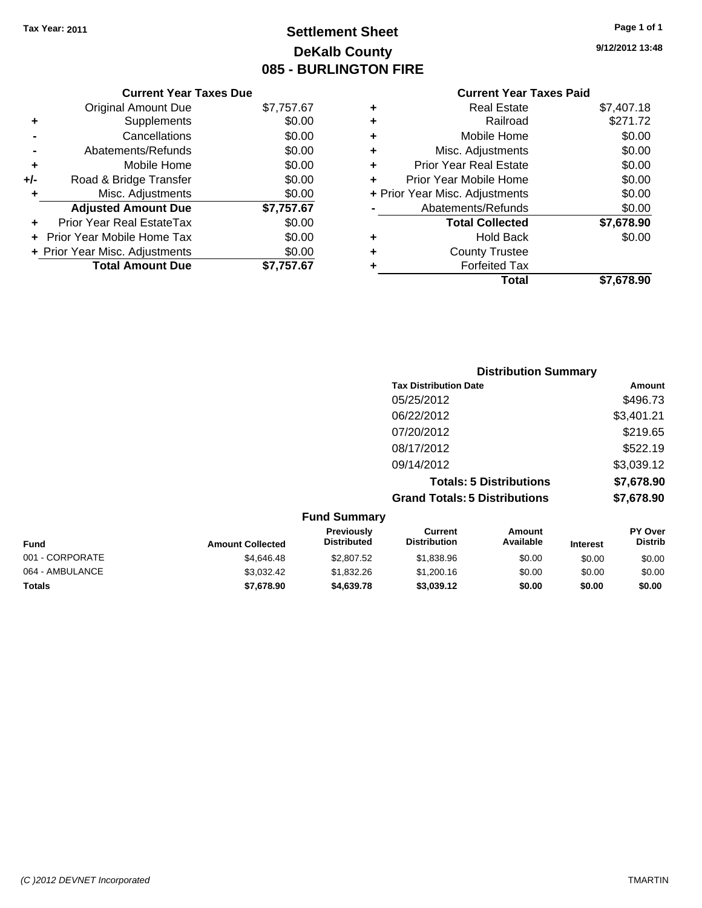Tax Year: 2011

# Settlement Sheet
## DeKalb County
## 085 - BURLINGTON FIRE

9/12/2012 13:48

### Current Year Taxes Due

| | | |
|---|---|---|
| | Original Amount Due | $7,757.67 |
| + | Supplements | $0.00 |
| - | Cancellations | $0.00 |
| - | Abatements/Refunds | $0.00 |
| + | Mobile Home | $0.00 |
| +/- | Road & Bridge Transfer | $0.00 |
| + | Misc. Adjustments | $0.00 |
| | **Adjusted Amount Due** | **$7,757.67** |
| + | Prior Year Real EstateTax | $0.00 |
| + | Prior Year Mobile Home Tax | $0.00 |
| + | Prior Year Misc. Adjustments | $0.00 |
| | **Total Amount Due** | **$7,757.67** |

### Current Year Taxes Paid

| | | |
|---|---|---|
| + | Real Estate | $7,407.18 |
| + | Railroad | $271.72 |
| + | Mobile Home | $0.00 |
| + | Misc. Adjustments | $0.00 |
| + | Prior Year Real Estate | $0.00 |
| + | Prior Year Mobile Home | $0.00 |
| + | Prior Year Misc. Adjustments | $0.00 |
| - | Abatements/Refunds | $0.00 |
| | **Total Collected** | **$7,678.90** |
| + | Hold Back | $0.00 |
| + | County Trustee | |
| + | Forfeited Tax | |
| | **Total** | **$7,678.90** |

### Distribution Summary

| Tax Distribution Date | Amount |
|---|---|
| 05/25/2012 | $496.73 |
| 06/22/2012 | $3,401.21 |
| 07/20/2012 | $219.65 |
| 08/17/2012 | $522.19 |
| 09/14/2012 | $3,039.12 |
| **Totals: 5 Distributions** | **$7,678.90** |
| **Grand Totals: 5 Distributions** | **$7,678.90** |

### Fund Summary

| Fund | Amount Collected | Previously Distributed | Current Distribution | Amount Available | Interest | PY Over Distrib |
|---|---|---|---|---|---|---|
| 001 - CORPORATE | $4,646.48 | $2,807.52 | $1,838.96 | $0.00 | $0.00 | $0.00 |
| 064 - AMBULANCE | $3,032.42 | $1,832.26 | $1,200.16 | $0.00 | $0.00 | $0.00 |
| **Totals** | **$7,678.90** | **$4,639.78** | **$3,039.12** | **$0.00** | **$0.00** | **$0.00** |

(C )2012 DEVNET Incorporated TMARTIN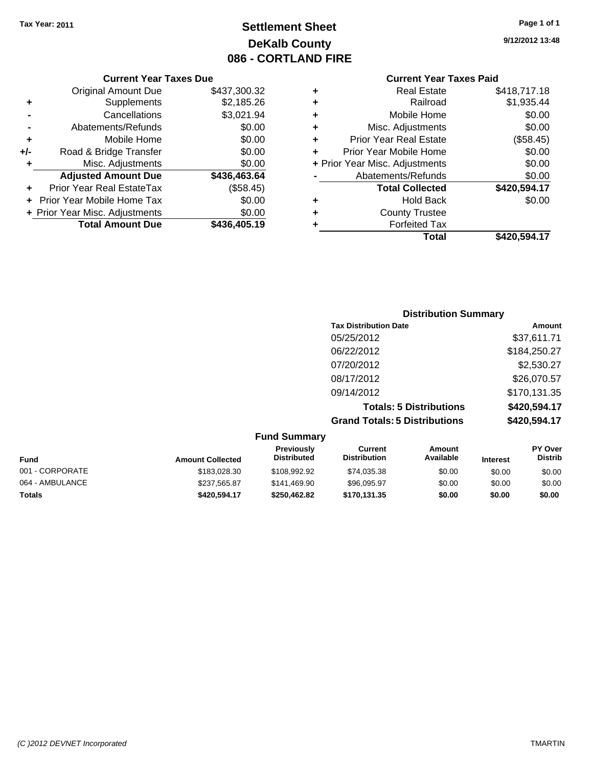Tax Year: 2011

# Settlement Sheet
## DeKalb County
## 086 - CORTLAND FIRE

9/12/2012 13:48

### Current Year Taxes Due

| | | |
|---|---|---|
| | Original Amount Due | $437,300.32 |
| + | Supplements | $2,185.26 |
| - | Cancellations | $3,021.94 |
| - | Abatements/Refunds | $0.00 |
| + | Mobile Home | $0.00 |
| +/- | Road & Bridge Transfer | $0.00 |
| + | Misc. Adjustments | $0.00 |
| | **Adjusted Amount Due** | **$436,463.64** |
| + | Prior Year Real EstateTax | ($58.45) |
| + | Prior Year Mobile Home Tax | $0.00 |
| + | Prior Year Misc. Adjustments | $0.00 |
| | **Total Amount Due** | **$436,405.19** |

### Current Year Taxes Paid

| | | |
|---|---|---|
| + | Real Estate | $418,717.18 |
| + | Railroad | $1,935.44 |
| + | Mobile Home | $0.00 |
| + | Misc. Adjustments | $0.00 |
| + | Prior Year Real Estate | ($58.45) |
| + | Prior Year Mobile Home | $0.00 |
| + | Prior Year Misc. Adjustments | $0.00 |
| - | Abatements/Refunds | $0.00 |
| | **Total Collected** | **$420,594.17** |
| + | Hold Back | $0.00 |
| + | County Trustee | |
| + | Forfeited Tax | |
| | **Total** | **$420,594.17** |

### Distribution Summary

| Tax Distribution Date | Amount |
|---|---|
| 05/25/2012 | $37,611.71 |
| 06/22/2012 | $184,250.27 |
| 07/20/2012 | $2,530.27 |
| 08/17/2012 | $26,070.57 |
| 09/14/2012 | $170,131.35 |
| **Totals: 5 Distributions** | **$420,594.17** |
| **Grand Totals: 5 Distributions** | **$420,594.17** |

### Fund Summary

| Fund | Amount Collected | Previously Distributed | Current Distribution | Amount Available | Interest | PY Over Distrib |
|---|---|---|---|---|---|---|
| 001 - CORPORATE | $183,028.30 | $108,992.92 | $74,035.38 | $0.00 | $0.00 | $0.00 |
| 064 - AMBULANCE | $237,565.87 | $141,469.90 | $96,095.97 | $0.00 | $0.00 | $0.00 |
| **Totals** | **$420,594.17** | **$250,462.82** | **$170,131.35** | **$0.00** | **$0.00** | **$0.00** |

(C )2012 DEVNET Incorporated TMARTIN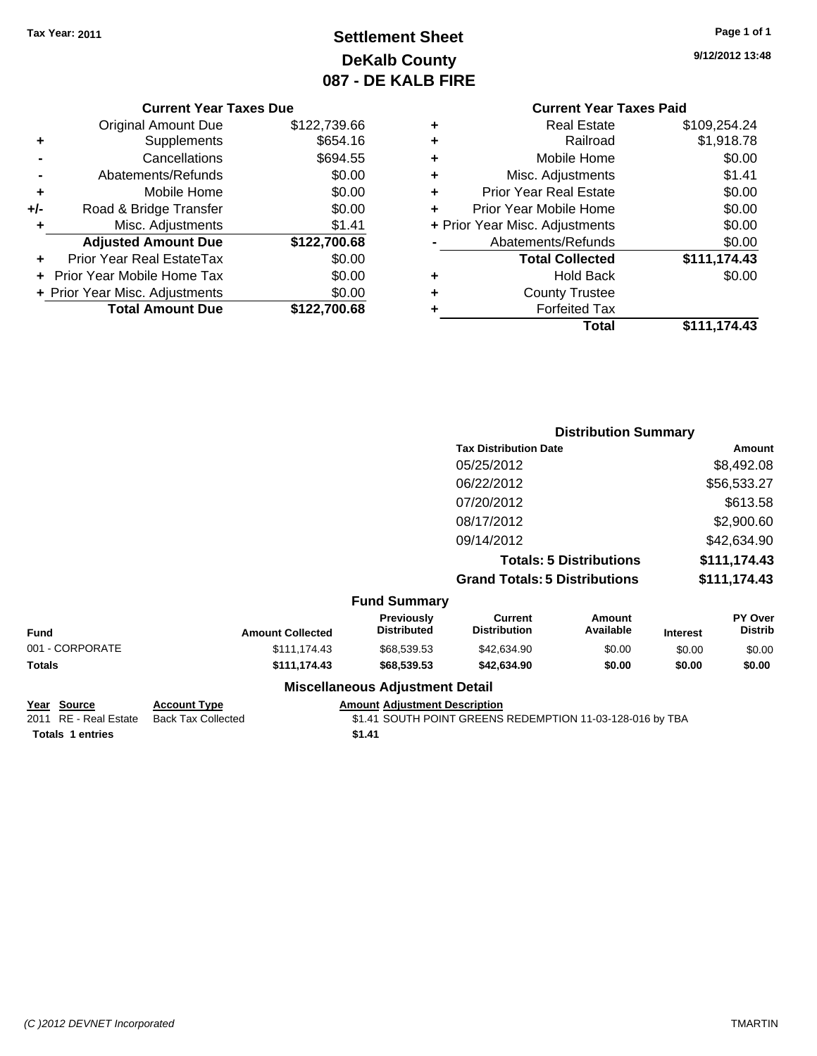Tax Year: 2011

# Settlement Sheet
## DeKalb County
## 087 - DE KALB FIRE

9/12/2012 13:48

### Current Year Taxes Due

| | | |
|---|---|---|
| | Original Amount Due | $122,739.66 |
| + | Supplements | $654.16 |
| - | Cancellations | $694.55 |
| - | Abatements/Refunds | $0.00 |
| + | Mobile Home | $0.00 |
| +/- | Road & Bridge Transfer | $0.00 |
| + | Misc. Adjustments | $1.41 |
| | **Adjusted Amount Due** | **$122,700.68** |
| + | Prior Year Real EstateTax | $0.00 |
| + | Prior Year Mobile Home Tax | $0.00 |
| + | Prior Year Misc. Adjustments | $0.00 |
| | **Total Amount Due** | **$122,700.68** |

### Current Year Taxes Paid

| | | |
|---|---|---|
| + | Real Estate | $109,254.24 |
| + | Railroad | $1,918.78 |
| + | Mobile Home | $0.00 |
| + | Misc. Adjustments | $1.41 |
| + | Prior Year Real Estate | $0.00 |
| + | Prior Year Mobile Home | $0.00 |
| + | Prior Year Misc. Adjustments | $0.00 |
| - | Abatements/Refunds | $0.00 |
| | **Total Collected** | **$111,174.43** |
| + | Hold Back | $0.00 |
| + | County Trustee | |
| + | Forfeited Tax | |
| | **Total** | **$111,174.43** |

### Distribution Summary

| Tax Distribution Date | Amount |
|---|---|
| 05/25/2012 | $8,492.08 |
| 06/22/2012 | $56,533.27 |
| 07/20/2012 | $613.58 |
| 08/17/2012 | $2,900.60 |
| 09/14/2012 | $42,634.90 |
| **Totals: 5 Distributions** | **$111,174.43** |
| **Grand Totals: 5 Distributions** | **$111,174.43** |

### Fund Summary

| Fund | Amount Collected | Previously Distributed | Current Distribution | Amount Available | Interest | PY Over Distrib |
|---|---|---|---|---|---|---|
| 001 - CORPORATE | $111,174.43 | $68,539.53 | $42,634.90 | $0.00 | $0.00 | $0.00 |
| **Totals** | **$111,174.43** | **$68,539.53** | **$42,634.90** | **$0.00** | **$0.00** | **$0.00** |

### Miscellaneous Adjustment Detail

| Year | Source | Account Type | Amount | Adjustment Description |
|---|---|---|---|---|
| 2011 | RE - Real Estate | Back Tax Collected | $1.41 | SOUTH POINT GREENS REDEMPTION 11-03-128-016 by TBA |
| **Totals 1 entries** | | | **$1.41** | |

(C )2012 DEVNET Incorporated TMARTIN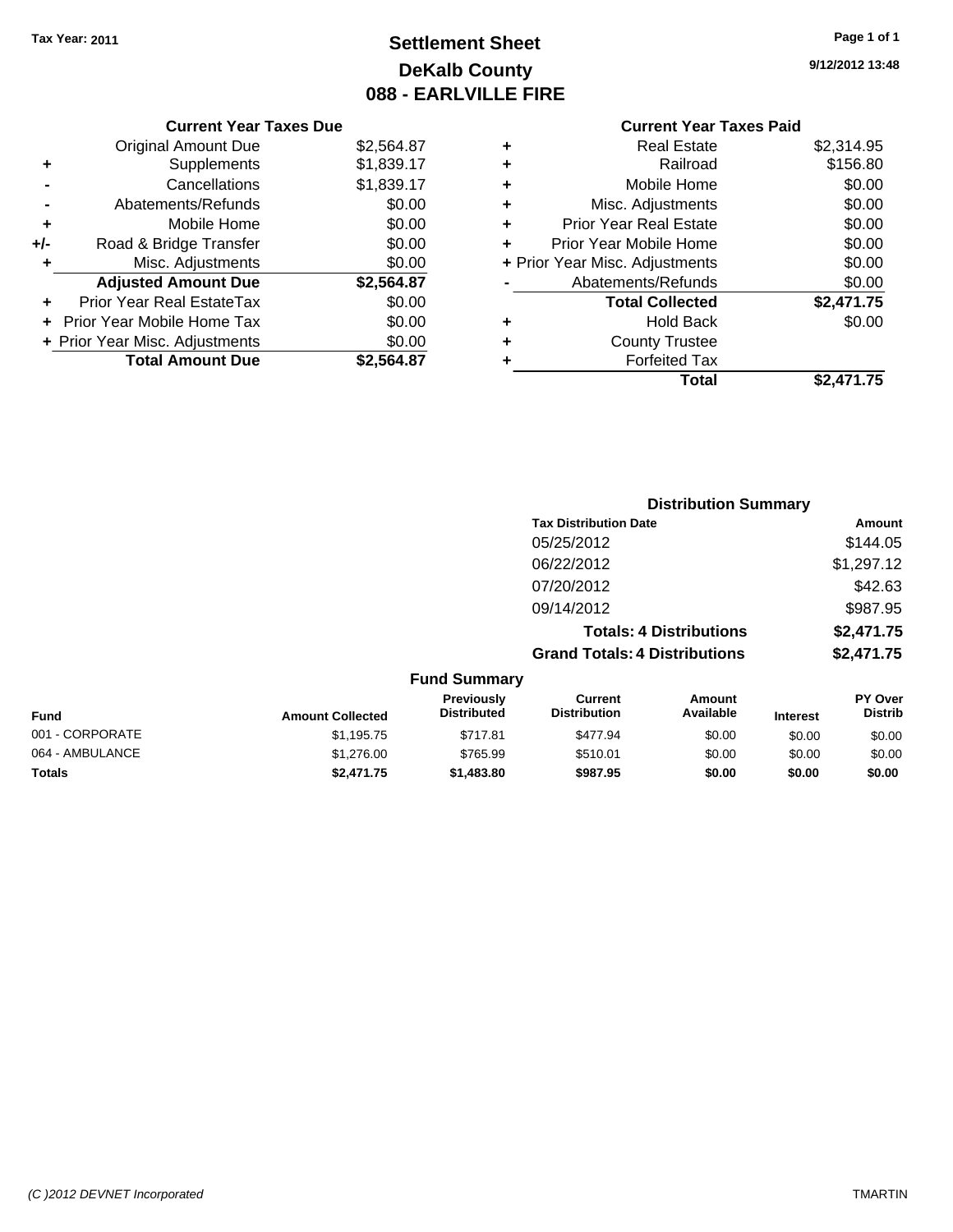**Tax Year: 2011**

# Settlement Sheet
## DeKalb County
## 088 - EARLVILLE FIRE

9/12/2012 13:48

### Current Year Taxes Due

| | | |
|---|---|---|
| | Original Amount Due | $2,564.87 |
| + | Supplements | $1,839.17 |
| - | Cancellations | $1,839.17 |
| - | Abatements/Refunds | $0.00 |
| + | Mobile Home | $0.00 |
| +/- | Road & Bridge Transfer | $0.00 |
| + | Misc. Adjustments | $0.00 |
| | **Adjusted Amount Due** | **$2,564.87** |
| + | Prior Year Real EstateTax | $0.00 |
| + | Prior Year Mobile Home Tax | $0.00 |
| + | Prior Year Misc. Adjustments | $0.00 |
| | **Total Amount Due** | **$2,564.87** |

### Current Year Taxes Paid

| | | |
|---|---|---|
| + | Real Estate | $2,314.95 |
| + | Railroad | $156.80 |
| + | Mobile Home | $0.00 |
| + | Misc. Adjustments | $0.00 |
| + | Prior Year Real Estate | $0.00 |
| + | Prior Year Mobile Home | $0.00 |
| + | Prior Year Misc. Adjustments | $0.00 |
| - | Abatements/Refunds | $0.00 |
| | **Total Collected** | **$2,471.75** |
| + | Hold Back | $0.00 |
| + | County Trustee | |
| + | Forfeited Tax | |
| | **Total** | **$2,471.75** |

### Distribution Summary

| Tax Distribution Date | Amount |
|---|---|
| 05/25/2012 | $144.05 |
| 06/22/2012 | $1,297.12 |
| 07/20/2012 | $42.63 |
| 09/14/2012 | $987.95 |
| **Totals: 4 Distributions** | **$2,471.75** |
| **Grand Totals: 4 Distributions** | **$2,471.75** |

### Fund Summary

| Fund | Amount Collected | Previously Distributed | Current Distribution | Amount Available | Interest | PY Over Distrib |
|---|---|---|---|---|---|---|
| 001 - CORPORATE | $1,195.75 | $717.81 | $477.94 | $0.00 | $0.00 | $0.00 |
| 064 - AMBULANCE | $1,276.00 | $765.99 | $510.01 | $0.00 | $0.00 | $0.00 |
| **Totals** | **$2,471.75** | **$1,483.80** | **$987.95** | **$0.00** | **$0.00** | **$0.00** |

(C )2012 DEVNET Incorporated TMARTIN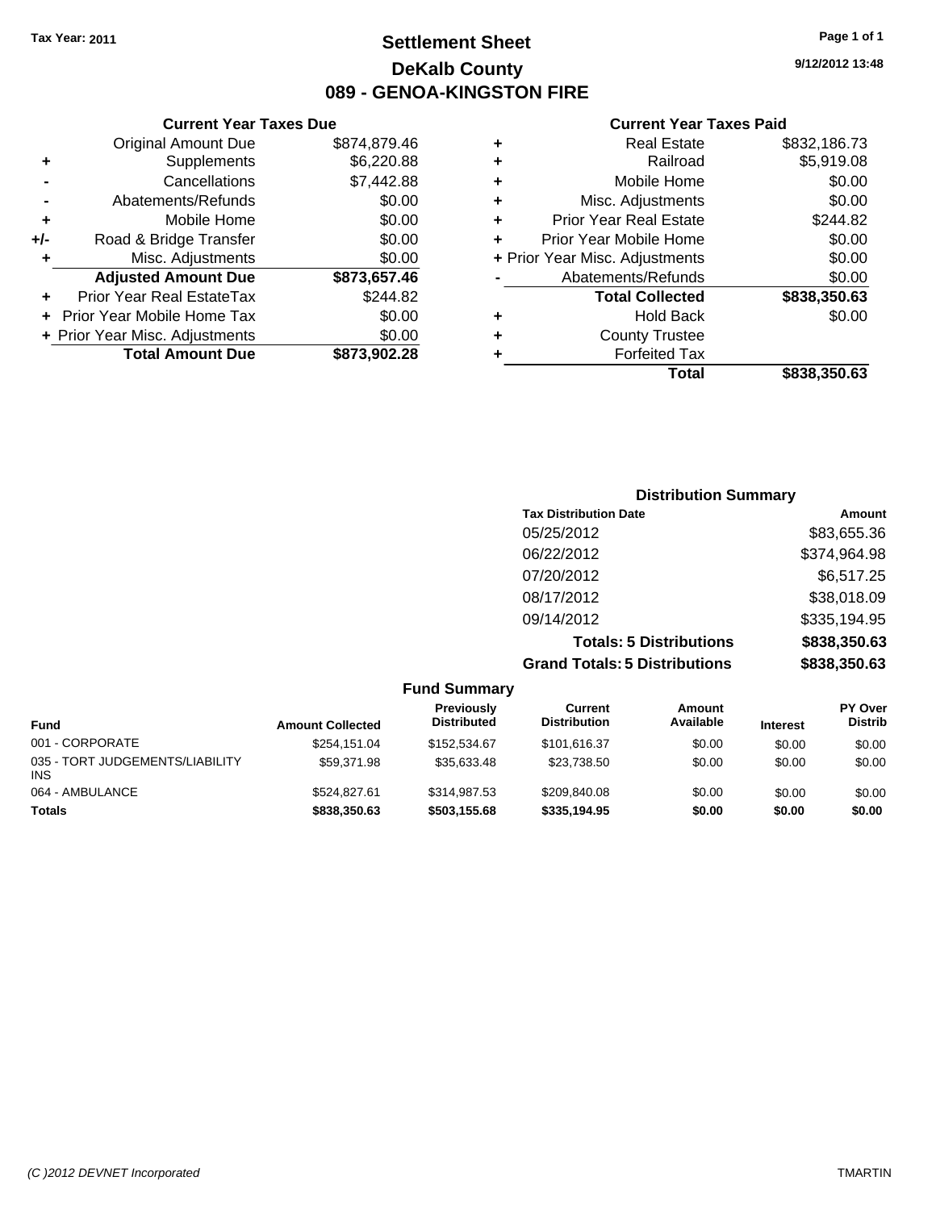Tax Year: 2011

# Settlement Sheet
## DeKalb County
## 089 - GENOA-KINGSTON FIRE

9/12/2012 13:48

### Current Year Taxes Due

| | | |
|---|---|---|
| | Original Amount Due | $874,879.46 |
| + | Supplements | $6,220.88 |
| - | Cancellations | $7,442.88 |
| - | Abatements/Refunds | $0.00 |
| + | Mobile Home | $0.00 |
| +/- | Road & Bridge Transfer | $0.00 |
| + | Misc. Adjustments | $0.00 |
| | **Adjusted Amount Due** | **$873,657.46** |
| + | Prior Year Real EstateTax | $244.82 |
| + | Prior Year Mobile Home Tax | $0.00 |
| + | Prior Year Misc. Adjustments | $0.00 |
| | **Total Amount Due** | **$873,902.28** |

### Current Year Taxes Paid

| | | |
|---|---|---|
| + | Real Estate | $832,186.73 |
| + | Railroad | $5,919.08 |
| + | Mobile Home | $0.00 |
| + | Misc. Adjustments | $0.00 |
| + | Prior Year Real Estate | $244.82 |
| + | Prior Year Mobile Home | $0.00 |
| + | Prior Year Misc. Adjustments | $0.00 |
| - | Abatements/Refunds | $0.00 |
| | **Total Collected** | **$838,350.63** |
| + | Hold Back | $0.00 |
| + | County Trustee | |
| + | Forfeited Tax | |
| | **Total** | **$838,350.63** |

### Distribution Summary

| Tax Distribution Date | Amount |
|---|---|
| 05/25/2012 | $83,655.36 |
| 06/22/2012 | $374,964.98 |
| 07/20/2012 | $6,517.25 |
| 08/17/2012 | $38,018.09 |
| 09/14/2012 | $335,194.95 |
| **Totals: 5 Distributions** | **$838,350.63** |
| **Grand Totals: 5 Distributions** | **$838,350.63** |

### Fund Summary

| Fund | Amount Collected | Previously Distributed | Current Distribution | Amount Available | Interest | PY Over Distrib |
|---|---|---|---|---|---|---|
| 001 - CORPORATE | $254,151.04 | $152,534.67 | $101,616.37 | $0.00 | $0.00 | $0.00 |
| 035 - TORT JUDGEMENTS/LIABILITY INS | $59,371.98 | $35,633.48 | $23,738.50 | $0.00 | $0.00 | $0.00 |
| 064 - AMBULANCE | $524,827.61 | $314,987.53 | $209,840.08 | $0.00 | $0.00 | $0.00 |
| **Totals** | **$838,350.63** | **$503,155.68** | **$335,194.95** | **$0.00** | **$0.00** | **$0.00** |

(C )2012 DEVNET Incorporated TMARTIN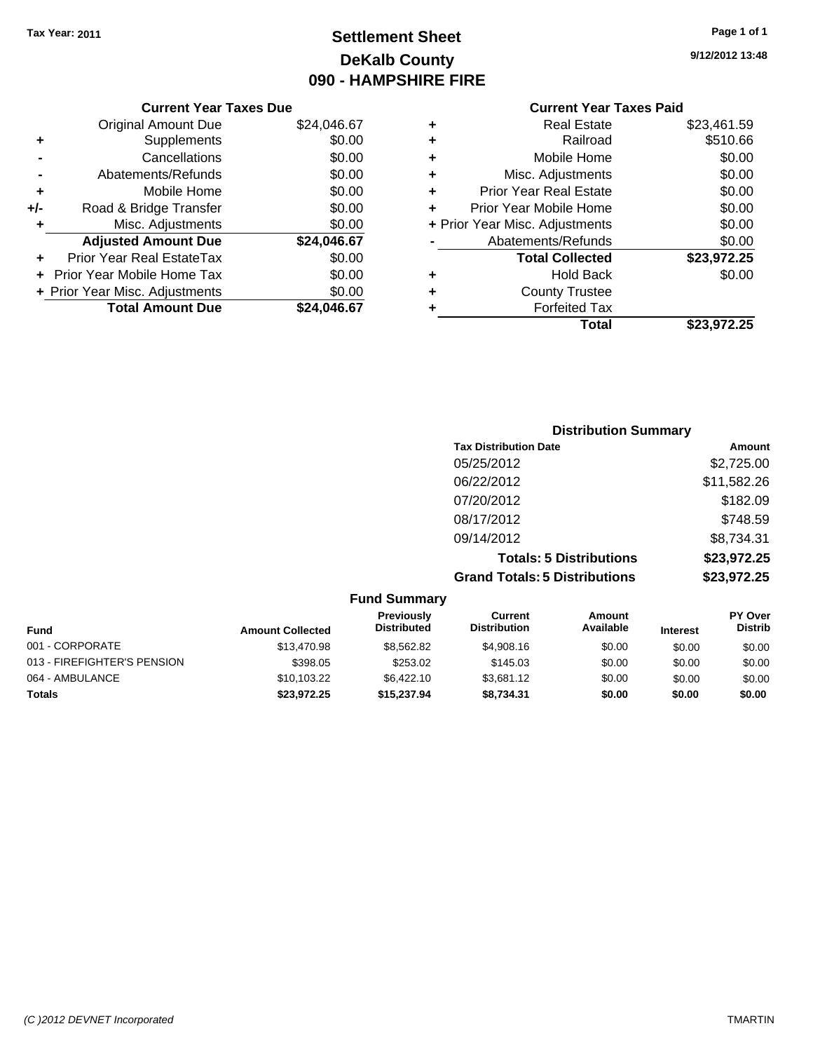Tax Year: 2011

# Settlement Sheet
## DeKalb County
## 090 - HAMPSHIRE FIRE

9/12/2012 13:48

### Current Year Taxes Due

| | | |
|---|---|---|
| | Original Amount Due | $24,046.67 |
| + | Supplements | $0.00 |
| - | Cancellations | $0.00 |
| - | Abatements/Refunds | $0.00 |
| + | Mobile Home | $0.00 |
| +/- | Road & Bridge Transfer | $0.00 |
| + | Misc. Adjustments | $0.00 |
| | **Adjusted Amount Due** | **$24,046.67** |
| + | Prior Year Real EstateTax | $0.00 |
| + | Prior Year Mobile Home Tax | $0.00 |
| + | Prior Year Misc. Adjustments | $0.00 |
| | **Total Amount Due** | **$24,046.67** |

### Current Year Taxes Paid

| | | |
|---|---|---|
| + | Real Estate | $23,461.59 |
| + | Railroad | $510.66 |
| + | Mobile Home | $0.00 |
| + | Misc. Adjustments | $0.00 |
| + | Prior Year Real Estate | $0.00 |
| + | Prior Year Mobile Home | $0.00 |
| + | Prior Year Misc. Adjustments | $0.00 |
| - | Abatements/Refunds | $0.00 |
| | **Total Collected** | **$23,972.25** |
| + | Hold Back | $0.00 |
| + | County Trustee | |
| + | Forfeited Tax | |
| | **Total** | **$23,972.25** |

### Distribution Summary

| Tax Distribution Date | Amount |
|---|---|
| 05/25/2012 | $2,725.00 |
| 06/22/2012 | $11,582.26 |
| 07/20/2012 | $182.09 |
| 08/17/2012 | $748.59 |
| 09/14/2012 | $8,734.31 |
| **Totals: 5 Distributions** | **$23,972.25** |
| **Grand Totals: 5 Distributions** | **$23,972.25** |

### Fund Summary

| Fund | Amount Collected | Previously Distributed | Current Distribution | Amount Available | Interest | PY Over Distrib |
|---|---|---|---|---|---|---|
| 001 - CORPORATE | $13,470.98 | $8,562.82 | $4,908.16 | $0.00 | $0.00 | $0.00 |
| 013 - FIREFIGHTER'S PENSION | $398.05 | $253.02 | $145.03 | $0.00 | $0.00 | $0.00 |
| 064 - AMBULANCE | $10,103.22 | $6,422.10 | $3,681.12 | $0.00 | $0.00 | $0.00 |
| **Totals** | **$23,972.25** | **$15,237.94** | **$8,734.31** | **$0.00** | **$0.00** | **$0.00** |

(C )2012 DEVNET Incorporated TMARTIN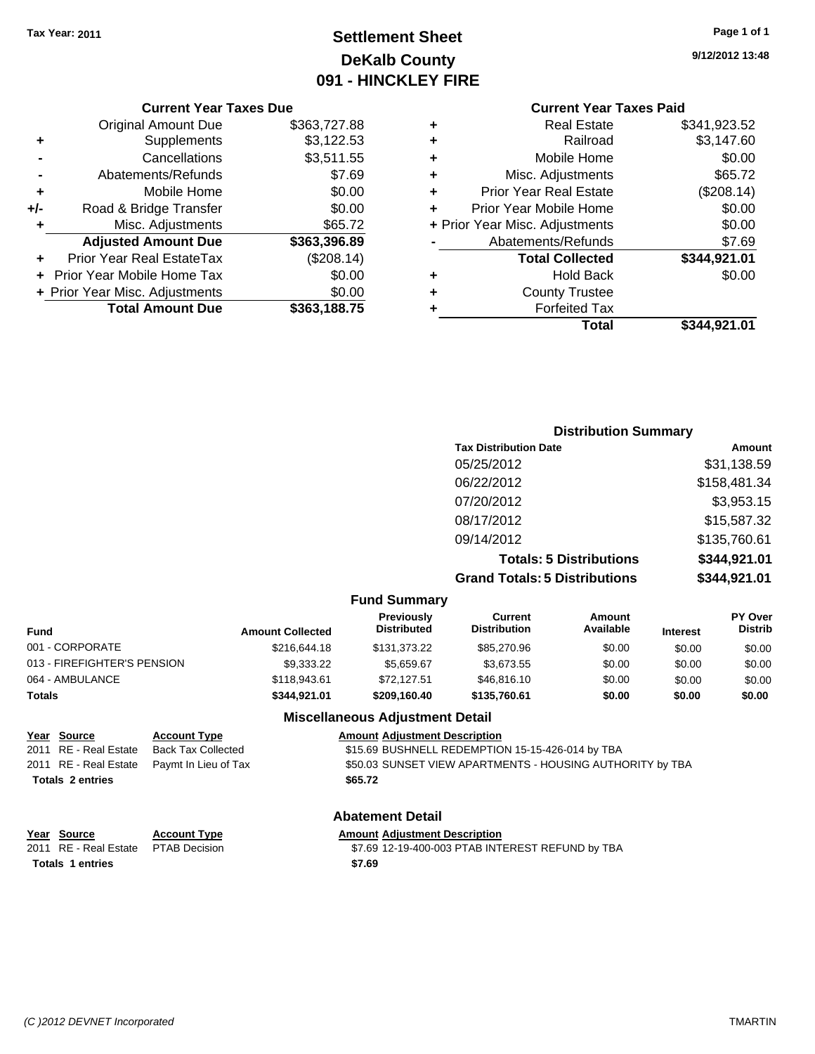Tax Year: 2011

# Settlement Sheet
## DeKalb County
## 091 - HINCKLEY FIRE

9/12/2012 13:48

### Current Year Taxes Due

| | | |
|---|---|---|
| | Original Amount Due | $363,727.88 |
| + | Supplements | $3,122.53 |
| - | Cancellations | $3,511.55 |
| - | Abatements/Refunds | $7.69 |
| + | Mobile Home | $0.00 |
| +/- | Road & Bridge Transfer | $0.00 |
| + | Misc. Adjustments | $65.72 |
| | **Adjusted Amount Due** | **$363,396.89** |
| + | Prior Year Real EstateTax | ($208.14) |
| + | Prior Year Mobile Home Tax | $0.00 |
| + | Prior Year Misc. Adjustments | $0.00 |
| | **Total Amount Due** | **$363,188.75** |

### Current Year Taxes Paid

| | | |
|---|---|---|
| + | Real Estate | $341,923.52 |
| + | Railroad | $3,147.60 |
| + | Mobile Home | $0.00 |
| + | Misc. Adjustments | $65.72 |
| + | Prior Year Real Estate | ($208.14) |
| + | Prior Year Mobile Home | $0.00 |
| + | Prior Year Misc. Adjustments | $0.00 |
| - | Abatements/Refunds | $7.69 |
| | **Total Collected** | **$344,921.01** |
| + | Hold Back | $0.00 |
| + | County Trustee | |
| + | Forfeited Tax | |
| | **Total** | **$344,921.01** |

### Distribution Summary

| Tax Distribution Date | Amount |
|---|---|
| 05/25/2012 | $31,138.59 |
| 06/22/2012 | $158,481.34 |
| 07/20/2012 | $3,953.15 |
| 08/17/2012 | $15,587.32 |
| 09/14/2012 | $135,760.61 |
| **Totals: 5 Distributions** | **$344,921.01** |
| **Grand Totals: 5 Distributions** | **$344,921.01** |

### Fund Summary

| Fund | Amount Collected | Previously Distributed | Current Distribution | Amount Available | Interest | PY Over Distrib |
|---|---|---|---|---|---|---|
| 001 - CORPORATE | $216,644.18 | $131,373.22 | $85,270.96 | $0.00 | $0.00 | $0.00 |
| 013 - FIREFIGHTER'S PENSION | $9,333.22 | $5,659.67 | $3,673.55 | $0.00 | $0.00 | $0.00 |
| 064 - AMBULANCE | $118,943.61 | $72,127.51 | $46,816.10 | $0.00 | $0.00 | $0.00 |
| **Totals** | **$344,921.01** | **$209,160.40** | **$135,760.61** | **$0.00** | **$0.00** | **$0.00** |

### Miscellaneous Adjustment Detail

| Year | Source | Account Type | Amount | Adjustment Description |
|---|---|---|---|---|
| 2011 | RE - Real Estate | Back Tax Collected | $15.69 | BUSHNELL REDEMPTION 15-15-426-014 by TBA |
| 2011 | RE - Real Estate | Paymt In Lieu of Tax | $50.03 | SUNSET VIEW APARTMENTS - HOUSING AUTHORITY by TBA |
| **Totals 2 entries** | | | **$65.72** | |

### Abatement Detail

| Year | Source | Account Type | Amount | Adjustment Description |
|---|---|---|---|---|
| 2011 | RE - Real Estate | PTAB Decision | $7.69 | 12-19-400-003 PTAB INTEREST REFUND by TBA |
| **Totals 1 entries** | | | **$7.69** | |

(C )2012 DEVNET Incorporated TMARTIN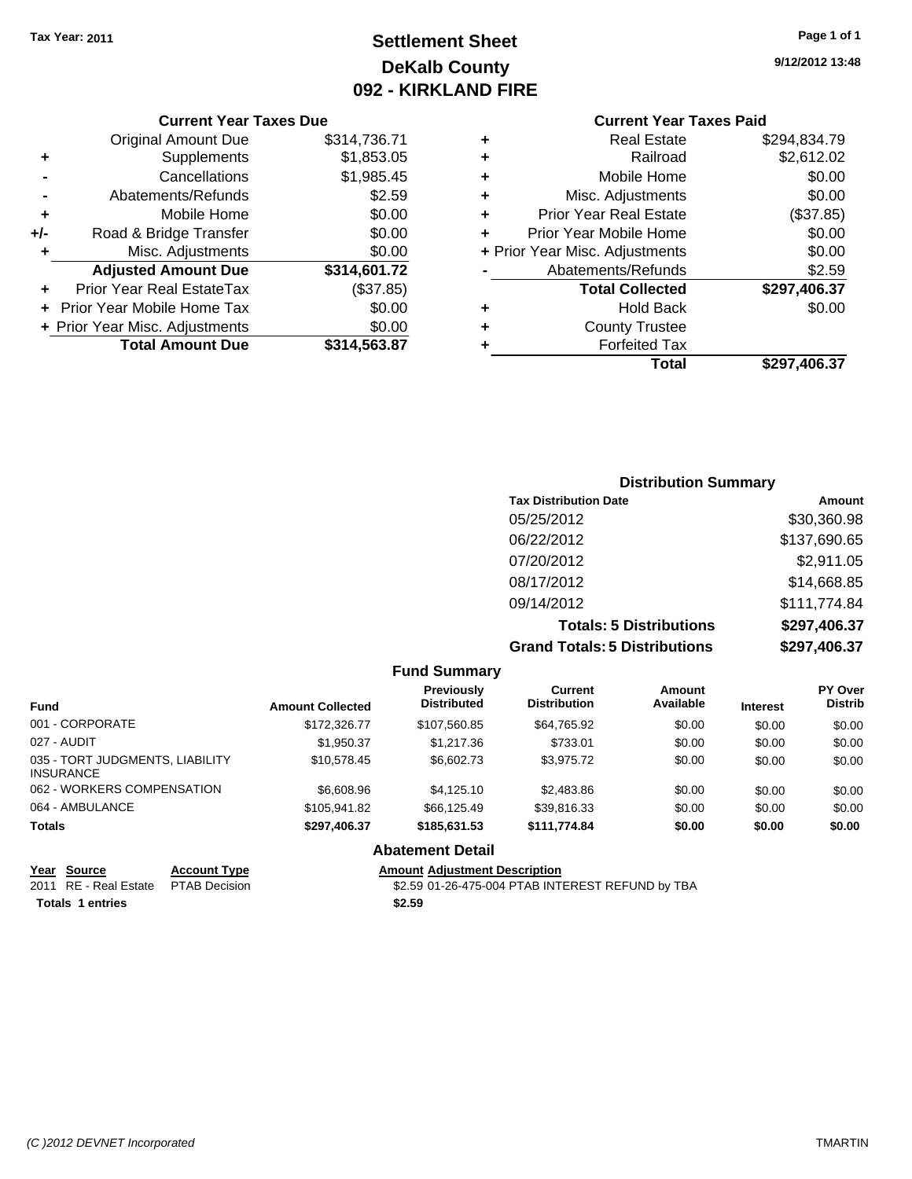Tax Year: 2011

# Settlement Sheet
## DeKalb County
## 092 - KIRKLAND FIRE

9/12/2012 13:48

### Current Year Taxes Due

| | | |
|---|---|---|
| | Original Amount Due | $314,736.71 |
| + | Supplements | $1,853.05 |
| - | Cancellations | $1,985.45 |
| - | Abatements/Refunds | $2.59 |
| + | Mobile Home | $0.00 |
| +/- | Road & Bridge Transfer | $0.00 |
| + | Misc. Adjustments | $0.00 |
| | **Adjusted Amount Due** | **$314,601.72** |
| + | Prior Year Real EstateTax | ($37.85) |
| + | Prior Year Mobile Home Tax | $0.00 |
| + | Prior Year Misc. Adjustments | $0.00 |
| | **Total Amount Due** | **$314,563.87** |

### Current Year Taxes Paid

| | | |
|---|---|---|
| + | Real Estate | $294,834.79 |
| + | Railroad | $2,612.02 |
| + | Mobile Home | $0.00 |
| + | Misc. Adjustments | $0.00 |
| + | Prior Year Real Estate | ($37.85) |
| + | Prior Year Mobile Home | $0.00 |
| + | Prior Year Misc. Adjustments | $0.00 |
| - | Abatements/Refunds | $2.59 |
| | **Total Collected** | **$297,406.37** |
| + | Hold Back | $0.00 |
| + | County Trustee | |
| + | Forfeited Tax | |
| | **Total** | **$297,406.37** |

### Distribution Summary

| Tax Distribution Date | Amount |
|---|---|
| 05/25/2012 | $30,360.98 |
| 06/22/2012 | $137,690.65 |
| 07/20/2012 | $2,911.05 |
| 08/17/2012 | $14,668.85 |
| 09/14/2012 | $111,774.84 |
| **Totals: 5 Distributions** | **$297,406.37** |
| **Grand Totals: 5 Distributions** | **$297,406.37** |

### Fund Summary

| Fund | Amount Collected | Previously Distributed | Current Distribution | Amount Available | Interest | PY Over Distrib |
|---|---|---|---|---|---|---|
| 001 - CORPORATE | $172,326.77 | $107,560.85 | $64,765.92 | $0.00 | $0.00 | $0.00 |
| 027 - AUDIT | $1,950.37 | $1,217.36 | $733.01 | $0.00 | $0.00 | $0.00 |
| 035 - TORT JUDGMENTS, LIABILITY INSURANCE | $10,578.45 | $6,602.73 | $3,975.72 | $0.00 | $0.00 | $0.00 |
| 062 - WORKERS COMPENSATION | $6,608.96 | $4,125.10 | $2,483.86 | $0.00 | $0.00 | $0.00 |
| 064 - AMBULANCE | $105,941.82 | $66,125.49 | $39,816.33 | $0.00 | $0.00 | $0.00 |
| **Totals** | **$297,406.37** | **$185,631.53** | **$111,774.84** | **$0.00** | **$0.00** | **$0.00** |

### Abatement Detail

| Year | Source | Account Type | Amount | Adjustment Description |
|---|---|---|---|---|
| 2011 | RE - Real Estate | PTAB Decision | $2.59 | 01-26-475-004 PTAB INTEREST REFUND by TBA |
| **Totals 1 entries** | | | **$2.59** | |

(C )2012 DEVNET Incorporated    TMARTIN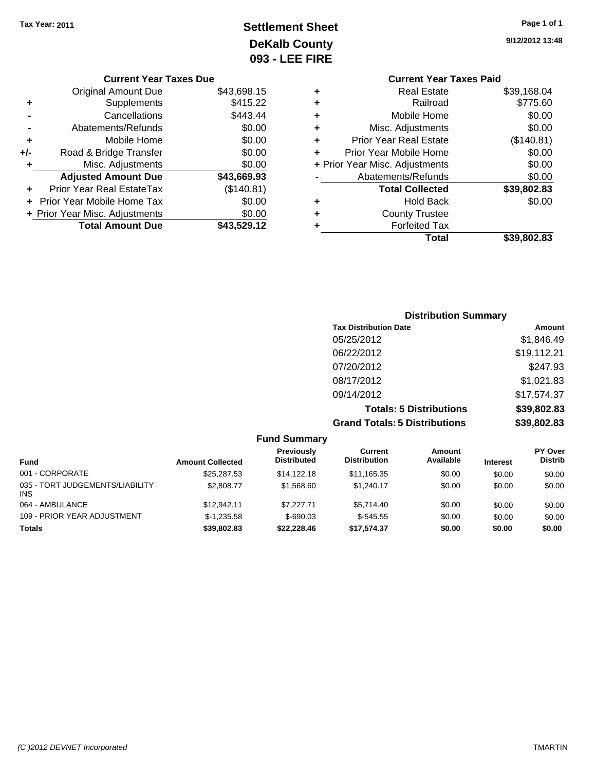Tax Year: 2011

# Settlement Sheet
## DeKalb County
## 093 - LEE FIRE

9/12/2012 13:48

### Current Year Taxes Due

| | | |
|---|---|---|
| | Original Amount Due | $43,698.15 |
| + | Supplements | $415.22 |
| - | Cancellations | $443.44 |
| - | Abatements/Refunds | $0.00 |
| + | Mobile Home | $0.00 |
| +/- | Road & Bridge Transfer | $0.00 |
| + | Misc. Adjustments | $0.00 |
| | **Adjusted Amount Due** | **$43,669.93** |
| + | Prior Year Real EstateTax | ($140.81) |
| + | Prior Year Mobile Home Tax | $0.00 |
| + | Prior Year Misc. Adjustments | $0.00 |
| | **Total Amount Due** | **$43,529.12** |

### Current Year Taxes Paid

| | | |
|---|---|---|
| + | Real Estate | $39,168.04 |
| + | Railroad | $775.60 |
| + | Mobile Home | $0.00 |
| + | Misc. Adjustments | $0.00 |
| + | Prior Year Real Estate | ($140.81) |
| + | Prior Year Mobile Home | $0.00 |
| + | Prior Year Misc. Adjustments | $0.00 |
| - | Abatements/Refunds | $0.00 |
| | **Total Collected** | **$39,802.83** |
| + | Hold Back | $0.00 |
| + | County Trustee | |
| + | Forfeited Tax | |
| | **Total** | **$39,802.83** |

### Distribution Summary

| Tax Distribution Date | Amount |
|---|---|
| 05/25/2012 | $1,846.49 |
| 06/22/2012 | $19,112.21 |
| 07/20/2012 | $247.93 |
| 08/17/2012 | $1,021.83 |
| 09/14/2012 | $17,574.37 |
| **Totals: 5 Distributions** | **$39,802.83** |
| **Grand Totals: 5 Distributions** | **$39,802.83** |

### Fund Summary

| Fund | Amount Collected | Previously Distributed | Current Distribution | Amount Available | Interest | PY Over Distrib |
|---|---|---|---|---|---|---|
| 001 - CORPORATE | $25,287.53 | $14,122.18 | $11,165.35 | $0.00 | $0.00 | $0.00 |
| 035 - TORT JUDGEMENTS/LIABILITY INS | $2,808.77 | $1,568.60 | $1,240.17 | $0.00 | $0.00 | $0.00 |
| 064 - AMBULANCE | $12,942.11 | $7,227.71 | $5,714.40 | $0.00 | $0.00 | $0.00 |
| 109 - PRIOR YEAR ADJUSTMENT | $-1,235.58 | $-690.03 | $-545.55 | $0.00 | $0.00 | $0.00 |
| **Totals** | **$39,802.83** | **$22,228.46** | **$17,574.37** | **$0.00** | **$0.00** | **$0.00** |

(C )2012 DEVNET Incorporated — TMARTIN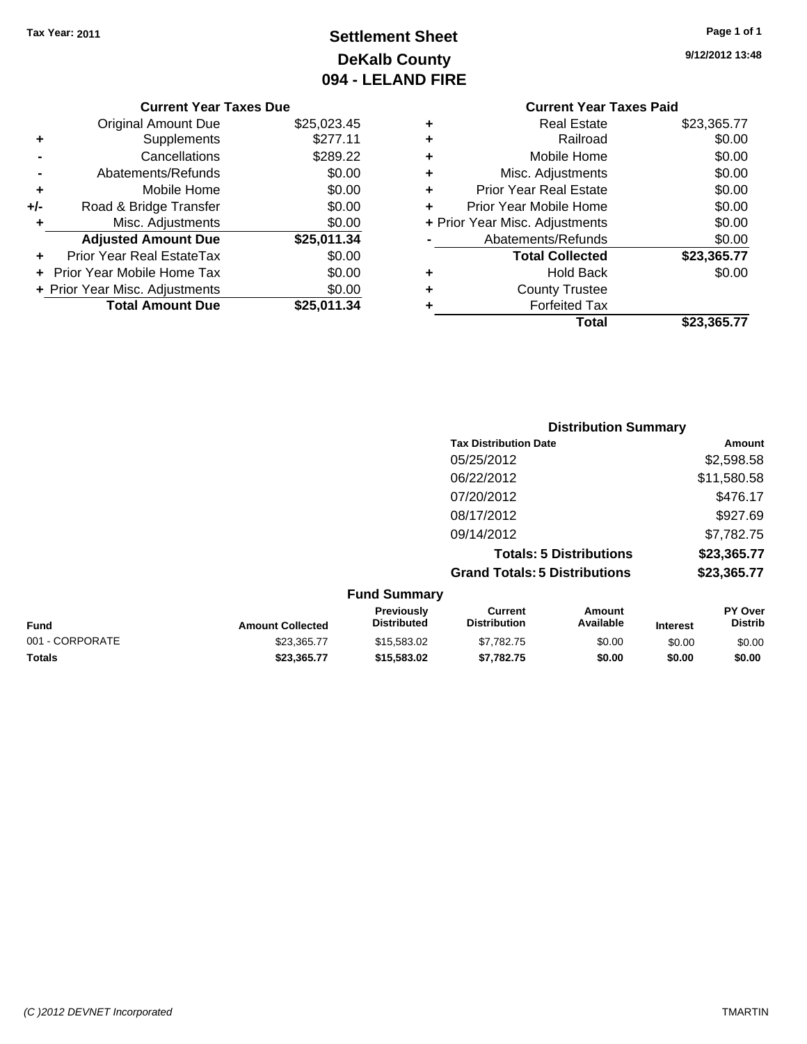Tax Year: 2011

# Settlement Sheet
## DeKalb County
## 094 - LELAND FIRE

9/12/2012 13:48

### Current Year Taxes Due

| | | |
|---|---|---|
| | Original Amount Due | $25,023.45 |
| + | Supplements | $277.11 |
| - | Cancellations | $289.22 |
| - | Abatements/Refunds | $0.00 |
| + | Mobile Home | $0.00 |
| +/- | Road & Bridge Transfer | $0.00 |
| + | Misc. Adjustments | $0.00 |
| | **Adjusted Amount Due** | **$25,011.34** |
| + | Prior Year Real EstateTax | $0.00 |
| + | Prior Year Mobile Home Tax | $0.00 |
| + | Prior Year Misc. Adjustments | $0.00 |
| | **Total Amount Due** | **$25,011.34** |

### Current Year Taxes Paid

| | | |
|---|---|---|
| + | Real Estate | $23,365.77 |
| + | Railroad | $0.00 |
| + | Mobile Home | $0.00 |
| + | Misc. Adjustments | $0.00 |
| + | Prior Year Real Estate | $0.00 |
| + | Prior Year Mobile Home | $0.00 |
| + | Prior Year Misc. Adjustments | $0.00 |
| - | Abatements/Refunds | $0.00 |
| | **Total Collected** | **$23,365.77** |
| + | Hold Back | $0.00 |
| + | County Trustee | |
| + | Forfeited Tax | |
| | **Total** | **$23,365.77** |

### Distribution Summary

| Tax Distribution Date | Amount |
|---|---|
| 05/25/2012 | $2,598.58 |
| 06/22/2012 | $11,580.58 |
| 07/20/2012 | $476.17 |
| 08/17/2012 | $927.69 |
| 09/14/2012 | $7,782.75 |
| **Totals: 5 Distributions** | **$23,365.77** |
| **Grand Totals: 5 Distributions** | **$23,365.77** |

### Fund Summary

| Fund | Amount Collected | Previously Distributed | Current Distribution | Amount Available | Interest | PY Over Distrib |
|---|---|---|---|---|---|---|
| 001 - CORPORATE | $23,365.77 | $15,583.02 | $7,782.75 | $0.00 | $0.00 | $0.00 |
| **Totals** | **$23,365.77** | **$15,583.02** | **$7,782.75** | **$0.00** | **$0.00** | **$0.00** |

(C )2012 DEVNET Incorporated TMARTIN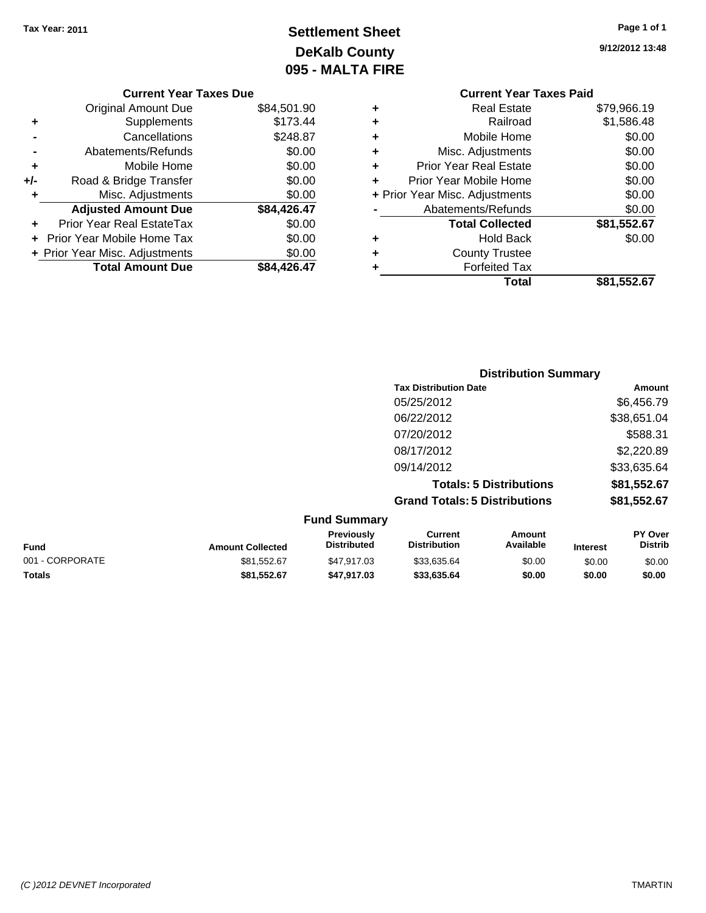**Tax Year: 2011**

# Settlement Sheet
## DeKalb County
## 095 - MALTA FIRE

9/12/2012 13:48

### Current Year Taxes Due

| | | |
|---|---|---|
| | Original Amount Due | $84,501.90 |
| + | Supplements | $173.44 |
| - | Cancellations | $248.87 |
| - | Abatements/Refunds | $0.00 |
| + | Mobile Home | $0.00 |
| +/- | Road & Bridge Transfer | $0.00 |
| + | Misc. Adjustments | $0.00 |
| | **Adjusted Amount Due** | **$84,426.47** |
| + | Prior Year Real EstateTax | $0.00 |
| + | Prior Year Mobile Home Tax | $0.00 |
| + | Prior Year Misc. Adjustments | $0.00 |
| | **Total Amount Due** | **$84,426.47** |

### Current Year Taxes Paid

| | | |
|---|---|---|
| + | Real Estate | $79,966.19 |
| + | Railroad | $1,586.48 |
| + | Mobile Home | $0.00 |
| + | Misc. Adjustments | $0.00 |
| + | Prior Year Real Estate | $0.00 |
| + | Prior Year Mobile Home | $0.00 |
| + | Prior Year Misc. Adjustments | $0.00 |
| - | Abatements/Refunds | $0.00 |
| | **Total Collected** | **$81,552.67** |
| + | Hold Back | $0.00 |
| + | County Trustee | |
| + | Forfeited Tax | |
| | **Total** | **$81,552.67** |

### Distribution Summary

| Tax Distribution Date | Amount |
|---|---|
| 05/25/2012 | $6,456.79 |
| 06/22/2012 | $38,651.04 |
| 07/20/2012 | $588.31 |
| 08/17/2012 | $2,220.89 |
| 09/14/2012 | $33,635.64 |
| **Totals: 5 Distributions** | **$81,552.67** |
| **Grand Totals: 5 Distributions** | **$81,552.67** |

### Fund Summary

| Fund | Amount Collected | Previously Distributed | Current Distribution | Amount Available | Interest | PY Over Distrib |
|---|---|---|---|---|---|---|
| 001 - CORPORATE | $81,552.67 | $47,917.03 | $33,635.64 | $0.00 | $0.00 | $0.00 |
| **Totals** | **$81,552.67** | **$47,917.03** | **$33,635.64** | **$0.00** | **$0.00** | **$0.00** |

*(C )2012 DEVNET Incorporated* TMARTIN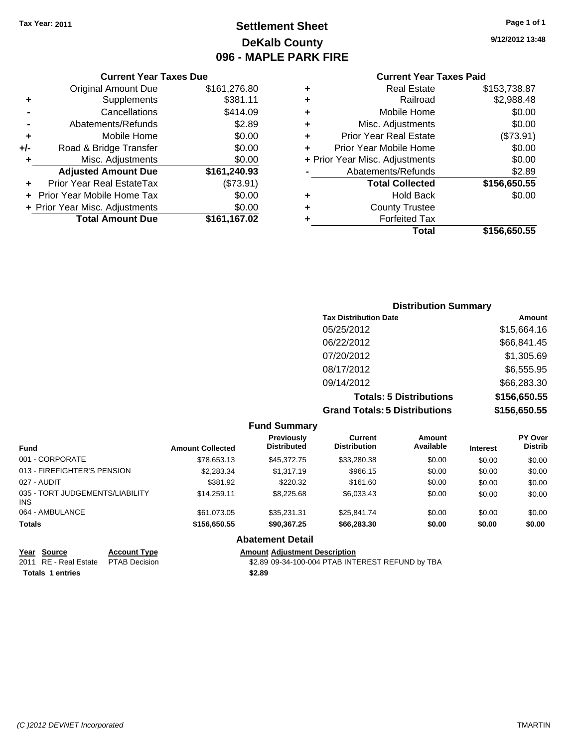**Tax Year: 2011**

# Settlement Sheet
## DeKalb County
## 096 - MAPLE PARK FIRE

9/12/2012 13:48

### Current Year Taxes Due

| | | |
|---|---|---|
| | Original Amount Due | $161,276.80 |
| + | Supplements | $381.11 |
| - | Cancellations | $414.09 |
| - | Abatements/Refunds | $2.89 |
| + | Mobile Home | $0.00 |
| +/- | Road & Bridge Transfer | $0.00 |
| + | Misc. Adjustments | $0.00 |
| | **Adjusted Amount Due** | **$161,240.93** |
| + | Prior Year Real EstateTax | ($73.91) |
| + | Prior Year Mobile Home Tax | $0.00 |
| + | Prior Year Misc. Adjustments | $0.00 |
| | **Total Amount Due** | **$161,167.02** |

### Current Year Taxes Paid

| | | |
|---|---|---|
| + | Real Estate | $153,738.87 |
| + | Railroad | $2,988.48 |
| + | Mobile Home | $0.00 |
| + | Misc. Adjustments | $0.00 |
| + | Prior Year Real Estate | ($73.91) |
| + | Prior Year Mobile Home | $0.00 |
| + | Prior Year Misc. Adjustments | $0.00 |
| - | Abatements/Refunds | $2.89 |
| | **Total Collected** | **$156,650.55** |
| + | Hold Back | $0.00 |
| + | County Trustee | |
| + | Forfeited Tax | |
| | **Total** | **$156,650.55** |

### Distribution Summary

| Tax Distribution Date | Amount |
|---|---|
| 05/25/2012 | $15,664.16 |
| 06/22/2012 | $66,841.45 |
| 07/20/2012 | $1,305.69 |
| 08/17/2012 | $6,555.95 |
| 09/14/2012 | $66,283.30 |
| **Totals: 5 Distributions** | **$156,650.55** |
| **Grand Totals: 5 Distributions** | **$156,650.55** |

### Fund Summary

| Fund | Amount Collected | Previously Distributed | Current Distribution | Amount Available | Interest | PY Over Distrib |
|---|---|---|---|---|---|---|
| 001 - CORPORATE | $78,653.13 | $45,372.75 | $33,280.38 | $0.00 | $0.00 | $0.00 |
| 013 - FIREFIGHTER'S PENSION | $2,283.34 | $1,317.19 | $966.15 | $0.00 | $0.00 | $0.00 |
| 027 - AUDIT | $381.92 | $220.32 | $161.60 | $0.00 | $0.00 | $0.00 |
| 035 - TORT JUDGEMENTS/LIABILITY INS | $14,259.11 | $8,225.68 | $6,033.43 | $0.00 | $0.00 | $0.00 |
| 064 - AMBULANCE | $61,073.05 | $35,231.31 | $25,841.74 | $0.00 | $0.00 | $0.00 |
| **Totals** | **$156,650.55** | **$90,367.25** | **$66,283.30** | **$0.00** | **$0.00** | **$0.00** |

### Abatement Detail

| Year | Source | Account Type | Amount | Adjustment Description |
|---|---|---|---|---|
| 2011 | RE - Real Estate | PTAB Decision | $2.89 | 09-34-100-004 PTAB INTEREST REFUND by TBA |
| **Totals 1 entries** | | | **$2.89** | |

*(C )2012 DEVNET Incorporated* TMARTIN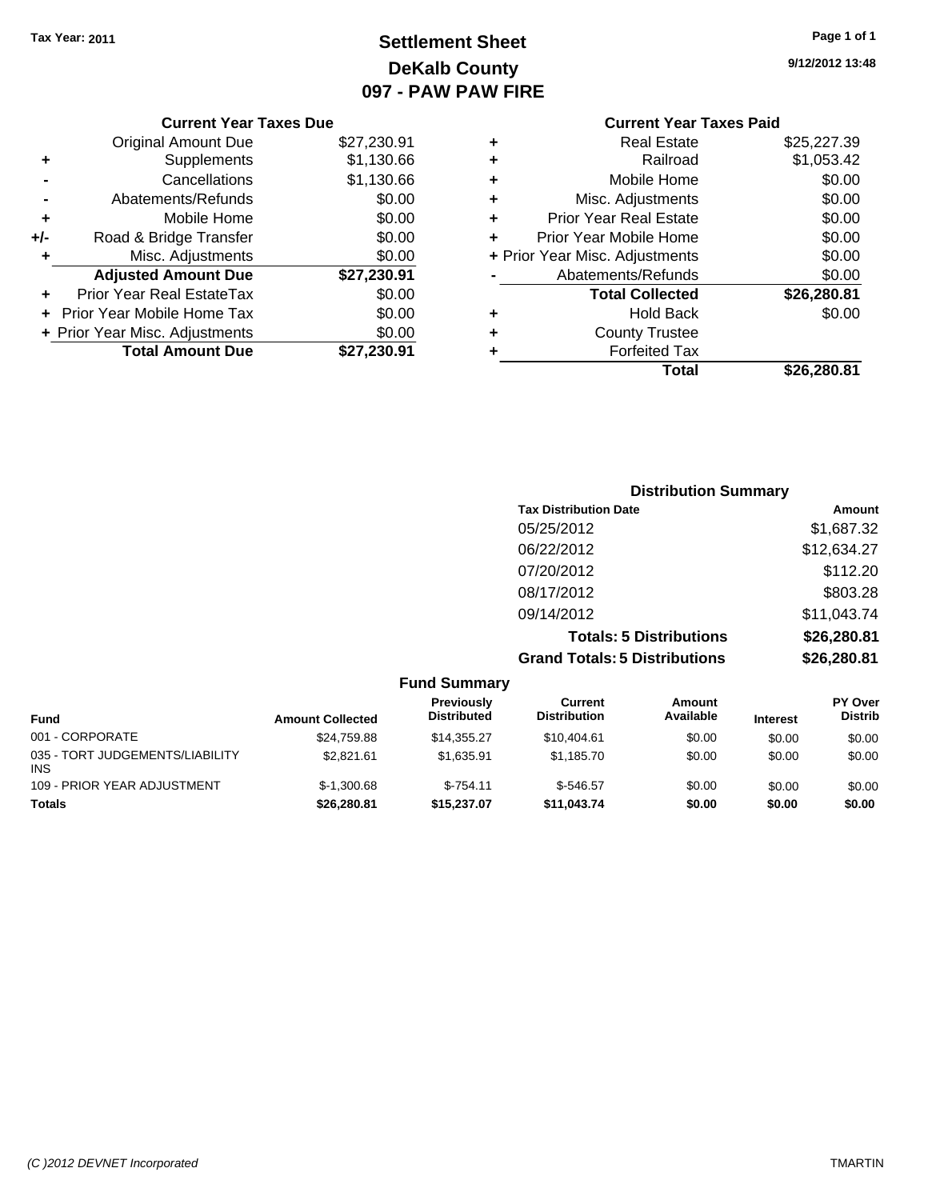**Tax Year: 2011**

# Settlement Sheet
## DeKalb County
## 097 - PAW PAW FIRE

9/12/2012 13:48

### Current Year Taxes Due

| | | |
|---|---|---|
| | Original Amount Due | $27,230.91 |
| + | Supplements | $1,130.66 |
| - | Cancellations | $1,130.66 |
| - | Abatements/Refunds | $0.00 |
| + | Mobile Home | $0.00 |
| +/- | Road & Bridge Transfer | $0.00 |
| + | Misc. Adjustments | $0.00 |
| | **Adjusted Amount Due** | **$27,230.91** |
| + | Prior Year Real EstateTax | $0.00 |
| + | Prior Year Mobile Home Tax | $0.00 |
| + | Prior Year Misc. Adjustments | $0.00 |
| | **Total Amount Due** | **$27,230.91** |

### Current Year Taxes Paid

| | | |
|---|---|---|
| + | Real Estate | $25,227.39 |
| + | Railroad | $1,053.42 |
| + | Mobile Home | $0.00 |
| + | Misc. Adjustments | $0.00 |
| + | Prior Year Real Estate | $0.00 |
| + | Prior Year Mobile Home | $0.00 |
| + | Prior Year Misc. Adjustments | $0.00 |
| - | Abatements/Refunds | $0.00 |
| | **Total Collected** | **$26,280.81** |
| + | Hold Back | $0.00 |
| + | County Trustee | |
| + | Forfeited Tax | |
| | **Total** | **$26,280.81** |

### Distribution Summary

| Tax Distribution Date | Amount |
|---|---|
| 05/25/2012 | $1,687.32 |
| 06/22/2012 | $12,634.27 |
| 07/20/2012 | $112.20 |
| 08/17/2012 | $803.28 |
| 09/14/2012 | $11,043.74 |
| **Totals: 5 Distributions** | **$26,280.81** |
| **Grand Totals: 5 Distributions** | **$26,280.81** |

### Fund Summary

| Fund | Amount Collected | Previously Distributed | Current Distribution | Amount Available | Interest | PY Over Distrib |
|---|---|---|---|---|---|---|
| 001 - CORPORATE | $24,759.88 | $14,355.27 | $10,404.61 | $0.00 | $0.00 | $0.00 |
| 035 - TORT JUDGEMENTS/LIABILITY INS | $2,821.61 | $1,635.91 | $1,185.70 | $0.00 | $0.00 | $0.00 |
| 109 - PRIOR YEAR ADJUSTMENT | $-1,300.68 | $-754.11 | $-546.57 | $0.00 | $0.00 | $0.00 |
| **Totals** | **$26,280.81** | **$15,237.07** | **$11,043.74** | **$0.00** | **$0.00** | **$0.00** |

(C )2012 DEVNET Incorporated TMARTIN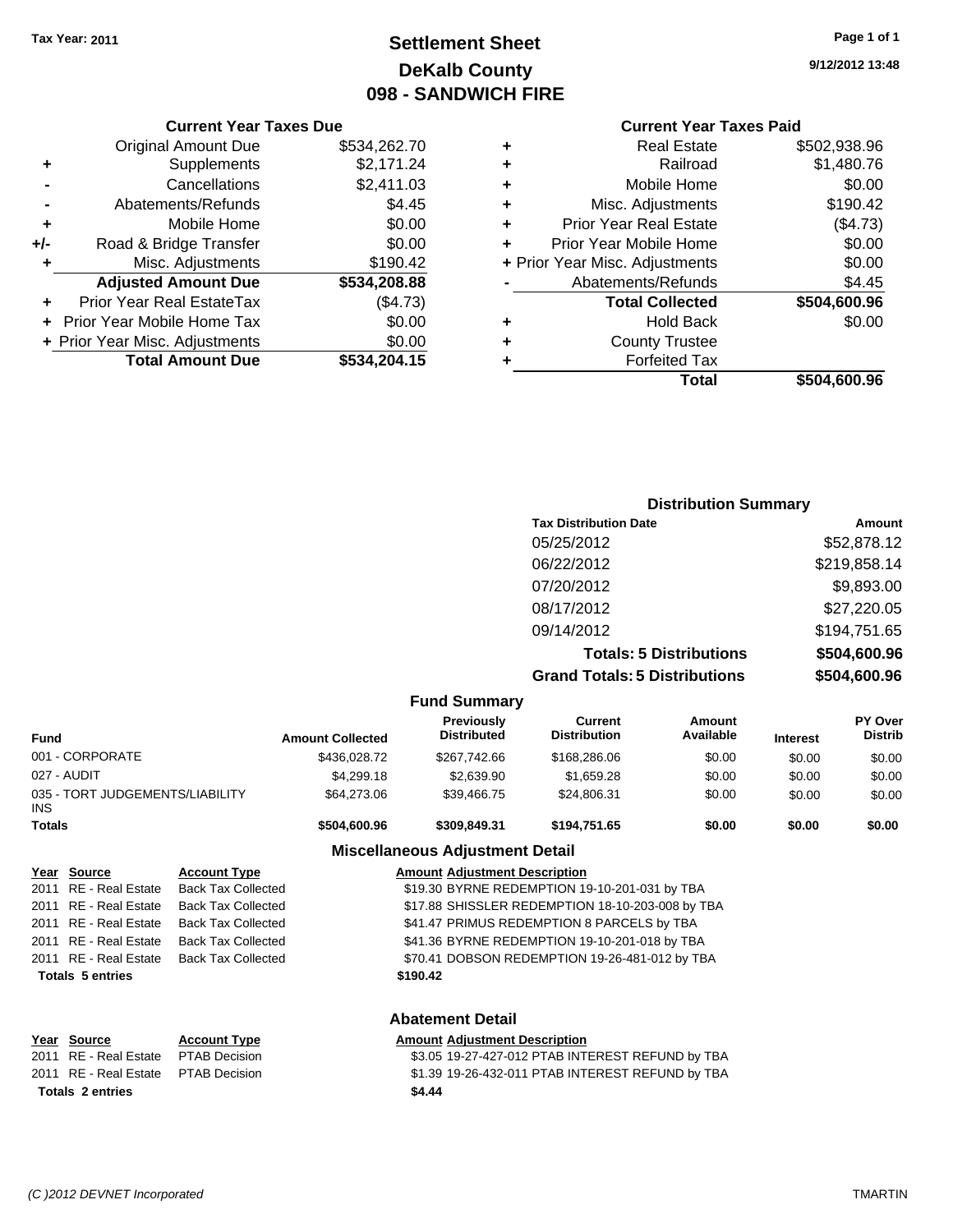Tax Year: 2011

# Settlement Sheet
## DeKalb County
## 098 - SANDWICH FIRE

9/12/2012 13:48

### Current Year Taxes Due

| | | |
|---|---|---|
| | Original Amount Due | $534,262.70 |
| + | Supplements | $2,171.24 |
| - | Cancellations | $2,411.03 |
| - | Abatements/Refunds | $4.45 |
| + | Mobile Home | $0.00 |
| +/- | Road & Bridge Transfer | $0.00 |
| + | Misc. Adjustments | $190.42 |
| | **Adjusted Amount Due** | **$534,208.88** |
| + | Prior Year Real EstateTax | ($4.73) |
| + | Prior Year Mobile Home Tax | $0.00 |
| + | Prior Year Misc. Adjustments | $0.00 |
| | **Total Amount Due** | **$534,204.15** |

### Current Year Taxes Paid

| | | |
|---|---|---|
| + | Real Estate | $502,938.96 |
| + | Railroad | $1,480.76 |
| + | Mobile Home | $0.00 |
| + | Misc. Adjustments | $190.42 |
| + | Prior Year Real Estate | ($4.73) |
| + | Prior Year Mobile Home | $0.00 |
| + | Prior Year Misc. Adjustments | $0.00 |
| - | Abatements/Refunds | $4.45 |
| | **Total Collected** | **$504,600.96** |
| + | Hold Back | $0.00 |
| + | County Trustee | |
| + | Forfeited Tax | |
| | **Total** | **$504,600.96** |

### Distribution Summary

| Tax Distribution Date | Amount |
|---|---|
| 05/25/2012 | $52,878.12 |
| 06/22/2012 | $219,858.14 |
| 07/20/2012 | $9,893.00 |
| 08/17/2012 | $27,220.05 |
| 09/14/2012 | $194,751.65 |
| **Totals: 5 Distributions** | **$504,600.96** |
| **Grand Totals: 5 Distributions** | **$504,600.96** |

### Fund Summary

| Fund | Amount Collected | Previously Distributed | Current Distribution | Amount Available | Interest | PY Over Distrib |
|---|---|---|---|---|---|---|
| 001 - CORPORATE | $436,028.72 | $267,742.66 | $168,286.06 | $0.00 | $0.00 | $0.00 |
| 027 - AUDIT | $4,299.18 | $2,639.90 | $1,659.28 | $0.00 | $0.00 | $0.00 |
| 035 - TORT JUDGEMENTS/LIABILITY INS | $64,273.06 | $39,466.75 | $24,806.31 | $0.00 | $0.00 | $0.00 |
| **Totals** | **$504,600.96** | **$309,849.31** | **$194,751.65** | **$0.00** | **$0.00** | **$0.00** |

### Miscellaneous Adjustment Detail

| Year | Source | Account Type | Amount | Adjustment Description |
|---|---|---|---|---|
| 2011 | RE - Real Estate | Back Tax Collected | $19.30 | BYRNE REDEMPTION 19-10-201-031 by TBA |
| 2011 | RE - Real Estate | Back Tax Collected | $17.88 | SHISSLER REDEMPTION 18-10-203-008 by TBA |
| 2011 | RE - Real Estate | Back Tax Collected | $41.47 | PRIMUS REDEMPTION 8 PARCELS by TBA |
| 2011 | RE - Real Estate | Back Tax Collected | $41.36 | BYRNE REDEMPTION 19-10-201-018 by TBA |
| 2011 | RE - Real Estate | Back Tax Collected | $70.41 | DOBSON REDEMPTION 19-26-481-012 by TBA |
| **Totals 5 entries** | | | **$190.42** | |

### Abatement Detail

| Year | Source | Account Type | Amount | Adjustment Description |
|---|---|---|---|---|
| 2011 | RE - Real Estate | PTAB Decision | $3.05 | 19-27-427-012 PTAB INTEREST REFUND by TBA |
| 2011 | RE - Real Estate | PTAB Decision | $1.39 | 19-26-432-011 PTAB INTEREST REFUND by TBA |
| **Totals 2 entries** | | | **$4.44** | |

(C )2012 DEVNET Incorporated TMARTIN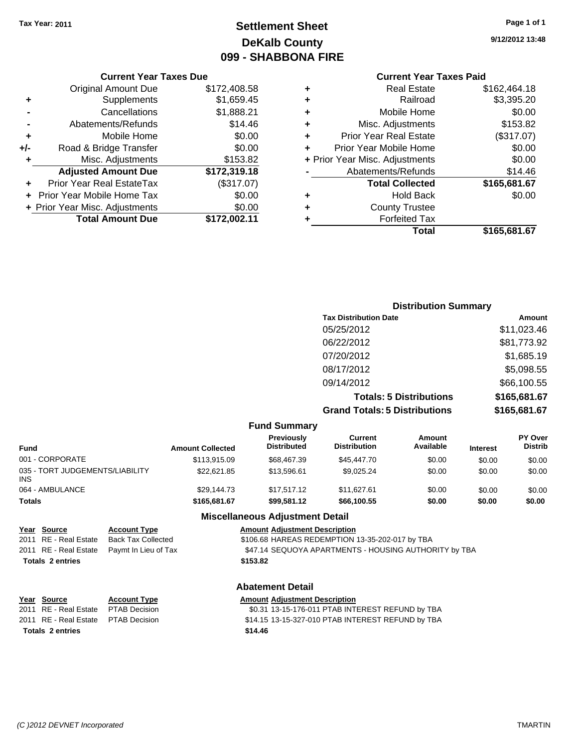Tax Year: 2011

# Settlement Sheet
## DeKalb County
## 099 - SHABBONA FIRE

9/12/2012 13:48

### Current Year Taxes Due

| | | |
|---|---|---|
| | Original Amount Due | $172,408.58 |
| + | Supplements | $1,659.45 |
| - | Cancellations | $1,888.21 |
| - | Abatements/Refunds | $14.46 |
| + | Mobile Home | $0.00 |
| +/- | Road & Bridge Transfer | $0.00 |
| + | Misc. Adjustments | $153.82 |
| | **Adjusted Amount Due** | **$172,319.18** |
| + | Prior Year Real EstateTax | ($317.07) |
| + | Prior Year Mobile Home Tax | $0.00 |
| + | Prior Year Misc. Adjustments | $0.00 |
| | **Total Amount Due** | **$172,002.11** |

### Current Year Taxes Paid

| | | |
|---|---|---|
| + | Real Estate | $162,464.18 |
| + | Railroad | $3,395.20 |
| + | Mobile Home | $0.00 |
| + | Misc. Adjustments | $153.82 |
| + | Prior Year Real Estate | ($317.07) |
| + | Prior Year Mobile Home | $0.00 |
| + | Prior Year Misc. Adjustments | $0.00 |
| - | Abatements/Refunds | $14.46 |
| | **Total Collected** | **$165,681.67** |
| + | Hold Back | $0.00 |
| + | County Trustee | |
| + | Forfeited Tax | |
| | **Total** | **$165,681.67** |

### Distribution Summary

| Tax Distribution Date | Amount |
|---|---|
| 05/25/2012 | $11,023.46 |
| 06/22/2012 | $81,773.92 |
| 07/20/2012 | $1,685.19 |
| 08/17/2012 | $5,098.55 |
| 09/14/2012 | $66,100.55 |
| **Totals: 5 Distributions** | **$165,681.67** |
| **Grand Totals: 5 Distributions** | **$165,681.67** |

### Fund Summary

| Fund | Amount Collected | Previously Distributed | Current Distribution | Amount Available | Interest | PY Over Distrib |
|---|---|---|---|---|---|---|
| 001 - CORPORATE | $113,915.09 | $68,467.39 | $45,447.70 | $0.00 | $0.00 | $0.00 |
| 035 - TORT JUDGEMENTS/LIABILITY INS | $22,621.85 | $13,596.61 | $9,025.24 | $0.00 | $0.00 | $0.00 |
| 064 - AMBULANCE | $29,144.73 | $17,517.12 | $11,627.61 | $0.00 | $0.00 | $0.00 |
| **Totals** | **$165,681.67** | **$99,581.12** | **$66,100.55** | **$0.00** | **$0.00** | **$0.00** |

### Miscellaneous Adjustment Detail

| Year | Source | Account Type | Amount | Adjustment Description |
|---|---|---|---|---|
| 2011 | RE - Real Estate | Back Tax Collected | $106.68 | HAREAS REDEMPTION 13-35-202-017 by TBA |
| 2011 | RE - Real Estate | Paymt In Lieu of Tax | $47.14 | SEQUOYA APARTMENTS - HOUSING AUTHORITY by TBA |
| **Totals** | **2 entries** | | **$153.82** | |

### Abatement Detail

| Year | Source | Account Type | Amount | Adjustment Description |
|---|---|---|---|---|
| 2011 | RE - Real Estate | PTAB Decision | $0.31 | 13-15-176-011 PTAB INTEREST REFUND by TBA |
| 2011 | RE - Real Estate | PTAB Decision | $14.15 | 13-15-327-010 PTAB INTEREST REFUND by TBA |
| **Totals** | **2 entries** | | **$14.46** | |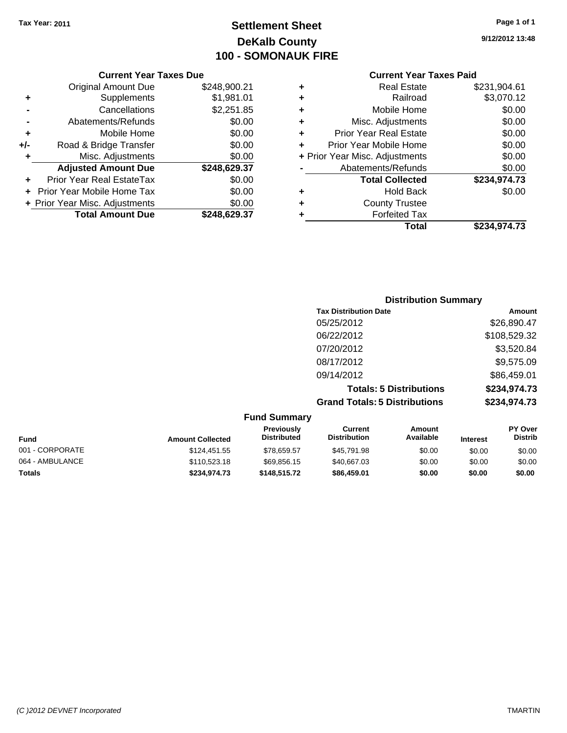Tax Year: 2011

# Settlement Sheet
## DeKalb County
## 100 - SOMONAUK FIRE

9/12/2012 13:48

### Current Year Taxes Due

| | | |
|---|---|---|
| | Original Amount Due | $248,900.21 |
| + | Supplements | $1,981.01 |
| - | Cancellations | $2,251.85 |
| - | Abatements/Refunds | $0.00 |
| + | Mobile Home | $0.00 |
| +/- | Road & Bridge Transfer | $0.00 |
| + | Misc. Adjustments | $0.00 |
| | **Adjusted Amount Due** | **$248,629.37** |
| + | Prior Year Real EstateTax | $0.00 |
| + | Prior Year Mobile Home Tax | $0.00 |
| + | Prior Year Misc. Adjustments | $0.00 |
| | **Total Amount Due** | **$248,629.37** |

### Current Year Taxes Paid

| | | |
|---|---|---|
| + | Real Estate | $231,904.61 |
| + | Railroad | $3,070.12 |
| + | Mobile Home | $0.00 |
| + | Misc. Adjustments | $0.00 |
| + | Prior Year Real Estate | $0.00 |
| + | Prior Year Mobile Home | $0.00 |
| + | Prior Year Misc. Adjustments | $0.00 |
| - | Abatements/Refunds | $0.00 |
| | **Total Collected** | **$234,974.73** |
| + | Hold Back | $0.00 |
| + | County Trustee | |
| + | Forfeited Tax | |
| | **Total** | **$234,974.73** |

### Distribution Summary

| Tax Distribution Date | Amount |
|---|---|
| 05/25/2012 | $26,890.47 |
| 06/22/2012 | $108,529.32 |
| 07/20/2012 | $3,520.84 |
| 08/17/2012 | $9,575.09 |
| 09/14/2012 | $86,459.01 |
| **Totals: 5 Distributions** | **$234,974.73** |
| **Grand Totals: 5 Distributions** | **$234,974.73** |

### Fund Summary

| Fund | Amount Collected | Previously Distributed | Current Distribution | Amount Available | Interest | PY Over Distrib |
|---|---|---|---|---|---|---|
| 001 - CORPORATE | $124,451.55 | $78,659.57 | $45,791.98 | $0.00 | $0.00 | $0.00 |
| 064 - AMBULANCE | $110,523.18 | $69,856.15 | $40,667.03 | $0.00 | $0.00 | $0.00 |
| **Totals** | **$234,974.73** | **$148,515.72** | **$86,459.01** | **$0.00** | **$0.00** | **$0.00** |

(C )2012 DEVNET Incorporated TMARTIN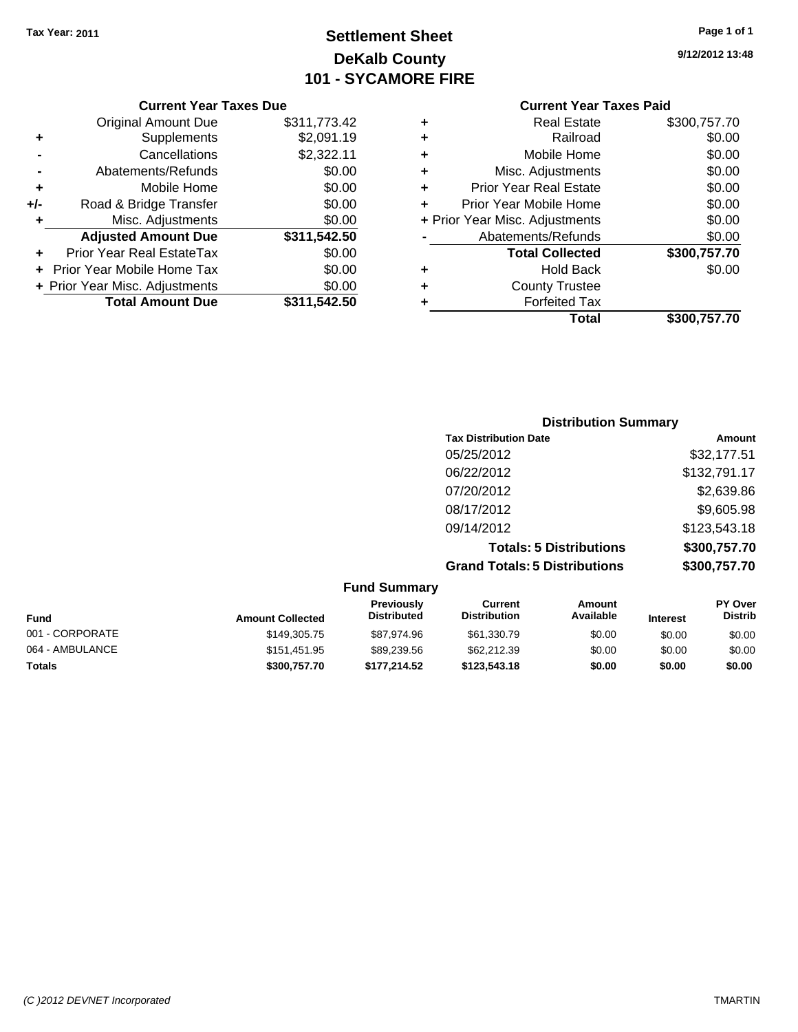Tax Year: 2011

# Settlement Sheet
## DeKalb County
## 101 - SYCAMORE FIRE

9/12/2012 13:48

### Current Year Taxes Due

| | | |
|---|---|---|
| | Original Amount Due | $311,773.42 |
| + | Supplements | $2,091.19 |
| - | Cancellations | $2,322.11 |
| - | Abatements/Refunds | $0.00 |
| + | Mobile Home | $0.00 |
| +/- | Road & Bridge Transfer | $0.00 |
| + | Misc. Adjustments | $0.00 |
| | **Adjusted Amount Due** | **$311,542.50** |
| + | Prior Year Real EstateTax | $0.00 |
| + | Prior Year Mobile Home Tax | $0.00 |
| + | Prior Year Misc. Adjustments | $0.00 |
| | **Total Amount Due** | **$311,542.50** |

### Current Year Taxes Paid

| | | |
|---|---|---|
| + | Real Estate | $300,757.70 |
| + | Railroad | $0.00 |
| + | Mobile Home | $0.00 |
| + | Misc. Adjustments | $0.00 |
| + | Prior Year Real Estate | $0.00 |
| + | Prior Year Mobile Home | $0.00 |
| + | Prior Year Misc. Adjustments | $0.00 |
| - | Abatements/Refunds | $0.00 |
| | **Total Collected** | **$300,757.70** |
| + | Hold Back | $0.00 |
| + | County Trustee | |
| + | Forfeited Tax | |
| | **Total** | **$300,757.70** |

### Distribution Summary

| Tax Distribution Date | Amount |
|---|---|
| 05/25/2012 | $32,177.51 |
| 06/22/2012 | $132,791.17 |
| 07/20/2012 | $2,639.86 |
| 08/17/2012 | $9,605.98 |
| 09/14/2012 | $123,543.18 |
| **Totals: 5 Distributions** | **$300,757.70** |
| **Grand Totals: 5 Distributions** | **$300,757.70** |

### Fund Summary

| Fund | Amount Collected | Previously Distributed | Current Distribution | Amount Available | Interest | PY Over Distrib |
|---|---|---|---|---|---|---|
| 001 - CORPORATE | $149,305.75 | $87,974.96 | $61,330.79 | $0.00 | $0.00 | $0.00 |
| 064 - AMBULANCE | $151,451.95 | $89,239.56 | $62,212.39 | $0.00 | $0.00 | $0.00 |
| **Totals** | **$300,757.70** | **$177,214.52** | **$123,543.18** | **$0.00** | **$0.00** | **$0.00** |

(C )2012 DEVNET Incorporated TMARTIN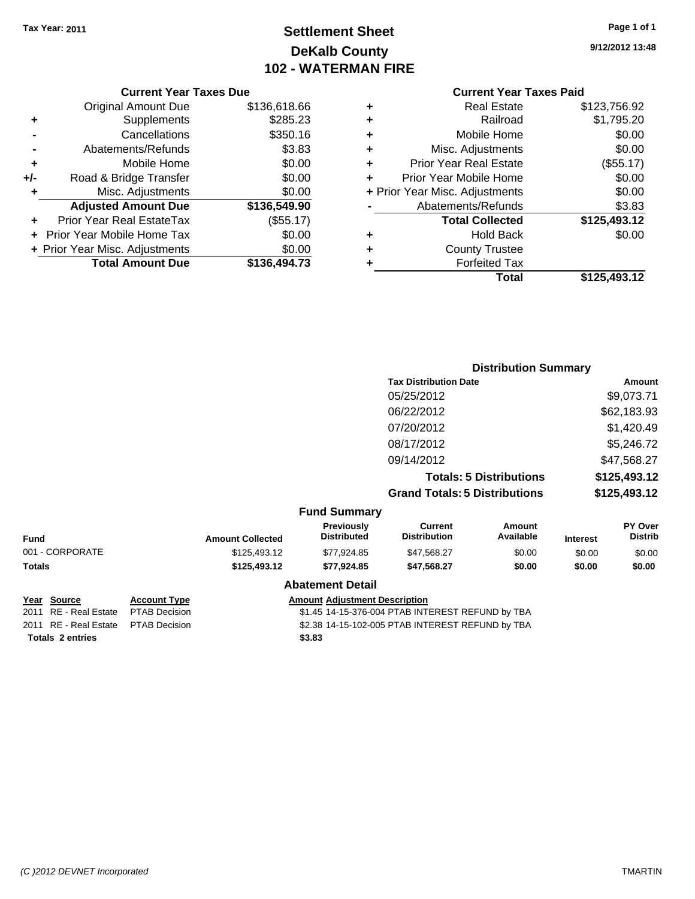Tax Year: 2011

# Settlement Sheet
## DeKalb County
## 102 - WATERMAN FIRE

9/12/2012 13:48

### Current Year Taxes Due

| | | |
|---|---|---|
| | Original Amount Due | $136,618.66 |
| + | Supplements | $285.23 |
| - | Cancellations | $350.16 |
| - | Abatements/Refunds | $3.83 |
| + | Mobile Home | $0.00 |
| +/- | Road & Bridge Transfer | $0.00 |
| + | Misc. Adjustments | $0.00 |
| | **Adjusted Amount Due** | **$136,549.90** |
| + | Prior Year Real EstateTax | ($55.17) |
| + | Prior Year Mobile Home Tax | $0.00 |
| + | Prior Year Misc. Adjustments | $0.00 |
| | **Total Amount Due** | **$136,494.73** |

### Current Year Taxes Paid

| | | |
|---|---|---|
| + | Real Estate | $123,756.92 |
| + | Railroad | $1,795.20 |
| + | Mobile Home | $0.00 |
| + | Misc. Adjustments | $0.00 |
| + | Prior Year Real Estate | ($55.17) |
| + | Prior Year Mobile Home | $0.00 |
| + | Prior Year Misc. Adjustments | $0.00 |
| - | Abatements/Refunds | $3.83 |
| | **Total Collected** | **$125,493.12** |
| + | Hold Back | $0.00 |
| + | County Trustee | |
| + | Forfeited Tax | |
| | **Total** | **$125,493.12** |

### Distribution Summary

| Tax Distribution Date | Amount |
|---|---|
| 05/25/2012 | $9,073.71 |
| 06/22/2012 | $62,183.93 |
| 07/20/2012 | $1,420.49 |
| 08/17/2012 | $5,246.72 |
| 09/14/2012 | $47,568.27 |
| **Totals: 5 Distributions** | **$125,493.12** |
| **Grand Totals: 5 Distributions** | **$125,493.12** |

### Fund Summary

| Fund | Amount Collected | Previously Distributed | Current Distribution | Amount Available | Interest | PY Over Distrib |
|---|---|---|---|---|---|---|
| 001 - CORPORATE | $125,493.12 | $77,924.85 | $47,568.27 | $0.00 | $0.00 | $0.00 |
| **Totals** | **$125,493.12** | **$77,924.85** | **$47,568.27** | **$0.00** | **$0.00** | **$0.00** |

### Abatement Detail

| Year | Source | Account Type | Amount | Adjustment Description |
|---|---|---|---|---|
| 2011 | RE - Real Estate | PTAB Decision | $1.45 | 14-15-376-004 PTAB INTEREST REFUND by TBA |
| 2011 | RE - Real Estate | PTAB Decision | $2.38 | 14-15-102-005 PTAB INTEREST REFUND by TBA |
| **Totals 2 entries** | | | **$3.83** | |

(C )2012 DEVNET Incorporated — TMARTIN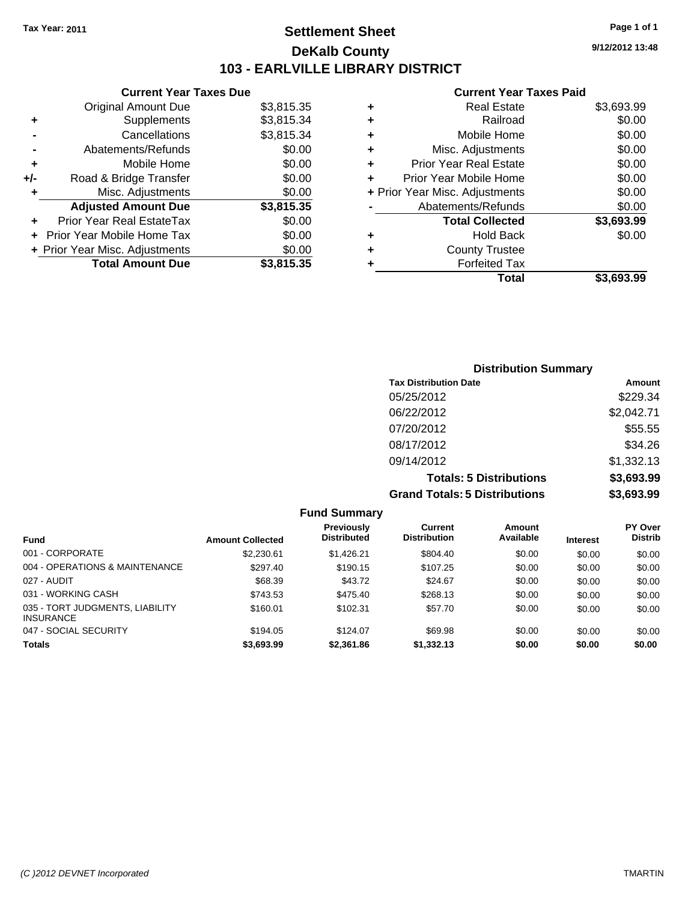Tax Year: 2011

# Settlement Sheet

## DeKalb County

## 103 - EARLVILLE LIBRARY DISTRICT

9/12/2012 13:48

### Current Year Taxes Due

| | | |
|---|---|---|
| | Original Amount Due | $3,815.35 |
| + | Supplements | $3,815.34 |
| - | Cancellations | $3,815.34 |
| - | Abatements/Refunds | $0.00 |
| + | Mobile Home | $0.00 |
| +/- | Road & Bridge Transfer | $0.00 |
| + | Misc. Adjustments | $0.00 |
| | **Adjusted Amount Due** | **$3,815.35** |
| + | Prior Year Real EstateTax | $0.00 |
| + | Prior Year Mobile Home Tax | $0.00 |
| + | Prior Year Misc. Adjustments | $0.00 |
| | **Total Amount Due** | **$3,815.35** |

### Current Year Taxes Paid

| | | |
|---|---|---|
| + | Real Estate | $3,693.99 |
| + | Railroad | $0.00 |
| + | Mobile Home | $0.00 |
| + | Misc. Adjustments | $0.00 |
| + | Prior Year Real Estate | $0.00 |
| + | Prior Year Mobile Home | $0.00 |
| + | Prior Year Misc. Adjustments | $0.00 |
| - | Abatements/Refunds | $0.00 |
| | **Total Collected** | **$3,693.99** |
| + | Hold Back | $0.00 |
| + | County Trustee | |
| + | Forfeited Tax | |
| | **Total** | **$3,693.99** |

### Distribution Summary

| Tax Distribution Date | Amount |
|---|---|
| 05/25/2012 | $229.34 |
| 06/22/2012 | $2,042.71 |
| 07/20/2012 | $55.55 |
| 08/17/2012 | $34.26 |
| 09/14/2012 | $1,332.13 |
| **Totals: 5 Distributions** | **$3,693.99** |
| **Grand Totals: 5 Distributions** | **$3,693.99** |

### Fund Summary

| Fund | Amount Collected | Previously Distributed | Current Distribution | Amount Available | Interest | PY Over Distrib |
|---|---|---|---|---|---|---|
| 001 - CORPORATE | $2,230.61 | $1,426.21 | $804.40 | $0.00 | $0.00 | $0.00 |
| 004 - OPERATIONS & MAINTENANCE | $297.40 | $190.15 | $107.25 | $0.00 | $0.00 | $0.00 |
| 027 - AUDIT | $68.39 | $43.72 | $24.67 | $0.00 | $0.00 | $0.00 |
| 031 - WORKING CASH | $743.53 | $475.40 | $268.13 | $0.00 | $0.00 | $0.00 |
| 035 - TORT JUDGMENTS, LIABILITY INSURANCE | $160.01 | $102.31 | $57.70 | $0.00 | $0.00 | $0.00 |
| 047 - SOCIAL SECURITY | $194.05 | $124.07 | $69.98 | $0.00 | $0.00 | $0.00 |
| **Totals** | **$3,693.99** | **$2,361.86** | **$1,332.13** | **$0.00** | **$0.00** | **$0.00** |

(C )2012 DEVNET Incorporated TMARTIN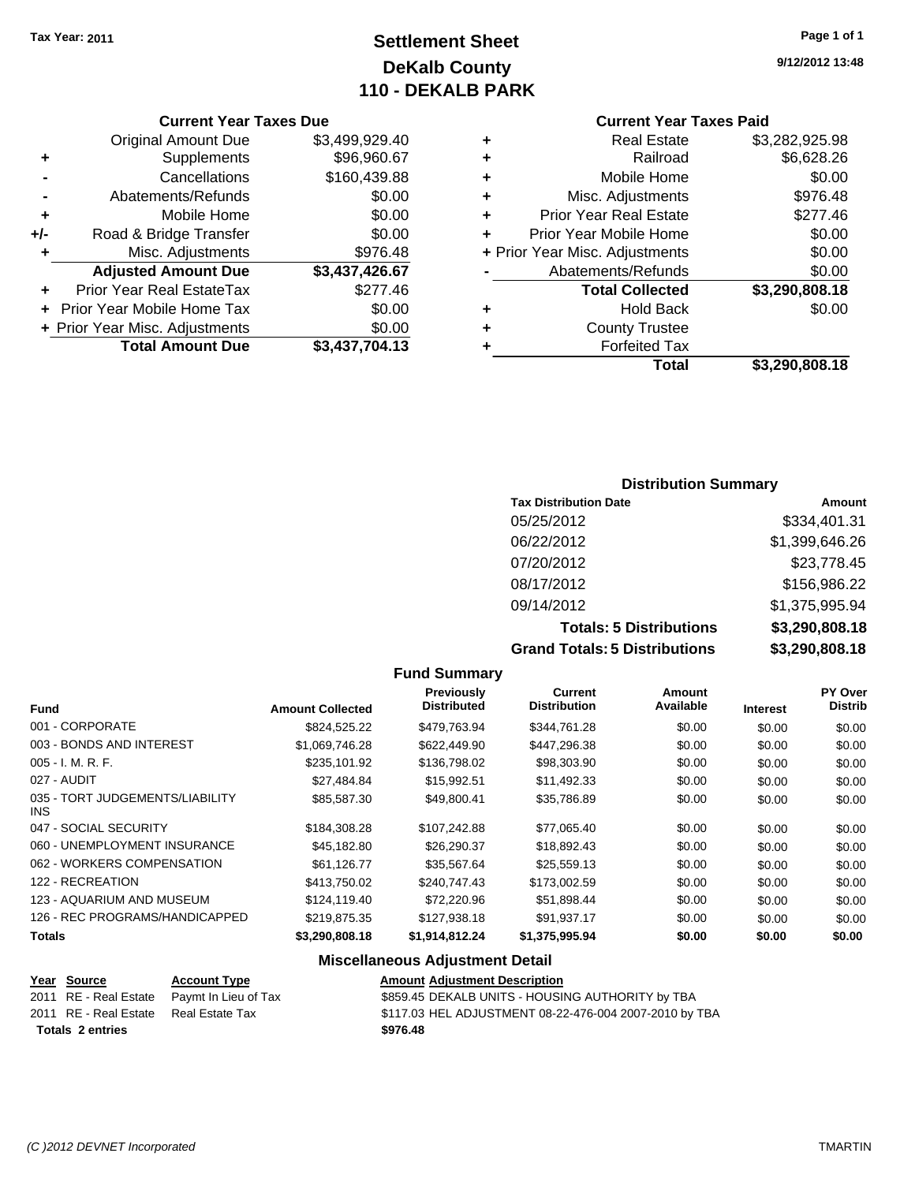**Tax Year: 2011**

# Settlement Sheet
## DeKalb County
## 110 - DEKALB PARK

9/12/2012 13:48

### Current Year Taxes Due

| | | |
|---|---|---|
| | Original Amount Due | $3,499,929.40 |
| + | Supplements | $96,960.67 |
| - | Cancellations | $160,439.88 |
| - | Abatements/Refunds | $0.00 |
| + | Mobile Home | $0.00 |
| +/- | Road & Bridge Transfer | $0.00 |
| + | Misc. Adjustments | $976.48 |
| | **Adjusted Amount Due** | **$3,437,426.67** |
| + | Prior Year Real EstateTax | $277.46 |
| + | Prior Year Mobile Home Tax | $0.00 |
| + | Prior Year Misc. Adjustments | $0.00 |
| | **Total Amount Due** | **$3,437,704.13** |

### Current Year Taxes Paid

| | | |
|---|---|---|
| + | Real Estate | $3,282,925.98 |
| + | Railroad | $6,628.26 |
| + | Mobile Home | $0.00 |
| + | Misc. Adjustments | $976.48 |
| + | Prior Year Real Estate | $277.46 |
| + | Prior Year Mobile Home | $0.00 |
| + | Prior Year Misc. Adjustments | $0.00 |
| - | Abatements/Refunds | $0.00 |
| | **Total Collected** | **$3,290,808.18** |
| + | Hold Back | $0.00 |
| + | County Trustee | |
| + | Forfeited Tax | |
| | **Total** | **$3,290,808.18** |

### Distribution Summary

| Tax Distribution Date | Amount |
|---|---|
| 05/25/2012 | $334,401.31 |
| 06/22/2012 | $1,399,646.26 |
| 07/20/2012 | $23,778.45 |
| 08/17/2012 | $156,986.22 |
| 09/14/2012 | $1,375,995.94 |
| **Totals: 5 Distributions** | **$3,290,808.18** |
| **Grand Totals: 5 Distributions** | **$3,290,808.18** |

### Fund Summary

| Fund | Amount Collected | Previously Distributed | Current Distribution | Amount Available | Interest | PY Over Distrib |
|---|---|---|---|---|---|---|
| 001 - CORPORATE | $824,525.22 | $479,763.94 | $344,761.28 | $0.00 | $0.00 | $0.00 |
| 003 - BONDS AND INTEREST | $1,069,746.28 | $622,449.90 | $447,296.38 | $0.00 | $0.00 | $0.00 |
| 005 - I. M. R. F. | $235,101.92 | $136,798.02 | $98,303.90 | $0.00 | $0.00 | $0.00 |
| 027 - AUDIT | $27,484.84 | $15,992.51 | $11,492.33 | $0.00 | $0.00 | $0.00 |
| 035 - TORT JUDGEMENTS/LIABILITY INS | $85,587.30 | $49,800.41 | $35,786.89 | $0.00 | $0.00 | $0.00 |
| 047 - SOCIAL SECURITY | $184,308.28 | $107,242.88 | $77,065.40 | $0.00 | $0.00 | $0.00 |
| 060 - UNEMPLOYMENT INSURANCE | $45,182.80 | $26,290.37 | $18,892.43 | $0.00 | $0.00 | $0.00 |
| 062 - WORKERS COMPENSATION | $61,126.77 | $35,567.64 | $25,559.13 | $0.00 | $0.00 | $0.00 |
| 122 - RECREATION | $413,750.02 | $240,747.43 | $173,002.59 | $0.00 | $0.00 | $0.00 |
| 123 - AQUARIUM AND MUSEUM | $124,119.40 | $72,220.96 | $51,898.44 | $0.00 | $0.00 | $0.00 |
| 126 - REC PROGRAMS/HANDICAPPED | $219,875.35 | $127,938.18 | $91,937.17 | $0.00 | $0.00 | $0.00 |
| **Totals** | **$3,290,808.18** | **$1,914,812.24** | **$1,375,995.94** | **$0.00** | **$0.00** | **$0.00** |

### Miscellaneous Adjustment Detail

| Year | Source | Account Type | Amount | Adjustment Description |
|---|---|---|---|---|
| 2011 | RE - Real Estate | Paymt In Lieu of Tax | $859.45 | DEKALB UNITS - HOUSING AUTHORITY by TBA |
| 2011 | RE - Real Estate | Real Estate Tax | $117.03 | HEL ADJUSTMENT 08-22-476-004 2007-2010 by TBA |
| **Totals 2 entries** | | | **$976.48** | |

(C )2012 DEVNET Incorporated — TMARTIN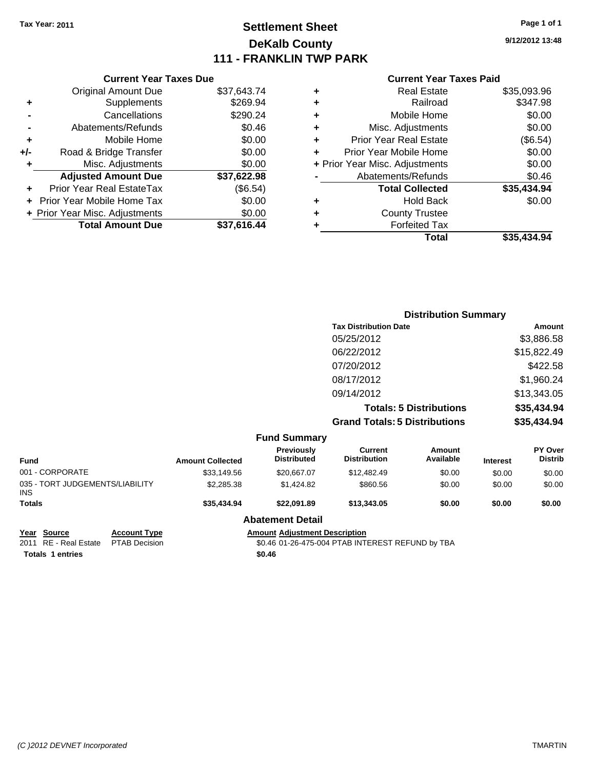Tax Year: 2011

# Settlement Sheet
## DeKalb County
## 111 - FRANKLIN TWP PARK

9/12/2012 13:48

### Current Year Taxes Due

| | | |
|---|---|---|
| | Original Amount Due | $37,643.74 |
| + | Supplements | $269.94 |
| - | Cancellations | $290.24 |
| - | Abatements/Refunds | $0.46 |
| + | Mobile Home | $0.00 |
| +/- | Road & Bridge Transfer | $0.00 |
| + | Misc. Adjustments | $0.00 |
| | **Adjusted Amount Due** | **$37,622.98** |
| + | Prior Year Real EstateTax | ($6.54) |
| + | Prior Year Mobile Home Tax | $0.00 |
| + | Prior Year Misc. Adjustments | $0.00 |
| | **Total Amount Due** | **$37,616.44** |

### Current Year Taxes Paid

| | | |
|---|---|---|
| + | Real Estate | $35,093.96 |
| + | Railroad | $347.98 |
| + | Mobile Home | $0.00 |
| + | Misc. Adjustments | $0.00 |
| + | Prior Year Real Estate | ($6.54) |
| + | Prior Year Mobile Home | $0.00 |
| + | Prior Year Misc. Adjustments | $0.00 |
| - | Abatements/Refunds | $0.46 |
| | **Total Collected** | **$35,434.94** |
| + | Hold Back | $0.00 |
| + | County Trustee | |
| + | Forfeited Tax | |
| | **Total** | **$35,434.94** |

### Distribution Summary

| Tax Distribution Date | Amount |
|---|---|
| 05/25/2012 | $3,886.58 |
| 06/22/2012 | $15,822.49 |
| 07/20/2012 | $422.58 |
| 08/17/2012 | $1,960.24 |
| 09/14/2012 | $13,343.05 |
| **Totals: 5 Distributions** | **$35,434.94** |
| **Grand Totals: 5 Distributions** | **$35,434.94** |

### Fund Summary

| Fund | Amount Collected | Previously Distributed | Current Distribution | Amount Available | Interest | PY Over Distrib |
|---|---|---|---|---|---|---|
| 001 - CORPORATE | $33,149.56 | $20,667.07 | $12,482.49 | $0.00 | $0.00 | $0.00 |
| 035 - TORT JUDGEMENTS/LIABILITY INS | $2,285.38 | $1,424.82 | $860.56 | $0.00 | $0.00 | $0.00 |
| **Totals** | **$35,434.94** | **$22,091.89** | **$13,343.05** | **$0.00** | **$0.00** | **$0.00** |

### Abatement Detail

| Year | Source | Account Type | Amount | Adjustment Description |
|---|---|---|---|---|
| 2011 | RE - Real Estate | PTAB Decision | $0.46 | 01-26-475-004 PTAB INTEREST REFUND by TBA |
| **Totals 1 entries** | | | **$0.46** | |

(C )2012 DEVNET Incorporated TMARTIN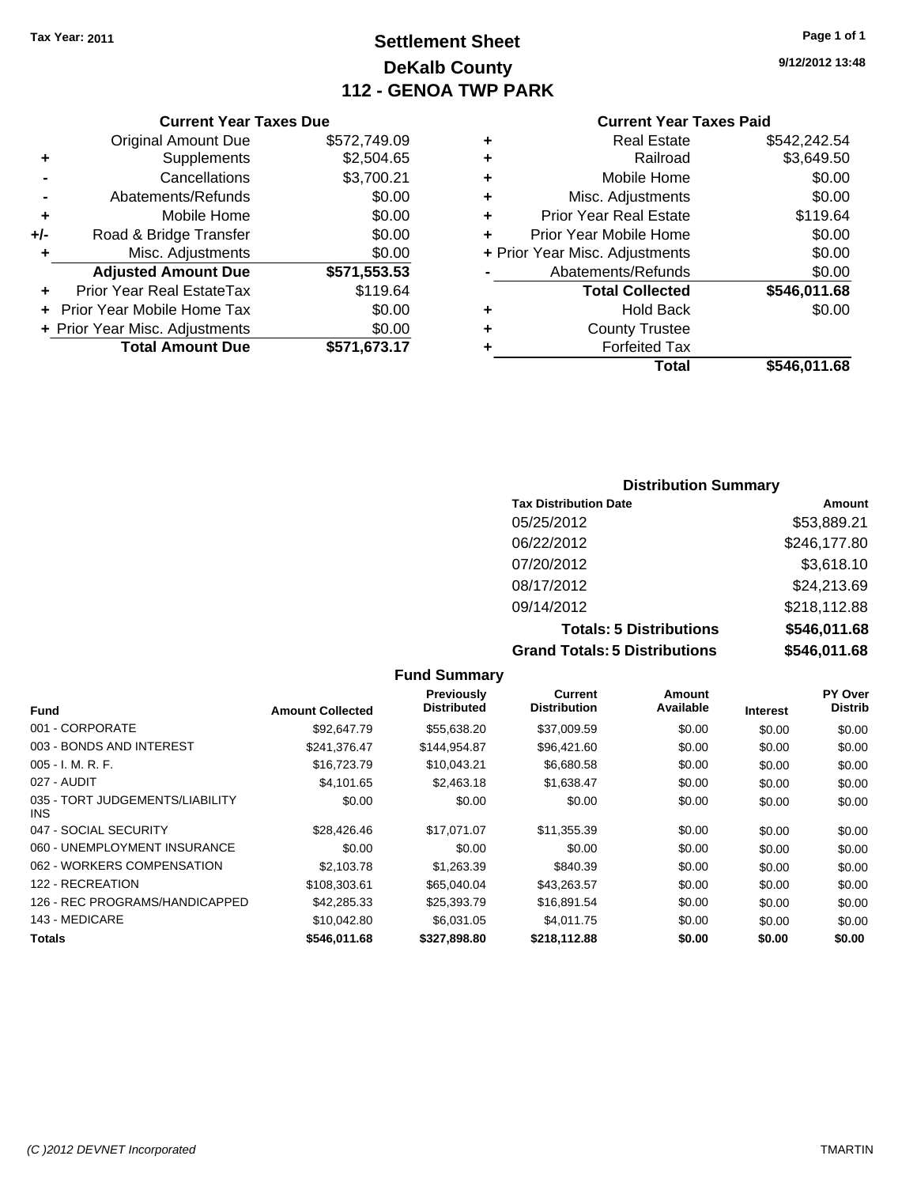**Tax Year: 2011**

# Settlement Sheet
## DeKalb County
## 112 - GENOA TWP PARK

9/12/2012 13:48

### Current Year Taxes Due

| | | |
|---|---|---|
| | Original Amount Due | $572,749.09 |
| + | Supplements | $2,504.65 |
| - | Cancellations | $3,700.21 |
| - | Abatements/Refunds | $0.00 |
| + | Mobile Home | $0.00 |
| +/- | Road & Bridge Transfer | $0.00 |
| + | Misc. Adjustments | $0.00 |
| | **Adjusted Amount Due** | **$571,553.53** |
| + | Prior Year Real EstateTax | $119.64 |
| + | Prior Year Mobile Home Tax | $0.00 |
| + | Prior Year Misc. Adjustments | $0.00 |
| | **Total Amount Due** | **$571,673.17** |

### Current Year Taxes Paid

| | | |
|---|---|---|
| + | Real Estate | $542,242.54 |
| + | Railroad | $3,649.50 |
| + | Mobile Home | $0.00 |
| + | Misc. Adjustments | $0.00 |
| + | Prior Year Real Estate | $119.64 |
| + | Prior Year Mobile Home | $0.00 |
| + | Prior Year Misc. Adjustments | $0.00 |
| - | Abatements/Refunds | $0.00 |
| | **Total Collected** | **$546,011.68** |
| + | Hold Back | $0.00 |
| + | County Trustee | |
| + | Forfeited Tax | |
| | **Total** | **$546,011.68** |

### Distribution Summary

| Tax Distribution Date | Amount |
|---|---|
| 05/25/2012 | $53,889.21 |
| 06/22/2012 | $246,177.80 |
| 07/20/2012 | $3,618.10 |
| 08/17/2012 | $24,213.69 |
| 09/14/2012 | $218,112.88 |
| **Totals: 5 Distributions** | **$546,011.68** |
| **Grand Totals: 5 Distributions** | **$546,011.68** |

### Fund Summary

| Fund | Amount Collected | Previously Distributed | Current Distribution | Amount Available | Interest | PY Over Distrib |
|---|---|---|---|---|---|---|
| 001 - CORPORATE | $92,647.79 | $55,638.20 | $37,009.59 | $0.00 | $0.00 | $0.00 |
| 003 - BONDS AND INTEREST | $241,376.47 | $144,954.87 | $96,421.60 | $0.00 | $0.00 | $0.00 |
| 005 - I. M. R. F. | $16,723.79 | $10,043.21 | $6,680.58 | $0.00 | $0.00 | $0.00 |
| 027 - AUDIT | $4,101.65 | $2,463.18 | $1,638.47 | $0.00 | $0.00 | $0.00 |
| 035 - TORT JUDGEMENTS/LIABILITY INS | $0.00 | $0.00 | $0.00 | $0.00 | $0.00 | $0.00 |
| 047 - SOCIAL SECURITY | $28,426.46 | $17,071.07 | $11,355.39 | $0.00 | $0.00 | $0.00 |
| 060 - UNEMPLOYMENT INSURANCE | $0.00 | $0.00 | $0.00 | $0.00 | $0.00 | $0.00 |
| 062 - WORKERS COMPENSATION | $2,103.78 | $1,263.39 | $840.39 | $0.00 | $0.00 | $0.00 |
| 122 - RECREATION | $108,303.61 | $65,040.04 | $43,263.57 | $0.00 | $0.00 | $0.00 |
| 126 - REC PROGRAMS/HANDICAPPED | $42,285.33 | $25,393.79 | $16,891.54 | $0.00 | $0.00 | $0.00 |
| 143 - MEDICARE | $10,042.80 | $6,031.05 | $4,011.75 | $0.00 | $0.00 | $0.00 |
| **Totals** | **$546,011.68** | **$327,898.80** | **$218,112.88** | **$0.00** | **$0.00** | **$0.00** |

(C )2012 DEVNET Incorporated — TMARTIN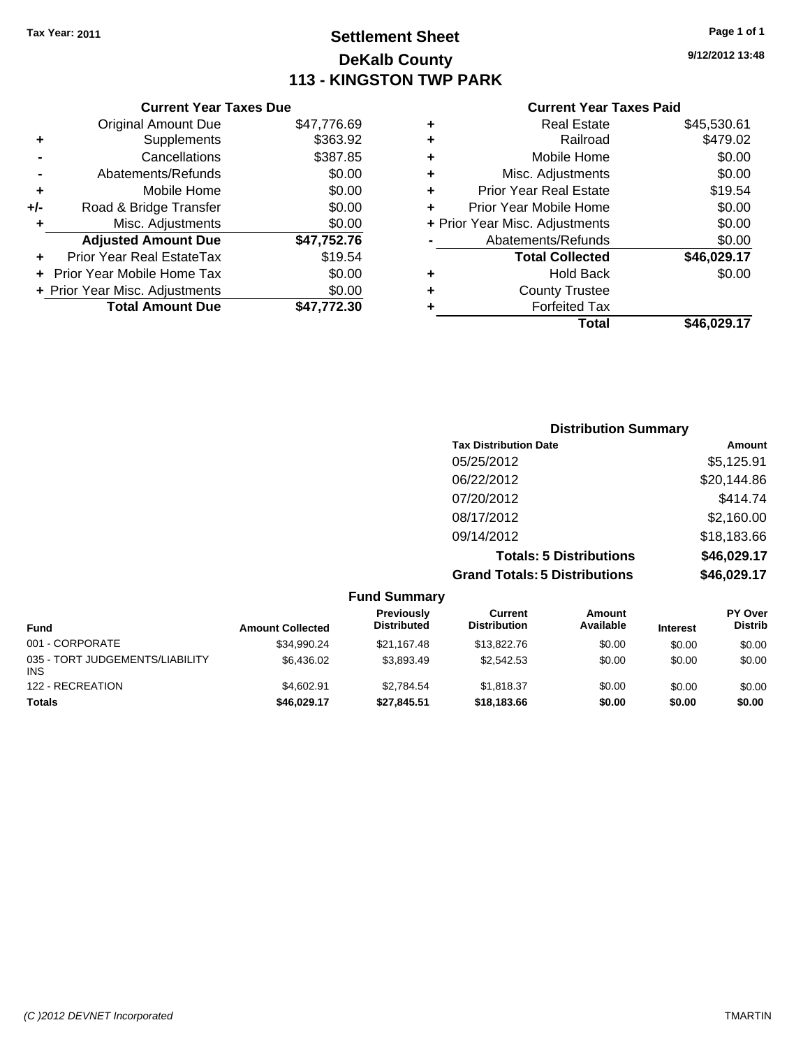Tax Year: 2011

# Settlement Sheet
## DeKalb County
## 113 - KINGSTON TWP PARK

9/12/2012 13:48

### Current Year Taxes Due

| | | |
|---|---|---|
| | Original Amount Due | $47,776.69 |
| + | Supplements | $363.92 |
| - | Cancellations | $387.85 |
| - | Abatements/Refunds | $0.00 |
| + | Mobile Home | $0.00 |
| +/- | Road & Bridge Transfer | $0.00 |
| + | Misc. Adjustments | $0.00 |
| | **Adjusted Amount Due** | **$47,752.76** |
| + | Prior Year Real EstateTax | $19.54 |
| + | Prior Year Mobile Home Tax | $0.00 |
| + | Prior Year Misc. Adjustments | $0.00 |
| | **Total Amount Due** | **$47,772.30** |

### Current Year Taxes Paid

| | | |
|---|---|---|
| + | Real Estate | $45,530.61 |
| + | Railroad | $479.02 |
| + | Mobile Home | $0.00 |
| + | Misc. Adjustments | $0.00 |
| + | Prior Year Real Estate | $19.54 |
| + | Prior Year Mobile Home | $0.00 |
| + | Prior Year Misc. Adjustments | $0.00 |
| - | Abatements/Refunds | $0.00 |
| | **Total Collected** | **$46,029.17** |
| + | Hold Back | $0.00 |
| + | County Trustee | |
| + | Forfeited Tax | |
| | **Total** | **$46,029.17** |

### Distribution Summary

| Tax Distribution Date | Amount |
|---|---|
| 05/25/2012 | $5,125.91 |
| 06/22/2012 | $20,144.86 |
| 07/20/2012 | $414.74 |
| 08/17/2012 | $2,160.00 |
| 09/14/2012 | $18,183.66 |
| **Totals: 5 Distributions** | **$46,029.17** |
| **Grand Totals: 5 Distributions** | **$46,029.17** |

### Fund Summary

| Fund | Amount Collected | Previously Distributed | Current Distribution | Amount Available | Interest | PY Over Distrib |
|---|---|---|---|---|---|---|
| 001 - CORPORATE | $34,990.24 | $21,167.48 | $13,822.76 | $0.00 | $0.00 | $0.00 |
| 035 - TORT JUDGEMENTS/LIABILITY INS | $6,436.02 | $3,893.49 | $2,542.53 | $0.00 | $0.00 | $0.00 |
| 122 - RECREATION | $4,602.91 | $2,784.54 | $1,818.37 | $0.00 | $0.00 | $0.00 |
| **Totals** | **$46,029.17** | **$27,845.51** | **$18,183.66** | **$0.00** | **$0.00** | **$0.00** |

(C )2012 DEVNET Incorporated TMARTIN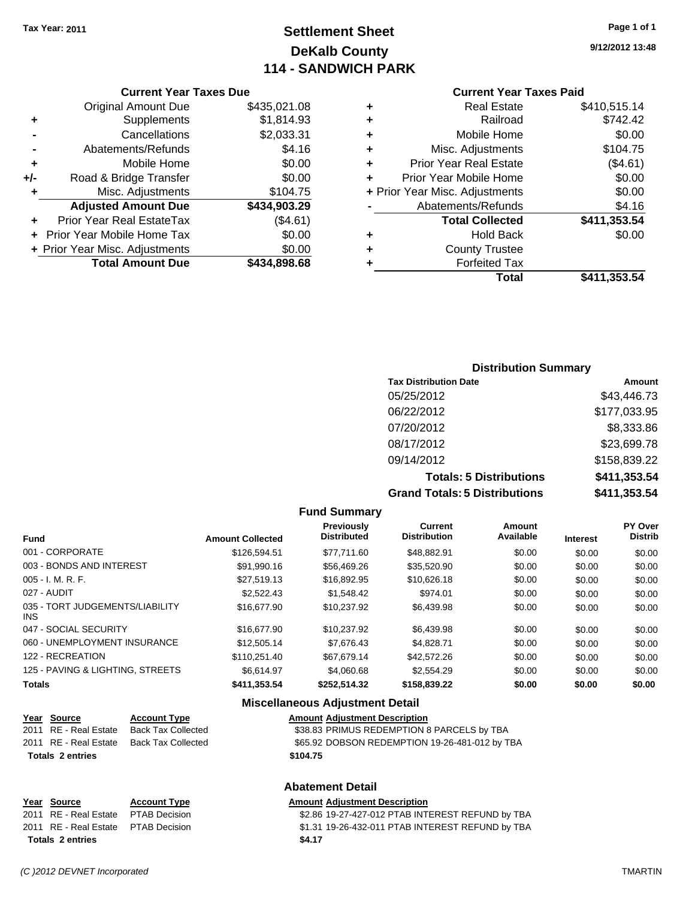**Tax Year: 2011**

# Settlement Sheet
## DeKalb County
## 114 - SANDWICH PARK

9/12/2012 13:48

### Current Year Taxes Due

| | | |
|---|---|---|
| | Original Amount Due | $435,021.08 |
| + | Supplements | $1,814.93 |
| - | Cancellations | $2,033.31 |
| - | Abatements/Refunds | $4.16 |
| + | Mobile Home | $0.00 |
| +/- | Road & Bridge Transfer | $0.00 |
| + | Misc. Adjustments | $104.75 |
| | **Adjusted Amount Due** | **$434,903.29** |
| + | Prior Year Real EstateTax | ($4.61) |
| + | Prior Year Mobile Home Tax | $0.00 |
| + | Prior Year Misc. Adjustments | $0.00 |
| | **Total Amount Due** | **$434,898.68** |

### Current Year Taxes Paid

| | | |
|---|---|---|
| + | Real Estate | $410,515.14 |
| + | Railroad | $742.42 |
| + | Mobile Home | $0.00 |
| + | Misc. Adjustments | $104.75 |
| + | Prior Year Real Estate | ($4.61) |
| + | Prior Year Mobile Home | $0.00 |
| + | Prior Year Misc. Adjustments | $0.00 |
| - | Abatements/Refunds | $4.16 |
| | **Total Collected** | **$411,353.54** |
| + | Hold Back | $0.00 |
| + | County Trustee | |
| + | Forfeited Tax | |
| | **Total** | **$411,353.54** |

### Distribution Summary

| Tax Distribution Date | Amount |
|---|---|
| 05/25/2012 | $43,446.73 |
| 06/22/2012 | $177,033.95 |
| 07/20/2012 | $8,333.86 |
| 08/17/2012 | $23,699.78 |
| 09/14/2012 | $158,839.22 |
| **Totals: 5 Distributions** | **$411,353.54** |
| **Grand Totals: 5 Distributions** | **$411,353.54** |

### Fund Summary

| Fund | Amount Collected | Previously Distributed | Current Distribution | Amount Available | Interest | PY Over Distrib |
|---|---|---|---|---|---|---|
| 001 - CORPORATE | $126,594.51 | $77,711.60 | $48,882.91 | $0.00 | $0.00 | $0.00 |
| 003 - BONDS AND INTEREST | $91,990.16 | $56,469.26 | $35,520.90 | $0.00 | $0.00 | $0.00 |
| 005 - I. M. R. F. | $27,519.13 | $16,892.95 | $10,626.18 | $0.00 | $0.00 | $0.00 |
| 027 - AUDIT | $2,522.43 | $1,548.42 | $974.01 | $0.00 | $0.00 | $0.00 |
| 035 - TORT JUDGEMENTS/LIABILITY INS | $16,677.90 | $10,237.92 | $6,439.98 | $0.00 | $0.00 | $0.00 |
| 047 - SOCIAL SECURITY | $16,677.90 | $10,237.92 | $6,439.98 | $0.00 | $0.00 | $0.00 |
| 060 - UNEMPLOYMENT INSURANCE | $12,505.14 | $7,676.43 | $4,828.71 | $0.00 | $0.00 | $0.00 |
| 122 - RECREATION | $110,251.40 | $67,679.14 | $42,572.26 | $0.00 | $0.00 | $0.00 |
| 125 - PAVING & LIGHTING, STREETS | $6,614.97 | $4,060.68 | $2,554.29 | $0.00 | $0.00 | $0.00 |
| **Totals** | **$411,353.54** | **$252,514.32** | **$158,839.22** | **$0.00** | **$0.00** | **$0.00** |

### Miscellaneous Adjustment Detail

| Year | Source | Account Type | Amount | Adjustment Description |
|---|---|---|---|---|
| 2011 | RE - Real Estate | Back Tax Collected | $38.83 | PRIMUS REDEMPTION 8 PARCELS by TBA |
| 2011 | RE - Real Estate | Back Tax Collected | $65.92 | DOBSON REDEMPTION 19-26-481-012 by TBA |
| **Totals 2 entries** | | | **$104.75** | |

### Abatement Detail

| Year | Source | Account Type | Amount | Adjustment Description |
|---|---|---|---|---|
| 2011 | RE - Real Estate | PTAB Decision | $2.86 | 19-27-427-012 PTAB INTEREST REFUND by TBA |
| 2011 | RE - Real Estate | PTAB Decision | $1.31 | 19-26-432-011 PTAB INTEREST REFUND by TBA |
| **Totals 2 entries** | | | **$4.17** | |

(C )2012 DEVNET Incorporated TMARTIN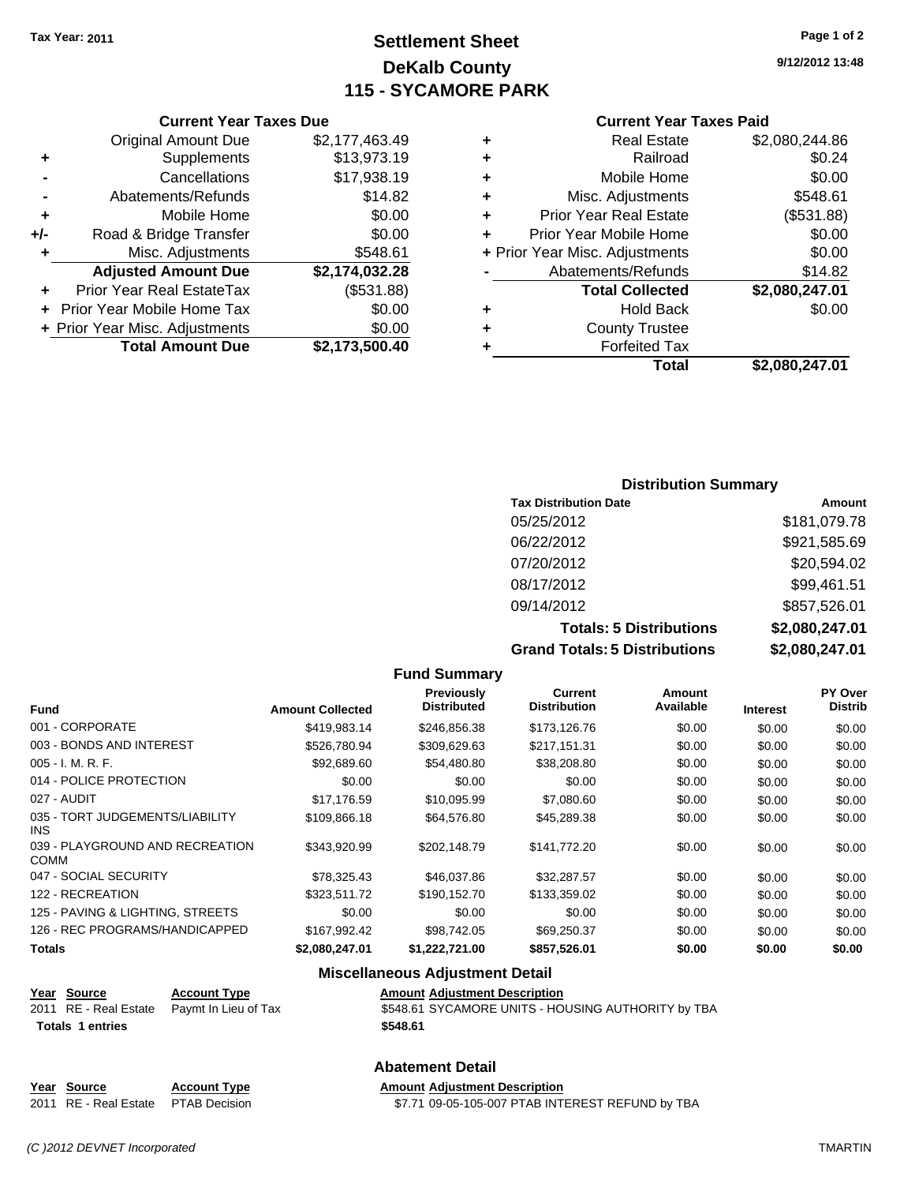Tax Year: 2011

# Settlement Sheet
## DeKalb County
## 115 - SYCAMORE PARK

9/12/2012 13:48

### Current Year Taxes Due

| | | |
|---|---|---|
| | Original Amount Due | $2,177,463.49 |
| + | Supplements | $13,973.19 |
| - | Cancellations | $17,938.19 |
| - | Abatements/Refunds | $14.82 |
| + | Mobile Home | $0.00 |
| +/- | Road & Bridge Transfer | $0.00 |
| + | Misc. Adjustments | $548.61 |
| | **Adjusted Amount Due** | **$2,174,032.28** |
| + | Prior Year Real EstateTax | ($531.88) |
| + | Prior Year Mobile Home Tax | $0.00 |
| + | Prior Year Misc. Adjustments | $0.00 |
| | **Total Amount Due** | **$2,173,500.40** |

### Current Year Taxes Paid

| | | |
|---|---|---|
| + | Real Estate | $2,080,244.86 |
| + | Railroad | $0.24 |
| + | Mobile Home | $0.00 |
| + | Misc. Adjustments | $548.61 |
| + | Prior Year Real Estate | ($531.88) |
| + | Prior Year Mobile Home | $0.00 |
| + | Prior Year Misc. Adjustments | $0.00 |
| - | Abatements/Refunds | $14.82 |
| | **Total Collected** | **$2,080,247.01** |
| + | Hold Back | $0.00 |
| + | County Trustee | |
| + | Forfeited Tax | |
| | **Total** | **$2,080,247.01** |

### Distribution Summary

| Tax Distribution Date | Amount |
|---|---|
| 05/25/2012 | $181,079.78 |
| 06/22/2012 | $921,585.69 |
| 07/20/2012 | $20,594.02 |
| 08/17/2012 | $99,461.51 |
| 09/14/2012 | $857,526.01 |
| **Totals: 5 Distributions** | **$2,080,247.01** |
| **Grand Totals: 5 Distributions** | **$2,080,247.01** |

### Fund Summary

| Fund | Amount Collected | Previously Distributed | Current Distribution | Amount Available | Interest | PY Over Distrib |
|---|---|---|---|---|---|---|
| 001 - CORPORATE | $419,983.14 | $246,856.38 | $173,126.76 | $0.00 | $0.00 | $0.00 |
| 003 - BONDS AND INTEREST | $526,780.94 | $309,629.63 | $217,151.31 | $0.00 | $0.00 | $0.00 |
| 005 - I. M. R. F. | $92,689.60 | $54,480.80 | $38,208.80 | $0.00 | $0.00 | $0.00 |
| 014 - POLICE PROTECTION | $0.00 | $0.00 | $0.00 | $0.00 | $0.00 | $0.00 |
| 027 - AUDIT | $17,176.59 | $10,095.99 | $7,080.60 | $0.00 | $0.00 | $0.00 |
| 035 - TORT JUDGEMENTS/LIABILITY INS | $109,866.18 | $64,576.80 | $45,289.38 | $0.00 | $0.00 | $0.00 |
| 039 - PLAYGROUND AND RECREATION COMM | $343,920.99 | $202,148.79 | $141,772.20 | $0.00 | $0.00 | $0.00 |
| 047 - SOCIAL SECURITY | $78,325.43 | $46,037.86 | $32,287.57 | $0.00 | $0.00 | $0.00 |
| 122 - RECREATION | $323,511.72 | $190,152.70 | $133,359.02 | $0.00 | $0.00 | $0.00 |
| 125 - PAVING & LIGHTING, STREETS | $0.00 | $0.00 | $0.00 | $0.00 | $0.00 | $0.00 |
| 126 - REC PROGRAMS/HANDICAPPED | $167,992.42 | $98,742.05 | $69,250.37 | $0.00 | $0.00 | $0.00 |
| **Totals** | **$2,080,247.01** | **$1,222,721.00** | **$857,526.01** | **$0.00** | **$0.00** | **$0.00** |

### Miscellaneous Adjustment Detail

| Year | Source | Account Type | Amount | Adjustment Description |
|---|---|---|---|---|
| 2011 | RE - Real Estate | Paymt In Lieu of Tax | $548.61 | SYCAMORE UNITS - HOUSING AUTHORITY by TBA |
| **Totals** | **1 entries** | | **$548.61** | |

### Abatement Detail

| Year | Source | Account Type | Amount | Adjustment Description |
|---|---|---|---|---|
| 2011 | RE - Real Estate | PTAB Decision | $7.71 | 09-05-105-007 PTAB INTEREST REFUND by TBA |

(C )2012 DEVNET Incorporated TMARTIN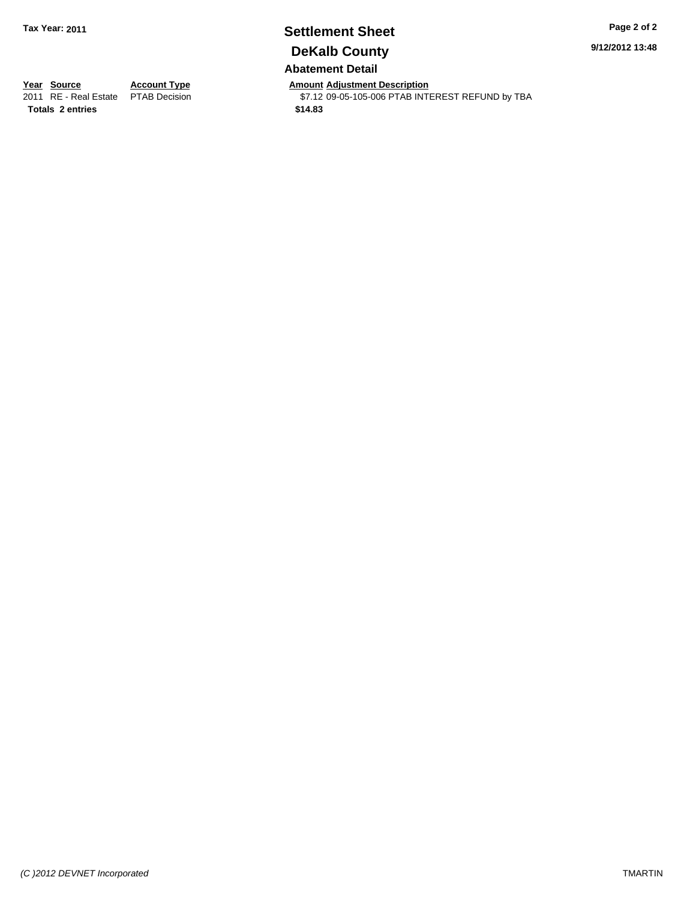**Tax Year: 2011**

# Settlement Sheet

## DeKalb County

9/12/2012 13:48

### Abatement Detail

| Year | Source | Account Type | Amount | Adjustment Description |
|---|---|---|---|---|
| 2011 | RE - Real Estate | PTAB Decision | $7.12 | 09-05-105-006 PTAB INTEREST REFUND by TBA |
| **Totals** | **2 entries** | | **$14.83** | |

*(C )2012 DEVNET Incorporated*

TMARTIN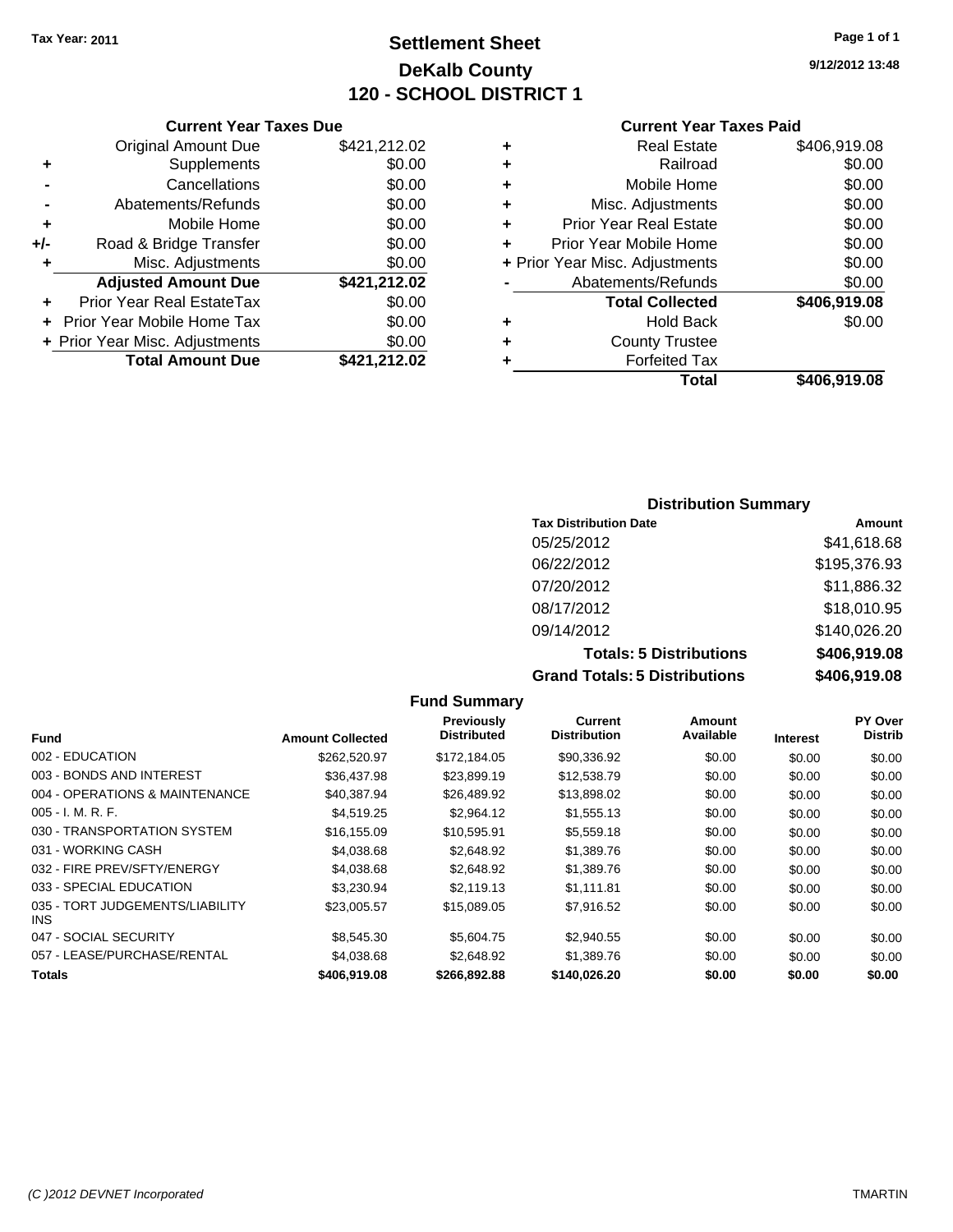Tax Year: 2011

# Settlement Sheet

## DeKalb County

## 120 - SCHOOL DISTRICT 1

9/12/2012 13:48

### Current Year Taxes Due

| | | |
|---|---|---|
| | Original Amount Due | $421,212.02 |
| + | Supplements | $0.00 |
| - | Cancellations | $0.00 |
| - | Abatements/Refunds | $0.00 |
| + | Mobile Home | $0.00 |
| +/- | Road & Bridge Transfer | $0.00 |
| + | Misc. Adjustments | $0.00 |
| | **Adjusted Amount Due** | **$421,212.02** |
| + | Prior Year Real EstateTax | $0.00 |
| + | Prior Year Mobile Home Tax | $0.00 |
| + | Prior Year Misc. Adjustments | $0.00 |
| | **Total Amount Due** | **$421,212.02** |

### Current Year Taxes Paid

| | | |
|---|---|---|
| + | Real Estate | $406,919.08 |
| + | Railroad | $0.00 |
| + | Mobile Home | $0.00 |
| + | Misc. Adjustments | $0.00 |
| + | Prior Year Real Estate | $0.00 |
| + | Prior Year Mobile Home | $0.00 |
| + | Prior Year Misc. Adjustments | $0.00 |
| - | Abatements/Refunds | $0.00 |
| | **Total Collected** | **$406,919.08** |
| + | Hold Back | $0.00 |
| + | County Trustee | |
| + | Forfeited Tax | |
| | **Total** | **$406,919.08** |

### Distribution Summary

| Tax Distribution Date | Amount |
|---|---|
| 05/25/2012 | $41,618.68 |
| 06/22/2012 | $195,376.93 |
| 07/20/2012 | $11,886.32 |
| 08/17/2012 | $18,010.95 |
| 09/14/2012 | $140,026.20 |
| **Totals: 5 Distributions** | **$406,919.08** |
| **Grand Totals: 5 Distributions** | **$406,919.08** |

### Fund Summary

| Fund | Amount Collected | Previously Distributed | Current Distribution | Amount Available | Interest | PY Over Distrib |
|---|---|---|---|---|---|---|
| 002 - EDUCATION | $262,520.97 | $172,184.05 | $90,336.92 | $0.00 | $0.00 | $0.00 |
| 003 - BONDS AND INTEREST | $36,437.98 | $23,899.19 | $12,538.79 | $0.00 | $0.00 | $0.00 |
| 004 - OPERATIONS & MAINTENANCE | $40,387.94 | $26,489.92 | $13,898.02 | $0.00 | $0.00 | $0.00 |
| 005 - I. M. R. F. | $4,519.25 | $2,964.12 | $1,555.13 | $0.00 | $0.00 | $0.00 |
| 030 - TRANSPORTATION SYSTEM | $16,155.09 | $10,595.91 | $5,559.18 | $0.00 | $0.00 | $0.00 |
| 031 - WORKING CASH | $4,038.68 | $2,648.92 | $1,389.76 | $0.00 | $0.00 | $0.00 |
| 032 - FIRE PREV/SFTY/ENERGY | $4,038.68 | $2,648.92 | $1,389.76 | $0.00 | $0.00 | $0.00 |
| 033 - SPECIAL EDUCATION | $3,230.94 | $2,119.13 | $1,111.81 | $0.00 | $0.00 | $0.00 |
| 035 - TORT JUDGEMENTS/LIABILITY INS | $23,005.57 | $15,089.05 | $7,916.52 | $0.00 | $0.00 | $0.00 |
| 047 - SOCIAL SECURITY | $8,545.30 | $5,604.75 | $2,940.55 | $0.00 | $0.00 | $0.00 |
| 057 - LEASE/PURCHASE/RENTAL | $4,038.68 | $2,648.92 | $1,389.76 | $0.00 | $0.00 | $0.00 |
| **Totals** | **$406,919.08** | **$266,892.88** | **$140,026.20** | **$0.00** | **$0.00** | **$0.00** |

(C )2012 DEVNET Incorporated TMARTIN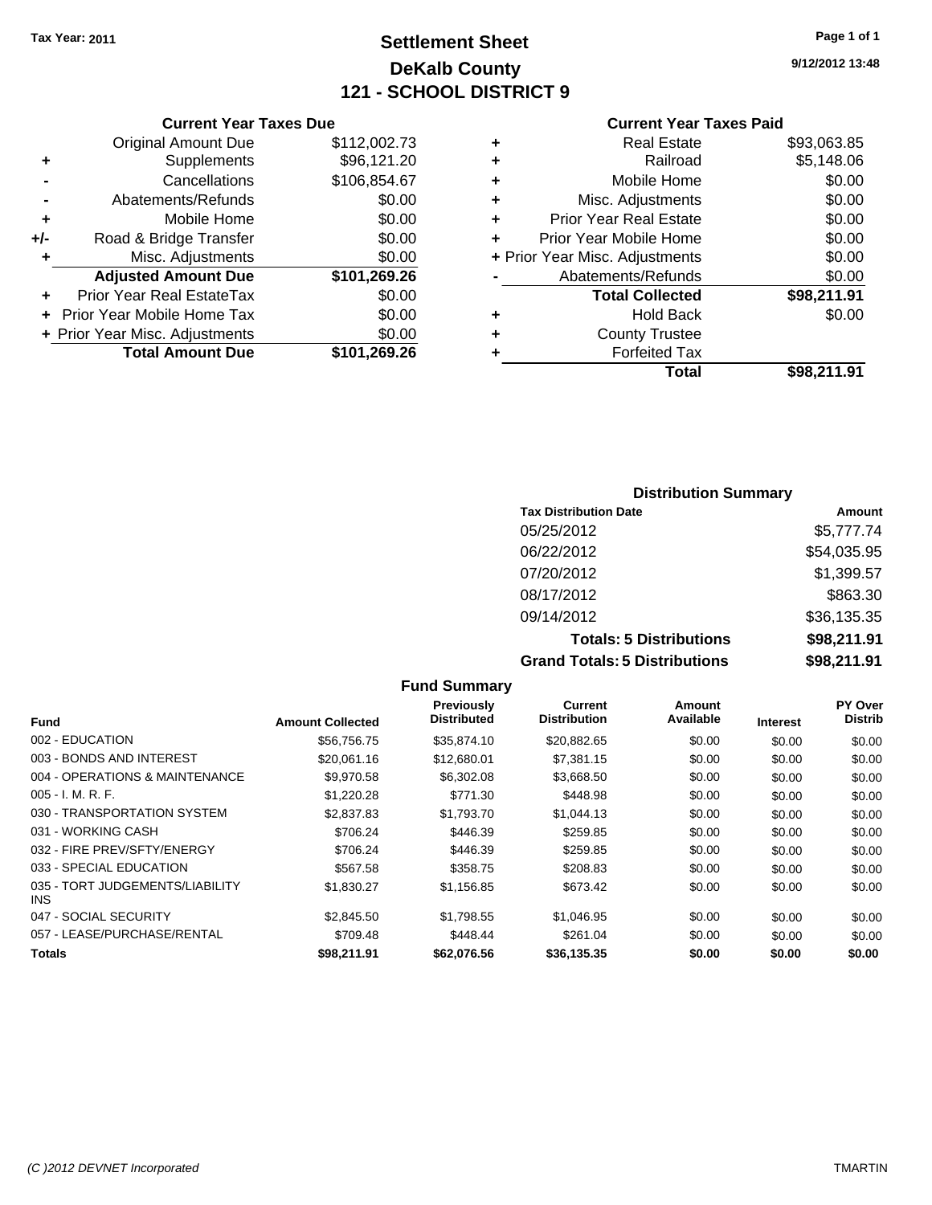Tax Year: 2011

# Settlement Sheet
## DeKalb County
## 121 - SCHOOL DISTRICT 9

9/12/2012 13:48

### Current Year Taxes Due

| | | |
|---|---|---|
| | Original Amount Due | $112,002.73 |
| + | Supplements | $96,121.20 |
| - | Cancellations | $106,854.67 |
| - | Abatements/Refunds | $0.00 |
| + | Mobile Home | $0.00 |
| +/- | Road & Bridge Transfer | $0.00 |
| + | Misc. Adjustments | $0.00 |
| | **Adjusted Amount Due** | **$101,269.26** |
| + | Prior Year Real EstateTax | $0.00 |
| + | Prior Year Mobile Home Tax | $0.00 |
| + | Prior Year Misc. Adjustments | $0.00 |
| | **Total Amount Due** | **$101,269.26** |

### Current Year Taxes Paid

| | | |
|---|---|---|
| + | Real Estate | $93,063.85 |
| + | Railroad | $5,148.06 |
| + | Mobile Home | $0.00 |
| + | Misc. Adjustments | $0.00 |
| + | Prior Year Real Estate | $0.00 |
| + | Prior Year Mobile Home | $0.00 |
| + | Prior Year Misc. Adjustments | $0.00 |
| - | Abatements/Refunds | $0.00 |
| | **Total Collected** | **$98,211.91** |
| + | Hold Back | $0.00 |
| + | County Trustee | |
| + | Forfeited Tax | |
| | **Total** | **$98,211.91** |

### Distribution Summary

| Tax Distribution Date | Amount |
|---|---|
| 05/25/2012 | $5,777.74 |
| 06/22/2012 | $54,035.95 |
| 07/20/2012 | $1,399.57 |
| 08/17/2012 | $863.30 |
| 09/14/2012 | $36,135.35 |
| **Totals: 5 Distributions** | **$98,211.91** |
| **Grand Totals: 5 Distributions** | **$98,211.91** |

### Fund Summary

| Fund | Amount Collected | Previously Distributed | Current Distribution | Amount Available | Interest | PY Over Distrib |
|---|---|---|---|---|---|---|
| 002 - EDUCATION | $56,756.75 | $35,874.10 | $20,882.65 | $0.00 | $0.00 | $0.00 |
| 003 - BONDS AND INTEREST | $20,061.16 | $12,680.01 | $7,381.15 | $0.00 | $0.00 | $0.00 |
| 004 - OPERATIONS & MAINTENANCE | $9,970.58 | $6,302.08 | $3,668.50 | $0.00 | $0.00 | $0.00 |
| 005 - I. M. R. F. | $1,220.28 | $771.30 | $448.98 | $0.00 | $0.00 | $0.00 |
| 030 - TRANSPORTATION SYSTEM | $2,837.83 | $1,793.70 | $1,044.13 | $0.00 | $0.00 | $0.00 |
| 031 - WORKING CASH | $706.24 | $446.39 | $259.85 | $0.00 | $0.00 | $0.00 |
| 032 - FIRE PREV/SFTY/ENERGY | $706.24 | $446.39 | $259.85 | $0.00 | $0.00 | $0.00 |
| 033 - SPECIAL EDUCATION | $567.58 | $358.75 | $208.83 | $0.00 | $0.00 | $0.00 |
| 035 - TORT JUDGEMENTS/LIABILITY INS | $1,830.27 | $1,156.85 | $673.42 | $0.00 | $0.00 | $0.00 |
| 047 - SOCIAL SECURITY | $2,845.50 | $1,798.55 | $1,046.95 | $0.00 | $0.00 | $0.00 |
| 057 - LEASE/PURCHASE/RENTAL | $709.48 | $448.44 | $261.04 | $0.00 | $0.00 | $0.00 |
| **Totals** | **$98,211.91** | **$62,076.56** | **$36,135.35** | **$0.00** | **$0.00** | **$0.00** |

(C )2012 DEVNET Incorporated TMARTIN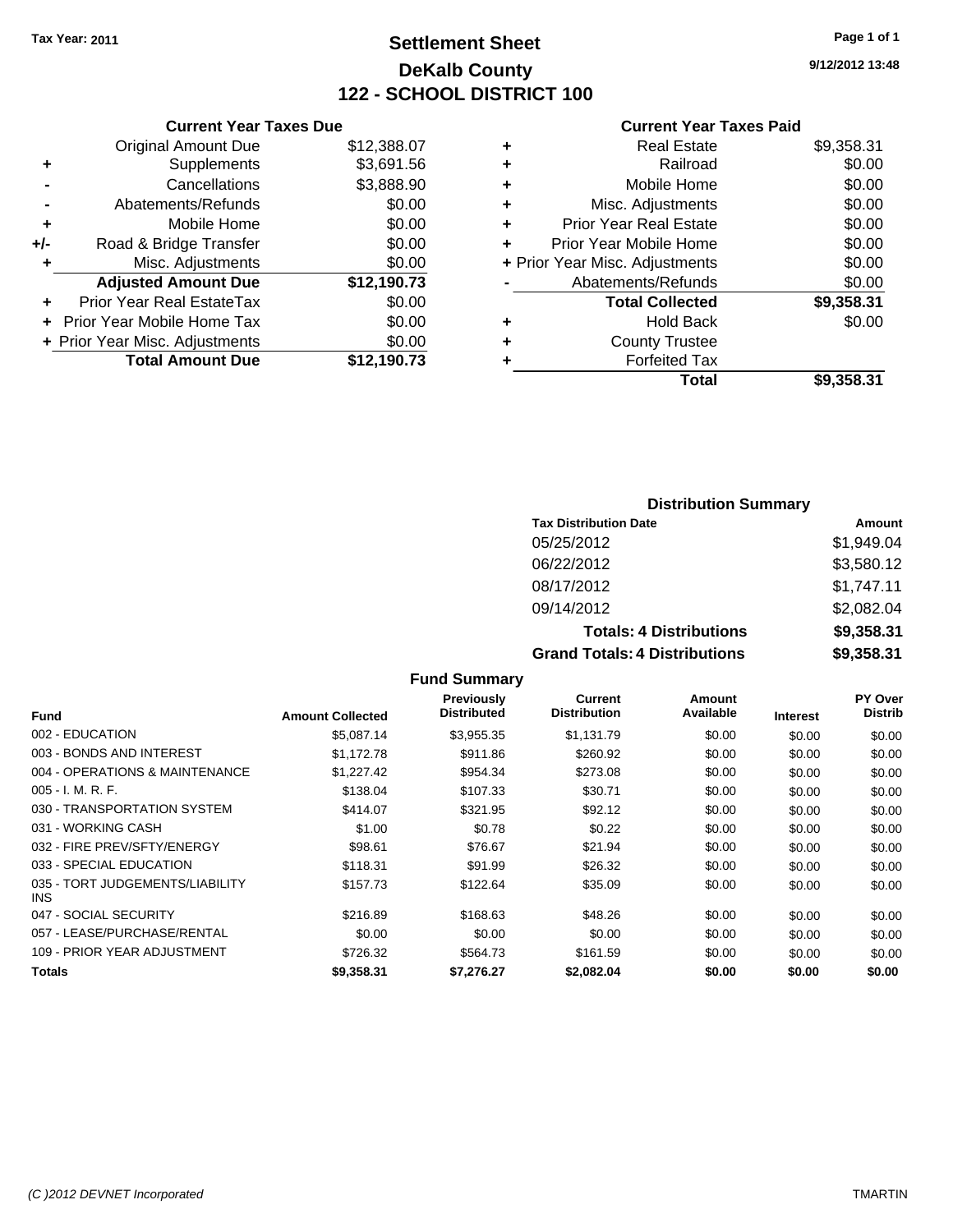Tax Year: 2011

# Settlement Sheet

## DeKalb County

## 122 - SCHOOL DISTRICT 100

9/12/2012 13:48

### Current Year Taxes Due

| | | |
|---|---|---|
| | Original Amount Due | $12,388.07 |
| + | Supplements | $3,691.56 |
| - | Cancellations | $3,888.90 |
| - | Abatements/Refunds | $0.00 |
| + | Mobile Home | $0.00 |
| +/- | Road & Bridge Transfer | $0.00 |
| + | Misc. Adjustments | $0.00 |
| | **Adjusted Amount Due** | **$12,190.73** |
| + | Prior Year Real EstateTax | $0.00 |
| + | Prior Year Mobile Home Tax | $0.00 |
| + | Prior Year Misc. Adjustments | $0.00 |
| | **Total Amount Due** | **$12,190.73** |

### Current Year Taxes Paid

| | | |
|---|---|---|
| + | Real Estate | $9,358.31 |
| + | Railroad | $0.00 |
| + | Mobile Home | $0.00 |
| + | Misc. Adjustments | $0.00 |
| + | Prior Year Real Estate | $0.00 |
| + | Prior Year Mobile Home | $0.00 |
| + | Prior Year Misc. Adjustments | $0.00 |
| - | Abatements/Refunds | $0.00 |
| | **Total Collected** | **$9,358.31** |
| + | Hold Back | $0.00 |
| + | County Trustee | |
| + | Forfeited Tax | |
| | **Total** | **$9,358.31** |

### Distribution Summary

| Tax Distribution Date | Amount |
|---|---|
| 05/25/2012 | $1,949.04 |
| 06/22/2012 | $3,580.12 |
| 08/17/2012 | $1,747.11 |
| 09/14/2012 | $2,082.04 |
| **Totals: 4 Distributions** | **$9,358.31** |
| **Grand Totals: 4 Distributions** | **$9,358.31** |

### Fund Summary

| Fund | Amount Collected | Previously Distributed | Current Distribution | Amount Available | Interest | PY Over Distrib |
|---|---|---|---|---|---|---|
| 002 - EDUCATION | $5,087.14 | $3,955.35 | $1,131.79 | $0.00 | $0.00 | $0.00 |
| 003 - BONDS AND INTEREST | $1,172.78 | $911.86 | $260.92 | $0.00 | $0.00 | $0.00 |
| 004 - OPERATIONS & MAINTENANCE | $1,227.42 | $954.34 | $273.08 | $0.00 | $0.00 | $0.00 |
| 005 - I. M. R. F. | $138.04 | $107.33 | $30.71 | $0.00 | $0.00 | $0.00 |
| 030 - TRANSPORTATION SYSTEM | $414.07 | $321.95 | $92.12 | $0.00 | $0.00 | $0.00 |
| 031 - WORKING CASH | $1.00 | $0.78 | $0.22 | $0.00 | $0.00 | $0.00 |
| 032 - FIRE PREV/SFTY/ENERGY | $98.61 | $76.67 | $21.94 | $0.00 | $0.00 | $0.00 |
| 033 - SPECIAL EDUCATION | $118.31 | $91.99 | $26.32 | $0.00 | $0.00 | $0.00 |
| 035 - TORT JUDGEMENTS/LIABILITY INS | $157.73 | $122.64 | $35.09 | $0.00 | $0.00 | $0.00 |
| 047 - SOCIAL SECURITY | $216.89 | $168.63 | $48.26 | $0.00 | $0.00 | $0.00 |
| 057 - LEASE/PURCHASE/RENTAL | $0.00 | $0.00 | $0.00 | $0.00 | $0.00 | $0.00 |
| 109 - PRIOR YEAR ADJUSTMENT | $726.32 | $564.73 | $161.59 | $0.00 | $0.00 | $0.00 |
| **Totals** | **$9,358.31** | **$7,276.27** | **$2,082.04** | **$0.00** | **$0.00** | **$0.00** |

(C )2012 DEVNET Incorporated TMARTIN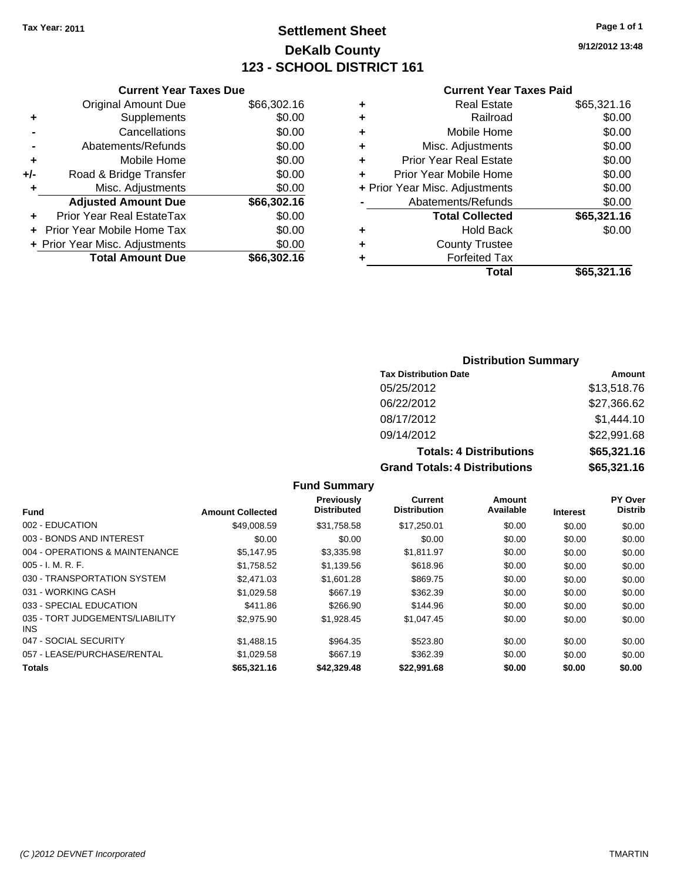Tax Year: 2011

# Settlement Sheet
## DeKalb County
## 123 - SCHOOL DISTRICT 161

9/12/2012 13:48

### Current Year Taxes Due

| | | |
|---|---|---|
| | Original Amount Due | $66,302.16 |
| + | Supplements | $0.00 |
| - | Cancellations | $0.00 |
| - | Abatements/Refunds | $0.00 |
| + | Mobile Home | $0.00 |
| +/- | Road & Bridge Transfer | $0.00 |
| + | Misc. Adjustments | $0.00 |
| | **Adjusted Amount Due** | **$66,302.16** |
| + | Prior Year Real EstateTax | $0.00 |
| + | Prior Year Mobile Home Tax | $0.00 |
| + | Prior Year Misc. Adjustments | $0.00 |
| | **Total Amount Due** | **$66,302.16** |

### Current Year Taxes Paid

| | | |
|---|---|---|
| + | Real Estate | $65,321.16 |
| + | Railroad | $0.00 |
| + | Mobile Home | $0.00 |
| + | Misc. Adjustments | $0.00 |
| + | Prior Year Real Estate | $0.00 |
| + | Prior Year Mobile Home | $0.00 |
| + | Prior Year Misc. Adjustments | $0.00 |
| - | Abatements/Refunds | $0.00 |
| | **Total Collected** | **$65,321.16** |
| + | Hold Back | $0.00 |
| + | County Trustee | |
| + | Forfeited Tax | |
| | **Total** | **$65,321.16** |

### Distribution Summary

| Tax Distribution Date | Amount |
|---|---|
| 05/25/2012 | $13,518.76 |
| 06/22/2012 | $27,366.62 |
| 08/17/2012 | $1,444.10 |
| 09/14/2012 | $22,991.68 |
| **Totals: 4 Distributions** | **$65,321.16** |
| **Grand Totals: 4 Distributions** | **$65,321.16** |

### Fund Summary

| Fund | Amount Collected | Previously Distributed | Current Distribution | Amount Available | Interest | PY Over Distrib |
|---|---|---|---|---|---|---|
| 002 - EDUCATION | $49,008.59 | $31,758.58 | $17,250.01 | $0.00 | $0.00 | $0.00 |
| 003 - BONDS AND INTEREST | $0.00 | $0.00 | $0.00 | $0.00 | $0.00 | $0.00 |
| 004 - OPERATIONS & MAINTENANCE | $5,147.95 | $3,335.98 | $1,811.97 | $0.00 | $0.00 | $0.00 |
| 005 - I. M. R. F. | $1,758.52 | $1,139.56 | $618.96 | $0.00 | $0.00 | $0.00 |
| 030 - TRANSPORTATION SYSTEM | $2,471.03 | $1,601.28 | $869.75 | $0.00 | $0.00 | $0.00 |
| 031 - WORKING CASH | $1,029.58 | $667.19 | $362.39 | $0.00 | $0.00 | $0.00 |
| 033 - SPECIAL EDUCATION | $411.86 | $266.90 | $144.96 | $0.00 | $0.00 | $0.00 |
| 035 - TORT JUDGEMENTS/LIABILITY INS | $2,975.90 | $1,928.45 | $1,047.45 | $0.00 | $0.00 | $0.00 |
| 047 - SOCIAL SECURITY | $1,488.15 | $964.35 | $523.80 | $0.00 | $0.00 | $0.00 |
| 057 - LEASE/PURCHASE/RENTAL | $1,029.58 | $667.19 | $362.39 | $0.00 | $0.00 | $0.00 |
| **Totals** | **$65,321.16** | **$42,329.48** | **$22,991.68** | **$0.00** | **$0.00** | **$0.00** |

(C )2012 DEVNET Incorporated — TMARTIN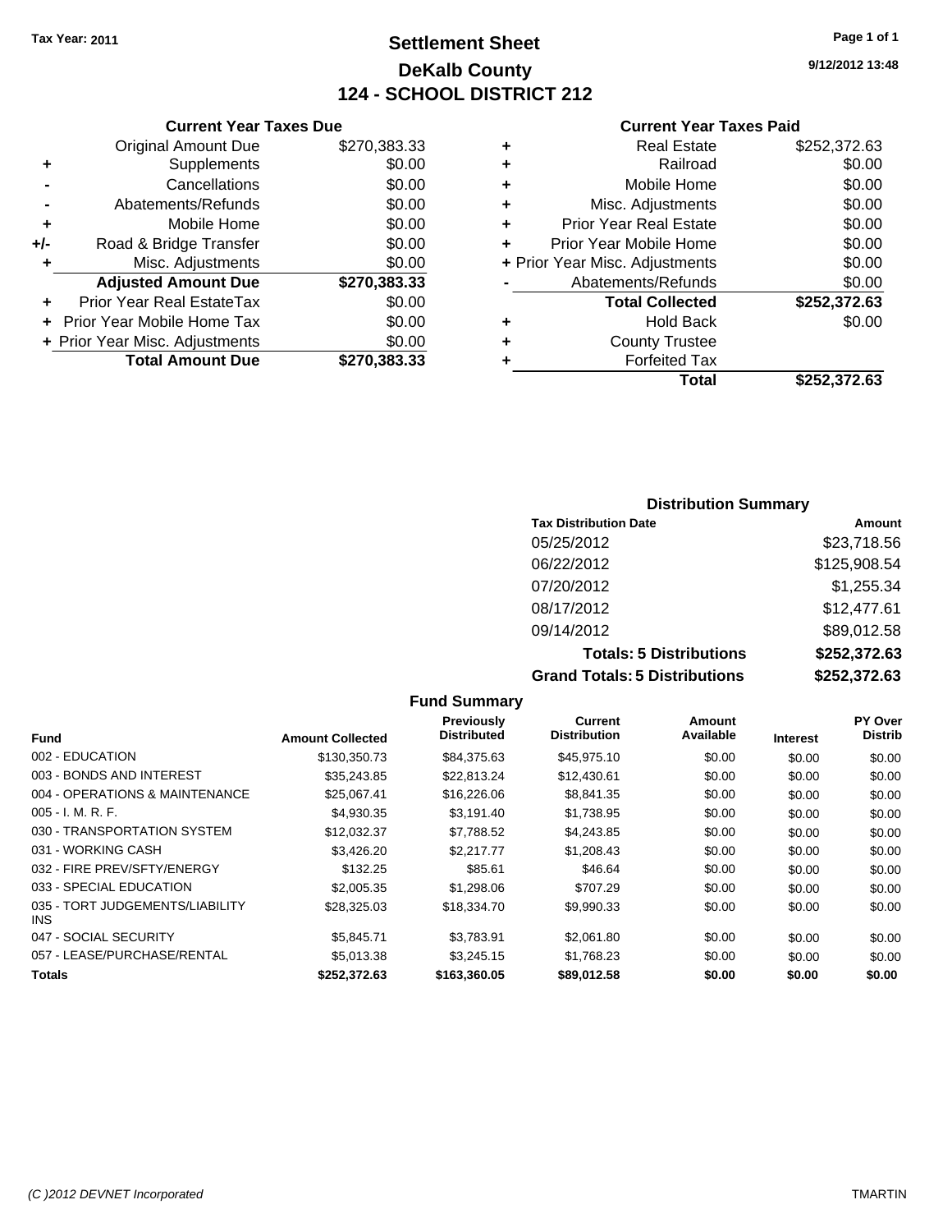Tax Year: 2011

# Settlement Sheet
## DeKalb County
## 124 - SCHOOL DISTRICT 212

9/12/2012 13:48

### Current Year Taxes Due

| | | |
|---|---|---|
| | Original Amount Due | $270,383.33 |
| + | Supplements | $0.00 |
| - | Cancellations | $0.00 |
| - | Abatements/Refunds | $0.00 |
| + | Mobile Home | $0.00 |
| +/- | Road & Bridge Transfer | $0.00 |
| + | Misc. Adjustments | $0.00 |
| | **Adjusted Amount Due** | **$270,383.33** |
| + | Prior Year Real EstateTax | $0.00 |
| + | Prior Year Mobile Home Tax | $0.00 |
| + | Prior Year Misc. Adjustments | $0.00 |
| | **Total Amount Due** | **$270,383.33** |

### Current Year Taxes Paid

| | | |
|---|---|---|
| + | Real Estate | $252,372.63 |
| + | Railroad | $0.00 |
| + | Mobile Home | $0.00 |
| + | Misc. Adjustments | $0.00 |
| + | Prior Year Real Estate | $0.00 |
| + | Prior Year Mobile Home | $0.00 |
| + | Prior Year Misc. Adjustments | $0.00 |
| - | Abatements/Refunds | $0.00 |
| | **Total Collected** | **$252,372.63** |
| + | Hold Back | $0.00 |
| + | County Trustee | |
| + | Forfeited Tax | |
| | **Total** | **$252,372.63** |

### Distribution Summary

| Tax Distribution Date | Amount |
|---|---|
| 05/25/2012 | $23,718.56 |
| 06/22/2012 | $125,908.54 |
| 07/20/2012 | $1,255.34 |
| 08/17/2012 | $12,477.61 |
| 09/14/2012 | $89,012.58 |
| **Totals: 5 Distributions** | **$252,372.63** |
| **Grand Totals: 5 Distributions** | **$252,372.63** |

### Fund Summary

| Fund | Amount Collected | Previously Distributed | Current Distribution | Amount Available | Interest | PY Over Distrib |
|---|---|---|---|---|---|---|
| 002 - EDUCATION | $130,350.73 | $84,375.63 | $45,975.10 | $0.00 | $0.00 | $0.00 |
| 003 - BONDS AND INTEREST | $35,243.85 | $22,813.24 | $12,430.61 | $0.00 | $0.00 | $0.00 |
| 004 - OPERATIONS & MAINTENANCE | $25,067.41 | $16,226.06 | $8,841.35 | $0.00 | $0.00 | $0.00 |
| 005 - I. M. R. F. | $4,930.35 | $3,191.40 | $1,738.95 | $0.00 | $0.00 | $0.00 |
| 030 - TRANSPORTATION SYSTEM | $12,032.37 | $7,788.52 | $4,243.85 | $0.00 | $0.00 | $0.00 |
| 031 - WORKING CASH | $3,426.20 | $2,217.77 | $1,208.43 | $0.00 | $0.00 | $0.00 |
| 032 - FIRE PREV/SFTY/ENERGY | $132.25 | $85.61 | $46.64 | $0.00 | $0.00 | $0.00 |
| 033 - SPECIAL EDUCATION | $2,005.35 | $1,298.06 | $707.29 | $0.00 | $0.00 | $0.00 |
| 035 - TORT JUDGEMENTS/LIABILITY INS | $28,325.03 | $18,334.70 | $9,990.33 | $0.00 | $0.00 | $0.00 |
| 047 - SOCIAL SECURITY | $5,845.71 | $3,783.91 | $2,061.80 | $0.00 | $0.00 | $0.00 |
| 057 - LEASE/PURCHASE/RENTAL | $5,013.38 | $3,245.15 | $1,768.23 | $0.00 | $0.00 | $0.00 |
| **Totals** | **$252,372.63** | **$163,360.05** | **$89,012.58** | **$0.00** | **$0.00** | **$0.00** |

(C )2012 DEVNET Incorporated TMARTIN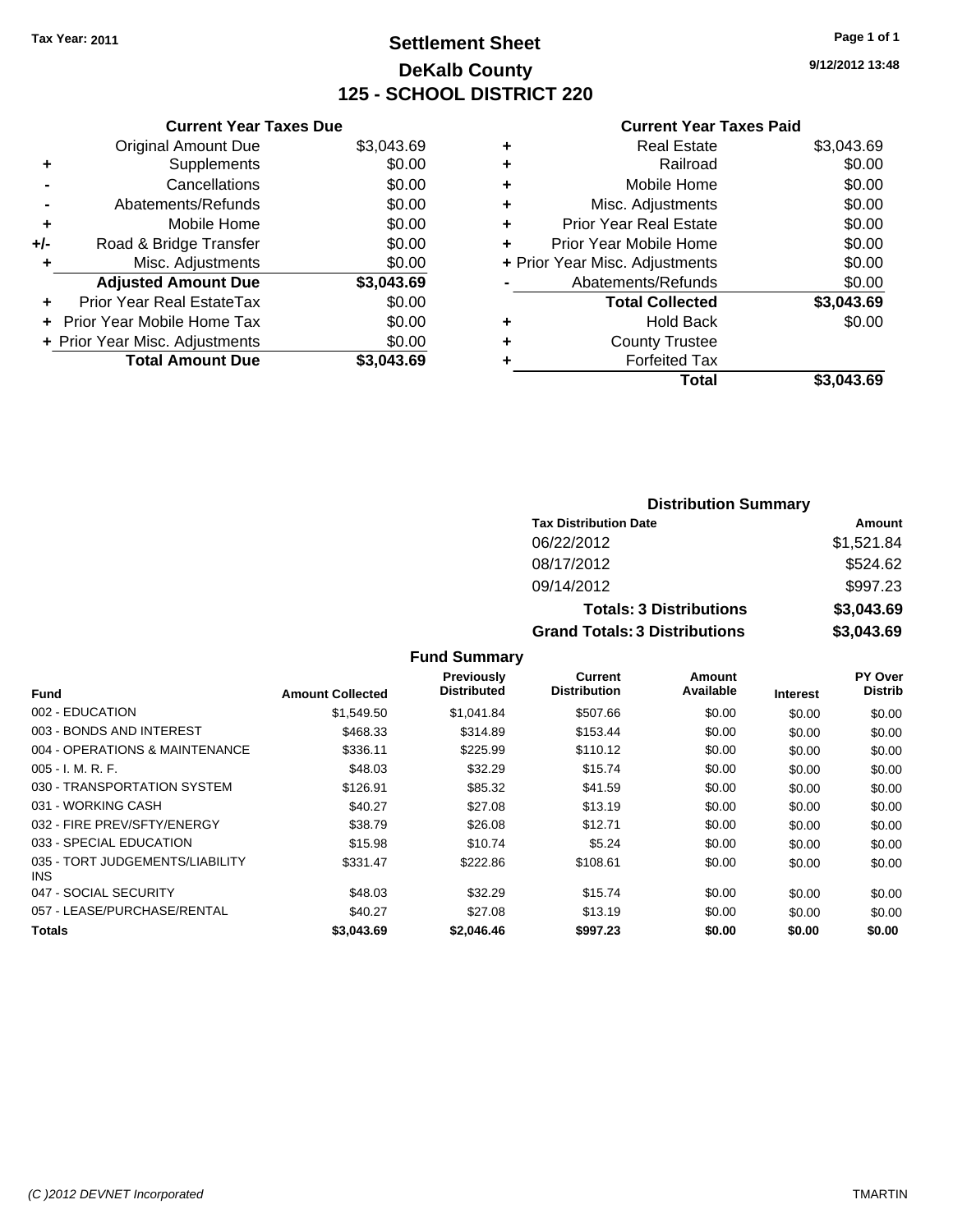Tax Year: 2011

# Settlement Sheet
## DeKalb County
## 125 - SCHOOL DISTRICT 220

9/12/2012 13:48

### Current Year Taxes Due

| | | |
|---|---|---|
| | Original Amount Due | $3,043.69 |
| + | Supplements | $0.00 |
| - | Cancellations | $0.00 |
| - | Abatements/Refunds | $0.00 |
| + | Mobile Home | $0.00 |
| +/- | Road & Bridge Transfer | $0.00 |
| + | Misc. Adjustments | $0.00 |
| | **Adjusted Amount Due** | **$3,043.69** |
| + | Prior Year Real EstateTax | $0.00 |
| + | Prior Year Mobile Home Tax | $0.00 |
| + | Prior Year Misc. Adjustments | $0.00 |
| | **Total Amount Due** | **$3,043.69** |

### Current Year Taxes Paid

| | | |
|---|---|---|
| + | Real Estate | $3,043.69 |
| + | Railroad | $0.00 |
| + | Mobile Home | $0.00 |
| + | Misc. Adjustments | $0.00 |
| + | Prior Year Real Estate | $0.00 |
| + | Prior Year Mobile Home | $0.00 |
| + | Prior Year Misc. Adjustments | $0.00 |
| - | Abatements/Refunds | $0.00 |
| | **Total Collected** | **$3,043.69** |
| + | Hold Back | $0.00 |
| + | County Trustee | |
| + | Forfeited Tax | |
| | **Total** | **$3,043.69** |

### Distribution Summary

| Tax Distribution Date | Amount |
|---|---|
| 06/22/2012 | $1,521.84 |
| 08/17/2012 | $524.62 |
| 09/14/2012 | $997.23 |
| **Totals: 3 Distributions** | **$3,043.69** |
| **Grand Totals: 3 Distributions** | **$3,043.69** |

### Fund Summary

| Fund | Amount Collected | Previously Distributed | Current Distribution | Amount Available | Interest | PY Over Distrib |
|---|---|---|---|---|---|---|
| 002 - EDUCATION | $1,549.50 | $1,041.84 | $507.66 | $0.00 | $0.00 | $0.00 |
| 003 - BONDS AND INTEREST | $468.33 | $314.89 | $153.44 | $0.00 | $0.00 | $0.00 |
| 004 - OPERATIONS & MAINTENANCE | $336.11 | $225.99 | $110.12 | $0.00 | $0.00 | $0.00 |
| 005 - I. M. R. F. | $48.03 | $32.29 | $15.74 | $0.00 | $0.00 | $0.00 |
| 030 - TRANSPORTATION SYSTEM | $126.91 | $85.32 | $41.59 | $0.00 | $0.00 | $0.00 |
| 031 - WORKING CASH | $40.27 | $27.08 | $13.19 | $0.00 | $0.00 | $0.00 |
| 032 - FIRE PREV/SFTY/ENERGY | $38.79 | $26.08 | $12.71 | $0.00 | $0.00 | $0.00 |
| 033 - SPECIAL EDUCATION | $15.98 | $10.74 | $5.24 | $0.00 | $0.00 | $0.00 |
| 035 - TORT JUDGEMENTS/LIABILITY INS | $331.47 | $222.86 | $108.61 | $0.00 | $0.00 | $0.00 |
| 047 - SOCIAL SECURITY | $48.03 | $32.29 | $15.74 | $0.00 | $0.00 | $0.00 |
| 057 - LEASE/PURCHASE/RENTAL | $40.27 | $27.08 | $13.19 | $0.00 | $0.00 | $0.00 |
| **Totals** | **$3,043.69** | **$2,046.46** | **$997.23** | **$0.00** | **$0.00** | **$0.00** |

(C )2012 DEVNET Incorporated TMARTIN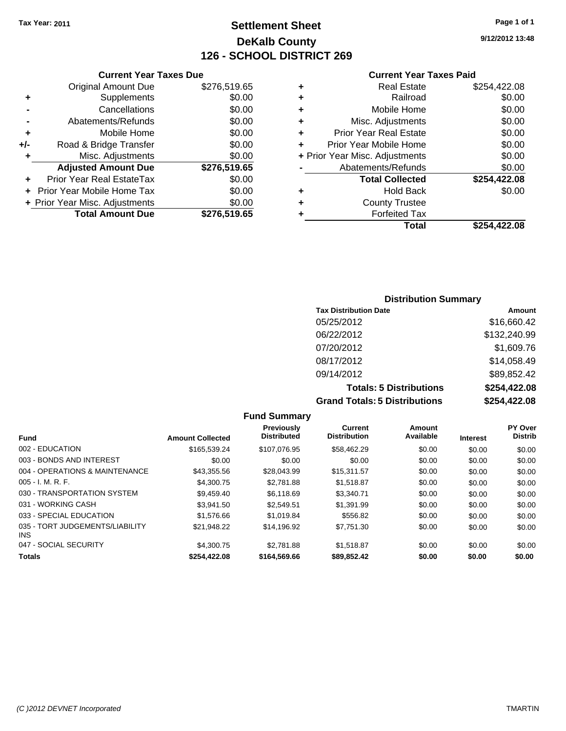# Settlement Sheet

## DeKalb County

## 126 - SCHOOL DISTRICT 269

Tax Year: 2011

9/12/2012 13:48

### Current Year Taxes Due

| | | |
|---|---|---|
| | Original Amount Due | $276,519.65 |
| + | Supplements | $0.00 |
| - | Cancellations | $0.00 |
| - | Abatements/Refunds | $0.00 |
| + | Mobile Home | $0.00 |
| +/- | Road & Bridge Transfer | $0.00 |
| + | Misc. Adjustments | $0.00 |
| | **Adjusted Amount Due** | **$276,519.65** |
| + | Prior Year Real EstateTax | $0.00 |
| + | Prior Year Mobile Home Tax | $0.00 |
| + | Prior Year Misc. Adjustments | $0.00 |
| | **Total Amount Due** | **$276,519.65** |

### Current Year Taxes Paid

| | | |
|---|---|---|
| + | Real Estate | $254,422.08 |
| + | Railroad | $0.00 |
| + | Mobile Home | $0.00 |
| + | Misc. Adjustments | $0.00 |
| + | Prior Year Real Estate | $0.00 |
| + | Prior Year Mobile Home | $0.00 |
| + | Prior Year Misc. Adjustments | $0.00 |
| - | Abatements/Refunds | $0.00 |
| | **Total Collected** | **$254,422.08** |
| + | Hold Back | $0.00 |
| + | County Trustee | |
| + | Forfeited Tax | |
| | **Total** | **$254,422.08** |

### Distribution Summary

| Tax Distribution Date | Amount |
|---|---|
| 05/25/2012 | $16,660.42 |
| 06/22/2012 | $132,240.99 |
| 07/20/2012 | $1,609.76 |
| 08/17/2012 | $14,058.49 |
| 09/14/2012 | $89,852.42 |
| **Totals: 5 Distributions** | **$254,422.08** |
| **Grand Totals: 5 Distributions** | **$254,422.08** |

### Fund Summary

| Fund | Amount Collected | Previously Distributed | Current Distribution | Amount Available | Interest | PY Over Distrib |
|---|---|---|---|---|---|---|
| 002 - EDUCATION | $165,539.24 | $107,076.95 | $58,462.29 | $0.00 | $0.00 | $0.00 |
| 003 - BONDS AND INTEREST | $0.00 | $0.00 | $0.00 | $0.00 | $0.00 | $0.00 |
| 004 - OPERATIONS & MAINTENANCE | $43,355.56 | $28,043.99 | $15,311.57 | $0.00 | $0.00 | $0.00 |
| 005 - I. M. R. F. | $4,300.75 | $2,781.88 | $1,518.87 | $0.00 | $0.00 | $0.00 |
| 030 - TRANSPORTATION SYSTEM | $9,459.40 | $6,118.69 | $3,340.71 | $0.00 | $0.00 | $0.00 |
| 031 - WORKING CASH | $3,941.50 | $2,549.51 | $1,391.99 | $0.00 | $0.00 | $0.00 |
| 033 - SPECIAL EDUCATION | $1,576.66 | $1,019.84 | $556.82 | $0.00 | $0.00 | $0.00 |
| 035 - TORT JUDGEMENTS/LIABILITY INS | $21,948.22 | $14,196.92 | $7,751.30 | $0.00 | $0.00 | $0.00 |
| 047 - SOCIAL SECURITY | $4,300.75 | $2,781.88 | $1,518.87 | $0.00 | $0.00 | $0.00 |
| **Totals** | **$254,422.08** | **$164,569.66** | **$89,852.42** | **$0.00** | **$0.00** | **$0.00** |

(C )2012 DEVNET Incorporated TMARTIN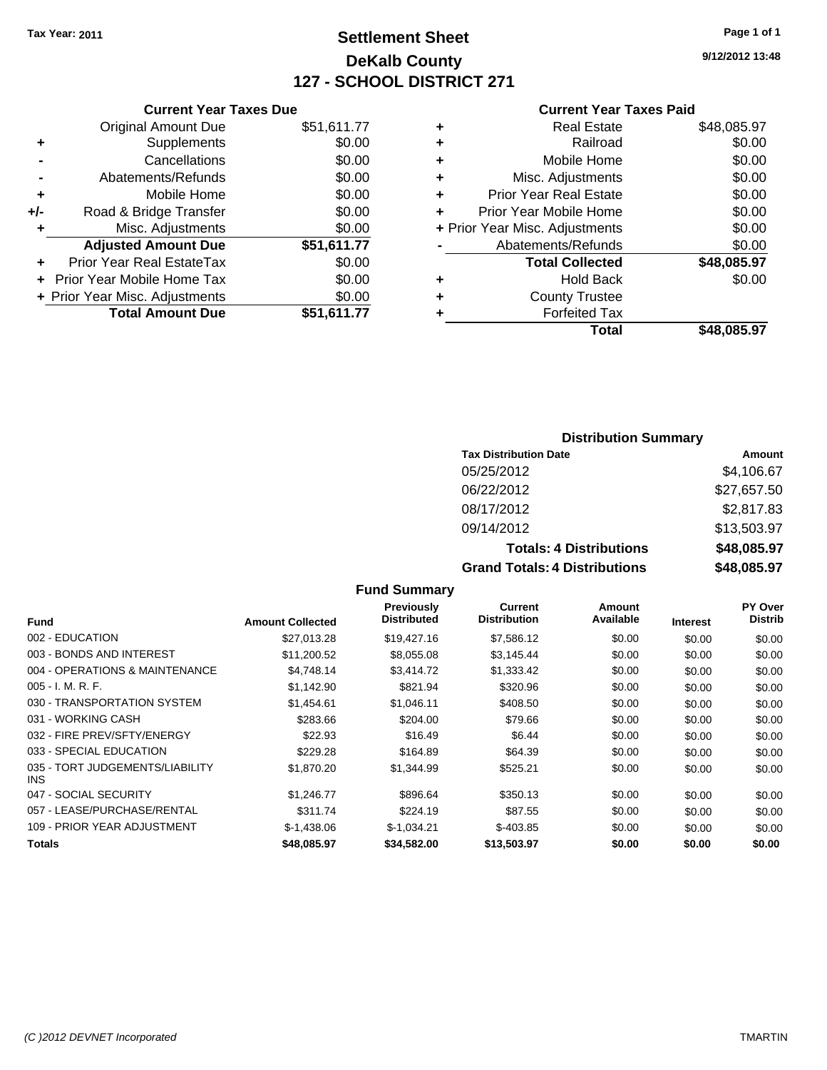Tax Year: 2011

# Settlement Sheet
## DeKalb County
## 127 - SCHOOL DISTRICT 271

9/12/2012 13:48

### Current Year Taxes Due

| | | |
|---|---|---|
| | Original Amount Due | $51,611.77 |
| + | Supplements | $0.00 |
| - | Cancellations | $0.00 |
| - | Abatements/Refunds | $0.00 |
| + | Mobile Home | $0.00 |
| +/- | Road & Bridge Transfer | $0.00 |
| + | Misc. Adjustments | $0.00 |
| | **Adjusted Amount Due** | **$51,611.77** |
| + | Prior Year Real EstateTax | $0.00 |
| + | Prior Year Mobile Home Tax | $0.00 |
| + | Prior Year Misc. Adjustments | $0.00 |
| | **Total Amount Due** | **$51,611.77** |

### Current Year Taxes Paid

| | | |
|---|---|---|
| + | Real Estate | $48,085.97 |
| + | Railroad | $0.00 |
| + | Mobile Home | $0.00 |
| + | Misc. Adjustments | $0.00 |
| + | Prior Year Real Estate | $0.00 |
| + | Prior Year Mobile Home | $0.00 |
| + | Prior Year Misc. Adjustments | $0.00 |
| - | Abatements/Refunds | $0.00 |
| | **Total Collected** | **$48,085.97** |
| + | Hold Back | $0.00 |
| + | County Trustee | |
| + | Forfeited Tax | |
| | **Total** | **$48,085.97** |

### Distribution Summary

| Tax Distribution Date | Amount |
|---|---|
| 05/25/2012 | $4,106.67 |
| 06/22/2012 | $27,657.50 |
| 08/17/2012 | $2,817.83 |
| 09/14/2012 | $13,503.97 |
| **Totals: 4 Distributions** | **$48,085.97** |
| **Grand Totals: 4 Distributions** | **$48,085.97** |

### Fund Summary

| Fund | Amount Collected | Previously Distributed | Current Distribution | Amount Available | Interest | PY Over Distrib |
|---|---|---|---|---|---|---|
| 002 - EDUCATION | $27,013.28 | $19,427.16 | $7,586.12 | $0.00 | $0.00 | $0.00 |
| 003 - BONDS AND INTEREST | $11,200.52 | $8,055.08 | $3,145.44 | $0.00 | $0.00 | $0.00 |
| 004 - OPERATIONS & MAINTENANCE | $4,748.14 | $3,414.72 | $1,333.42 | $0.00 | $0.00 | $0.00 |
| 005 - I. M. R. F. | $1,142.90 | $821.94 | $320.96 | $0.00 | $0.00 | $0.00 |
| 030 - TRANSPORTATION SYSTEM | $1,454.61 | $1,046.11 | $408.50 | $0.00 | $0.00 | $0.00 |
| 031 - WORKING CASH | $283.66 | $204.00 | $79.66 | $0.00 | $0.00 | $0.00 |
| 032 - FIRE PREV/SFTY/ENERGY | $22.93 | $16.49 | $6.44 | $0.00 | $0.00 | $0.00 |
| 033 - SPECIAL EDUCATION | $229.28 | $164.89 | $64.39 | $0.00 | $0.00 | $0.00 |
| 035 - TORT JUDGEMENTS/LIABILITY INS | $1,870.20 | $1,344.99 | $525.21 | $0.00 | $0.00 | $0.00 |
| 047 - SOCIAL SECURITY | $1,246.77 | $896.64 | $350.13 | $0.00 | $0.00 | $0.00 |
| 057 - LEASE/PURCHASE/RENTAL | $311.74 | $224.19 | $87.55 | $0.00 | $0.00 | $0.00 |
| 109 - PRIOR YEAR ADJUSTMENT | $-1,438.06 | $-1,034.21 | $-403.85 | $0.00 | $0.00 | $0.00 |
| **Totals** | **$48,085.97** | **$34,582.00** | **$13,503.97** | **$0.00** | **$0.00** | **$0.00** |

(C )2012 DEVNET Incorporated — TMARTIN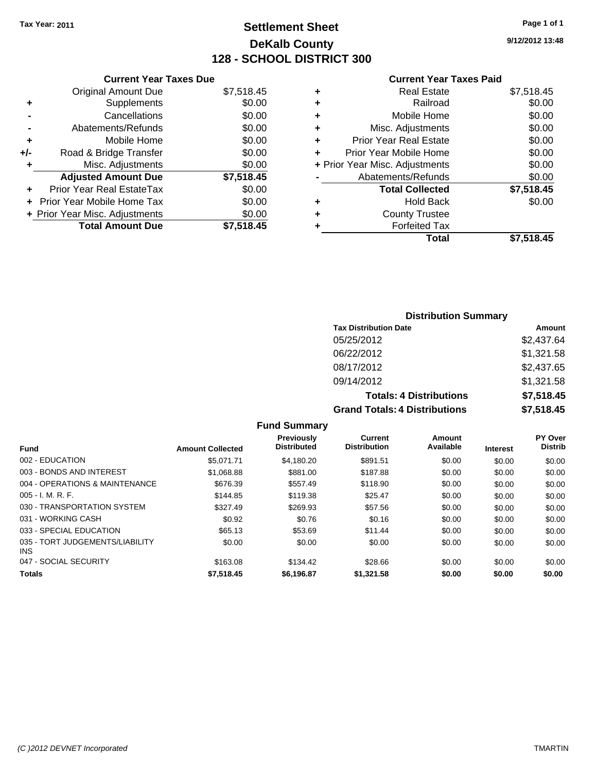Tax Year: 2011

# Settlement Sheet
## DeKalb County
## 128 - SCHOOL DISTRICT 300

9/12/2012 13:48

### Current Year Taxes Due

| | | |
|---|---|---|
| | Original Amount Due | $7,518.45 |
| + | Supplements | $0.00 |
| - | Cancellations | $0.00 |
| - | Abatements/Refunds | $0.00 |
| + | Mobile Home | $0.00 |
| +/- | Road & Bridge Transfer | $0.00 |
| + | Misc. Adjustments | $0.00 |
| | **Adjusted Amount Due** | **$7,518.45** |
| + | Prior Year Real EstateTax | $0.00 |
| + | Prior Year Mobile Home Tax | $0.00 |
| + | Prior Year Misc. Adjustments | $0.00 |
| | **Total Amount Due** | **$7,518.45** |

### Current Year Taxes Paid

| | | |
|---|---|---|
| + | Real Estate | $7,518.45 |
| + | Railroad | $0.00 |
| + | Mobile Home | $0.00 |
| + | Misc. Adjustments | $0.00 |
| + | Prior Year Real Estate | $0.00 |
| + | Prior Year Mobile Home | $0.00 |
| + | Prior Year Misc. Adjustments | $0.00 |
| - | Abatements/Refunds | $0.00 |
| | **Total Collected** | **$7,518.45** |
| + | Hold Back | $0.00 |
| + | County Trustee | |
| + | Forfeited Tax | |
| | **Total** | **$7,518.45** |

### Distribution Summary

| Tax Distribution Date | Amount |
|---|---|
| 05/25/2012 | $2,437.64 |
| 06/22/2012 | $1,321.58 |
| 08/17/2012 | $2,437.65 |
| 09/14/2012 | $1,321.58 |
| **Totals: 4 Distributions** | **$7,518.45** |
| **Grand Totals: 4 Distributions** | **$7,518.45** |

### Fund Summary

| Fund | Amount Collected | Previously Distributed | Current Distribution | Amount Available | Interest | PY Over Distrib |
|---|---|---|---|---|---|---|
| 002 - EDUCATION | $5,071.71 | $4,180.20 | $891.51 | $0.00 | $0.00 | $0.00 |
| 003 - BONDS AND INTEREST | $1,068.88 | $881.00 | $187.88 | $0.00 | $0.00 | $0.00 |
| 004 - OPERATIONS & MAINTENANCE | $676.39 | $557.49 | $118.90 | $0.00 | $0.00 | $0.00 |
| 005 - I. M. R. F. | $144.85 | $119.38 | $25.47 | $0.00 | $0.00 | $0.00 |
| 030 - TRANSPORTATION SYSTEM | $327.49 | $269.93 | $57.56 | $0.00 | $0.00 | $0.00 |
| 031 - WORKING CASH | $0.92 | $0.76 | $0.16 | $0.00 | $0.00 | $0.00 |
| 033 - SPECIAL EDUCATION | $65.13 | $53.69 | $11.44 | $0.00 | $0.00 | $0.00 |
| 035 - TORT JUDGEMENTS/LIABILITY INS | $0.00 | $0.00 | $0.00 | $0.00 | $0.00 | $0.00 |
| 047 - SOCIAL SECURITY | $163.08 | $134.42 | $28.66 | $0.00 | $0.00 | $0.00 |
| **Totals** | **$7,518.45** | **$6,196.87** | **$1,321.58** | **$0.00** | **$0.00** | **$0.00** |

(C )2012 DEVNET Incorporated TMARTIN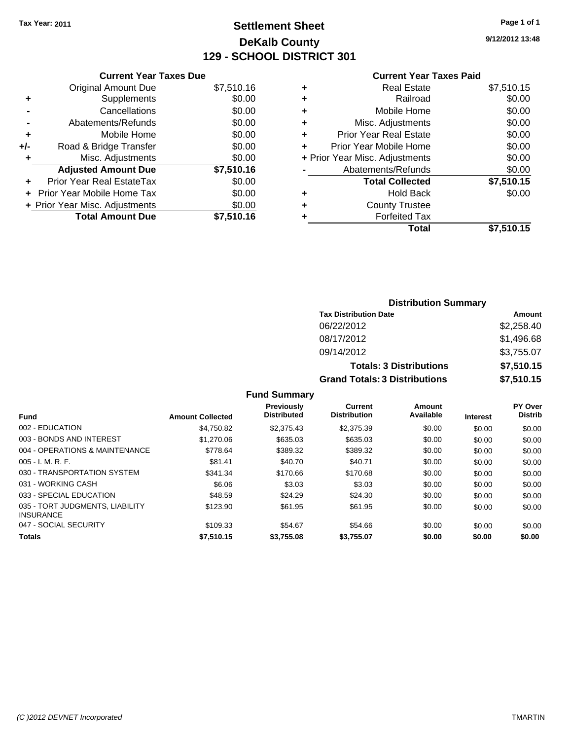**Tax Year: 2011**

# Settlement Sheet
## DeKalb County
## 129 - SCHOOL DISTRICT 301

9/12/2012 13:48

### Current Year Taxes Due

| | | |
|---|---|---|
| | Original Amount Due | $7,510.16 |
| + | Supplements | $0.00 |
| - | Cancellations | $0.00 |
| - | Abatements/Refunds | $0.00 |
| + | Mobile Home | $0.00 |
| +/- | Road & Bridge Transfer | $0.00 |
| + | Misc. Adjustments | $0.00 |
| | **Adjusted Amount Due** | **$7,510.16** |
| + | Prior Year Real EstateTax | $0.00 |
| + | Prior Year Mobile Home Tax | $0.00 |
| + | Prior Year Misc. Adjustments | $0.00 |
| | **Total Amount Due** | **$7,510.16** |

### Current Year Taxes Paid

| | | |
|---|---|---|
| + | Real Estate | $7,510.15 |
| + | Railroad | $0.00 |
| + | Mobile Home | $0.00 |
| + | Misc. Adjustments | $0.00 |
| + | Prior Year Real Estate | $0.00 |
| + | Prior Year Mobile Home | $0.00 |
| + | Prior Year Misc. Adjustments | $0.00 |
| - | Abatements/Refunds | $0.00 |
| | **Total Collected** | **$7,510.15** |
| + | Hold Back | $0.00 |
| + | County Trustee | |
| + | Forfeited Tax | |
| | **Total** | **$7,510.15** |

### Distribution Summary

| Tax Distribution Date | Amount |
|---|---|
| 06/22/2012 | $2,258.40 |
| 08/17/2012 | $1,496.68 |
| 09/14/2012 | $3,755.07 |
| **Totals: 3 Distributions** | **$7,510.15** |
| **Grand Totals: 3 Distributions** | **$7,510.15** |

### Fund Summary

| Fund | Amount Collected | Previously Distributed | Current Distribution | Amount Available | Interest | PY Over Distrib |
|---|---|---|---|---|---|---|
| 002 - EDUCATION | $4,750.82 | $2,375.43 | $2,375.39 | $0.00 | $0.00 | $0.00 |
| 003 - BONDS AND INTEREST | $1,270.06 | $635.03 | $635.03 | $0.00 | $0.00 | $0.00 |
| 004 - OPERATIONS & MAINTENANCE | $778.64 | $389.32 | $389.32 | $0.00 | $0.00 | $0.00 |
| 005 - I. M. R. F. | $81.41 | $40.70 | $40.71 | $0.00 | $0.00 | $0.00 |
| 030 - TRANSPORTATION SYSTEM | $341.34 | $170.66 | $170.68 | $0.00 | $0.00 | $0.00 |
| 031 - WORKING CASH | $6.06 | $3.03 | $3.03 | $0.00 | $0.00 | $0.00 |
| 033 - SPECIAL EDUCATION | $48.59 | $24.29 | $24.30 | $0.00 | $0.00 | $0.00 |
| 035 - TORT JUDGMENTS, LIABILITY INSURANCE | $123.90 | $61.95 | $61.95 | $0.00 | $0.00 | $0.00 |
| 047 - SOCIAL SECURITY | $109.33 | $54.67 | $54.66 | $0.00 | $0.00 | $0.00 |
| **Totals** | **$7,510.15** | **$3,755.08** | **$3,755.07** | **$0.00** | **$0.00** | **$0.00** |

(C )2012 DEVNET Incorporated TMARTIN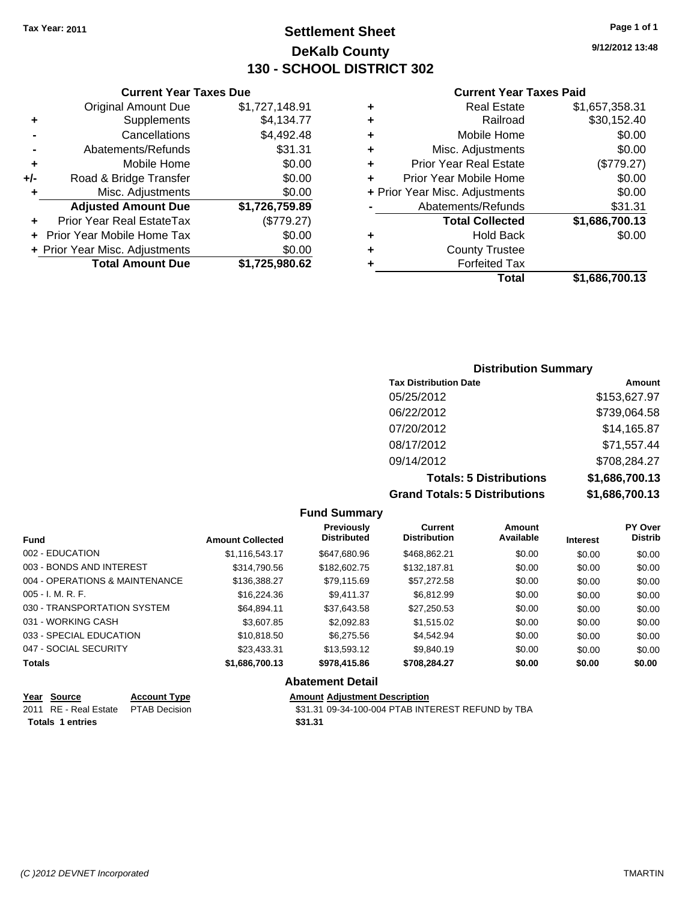**Tax Year: 2011**

# Settlement Sheet
## DeKalb County
## 130 - SCHOOL DISTRICT 302

9/12/2012 13:48

### Current Year Taxes Due

| | | |
|---|---|---|
| | Original Amount Due | $1,727,148.91 |
| + | Supplements | $4,134.77 |
| - | Cancellations | $4,492.48 |
| - | Abatements/Refunds | $31.31 |
| + | Mobile Home | $0.00 |
| +/- | Road & Bridge Transfer | $0.00 |
| + | Misc. Adjustments | $0.00 |
| | **Adjusted Amount Due** | **$1,726,759.89** |
| + | Prior Year Real EstateTax | ($779.27) |
| + | Prior Year Mobile Home Tax | $0.00 |
| + | Prior Year Misc. Adjustments | $0.00 |
| | **Total Amount Due** | **$1,725,980.62** |

### Current Year Taxes Paid

| | | |
|---|---|---|
| + | Real Estate | $1,657,358.31 |
| + | Railroad | $30,152.40 |
| + | Mobile Home | $0.00 |
| + | Misc. Adjustments | $0.00 |
| + | Prior Year Real Estate | ($779.27) |
| + | Prior Year Mobile Home | $0.00 |
| + | Prior Year Misc. Adjustments | $0.00 |
| - | Abatements/Refunds | $31.31 |
| | **Total Collected** | **$1,686,700.13** |
| + | Hold Back | $0.00 |
| + | County Trustee | |
| + | Forfeited Tax | |
| | **Total** | **$1,686,700.13** |

### Distribution Summary

| Tax Distribution Date | Amount |
|---|---|
| 05/25/2012 | $153,627.97 |
| 06/22/2012 | $739,064.58 |
| 07/20/2012 | $14,165.87 |
| 08/17/2012 | $71,557.44 |
| 09/14/2012 | $708,284.27 |
| **Totals: 5 Distributions** | **$1,686,700.13** |
| **Grand Totals: 5 Distributions** | **$1,686,700.13** |

### Fund Summary

| Fund | Amount Collected | Previously Distributed | Current Distribution | Amount Available | Interest | PY Over Distrib |
|---|---|---|---|---|---|---|
| 002 - EDUCATION | $1,116,543.17 | $647,680.96 | $468,862.21 | $0.00 | $0.00 | $0.00 |
| 003 - BONDS AND INTEREST | $314,790.56 | $182,602.75 | $132,187.81 | $0.00 | $0.00 | $0.00 |
| 004 - OPERATIONS & MAINTENANCE | $136,388.27 | $79,115.69 | $57,272.58 | $0.00 | $0.00 | $0.00 |
| 005 - I. M. R. F. | $16,224.36 | $9,411.37 | $6,812.99 | $0.00 | $0.00 | $0.00 |
| 030 - TRANSPORTATION SYSTEM | $64,894.11 | $37,643.58 | $27,250.53 | $0.00 | $0.00 | $0.00 |
| 031 - WORKING CASH | $3,607.85 | $2,092.83 | $1,515.02 | $0.00 | $0.00 | $0.00 |
| 033 - SPECIAL EDUCATION | $10,818.50 | $6,275.56 | $4,542.94 | $0.00 | $0.00 | $0.00 |
| 047 - SOCIAL SECURITY | $23,433.31 | $13,593.12 | $9,840.19 | $0.00 | $0.00 | $0.00 |
| **Totals** | **$1,686,700.13** | **$978,415.86** | **$708,284.27** | **$0.00** | **$0.00** | **$0.00** |

### Abatement Detail

| Year | Source | Account Type | Amount | Adjustment Description |
|---|---|---|---|---|
| 2011 | RE - Real Estate | PTAB Decision | $31.31 | 09-34-100-004 PTAB INTEREST REFUND by TBA |
| **Totals 1 entries** | | | **$31.31** | |

(C )2012 DEVNET Incorporated — TMARTIN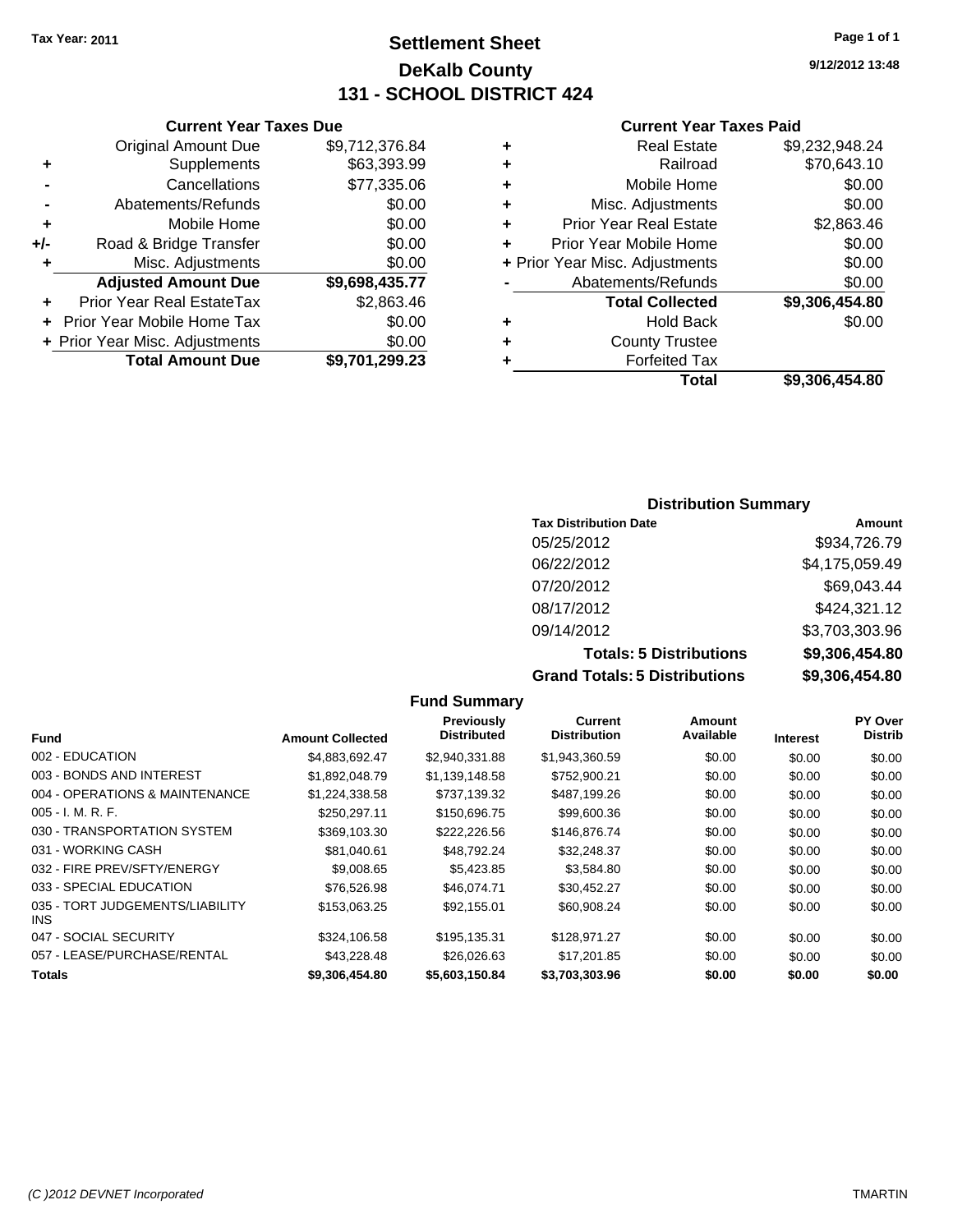Tax Year: 2011

# Settlement Sheet
## DeKalb County
## 131 - SCHOOL DISTRICT 424

9/12/2012 13:48

### Current Year Taxes Due

| | | |
|---|---|---|
| | Original Amount Due | $9,712,376.84 |
| + | Supplements | $63,393.99 |
| - | Cancellations | $77,335.06 |
| - | Abatements/Refunds | $0.00 |
| + | Mobile Home | $0.00 |
| +/- | Road & Bridge Transfer | $0.00 |
| + | Misc. Adjustments | $0.00 |
| | **Adjusted Amount Due** | **$9,698,435.77** |
| + | Prior Year Real EstateTax | $2,863.46 |
| + | Prior Year Mobile Home Tax | $0.00 |
| + | Prior Year Misc. Adjustments | $0.00 |
| | **Total Amount Due** | **$9,701,299.23** |

### Current Year Taxes Paid

| | | |
|---|---|---|
| + | Real Estate | $9,232,948.24 |
| + | Railroad | $70,643.10 |
| + | Mobile Home | $0.00 |
| + | Misc. Adjustments | $0.00 |
| + | Prior Year Real Estate | $2,863.46 |
| + | Prior Year Mobile Home | $0.00 |
| + | Prior Year Misc. Adjustments | $0.00 |
| - | Abatements/Refunds | $0.00 |
| | **Total Collected** | **$9,306,454.80** |
| + | Hold Back | $0.00 |
| + | County Trustee | |
| + | Forfeited Tax | |
| | **Total** | **$9,306,454.80** |

### Distribution Summary

| Tax Distribution Date | Amount |
|---|---|
| 05/25/2012 | $934,726.79 |
| 06/22/2012 | $4,175,059.49 |
| 07/20/2012 | $69,043.44 |
| 08/17/2012 | $424,321.12 |
| 09/14/2012 | $3,703,303.96 |
| **Totals: 5 Distributions** | **$9,306,454.80** |
| **Grand Totals: 5 Distributions** | **$9,306,454.80** |

### Fund Summary

| Fund | Amount Collected | Previously Distributed | Current Distribution | Amount Available | Interest | PY Over Distrib |
|---|---|---|---|---|---|---|
| 002 - EDUCATION | $4,883,692.47 | $2,940,331.88 | $1,943,360.59 | $0.00 | $0.00 | $0.00 |
| 003 - BONDS AND INTEREST | $1,892,048.79 | $1,139,148.58 | $752,900.21 | $0.00 | $0.00 | $0.00 |
| 004 - OPERATIONS & MAINTENANCE | $1,224,338.58 | $737,139.32 | $487,199.26 | $0.00 | $0.00 | $0.00 |
| 005 - I. M. R. F. | $250,297.11 | $150,696.75 | $99,600.36 | $0.00 | $0.00 | $0.00 |
| 030 - TRANSPORTATION SYSTEM | $369,103.30 | $222,226.56 | $146,876.74 | $0.00 | $0.00 | $0.00 |
| 031 - WORKING CASH | $81,040.61 | $48,792.24 | $32,248.37 | $0.00 | $0.00 | $0.00 |
| 032 - FIRE PREV/SFTY/ENERGY | $9,008.65 | $5,423.85 | $3,584.80 | $0.00 | $0.00 | $0.00 |
| 033 - SPECIAL EDUCATION | $76,526.98 | $46,074.71 | $30,452.27 | $0.00 | $0.00 | $0.00 |
| 035 - TORT JUDGEMENTS/LIABILITY INS | $153,063.25 | $92,155.01 | $60,908.24 | $0.00 | $0.00 | $0.00 |
| 047 - SOCIAL SECURITY | $324,106.58 | $195,135.31 | $128,971.27 | $0.00 | $0.00 | $0.00 |
| 057 - LEASE/PURCHASE/RENTAL | $43,228.48 | $26,026.63 | $17,201.85 | $0.00 | $0.00 | $0.00 |
| **Totals** | **$9,306,454.80** | **$5,603,150.84** | **$3,703,303.96** | **$0.00** | **$0.00** | **$0.00** |

(C )2012 DEVNET Incorporated TMARTIN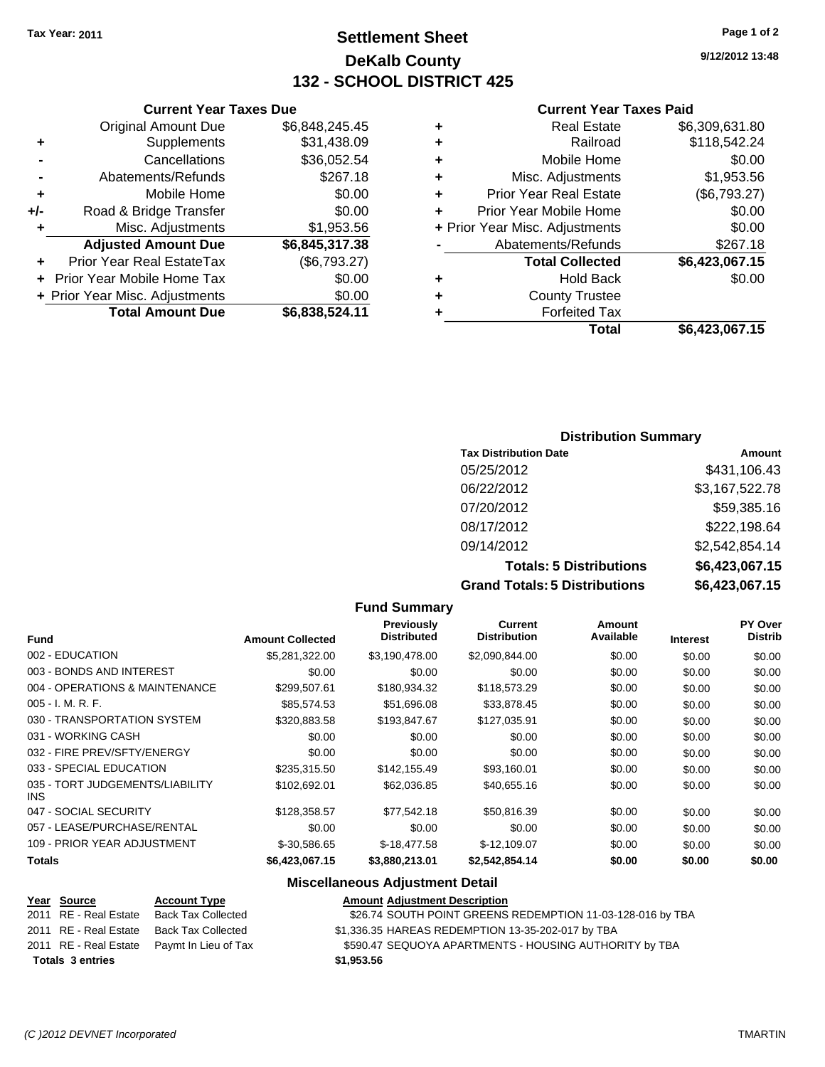Tax Year: 2011

# Settlement Sheet
## DeKalb County
## 132 - SCHOOL DISTRICT 425

9/12/2012 13:48

### Current Year Taxes Due

| | | |
|---|---|---|
| | Original Amount Due | $6,848,245.45 |
| + | Supplements | $31,438.09 |
| - | Cancellations | $36,052.54 |
| - | Abatements/Refunds | $267.18 |
| + | Mobile Home | $0.00 |
| +/- | Road & Bridge Transfer | $0.00 |
| + | Misc. Adjustments | $1,953.56 |
| | **Adjusted Amount Due** | **$6,845,317.38** |
| + | Prior Year Real EstateTax | ($6,793.27) |
| + | Prior Year Mobile Home Tax | $0.00 |
| + | Prior Year Misc. Adjustments | $0.00 |
| | **Total Amount Due** | **$6,838,524.11** |

### Current Year Taxes Paid

| | | |
|---|---|---|
| + | Real Estate | $6,309,631.80 |
| + | Railroad | $118,542.24 |
| + | Mobile Home | $0.00 |
| + | Misc. Adjustments | $1,953.56 |
| + | Prior Year Real Estate | ($6,793.27) |
| + | Prior Year Mobile Home | $0.00 |
| + | Prior Year Misc. Adjustments | $0.00 |
| - | Abatements/Refunds | $267.18 |
| | **Total Collected** | **$6,423,067.15** |
| + | Hold Back | $0.00 |
| + | County Trustee | |
| + | Forfeited Tax | |
| | **Total** | **$6,423,067.15** |

### Distribution Summary

| Tax Distribution Date | Amount |
|---|---|
| 05/25/2012 | $431,106.43 |
| 06/22/2012 | $3,167,522.78 |
| 07/20/2012 | $59,385.16 |
| 08/17/2012 | $222,198.64 |
| 09/14/2012 | $2,542,854.14 |
| **Totals: 5 Distributions** | **$6,423,067.15** |
| **Grand Totals: 5 Distributions** | **$6,423,067.15** |

### Fund Summary

| Fund | Amount Collected | Previously Distributed | Current Distribution | Amount Available | Interest | PY Over Distrib |
|---|---|---|---|---|---|---|
| 002 - EDUCATION | $5,281,322.00 | $3,190,478.00 | $2,090,844.00 | $0.00 | $0.00 | $0.00 |
| 003 - BONDS AND INTEREST | $0.00 | $0.00 | $0.00 | $0.00 | $0.00 | $0.00 |
| 004 - OPERATIONS & MAINTENANCE | $299,507.61 | $180,934.32 | $118,573.29 | $0.00 | $0.00 | $0.00 |
| 005 - I. M. R. F. | $85,574.53 | $51,696.08 | $33,878.45 | $0.00 | $0.00 | $0.00 |
| 030 - TRANSPORTATION SYSTEM | $320,883.58 | $193,847.67 | $127,035.91 | $0.00 | $0.00 | $0.00 |
| 031 - WORKING CASH | $0.00 | $0.00 | $0.00 | $0.00 | $0.00 | $0.00 |
| 032 - FIRE PREV/SFTY/ENERGY | $0.00 | $0.00 | $0.00 | $0.00 | $0.00 | $0.00 |
| 033 - SPECIAL EDUCATION | $235,315.50 | $142,155.49 | $93,160.01 | $0.00 | $0.00 | $0.00 |
| 035 - TORT JUDGEMENTS/LIABILITY INS | $102,692.01 | $62,036.85 | $40,655.16 | $0.00 | $0.00 | $0.00 |
| 047 - SOCIAL SECURITY | $128,358.57 | $77,542.18 | $50,816.39 | $0.00 | $0.00 | $0.00 |
| 057 - LEASE/PURCHASE/RENTAL | $0.00 | $0.00 | $0.00 | $0.00 | $0.00 | $0.00 |
| 109 - PRIOR YEAR ADJUSTMENT | $-30,586.65 | $-18,477.58 | $-12,109.07 | $0.00 | $0.00 | $0.00 |
| **Totals** | **$6,423,067.15** | **$3,880,213.01** | **$2,542,854.14** | **$0.00** | **$0.00** | **$0.00** |

### Miscellaneous Adjustment Detail

| Year | Source | Account Type | Amount | Adjustment Description |
|---|---|---|---|---|
| 2011 | RE - Real Estate | Back Tax Collected | $26.74 | SOUTH POINT GREENS REDEMPTION 11-03-128-016 by TBA |
| 2011 | RE - Real Estate | Back Tax Collected | $1,336.35 | HAREAS REDEMPTION 13-35-202-017 by TBA |
| 2011 | RE - Real Estate | Paymt In Lieu of Tax | $590.47 | SEQUOYA APARTMENTS - HOUSING AUTHORITY by TBA |
| **Totals 3 entries** | | | **$1,953.56** | |

(C )2012 DEVNET Incorporated — TMARTIN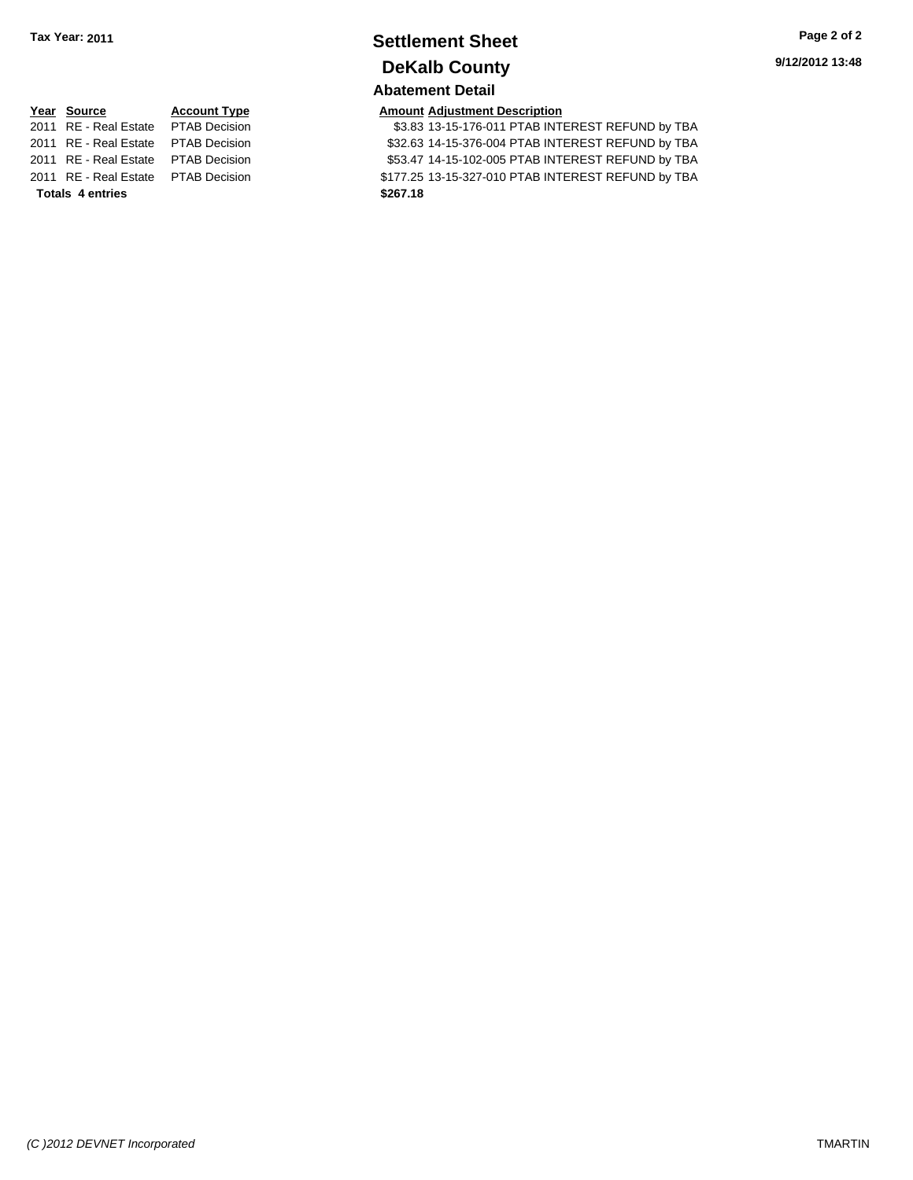**Tax Year: 2011**

# Settlement Sheet

## DeKalb County

### Abatement Detail

| Year | Source | Account Type | Amount | Adjustment Description |
|---|---|---|---|---|
| 2011 | RE - Real Estate | PTAB Decision | $3.83 | 13-15-176-011 PTAB INTEREST REFUND by TBA |
| 2011 | RE - Real Estate | PTAB Decision | $32.63 | 14-15-376-004 PTAB INTEREST REFUND by TBA |
| 2011 | RE - Real Estate | PTAB Decision | $53.47 | 14-15-102-005 PTAB INTEREST REFUND by TBA |
| 2011 | RE - Real Estate | PTAB Decision | $177.25 | 13-15-327-010 PTAB INTEREST REFUND by TBA |
| **Totals 4 entries** | | | **$267.18** | |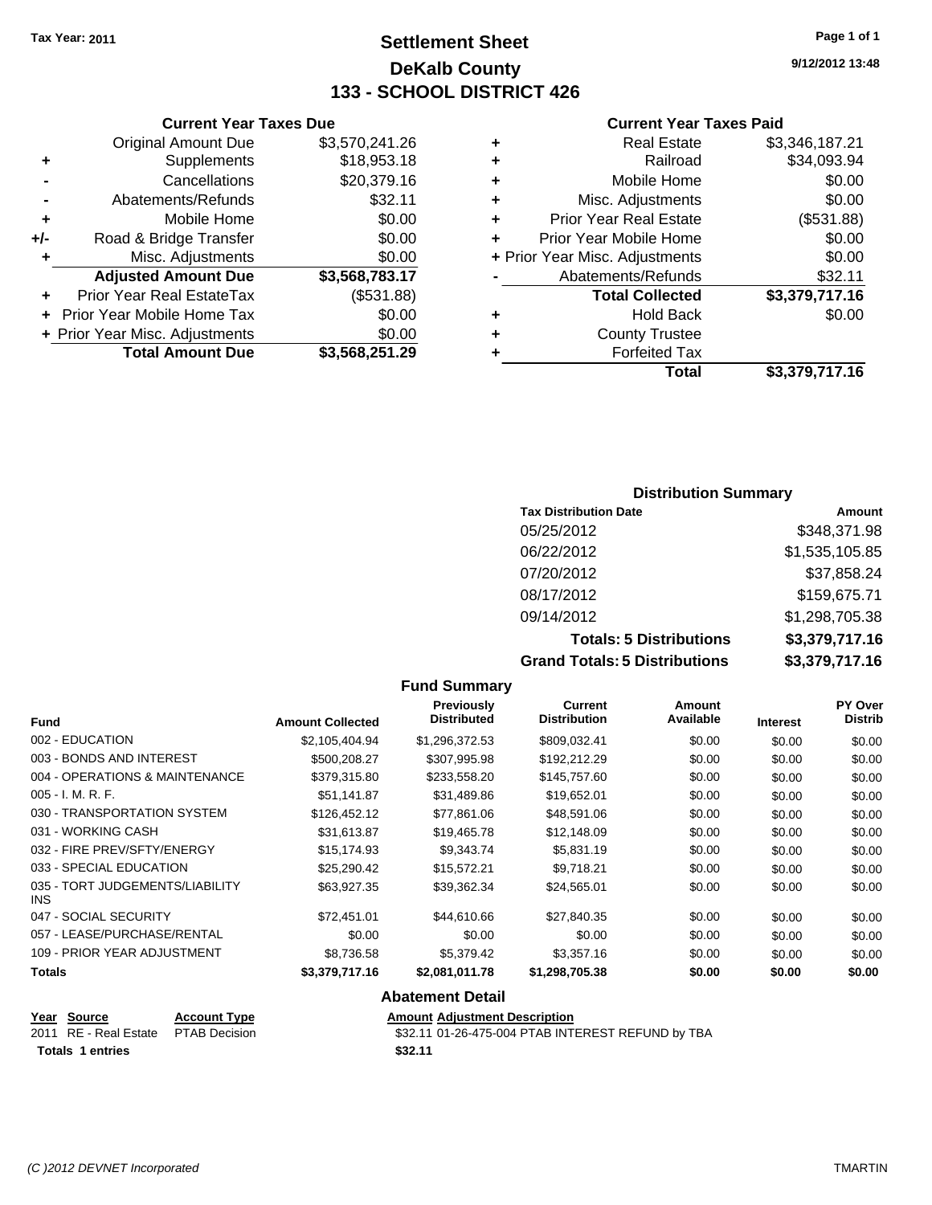Tax Year: 2011

# Settlement Sheet
## DeKalb County
## 133 - SCHOOL DISTRICT 426

9/12/2012 13:48

### Current Year Taxes Due

| | | |
|---|---|---|
| | Original Amount Due | $3,570,241.26 |
| + | Supplements | $18,953.18 |
| - | Cancellations | $20,379.16 |
| - | Abatements/Refunds | $32.11 |
| + | Mobile Home | $0.00 |
| +/- | Road & Bridge Transfer | $0.00 |
| + | Misc. Adjustments | $0.00 |
| | **Adjusted Amount Due** | **$3,568,783.17** |
| + | Prior Year Real EstateTax | ($531.88) |
| + | Prior Year Mobile Home Tax | $0.00 |
| + | Prior Year Misc. Adjustments | $0.00 |
| | **Total Amount Due** | **$3,568,251.29** |

### Current Year Taxes Paid

| | | |
|---|---|---|
| + | Real Estate | $3,346,187.21 |
| + | Railroad | $34,093.94 |
| + | Mobile Home | $0.00 |
| + | Misc. Adjustments | $0.00 |
| + | Prior Year Real Estate | ($531.88) |
| + | Prior Year Mobile Home | $0.00 |
| + | Prior Year Misc. Adjustments | $0.00 |
| - | Abatements/Refunds | $32.11 |
| | **Total Collected** | **$3,379,717.16** |
| + | Hold Back | $0.00 |
| + | County Trustee | |
| + | Forfeited Tax | |
| | **Total** | **$3,379,717.16** |

### Distribution Summary

| Tax Distribution Date | Amount |
|---|---|
| 05/25/2012 | $348,371.98 |
| 06/22/2012 | $1,535,105.85 |
| 07/20/2012 | $37,858.24 |
| 08/17/2012 | $159,675.71 |
| 09/14/2012 | $1,298,705.38 |
| **Totals: 5 Distributions** | **$3,379,717.16** |
| **Grand Totals: 5 Distributions** | **$3,379,717.16** |

### Fund Summary

| Fund | Amount Collected | Previously Distributed | Current Distribution | Amount Available | Interest | PY Over Distrib |
|---|---|---|---|---|---|---|
| 002 - EDUCATION | $2,105,404.94 | $1,296,372.53 | $809,032.41 | $0.00 | $0.00 | $0.00 |
| 003 - BONDS AND INTEREST | $500,208.27 | $307,995.98 | $192,212.29 | $0.00 | $0.00 | $0.00 |
| 004 - OPERATIONS & MAINTENANCE | $379,315.80 | $233,558.20 | $145,757.60 | $0.00 | $0.00 | $0.00 |
| 005 - I. M. R. F. | $51,141.87 | $31,489.86 | $19,652.01 | $0.00 | $0.00 | $0.00 |
| 030 - TRANSPORTATION SYSTEM | $126,452.12 | $77,861.06 | $48,591.06 | $0.00 | $0.00 | $0.00 |
| 031 - WORKING CASH | $31,613.87 | $19,465.78 | $12,148.09 | $0.00 | $0.00 | $0.00 |
| 032 - FIRE PREV/SFTY/ENERGY | $15,174.93 | $9,343.74 | $5,831.19 | $0.00 | $0.00 | $0.00 |
| 033 - SPECIAL EDUCATION | $25,290.42 | $15,572.21 | $9,718.21 | $0.00 | $0.00 | $0.00 |
| 035 - TORT JUDGEMENTS/LIABILITY INS | $63,927.35 | $39,362.34 | $24,565.01 | $0.00 | $0.00 | $0.00 |
| 047 - SOCIAL SECURITY | $72,451.01 | $44,610.66 | $27,840.35 | $0.00 | $0.00 | $0.00 |
| 057 - LEASE/PURCHASE/RENTAL | $0.00 | $0.00 | $0.00 | $0.00 | $0.00 | $0.00 |
| 109 - PRIOR YEAR ADJUSTMENT | $8,736.58 | $5,379.42 | $3,357.16 | $0.00 | $0.00 | $0.00 |
| **Totals** | **$3,379,717.16** | **$2,081,011.78** | **$1,298,705.38** | **$0.00** | **$0.00** | **$0.00** |

### Abatement Detail

| Year | Source | Account Type | Amount | Adjustment Description |
|---|---|---|---|---|
| 2011 | RE - Real Estate | PTAB Decision | $32.11 | 01-26-475-004 PTAB INTEREST REFUND by TBA |
| **Totals 1 entries** | | | **$32.11** | |

(C )2012 DEVNET Incorporated TMARTIN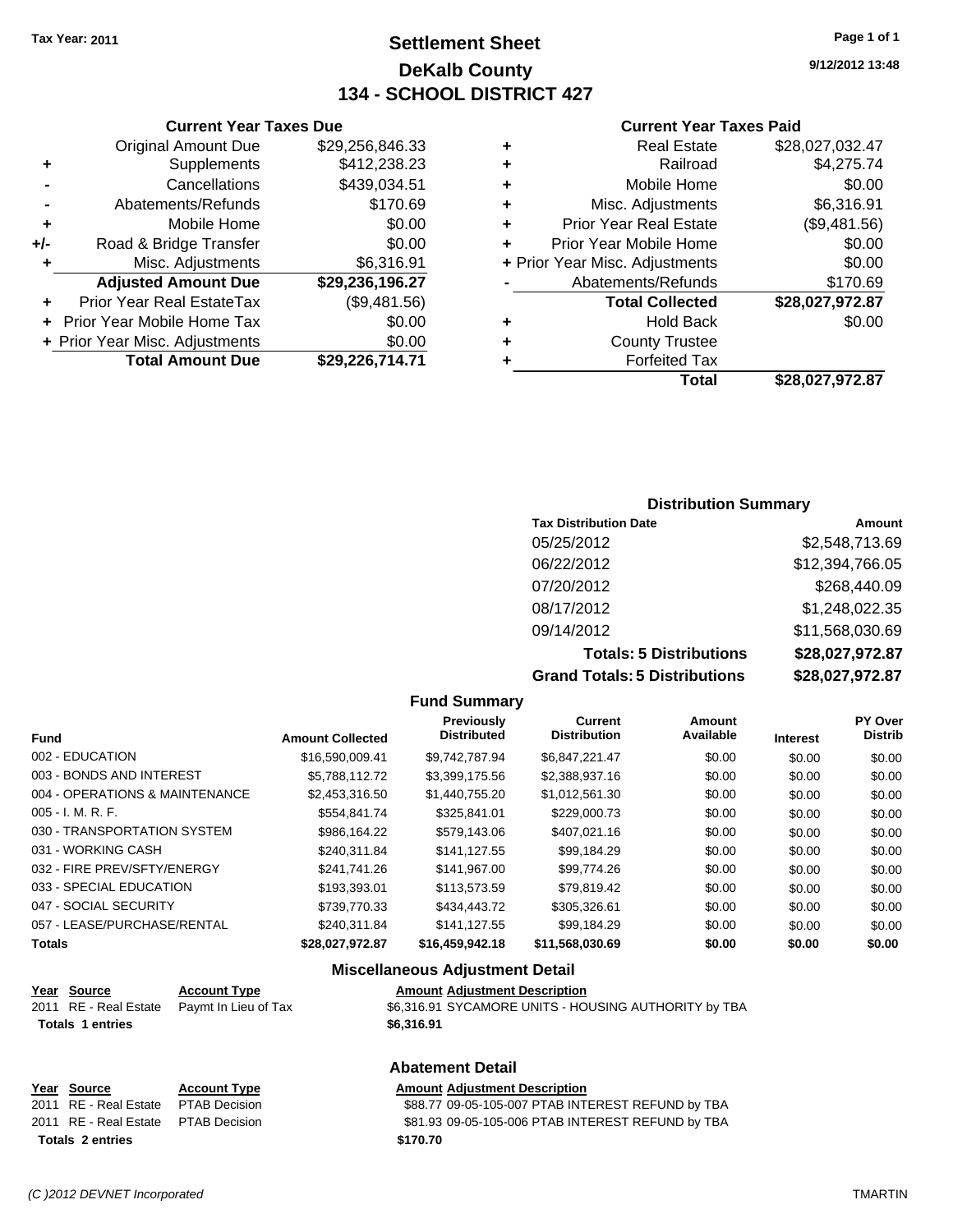Tax Year: 2011

# Settlement Sheet
## DeKalb County
## 134 - SCHOOL DISTRICT 427

9/12/2012 13:48

### Current Year Taxes Due

| | | |
|---|---|---|
| | Original Amount Due | $29,256,846.33 |
| + | Supplements | $412,238.23 |
| - | Cancellations | $439,034.51 |
| - | Abatements/Refunds | $170.69 |
| + | Mobile Home | $0.00 |
| +/- | Road & Bridge Transfer | $0.00 |
| + | Misc. Adjustments | $6,316.91 |
| | **Adjusted Amount Due** | **$29,236,196.27** |
| + | Prior Year Real EstateTax | ($9,481.56) |
| + | Prior Year Mobile Home Tax | $0.00 |
| + | Prior Year Misc. Adjustments | $0.00 |
| | **Total Amount Due** | **$29,226,714.71** |

### Current Year Taxes Paid

| | | |
|---|---|---|
| + | Real Estate | $28,027,032.47 |
| + | Railroad | $4,275.74 |
| + | Mobile Home | $0.00 |
| + | Misc. Adjustments | $6,316.91 |
| + | Prior Year Real Estate | ($9,481.56) |
| + | Prior Year Mobile Home | $0.00 |
| + | Prior Year Misc. Adjustments | $0.00 |
| - | Abatements/Refunds | $170.69 |
| | **Total Collected** | **$28,027,972.87** |
| + | Hold Back | $0.00 |
| + | County Trustee | |
| + | Forfeited Tax | |
| | **Total** | **$28,027,972.87** |

### Distribution Summary

| Tax Distribution Date | Amount |
|---|---|
| 05/25/2012 | $2,548,713.69 |
| 06/22/2012 | $12,394,766.05 |
| 07/20/2012 | $268,440.09 |
| 08/17/2012 | $1,248,022.35 |
| 09/14/2012 | $11,568,030.69 |
| **Totals: 5 Distributions** | **$28,027,972.87** |
| **Grand Totals: 5 Distributions** | **$28,027,972.87** |

### Fund Summary

| Fund | Amount Collected | Previously Distributed | Current Distribution | Amount Available | Interest | PY Over Distrib |
|---|---|---|---|---|---|---|
| 002 - EDUCATION | $16,590,009.41 | $9,742,787.94 | $6,847,221.47 | $0.00 | $0.00 | $0.00 |
| 003 - BONDS AND INTEREST | $5,788,112.72 | $3,399,175.56 | $2,388,937.16 | $0.00 | $0.00 | $0.00 |
| 004 - OPERATIONS & MAINTENANCE | $2,453,316.50 | $1,440,755.20 | $1,012,561.30 | $0.00 | $0.00 | $0.00 |
| 005 - I. M. R. F. | $554,841.74 | $325,841.01 | $229,000.73 | $0.00 | $0.00 | $0.00 |
| 030 - TRANSPORTATION SYSTEM | $986,164.22 | $579,143.06 | $407,021.16 | $0.00 | $0.00 | $0.00 |
| 031 - WORKING CASH | $240,311.84 | $141,127.55 | $99,184.29 | $0.00 | $0.00 | $0.00 |
| 032 - FIRE PREV/SFTY/ENERGY | $241,741.26 | $141,967.00 | $99,774.26 | $0.00 | $0.00 | $0.00 |
| 033 - SPECIAL EDUCATION | $193,393.01 | $113,573.59 | $79,819.42 | $0.00 | $0.00 | $0.00 |
| 047 - SOCIAL SECURITY | $739,770.33 | $434,443.72 | $305,326.61 | $0.00 | $0.00 | $0.00 |
| 057 - LEASE/PURCHASE/RENTAL | $240,311.84 | $141,127.55 | $99,184.29 | $0.00 | $0.00 | $0.00 |
| **Totals** | **$28,027,972.87** | **$16,459,942.18** | **$11,568,030.69** | **$0.00** | **$0.00** | **$0.00** |

### Miscellaneous Adjustment Detail

| Year | Source | Account Type | Amount | Adjustment Description |
|---|---|---|---|---|
| 2011 | RE - Real Estate | Paymt In Lieu of Tax | $6,316.91 | SYCAMORE UNITS - HOUSING AUTHORITY by TBA |
| **Totals** | **1 entries** | | **$6,316.91** | |

### Abatement Detail

| Year | Source | Account Type | Amount | Adjustment Description |
|---|---|---|---|---|
| 2011 | RE - Real Estate | PTAB Decision | $88.77 | 09-05-105-007 PTAB INTEREST REFUND by TBA |
| 2011 | RE - Real Estate | PTAB Decision | $81.93 | 09-05-105-006 PTAB INTEREST REFUND by TBA |
| **Totals** | **2 entries** | | **$170.70** | |

(C )2012 DEVNET Incorporated TMARTIN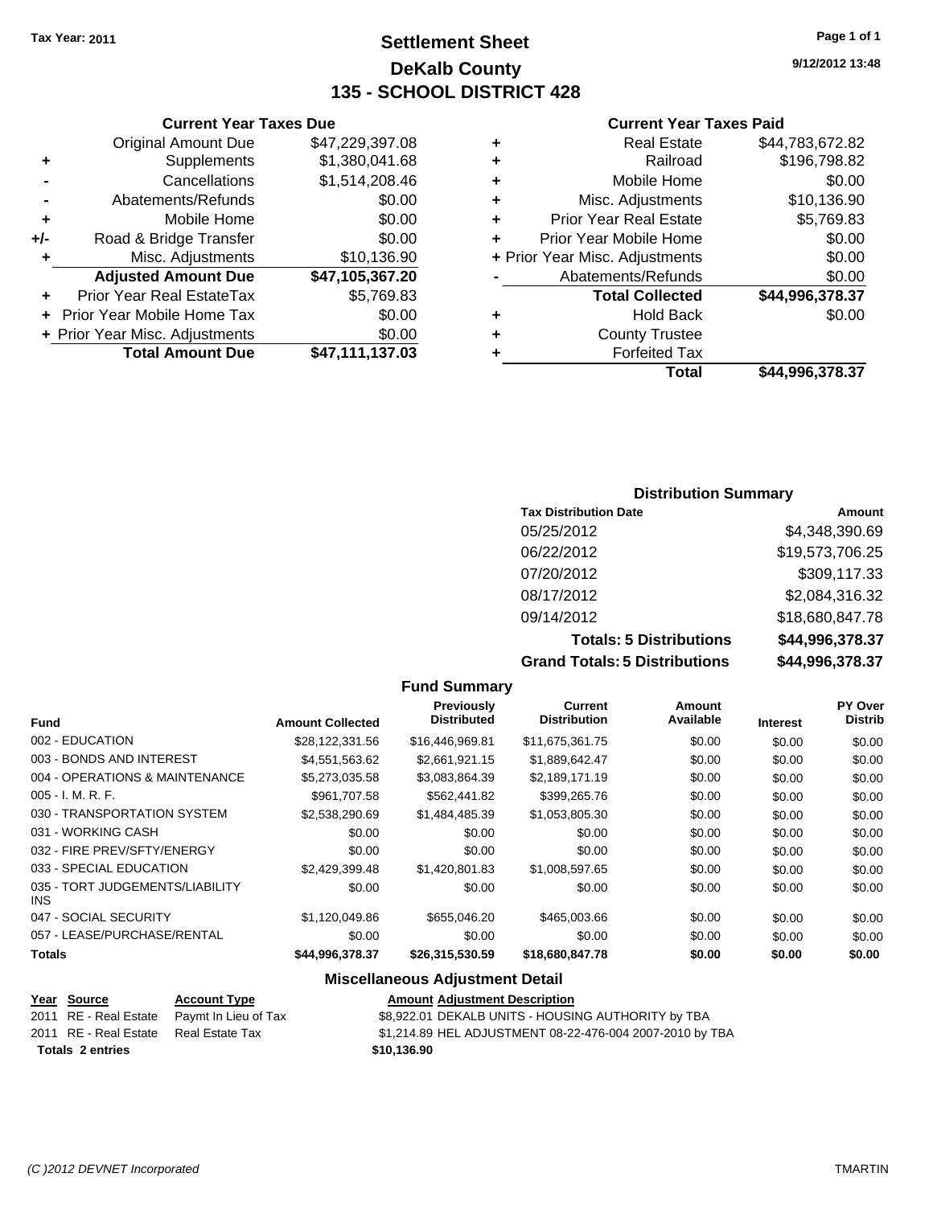Tax Year: 2011

# Settlement Sheet
## DeKalb County
## 135 - SCHOOL DISTRICT 428

9/12/2012 13:48

### Current Year Taxes Due

| | | |
|---|---|---|
| | Original Amount Due | $47,229,397.08 |
| + | Supplements | $1,380,041.68 |
| - | Cancellations | $1,514,208.46 |
| - | Abatements/Refunds | $0.00 |
| + | Mobile Home | $0.00 |
| +/- | Road & Bridge Transfer | $0.00 |
| + | Misc. Adjustments | $10,136.90 |
| | **Adjusted Amount Due** | **$47,105,367.20** |
| + | Prior Year Real EstateTax | $5,769.83 |
| + | Prior Year Mobile Home Tax | $0.00 |
| + | Prior Year Misc. Adjustments | $0.00 |
| | **Total Amount Due** | **$47,111,137.03** |

### Current Year Taxes Paid

| | | |
|---|---|---|
| + | Real Estate | $44,783,672.82 |
| + | Railroad | $196,798.82 |
| + | Mobile Home | $0.00 |
| + | Misc. Adjustments | $10,136.90 |
| + | Prior Year Real Estate | $5,769.83 |
| + | Prior Year Mobile Home | $0.00 |
| + | Prior Year Misc. Adjustments | $0.00 |
| - | Abatements/Refunds | $0.00 |
| | **Total Collected** | **$44,996,378.37** |
| + | Hold Back | $0.00 |
| + | County Trustee | |
| + | Forfeited Tax | |
| | **Total** | **$44,996,378.37** |

### Distribution Summary

| Tax Distribution Date | Amount |
|---|---|
| 05/25/2012 | $4,348,390.69 |
| 06/22/2012 | $19,573,706.25 |
| 07/20/2012 | $309,117.33 |
| 08/17/2012 | $2,084,316.32 |
| 09/14/2012 | $18,680,847.78 |
| **Totals: 5 Distributions** | **$44,996,378.37** |
| **Grand Totals: 5 Distributions** | **$44,996,378.37** |

### Fund Summary

| Fund | Amount Collected | Previously Distributed | Current Distribution | Amount Available | Interest | PY Over Distrib |
|---|---|---|---|---|---|---|
| 002 - EDUCATION | $28,122,331.56 | $16,446,969.81 | $11,675,361.75 | $0.00 | $0.00 | $0.00 |
| 003 - BONDS AND INTEREST | $4,551,563.62 | $2,661,921.15 | $1,889,642.47 | $0.00 | $0.00 | $0.00 |
| 004 - OPERATIONS & MAINTENANCE | $5,273,035.58 | $3,083,864.39 | $2,189,171.19 | $0.00 | $0.00 | $0.00 |
| 005 - I. M. R. F. | $961,707.58 | $562,441.82 | $399,265.76 | $0.00 | $0.00 | $0.00 |
| 030 - TRANSPORTATION SYSTEM | $2,538,290.69 | $1,484,485.39 | $1,053,805.30 | $0.00 | $0.00 | $0.00 |
| 031 - WORKING CASH | $0.00 | $0.00 | $0.00 | $0.00 | $0.00 | $0.00 |
| 032 - FIRE PREV/SFTY/ENERGY | $0.00 | $0.00 | $0.00 | $0.00 | $0.00 | $0.00 |
| 033 - SPECIAL EDUCATION | $2,429,399.48 | $1,420,801.83 | $1,008,597.65 | $0.00 | $0.00 | $0.00 |
| 035 - TORT JUDGEMENTS/LIABILITY INS | $0.00 | $0.00 | $0.00 | $0.00 | $0.00 | $0.00 |
| 047 - SOCIAL SECURITY | $1,120,049.86 | $655,046.20 | $465,003.66 | $0.00 | $0.00 | $0.00 |
| 057 - LEASE/PURCHASE/RENTAL | $0.00 | $0.00 | $0.00 | $0.00 | $0.00 | $0.00 |
| **Totals** | **$44,996,378.37** | **$26,315,530.59** | **$18,680,847.78** | **$0.00** | **$0.00** | **$0.00** |

### Miscellaneous Adjustment Detail

| Year | Source | Account Type | Amount | Adjustment Description |
|---|---|---|---|---|
| 2011 | RE - Real Estate | Paymt In Lieu of Tax | $8,922.01 | DEKALB UNITS - HOUSING AUTHORITY by TBA |
| 2011 | RE - Real Estate | Real Estate Tax | $1,214.89 | HEL ADJUSTMENT 08-22-476-004 2007-2010 by TBA |
| **Totals 2 entries** | | | **$10,136.90** | |

(C )2012 DEVNET Incorporated TMARTIN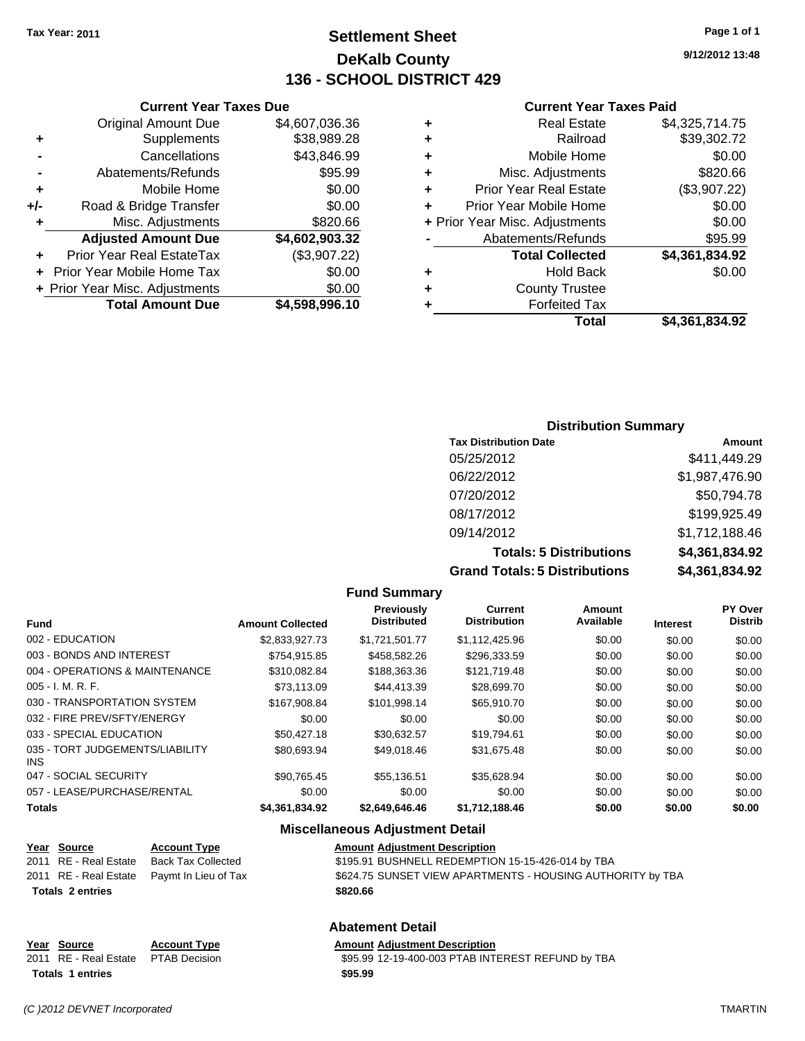Tax Year: 2011

# Settlement Sheet
## DeKalb County
## 136 - SCHOOL DISTRICT 429

9/12/2012 13:48

### Current Year Taxes Due

| | | |
|---|---|---|
| | Original Amount Due | $4,607,036.36 |
| + | Supplements | $38,989.28 |
| - | Cancellations | $43,846.99 |
| - | Abatements/Refunds | $95.99 |
| + | Mobile Home | $0.00 |
| +/- | Road & Bridge Transfer | $0.00 |
| + | Misc. Adjustments | $820.66 |
| | **Adjusted Amount Due** | **$4,602,903.32** |
| + | Prior Year Real EstateTax | ($3,907.22) |
| + | Prior Year Mobile Home Tax | $0.00 |
| + | Prior Year Misc. Adjustments | $0.00 |
| | **Total Amount Due** | **$4,598,996.10** |

### Current Year Taxes Paid

| | | |
|---|---|---|
| + | Real Estate | $4,325,714.75 |
| + | Railroad | $39,302.72 |
| + | Mobile Home | $0.00 |
| + | Misc. Adjustments | $820.66 |
| + | Prior Year Real Estate | ($3,907.22) |
| + | Prior Year Mobile Home | $0.00 |
| + | Prior Year Misc. Adjustments | $0.00 |
| - | Abatements/Refunds | $95.99 |
| | **Total Collected** | **$4,361,834.92** |
| + | Hold Back | $0.00 |
| + | County Trustee | |
| + | Forfeited Tax | |
| | **Total** | **$4,361,834.92** |

### Distribution Summary

| Tax Distribution Date | Amount |
|---|---|
| 05/25/2012 | $411,449.29 |
| 06/22/2012 | $1,987,476.90 |
| 07/20/2012 | $50,794.78 |
| 08/17/2012 | $199,925.49 |
| 09/14/2012 | $1,712,188.46 |
| **Totals: 5 Distributions** | **$4,361,834.92** |
| **Grand Totals: 5 Distributions** | **$4,361,834.92** |

### Fund Summary

| Fund | Amount Collected | Previously Distributed | Current Distribution | Amount Available | Interest | PY Over Distrib |
|---|---|---|---|---|---|---|
| 002 - EDUCATION | $2,833,927.73 | $1,721,501.77 | $1,112,425.96 | $0.00 | $0.00 | $0.00 |
| 003 - BONDS AND INTEREST | $754,915.85 | $458,582.26 | $296,333.59 | $0.00 | $0.00 | $0.00 |
| 004 - OPERATIONS & MAINTENANCE | $310,082.84 | $188,363.36 | $121,719.48 | $0.00 | $0.00 | $0.00 |
| 005 - I. M. R. F. | $73,113.09 | $44,413.39 | $28,699.70 | $0.00 | $0.00 | $0.00 |
| 030 - TRANSPORTATION SYSTEM | $167,908.84 | $101,998.14 | $65,910.70 | $0.00 | $0.00 | $0.00 |
| 032 - FIRE PREV/SFTY/ENERGY | $0.00 | $0.00 | $0.00 | $0.00 | $0.00 | $0.00 |
| 033 - SPECIAL EDUCATION | $50,427.18 | $30,632.57 | $19,794.61 | $0.00 | $0.00 | $0.00 |
| 035 - TORT JUDGEMENTS/LIABILITY INS | $80,693.94 | $49,018.46 | $31,675.48 | $0.00 | $0.00 | $0.00 |
| 047 - SOCIAL SECURITY | $90,765.45 | $55,136.51 | $35,628.94 | $0.00 | $0.00 | $0.00 |
| 057 - LEASE/PURCHASE/RENTAL | $0.00 | $0.00 | $0.00 | $0.00 | $0.00 | $0.00 |
| **Totals** | **$4,361,834.92** | **$2,649,646.46** | **$1,712,188.46** | **$0.00** | **$0.00** | **$0.00** |

### Miscellaneous Adjustment Detail

| Year | Source | Account Type | Amount | Adjustment Description |
|---|---|---|---|---|
| 2011 | RE - Real Estate | Back Tax Collected | $195.91 | BUSHNELL REDEMPTION 15-15-426-014 by TBA |
| 2011 | RE - Real Estate | Paymt In Lieu of Tax | $624.75 | SUNSET VIEW APARTMENTS - HOUSING AUTHORITY by TBA |
| **Totals 2 entries** | | | **$820.66** | |

### Abatement Detail

| Year | Source | Account Type | Amount | Adjustment Description |
|---|---|---|---|---|
| 2011 | RE - Real Estate | PTAB Decision | $95.99 | 12-19-400-003 PTAB INTEREST REFUND by TBA |
| **Totals 1 entries** | | | **$95.99** | |

(C )2012 DEVNET Incorporated TMARTIN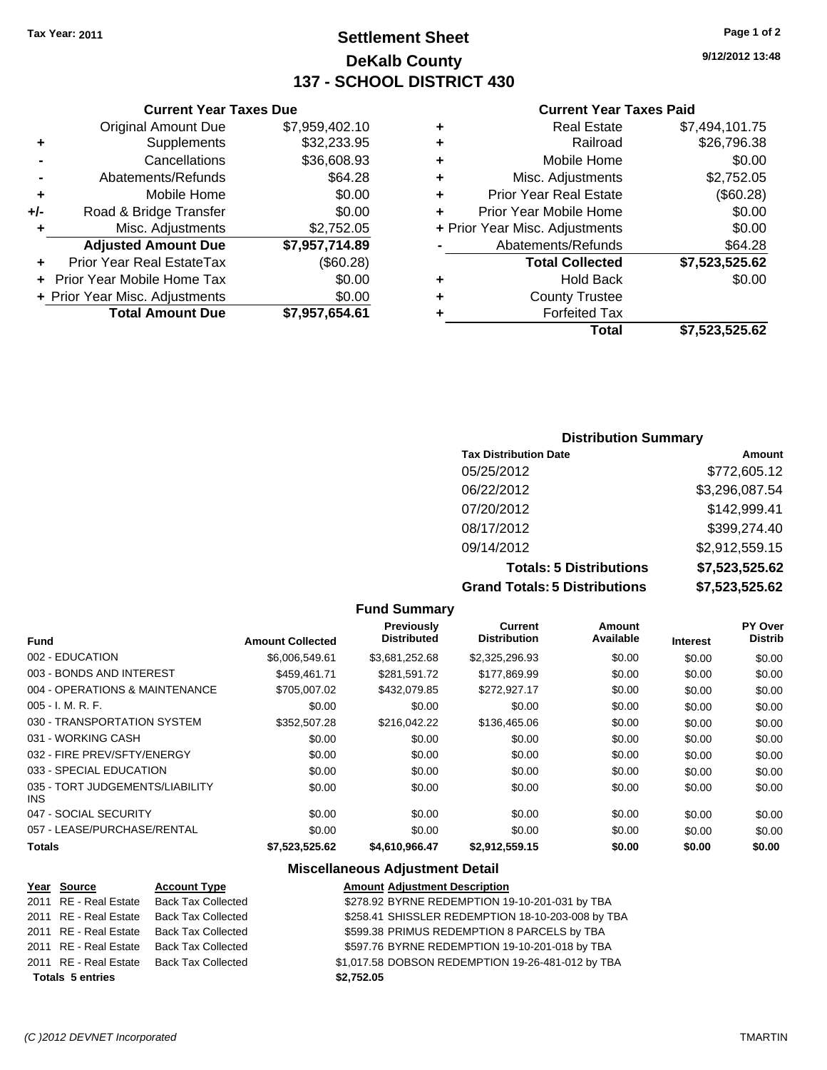**Tax Year: 2011**

# Settlement Sheet
## DeKalb County
## 137 - SCHOOL DISTRICT 430

9/12/2012 13:48

### Current Year Taxes Due

| | | |
|---|---|---|
| | Original Amount Due | $7,959,402.10 |
| + | Supplements | $32,233.95 |
| - | Cancellations | $36,608.93 |
| - | Abatements/Refunds | $64.28 |
| + | Mobile Home | $0.00 |
| +/- | Road & Bridge Transfer | $0.00 |
| + | Misc. Adjustments | $2,752.05 |
| | **Adjusted Amount Due** | **$7,957,714.89** |
| + | Prior Year Real EstateTax | ($60.28) |
| + | Prior Year Mobile Home Tax | $0.00 |
| + | Prior Year Misc. Adjustments | $0.00 |
| | **Total Amount Due** | **$7,957,654.61** |

### Current Year Taxes Paid

| | | |
|---|---|---|
| + | Real Estate | $7,494,101.75 |
| + | Railroad | $26,796.38 |
| + | Mobile Home | $0.00 |
| + | Misc. Adjustments | $2,752.05 |
| + | Prior Year Real Estate | ($60.28) |
| + | Prior Year Mobile Home | $0.00 |
| + | Prior Year Misc. Adjustments | $0.00 |
| - | Abatements/Refunds | $64.28 |
| | **Total Collected** | **$7,523,525.62** |
| + | Hold Back | $0.00 |
| + | County Trustee | |
| + | Forfeited Tax | |
| | **Total** | **$7,523,525.62** |

### Distribution Summary

| Tax Distribution Date | Amount |
|---|---|
| 05/25/2012 | $772,605.12 |
| 06/22/2012 | $3,296,087.54 |
| 07/20/2012 | $142,999.41 |
| 08/17/2012 | $399,274.40 |
| 09/14/2012 | $2,912,559.15 |
| **Totals: 5 Distributions** | **$7,523,525.62** |
| **Grand Totals: 5 Distributions** | **$7,523,525.62** |

### Fund Summary

| Fund | Amount Collected | Previously Distributed | Current Distribution | Amount Available | Interest | PY Over Distrib |
|---|---|---|---|---|---|---|
| 002 - EDUCATION | $6,006,549.61 | $3,681,252.68 | $2,325,296.93 | $0.00 | $0.00 | $0.00 |
| 003 - BONDS AND INTEREST | $459,461.71 | $281,591.72 | $177,869.99 | $0.00 | $0.00 | $0.00 |
| 004 - OPERATIONS & MAINTENANCE | $705,007.02 | $432,079.85 | $272,927.17 | $0.00 | $0.00 | $0.00 |
| 005 - I. M. R. F. | $0.00 | $0.00 | $0.00 | $0.00 | $0.00 | $0.00 |
| 030 - TRANSPORTATION SYSTEM | $352,507.28 | $216,042.22 | $136,465.06 | $0.00 | $0.00 | $0.00 |
| 031 - WORKING CASH | $0.00 | $0.00 | $0.00 | $0.00 | $0.00 | $0.00 |
| 032 - FIRE PREV/SFTY/ENERGY | $0.00 | $0.00 | $0.00 | $0.00 | $0.00 | $0.00 |
| 033 - SPECIAL EDUCATION | $0.00 | $0.00 | $0.00 | $0.00 | $0.00 | $0.00 |
| 035 - TORT JUDGEMENTS/LIABILITY INS | $0.00 | $0.00 | $0.00 | $0.00 | $0.00 | $0.00 |
| 047 - SOCIAL SECURITY | $0.00 | $0.00 | $0.00 | $0.00 | $0.00 | $0.00 |
| 057 - LEASE/PURCHASE/RENTAL | $0.00 | $0.00 | $0.00 | $0.00 | $0.00 | $0.00 |
| **Totals** | **$7,523,525.62** | **$4,610,966.47** | **$2,912,559.15** | **$0.00** | **$0.00** | **$0.00** |

### Miscellaneous Adjustment Detail

| Year | Source | Account Type | Amount | Adjustment Description |
|---|---|---|---|---|
| 2011 | RE - Real Estate | Back Tax Collected | $278.92 | BYRNE REDEMPTION 19-10-201-031 by TBA |
| 2011 | RE - Real Estate | Back Tax Collected | $258.41 | SHISSLER REDEMPTION 18-10-203-008 by TBA |
| 2011 | RE - Real Estate | Back Tax Collected | $599.38 | PRIMUS REDEMPTION 8 PARCELS by TBA |
| 2011 | RE - Real Estate | Back Tax Collected | $597.76 | BYRNE REDEMPTION 19-10-201-018 by TBA |
| 2011 | RE - Real Estate | Back Tax Collected | $1,017.58 | DOBSON REDEMPTION 19-26-481-012 by TBA |
| **Totals 5 entries** | | | **$2,752.05** | |

*(C )2012 DEVNET Incorporated* TMARTIN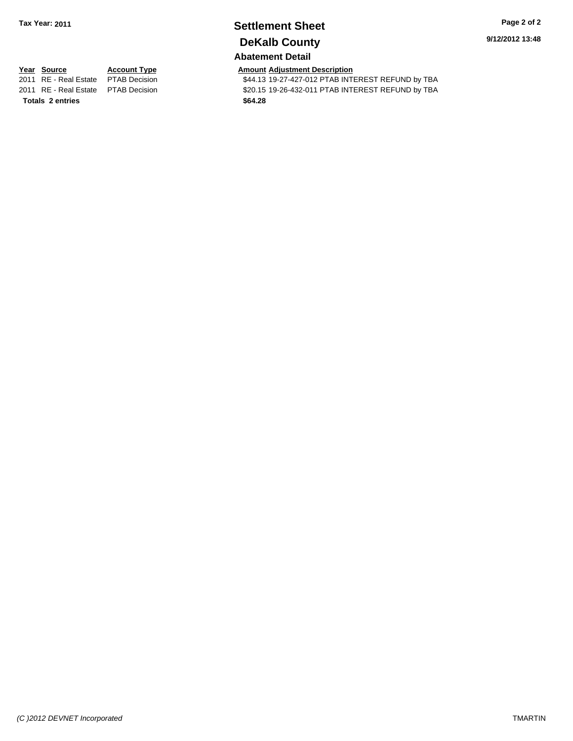**Tax Year: 2011**

# Settlement Sheet

## DeKalb County

**9/12/2012 13:48**

### Abatement Detail

| Year | Source | Account Type | Amount | Adjustment Description |
|---|---|---|---|---|
| 2011 | RE - Real Estate | PTAB Decision | $44.13 | 19-27-427-012 PTAB INTEREST REFUND by TBA |
| 2011 | RE - Real Estate | PTAB Decision | $20.15 | 19-26-432-011 PTAB INTEREST REFUND by TBA |
| **Totals 2 entries** | | | **$64.28** | |

*(C )2012 DEVNET Incorporated*

TMARTIN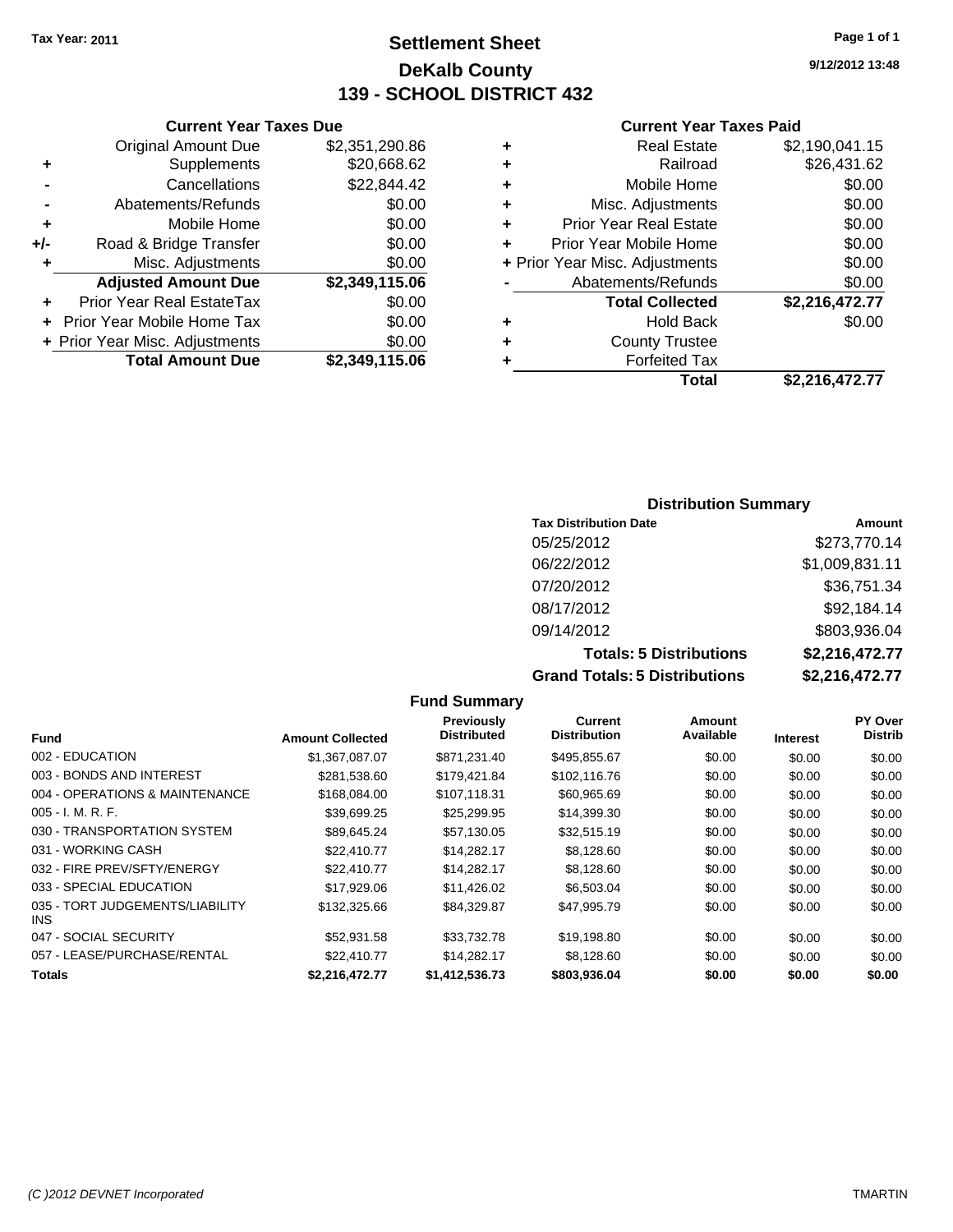Tax Year: 2011

# Settlement Sheet
## DeKalb County
## 139 - SCHOOL DISTRICT 432

9/12/2012 13:48

### Current Year Taxes Due

| | | |
|---|---|---|
| | Original Amount Due | $2,351,290.86 |
| + | Supplements | $20,668.62 |
| - | Cancellations | $22,844.42 |
| - | Abatements/Refunds | $0.00 |
| + | Mobile Home | $0.00 |
| +/- | Road & Bridge Transfer | $0.00 |
| + | Misc. Adjustments | $0.00 |
| | **Adjusted Amount Due** | **$2,349,115.06** |
| + | Prior Year Real EstateTax | $0.00 |
| + | Prior Year Mobile Home Tax | $0.00 |
| + | Prior Year Misc. Adjustments | $0.00 |
| | **Total Amount Due** | **$2,349,115.06** |

### Current Year Taxes Paid

| | | |
|---|---|---|
| + | Real Estate | $2,190,041.15 |
| + | Railroad | $26,431.62 |
| + | Mobile Home | $0.00 |
| + | Misc. Adjustments | $0.00 |
| + | Prior Year Real Estate | $0.00 |
| + | Prior Year Mobile Home | $0.00 |
| + | Prior Year Misc. Adjustments | $0.00 |
| - | Abatements/Refunds | $0.00 |
| | **Total Collected** | **$2,216,472.77** |
| + | Hold Back | $0.00 |
| + | County Trustee | |
| + | Forfeited Tax | |
| | **Total** | **$2,216,472.77** |

### Distribution Summary

| Tax Distribution Date | Amount |
|---|---|
| 05/25/2012 | $273,770.14 |
| 06/22/2012 | $1,009,831.11 |
| 07/20/2012 | $36,751.34 |
| 08/17/2012 | $92,184.14 |
| 09/14/2012 | $803,936.04 |
| **Totals: 5 Distributions** | **$2,216,472.77** |
| **Grand Totals: 5 Distributions** | **$2,216,472.77** |

### Fund Summary

| Fund | Amount Collected | Previously Distributed | Current Distribution | Amount Available | Interest | PY Over Distrib |
|---|---|---|---|---|---|---|
| 002 - EDUCATION | $1,367,087.07 | $871,231.40 | $495,855.67 | $0.00 | $0.00 | $0.00 |
| 003 - BONDS AND INTEREST | $281,538.60 | $179,421.84 | $102,116.76 | $0.00 | $0.00 | $0.00 |
| 004 - OPERATIONS & MAINTENANCE | $168,084.00 | $107,118.31 | $60,965.69 | $0.00 | $0.00 | $0.00 |
| 005 - I. M. R. F. | $39,699.25 | $25,299.95 | $14,399.30 | $0.00 | $0.00 | $0.00 |
| 030 - TRANSPORTATION SYSTEM | $89,645.24 | $57,130.05 | $32,515.19 | $0.00 | $0.00 | $0.00 |
| 031 - WORKING CASH | $22,410.77 | $14,282.17 | $8,128.60 | $0.00 | $0.00 | $0.00 |
| 032 - FIRE PREV/SFTY/ENERGY | $22,410.77 | $14,282.17 | $8,128.60 | $0.00 | $0.00 | $0.00 |
| 033 - SPECIAL EDUCATION | $17,929.06 | $11,426.02 | $6,503.04 | $0.00 | $0.00 | $0.00 |
| 035 - TORT JUDGEMENTS/LIABILITY INS | $132,325.66 | $84,329.87 | $47,995.79 | $0.00 | $0.00 | $0.00 |
| 047 - SOCIAL SECURITY | $52,931.58 | $33,732.78 | $19,198.80 | $0.00 | $0.00 | $0.00 |
| 057 - LEASE/PURCHASE/RENTAL | $22,410.77 | $14,282.17 | $8,128.60 | $0.00 | $0.00 | $0.00 |
| **Totals** | **$2,216,472.77** | **$1,412,536.73** | **$803,936.04** | **$0.00** | **$0.00** | **$0.00** |

(C )2012 DEVNET Incorporated TMARTIN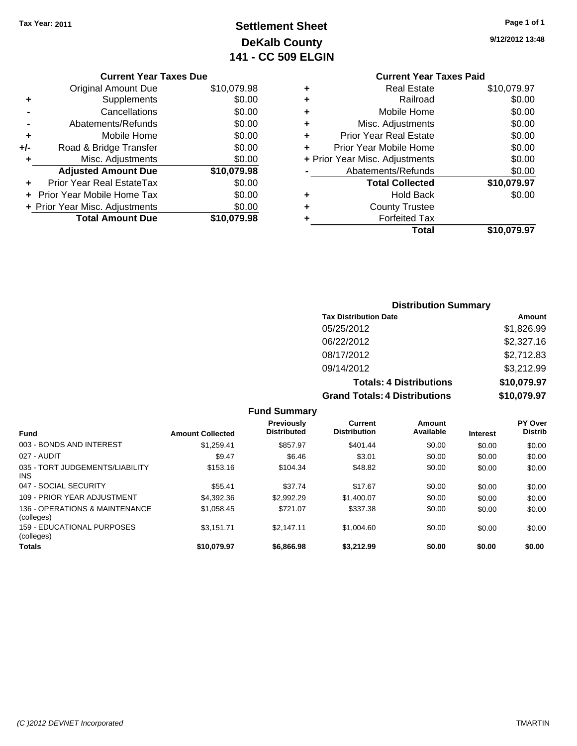Tax Year: 2011

# Settlement Sheet
## DeKalb County
## 141 - CC 509 ELGIN

9/12/2012 13:48

### Current Year Taxes Due

| | | |
|---|---|---|
| | Original Amount Due | $10,079.98 |
| + | Supplements | $0.00 |
| - | Cancellations | $0.00 |
| - | Abatements/Refunds | $0.00 |
| + | Mobile Home | $0.00 |
| +/- | Road & Bridge Transfer | $0.00 |
| + | Misc. Adjustments | $0.00 |
| | **Adjusted Amount Due** | **$10,079.98** |
| + | Prior Year Real EstateTax | $0.00 |
| + | Prior Year Mobile Home Tax | $0.00 |
| + | Prior Year Misc. Adjustments | $0.00 |
| | **Total Amount Due** | **$10,079.98** |

### Current Year Taxes Paid

| | | |
|---|---|---|
| + | Real Estate | $10,079.97 |
| + | Railroad | $0.00 |
| + | Mobile Home | $0.00 |
| + | Misc. Adjustments | $0.00 |
| + | Prior Year Real Estate | $0.00 |
| + | Prior Year Mobile Home | $0.00 |
| + | Prior Year Misc. Adjustments | $0.00 |
| - | Abatements/Refunds | $0.00 |
| | **Total Collected** | **$10,079.97** |
| + | Hold Back | $0.00 |
| + | County Trustee | |
| + | Forfeited Tax | |
| | **Total** | **$10,079.97** |

### Distribution Summary

| Tax Distribution Date | Amount |
|---|---|
| 05/25/2012 | $1,826.99 |
| 06/22/2012 | $2,327.16 |
| 08/17/2012 | $2,712.83 |
| 09/14/2012 | $3,212.99 |
| **Totals: 4 Distributions** | **$10,079.97** |
| **Grand Totals: 4 Distributions** | **$10,079.97** |

### Fund Summary

| Fund | Amount Collected | Previously Distributed | Current Distribution | Amount Available | Interest | PY Over Distrib |
|---|---|---|---|---|---|---|
| 003 - BONDS AND INTEREST | $1,259.41 | $857.97 | $401.44 | $0.00 | $0.00 | $0.00 |
| 027 - AUDIT | $9.47 | $6.46 | $3.01 | $0.00 | $0.00 | $0.00 |
| 035 - TORT JUDGEMENTS/LIABILITY INS | $153.16 | $104.34 | $48.82 | $0.00 | $0.00 | $0.00 |
| 047 - SOCIAL SECURITY | $55.41 | $37.74 | $17.67 | $0.00 | $0.00 | $0.00 |
| 109 - PRIOR YEAR ADJUSTMENT | $4,392.36 | $2,992.29 | $1,400.07 | $0.00 | $0.00 | $0.00 |
| 136 - OPERATIONS & MAINTENANCE (colleges) | $1,058.45 | $721.07 | $337.38 | $0.00 | $0.00 | $0.00 |
| 159 - EDUCATIONAL PURPOSES (colleges) | $3,151.71 | $2,147.11 | $1,004.60 | $0.00 | $0.00 | $0.00 |
| **Totals** | **$10,079.97** | **$6,866.98** | **$3,212.99** | **$0.00** | **$0.00** | **$0.00** |

(C )2012 DEVNET Incorporated TMARTIN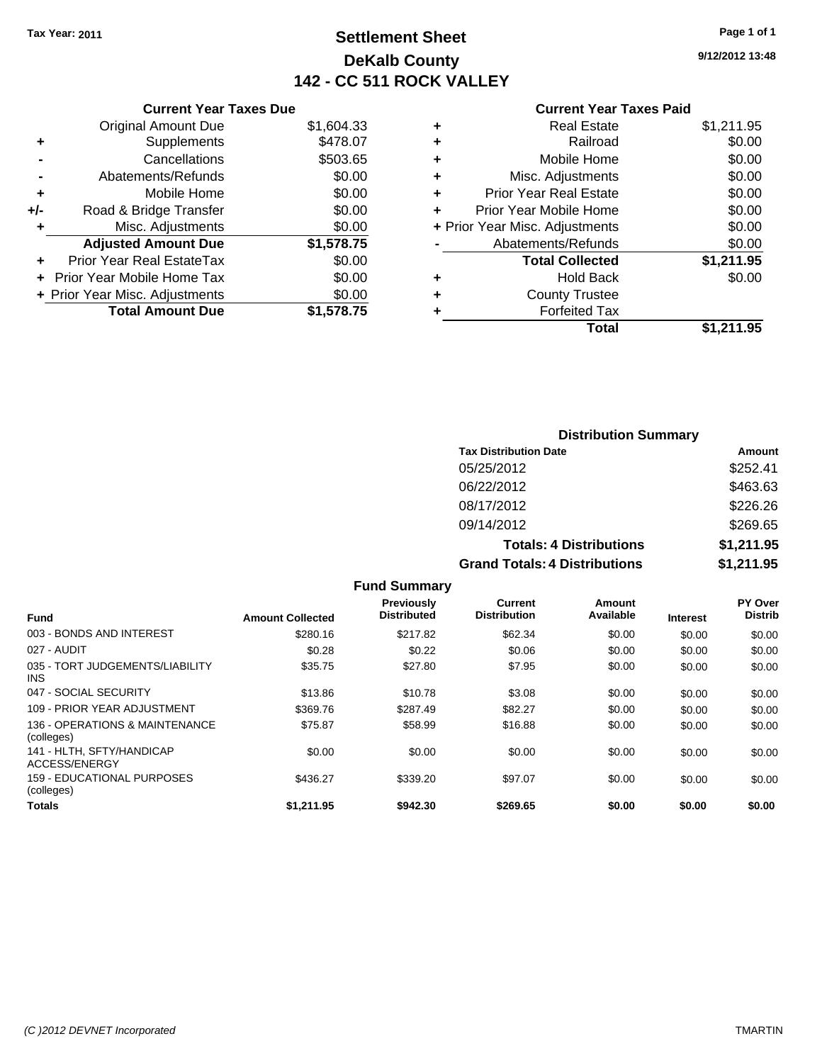**Tax Year: 2011**

# Settlement Sheet
## DeKalb County
## 142 - CC 511 ROCK VALLEY

9/12/2012 13:48

### Current Year Taxes Due

| | | |
|---|---|---|
| | Original Amount Due | $1,604.33 |
| + | Supplements | $478.07 |
| - | Cancellations | $503.65 |
| - | Abatements/Refunds | $0.00 |
| + | Mobile Home | $0.00 |
| +/- | Road & Bridge Transfer | $0.00 |
| + | Misc. Adjustments | $0.00 |
| | **Adjusted Amount Due** | **$1,578.75** |
| + | Prior Year Real EstateTax | $0.00 |
| + | Prior Year Mobile Home Tax | $0.00 |
| + | Prior Year Misc. Adjustments | $0.00 |
| | **Total Amount Due** | **$1,578.75** |

### Current Year Taxes Paid

| | | |
|---|---|---|
| + | Real Estate | $1,211.95 |
| + | Railroad | $0.00 |
| + | Mobile Home | $0.00 |
| + | Misc. Adjustments | $0.00 |
| + | Prior Year Real Estate | $0.00 |
| + | Prior Year Mobile Home | $0.00 |
| + | Prior Year Misc. Adjustments | $0.00 |
| - | Abatements/Refunds | $0.00 |
| | **Total Collected** | **$1,211.95** |
| + | Hold Back | $0.00 |
| + | County Trustee | |
| + | Forfeited Tax | |
| | **Total** | **$1,211.95** |

### Distribution Summary

| Tax Distribution Date | Amount |
|---|---|
| 05/25/2012 | $252.41 |
| 06/22/2012 | $463.63 |
| 08/17/2012 | $226.26 |
| 09/14/2012 | $269.65 |
| **Totals: 4 Distributions** | **$1,211.95** |
| **Grand Totals: 4 Distributions** | **$1,211.95** |

### Fund Summary

| Fund | Amount Collected | Previously Distributed | Current Distribution | Amount Available | Interest | PY Over Distrib |
|---|---|---|---|---|---|---|
| 003 - BONDS AND INTEREST | $280.16 | $217.82 | $62.34 | $0.00 | $0.00 | $0.00 |
| 027 - AUDIT | $0.28 | $0.22 | $0.06 | $0.00 | $0.00 | $0.00 |
| 035 - TORT JUDGEMENTS/LIABILITY INS | $35.75 | $27.80 | $7.95 | $0.00 | $0.00 | $0.00 |
| 047 - SOCIAL SECURITY | $13.86 | $10.78 | $3.08 | $0.00 | $0.00 | $0.00 |
| 109 - PRIOR YEAR ADJUSTMENT | $369.76 | $287.49 | $82.27 | $0.00 | $0.00 | $0.00 |
| 136 - OPERATIONS & MAINTENANCE (colleges) | $75.87 | $58.99 | $16.88 | $0.00 | $0.00 | $0.00 |
| 141 - HLTH, SFTY/HANDICAP ACCESS/ENERGY | $0.00 | $0.00 | $0.00 | $0.00 | $0.00 | $0.00 |
| 159 - EDUCATIONAL PURPOSES (colleges) | $436.27 | $339.20 | $97.07 | $0.00 | $0.00 | $0.00 |
| **Totals** | **$1,211.95** | **$942.30** | **$269.65** | **$0.00** | **$0.00** | **$0.00** |

(C )2012 DEVNET Incorporated TMARTIN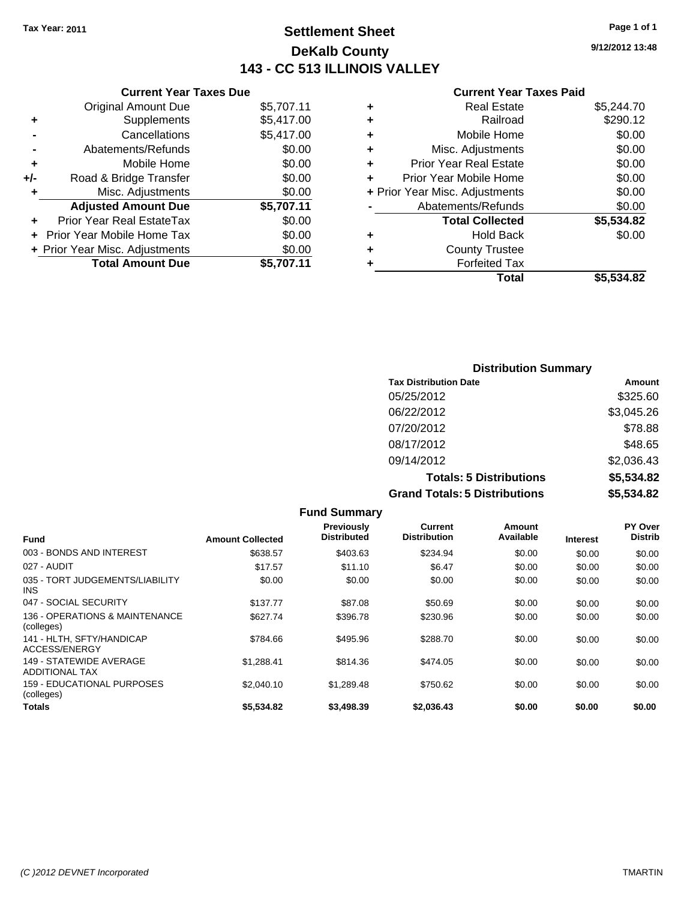Tax Year: 2011

# Settlement Sheet
## DeKalb County
## 143 - CC 513 ILLINOIS VALLEY

9/12/2012 13:48

### Current Year Taxes Due

| | | |
|---|---|---|
| | Original Amount Due | $5,707.11 |
| + | Supplements | $5,417.00 |
| - | Cancellations | $5,417.00 |
| - | Abatements/Refunds | $0.00 |
| + | Mobile Home | $0.00 |
| +/- | Road & Bridge Transfer | $0.00 |
| + | Misc. Adjustments | $0.00 |
| | **Adjusted Amount Due** | **$5,707.11** |
| + | Prior Year Real EstateTax | $0.00 |
| + | Prior Year Mobile Home Tax | $0.00 |
| + | Prior Year Misc. Adjustments | $0.00 |
| | **Total Amount Due** | **$5,707.11** |

### Current Year Taxes Paid

| | | |
|---|---|---|
| + | Real Estate | $5,244.70 |
| + | Railroad | $290.12 |
| + | Mobile Home | $0.00 |
| + | Misc. Adjustments | $0.00 |
| + | Prior Year Real Estate | $0.00 |
| + | Prior Year Mobile Home | $0.00 |
| + | Prior Year Misc. Adjustments | $0.00 |
| - | Abatements/Refunds | $0.00 |
| | **Total Collected** | **$5,534.82** |
| + | Hold Back | $0.00 |
| + | County Trustee | |
| + | Forfeited Tax | |
| | **Total** | **$5,534.82** |

### Distribution Summary

| Tax Distribution Date | Amount |
|---|---|
| 05/25/2012 | $325.60 |
| 06/22/2012 | $3,045.26 |
| 07/20/2012 | $78.88 |
| 08/17/2012 | $48.65 |
| 09/14/2012 | $2,036.43 |
| **Totals: 5 Distributions** | **$5,534.82** |
| **Grand Totals: 5 Distributions** | **$5,534.82** |

### Fund Summary

| Fund | Amount Collected | Previously Distributed | Current Distribution | Amount Available | Interest | PY Over Distrib |
|---|---|---|---|---|---|---|
| 003 - BONDS AND INTEREST | $638.57 | $403.63 | $234.94 | $0.00 | $0.00 | $0.00 |
| 027 - AUDIT | $17.57 | $11.10 | $6.47 | $0.00 | $0.00 | $0.00 |
| 035 - TORT JUDGEMENTS/LIABILITY INS | $0.00 | $0.00 | $0.00 | $0.00 | $0.00 | $0.00 |
| 047 - SOCIAL SECURITY | $137.77 | $87.08 | $50.69 | $0.00 | $0.00 | $0.00 |
| 136 - OPERATIONS & MAINTENANCE (colleges) | $627.74 | $396.78 | $230.96 | $0.00 | $0.00 | $0.00 |
| 141 - HLTH, SFTY/HANDICAP ACCESS/ENERGY | $784.66 | $495.96 | $288.70 | $0.00 | $0.00 | $0.00 |
| 149 - STATEWIDE AVERAGE ADDITIONAL TAX | $1,288.41 | $814.36 | $474.05 | $0.00 | $0.00 | $0.00 |
| 159 - EDUCATIONAL PURPOSES (colleges) | $2,040.10 | $1,289.48 | $750.62 | $0.00 | $0.00 | $0.00 |
| **Totals** | **$5,534.82** | **$3,498.39** | **$2,036.43** | **$0.00** | **$0.00** | **$0.00** |

(C )2012 DEVNET Incorporated TMARTIN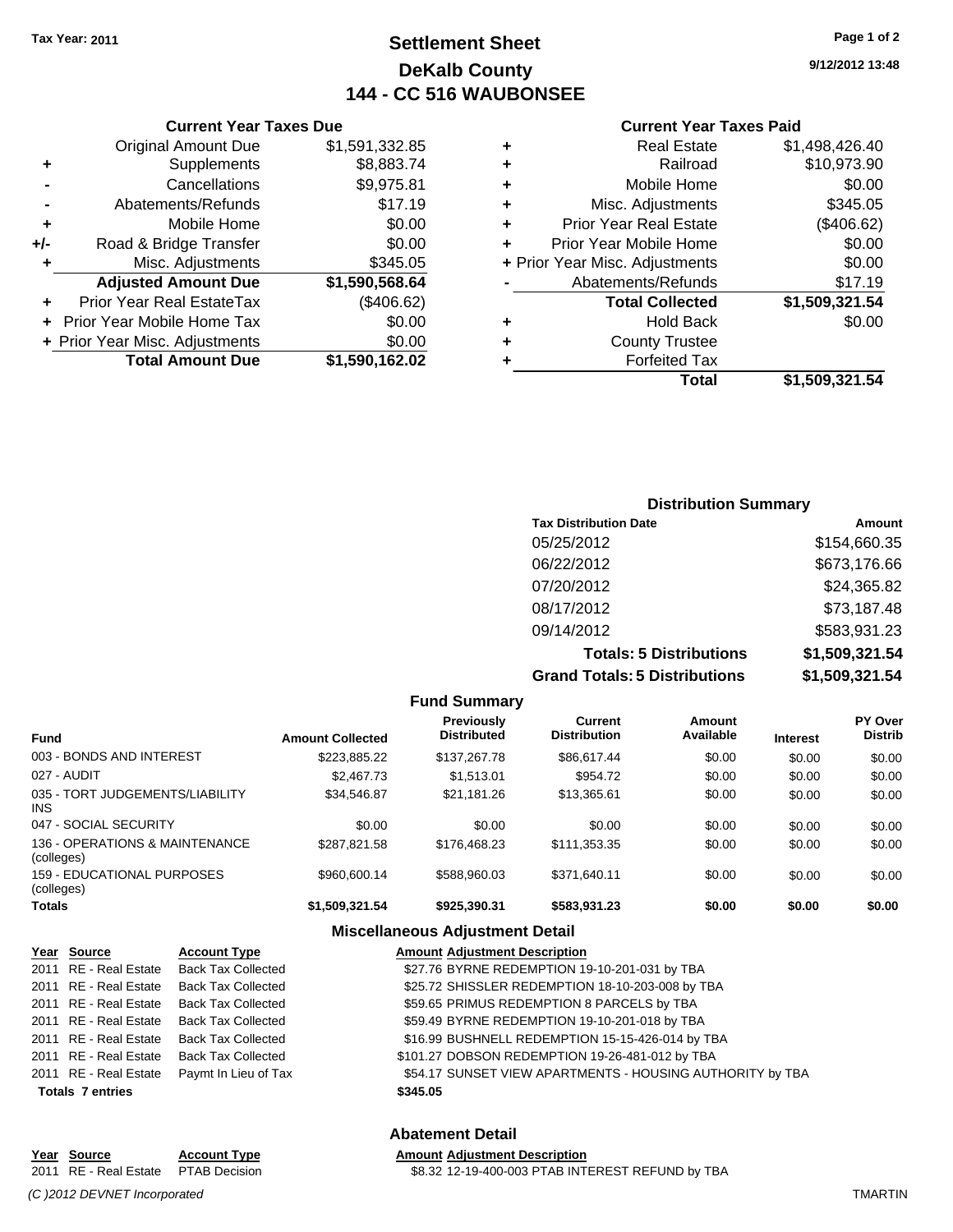Tax Year: 2011

# Settlement Sheet
## DeKalb County
## 144 - CC 516 WAUBONSEE

9/12/2012 13:48

### Current Year Taxes Due

| | | |
|---|---|---|
| | Original Amount Due | $1,591,332.85 |
| + | Supplements | $8,883.74 |
| - | Cancellations | $9,975.81 |
| - | Abatements/Refunds | $17.19 |
| + | Mobile Home | $0.00 |
| +/- | Road & Bridge Transfer | $0.00 |
| + | Misc. Adjustments | $345.05 |
| | **Adjusted Amount Due** | **$1,590,568.64** |
| + | Prior Year Real EstateTax | ($406.62) |
| + | Prior Year Mobile Home Tax | $0.00 |
| + | Prior Year Misc. Adjustments | $0.00 |
| | **Total Amount Due** | **$1,590,162.02** |

### Current Year Taxes Paid

| | | |
|---|---|---|
| + | Real Estate | $1,498,426.40 |
| + | Railroad | $10,973.90 |
| + | Mobile Home | $0.00 |
| + | Misc. Adjustments | $345.05 |
| + | Prior Year Real Estate | ($406.62) |
| + | Prior Year Mobile Home | $0.00 |
| + | Prior Year Misc. Adjustments | $0.00 |
| - | Abatements/Refunds | $17.19 |
| | **Total Collected** | **$1,509,321.54** |
| + | Hold Back | $0.00 |
| + | County Trustee | |
| + | Forfeited Tax | |
| | **Total** | **$1,509,321.54** |

### Distribution Summary

| Tax Distribution Date | Amount |
|---|---|
| 05/25/2012 | $154,660.35 |
| 06/22/2012 | $673,176.66 |
| 07/20/2012 | $24,365.82 |
| 08/17/2012 | $73,187.48 |
| 09/14/2012 | $583,931.23 |
| **Totals: 5 Distributions** | **$1,509,321.54** |
| **Grand Totals: 5 Distributions** | **$1,509,321.54** |

### Fund Summary

| Fund | Amount Collected | Previously Distributed | Current Distribution | Amount Available | Interest | PY Over Distrib |
|---|---|---|---|---|---|---|
| 003 - BONDS AND INTEREST | $223,885.22 | $137,267.78 | $86,617.44 | $0.00 | $0.00 | $0.00 |
| 027 - AUDIT | $2,467.73 | $1,513.01 | $954.72 | $0.00 | $0.00 | $0.00 |
| 035 - TORT JUDGEMENTS/LIABILITY INS | $34,546.87 | $21,181.26 | $13,365.61 | $0.00 | $0.00 | $0.00 |
| 047 - SOCIAL SECURITY | $0.00 | $0.00 | $0.00 | $0.00 | $0.00 | $0.00 |
| 136 - OPERATIONS & MAINTENANCE (colleges) | $287,821.58 | $176,468.23 | $111,353.35 | $0.00 | $0.00 | $0.00 |
| 159 - EDUCATIONAL PURPOSES (colleges) | $960,600.14 | $588,960.03 | $371,640.11 | $0.00 | $0.00 | $0.00 |
| **Totals** | **$1,509,321.54** | **$925,390.31** | **$583,931.23** | **$0.00** | **$0.00** | **$0.00** |

### Miscellaneous Adjustment Detail

| Year | Source | Account Type | Amount | Adjustment Description |
|---|---|---|---|---|
| 2011 | RE - Real Estate | Back Tax Collected | $27.76 | BYRNE REDEMPTION 19-10-201-031 by TBA |
| 2011 | RE - Real Estate | Back Tax Collected | $25.72 | SHISSLER REDEMPTION 18-10-203-008 by TBA |
| 2011 | RE - Real Estate | Back Tax Collected | $59.65 | PRIMUS REDEMPTION 8 PARCELS by TBA |
| 2011 | RE - Real Estate | Back Tax Collected | $59.49 | BYRNE REDEMPTION 19-10-201-018 by TBA |
| 2011 | RE - Real Estate | Back Tax Collected | $16.99 | BUSHNELL REDEMPTION 15-15-426-014 by TBA |
| 2011 | RE - Real Estate | Back Tax Collected | $101.27 | DOBSON REDEMPTION 19-26-481-012 by TBA |
| 2011 | RE - Real Estate | Paymt In Lieu of Tax | $54.17 | SUNSET VIEW APARTMENTS - HOUSING AUTHORITY by TBA |
| **Totals 7 entries** | | | **$345.05** | |

### Abatement Detail

| Year | Source | Account Type | Amount | Adjustment Description |
|---|---|---|---|---|
| 2011 | RE - Real Estate | PTAB Decision | $8.32 | 12-19-400-003 PTAB INTEREST REFUND by TBA |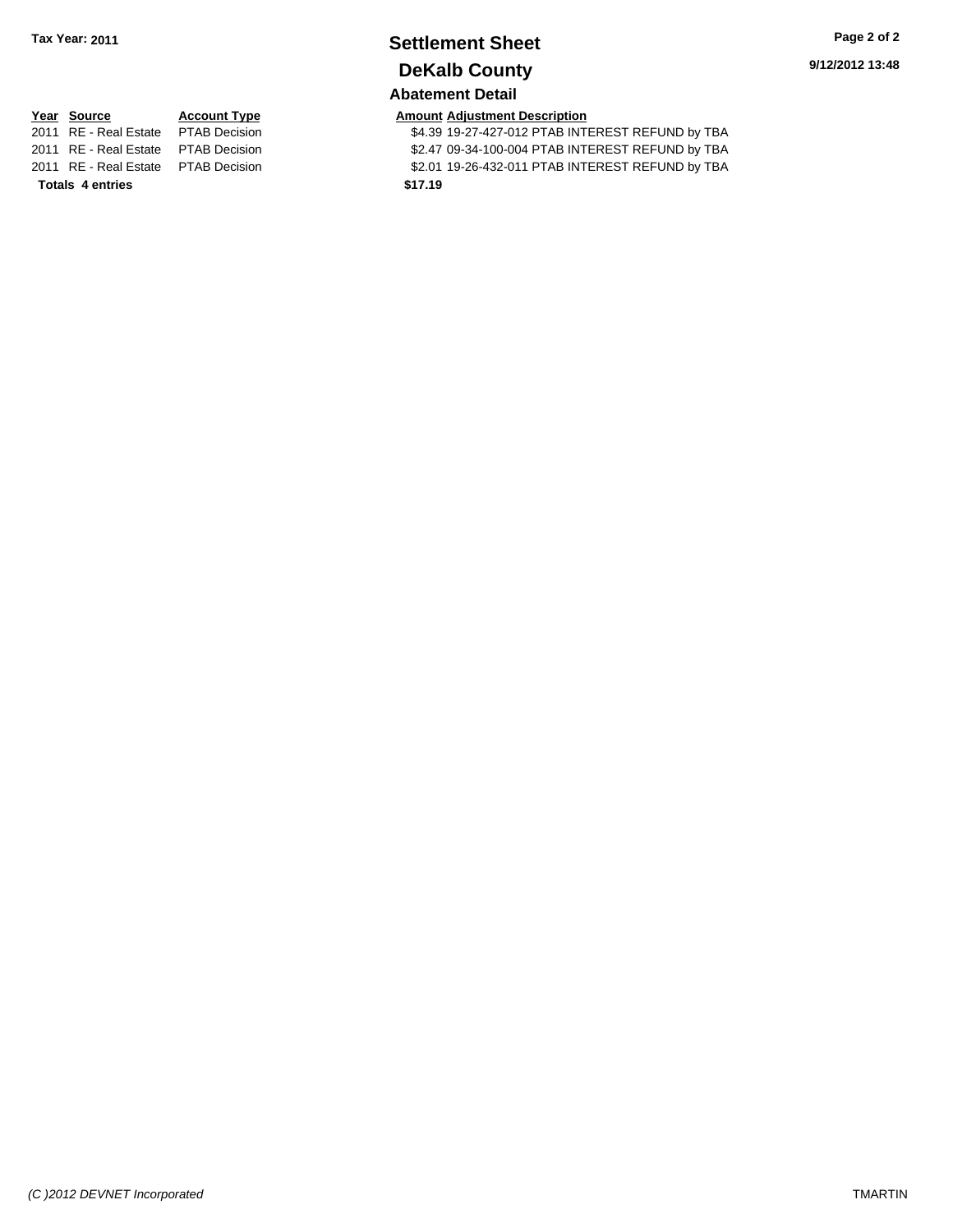**Tax Year: 2011**

# Settlement Sheet

## DeKalb County

### Abatement Detail

| Year | Source | Account Type | Amount | Adjustment Description |
|---|---|---|---|---|
| 2011 | RE - Real Estate | PTAB Decision | $4.39 | 19-27-427-012 PTAB INTEREST REFUND by TBA |
| 2011 | RE - Real Estate | PTAB Decision | $2.47 | 09-34-100-004 PTAB INTEREST REFUND by TBA |
| 2011 | RE - Real Estate | PTAB Decision | $2.01 | 19-26-432-011 PTAB INTEREST REFUND by TBA |
| **Totals 4 entries** | | | **$17.19** | |

*(C )2012 DEVNET Incorporated* TMARTIN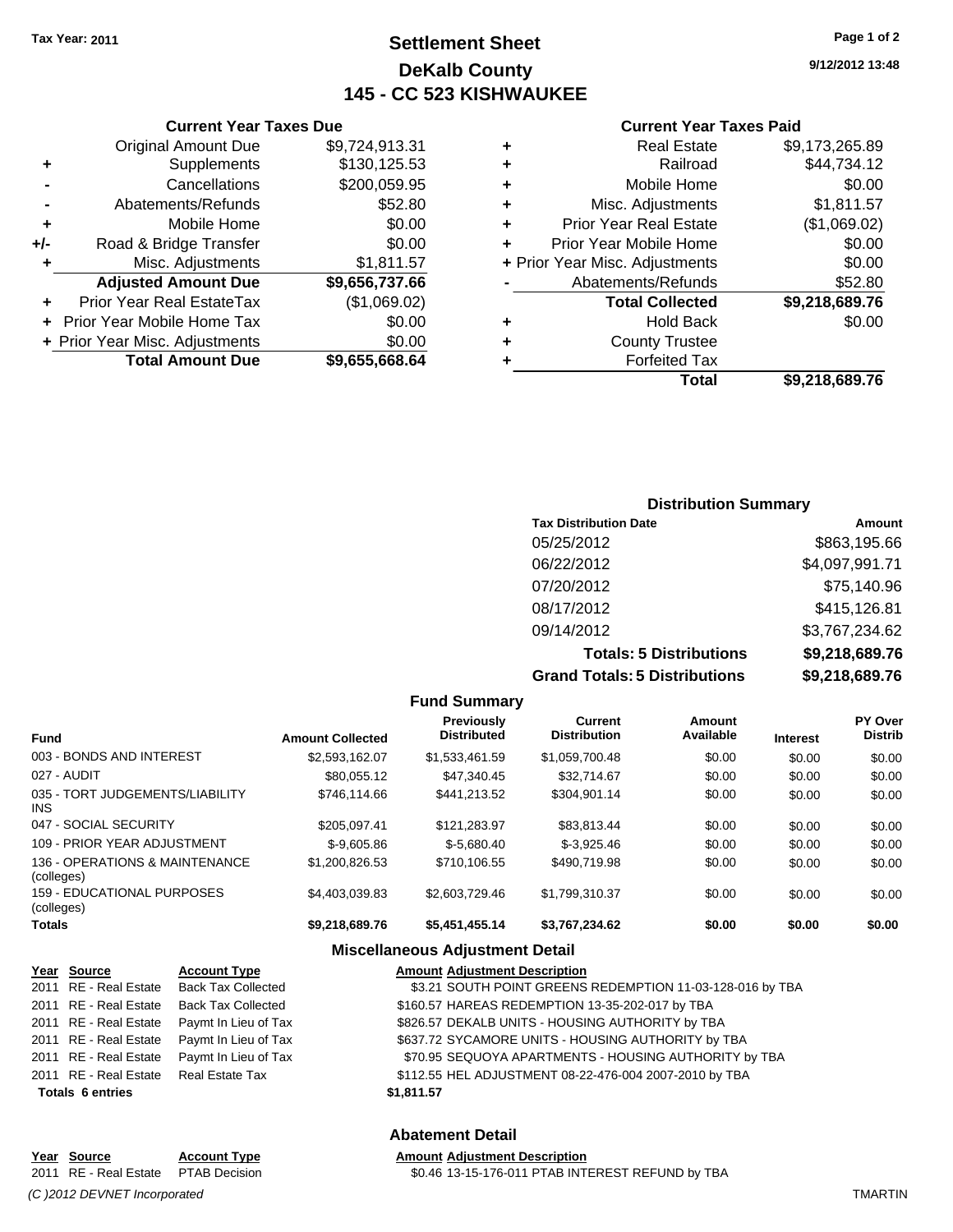**Tax Year: 2011**

# Settlement Sheet
## DeKalb County
## 145 - CC 523 KISHWAUKEE

9/12/2012 13:48

### Current Year Taxes Due

| | | |
|---|---|---|
| | Original Amount Due | $9,724,913.31 |
| + | Supplements | $130,125.53 |
| - | Cancellations | $200,059.95 |
| - | Abatements/Refunds | $52.80 |
| + | Mobile Home | $0.00 |
| +/- | Road & Bridge Transfer | $0.00 |
| + | Misc. Adjustments | $1,811.57 |
| | **Adjusted Amount Due** | **$9,656,737.66** |
| + | Prior Year Real EstateTax | ($1,069.02) |
| + | Prior Year Mobile Home Tax | $0.00 |
| + | Prior Year Misc. Adjustments | $0.00 |
| | **Total Amount Due** | **$9,655,668.64** |

### Current Year Taxes Paid

| | | |
|---|---|---|
| + | Real Estate | $9,173,265.89 |
| + | Railroad | $44,734.12 |
| + | Mobile Home | $0.00 |
| + | Misc. Adjustments | $1,811.57 |
| + | Prior Year Real Estate | ($1,069.02) |
| + | Prior Year Mobile Home | $0.00 |
| + | Prior Year Misc. Adjustments | $0.00 |
| - | Abatements/Refunds | $52.80 |
| | **Total Collected** | **$9,218,689.76** |
| + | Hold Back | $0.00 |
| + | County Trustee | |
| + | Forfeited Tax | |
| | **Total** | **$9,218,689.76** |

### Distribution Summary

| Tax Distribution Date | Amount |
|---|---|
| 05/25/2012 | $863,195.66 |
| 06/22/2012 | $4,097,991.71 |
| 07/20/2012 | $75,140.96 |
| 08/17/2012 | $415,126.81 |
| 09/14/2012 | $3,767,234.62 |
| **Totals: 5 Distributions** | **$9,218,689.76** |
| **Grand Totals: 5 Distributions** | **$9,218,689.76** |

### Fund Summary

| Fund | Amount Collected | Previously Distributed | Current Distribution | Amount Available | Interest | PY Over Distrib |
|---|---|---|---|---|---|---|
| 003 - BONDS AND INTEREST | $2,593,162.07 | $1,533,461.59 | $1,059,700.48 | $0.00 | $0.00 | $0.00 |
| 027 - AUDIT | $80,055.12 | $47,340.45 | $32,714.67 | $0.00 | $0.00 | $0.00 |
| 035 - TORT JUDGEMENTS/LIABILITY INS | $746,114.66 | $441,213.52 | $304,901.14 | $0.00 | $0.00 | $0.00 |
| 047 - SOCIAL SECURITY | $205,097.41 | $121,283.97 | $83,813.44 | $0.00 | $0.00 | $0.00 |
| 109 - PRIOR YEAR ADJUSTMENT | $-9,605.86 | $-5,680.40 | $-3,925.46 | $0.00 | $0.00 | $0.00 |
| 136 - OPERATIONS & MAINTENANCE (colleges) | $1,200,826.53 | $710,106.55 | $490,719.98 | $0.00 | $0.00 | $0.00 |
| 159 - EDUCATIONAL PURPOSES (colleges) | $4,403,039.83 | $2,603,729.46 | $1,799,310.37 | $0.00 | $0.00 | $0.00 |
| **Totals** | **$9,218,689.76** | **$5,451,455.14** | **$3,767,234.62** | **$0.00** | **$0.00** | **$0.00** |

### Miscellaneous Adjustment Detail

| Year | Source | Account Type | Amount | Adjustment Description |
|---|---|---|---|---|
| 2011 | RE - Real Estate | Back Tax Collected | $3.21 | SOUTH POINT GREENS REDEMPTION 11-03-128-016 by TBA |
| 2011 | RE - Real Estate | Back Tax Collected | $160.57 | HAREAS REDEMPTION 13-35-202-017 by TBA |
| 2011 | RE - Real Estate | Paymt In Lieu of Tax | $826.57 | DEKALB UNITS - HOUSING AUTHORITY by TBA |
| 2011 | RE - Real Estate | Paymt In Lieu of Tax | $637.72 | SYCAMORE UNITS - HOUSING AUTHORITY by TBA |
| 2011 | RE - Real Estate | Paymt In Lieu of Tax | $70.95 | SEQUOYA APARTMENTS - HOUSING AUTHORITY by TBA |
| 2011 | RE - Real Estate | Real Estate Tax | $112.55 | HEL ADJUSTMENT 08-22-476-004 2007-2010 by TBA |
| **Totals 6 entries** | | | **$1,811.57** | |

### Abatement Detail

| Year | Source | Account Type | Amount | Adjustment Description |
|---|---|---|---|---|
| 2011 | RE - Real Estate | PTAB Decision | $0.46 | 13-15-176-011 PTAB INTEREST REFUND by TBA |

*(C )2012 DEVNET Incorporated* TMARTIN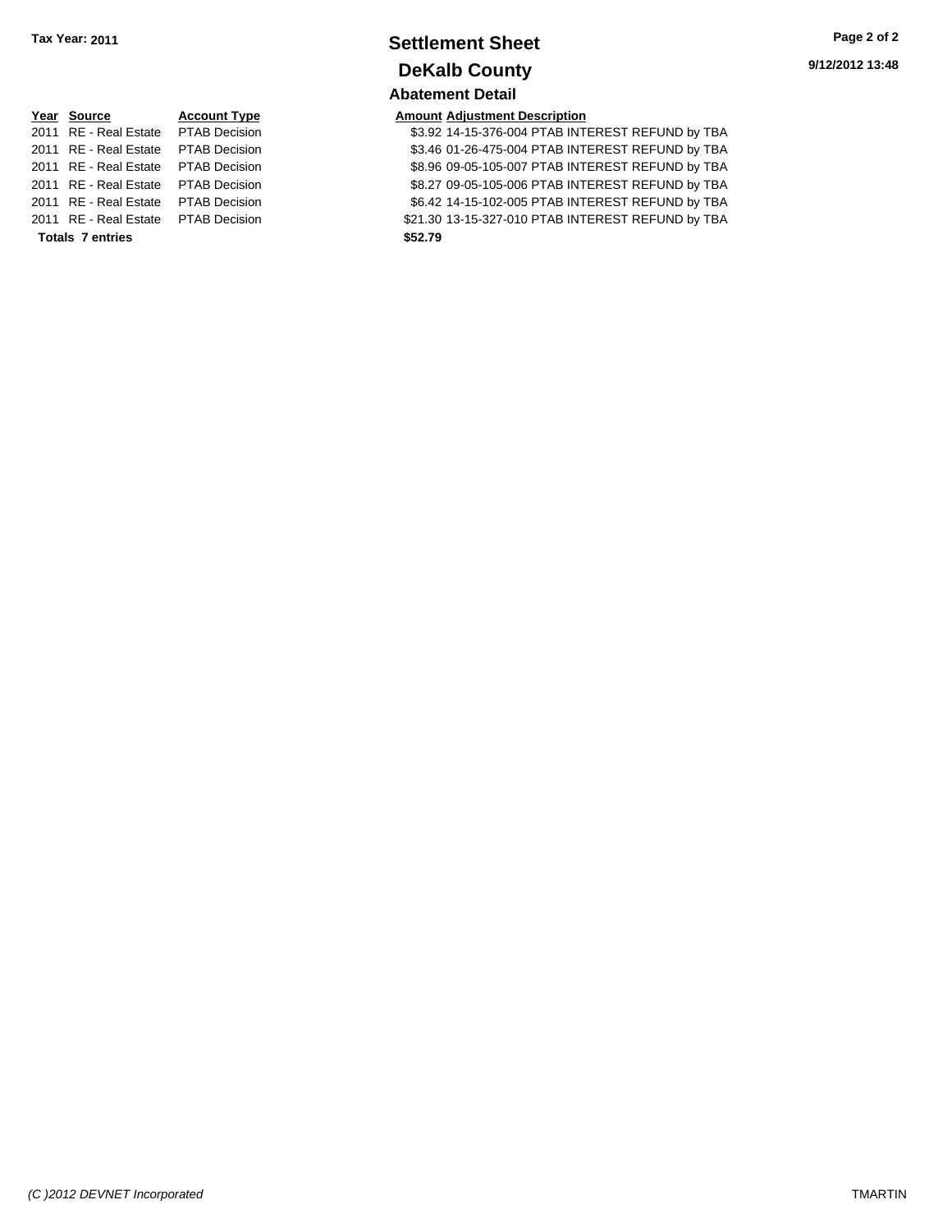**Tax Year: 2011**

# Settlement Sheet

## DeKalb County

### Abatement Detail

| Year | Source | Account Type | Amount | Adjustment Description |
|---|---|---|---|---|
| 2011 | RE - Real Estate | PTAB Decision | $3.92 | 14-15-376-004 PTAB INTEREST REFUND by TBA |
| 2011 | RE - Real Estate | PTAB Decision | $3.46 | 01-26-475-004 PTAB INTEREST REFUND by TBA |
| 2011 | RE - Real Estate | PTAB Decision | $8.96 | 09-05-105-007 PTAB INTEREST REFUND by TBA |
| 2011 | RE - Real Estate | PTAB Decision | $8.27 | 09-05-105-006 PTAB INTEREST REFUND by TBA |
| 2011 | RE - Real Estate | PTAB Decision | $6.42 | 14-15-102-005 PTAB INTEREST REFUND by TBA |
| 2011 | RE - Real Estate | PTAB Decision | $21.30 | 13-15-327-010 PTAB INTEREST REFUND by TBA |
| **Totals 7 entries** | | | **$52.79** | |

9/12/2012 13:48

*(C )2012 DEVNET Incorporated*

TMARTIN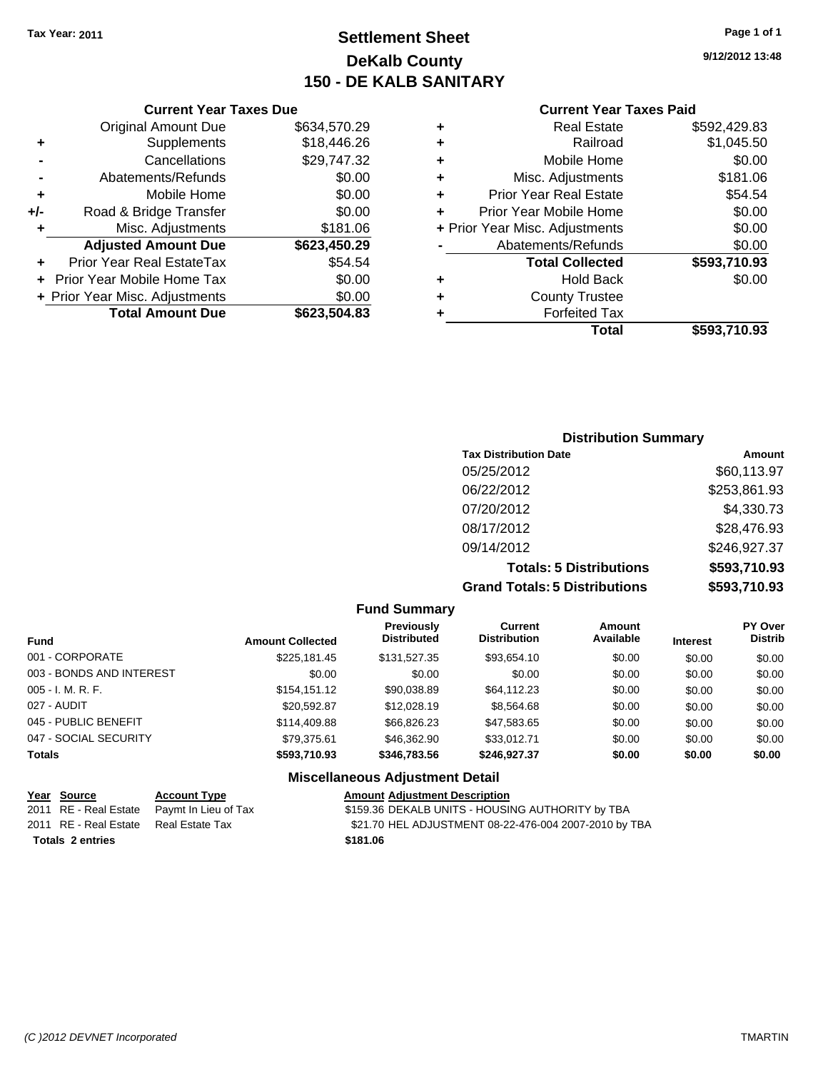Tax Year: 2011

# Settlement Sheet

## DeKalb County

## 150 - DE KALB SANITARY

9/12/2012 13:48

### Current Year Taxes Due

| | | |
|---|---|---|
| | Original Amount Due | $634,570.29 |
| + | Supplements | $18,446.26 |
| - | Cancellations | $29,747.32 |
| - | Abatements/Refunds | $0.00 |
| + | Mobile Home | $0.00 |
| +/- | Road & Bridge Transfer | $0.00 |
| + | Misc. Adjustments | $181.06 |
| | **Adjusted Amount Due** | **$623,450.29** |
| + | Prior Year Real EstateTax | $54.54 |
| + | Prior Year Mobile Home Tax | $0.00 |
| + | Prior Year Misc. Adjustments | $0.00 |
| | **Total Amount Due** | **$623,504.83** |

### Current Year Taxes Paid

| | | |
|---|---|---|
| + | Real Estate | $592,429.83 |
| + | Railroad | $1,045.50 |
| + | Mobile Home | $0.00 |
| + | Misc. Adjustments | $181.06 |
| + | Prior Year Real Estate | $54.54 |
| + | Prior Year Mobile Home | $0.00 |
| + | Prior Year Misc. Adjustments | $0.00 |
| - | Abatements/Refunds | $0.00 |
| | **Total Collected** | **$593,710.93** |
| + | Hold Back | $0.00 |
| + | County Trustee | |
| + | Forfeited Tax | |
| | **Total** | **$593,710.93** |

### Distribution Summary

| Tax Distribution Date | Amount |
|---|---|
| 05/25/2012 | $60,113.97 |
| 06/22/2012 | $253,861.93 |
| 07/20/2012 | $4,330.73 |
| 08/17/2012 | $28,476.93 |
| 09/14/2012 | $246,927.37 |
| **Totals: 5 Distributions** | **$593,710.93** |
| **Grand Totals: 5 Distributions** | **$593,710.93** |

### Fund Summary

| Fund | Amount Collected | Previously Distributed | Current Distribution | Amount Available | Interest | PY Over Distrib |
|---|---|---|---|---|---|---|
| 001 - CORPORATE | $225,181.45 | $131,527.35 | $93,654.10 | $0.00 | $0.00 | $0.00 |
| 003 - BONDS AND INTEREST | $0.00 | $0.00 | $0.00 | $0.00 | $0.00 | $0.00 |
| 005 - I. M. R. F. | $154,151.12 | $90,038.89 | $64,112.23 | $0.00 | $0.00 | $0.00 |
| 027 - AUDIT | $20,592.87 | $12,028.19 | $8,564.68 | $0.00 | $0.00 | $0.00 |
| 045 - PUBLIC BENEFIT | $114,409.88 | $66,826.23 | $47,583.65 | $0.00 | $0.00 | $0.00 |
| 047 - SOCIAL SECURITY | $79,375.61 | $46,362.90 | $33,012.71 | $0.00 | $0.00 | $0.00 |
| **Totals** | **$593,710.93** | **$346,783.56** | **$246,927.37** | **$0.00** | **$0.00** | **$0.00** |

### Miscellaneous Adjustment Detail

| Year | Source | Account Type | Amount | Adjustment Description |
|---|---|---|---|---|
| 2011 | RE - Real Estate | Paymt In Lieu of Tax | $159.36 | DEKALB UNITS - HOUSING AUTHORITY by TBA |
| 2011 | RE - Real Estate | Real Estate Tax | $21.70 | HEL ADJUSTMENT 08-22-476-004 2007-2010 by TBA |
| **Totals 2 entries** | | | **$181.06** | |

(C )2012 DEVNET Incorporated TMARTIN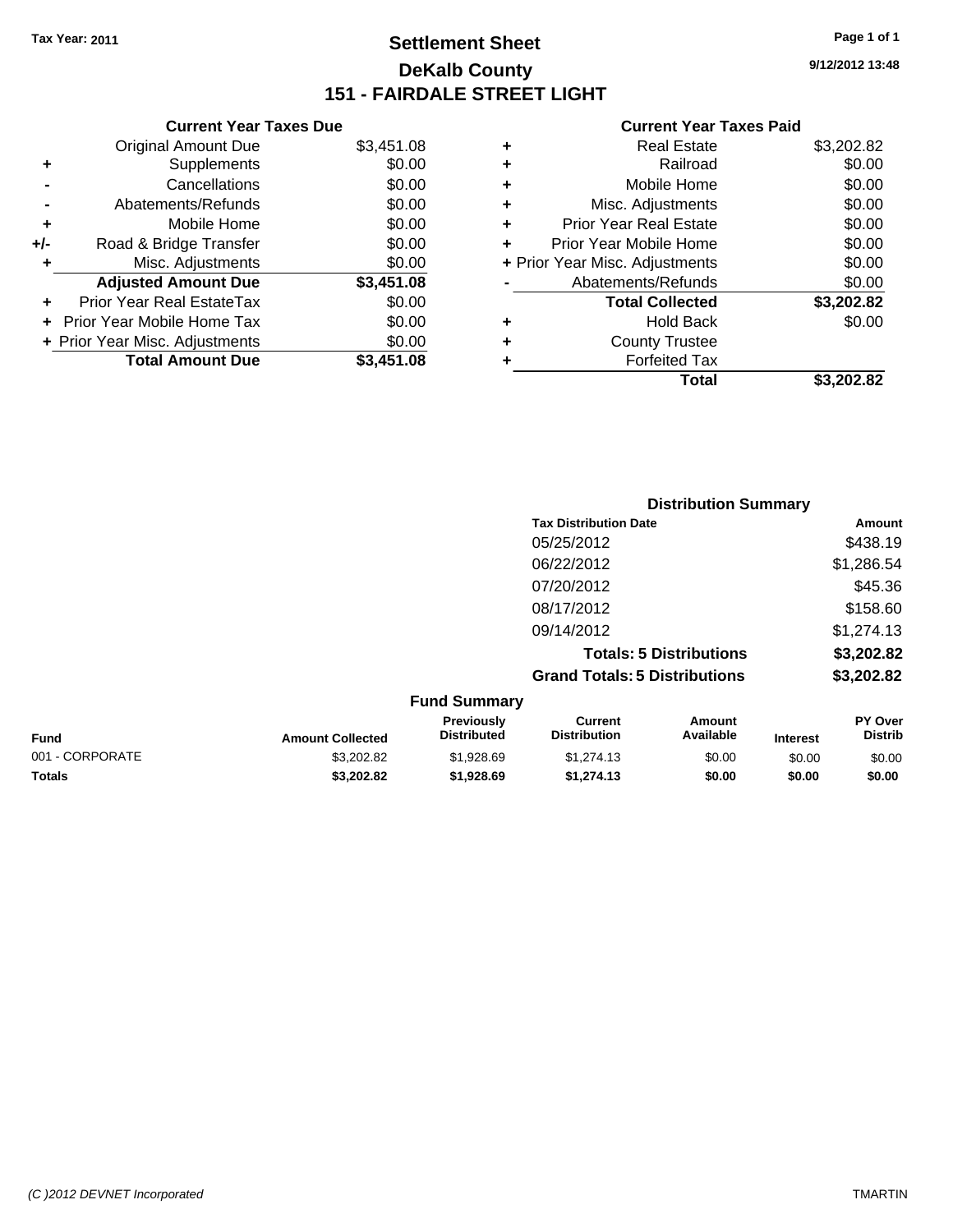Tax Year: 2011

# Settlement Sheet

## DeKalb County

## 151 - FAIRDALE STREET LIGHT

9/12/2012 13:48

### Current Year Taxes Due

| | | |
|---|---|---|
| | Original Amount Due | $3,451.08 |
| + | Supplements | $0.00 |
| - | Cancellations | $0.00 |
| - | Abatements/Refunds | $0.00 |
| + | Mobile Home | $0.00 |
| +/- | Road & Bridge Transfer | $0.00 |
| + | Misc. Adjustments | $0.00 |
| | **Adjusted Amount Due** | **$3,451.08** |
| + | Prior Year Real EstateTax | $0.00 |
| + | Prior Year Mobile Home Tax | $0.00 |
| + | Prior Year Misc. Adjustments | $0.00 |
| | **Total Amount Due** | **$3,451.08** |

### Current Year Taxes Paid

| | | |
|---|---|---|
| + | Real Estate | $3,202.82 |
| + | Railroad | $0.00 |
| + | Mobile Home | $0.00 |
| + | Misc. Adjustments | $0.00 |
| + | Prior Year Real Estate | $0.00 |
| + | Prior Year Mobile Home | $0.00 |
| + | Prior Year Misc. Adjustments | $0.00 |
| - | Abatements/Refunds | $0.00 |
| | **Total Collected** | **$3,202.82** |
| + | Hold Back | $0.00 |
| + | County Trustee | |
| + | Forfeited Tax | |
| | **Total** | **$3,202.82** |

### Distribution Summary

| Tax Distribution Date | Amount |
|---|---|
| 05/25/2012 | $438.19 |
| 06/22/2012 | $1,286.54 |
| 07/20/2012 | $45.36 |
| 08/17/2012 | $158.60 |
| 09/14/2012 | $1,274.13 |
| **Totals: 5 Distributions** | **$3,202.82** |
| **Grand Totals: 5 Distributions** | **$3,202.82** |

### Fund Summary

| Fund | Amount Collected | Previously Distributed | Current Distribution | Amount Available | Interest | PY Over Distrib |
|---|---|---|---|---|---|---|
| 001 - CORPORATE | $3,202.82 | $1,928.69 | $1,274.13 | $0.00 | $0.00 | $0.00 |
| **Totals** | **$3,202.82** | **$1,928.69** | **$1,274.13** | **$0.00** | **$0.00** | **$0.00** |

(C )2012 DEVNET Incorporated TMARTIN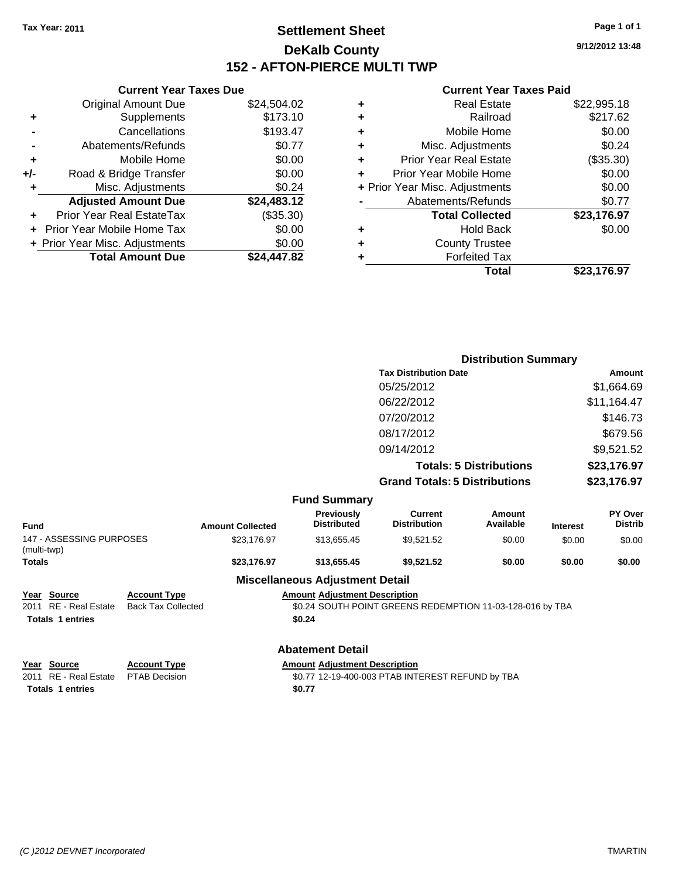**Tax Year: 2011**

# Settlement Sheet

## DeKalb County

## 152 - AFTON-PIERCE MULTI TWP

9/12/2012 13:48

### Current Year Taxes Due

| | | |
|---|---|---|
| | Original Amount Due | $24,504.02 |
| + | Supplements | $173.10 |
| - | Cancellations | $193.47 |
| - | Abatements/Refunds | $0.77 |
| + | Mobile Home | $0.00 |
| +/- | Road & Bridge Transfer | $0.00 |
| + | Misc. Adjustments | $0.24 |
| | **Adjusted Amount Due** | **$24,483.12** |
| + | Prior Year Real EstateTax | ($35.30) |
| + | Prior Year Mobile Home Tax | $0.00 |
| + | Prior Year Misc. Adjustments | $0.00 |
| | **Total Amount Due** | **$24,447.82** |

### Current Year Taxes Paid

| | | |
|---|---|---|
| + | Real Estate | $22,995.18 |
| + | Railroad | $217.62 |
| + | Mobile Home | $0.00 |
| + | Misc. Adjustments | $0.24 |
| + | Prior Year Real Estate | ($35.30) |
| + | Prior Year Mobile Home | $0.00 |
| + | Prior Year Misc. Adjustments | $0.00 |
| - | Abatements/Refunds | $0.77 |
| | **Total Collected** | **$23,176.97** |
| + | Hold Back | $0.00 |
| + | County Trustee | |
| + | Forfeited Tax | |
| | **Total** | **$23,176.97** |

### Distribution Summary

| Tax Distribution Date | Amount |
|---|---|
| 05/25/2012 | $1,664.69 |
| 06/22/2012 | $11,164.47 |
| 07/20/2012 | $146.73 |
| 08/17/2012 | $679.56 |
| 09/14/2012 | $9,521.52 |
| **Totals: 5 Distributions** | **$23,176.97** |
| **Grand Totals: 5 Distributions** | **$23,176.97** |

### Fund Summary

| Fund | Amount Collected | Previously Distributed | Current Distribution | Amount Available | Interest | PY Over Distrib |
|---|---|---|---|---|---|---|
| 147 - ASSESSING PURPOSES (multi-twp) | $23,176.97 | $13,655.45 | $9,521.52 | $0.00 | $0.00 | $0.00 |
| **Totals** | **$23,176.97** | **$13,655.45** | **$9,521.52** | **$0.00** | **$0.00** | **$0.00** |

### Miscellaneous Adjustment Detail

| Year | Source | Account Type | Amount | Adjustment Description |
|---|---|---|---|---|
| 2011 | RE - Real Estate | Back Tax Collected | $0.24 | SOUTH POINT GREENS REDEMPTION 11-03-128-016 by TBA |
| **Totals** | **1 entries** | | **$0.24** | |

### Abatement Detail

| Year | Source | Account Type | Amount | Adjustment Description |
|---|---|---|---|---|
| 2011 | RE - Real Estate | PTAB Decision | $0.77 | 12-19-400-003 PTAB INTEREST REFUND by TBA |
| **Totals** | **1 entries** | | **$0.77** | |

*(C )2012 DEVNET Incorporated* TMARTIN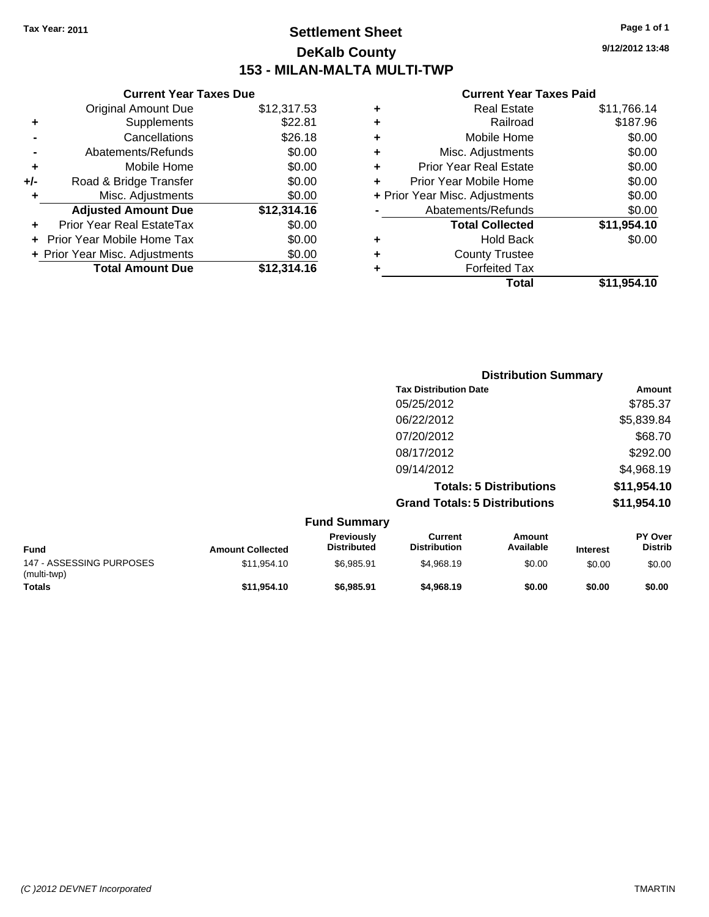**Tax Year: 2011**

# Settlement Sheet

## DeKalb County

## 153 - MILAN-MALTA MULTI-TWP

9/12/2012 13:48

### Current Year Taxes Due

| | | |
|---|---|---|
| | Original Amount Due | $12,317.53 |
| + | Supplements | $22.81 |
| - | Cancellations | $26.18 |
| - | Abatements/Refunds | $0.00 |
| + | Mobile Home | $0.00 |
| +/- | Road & Bridge Transfer | $0.00 |
| + | Misc. Adjustments | $0.00 |
| | **Adjusted Amount Due** | **$12,314.16** |
| + | Prior Year Real EstateTax | $0.00 |
| + | Prior Year Mobile Home Tax | $0.00 |
| + | Prior Year Misc. Adjustments | $0.00 |
| | **Total Amount Due** | **$12,314.16** |

### Current Year Taxes Paid

| | | |
|---|---|---|
| + | Real Estate | $11,766.14 |
| + | Railroad | $187.96 |
| + | Mobile Home | $0.00 |
| + | Misc. Adjustments | $0.00 |
| + | Prior Year Real Estate | $0.00 |
| + | Prior Year Mobile Home | $0.00 |
| + | Prior Year Misc. Adjustments | $0.00 |
| - | Abatements/Refunds | $0.00 |
| | **Total Collected** | **$11,954.10** |
| + | Hold Back | $0.00 |
| + | County Trustee | |
| + | Forfeited Tax | |
| | **Total** | **$11,954.10** |

### Distribution Summary

| Tax Distribution Date | Amount |
|---|---|
| 05/25/2012 | $785.37 |
| 06/22/2012 | $5,839.84 |
| 07/20/2012 | $68.70 |
| 08/17/2012 | $292.00 |
| 09/14/2012 | $4,968.19 |
| **Totals: 5 Distributions** | **$11,954.10** |
| **Grand Totals: 5 Distributions** | **$11,954.10** |

### Fund Summary

| Fund | Amount Collected | Previously Distributed | Current Distribution | Amount Available | Interest | PY Over Distrib |
|---|---|---|---|---|---|---|
| 147 - ASSESSING PURPOSES (multi-twp) | $11,954.10 | $6,985.91 | $4,968.19 | $0.00 | $0.00 | $0.00 |
| **Totals** | **$11,954.10** | **$6,985.91** | **$4,968.19** | **$0.00** | **$0.00** | **$0.00** |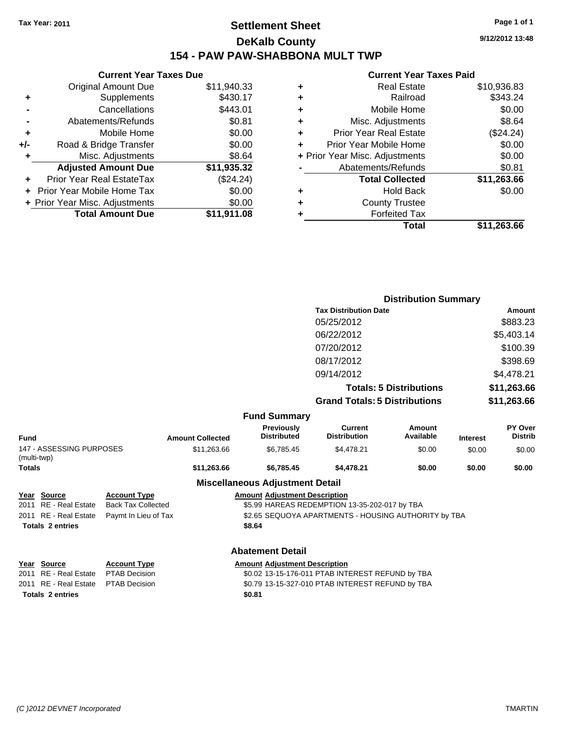Tax Year: 2011

# Settlement Sheet
## DeKalb County
## 154 - PAW PAW-SHABBONA MULT TWP

9/12/2012 13:48

### Current Year Taxes Due

| | | |
|---|---|---|
| | Original Amount Due | $11,940.33 |
| + | Supplements | $430.17 |
| - | Cancellations | $443.01 |
| - | Abatements/Refunds | $0.81 |
| + | Mobile Home | $0.00 |
| +/- | Road & Bridge Transfer | $0.00 |
| + | Misc. Adjustments | $8.64 |
| | **Adjusted Amount Due** | **$11,935.32** |
| + | Prior Year Real EstateTax | ($24.24) |
| + | Prior Year Mobile Home Tax | $0.00 |
| + | Prior Year Misc. Adjustments | $0.00 |
| | **Total Amount Due** | **$11,911.08** |

### Current Year Taxes Paid

| | | |
|---|---|---|
| + | Real Estate | $10,936.83 |
| + | Railroad | $343.24 |
| + | Mobile Home | $0.00 |
| + | Misc. Adjustments | $8.64 |
| + | Prior Year Real Estate | ($24.24) |
| + | Prior Year Mobile Home | $0.00 |
| + | Prior Year Misc. Adjustments | $0.00 |
| - | Abatements/Refunds | $0.81 |
| | **Total Collected** | **$11,263.66** |
| + | Hold Back | $0.00 |
| + | County Trustee | |
| + | Forfeited Tax | |
| | **Total** | **$11,263.66** |

### Distribution Summary

| Tax Distribution Date | Amount |
|---|---|
| 05/25/2012 | $883.23 |
| 06/22/2012 | $5,403.14 |
| 07/20/2012 | $100.39 |
| 08/17/2012 | $398.69 |
| 09/14/2012 | $4,478.21 |
| **Totals: 5 Distributions** | **$11,263.66** |
| **Grand Totals: 5 Distributions** | **$11,263.66** |

### Fund Summary

| Fund | Amount Collected | Previously Distributed | Current Distribution | Amount Available | Interest | PY Over Distrib |
|---|---|---|---|---|---|---|
| 147 - ASSESSING PURPOSES (multi-twp) | $11,263.66 | $6,785.45 | $4,478.21 | $0.00 | $0.00 | $0.00 |
| **Totals** | **$11,263.66** | **$6,785.45** | **$4,478.21** | **$0.00** | **$0.00** | **$0.00** |

### Miscellaneous Adjustment Detail

| Year | Source | Account Type | Amount | Adjustment Description |
|---|---|---|---|---|
| 2011 | RE - Real Estate | Back Tax Collected | $5.99 | HAREAS REDEMPTION 13-35-202-017 by TBA |
| 2011 | RE - Real Estate | Paymt In Lieu of Tax | $2.65 | SEQUOYA APARTMENTS - HOUSING AUTHORITY by TBA |
| **Totals 2 entries** | | | **$8.64** | |

### Abatement Detail

| Year | Source | Account Type | Amount | Adjustment Description |
|---|---|---|---|---|
| 2011 | RE - Real Estate | PTAB Decision | $0.02 | 13-15-176-011 PTAB INTEREST REFUND by TBA |
| 2011 | RE - Real Estate | PTAB Decision | $0.79 | 13-15-327-010 PTAB INTEREST REFUND by TBA |
| **Totals 2 entries** | | | **$0.81** | |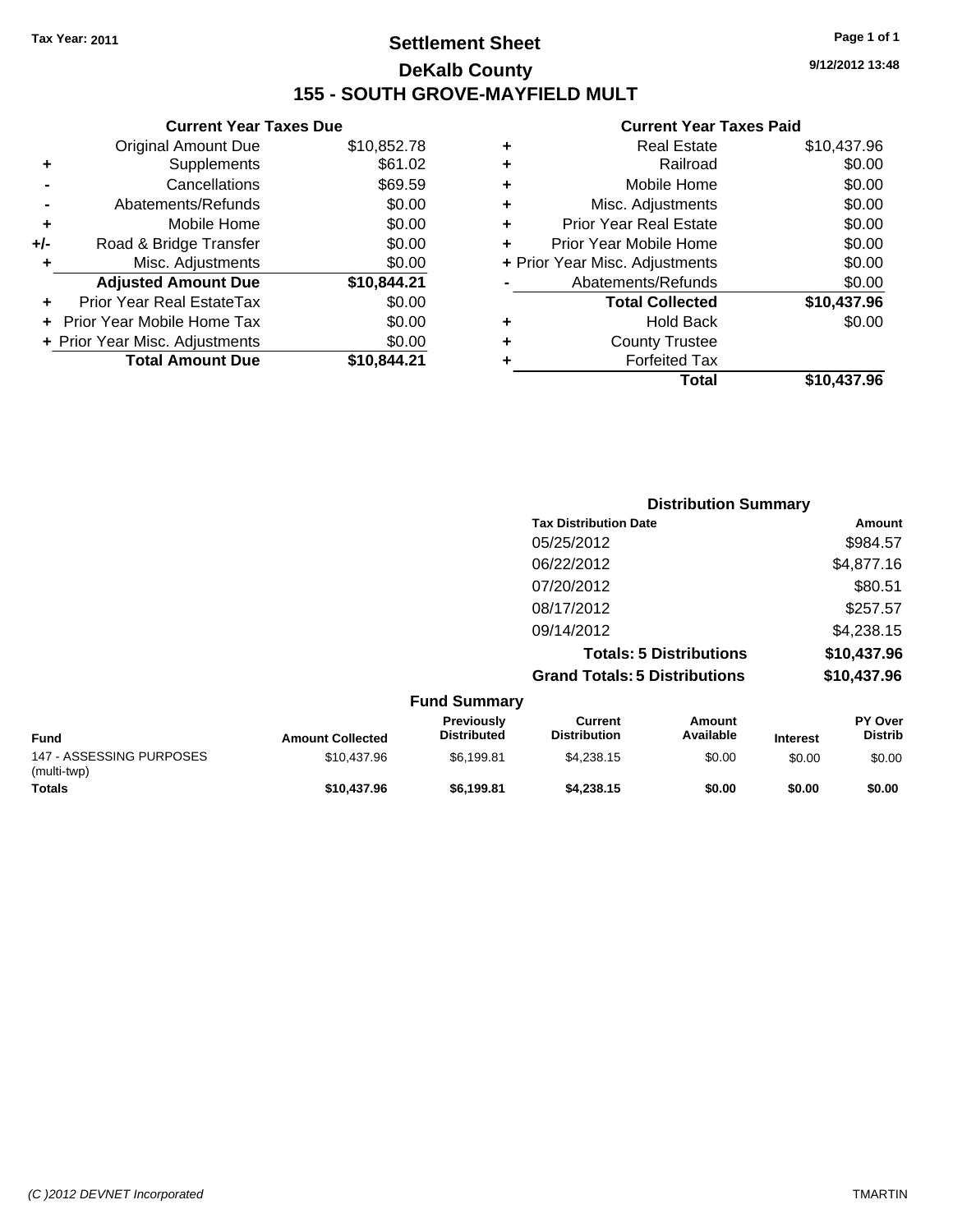Tax Year: 2011

# Settlement Sheet

## DeKalb County

## 155 - SOUTH GROVE-MAYFIELD MULT

9/12/2012 13:48

### Current Year Taxes Due

| | | |
|---|---|---|
| | Original Amount Due | $10,852.78 |
| + | Supplements | $61.02 |
| - | Cancellations | $69.59 |
| - | Abatements/Refunds | $0.00 |
| + | Mobile Home | $0.00 |
| +/- | Road & Bridge Transfer | $0.00 |
| + | Misc. Adjustments | $0.00 |
| | **Adjusted Amount Due** | **$10,844.21** |
| + | Prior Year Real EstateTax | $0.00 |
| + | Prior Year Mobile Home Tax | $0.00 |
| + | Prior Year Misc. Adjustments | $0.00 |
| | **Total Amount Due** | **$10,844.21** |

### Current Year Taxes Paid

| | | |
|---|---|---|
| + | Real Estate | $10,437.96 |
| + | Railroad | $0.00 |
| + | Mobile Home | $0.00 |
| + | Misc. Adjustments | $0.00 |
| + | Prior Year Real Estate | $0.00 |
| + | Prior Year Mobile Home | $0.00 |
| + | Prior Year Misc. Adjustments | $0.00 |
| - | Abatements/Refunds | $0.00 |
| | **Total Collected** | **$10,437.96** |
| + | Hold Back | $0.00 |
| + | County Trustee | |
| + | Forfeited Tax | |
| | **Total** | **$10,437.96** |

### Distribution Summary

| Tax Distribution Date | Amount |
|---|---|
| 05/25/2012 | $984.57 |
| 06/22/2012 | $4,877.16 |
| 07/20/2012 | $80.51 |
| 08/17/2012 | $257.57 |
| 09/14/2012 | $4,238.15 |
| **Totals: 5 Distributions** | **$10,437.96** |
| **Grand Totals: 5 Distributions** | **$10,437.96** |

### Fund Summary

| Fund | Amount Collected | Previously Distributed | Current Distribution | Amount Available | Interest | PY Over Distrib |
|---|---|---|---|---|---|---|
| 147 - ASSESSING PURPOSES (multi-twp) | $10,437.96 | $6,199.81 | $4,238.15 | $0.00 | $0.00 | $0.00 |
| **Totals** | **$10,437.96** | **$6,199.81** | **$4,238.15** | **$0.00** | **$0.00** | **$0.00** |

(C )2012 DEVNET Incorporated

TMARTIN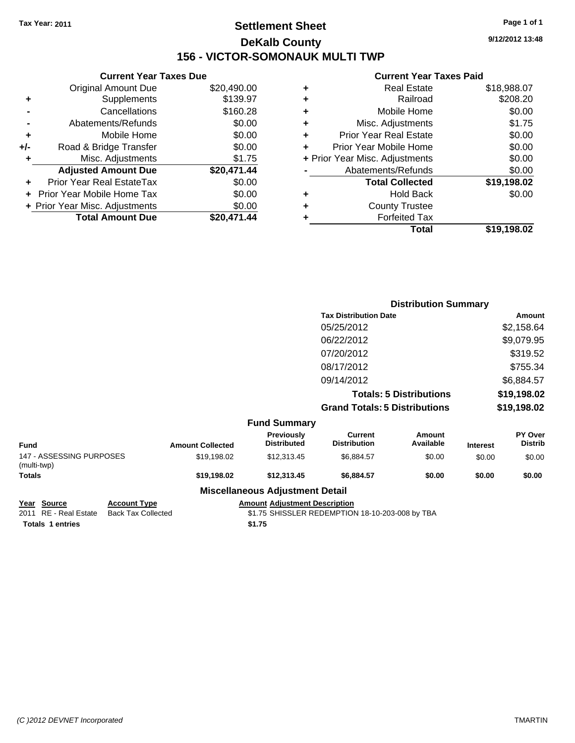Tax Year: 2011

# Settlement Sheet

## DeKalb County

## 156 - VICTOR-SOMONAUK MULTI TWP

9/12/2012 13:48

### Current Year Taxes Due

| | | |
|---|---|---|
| | Original Amount Due | $20,490.00 |
| + | Supplements | $139.97 |
| - | Cancellations | $160.28 |
| - | Abatements/Refunds | $0.00 |
| + | Mobile Home | $0.00 |
| +/- | Road & Bridge Transfer | $0.00 |
| + | Misc. Adjustments | $1.75 |
| | **Adjusted Amount Due** | **$20,471.44** |
| + | Prior Year Real EstateTax | $0.00 |
| + | Prior Year Mobile Home Tax | $0.00 |
| + | Prior Year Misc. Adjustments | $0.00 |
| | **Total Amount Due** | **$20,471.44** |

### Current Year Taxes Paid

| | | |
|---|---|---|
| + | Real Estate | $18,988.07 |
| + | Railroad | $208.20 |
| + | Mobile Home | $0.00 |
| + | Misc. Adjustments | $1.75 |
| + | Prior Year Real Estate | $0.00 |
| + | Prior Year Mobile Home | $0.00 |
| + | Prior Year Misc. Adjustments | $0.00 |
| - | Abatements/Refunds | $0.00 |
| | **Total Collected** | **$19,198.02** |
| + | Hold Back | $0.00 |
| + | County Trustee | |
| + | Forfeited Tax | |
| | **Total** | **$19,198.02** |

### Distribution Summary

| Tax Distribution Date | Amount |
|---|---|
| 05/25/2012 | $2,158.64 |
| 06/22/2012 | $9,079.95 |
| 07/20/2012 | $319.52 |
| 08/17/2012 | $755.34 |
| 09/14/2012 | $6,884.57 |
| **Totals: 5 Distributions** | **$19,198.02** |
| **Grand Totals: 5 Distributions** | **$19,198.02** |

### Fund Summary

| Fund | Amount Collected | Previously Distributed | Current Distribution | Amount Available | Interest | PY Over Distrib |
|---|---|---|---|---|---|---|
| 147 - ASSESSING PURPOSES (multi-twp) | $19,198.02 | $12,313.45 | $6,884.57 | $0.00 | $0.00 | $0.00 |
| **Totals** | **$19,198.02** | **$12,313.45** | **$6,884.57** | **$0.00** | **$0.00** | **$0.00** |

### Miscellaneous Adjustment Detail

| Year | Source | Account Type | Amount | Adjustment Description |
|---|---|---|---|---|
| 2011 | RE - Real Estate | Back Tax Collected | $1.75 | SHISSLER REDEMPTION 18-10-203-008 by TBA |
| **Totals 1 entries** | | | **$1.75** | |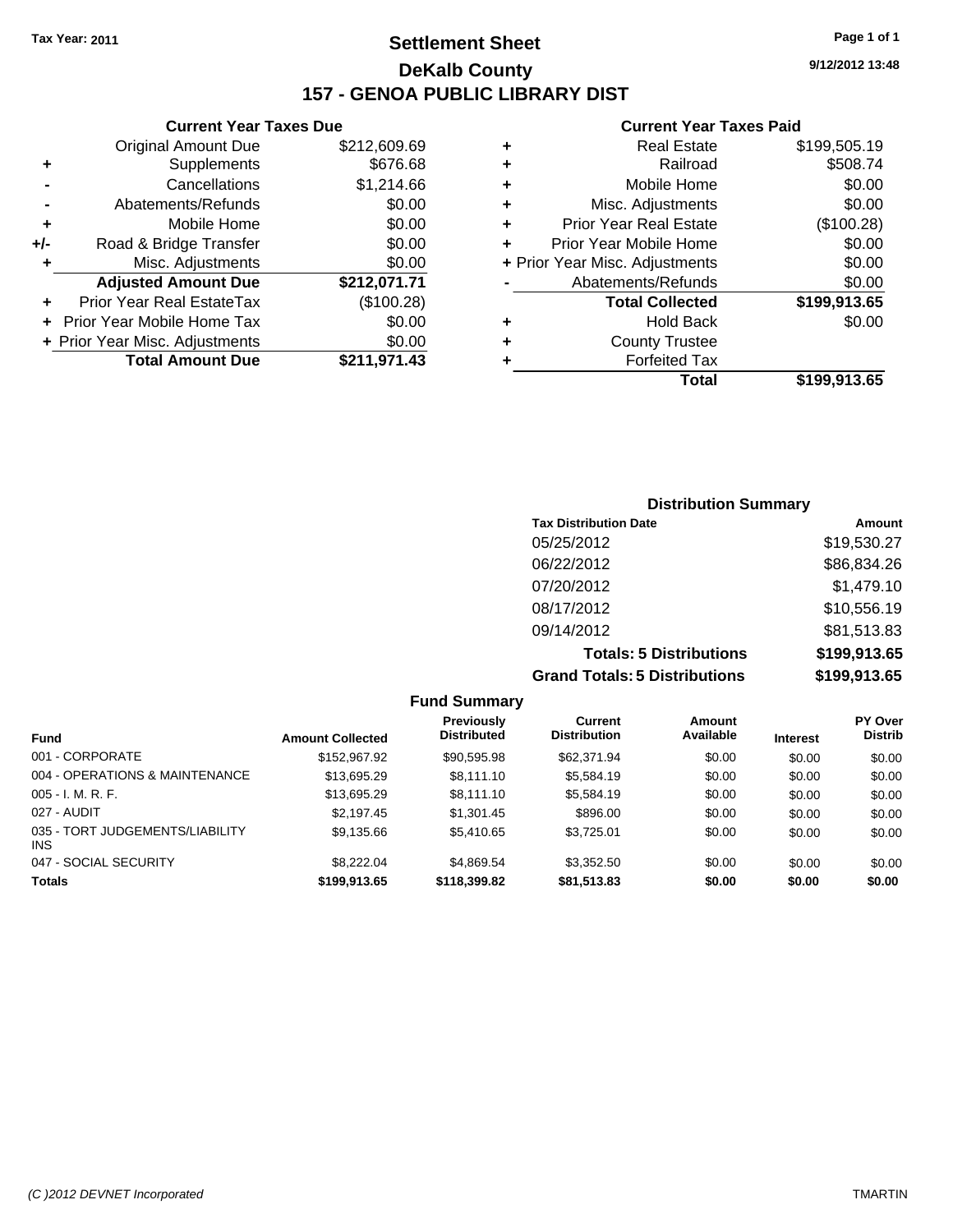Tax Year: 2011

# Settlement Sheet

## DeKalb County

## 157 - GENOA PUBLIC LIBRARY DIST

9/12/2012 13:48

### Current Year Taxes Due

| | | |
|---|---|---|
| | Original Amount Due | $212,609.69 |
| + | Supplements | $676.68 |
| - | Cancellations | $1,214.66 |
| - | Abatements/Refunds | $0.00 |
| + | Mobile Home | $0.00 |
| +/- | Road & Bridge Transfer | $0.00 |
| + | Misc. Adjustments | $0.00 |
| | **Adjusted Amount Due** | **$212,071.71** |
| + | Prior Year Real EstateTax | ($100.28) |
| + | Prior Year Mobile Home Tax | $0.00 |
| + | Prior Year Misc. Adjustments | $0.00 |
| | **Total Amount Due** | **$211,971.43** |

### Current Year Taxes Paid

| | | |
|---|---|---|
| + | Real Estate | $199,505.19 |
| + | Railroad | $508.74 |
| + | Mobile Home | $0.00 |
| + | Misc. Adjustments | $0.00 |
| + | Prior Year Real Estate | ($100.28) |
| + | Prior Year Mobile Home | $0.00 |
| + | Prior Year Misc. Adjustments | $0.00 |
| - | Abatements/Refunds | $0.00 |
| | **Total Collected** | **$199,913.65** |
| + | Hold Back | $0.00 |
| + | County Trustee | |
| + | Forfeited Tax | |
| | **Total** | **$199,913.65** |

### Distribution Summary

| Tax Distribution Date | Amount |
|---|---|
| 05/25/2012 | $19,530.27 |
| 06/22/2012 | $86,834.26 |
| 07/20/2012 | $1,479.10 |
| 08/17/2012 | $10,556.19 |
| 09/14/2012 | $81,513.83 |
| **Totals: 5 Distributions** | **$199,913.65** |
| **Grand Totals: 5 Distributions** | **$199,913.65** |

### Fund Summary

| Fund | Amount Collected | Previously Distributed | Current Distribution | Amount Available | Interest | PY Over Distrib |
|---|---|---|---|---|---|---|
| 001 - CORPORATE | $152,967.92 | $90,595.98 | $62,371.94 | $0.00 | $0.00 | $0.00 |
| 004 - OPERATIONS & MAINTENANCE | $13,695.29 | $8,111.10 | $5,584.19 | $0.00 | $0.00 | $0.00 |
| 005 - I. M. R. F. | $13,695.29 | $8,111.10 | $5,584.19 | $0.00 | $0.00 | $0.00 |
| 027 - AUDIT | $2,197.45 | $1,301.45 | $896.00 | $0.00 | $0.00 | $0.00 |
| 035 - TORT JUDGEMENTS/LIABILITY INS | $9,135.66 | $5,410.65 | $3,725.01 | $0.00 | $0.00 | $0.00 |
| 047 - SOCIAL SECURITY | $8,222.04 | $4,869.54 | $3,352.50 | $0.00 | $0.00 | $0.00 |
| **Totals** | **$199,913.65** | **$118,399.82** | **$81,513.83** | **$0.00** | **$0.00** | **$0.00** |

(C )2012 DEVNET Incorporated TMARTIN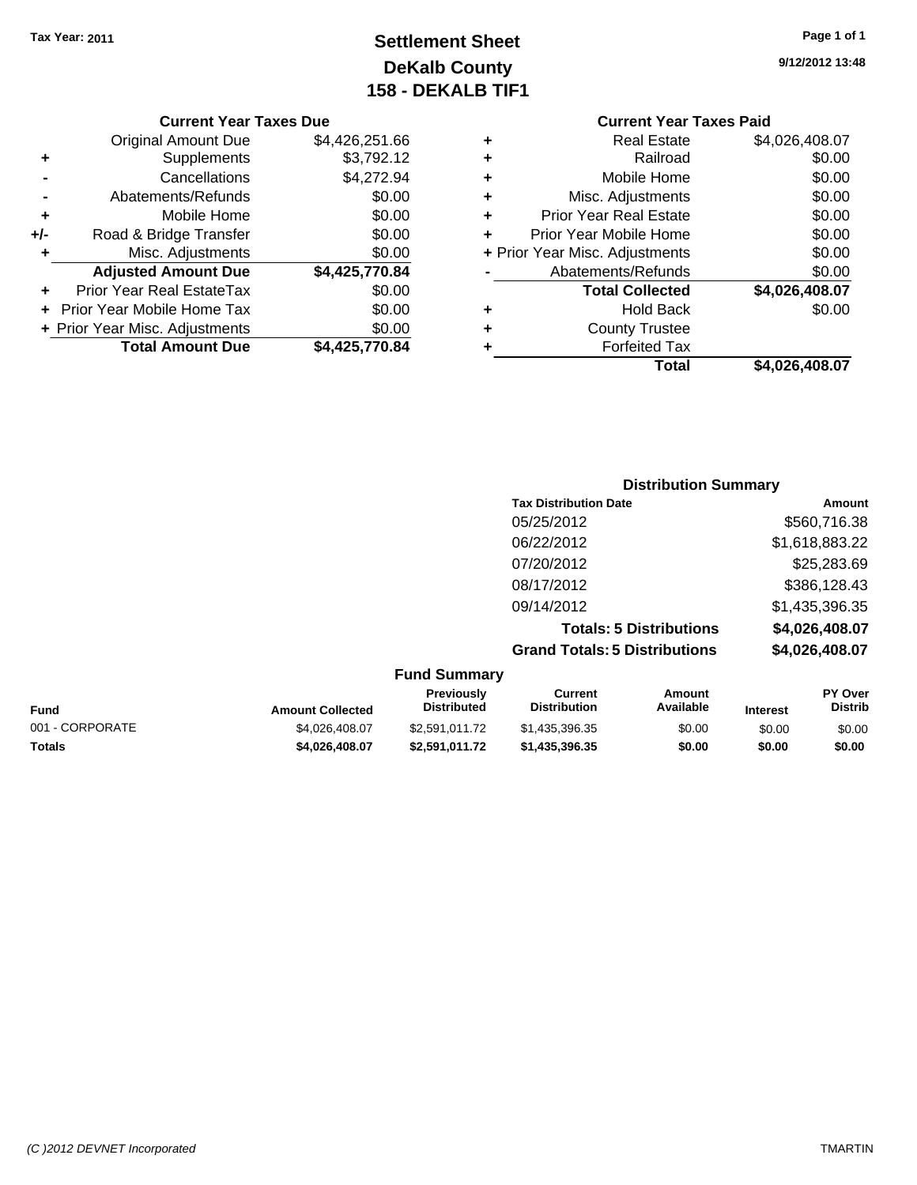Tax Year: 2011

# Settlement Sheet
## DeKalb County
## 158 - DEKALB TIF1

9/12/2012 13:48

### Current Year Taxes Due

| | | |
|---|---|---|
| | Original Amount Due | $4,426,251.66 |
| + | Supplements | $3,792.12 |
| - | Cancellations | $4,272.94 |
| - | Abatements/Refunds | $0.00 |
| + | Mobile Home | $0.00 |
| +/- | Road & Bridge Transfer | $0.00 |
| + | Misc. Adjustments | $0.00 |
| | **Adjusted Amount Due** | **$4,425,770.84** |
| + | Prior Year Real EstateTax | $0.00 |
| + | Prior Year Mobile Home Tax | $0.00 |
| + | Prior Year Misc. Adjustments | $0.00 |
| | **Total Amount Due** | **$4,425,770.84** |

### Current Year Taxes Paid

| | | |
|---|---|---|
| + | Real Estate | $4,026,408.07 |
| + | Railroad | $0.00 |
| + | Mobile Home | $0.00 |
| + | Misc. Adjustments | $0.00 |
| + | Prior Year Real Estate | $0.00 |
| + | Prior Year Mobile Home | $0.00 |
| + | Prior Year Misc. Adjustments | $0.00 |
| - | Abatements/Refunds | $0.00 |
| | **Total Collected** | **$4,026,408.07** |
| + | Hold Back | $0.00 |
| + | County Trustee | |
| + | Forfeited Tax | |
| | **Total** | **$4,026,408.07** |

### Distribution Summary

| Tax Distribution Date | Amount |
|---|---|
| 05/25/2012 | $560,716.38 |
| 06/22/2012 | $1,618,883.22 |
| 07/20/2012 | $25,283.69 |
| 08/17/2012 | $386,128.43 |
| 09/14/2012 | $1,435,396.35 |
| **Totals: 5 Distributions** | **$4,026,408.07** |
| **Grand Totals: 5 Distributions** | **$4,026,408.07** |

### Fund Summary

| Fund | Amount Collected | Previously Distributed | Current Distribution | Amount Available | Interest | PY Over Distrib |
|---|---|---|---|---|---|---|
| 001 - CORPORATE | $4,026,408.07 | $2,591,011.72 | $1,435,396.35 | $0.00 | $0.00 | $0.00 |
| **Totals** | **$4,026,408.07** | **$2,591,011.72** | **$1,435,396.35** | **$0.00** | **$0.00** | **$0.00** |

(C )2012 DEVNET Incorporated TMARTIN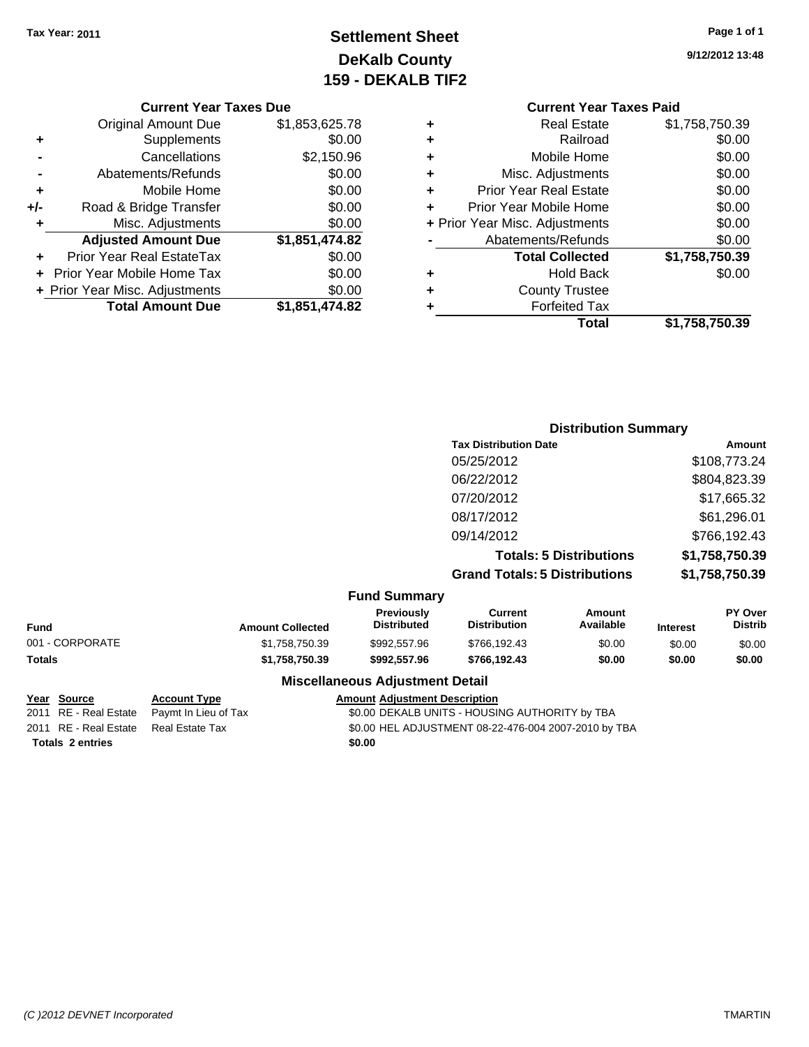Tax Year: 2011

# Settlement Sheet
## DeKalb County
## 159 - DEKALB TIF2

9/12/2012 13:48

### Current Year Taxes Due

| | | |
|---|---|---|
| | Original Amount Due | $1,853,625.78 |
| + | Supplements | $0.00 |
| - | Cancellations | $2,150.96 |
| - | Abatements/Refunds | $0.00 |
| + | Mobile Home | $0.00 |
| +/- | Road & Bridge Transfer | $0.00 |
| + | Misc. Adjustments | $0.00 |
| | **Adjusted Amount Due** | **$1,851,474.82** |
| + | Prior Year Real EstateTax | $0.00 |
| + | Prior Year Mobile Home Tax | $0.00 |
| + | Prior Year Misc. Adjustments | $0.00 |
| | **Total Amount Due** | **$1,851,474.82** |

### Current Year Taxes Paid

| | | |
|---|---|---|
| + | Real Estate | $1,758,750.39 |
| + | Railroad | $0.00 |
| + | Mobile Home | $0.00 |
| + | Misc. Adjustments | $0.00 |
| + | Prior Year Real Estate | $0.00 |
| + | Prior Year Mobile Home | $0.00 |
| + | Prior Year Misc. Adjustments | $0.00 |
| - | Abatements/Refunds | $0.00 |
| | **Total Collected** | **$1,758,750.39** |
| + | Hold Back | $0.00 |
| + | County Trustee | |
| + | Forfeited Tax | |
| | **Total** | **$1,758,750.39** |

### Distribution Summary

| Tax Distribution Date | Amount |
|---|---|
| 05/25/2012 | $108,773.24 |
| 06/22/2012 | $804,823.39 |
| 07/20/2012 | $17,665.32 |
| 08/17/2012 | $61,296.01 |
| 09/14/2012 | $766,192.43 |
| **Totals: 5 Distributions** | **$1,758,750.39** |
| **Grand Totals: 5 Distributions** | **$1,758,750.39** |

### Fund Summary

| Fund | Amount Collected | Previously Distributed | Current Distribution | Amount Available | Interest | PY Over Distrib |
|---|---|---|---|---|---|---|
| 001 - CORPORATE | $1,758,750.39 | $992,557.96 | $766,192.43 | $0.00 | $0.00 | $0.00 |
| **Totals** | **$1,758,750.39** | **$992,557.96** | **$766,192.43** | **$0.00** | **$0.00** | **$0.00** |

### Miscellaneous Adjustment Detail

| Year | Source | Account Type | Amount | Adjustment Description |
|---|---|---|---|---|
| 2011 | RE - Real Estate | Paymt In Lieu of Tax | $0.00 | DEKALB UNITS - HOUSING AUTHORITY by TBA |
| 2011 | RE - Real Estate | Real Estate Tax | $0.00 | HEL ADJUSTMENT 08-22-476-004 2007-2010 by TBA |
| **Totals 2 entries** | | | **$0.00** | |

(C )2012 DEVNET Incorporated — TMARTIN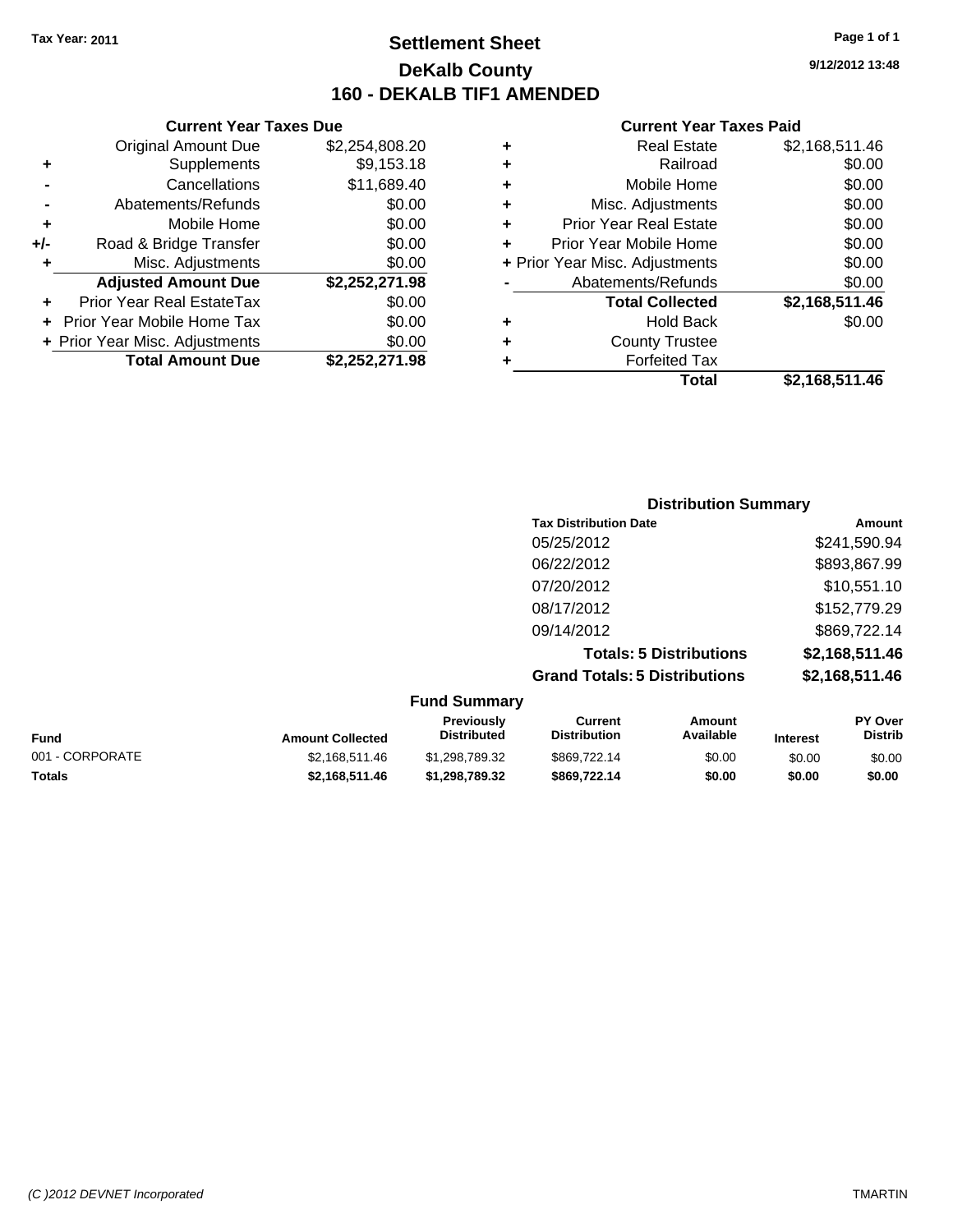**Tax Year: 2011**

# Settlement Sheet
## DeKalb County
## 160 - DEKALB TIF1 AMENDED

9/12/2012 13:48

### Current Year Taxes Due

| | | |
|---|---|---|
| | Original Amount Due | $2,254,808.20 |
| + | Supplements | $9,153.18 |
| - | Cancellations | $11,689.40 |
| - | Abatements/Refunds | $0.00 |
| + | Mobile Home | $0.00 |
| +/- | Road & Bridge Transfer | $0.00 |
| + | Misc. Adjustments | $0.00 |
| | **Adjusted Amount Due** | **$2,252,271.98** |
| + | Prior Year Real EstateTax | $0.00 |
| + | Prior Year Mobile Home Tax | $0.00 |
| + | Prior Year Misc. Adjustments | $0.00 |
| | **Total Amount Due** | **$2,252,271.98** |

### Current Year Taxes Paid

| | | |
|---|---|---|
| + | Real Estate | $2,168,511.46 |
| + | Railroad | $0.00 |
| + | Mobile Home | $0.00 |
| + | Misc. Adjustments | $0.00 |
| + | Prior Year Real Estate | $0.00 |
| + | Prior Year Mobile Home | $0.00 |
| + | Prior Year Misc. Adjustments | $0.00 |
| - | Abatements/Refunds | $0.00 |
| | **Total Collected** | **$2,168,511.46** |
| + | Hold Back | $0.00 |
| + | County Trustee | |
| + | Forfeited Tax | |
| | **Total** | **$2,168,511.46** |

### Distribution Summary

| Tax Distribution Date | Amount |
|---|---|
| 05/25/2012 | $241,590.94 |
| 06/22/2012 | $893,867.99 |
| 07/20/2012 | $10,551.10 |
| 08/17/2012 | $152,779.29 |
| 09/14/2012 | $869,722.14 |
| **Totals: 5 Distributions** | **$2,168,511.46** |
| **Grand Totals: 5 Distributions** | **$2,168,511.46** |

### Fund Summary

| Fund | Amount Collected | Previously Distributed | Current Distribution | Amount Available | Interest | PY Over Distrib |
|---|---|---|---|---|---|---|
| 001 - CORPORATE | $2,168,511.46 | $1,298,789.32 | $869,722.14 | $0.00 | $0.00 | $0.00 |
| **Totals** | **$2,168,511.46** | **$1,298,789.32** | **$869,722.14** | **$0.00** | **$0.00** | **$0.00** |

*(C )2012 DEVNET Incorporated* TMARTIN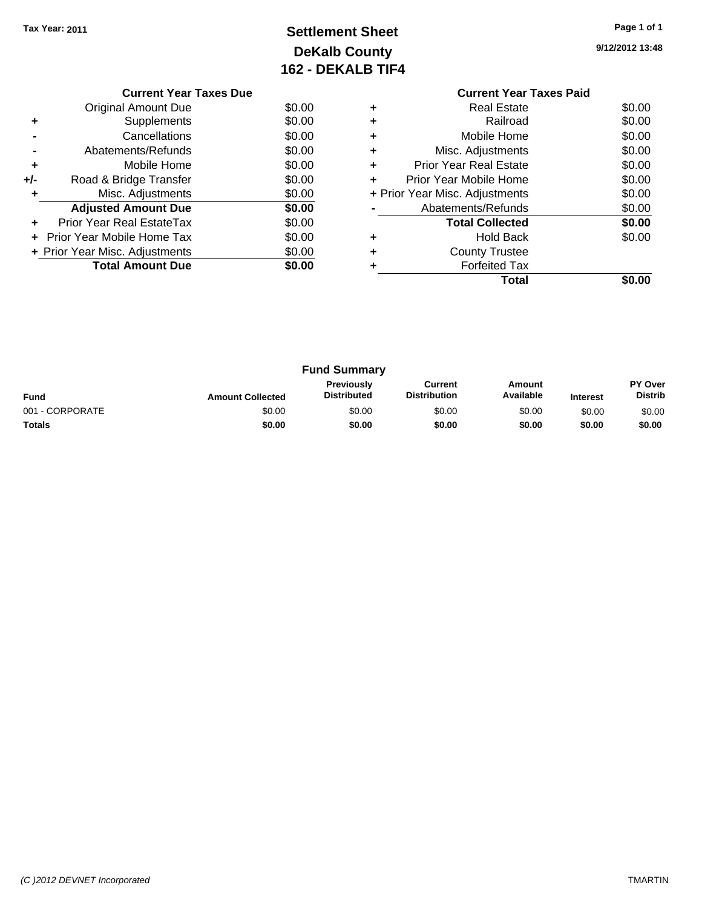**Tax Year: 2011**

# Settlement Sheet
## DeKalb County
## 162 - DEKALB TIF4

9/12/2012 13:48

### Current Year Taxes Due

| | | |
|---|---|---|
| | Original Amount Due | $0.00 |
| + | Supplements | $0.00 |
| - | Cancellations | $0.00 |
| - | Abatements/Refunds | $0.00 |
| + | Mobile Home | $0.00 |
| +/- | Road & Bridge Transfer | $0.00 |
| + | Misc. Adjustments | $0.00 |
| | **Adjusted Amount Due** | **$0.00** |
| + | Prior Year Real EstateTax | $0.00 |
| + | Prior Year Mobile Home Tax | $0.00 |
| + | Prior Year Misc. Adjustments | $0.00 |
| | **Total Amount Due** | **$0.00** |

### Current Year Taxes Paid

| | | |
|---|---|---|
| + | Real Estate | $0.00 |
| + | Railroad | $0.00 |
| + | Mobile Home | $0.00 |
| + | Misc. Adjustments | $0.00 |
| + | Prior Year Real Estate | $0.00 |
| + | Prior Year Mobile Home | $0.00 |
| + | Prior Year Misc. Adjustments | $0.00 |
| - | Abatements/Refunds | $0.00 |
| | **Total Collected** | **$0.00** |
| + | Hold Back | $0.00 |
| + | County Trustee | |
| + | Forfeited Tax | |
| | **Total** | **$0.00** |

### Fund Summary

| Fund | Amount Collected | Previously Distributed | Current Distribution | Amount Available | Interest | PY Over Distrib |
|---|---|---|---|---|---|---|
| 001 - CORPORATE | $0.00 | $0.00 | $0.00 | $0.00 | $0.00 | $0.00 |
| **Totals** | **$0.00** | **$0.00** | **$0.00** | **$0.00** | **$0.00** | **$0.00** |

(C )2012 DEVNET Incorporated TMARTIN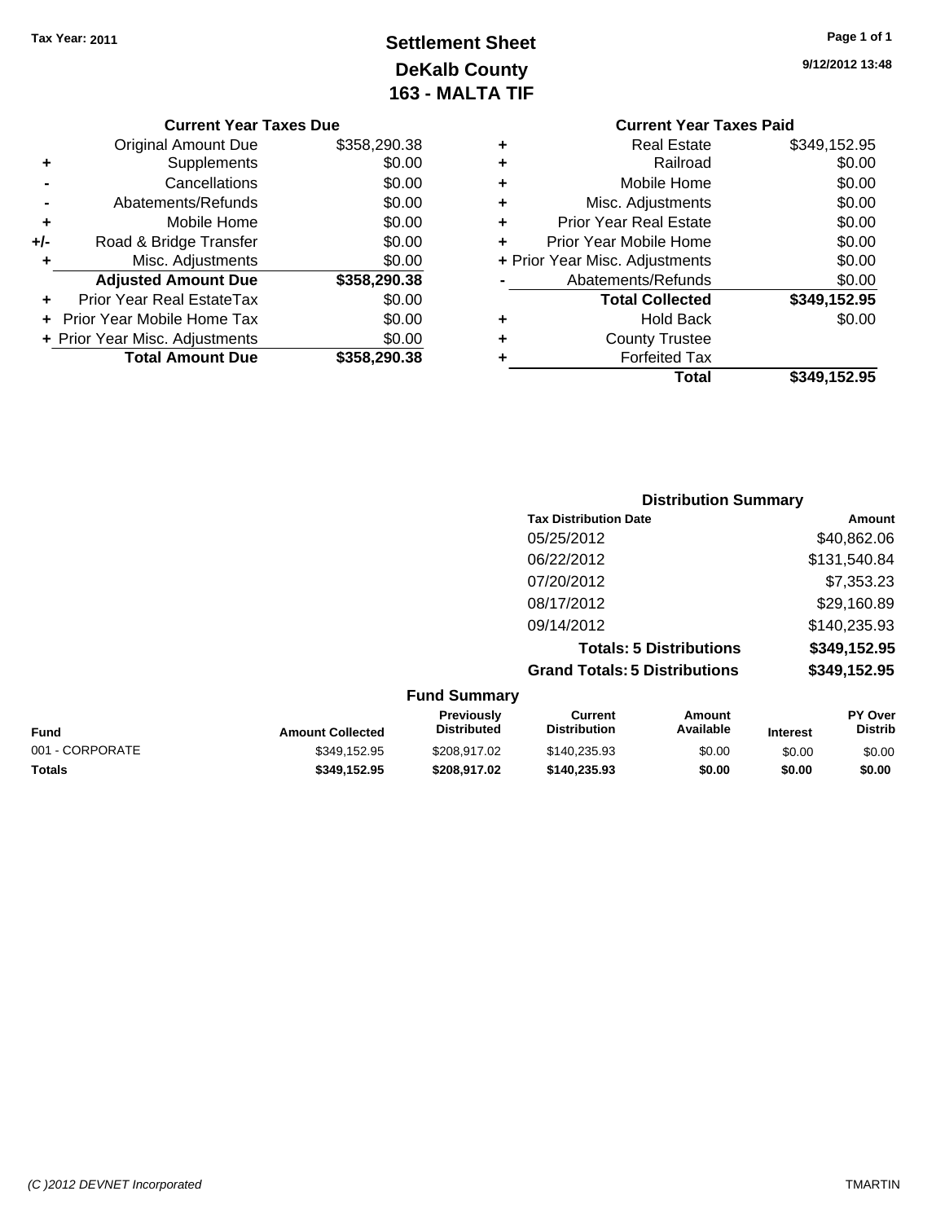Tax Year: 2011

# Settlement Sheet
## DeKalb County
## 163 - MALTA TIF

9/12/2012 13:48

### Current Year Taxes Due

| | | |
|---|---|---|
| | Original Amount Due | $358,290.38 |
| + | Supplements | $0.00 |
| - | Cancellations | $0.00 |
| - | Abatements/Refunds | $0.00 |
| + | Mobile Home | $0.00 |
| +/- | Road & Bridge Transfer | $0.00 |
| + | Misc. Adjustments | $0.00 |
| | **Adjusted Amount Due** | **$358,290.38** |
| + | Prior Year Real EstateTax | $0.00 |
| + | Prior Year Mobile Home Tax | $0.00 |
| + | Prior Year Misc. Adjustments | $0.00 |
| | **Total Amount Due** | **$358,290.38** |

### Current Year Taxes Paid

| | | |
|---|---|---|
| + | Real Estate | $349,152.95 |
| + | Railroad | $0.00 |
| + | Mobile Home | $0.00 |
| + | Misc. Adjustments | $0.00 |
| + | Prior Year Real Estate | $0.00 |
| + | Prior Year Mobile Home | $0.00 |
| + | Prior Year Misc. Adjustments | $0.00 |
| - | Abatements/Refunds | $0.00 |
| | **Total Collected** | **$349,152.95** |
| + | Hold Back | $0.00 |
| + | County Trustee | |
| + | Forfeited Tax | |
| | **Total** | **$349,152.95** |

### Distribution Summary

| Tax Distribution Date | Amount |
|---|---|
| 05/25/2012 | $40,862.06 |
| 06/22/2012 | $131,540.84 |
| 07/20/2012 | $7,353.23 |
| 08/17/2012 | $29,160.89 |
| 09/14/2012 | $140,235.93 |
| **Totals: 5 Distributions** | **$349,152.95** |
| **Grand Totals: 5 Distributions** | **$349,152.95** |

### Fund Summary

| Fund | Amount Collected | Previously Distributed | Current Distribution | Amount Available | Interest | PY Over Distrib |
|---|---|---|---|---|---|---|
| 001 - CORPORATE | $349,152.95 | $208,917.02 | $140,235.93 | $0.00 | $0.00 | $0.00 |
| **Totals** | **$349,152.95** | **$208,917.02** | **$140,235.93** | **$0.00** | **$0.00** | **$0.00** |

(C )2012 DEVNET Incorporated TMARTIN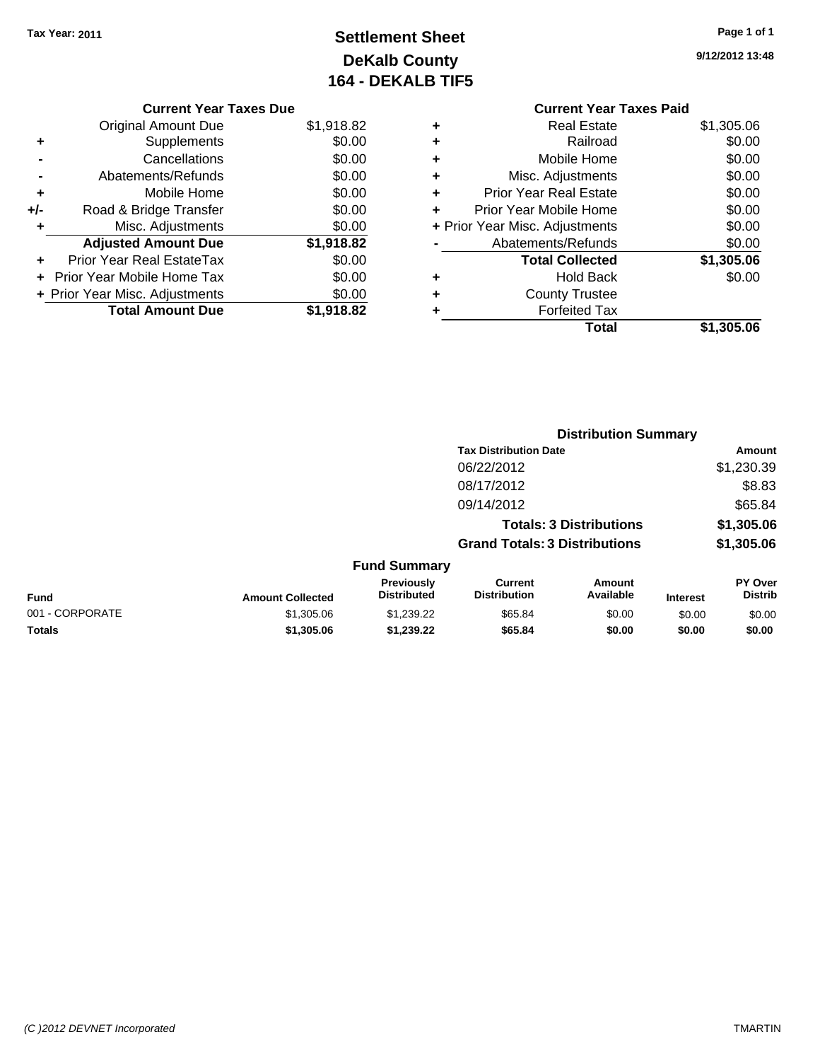Tax Year: 2011

# Settlement Sheet
## DeKalb County
## 164 - DEKALB TIF5

9/12/2012 13:48

### Current Year Taxes Due

| | | |
|---|---|---|
| | Original Amount Due | $1,918.82 |
| + | Supplements | $0.00 |
| - | Cancellations | $0.00 |
| - | Abatements/Refunds | $0.00 |
| + | Mobile Home | $0.00 |
| +/- | Road & Bridge Transfer | $0.00 |
| + | Misc. Adjustments | $0.00 |
| | **Adjusted Amount Due** | **$1,918.82** |
| + | Prior Year Real EstateTax | $0.00 |
| + | Prior Year Mobile Home Tax | $0.00 |
| + | Prior Year Misc. Adjustments | $0.00 |
| | **Total Amount Due** | **$1,918.82** |

### Current Year Taxes Paid

| | | |
|---|---|---|
| + | Real Estate | $1,305.06 |
| + | Railroad | $0.00 |
| + | Mobile Home | $0.00 |
| + | Misc. Adjustments | $0.00 |
| + | Prior Year Real Estate | $0.00 |
| + | Prior Year Mobile Home | $0.00 |
| + | Prior Year Misc. Adjustments | $0.00 |
| - | Abatements/Refunds | $0.00 |
| | **Total Collected** | **$1,305.06** |
| + | Hold Back | $0.00 |
| + | County Trustee | |
| + | Forfeited Tax | |
| | **Total** | **$1,305.06** |

### Distribution Summary

| Tax Distribution Date | Amount |
|---|---|
| 06/22/2012 | $1,230.39 |
| 08/17/2012 | $8.83 |
| 09/14/2012 | $65.84 |
| **Totals: 3 Distributions** | **$1,305.06** |
| **Grand Totals: 3 Distributions** | **$1,305.06** |

### Fund Summary

| Fund | Amount Collected | Previously Distributed | Current Distribution | Amount Available | Interest | PY Over Distrib |
|---|---|---|---|---|---|---|
| 001 - CORPORATE | $1,305.06 | $1,239.22 | $65.84 | $0.00 | $0.00 | $0.00 |
| **Totals** | **$1,305.06** | **$1,239.22** | **$65.84** | **$0.00** | **$0.00** | **$0.00** |

(C )2012 DEVNET Incorporated TMARTIN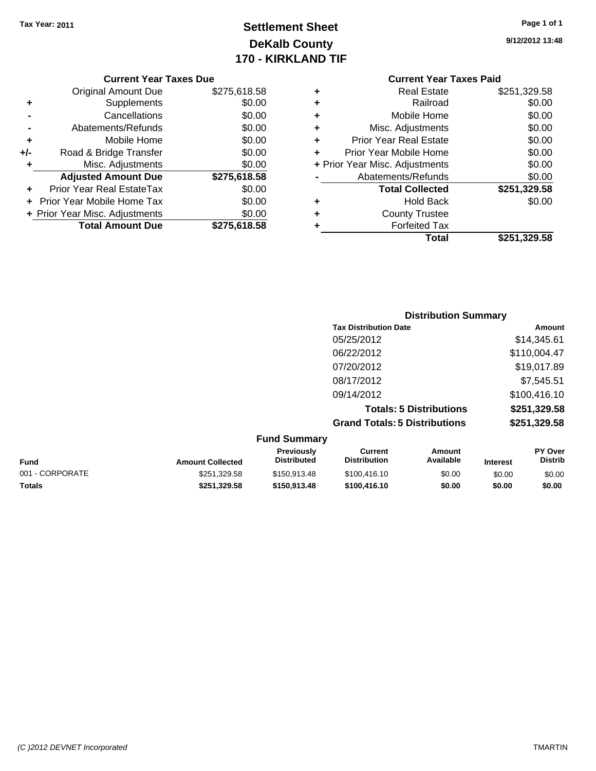Tax Year: 2011

# Settlement Sheet
## DeKalb County
## 170 - KIRKLAND TIF

9/12/2012 13:48

### Current Year Taxes Due

| | | |
|---|---|---|
| | Original Amount Due | $275,618.58 |
| + | Supplements | $0.00 |
| - | Cancellations | $0.00 |
| - | Abatements/Refunds | $0.00 |
| + | Mobile Home | $0.00 |
| +/- | Road & Bridge Transfer | $0.00 |
| + | Misc. Adjustments | $0.00 |
| | **Adjusted Amount Due** | **$275,618.58** |
| + | Prior Year Real EstateTax | $0.00 |
| + | Prior Year Mobile Home Tax | $0.00 |
| + | Prior Year Misc. Adjustments | $0.00 |
| | **Total Amount Due** | **$275,618.58** |

### Current Year Taxes Paid

| | | |
|---|---|---|
| + | Real Estate | $251,329.58 |
| + | Railroad | $0.00 |
| + | Mobile Home | $0.00 |
| + | Misc. Adjustments | $0.00 |
| + | Prior Year Real Estate | $0.00 |
| + | Prior Year Mobile Home | $0.00 |
| + | Prior Year Misc. Adjustments | $0.00 |
| - | Abatements/Refunds | $0.00 |
| | **Total Collected** | **$251,329.58** |
| + | Hold Back | $0.00 |
| + | County Trustee | |
| + | Forfeited Tax | |
| | **Total** | **$251,329.58** |

### Distribution Summary

| Tax Distribution Date | Amount |
|---|---|
| 05/25/2012 | $14,345.61 |
| 06/22/2012 | $110,004.47 |
| 07/20/2012 | $19,017.89 |
| 08/17/2012 | $7,545.51 |
| 09/14/2012 | $100,416.10 |
| **Totals: 5 Distributions** | **$251,329.58** |
| **Grand Totals: 5 Distributions** | **$251,329.58** |

### Fund Summary

| Fund | Amount Collected | Previously Distributed | Current Distribution | Amount Available | Interest | PY Over Distrib |
|---|---|---|---|---|---|---|
| 001 - CORPORATE | $251,329.58 | $150,913.48 | $100,416.10 | $0.00 | $0.00 | $0.00 |
| **Totals** | **$251,329.58** | **$150,913.48** | **$100,416.10** | **$0.00** | **$0.00** | **$0.00** |

(C )2012 DEVNET Incorporated TMARTIN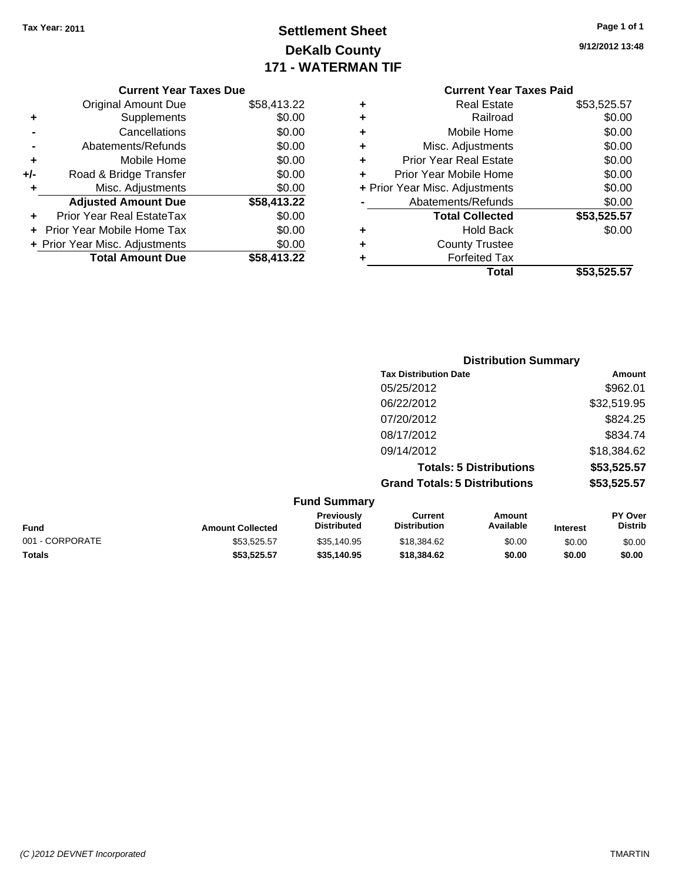Tax Year: 2011

# Settlement Sheet
## DeKalb County
## 171 - WATERMAN TIF

9/12/2012 13:48

### Current Year Taxes Due

| | | |
|---|---|---|
| | Original Amount Due | $58,413.22 |
| + | Supplements | $0.00 |
| - | Cancellations | $0.00 |
| - | Abatements/Refunds | $0.00 |
| + | Mobile Home | $0.00 |
| +/- | Road & Bridge Transfer | $0.00 |
| + | Misc. Adjustments | $0.00 |
| | **Adjusted Amount Due** | **$58,413.22** |
| + | Prior Year Real EstateTax | $0.00 |
| + | Prior Year Mobile Home Tax | $0.00 |
| + | Prior Year Misc. Adjustments | $0.00 |
| | **Total Amount Due** | **$58,413.22** |

### Current Year Taxes Paid

| | | |
|---|---|---|
| + | Real Estate | $53,525.57 |
| + | Railroad | $0.00 |
| + | Mobile Home | $0.00 |
| + | Misc. Adjustments | $0.00 |
| + | Prior Year Real Estate | $0.00 |
| + | Prior Year Mobile Home | $0.00 |
| + | Prior Year Misc. Adjustments | $0.00 |
| - | Abatements/Refunds | $0.00 |
| | **Total Collected** | **$53,525.57** |
| + | Hold Back | $0.00 |
| + | County Trustee | |
| + | Forfeited Tax | |
| | **Total** | **$53,525.57** |

### Distribution Summary

| Tax Distribution Date | Amount |
|---|---|
| 05/25/2012 | $962.01 |
| 06/22/2012 | $32,519.95 |
| 07/20/2012 | $824.25 |
| 08/17/2012 | $834.74 |
| 09/14/2012 | $18,384.62 |
| **Totals: 5 Distributions** | **$53,525.57** |
| **Grand Totals: 5 Distributions** | **$53,525.57** |

### Fund Summary

| Fund | Amount Collected | Previously Distributed | Current Distribution | Amount Available | Interest | PY Over Distrib |
|---|---|---|---|---|---|---|
| 001 - CORPORATE | $53,525.57 | $35,140.95 | $18,384.62 | $0.00 | $0.00 | $0.00 |
| **Totals** | **$53,525.57** | **$35,140.95** | **$18,384.62** | **$0.00** | **$0.00** | **$0.00** |

(C )2012 DEVNET Incorporated TMARTIN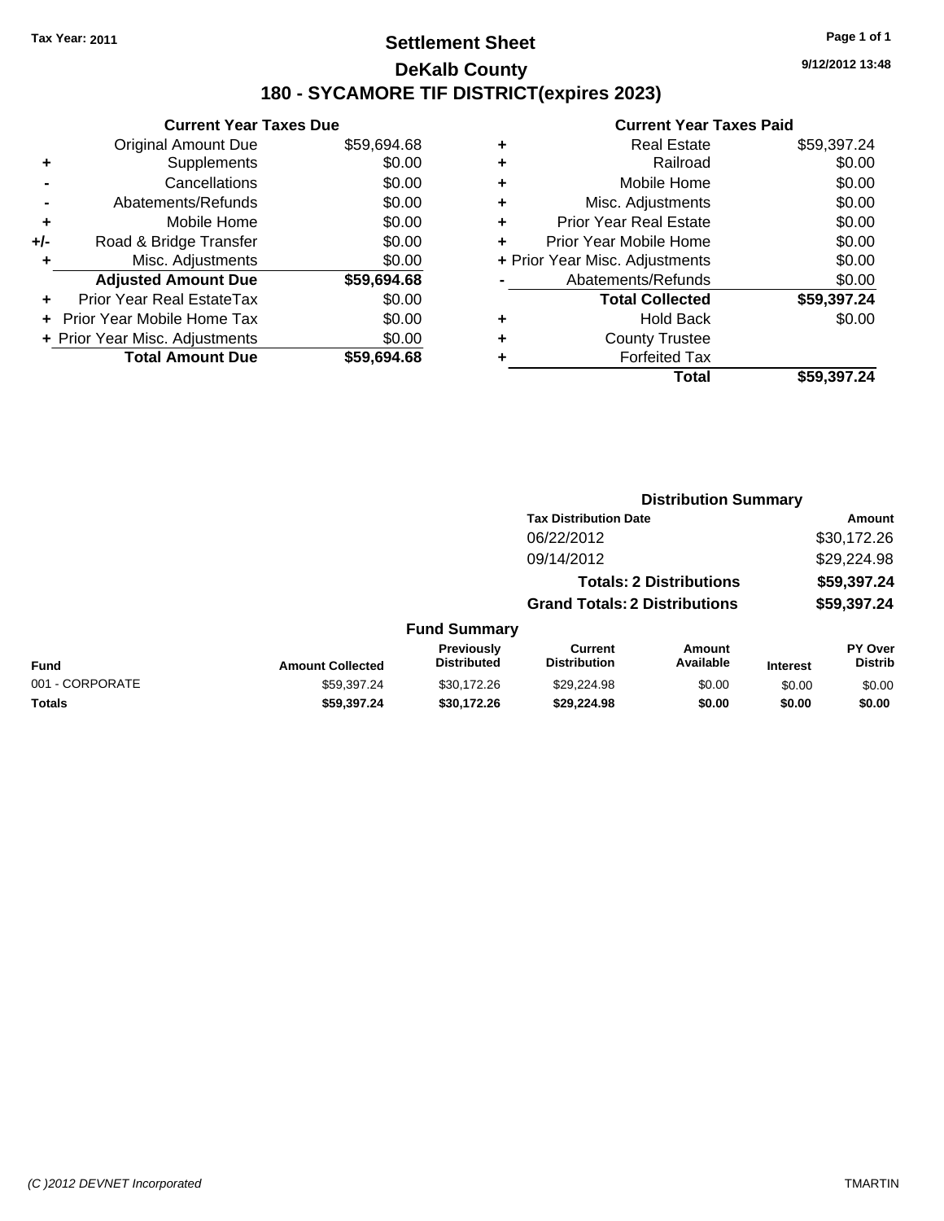Tax Year: 2011

# Settlement Sheet

## DeKalb County

## 180 - SYCAMORE TIF DISTRICT(expires 2023)

9/12/2012 13:48

### Current Year Taxes Due

| | | |
|---|---|---|
| | Original Amount Due | $59,694.68 |
| + | Supplements | $0.00 |
| - | Cancellations | $0.00 |
| - | Abatements/Refunds | $0.00 |
| + | Mobile Home | $0.00 |
| +/- | Road & Bridge Transfer | $0.00 |
| + | Misc. Adjustments | $0.00 |
| | **Adjusted Amount Due** | **$59,694.68** |
| + | Prior Year Real EstateTax | $0.00 |
| + | Prior Year Mobile Home Tax | $0.00 |
| + | Prior Year Misc. Adjustments | $0.00 |
| | **Total Amount Due** | **$59,694.68** |

### Current Year Taxes Paid

| | | |
|---|---|---|
| + | Real Estate | $59,397.24 |
| + | Railroad | $0.00 |
| + | Mobile Home | $0.00 |
| + | Misc. Adjustments | $0.00 |
| + | Prior Year Real Estate | $0.00 |
| + | Prior Year Mobile Home | $0.00 |
| + | Prior Year Misc. Adjustments | $0.00 |
| - | Abatements/Refunds | $0.00 |
| | **Total Collected** | **$59,397.24** |
| + | Hold Back | $0.00 |
| + | County Trustee | |
| + | Forfeited Tax | |
| | **Total** | **$59,397.24** |

### Distribution Summary

| Tax Distribution Date | Amount |
|---|---|
| 06/22/2012 | $30,172.26 |
| 09/14/2012 | $29,224.98 |
| **Totals: 2 Distributions** | **$59,397.24** |
| **Grand Totals: 2 Distributions** | **$59,397.24** |

### Fund Summary

| Fund | Amount Collected | Previously Distributed | Current Distribution | Amount Available | Interest | PY Over Distrib |
|---|---|---|---|---|---|---|
| 001 - CORPORATE | $59,397.24 | $30,172.26 | $29,224.98 | $0.00 | $0.00 | $0.00 |
| **Totals** | **$59,397.24** | **$30,172.26** | **$29,224.98** | **$0.00** | **$0.00** | **$0.00** |

(C )2012 DEVNET Incorporated TMARTIN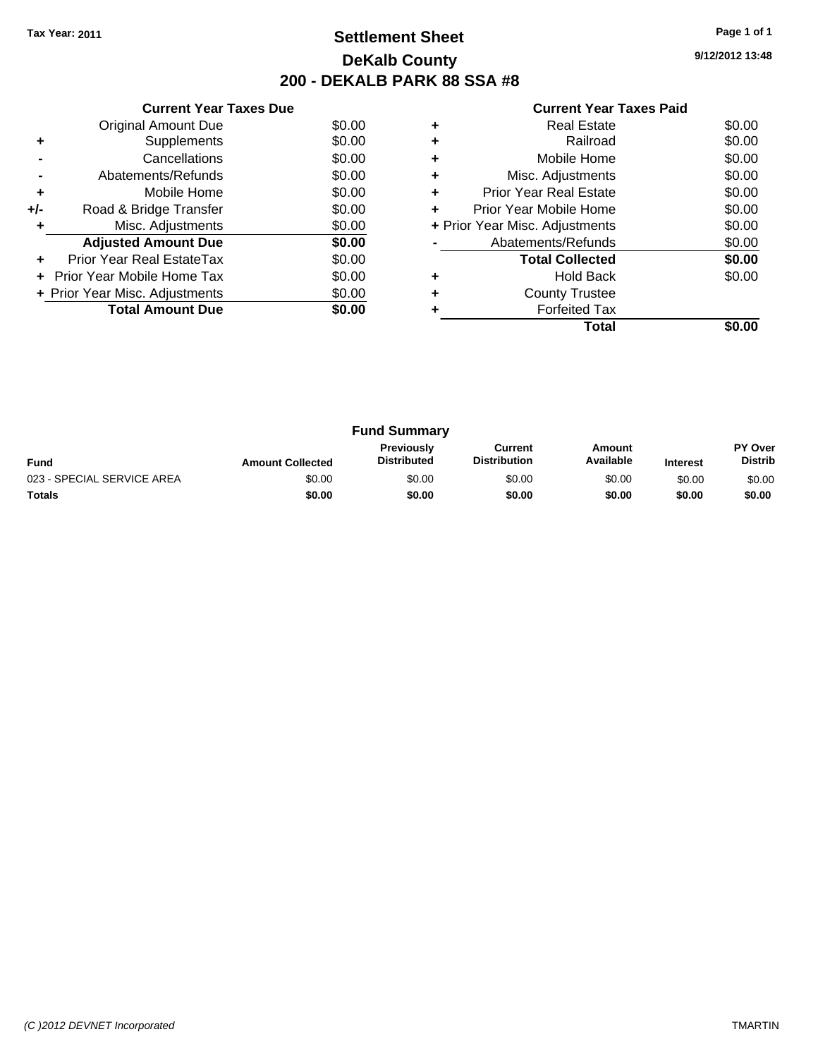Tax Year: 2011

# Settlement Sheet
## DeKalb County
## 200 - DEKALB PARK 88 SSA #8

9/12/2012 13:48

### Current Year Taxes Due

| | | |
|---|---|---|
| | Original Amount Due | $0.00 |
| + | Supplements | $0.00 |
| - | Cancellations | $0.00 |
| - | Abatements/Refunds | $0.00 |
| + | Mobile Home | $0.00 |
| +/- | Road & Bridge Transfer | $0.00 |
| + | Misc. Adjustments | $0.00 |
| | **Adjusted Amount Due** | **$0.00** |
| + | Prior Year Real EstateTax | $0.00 |
| + | Prior Year Mobile Home Tax | $0.00 |
| + | Prior Year Misc. Adjustments | $0.00 |
| | **Total Amount Due** | **$0.00** |

### Current Year Taxes Paid

| | | |
|---|---|---|
| + | Real Estate | $0.00 |
| + | Railroad | $0.00 |
| + | Mobile Home | $0.00 |
| + | Misc. Adjustments | $0.00 |
| + | Prior Year Real Estate | $0.00 |
| + | Prior Year Mobile Home | $0.00 |
| + | Prior Year Misc. Adjustments | $0.00 |
| - | Abatements/Refunds | $0.00 |
| | **Total Collected** | **$0.00** |
| + | Hold Back | $0.00 |
| + | County Trustee | |
| + | Forfeited Tax | |
| | **Total** | **$0.00** |

### Fund Summary

| Fund | Amount Collected | Previously Distributed | Current Distribution | Amount Available | Interest | PY Over Distrib |
|---|---|---|---|---|---|---|
| 023 - SPECIAL SERVICE AREA | $0.00 | $0.00 | $0.00 | $0.00 | $0.00 | $0.00 |
| **Totals** | **$0.00** | **$0.00** | **$0.00** | **$0.00** | **$0.00** | **$0.00** |

(C )2012 DEVNET Incorporated TMARTIN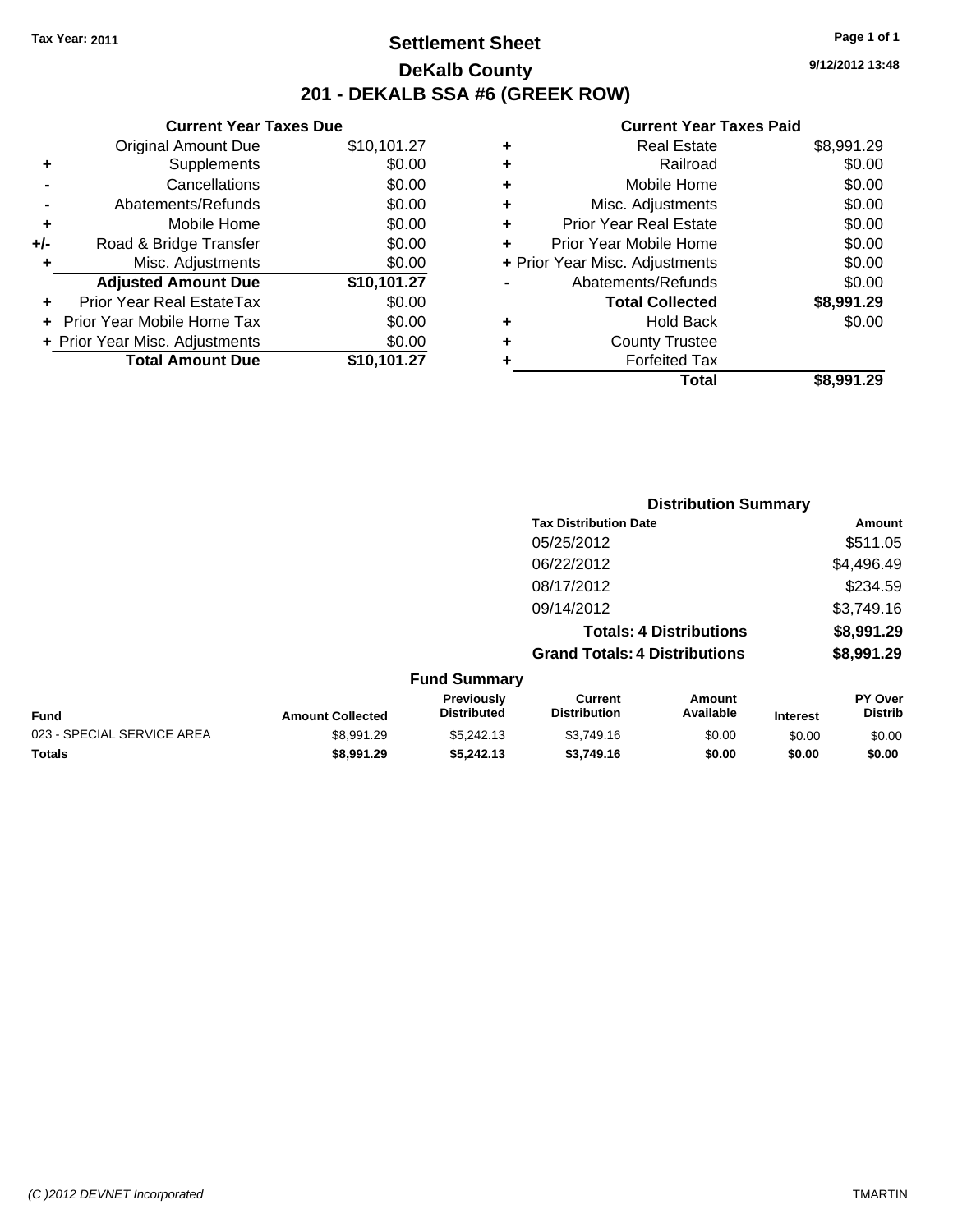Tax Year: 2011

# Settlement Sheet

## DeKalb County

## 201 - DEKALB SSA #6 (GREEK ROW)

9/12/2012 13:48

### Current Year Taxes Due

| | | |
|---|---|---|
| | Original Amount Due | $10,101.27 |
| + | Supplements | $0.00 |
| - | Cancellations | $0.00 |
| - | Abatements/Refunds | $0.00 |
| + | Mobile Home | $0.00 |
| +/- | Road & Bridge Transfer | $0.00 |
| + | Misc. Adjustments | $0.00 |
| | **Adjusted Amount Due** | **$10,101.27** |
| + | Prior Year Real EstateTax | $0.00 |
| + | Prior Year Mobile Home Tax | $0.00 |
| + | Prior Year Misc. Adjustments | $0.00 |
| | **Total Amount Due** | **$10,101.27** |

### Current Year Taxes Paid

| | | |
|---|---|---|
| + | Real Estate | $8,991.29 |
| + | Railroad | $0.00 |
| + | Mobile Home | $0.00 |
| + | Misc. Adjustments | $0.00 |
| + | Prior Year Real Estate | $0.00 |
| + | Prior Year Mobile Home | $0.00 |
| + | Prior Year Misc. Adjustments | $0.00 |
| - | Abatements/Refunds | $0.00 |
| | **Total Collected** | **$8,991.29** |
| + | Hold Back | $0.00 |
| + | County Trustee | |
| + | Forfeited Tax | |
| | **Total** | **$8,991.29** |

### Distribution Summary

| Tax Distribution Date | Amount |
|---|---|
| 05/25/2012 | $511.05 |
| 06/22/2012 | $4,496.49 |
| 08/17/2012 | $234.59 |
| 09/14/2012 | $3,749.16 |
| **Totals: 4 Distributions** | **$8,991.29** |
| **Grand Totals: 4 Distributions** | **$8,991.29** |

### Fund Summary

| Fund | Amount Collected | Previously Distributed | Current Distribution | Amount Available | Interest | PY Over Distrib |
|---|---|---|---|---|---|---|
| 023 - SPECIAL SERVICE AREA | $8,991.29 | $5,242.13 | $3,749.16 | $0.00 | $0.00 | $0.00 |
| **Totals** | **$8,991.29** | **$5,242.13** | **$3,749.16** | **$0.00** | **$0.00** | **$0.00** |

(C )2012 DEVNET Incorporated

TMARTIN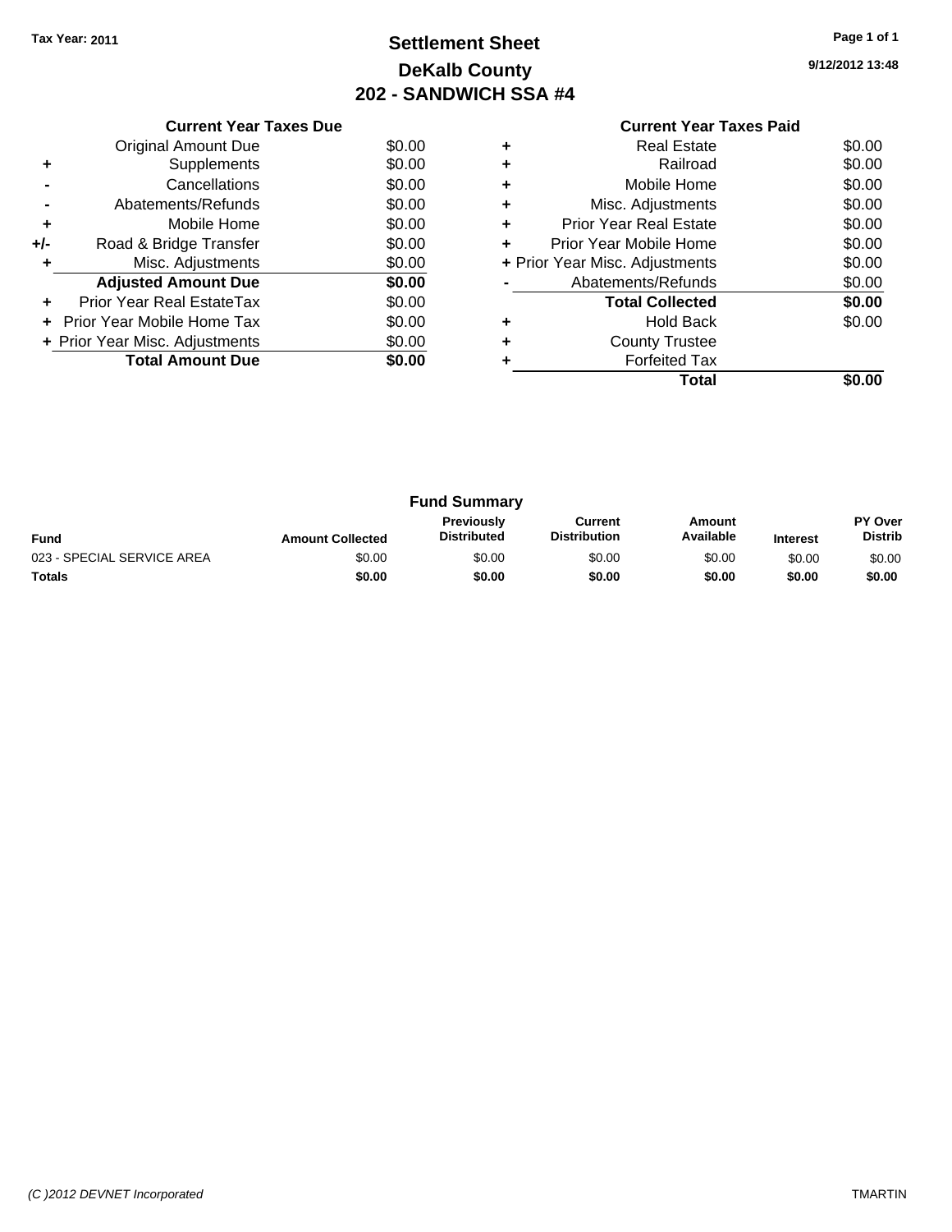Tax Year: 2011

# Settlement Sheet
## DeKalb County
## 202 - SANDWICH SSA #4

9/12/2012 13:48

### Current Year Taxes Due

| | | |
|---|---|---|
| | Original Amount Due | $0.00 |
| + | Supplements | $0.00 |
| - | Cancellations | $0.00 |
| - | Abatements/Refunds | $0.00 |
| + | Mobile Home | $0.00 |
| +/- | Road & Bridge Transfer | $0.00 |
| + | Misc. Adjustments | $0.00 |
| | **Adjusted Amount Due** | **$0.00** |
| + | Prior Year Real EstateTax | $0.00 |
| + | Prior Year Mobile Home Tax | $0.00 |
| + | Prior Year Misc. Adjustments | $0.00 |
| | **Total Amount Due** | **$0.00** |

### Current Year Taxes Paid

| | | |
|---|---|---|
| + | Real Estate | $0.00 |
| + | Railroad | $0.00 |
| + | Mobile Home | $0.00 |
| + | Misc. Adjustments | $0.00 |
| + | Prior Year Real Estate | $0.00 |
| + | Prior Year Mobile Home | $0.00 |
| + | Prior Year Misc. Adjustments | $0.00 |
| - | Abatements/Refunds | $0.00 |
| | **Total Collected** | **$0.00** |
| + | Hold Back | $0.00 |
| + | County Trustee | |
| + | Forfeited Tax | |
| | **Total** | **$0.00** |

### Fund Summary

| Fund | Amount Collected | Previously Distributed | Current Distribution | Amount Available | Interest | PY Over Distrib |
|---|---|---|---|---|---|---|
| 023 - SPECIAL SERVICE AREA | $0.00 | $0.00 | $0.00 | $0.00 | $0.00 | $0.00 |
| **Totals** | **$0.00** | **$0.00** | **$0.00** | **$0.00** | **$0.00** | **$0.00** |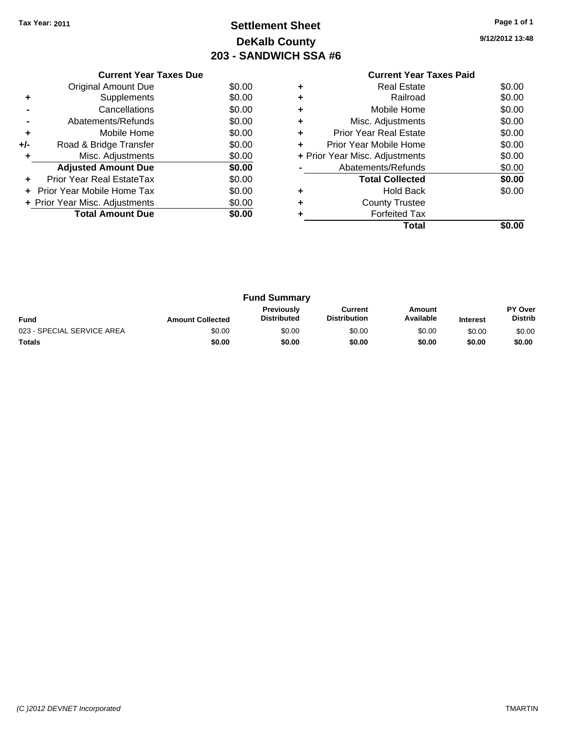Tax Year: 2011

# Settlement Sheet
## DeKalb County
## 203 - SANDWICH SSA #6

9/12/2012 13:48

| | Current Year Taxes Due | |
|---|---|---|
| | Original Amount Due | $0.00 |
| + | Supplements | $0.00 |
| - | Cancellations | $0.00 |
| - | Abatements/Refunds | $0.00 |
| + | Mobile Home | $0.00 |
| +/- | Road & Bridge Transfer | $0.00 |
| + | Misc. Adjustments | $0.00 |
| | **Adjusted Amount Due** | **$0.00** |
| + | Prior Year Real EstateTax | $0.00 |
| + | Prior Year Mobile Home Tax | $0.00 |
| + | Prior Year Misc. Adjustments | $0.00 |
| | **Total Amount Due** | **$0.00** |

| | Current Year Taxes Paid | |
|---|---|---|
| + | Real Estate | $0.00 |
| + | Railroad | $0.00 |
| + | Mobile Home | $0.00 |
| + | Misc. Adjustments | $0.00 |
| + | Prior Year Real Estate | $0.00 |
| + | Prior Year Mobile Home | $0.00 |
| + | Prior Year Misc. Adjustments | $0.00 |
| - | Abatements/Refunds | $0.00 |
| | **Total Collected** | **$0.00** |
| + | Hold Back | $0.00 |
| + | County Trustee | |
| + | Forfeited Tax | |
| | **Total** | **$0.00** |

### Fund Summary

| Fund | Amount Collected | Previously Distributed | Current Distribution | Amount Available | Interest | PY Over Distrib |
|---|---|---|---|---|---|---|
| 023 - SPECIAL SERVICE AREA | $0.00 | $0.00 | $0.00 | $0.00 | $0.00 | $0.00 |
| **Totals** | **$0.00** | **$0.00** | **$0.00** | **$0.00** | **$0.00** | **$0.00** |

*(C )2012 DEVNET Incorporated* TMARTIN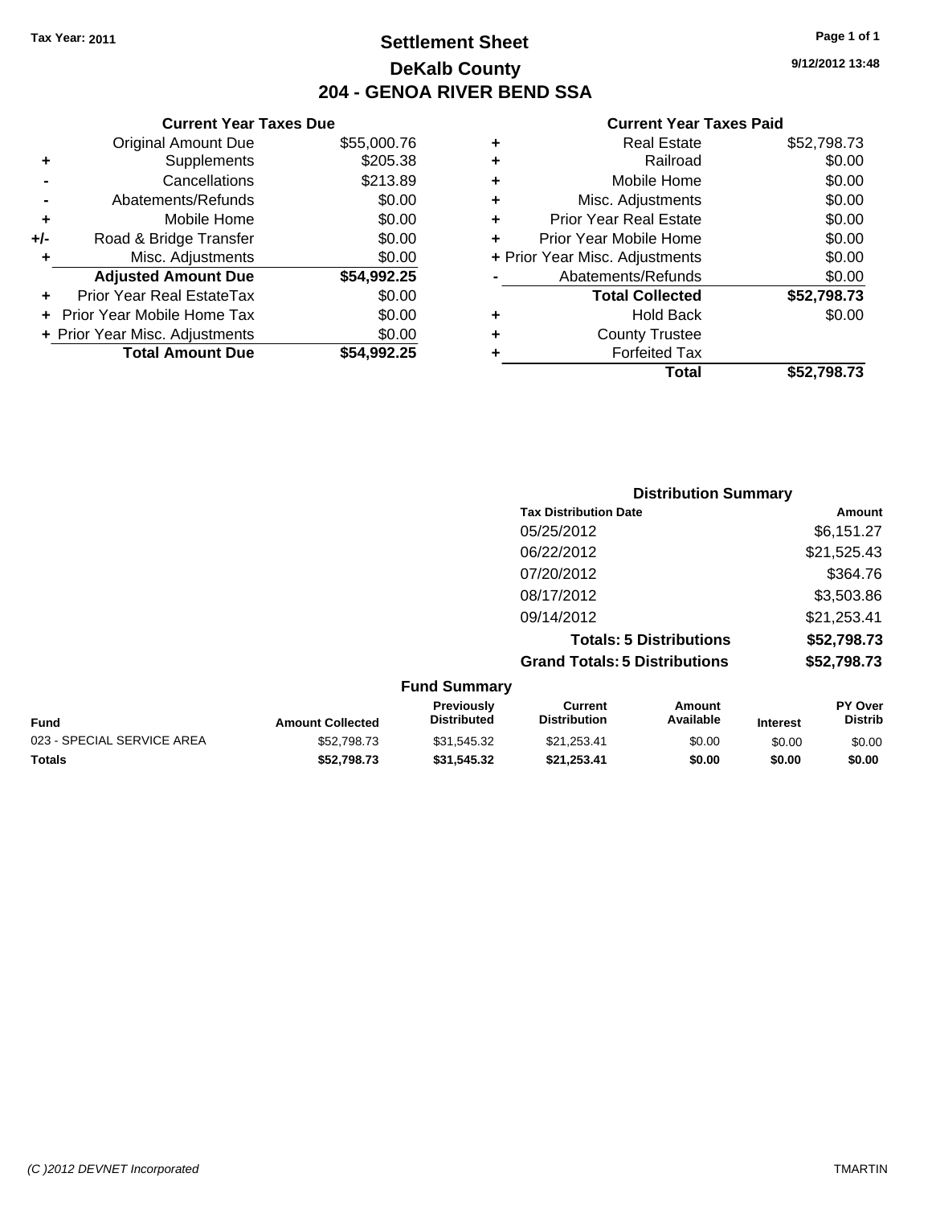Tax Year: 2011

# Settlement Sheet

## DeKalb County

## 204 - GENOA RIVER BEND SSA

9/12/2012 13:48

### Current Year Taxes Due

| | | |
|---|---|---|
| | Original Amount Due | $55,000.76 |
| + | Supplements | $205.38 |
| - | Cancellations | $213.89 |
| - | Abatements/Refunds | $0.00 |
| + | Mobile Home | $0.00 |
| +/- | Road & Bridge Transfer | $0.00 |
| + | Misc. Adjustments | $0.00 |
| | **Adjusted Amount Due** | **$54,992.25** |
| + | Prior Year Real EstateTax | $0.00 |
| + | Prior Year Mobile Home Tax | $0.00 |
| + | Prior Year Misc. Adjustments | $0.00 |
| | **Total Amount Due** | **$54,992.25** |

### Current Year Taxes Paid

| | | |
|---|---|---|
| + | Real Estate | $52,798.73 |
| + | Railroad | $0.00 |
| + | Mobile Home | $0.00 |
| + | Misc. Adjustments | $0.00 |
| + | Prior Year Real Estate | $0.00 |
| + | Prior Year Mobile Home | $0.00 |
| + | Prior Year Misc. Adjustments | $0.00 |
| - | Abatements/Refunds | $0.00 |
| | **Total Collected** | **$52,798.73** |
| + | Hold Back | $0.00 |
| + | County Trustee | |
| + | Forfeited Tax | |
| | **Total** | **$52,798.73** |

### Distribution Summary

| Tax Distribution Date | Amount |
|---|---|
| 05/25/2012 | $6,151.27 |
| 06/22/2012 | $21,525.43 |
| 07/20/2012 | $364.76 |
| 08/17/2012 | $3,503.86 |
| 09/14/2012 | $21,253.41 |
| **Totals: 5 Distributions** | **$52,798.73** |
| **Grand Totals: 5 Distributions** | **$52,798.73** |

### Fund Summary

| Fund | Amount Collected | Previously Distributed | Current Distribution | Amount Available | Interest | PY Over Distrib |
|---|---|---|---|---|---|---|
| 023 - SPECIAL SERVICE AREA | $52,798.73 | $31,545.32 | $21,253.41 | $0.00 | $0.00 | $0.00 |
| **Totals** | **$52,798.73** | **$31,545.32** | **$21,253.41** | **$0.00** | **$0.00** | **$0.00** |

(C )2012 DEVNET Incorporated TMARTIN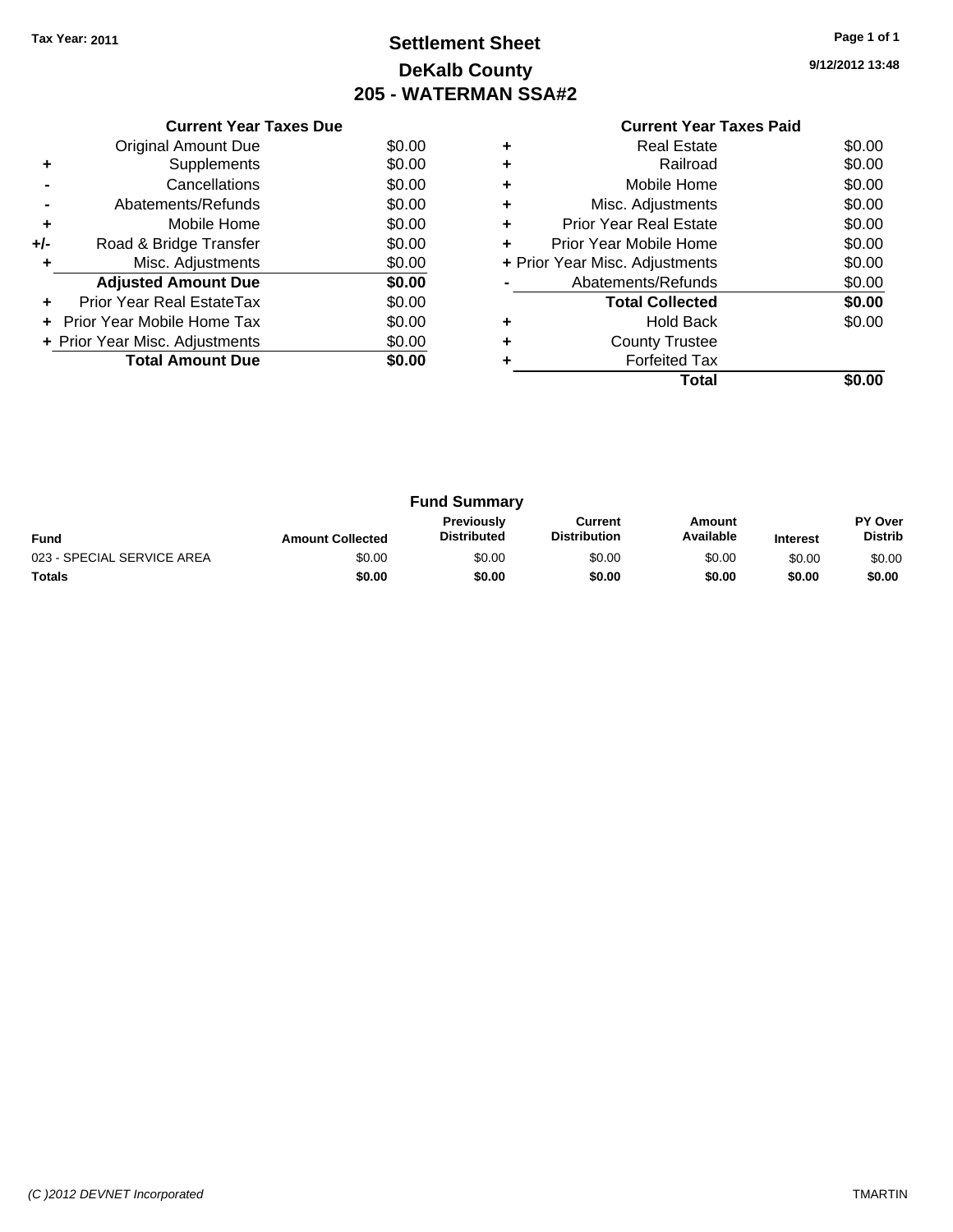Tax Year: 2011

# Settlement Sheet
## DeKalb County
## 205 - WATERMAN SSA#2

9/12/2012 13:48

| | Current Year Taxes Due | |
|---|---|---|
| | Original Amount Due | $0.00 |
| + | Supplements | $0.00 |
| - | Cancellations | $0.00 |
| - | Abatements/Refunds | $0.00 |
| + | Mobile Home | $0.00 |
| +/- | Road & Bridge Transfer | $0.00 |
| + | Misc. Adjustments | $0.00 |
| | **Adjusted Amount Due** | **$0.00** |
| + | Prior Year Real EstateTax | $0.00 |
| + | Prior Year Mobile Home Tax | $0.00 |
| + | Prior Year Misc. Adjustments | $0.00 |
| | **Total Amount Due** | **$0.00** |

| | Current Year Taxes Paid | |
|---|---|---|
| + | Real Estate | $0.00 |
| + | Railroad | $0.00 |
| + | Mobile Home | $0.00 |
| + | Misc. Adjustments | $0.00 |
| + | Prior Year Real Estate | $0.00 |
| + | Prior Year Mobile Home | $0.00 |
| + | Prior Year Misc. Adjustments | $0.00 |
| - | Abatements/Refunds | $0.00 |
| | **Total Collected** | **$0.00** |
| + | Hold Back | $0.00 |
| + | County Trustee | |
| + | Forfeited Tax | |
| | **Total** | **$0.00** |

### Fund Summary

| Fund | Amount Collected | Previously Distributed | Current Distribution | Amount Available | Interest | PY Over Distrib |
|---|---|---|---|---|---|---|
| 023 - SPECIAL SERVICE AREA | $0.00 | $0.00 | $0.00 | $0.00 | $0.00 | $0.00 |
| **Totals** | **$0.00** | **$0.00** | **$0.00** | **$0.00** | **$0.00** | **$0.00** |

*(C )2012 DEVNET Incorporated* TMARTIN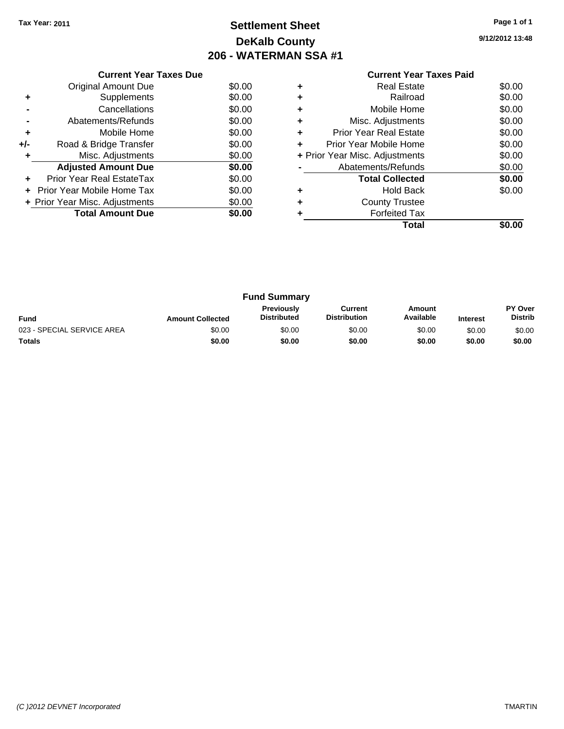Tax Year: 2011

# Settlement Sheet
## DeKalb County
## 206 - WATERMAN SSA #1

9/12/2012 13:48

### Current Year Taxes Due

| | | |
|---|---|---|
| | Original Amount Due | $0.00 |
| + | Supplements | $0.00 |
| - | Cancellations | $0.00 |
| - | Abatements/Refunds | $0.00 |
| + | Mobile Home | $0.00 |
| +/- | Road & Bridge Transfer | $0.00 |
| + | Misc. Adjustments | $0.00 |
| | **Adjusted Amount Due** | **$0.00** |
| + | Prior Year Real EstateTax | $0.00 |
| + | Prior Year Mobile Home Tax | $0.00 |
| + | Prior Year Misc. Adjustments | $0.00 |
| | **Total Amount Due** | **$0.00** |

### Current Year Taxes Paid

| | | |
|---|---|---|
| + | Real Estate | $0.00 |
| + | Railroad | $0.00 |
| + | Mobile Home | $0.00 |
| + | Misc. Adjustments | $0.00 |
| + | Prior Year Real Estate | $0.00 |
| + | Prior Year Mobile Home | $0.00 |
| + | Prior Year Misc. Adjustments | $0.00 |
| - | Abatements/Refunds | $0.00 |
| | **Total Collected** | **$0.00** |
| + | Hold Back | $0.00 |
| + | County Trustee | |
| + | Forfeited Tax | |
| | **Total** | **$0.00** |

### Fund Summary

| Fund | Amount Collected | Previously Distributed | Current Distribution | Amount Available | Interest | PY Over Distrib |
|---|---|---|---|---|---|---|
| 023 - SPECIAL SERVICE AREA | $0.00 | $0.00 | $0.00 | $0.00 | $0.00 | $0.00 |
| **Totals** | **$0.00** | **$0.00** | **$0.00** | **$0.00** | **$0.00** | **$0.00** |

*(C )2012 DEVNET Incorporated* TMARTIN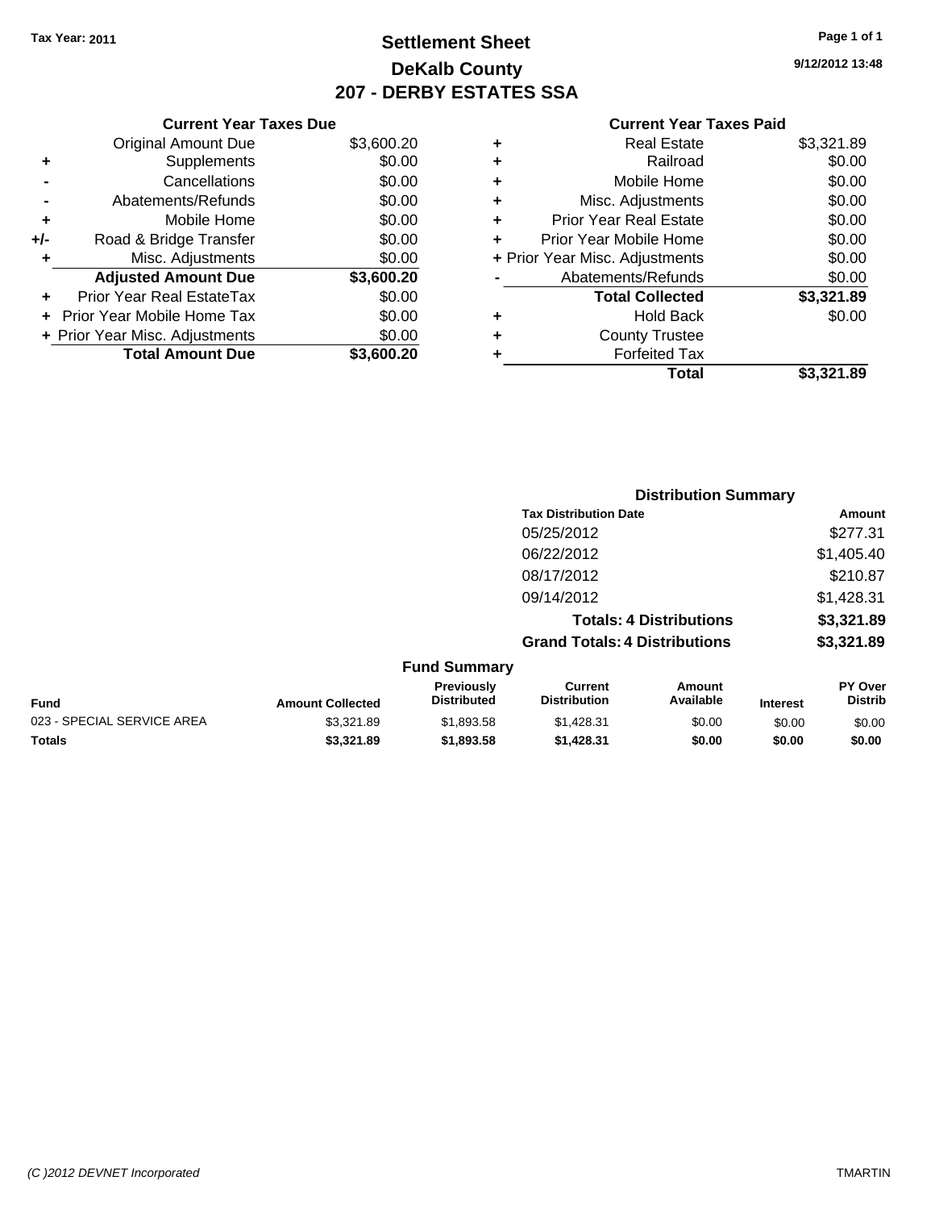Tax Year: 2011

# Settlement Sheet
## DeKalb County
## 207 - DERBY ESTATES SSA

9/12/2012 13:48

### Current Year Taxes Due

| | | |
|---|---|---|
| | Original Amount Due | $3,600.20 |
| + | Supplements | $0.00 |
| - | Cancellations | $0.00 |
| - | Abatements/Refunds | $0.00 |
| + | Mobile Home | $0.00 |
| +/- | Road & Bridge Transfer | $0.00 |
| + | Misc. Adjustments | $0.00 |
| | **Adjusted Amount Due** | **$3,600.20** |
| + | Prior Year Real EstateTax | $0.00 |
| + | Prior Year Mobile Home Tax | $0.00 |
| + | Prior Year Misc. Adjustments | $0.00 |
| | **Total Amount Due** | **$3,600.20** |

### Current Year Taxes Paid

| | | |
|---|---|---|
| + | Real Estate | $3,321.89 |
| + | Railroad | $0.00 |
| + | Mobile Home | $0.00 |
| + | Misc. Adjustments | $0.00 |
| + | Prior Year Real Estate | $0.00 |
| + | Prior Year Mobile Home | $0.00 |
| + | Prior Year Misc. Adjustments | $0.00 |
| - | Abatements/Refunds | $0.00 |
| | **Total Collected** | **$3,321.89** |
| + | Hold Back | $0.00 |
| + | County Trustee | |
| + | Forfeited Tax | |
| | **Total** | **$3,321.89** |

### Distribution Summary

| Tax Distribution Date | Amount |
|---|---|
| 05/25/2012 | $277.31 |
| 06/22/2012 | $1,405.40 |
| 08/17/2012 | $210.87 |
| 09/14/2012 | $1,428.31 |
| **Totals: 4 Distributions** | **$3,321.89** |
| **Grand Totals: 4 Distributions** | **$3,321.89** |

### Fund Summary

| Fund | Amount Collected | Previously Distributed | Current Distribution | Amount Available | Interest | PY Over Distrib |
|---|---|---|---|---|---|---|
| 023 - SPECIAL SERVICE AREA | $3,321.89 | $1,893.58 | $1,428.31 | $0.00 | $0.00 | $0.00 |
| **Totals** | **$3,321.89** | **$1,893.58** | **$1,428.31** | **$0.00** | **$0.00** | **$0.00** |

(C )2012 DEVNET Incorporated — TMARTIN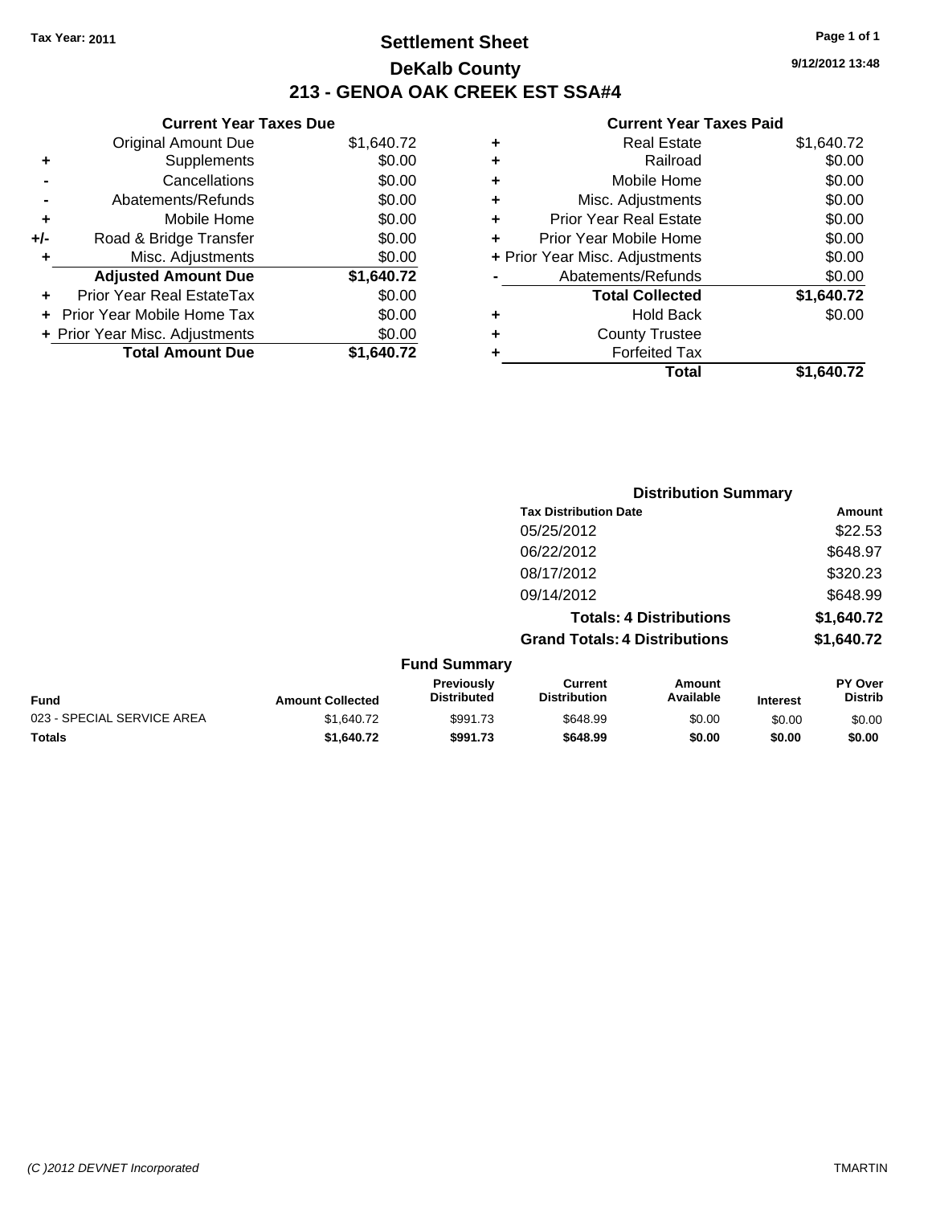Tax Year: 2011

# Settlement Sheet

## DeKalb County

## 213 - GENOA OAK CREEK EST SSA#4

9/12/2012 13:48

### Current Year Taxes Due

| | | |
|---|---|---|
| | Original Amount Due | $1,640.72 |
| + | Supplements | $0.00 |
| - | Cancellations | $0.00 |
| - | Abatements/Refunds | $0.00 |
| + | Mobile Home | $0.00 |
| +/- | Road & Bridge Transfer | $0.00 |
| + | Misc. Adjustments | $0.00 |
| | **Adjusted Amount Due** | **$1,640.72** |
| + | Prior Year Real EstateTax | $0.00 |
| + | Prior Year Mobile Home Tax | $0.00 |
| + | Prior Year Misc. Adjustments | $0.00 |
| | **Total Amount Due** | **$1,640.72** |

### Current Year Taxes Paid

| | | |
|---|---|---|
| + | Real Estate | $1,640.72 |
| + | Railroad | $0.00 |
| + | Mobile Home | $0.00 |
| + | Misc. Adjustments | $0.00 |
| + | Prior Year Real Estate | $0.00 |
| + | Prior Year Mobile Home | $0.00 |
| + | Prior Year Misc. Adjustments | $0.00 |
| - | Abatements/Refunds | $0.00 |
| | **Total Collected** | **$1,640.72** |
| + | Hold Back | $0.00 |
| + | County Trustee | |
| + | Forfeited Tax | |
| | **Total** | **$1,640.72** |

### Distribution Summary

| Tax Distribution Date | Amount |
|---|---|
| 05/25/2012 | $22.53 |
| 06/22/2012 | $648.97 |
| 08/17/2012 | $320.23 |
| 09/14/2012 | $648.99 |
| **Totals: 4 Distributions** | **$1,640.72** |
| **Grand Totals: 4 Distributions** | **$1,640.72** |

### Fund Summary

| Fund | Amount Collected | Previously Distributed | Current Distribution | Amount Available | Interest | PY Over Distrib |
|---|---|---|---|---|---|---|
| 023 - SPECIAL SERVICE AREA | $1,640.72 | $991.73 | $648.99 | $0.00 | $0.00 | $0.00 |
| **Totals** | **$1,640.72** | **$991.73** | **$648.99** | **$0.00** | **$0.00** | **$0.00** |

(C )2012 DEVNET Incorporated TMARTIN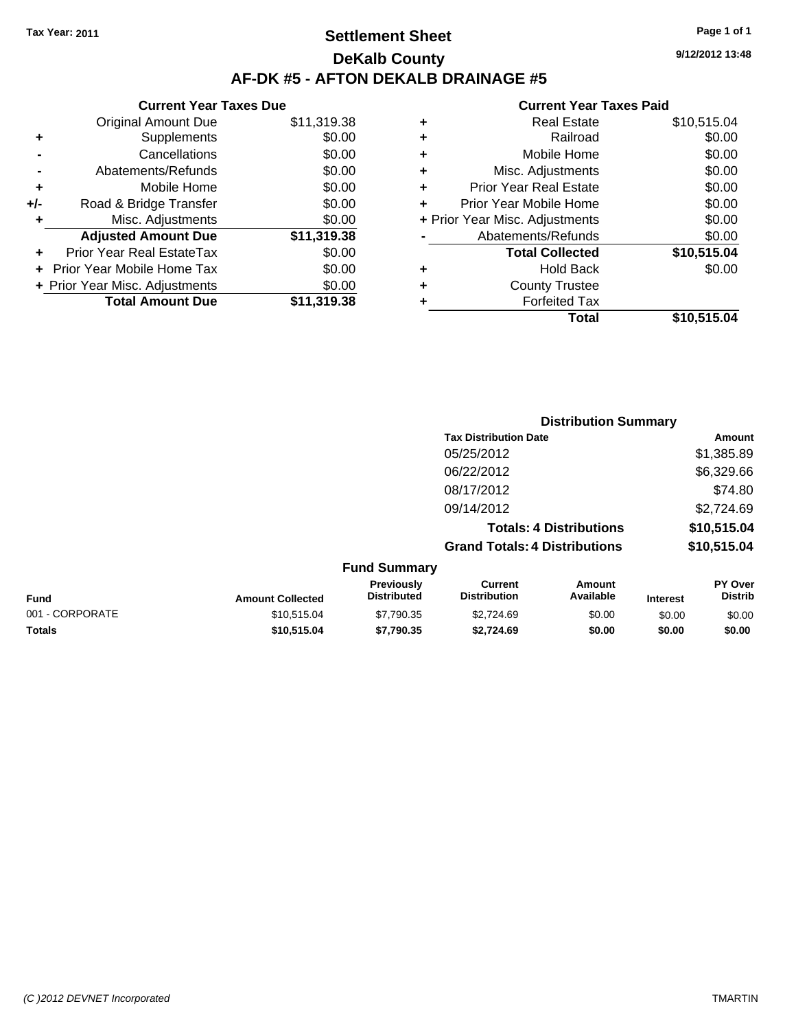Tax Year: 2011

# Settlement Sheet

## DeKalb County

## AF-DK #5 - AFTON DEKALB DRAINAGE #5

9/12/2012 13:48

### Current Year Taxes Due

| | | |
|---|---|---|
| | Original Amount Due | $11,319.38 |
| + | Supplements | $0.00 |
| - | Cancellations | $0.00 |
| - | Abatements/Refunds | $0.00 |
| + | Mobile Home | $0.00 |
| +/- | Road & Bridge Transfer | $0.00 |
| + | Misc. Adjustments | $0.00 |
| | **Adjusted Amount Due** | **$11,319.38** |
| + | Prior Year Real EstateTax | $0.00 |
| + | Prior Year Mobile Home Tax | $0.00 |
| + | Prior Year Misc. Adjustments | $0.00 |
| | **Total Amount Due** | **$11,319.38** |

### Current Year Taxes Paid

| | | |
|---|---|---|
| + | Real Estate | $10,515.04 |
| + | Railroad | $0.00 |
| + | Mobile Home | $0.00 |
| + | Misc. Adjustments | $0.00 |
| + | Prior Year Real Estate | $0.00 |
| + | Prior Year Mobile Home | $0.00 |
| + | Prior Year Misc. Adjustments | $0.00 |
| - | Abatements/Refunds | $0.00 |
| | **Total Collected** | **$10,515.04** |
| + | Hold Back | $0.00 |
| + | County Trustee | |
| + | Forfeited Tax | |
| | **Total** | **$10,515.04** |

### Distribution Summary

| Tax Distribution Date | Amount |
|---|---|
| 05/25/2012 | $1,385.89 |
| 06/22/2012 | $6,329.66 |
| 08/17/2012 | $74.80 |
| 09/14/2012 | $2,724.69 |
| **Totals: 4 Distributions** | **$10,515.04** |
| **Grand Totals: 4 Distributions** | **$10,515.04** |

### Fund Summary

| Fund | Amount Collected | Previously Distributed | Current Distribution | Amount Available | Interest | PY Over Distrib |
|---|---|---|---|---|---|---|
| 001 - CORPORATE | $10,515.04 | $7,790.35 | $2,724.69 | $0.00 | $0.00 | $0.00 |
| **Totals** | **$10,515.04** | **$7,790.35** | **$2,724.69** | **$0.00** | **$0.00** | **$0.00** |

(C )2012 DEVNET Incorporated TMARTIN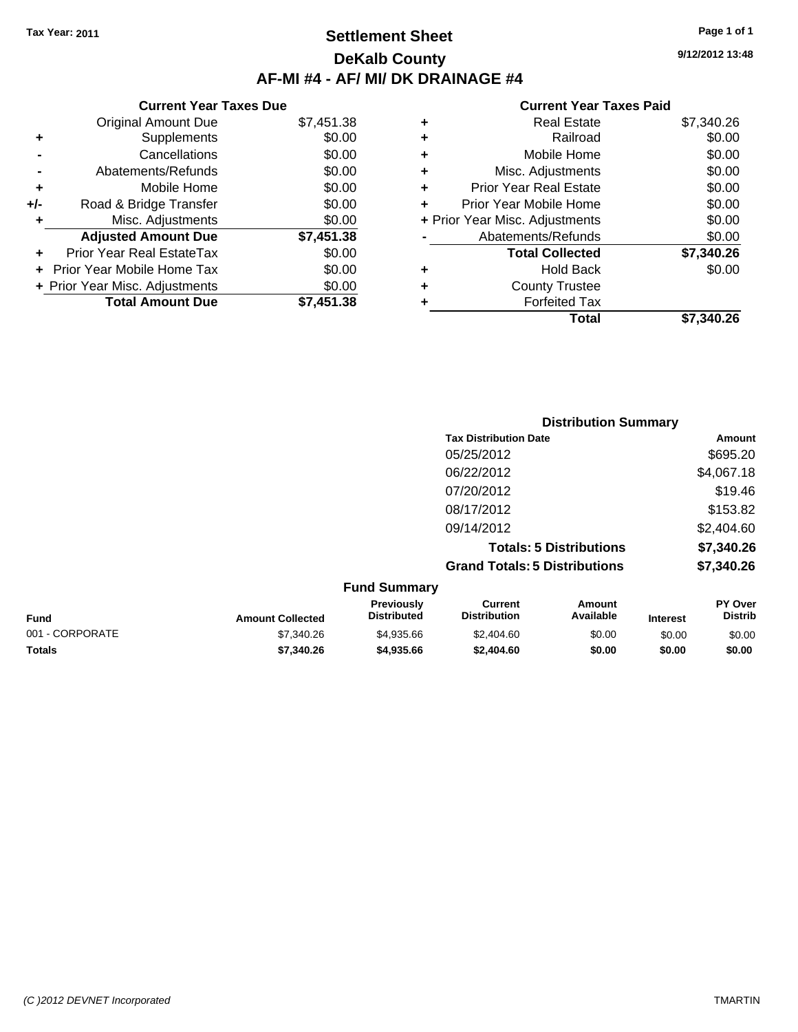**Tax Year: 2011**

# Settlement Sheet

## DeKalb County

## AF-MI #4 - AF/ MI/ DK DRAINAGE #4

9/12/2012 13:48

### Current Year Taxes Due

| | | |
|---|---|---|
| | Original Amount Due | $7,451.38 |
| + | Supplements | $0.00 |
| - | Cancellations | $0.00 |
| - | Abatements/Refunds | $0.00 |
| + | Mobile Home | $0.00 |
| +/- | Road & Bridge Transfer | $0.00 |
| + | Misc. Adjustments | $0.00 |
| | **Adjusted Amount Due** | **$7,451.38** |
| + | Prior Year Real EstateTax | $0.00 |
| + | Prior Year Mobile Home Tax | $0.00 |
| + | Prior Year Misc. Adjustments | $0.00 |
| | **Total Amount Due** | **$7,451.38** |

### Current Year Taxes Paid

| | | |
|---|---|---|
| + | Real Estate | $7,340.26 |
| + | Railroad | $0.00 |
| + | Mobile Home | $0.00 |
| + | Misc. Adjustments | $0.00 |
| + | Prior Year Real Estate | $0.00 |
| + | Prior Year Mobile Home | $0.00 |
| + | Prior Year Misc. Adjustments | $0.00 |
| - | Abatements/Refunds | $0.00 |
| | **Total Collected** | **$7,340.26** |
| + | Hold Back | $0.00 |
| + | County Trustee | |
| + | Forfeited Tax | |
| | **Total** | **$7,340.26** |

### Distribution Summary

| Tax Distribution Date | Amount |
|---|---|
| 05/25/2012 | $695.20 |
| 06/22/2012 | $4,067.18 |
| 07/20/2012 | $19.46 |
| 08/17/2012 | $153.82 |
| 09/14/2012 | $2,404.60 |
| **Totals: 5 Distributions** | **$7,340.26** |
| **Grand Totals: 5 Distributions** | **$7,340.26** |

### Fund Summary

| Fund | Amount Collected | Previously Distributed | Current Distribution | Amount Available | Interest | PY Over Distrib |
|---|---|---|---|---|---|---|
| 001 - CORPORATE | $7,340.26 | $4,935.66 | $2,404.60 | $0.00 | $0.00 | $0.00 |
| **Totals** | **$7,340.26** | **$4,935.66** | **$2,404.60** | **$0.00** | **$0.00** | **$0.00** |

(C )2012 DEVNET Incorporated — TMARTIN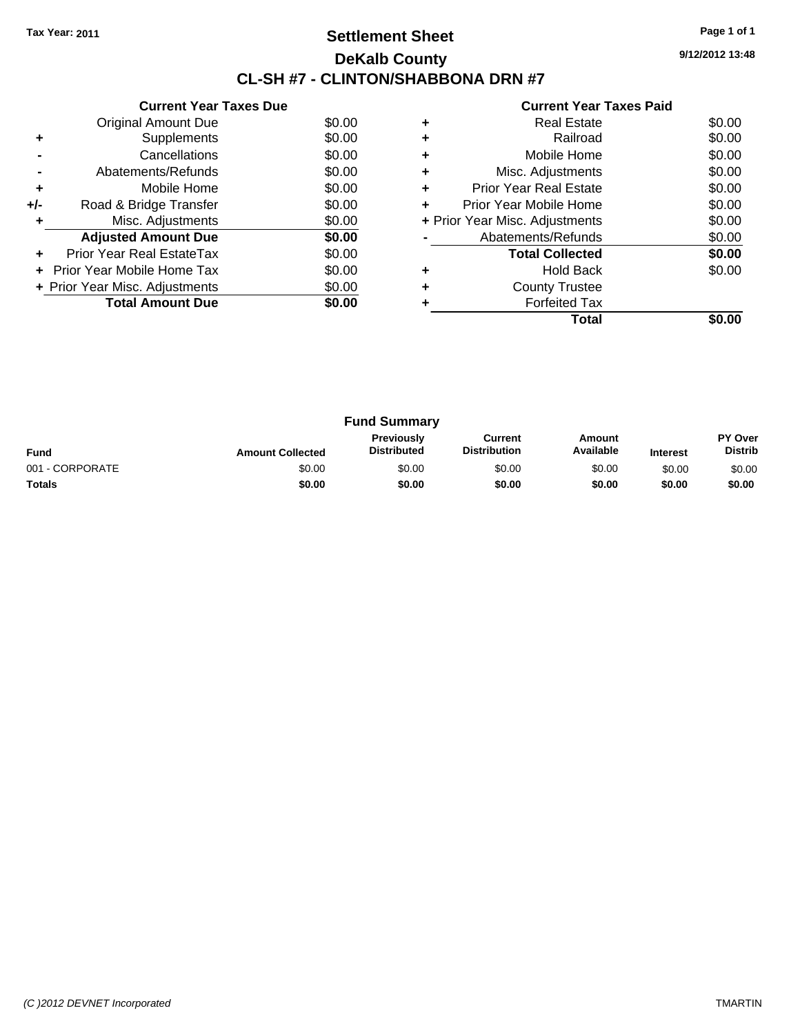Tax Year: 2011

# Settlement Sheet

## DeKalb County

## CL-SH #7 - CLINTON/SHABBONA DRN #7

9/12/2012 13:48

### Current Year Taxes Due

| | | |
|---|---|---|
| | Original Amount Due | $0.00 |
| + | Supplements | $0.00 |
| - | Cancellations | $0.00 |
| - | Abatements/Refunds | $0.00 |
| + | Mobile Home | $0.00 |
| +/- | Road & Bridge Transfer | $0.00 |
| + | Misc. Adjustments | $0.00 |
| | **Adjusted Amount Due** | **$0.00** |
| + | Prior Year Real EstateTax | $0.00 |
| + | Prior Year Mobile Home Tax | $0.00 |
| + | Prior Year Misc. Adjustments | $0.00 |
| | **Total Amount Due** | **$0.00** |

### Current Year Taxes Paid

| | | |
|---|---|---|
| + | Real Estate | $0.00 |
| + | Railroad | $0.00 |
| + | Mobile Home | $0.00 |
| + | Misc. Adjustments | $0.00 |
| + | Prior Year Real Estate | $0.00 |
| + | Prior Year Mobile Home | $0.00 |
| + | Prior Year Misc. Adjustments | $0.00 |
| - | Abatements/Refunds | $0.00 |
| | **Total Collected** | **$0.00** |
| + | Hold Back | $0.00 |
| + | County Trustee | |
| + | Forfeited Tax | |
| | **Total** | **$0.00** |

### Fund Summary

| Fund | Amount Collected | Previously Distributed | Current Distribution | Amount Available | Interest | PY Over Distrib |
|---|---|---|---|---|---|---|
| 001 - CORPORATE | $0.00 | $0.00 | $0.00 | $0.00 | $0.00 | $0.00 |
| **Totals** | **$0.00** | **$0.00** | **$0.00** | **$0.00** | **$0.00** | **$0.00** |

*(C )2012 DEVNET Incorporated* TMARTIN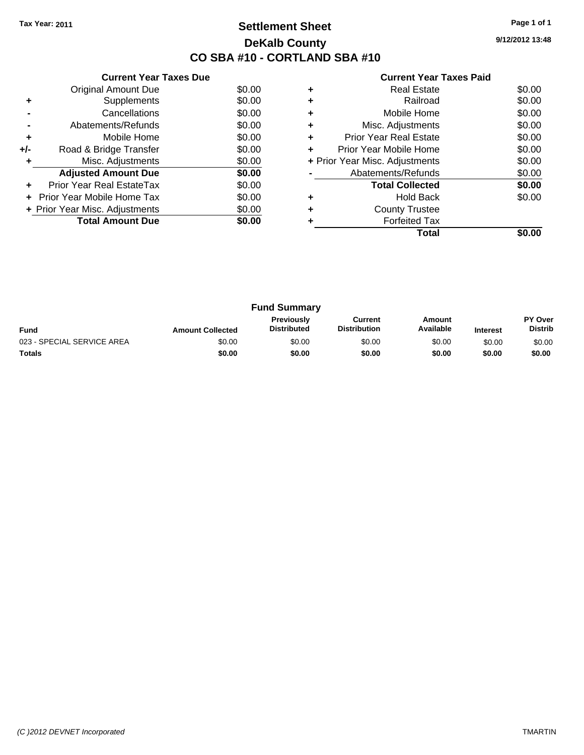Tax Year: 2011

# Settlement Sheet

## DeKalb County

## CO SBA #10 - CORTLAND SBA #10

9/12/2012 13:48

| | Current Year Taxes Due | |
|---|---|---|
| | Original Amount Due | $0.00 |
| + | Supplements | $0.00 |
| - | Cancellations | $0.00 |
| - | Abatements/Refunds | $0.00 |
| + | Mobile Home | $0.00 |
| +/- | Road & Bridge Transfer | $0.00 |
| + | Misc. Adjustments | $0.00 |
| | **Adjusted Amount Due** | **$0.00** |
| + | Prior Year Real EstateTax | $0.00 |
| + | Prior Year Mobile Home Tax | $0.00 |
| + | Prior Year Misc. Adjustments | $0.00 |
| | **Total Amount Due** | **$0.00** |

| | Current Year Taxes Paid | |
|---|---|---|
| + | Real Estate | $0.00 |
| + | Railroad | $0.00 |
| + | Mobile Home | $0.00 |
| + | Misc. Adjustments | $0.00 |
| + | Prior Year Real Estate | $0.00 |
| + | Prior Year Mobile Home | $0.00 |
| + | Prior Year Misc. Adjustments | $0.00 |
| - | Abatements/Refunds | $0.00 |
| | **Total Collected** | **$0.00** |
| + | Hold Back | $0.00 |
| + | County Trustee | |
| + | Forfeited Tax | |
| | **Total** | **$0.00** |

### Fund Summary

| Fund | Amount Collected | Previously Distributed | Current Distribution | Amount Available | Interest | PY Over Distrib |
|---|---|---|---|---|---|---|
| 023 - SPECIAL SERVICE AREA | $0.00 | $0.00 | $0.00 | $0.00 | $0.00 | $0.00 |
| **Totals** | **$0.00** | **$0.00** | **$0.00** | **$0.00** | **$0.00** | **$0.00** |

*(C )2012 DEVNET Incorporated* TMARTIN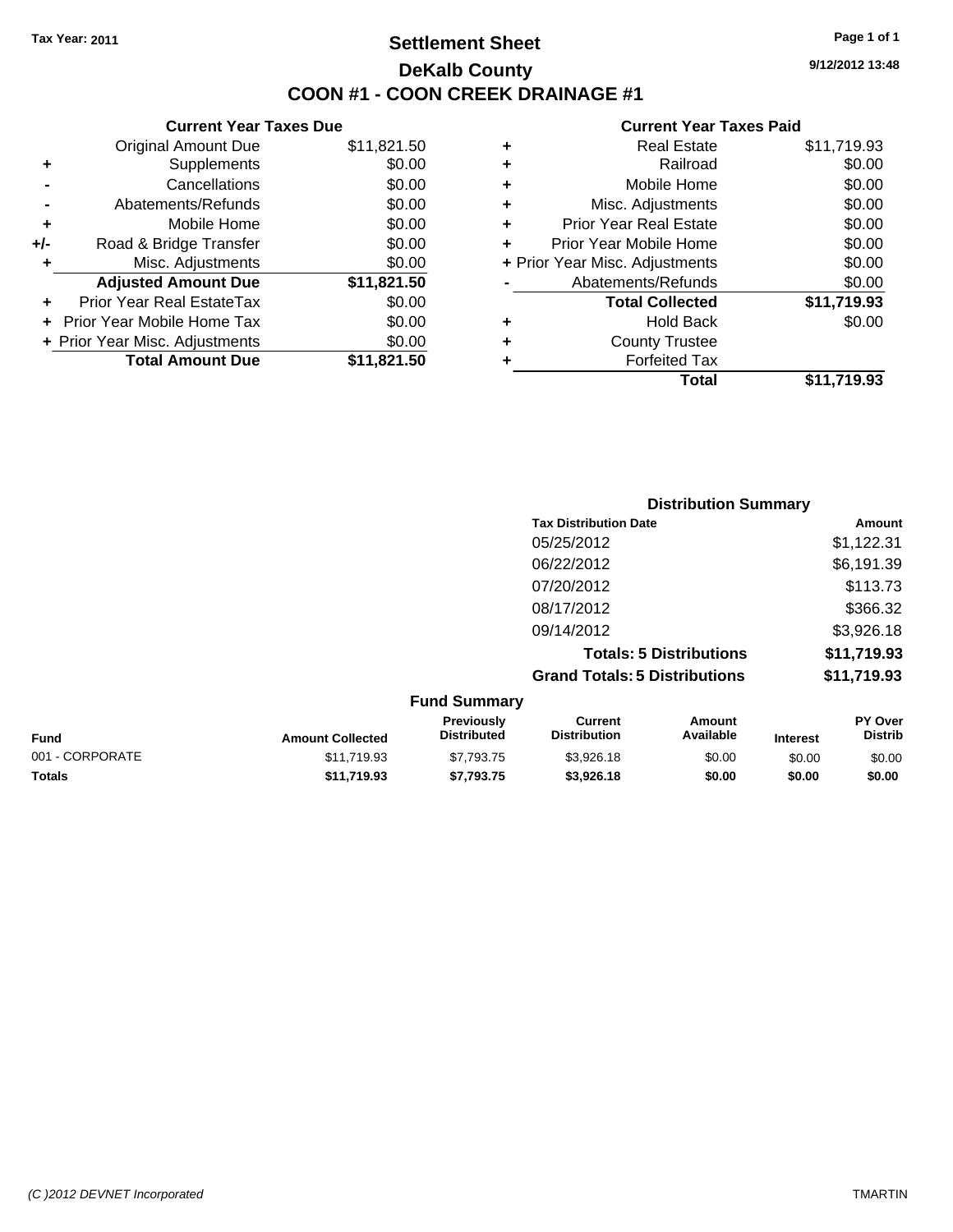Tax Year: 2011

# Settlement Sheet
## DeKalb County
## COON #1 - COON CREEK DRAINAGE #1

9/12/2012 13:48

### Current Year Taxes Due

| | | |
|---|---|---|
| | Original Amount Due | $11,821.50 |
| + | Supplements | $0.00 |
| - | Cancellations | $0.00 |
| - | Abatements/Refunds | $0.00 |
| + | Mobile Home | $0.00 |
| +/- | Road & Bridge Transfer | $0.00 |
| + | Misc. Adjustments | $0.00 |
| | **Adjusted Amount Due** | **$11,821.50** |
| + | Prior Year Real EstateTax | $0.00 |
| + | Prior Year Mobile Home Tax | $0.00 |
| + | Prior Year Misc. Adjustments | $0.00 |
| | **Total Amount Due** | **$11,821.50** |

### Current Year Taxes Paid

| | | |
|---|---|---|
| + | Real Estate | $11,719.93 |
| + | Railroad | $0.00 |
| + | Mobile Home | $0.00 |
| + | Misc. Adjustments | $0.00 |
| + | Prior Year Real Estate | $0.00 |
| + | Prior Year Mobile Home | $0.00 |
| + | Prior Year Misc. Adjustments | $0.00 |
| - | Abatements/Refunds | $0.00 |
| | **Total Collected** | **$11,719.93** |
| + | Hold Back | $0.00 |
| + | County Trustee | |
| + | Forfeited Tax | |
| | **Total** | **$11,719.93** |

### Distribution Summary

| Tax Distribution Date | Amount |
|---|---|
| 05/25/2012 | $1,122.31 |
| 06/22/2012 | $6,191.39 |
| 07/20/2012 | $113.73 |
| 08/17/2012 | $366.32 |
| 09/14/2012 | $3,926.18 |
| **Totals: 5 Distributions** | **$11,719.93** |
| **Grand Totals: 5 Distributions** | **$11,719.93** |

### Fund Summary

| Fund | Amount Collected | Previously Distributed | Current Distribution | Amount Available | Interest | PY Over Distrib |
|---|---|---|---|---|---|---|
| 001 - CORPORATE | $11,719.93 | $7,793.75 | $3,926.18 | $0.00 | $0.00 | $0.00 |
| **Totals** | **$11,719.93** | **$7,793.75** | **$3,926.18** | **$0.00** | **$0.00** | **$0.00** |

(C )2012 DEVNET Incorporated TMARTIN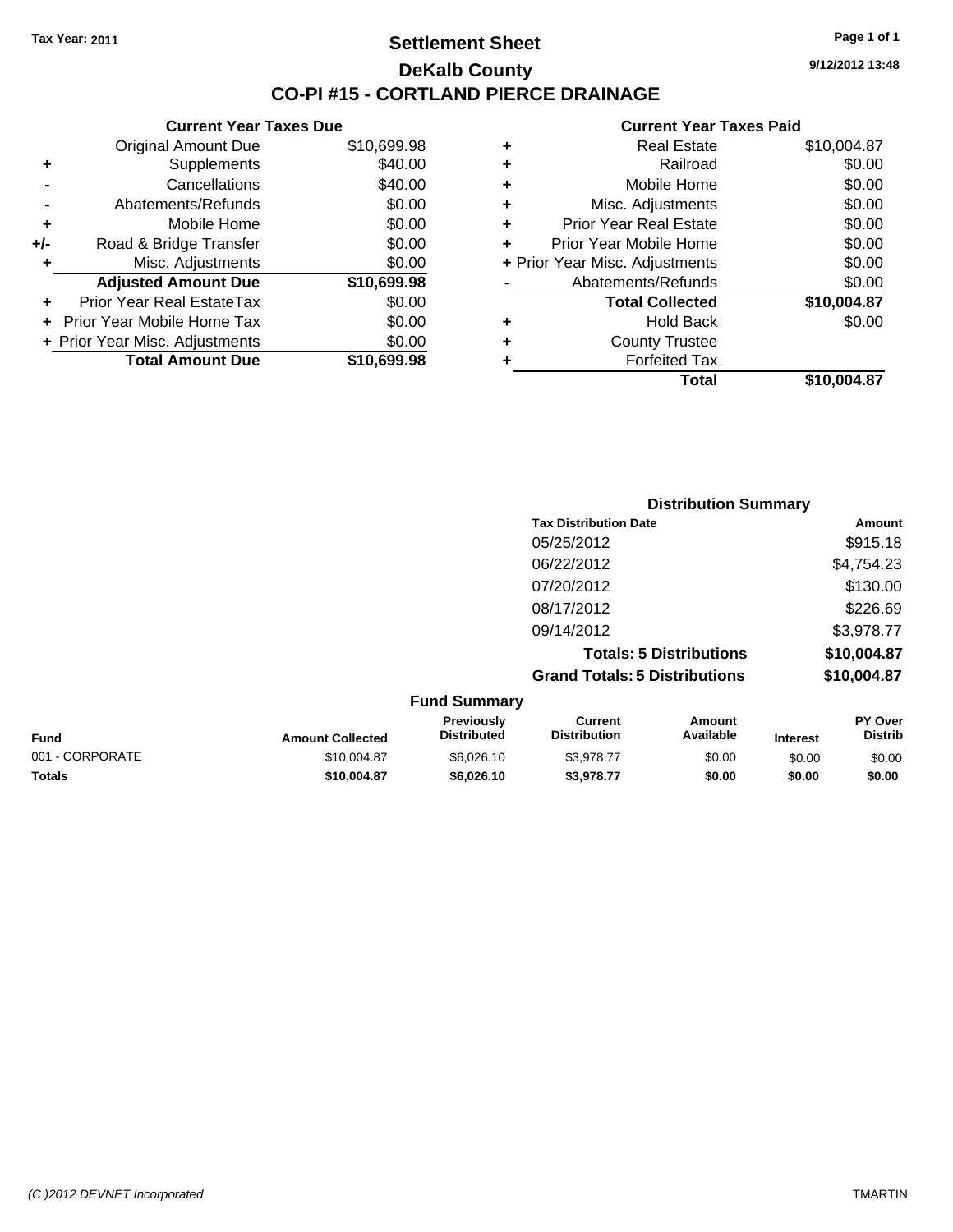Tax Year: 2011

# Settlement Sheet

## DeKalb County

## CO-PI #15 - CORTLAND PIERCE DRAINAGE

9/12/2012 13:48

### Current Year Taxes Due

| | | |
|---|---|---|
| | Original Amount Due | $10,699.98 |
| + | Supplements | $40.00 |
| - | Cancellations | $40.00 |
| - | Abatements/Refunds | $0.00 |
| + | Mobile Home | $0.00 |
| +/- | Road & Bridge Transfer | $0.00 |
| + | Misc. Adjustments | $0.00 |
| | **Adjusted Amount Due** | **$10,699.98** |
| + | Prior Year Real EstateTax | $0.00 |
| + | Prior Year Mobile Home Tax | $0.00 |
| + | Prior Year Misc. Adjustments | $0.00 |
| | **Total Amount Due** | **$10,699.98** |

### Current Year Taxes Paid

| | | |
|---|---|---|
| + | Real Estate | $10,004.87 |
| + | Railroad | $0.00 |
| + | Mobile Home | $0.00 |
| + | Misc. Adjustments | $0.00 |
| + | Prior Year Real Estate | $0.00 |
| + | Prior Year Mobile Home | $0.00 |
| + | Prior Year Misc. Adjustments | $0.00 |
| - | Abatements/Refunds | $0.00 |
| | **Total Collected** | **$10,004.87** |
| + | Hold Back | $0.00 |
| + | County Trustee | |
| + | Forfeited Tax | |
| | **Total** | **$10,004.87** |

### Distribution Summary

| Tax Distribution Date | Amount |
|---|---|
| 05/25/2012 | $915.18 |
| 06/22/2012 | $4,754.23 |
| 07/20/2012 | $130.00 |
| 08/17/2012 | $226.69 |
| 09/14/2012 | $3,978.77 |
| **Totals: 5 Distributions** | **$10,004.87** |
| **Grand Totals: 5 Distributions** | **$10,004.87** |

### Fund Summary

| Fund | Amount Collected | Previously Distributed | Current Distribution | Amount Available | Interest | PY Over Distrib |
|---|---|---|---|---|---|---|
| 001 - CORPORATE | $10,004.87 | $6,026.10 | $3,978.77 | $0.00 | $0.00 | $0.00 |
| **Totals** | **$10,004.87** | **$6,026.10** | **$3,978.77** | **$0.00** | **$0.00** | **$0.00** |

(C )2012 DEVNET Incorporated    TMARTIN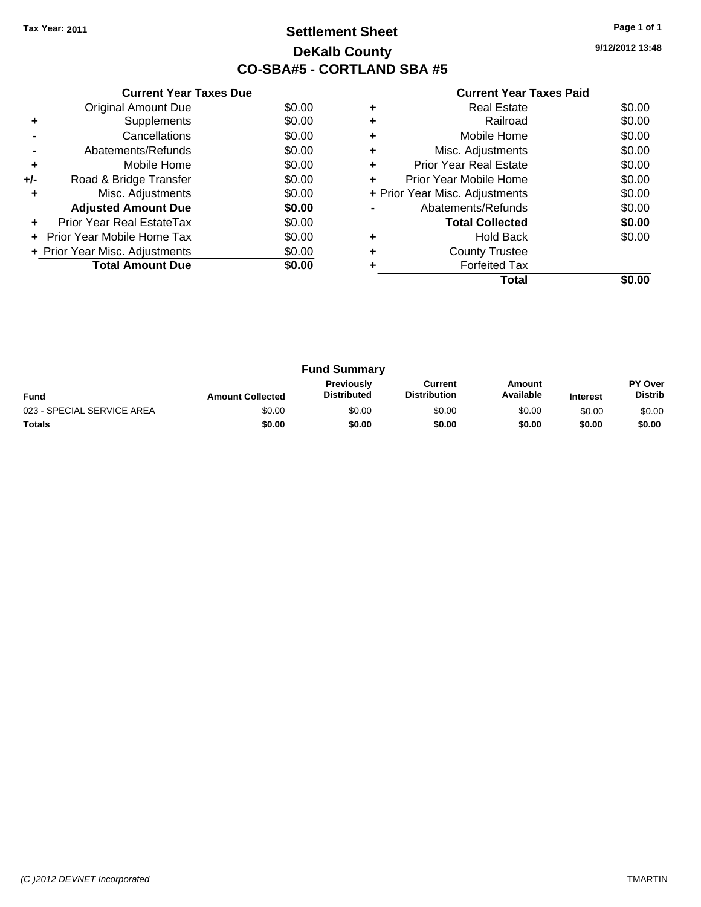**Tax Year: 2011**

# Settlement Sheet
## DeKalb County
## CO-SBA#5 - CORTLAND SBA #5

9/12/2012 13:48

### Current Year Taxes Due

| | | |
|---|---|---|
| | Original Amount Due | $0.00 |
| + | Supplements | $0.00 |
| - | Cancellations | $0.00 |
| - | Abatements/Refunds | $0.00 |
| + | Mobile Home | $0.00 |
| +/- | Road & Bridge Transfer | $0.00 |
| + | Misc. Adjustments | $0.00 |
| | **Adjusted Amount Due** | **$0.00** |
| + | Prior Year Real EstateTax | $0.00 |
| + | Prior Year Mobile Home Tax | $0.00 |
| + | Prior Year Misc. Adjustments | $0.00 |
| | **Total Amount Due** | **$0.00** |

### Current Year Taxes Paid

| | | |
|---|---|---|
| + | Real Estate | $0.00 |
| + | Railroad | $0.00 |
| + | Mobile Home | $0.00 |
| + | Misc. Adjustments | $0.00 |
| + | Prior Year Real Estate | $0.00 |
| + | Prior Year Mobile Home | $0.00 |
| + | Prior Year Misc. Adjustments | $0.00 |
| - | Abatements/Refunds | $0.00 |
| | **Total Collected** | **$0.00** |
| + | Hold Back | $0.00 |
| + | County Trustee | |
| + | Forfeited Tax | |
| | **Total** | **$0.00** |

### Fund Summary

| Fund | Amount Collected | Previously Distributed | Current Distribution | Amount Available | Interest | PY Over Distrib |
|---|---|---|---|---|---|---|
| 023 - SPECIAL SERVICE AREA | $0.00 | $0.00 | $0.00 | $0.00 | $0.00 | $0.00 |
| **Totals** | **$0.00** | **$0.00** | **$0.00** | **$0.00** | **$0.00** | **$0.00** |

*(C )2012 DEVNET Incorporated* TMARTIN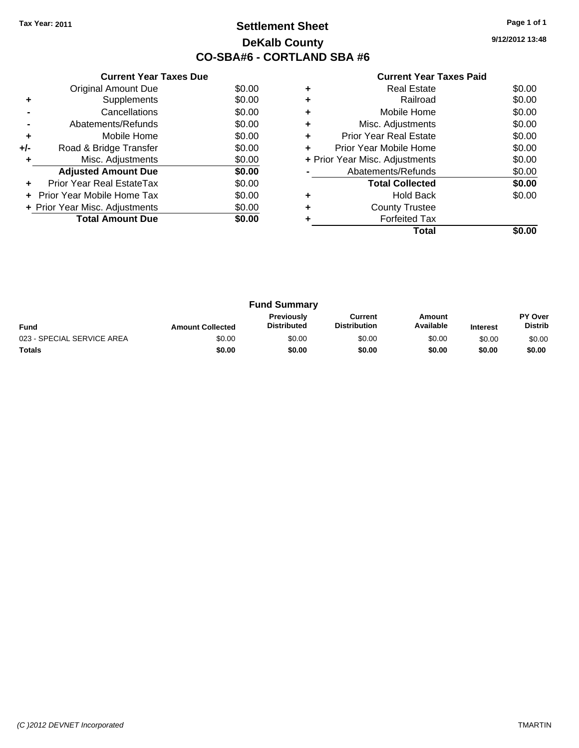Tax Year: 2011

# Settlement Sheet

## DeKalb County

## CO-SBA#6 - CORTLAND SBA #6

9/12/2012 13:48

### Current Year Taxes Due

| | | |
|---|---|---|
| | Original Amount Due | $0.00 |
| + | Supplements | $0.00 |
| - | Cancellations | $0.00 |
| - | Abatements/Refunds | $0.00 |
| + | Mobile Home | $0.00 |
| +/- | Road & Bridge Transfer | $0.00 |
| + | Misc. Adjustments | $0.00 |
| | **Adjusted Amount Due** | **$0.00** |
| + | Prior Year Real EstateTax | $0.00 |
| + | Prior Year Mobile Home Tax | $0.00 |
| + | Prior Year Misc. Adjustments | $0.00 |
| | **Total Amount Due** | **$0.00** |

### Current Year Taxes Paid

| | | |
|---|---|---|
| + | Real Estate | $0.00 |
| + | Railroad | $0.00 |
| + | Mobile Home | $0.00 |
| + | Misc. Adjustments | $0.00 |
| + | Prior Year Real Estate | $0.00 |
| + | Prior Year Mobile Home | $0.00 |
| + | Prior Year Misc. Adjustments | $0.00 |
| - | Abatements/Refunds | $0.00 |
| | **Total Collected** | **$0.00** |
| + | Hold Back | $0.00 |
| + | County Trustee | |
| + | Forfeited Tax | |
| | **Total** | **$0.00** |

### Fund Summary

| Fund | Amount Collected | Previously Distributed | Current Distribution | Amount Available | Interest | PY Over Distrib |
|---|---|---|---|---|---|---|
| 023 - SPECIAL SERVICE AREA | $0.00 | $0.00 | $0.00 | $0.00 | $0.00 | $0.00 |
| **Totals** | **$0.00** | **$0.00** | **$0.00** | **$0.00** | **$0.00** | **$0.00** |

*(C )2012 DEVNET Incorporated* TMARTIN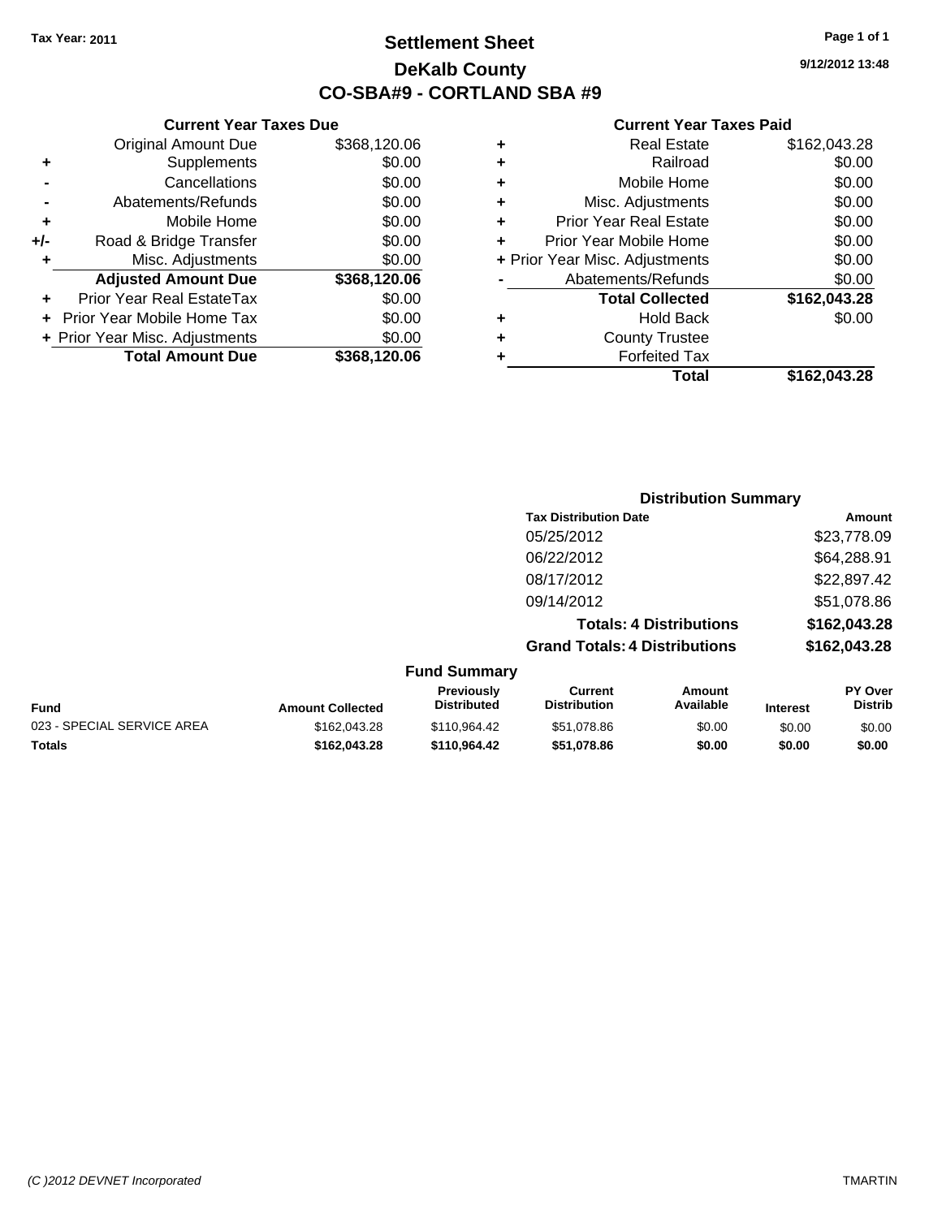Tax Year: 2011

# Settlement Sheet

## DeKalb County

## CO-SBA#9 - CORTLAND SBA #9

9/12/2012 13:48

### Current Year Taxes Due

| | | |
|---|---|---|
| | Original Amount Due | $368,120.06 |
| + | Supplements | $0.00 |
| - | Cancellations | $0.00 |
| - | Abatements/Refunds | $0.00 |
| + | Mobile Home | $0.00 |
| +/- | Road & Bridge Transfer | $0.00 |
| + | Misc. Adjustments | $0.00 |
| | **Adjusted Amount Due** | **$368,120.06** |
| + | Prior Year Real EstateTax | $0.00 |
| + | Prior Year Mobile Home Tax | $0.00 |
| + | Prior Year Misc. Adjustments | $0.00 |
| | **Total Amount Due** | **$368,120.06** |

### Current Year Taxes Paid

| | | |
|---|---|---|
| + | Real Estate | $162,043.28 |
| + | Railroad | $0.00 |
| + | Mobile Home | $0.00 |
| + | Misc. Adjustments | $0.00 |
| + | Prior Year Real Estate | $0.00 |
| + | Prior Year Mobile Home | $0.00 |
| + | Prior Year Misc. Adjustments | $0.00 |
| - | Abatements/Refunds | $0.00 |
| | **Total Collected** | **$162,043.28** |
| + | Hold Back | $0.00 |
| + | County Trustee | |
| + | Forfeited Tax | |
| | **Total** | **$162,043.28** |

### Distribution Summary

| Tax Distribution Date | Amount |
|---|---|
| 05/25/2012 | $23,778.09 |
| 06/22/2012 | $64,288.91 |
| 08/17/2012 | $22,897.42 |
| 09/14/2012 | $51,078.86 |
| **Totals: 4 Distributions** | **$162,043.28** |
| **Grand Totals: 4 Distributions** | **$162,043.28** |

### Fund Summary

| Fund | Amount Collected | Previously Distributed | Current Distribution | Amount Available | Interest | PY Over Distrib |
|---|---|---|---|---|---|---|
| 023 - SPECIAL SERVICE AREA | $162,043.28 | $110,964.42 | $51,078.86 | $0.00 | $0.00 | $0.00 |
| **Totals** | **$162,043.28** | **$110,964.42** | **$51,078.86** | **$0.00** | **$0.00** | **$0.00** |

(C )2012 DEVNET Incorporated TMARTIN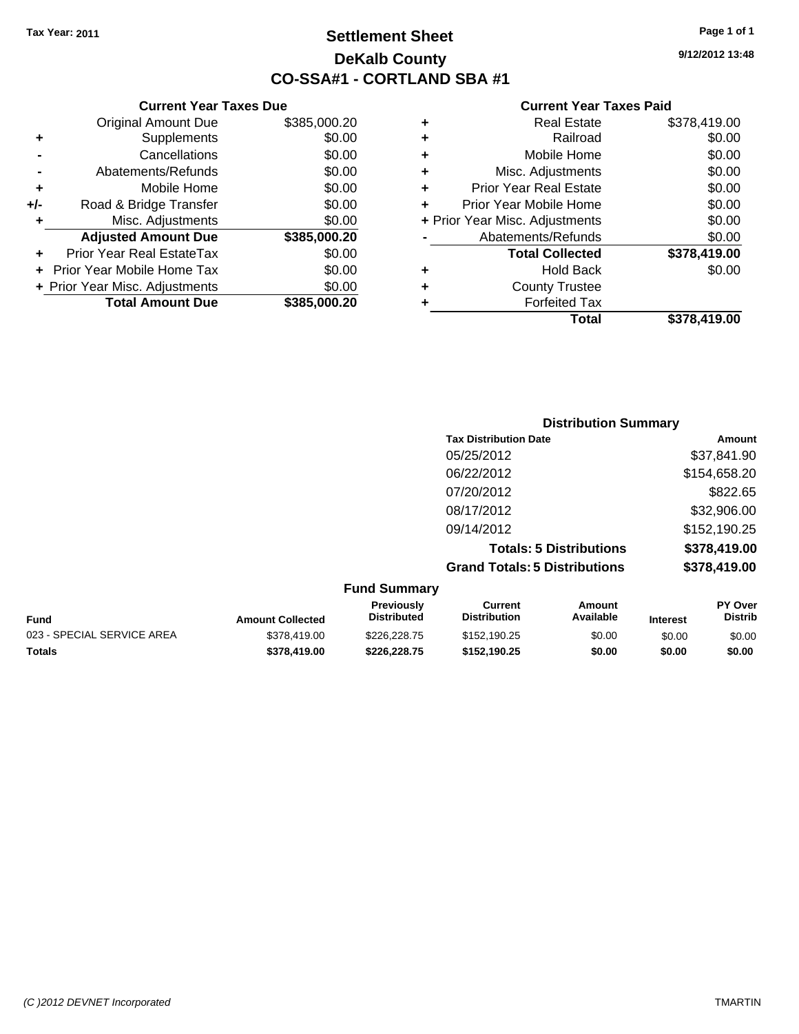**Tax Year: 2011**

# Settlement Sheet

## DeKalb County

## CO-SSA#1 - CORTLAND SBA #1

9/12/2012 13:48

### Current Year Taxes Due

| | | |
|---|---|---|
| | Original Amount Due | $385,000.20 |
| + | Supplements | $0.00 |
| - | Cancellations | $0.00 |
| - | Abatements/Refunds | $0.00 |
| + | Mobile Home | $0.00 |
| +/- | Road & Bridge Transfer | $0.00 |
| + | Misc. Adjustments | $0.00 |
| | **Adjusted Amount Due** | **$385,000.20** |
| + | Prior Year Real EstateTax | $0.00 |
| + | Prior Year Mobile Home Tax | $0.00 |
| + | Prior Year Misc. Adjustments | $0.00 |
| | **Total Amount Due** | **$385,000.20** |

### Current Year Taxes Paid

| | | |
|---|---|---|
| + | Real Estate | $378,419.00 |
| + | Railroad | $0.00 |
| + | Mobile Home | $0.00 |
| + | Misc. Adjustments | $0.00 |
| + | Prior Year Real Estate | $0.00 |
| + | Prior Year Mobile Home | $0.00 |
| + | Prior Year Misc. Adjustments | $0.00 |
| - | Abatements/Refunds | $0.00 |
| | **Total Collected** | **$378,419.00** |
| + | Hold Back | $0.00 |
| + | County Trustee | |
| + | Forfeited Tax | |
| | **Total** | **$378,419.00** |

### Distribution Summary

| Tax Distribution Date | Amount |
|---|---|
| 05/25/2012 | $37,841.90 |
| 06/22/2012 | $154,658.20 |
| 07/20/2012 | $822.65 |
| 08/17/2012 | $32,906.00 |
| 09/14/2012 | $152,190.25 |
| **Totals: 5 Distributions** | **$378,419.00** |
| **Grand Totals: 5 Distributions** | **$378,419.00** |

### Fund Summary

| Fund | Amount Collected | Previously Distributed | Current Distribution | Amount Available | Interest | PY Over Distrib |
|---|---|---|---|---|---|---|
| 023 - SPECIAL SERVICE AREA | $378,419.00 | $226,228.75 | $152,190.25 | $0.00 | $0.00 | $0.00 |
| **Totals** | **$378,419.00** | **$226,228.75** | **$152,190.25** | **$0.00** | **$0.00** | **$0.00** |

(C )2012 DEVNET Incorporated TMARTIN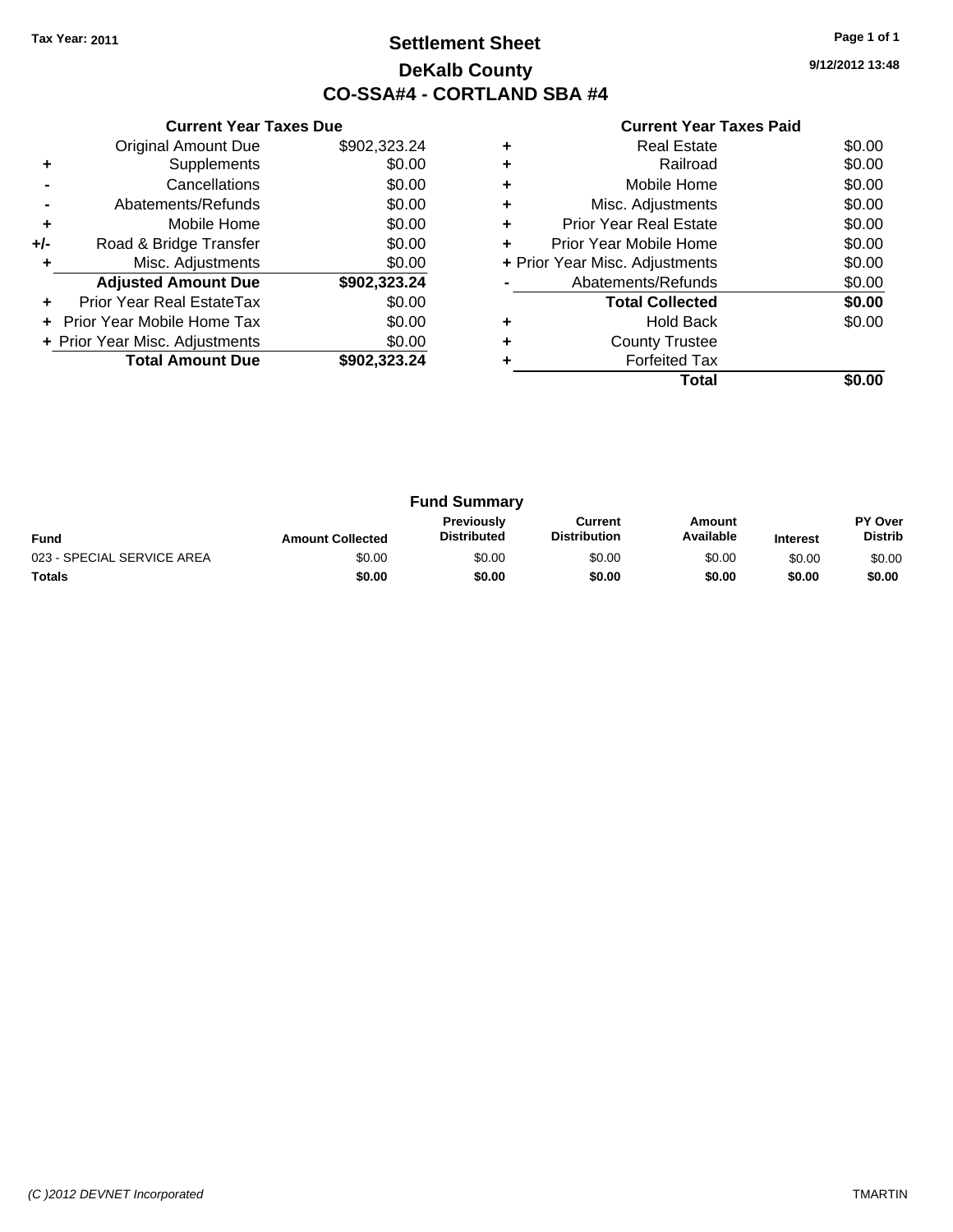**Tax Year: 2011**

# Settlement Sheet
## DeKalb County
## CO-SSA#4 - CORTLAND SBA #4

9/12/2012 13:48

### Current Year Taxes Due

| | | |
|---|---|---|
| | Original Amount Due | $902,323.24 |
| + | Supplements | $0.00 |
| - | Cancellations | $0.00 |
| - | Abatements/Refunds | $0.00 |
| + | Mobile Home | $0.00 |
| +/- | Road & Bridge Transfer | $0.00 |
| + | Misc. Adjustments | $0.00 |
| | **Adjusted Amount Due** | **$902,323.24** |
| + | Prior Year Real EstateTax | $0.00 |
| + | Prior Year Mobile Home Tax | $0.00 |
| + | Prior Year Misc. Adjustments | $0.00 |
| | **Total Amount Due** | **$902,323.24** |

### Current Year Taxes Paid

| | | |
|---|---|---|
| + | Real Estate | $0.00 |
| + | Railroad | $0.00 |
| + | Mobile Home | $0.00 |
| + | Misc. Adjustments | $0.00 |
| + | Prior Year Real Estate | $0.00 |
| + | Prior Year Mobile Home | $0.00 |
| + | Prior Year Misc. Adjustments | $0.00 |
| - | Abatements/Refunds | $0.00 |
| | **Total Collected** | **$0.00** |
| + | Hold Back | $0.00 |
| + | County Trustee | |
| + | Forfeited Tax | |
| | **Total** | **$0.00** |

### Fund Summary

| Fund | Amount Collected | Previously Distributed | Current Distribution | Amount Available | Interest | PY Over Distrib |
|---|---|---|---|---|---|---|
| 023 - SPECIAL SERVICE AREA | $0.00 | $0.00 | $0.00 | $0.00 | $0.00 | $0.00 |
| **Totals** | **$0.00** | **$0.00** | **$0.00** | **$0.00** | **$0.00** | **$0.00** |

*(C )2012 DEVNET Incorporated* TMARTIN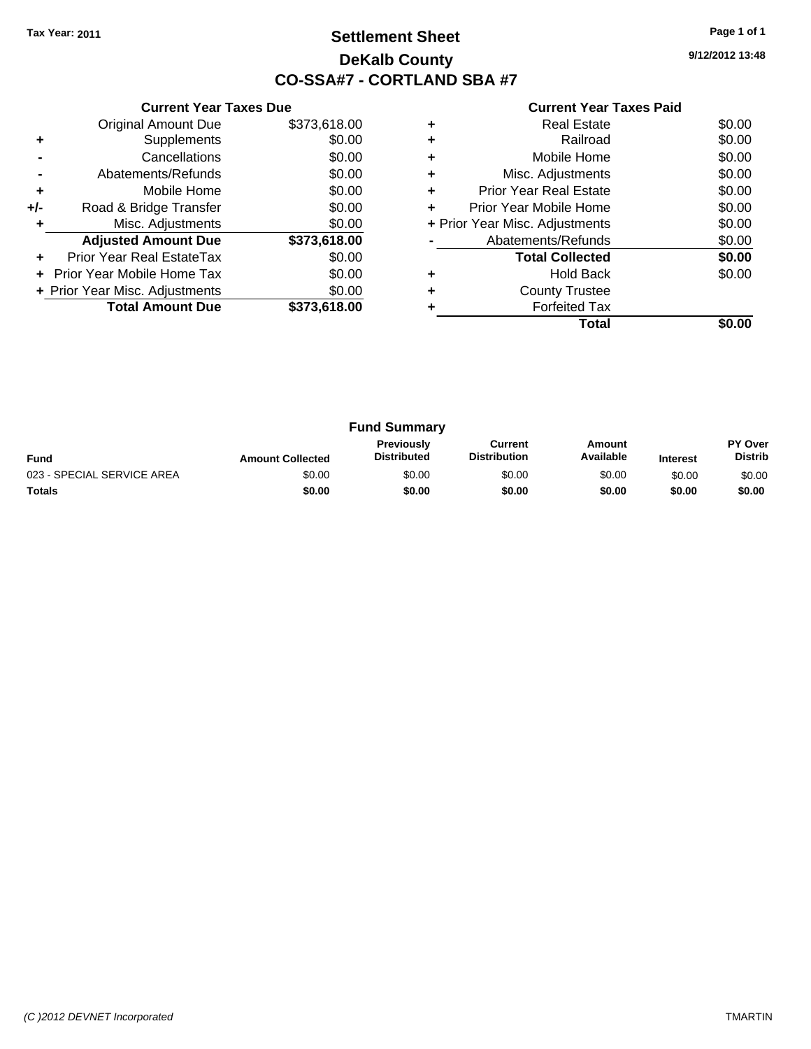**Tax Year: 2011**

# Settlement Sheet
## DeKalb County
## CO-SSA#7 - CORTLAND SBA #7

9/12/2012 13:48

### Current Year Taxes Due

| | | |
|---|---|---|
| | Original Amount Due | $373,618.00 |
| + | Supplements | $0.00 |
| - | Cancellations | $0.00 |
| - | Abatements/Refunds | $0.00 |
| + | Mobile Home | $0.00 |
| +/- | Road & Bridge Transfer | $0.00 |
| + | Misc. Adjustments | $0.00 |
| | **Adjusted Amount Due** | **$373,618.00** |
| + | Prior Year Real EstateTax | $0.00 |
| + | Prior Year Mobile Home Tax | $0.00 |
| + | Prior Year Misc. Adjustments | $0.00 |
| | **Total Amount Due** | **$373,618.00** |

### Current Year Taxes Paid

| | | |
|---|---|---|
| + | Real Estate | $0.00 |
| + | Railroad | $0.00 |
| + | Mobile Home | $0.00 |
| + | Misc. Adjustments | $0.00 |
| + | Prior Year Real Estate | $0.00 |
| + | Prior Year Mobile Home | $0.00 |
| + | Prior Year Misc. Adjustments | $0.00 |
| - | Abatements/Refunds | $0.00 |
| | **Total Collected** | **$0.00** |
| + | Hold Back | $0.00 |
| + | County Trustee | |
| + | Forfeited Tax | |
| | **Total** | **$0.00** |

### Fund Summary

| Fund | Amount Collected | Previously Distributed | Current Distribution | Amount Available | Interest | PY Over Distrib |
|---|---|---|---|---|---|---|
| 023 - SPECIAL SERVICE AREA | $0.00 | $0.00 | $0.00 | $0.00 | $0.00 | $0.00 |
| **Totals** | **$0.00** | **$0.00** | **$0.00** | **$0.00** | **$0.00** | **$0.00** |

*(C )2012 DEVNET Incorporated* TMARTIN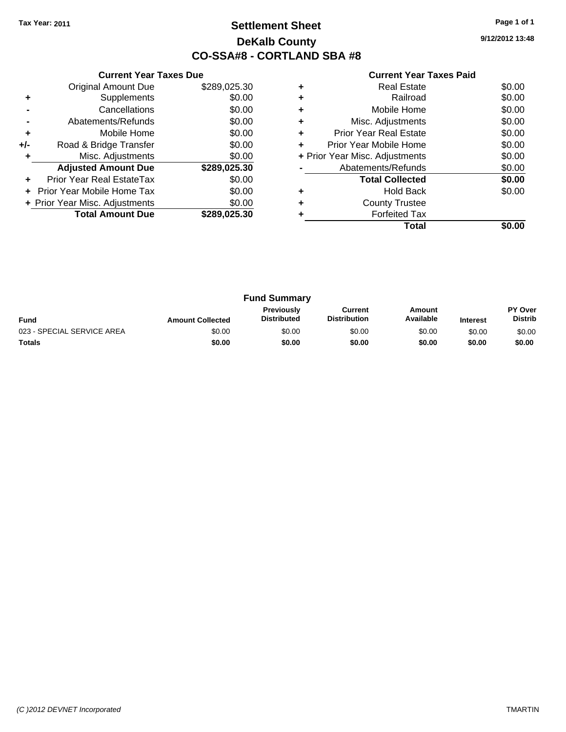**Tax Year: 2011**

# Settlement Sheet
## DeKalb County
## CO-SSA#8 - CORTLAND SBA #8

9/12/2012 13:48

### Current Year Taxes Due

| | | |
|---|---|---|
| | Original Amount Due | $289,025.30 |
| + | Supplements | $0.00 |
| - | Cancellations | $0.00 |
| - | Abatements/Refunds | $0.00 |
| + | Mobile Home | $0.00 |
| +/- | Road & Bridge Transfer | $0.00 |
| + | Misc. Adjustments | $0.00 |
| | **Adjusted Amount Due** | **$289,025.30** |
| + | Prior Year Real EstateTax | $0.00 |
| + | Prior Year Mobile Home Tax | $0.00 |
| + | Prior Year Misc. Adjustments | $0.00 |
| | **Total Amount Due** | **$289,025.30** |

### Current Year Taxes Paid

| | | |
|---|---|---|
| + | Real Estate | $0.00 |
| + | Railroad | $0.00 |
| + | Mobile Home | $0.00 |
| + | Misc. Adjustments | $0.00 |
| + | Prior Year Real Estate | $0.00 |
| + | Prior Year Mobile Home | $0.00 |
| + | Prior Year Misc. Adjustments | $0.00 |
| - | Abatements/Refunds | $0.00 |
| | **Total Collected** | **$0.00** |
| + | Hold Back | $0.00 |
| + | County Trustee | |
| + | Forfeited Tax | |
| | **Total** | **$0.00** |

### Fund Summary

| Fund | Amount Collected | Previously Distributed | Current Distribution | Amount Available | Interest | PY Over Distrib |
|---|---|---|---|---|---|---|
| 023 - SPECIAL SERVICE AREA | $0.00 | $0.00 | $0.00 | $0.00 | $0.00 | $0.00 |
| **Totals** | **$0.00** | **$0.00** | **$0.00** | **$0.00** | **$0.00** | **$0.00** |

(C )2012 DEVNET Incorporated TMARTIN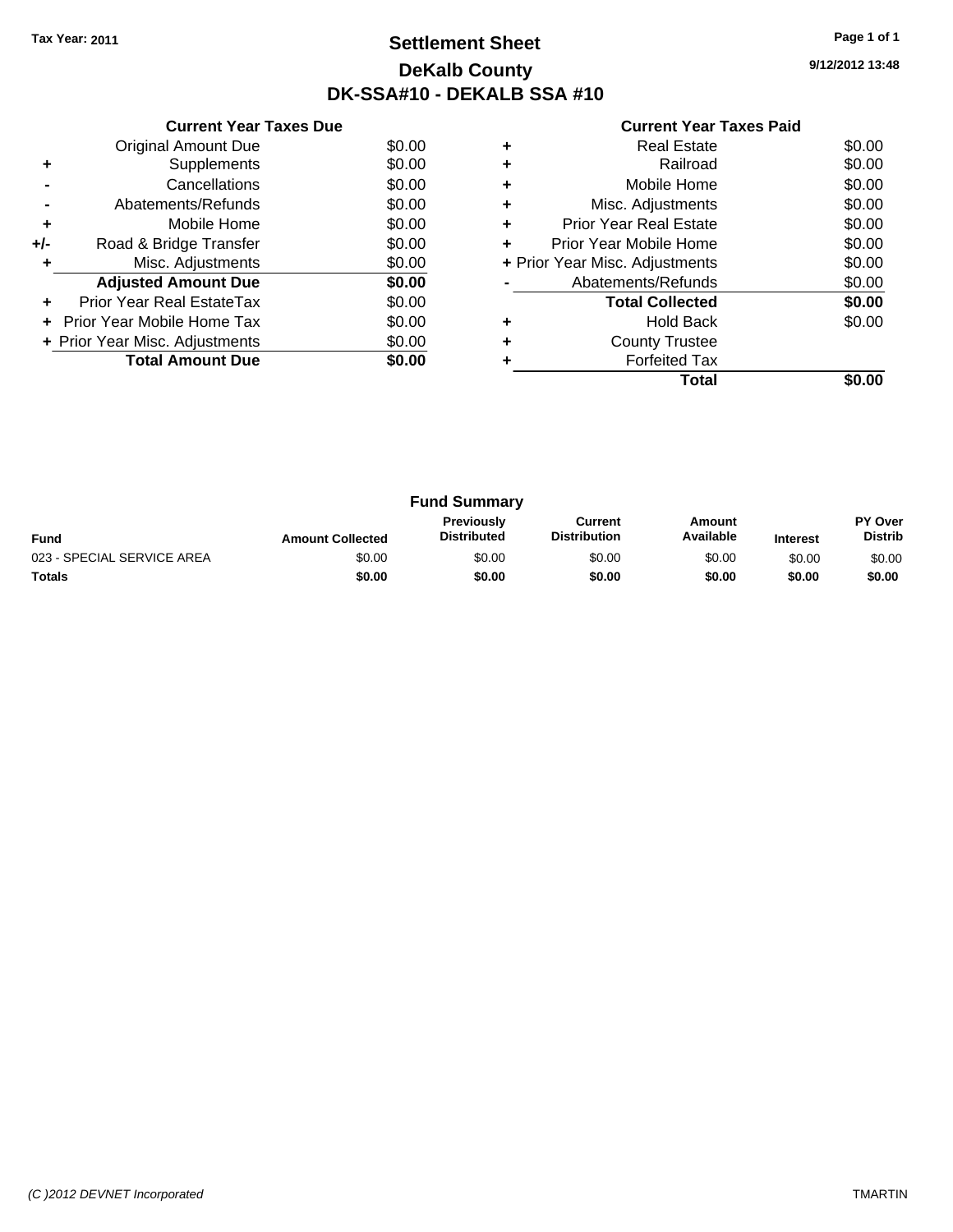Tax Year: 2011

# Settlement Sheet
## DeKalb County
## DK-SSA#10 - DEKALB SSA #10

9/12/2012 13:48

### Current Year Taxes Due

| | | |
|---|---|---|
| | Original Amount Due | $0.00 |
| + | Supplements | $0.00 |
| - | Cancellations | $0.00 |
| - | Abatements/Refunds | $0.00 |
| + | Mobile Home | $0.00 |
| +/- | Road & Bridge Transfer | $0.00 |
| + | Misc. Adjustments | $0.00 |
| | **Adjusted Amount Due** | **$0.00** |
| + | Prior Year Real EstateTax | $0.00 |
| + | Prior Year Mobile Home Tax | $0.00 |
| + | Prior Year Misc. Adjustments | $0.00 |
| | **Total Amount Due** | **$0.00** |

### Current Year Taxes Paid

| | | |
|---|---|---|
| + | Real Estate | $0.00 |
| + | Railroad | $0.00 |
| + | Mobile Home | $0.00 |
| + | Misc. Adjustments | $0.00 |
| + | Prior Year Real Estate | $0.00 |
| + | Prior Year Mobile Home | $0.00 |
| + | Prior Year Misc. Adjustments | $0.00 |
| - | Abatements/Refunds | $0.00 |
| | **Total Collected** | **$0.00** |
| + | Hold Back | $0.00 |
| + | County Trustee | |
| + | Forfeited Tax | |
| | **Total** | **$0.00** |

### Fund Summary

| Fund | Amount Collected | Previously Distributed | Current Distribution | Amount Available | Interest | PY Over Distrib |
|---|---|---|---|---|---|---|
| 023 - SPECIAL SERVICE AREA | $0.00 | $0.00 | $0.00 | $0.00 | $0.00 | $0.00 |
| **Totals** | **$0.00** | **$0.00** | **$0.00** | **$0.00** | **$0.00** | **$0.00** |

*(C )2012 DEVNET Incorporated* TMARTIN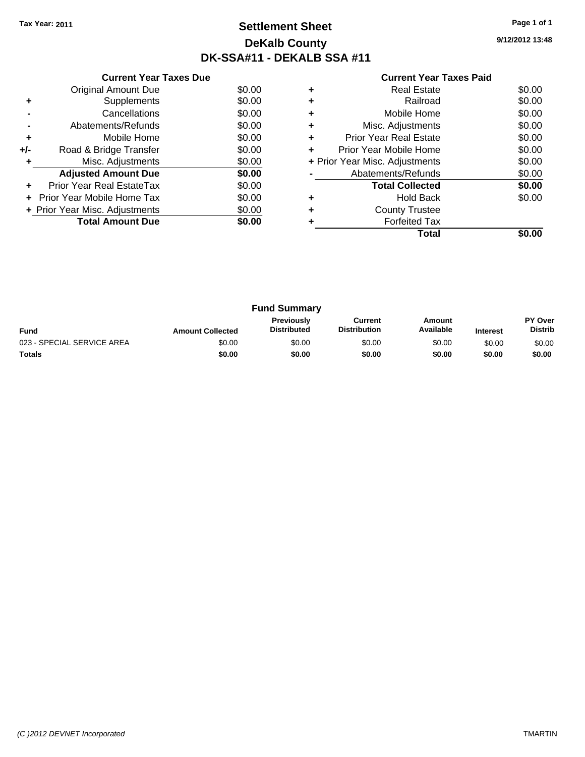Tax Year: 2011

# Settlement Sheet
## DeKalb County
## DK-SSA#11 - DEKALB SSA #11

9/12/2012 13:48

### Current Year Taxes Due

| | | |
|---|---|---|
| | Original Amount Due | $0.00 |
| + | Supplements | $0.00 |
| - | Cancellations | $0.00 |
| - | Abatements/Refunds | $0.00 |
| + | Mobile Home | $0.00 |
| +/- | Road & Bridge Transfer | $0.00 |
| + | Misc. Adjustments | $0.00 |
| | **Adjusted Amount Due** | **$0.00** |
| + | Prior Year Real EstateTax | $0.00 |
| + | Prior Year Mobile Home Tax | $0.00 |
| + | Prior Year Misc. Adjustments | $0.00 |
| | **Total Amount Due** | **$0.00** |

### Current Year Taxes Paid

| | | |
|---|---|---|
| + | Real Estate | $0.00 |
| + | Railroad | $0.00 |
| + | Mobile Home | $0.00 |
| + | Misc. Adjustments | $0.00 |
| + | Prior Year Real Estate | $0.00 |
| + | Prior Year Mobile Home | $0.00 |
| + | Prior Year Misc. Adjustments | $0.00 |
| - | Abatements/Refunds | $0.00 |
| | **Total Collected** | **$0.00** |
| + | Hold Back | $0.00 |
| + | County Trustee | |
| + | Forfeited Tax | |
| | **Total** | **$0.00** |

### Fund Summary

| Fund | Amount Collected | Previously Distributed | Current Distribution | Amount Available | Interest | PY Over Distrib |
|---|---|---|---|---|---|---|
| 023 - SPECIAL SERVICE AREA | $0.00 | $0.00 | $0.00 | $0.00 | $0.00 | $0.00 |
| **Totals** | **$0.00** | **$0.00** | **$0.00** | **$0.00** | **$0.00** | **$0.00** |

(C )2012 DEVNET Incorporated — TMARTIN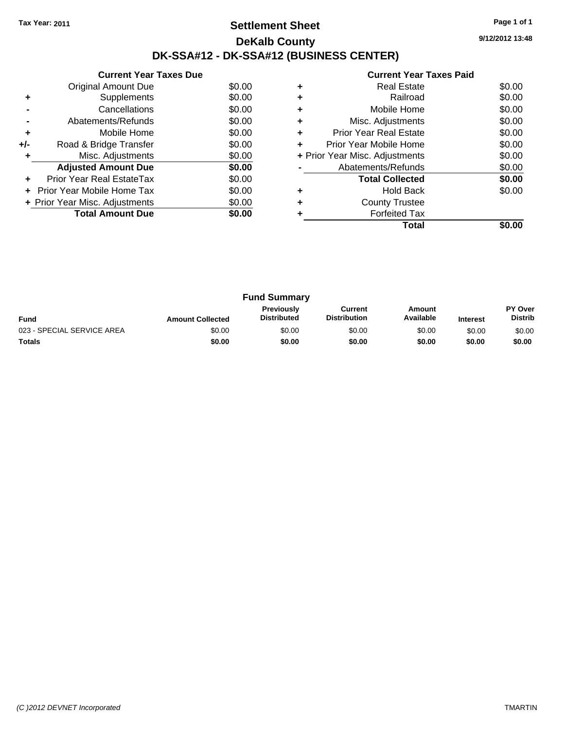**Tax Year: 2011**

# Settlement Sheet
## DeKalb County
## DK-SSA#12 - DK-SSA#12 (BUSINESS CENTER)

9/12/2012 13:48

### Current Year Taxes Due

| | | |
|---|---|---|
| | Original Amount Due | $0.00 |
| + | Supplements | $0.00 |
| - | Cancellations | $0.00 |
| - | Abatements/Refunds | $0.00 |
| + | Mobile Home | $0.00 |
| +/- | Road & Bridge Transfer | $0.00 |
| + | Misc. Adjustments | $0.00 |
| | **Adjusted Amount Due** | **$0.00** |
| + | Prior Year Real EstateTax | $0.00 |
| + | Prior Year Mobile Home Tax | $0.00 |
| + | Prior Year Misc. Adjustments | $0.00 |
| | **Total Amount Due** | **$0.00** |

### Current Year Taxes Paid

| | | |
|---|---|---|
| + | Real Estate | $0.00 |
| + | Railroad | $0.00 |
| + | Mobile Home | $0.00 |
| + | Misc. Adjustments | $0.00 |
| + | Prior Year Real Estate | $0.00 |
| + | Prior Year Mobile Home | $0.00 |
| + | Prior Year Misc. Adjustments | $0.00 |
| - | Abatements/Refunds | $0.00 |
| | **Total Collected** | **$0.00** |
| + | Hold Back | $0.00 |
| + | County Trustee | |
| + | Forfeited Tax | |
| | **Total** | **$0.00** |

### Fund Summary

| Fund | Amount Collected | Previously Distributed | Current Distribution | Amount Available | Interest | PY Over Distrib |
|---|---|---|---|---|---|---|
| 023 - SPECIAL SERVICE AREA | $0.00 | $0.00 | $0.00 | $0.00 | $0.00 | $0.00 |
| **Totals** | **$0.00** | **$0.00** | **$0.00** | **$0.00** | **$0.00** | **$0.00** |

*(C )2012 DEVNET Incorporated* TMARTIN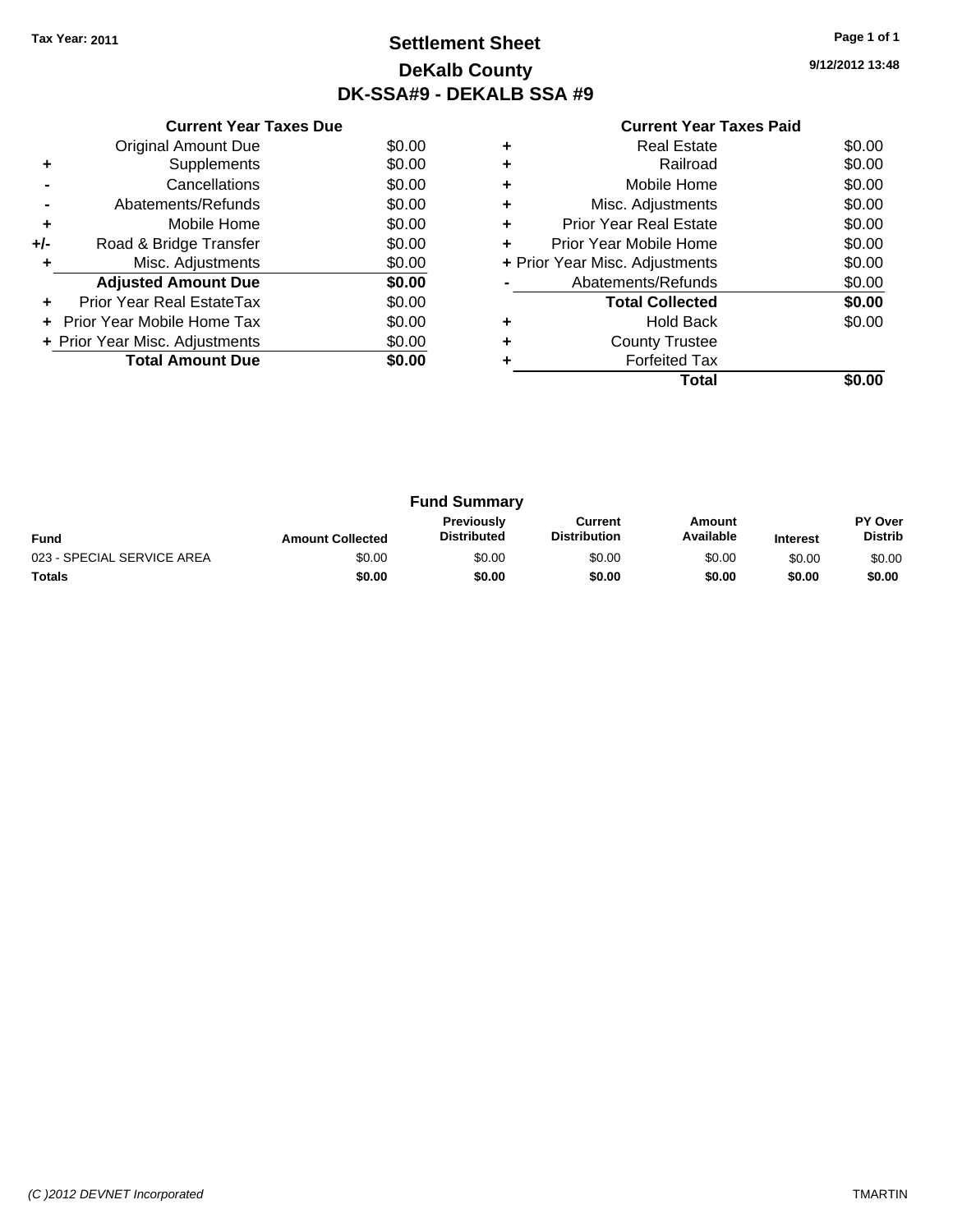Tax Year: 2011

# Settlement Sheet
## DeKalb County
## DK-SSA#9 - DEKALB SSA #9

9/12/2012 13:48

### Current Year Taxes Due

| | | |
|---|---|---|
| | Original Amount Due | $0.00 |
| + | Supplements | $0.00 |
| - | Cancellations | $0.00 |
| - | Abatements/Refunds | $0.00 |
| + | Mobile Home | $0.00 |
| +/- | Road & Bridge Transfer | $0.00 |
| + | Misc. Adjustments | $0.00 |
| | **Adjusted Amount Due** | **$0.00** |
| + | Prior Year Real EstateTax | $0.00 |
| + | Prior Year Mobile Home Tax | $0.00 |
| + | Prior Year Misc. Adjustments | $0.00 |
| | **Total Amount Due** | **$0.00** |

### Current Year Taxes Paid

| | | |
|---|---|---|
| + | Real Estate | $0.00 |
| + | Railroad | $0.00 |
| + | Mobile Home | $0.00 |
| + | Misc. Adjustments | $0.00 |
| + | Prior Year Real Estate | $0.00 |
| + | Prior Year Mobile Home | $0.00 |
| + | Prior Year Misc. Adjustments | $0.00 |
| - | Abatements/Refunds | $0.00 |
| | **Total Collected** | **$0.00** |
| + | Hold Back | $0.00 |
| + | County Trustee | |
| + | Forfeited Tax | |
| | **Total** | **$0.00** |

### Fund Summary

| Fund | Amount Collected | Previously Distributed | Current Distribution | Amount Available | Interest | PY Over Distrib |
|---|---|---|---|---|---|---|
| 023 - SPECIAL SERVICE AREA | $0.00 | $0.00 | $0.00 | $0.00 | $0.00 | $0.00 |
| **Totals** | **$0.00** | **$0.00** | **$0.00** | **$0.00** | **$0.00** | **$0.00** |

*(C )2012 DEVNET Incorporated* TMARTIN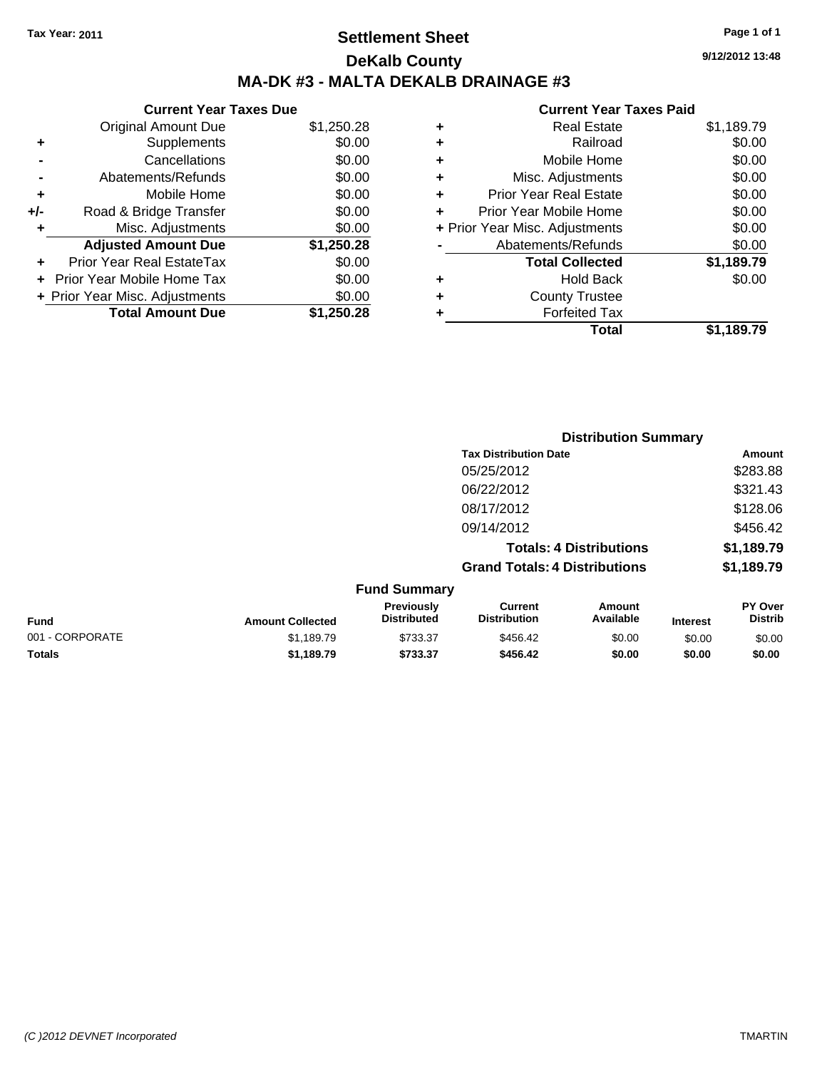Tax Year: 2011

# Settlement Sheet

## DeKalb County

## MA-DK #3 - MALTA DEKALB DRAINAGE #3

9/12/2012 13:48

### Current Year Taxes Due

| | | |
|---|---|---|
| | Original Amount Due | $1,250.28 |
| + | Supplements | $0.00 |
| - | Cancellations | $0.00 |
| - | Abatements/Refunds | $0.00 |
| + | Mobile Home | $0.00 |
| +/- | Road & Bridge Transfer | $0.00 |
| + | Misc. Adjustments | $0.00 |
| | **Adjusted Amount Due** | **$1,250.28** |
| + | Prior Year Real EstateTax | $0.00 |
| + | Prior Year Mobile Home Tax | $0.00 |
| + | Prior Year Misc. Adjustments | $0.00 |
| | **Total Amount Due** | **$1,250.28** |

### Current Year Taxes Paid

| | | |
|---|---|---|
| + | Real Estate | $1,189.79 |
| + | Railroad | $0.00 |
| + | Mobile Home | $0.00 |
| + | Misc. Adjustments | $0.00 |
| + | Prior Year Real Estate | $0.00 |
| + | Prior Year Mobile Home | $0.00 |
| + | Prior Year Misc. Adjustments | $0.00 |
| - | Abatements/Refunds | $0.00 |
| | **Total Collected** | **$1,189.79** |
| + | Hold Back | $0.00 |
| + | County Trustee | |
| + | Forfeited Tax | |
| | **Total** | **$1,189.79** |

### Distribution Summary

| Tax Distribution Date | Amount |
|---|---|
| 05/25/2012 | $283.88 |
| 06/22/2012 | $321.43 |
| 08/17/2012 | $128.06 |
| 09/14/2012 | $456.42 |
| **Totals: 4 Distributions** | **$1,189.79** |
| **Grand Totals: 4 Distributions** | **$1,189.79** |

### Fund Summary

| Fund | Amount Collected | Previously Distributed | Current Distribution | Amount Available | Interest | PY Over Distrib |
|---|---|---|---|---|---|---|
| 001 - CORPORATE | $1,189.79 | $733.37 | $456.42 | $0.00 | $0.00 | $0.00 |
| **Totals** | **$1,189.79** | **$733.37** | **$456.42** | **$0.00** | **$0.00** | **$0.00** |

(C )2012 DEVNET Incorporated TMARTIN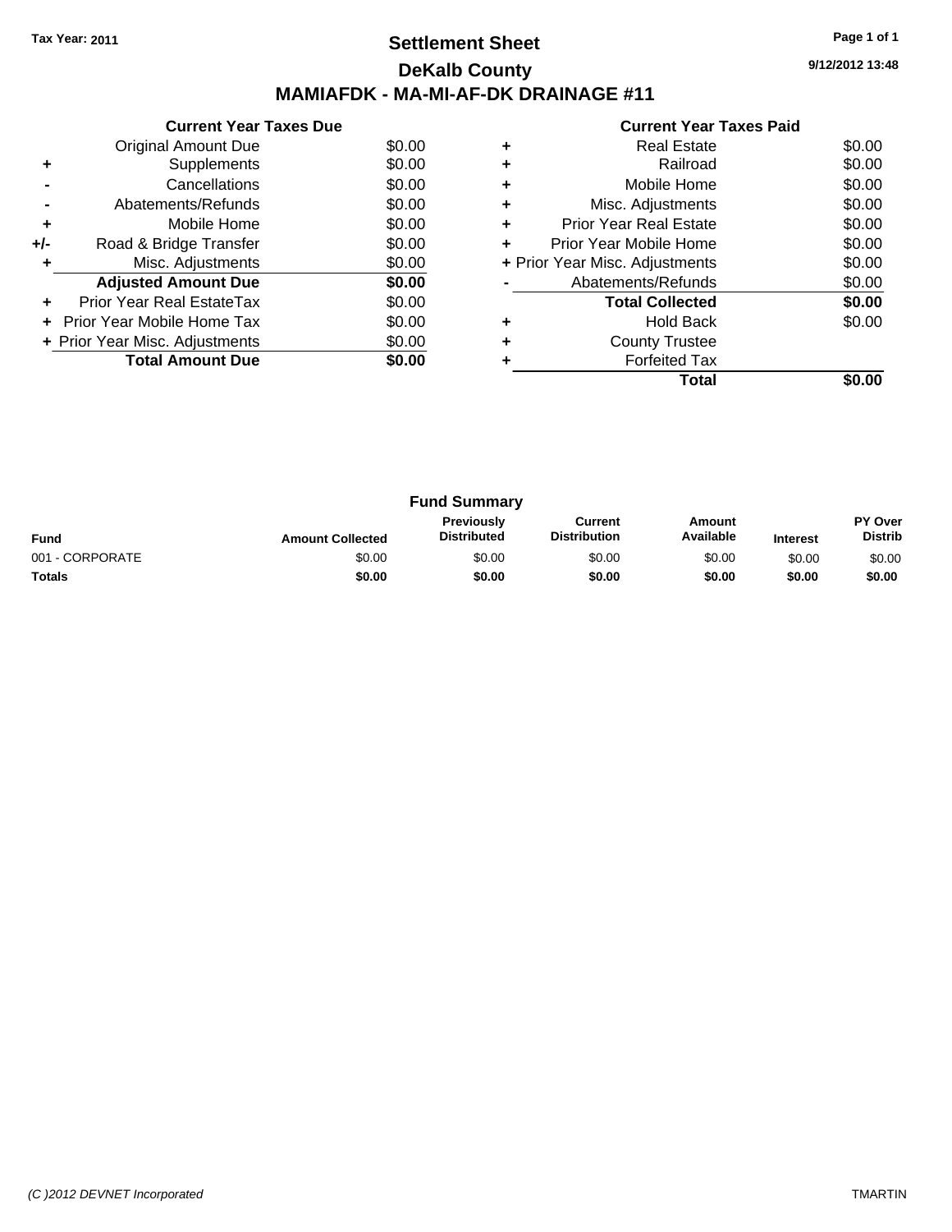Tax Year: 2011

# Settlement Sheet

## DeKalb County

## MAMIAFDK - MA-MI-AF-DK DRAINAGE #11

9/12/2012 13:48

### Current Year Taxes Due

| | | |
|---|---|---|
| | Original Amount Due | $0.00 |
| + | Supplements | $0.00 |
| - | Cancellations | $0.00 |
| - | Abatements/Refunds | $0.00 |
| + | Mobile Home | $0.00 |
| +/- | Road & Bridge Transfer | $0.00 |
| + | Misc. Adjustments | $0.00 |
| | **Adjusted Amount Due** | **$0.00** |
| + | Prior Year Real EstateTax | $0.00 |
| + | Prior Year Mobile Home Tax | $0.00 |
| + | Prior Year Misc. Adjustments | $0.00 |
| | **Total Amount Due** | **$0.00** |

### Current Year Taxes Paid

| | | |
|---|---|---|
| + | Real Estate | $0.00 |
| + | Railroad | $0.00 |
| + | Mobile Home | $0.00 |
| + | Misc. Adjustments | $0.00 |
| + | Prior Year Real Estate | $0.00 |
| + | Prior Year Mobile Home | $0.00 |
| + | Prior Year Misc. Adjustments | $0.00 |
| - | Abatements/Refunds | $0.00 |
| | **Total Collected** | **$0.00** |
| + | Hold Back | $0.00 |
| + | County Trustee | |
| + | Forfeited Tax | |
| | **Total** | **$0.00** |

### Fund Summary

| Fund | Amount Collected | Previously Distributed | Current Distribution | Amount Available | Interest | PY Over Distrib |
|---|---|---|---|---|---|---|
| 001 - CORPORATE | $0.00 | $0.00 | $0.00 | $0.00 | $0.00 | $0.00 |
| **Totals** | **$0.00** | **$0.00** | **$0.00** | **$0.00** | **$0.00** | **$0.00** |

*(C )2012 DEVNET Incorporated* TMARTIN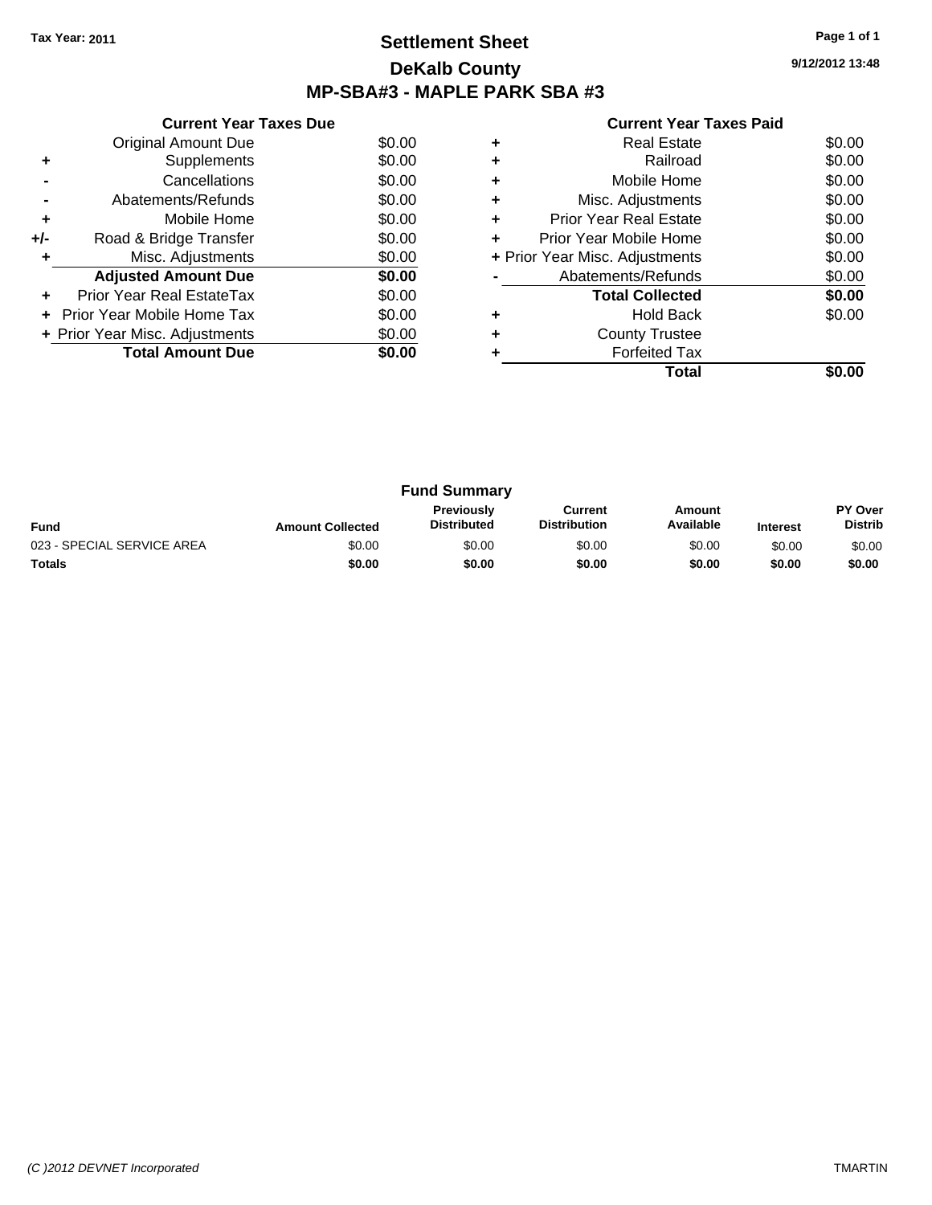Tax Year: 2011

# Settlement Sheet

## DeKalb County

## MP-SBA#3 - MAPLE PARK SBA #3

9/12/2012 13:48

### Current Year Taxes Due

| | | |
|---|---|---|
| | Original Amount Due | $0.00 |
| + | Supplements | $0.00 |
| - | Cancellations | $0.00 |
| - | Abatements/Refunds | $0.00 |
| + | Mobile Home | $0.00 |
| +/- | Road & Bridge Transfer | $0.00 |
| + | Misc. Adjustments | $0.00 |
| | **Adjusted Amount Due** | **$0.00** |
| + | Prior Year Real EstateTax | $0.00 |
| + | Prior Year Mobile Home Tax | $0.00 |
| + | Prior Year Misc. Adjustments | $0.00 |
| | **Total Amount Due** | **$0.00** |

### Current Year Taxes Paid

| | | |
|---|---|---|
| + | Real Estate | $0.00 |
| + | Railroad | $0.00 |
| + | Mobile Home | $0.00 |
| + | Misc. Adjustments | $0.00 |
| + | Prior Year Real Estate | $0.00 |
| + | Prior Year Mobile Home | $0.00 |
| + | Prior Year Misc. Adjustments | $0.00 |
| - | Abatements/Refunds | $0.00 |
| | **Total Collected** | **$0.00** |
| + | Hold Back | $0.00 |
| + | County Trustee | |
| + | Forfeited Tax | |
| | **Total** | **$0.00** |

### Fund Summary

| Fund | Amount Collected | Previously Distributed | Current Distribution | Amount Available | Interest | PY Over Distrib |
|---|---|---|---|---|---|---|
| 023 - SPECIAL SERVICE AREA | $0.00 | $0.00 | $0.00 | $0.00 | $0.00 | $0.00 |
| **Totals** | **$0.00** | **$0.00** | **$0.00** | **$0.00** | **$0.00** | **$0.00** |

*(C )2012 DEVNET Incorporated* TMARTIN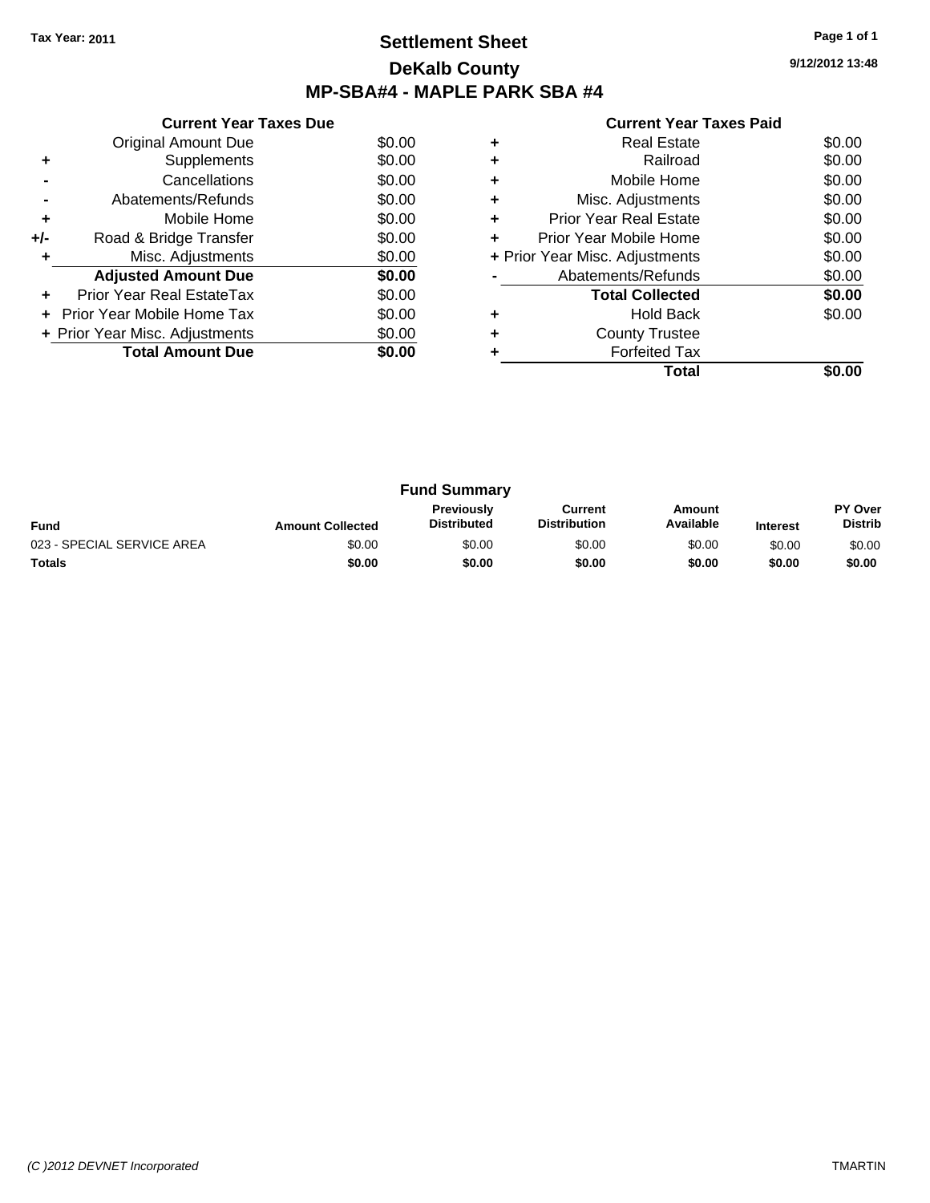**Tax Year: 2011**

# Settlement Sheet
## DeKalb County
## MP-SBA#4 - MAPLE PARK SBA #4

9/12/2012 13:48

### Current Year Taxes Due

| | | |
|---|---|---|
| | Original Amount Due | $0.00 |
| + | Supplements | $0.00 |
| - | Cancellations | $0.00 |
| - | Abatements/Refunds | $0.00 |
| + | Mobile Home | $0.00 |
| +/- | Road & Bridge Transfer | $0.00 |
| + | Misc. Adjustments | $0.00 |
| | **Adjusted Amount Due** | **$0.00** |
| + | Prior Year Real EstateTax | $0.00 |
| + | Prior Year Mobile Home Tax | $0.00 |
| + | Prior Year Misc. Adjustments | $0.00 |
| | **Total Amount Due** | **$0.00** |

### Current Year Taxes Paid

| | | |
|---|---|---|
| + | Real Estate | $0.00 |
| + | Railroad | $0.00 |
| + | Mobile Home | $0.00 |
| + | Misc. Adjustments | $0.00 |
| + | Prior Year Real Estate | $0.00 |
| + | Prior Year Mobile Home | $0.00 |
| + | Prior Year Misc. Adjustments | $0.00 |
| - | Abatements/Refunds | $0.00 |
| | **Total Collected** | **$0.00** |
| + | Hold Back | $0.00 |
| + | County Trustee | |
| + | Forfeited Tax | |
| | **Total** | **$0.00** |

### Fund Summary

| Fund | Amount Collected | Previously Distributed | Current Distribution | Amount Available | Interest | PY Over Distrib |
|---|---|---|---|---|---|---|
| 023 - SPECIAL SERVICE AREA | $0.00 | $0.00 | $0.00 | $0.00 | $0.00 | $0.00 |
| **Totals** | **$0.00** | **$0.00** | **$0.00** | **$0.00** | **$0.00** | **$0.00** |

*(C )2012 DEVNET Incorporated* TMARTIN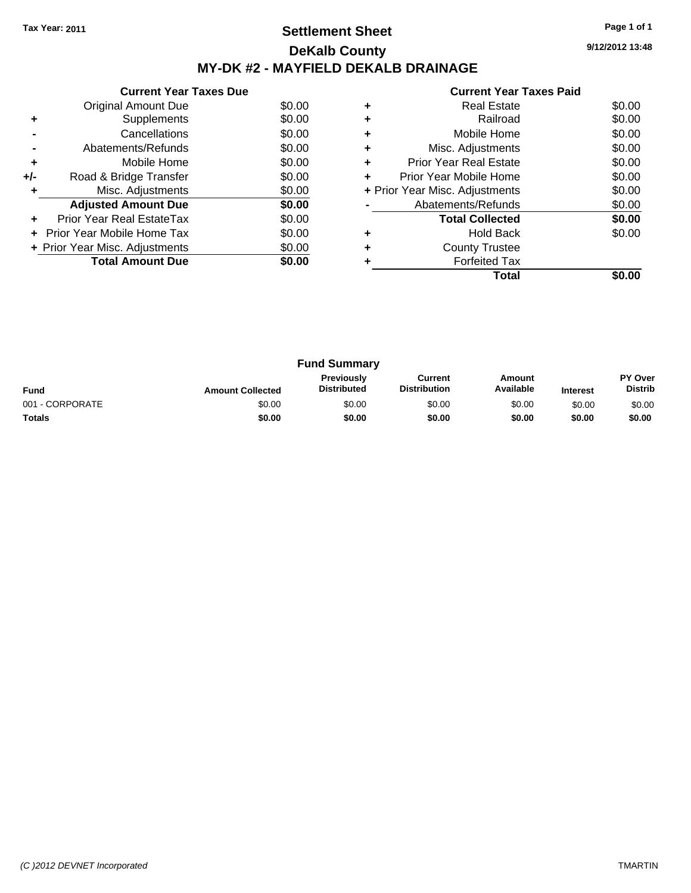Tax Year: 2011

# Settlement Sheet
## DeKalb County
## MY-DK #2 - MAYFIELD DEKALB DRAINAGE

9/12/2012 13:48

### Current Year Taxes Due

| | | |
|---|---|---|
| | Original Amount Due | $0.00 |
| + | Supplements | $0.00 |
| - | Cancellations | $0.00 |
| - | Abatements/Refunds | $0.00 |
| + | Mobile Home | $0.00 |
| +/- | Road & Bridge Transfer | $0.00 |
| + | Misc. Adjustments | $0.00 |
| | **Adjusted Amount Due** | **$0.00** |
| + | Prior Year Real EstateTax | $0.00 |
| + | Prior Year Mobile Home Tax | $0.00 |
| + | Prior Year Misc. Adjustments | $0.00 |
| | **Total Amount Due** | **$0.00** |

### Current Year Taxes Paid

| | | |
|---|---|---|
| + | Real Estate | $0.00 |
| + | Railroad | $0.00 |
| + | Mobile Home | $0.00 |
| + | Misc. Adjustments | $0.00 |
| + | Prior Year Real Estate | $0.00 |
| + | Prior Year Mobile Home | $0.00 |
| + | Prior Year Misc. Adjustments | $0.00 |
| - | Abatements/Refunds | $0.00 |
| | **Total Collected** | **$0.00** |
| + | Hold Back | $0.00 |
| + | County Trustee | |
| + | Forfeited Tax | |
| | **Total** | **$0.00** |

### Fund Summary

| Fund | Amount Collected | Previously Distributed | Current Distribution | Amount Available | Interest | PY Over Distrib |
|---|---|---|---|---|---|---|
| 001 - CORPORATE | $0.00 | $0.00 | $0.00 | $0.00 | $0.00 | $0.00 |
| **Totals** | **$0.00** | **$0.00** | **$0.00** | **$0.00** | **$0.00** | **$0.00** |

(C )2012 DEVNET Incorporated TMARTIN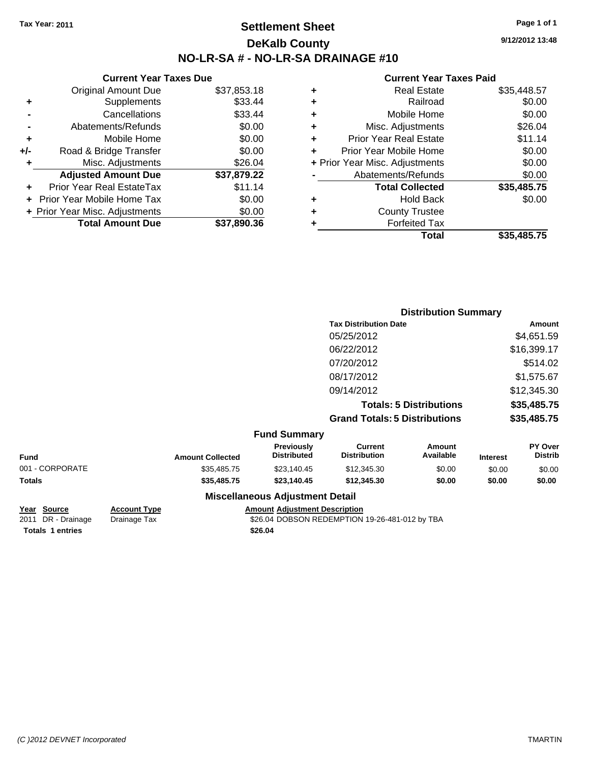Tax Year: 2011

# Settlement Sheet

## DeKalb County

## NO-LR-SA # - NO-LR-SA DRAINAGE #10

9/12/2012 13:48

### Current Year Taxes Due

| | | |
|---|---|---|
| | Original Amount Due | $37,853.18 |
| + | Supplements | $33.44 |
| - | Cancellations | $33.44 |
| - | Abatements/Refunds | $0.00 |
| + | Mobile Home | $0.00 |
| +/- | Road & Bridge Transfer | $0.00 |
| + | Misc. Adjustments | $26.04 |
| | **Adjusted Amount Due** | **$37,879.22** |
| + | Prior Year Real EstateTax | $11.14 |
| + | Prior Year Mobile Home Tax | $0.00 |
| + | Prior Year Misc. Adjustments | $0.00 |
| | **Total Amount Due** | **$37,890.36** |

### Current Year Taxes Paid

| | | |
|---|---|---|
| + | Real Estate | $35,448.57 |
| + | Railroad | $0.00 |
| + | Mobile Home | $0.00 |
| + | Misc. Adjustments | $26.04 |
| + | Prior Year Real Estate | $11.14 |
| + | Prior Year Mobile Home | $0.00 |
| + | Prior Year Misc. Adjustments | $0.00 |
| - | Abatements/Refunds | $0.00 |
| | **Total Collected** | **$35,485.75** |
| + | Hold Back | $0.00 |
| + | County Trustee | |
| + | Forfeited Tax | |
| | **Total** | **$35,485.75** |

### Distribution Summary

| Tax Distribution Date | Amount |
|---|---|
| 05/25/2012 | $4,651.59 |
| 06/22/2012 | $16,399.17 |
| 07/20/2012 | $514.02 |
| 08/17/2012 | $1,575.67 |
| 09/14/2012 | $12,345.30 |
| **Totals: 5 Distributions** | **$35,485.75** |
| **Grand Totals: 5 Distributions** | **$35,485.75** |

### Fund Summary

| Fund | Amount Collected | Previously Distributed | Current Distribution | Amount Available | Interest | PY Over Distrib |
|---|---|---|---|---|---|---|
| 001 - CORPORATE | $35,485.75 | $23,140.45 | $12,345.30 | $0.00 | $0.00 | $0.00 |
| **Totals** | **$35,485.75** | **$23,140.45** | **$12,345.30** | **$0.00** | **$0.00** | **$0.00** |

### Miscellaneous Adjustment Detail

| Year | Source | Account Type | Amount | Adjustment Description |
|---|---|---|---|---|
| 2011 | DR - Drainage | Drainage Tax | $26.04 | DOBSON REDEMPTION 19-26-481-012 by TBA |
| **Totals** | **1 entries** | | **$26.04** | |

(C )2012 DEVNET Incorporated

TMARTIN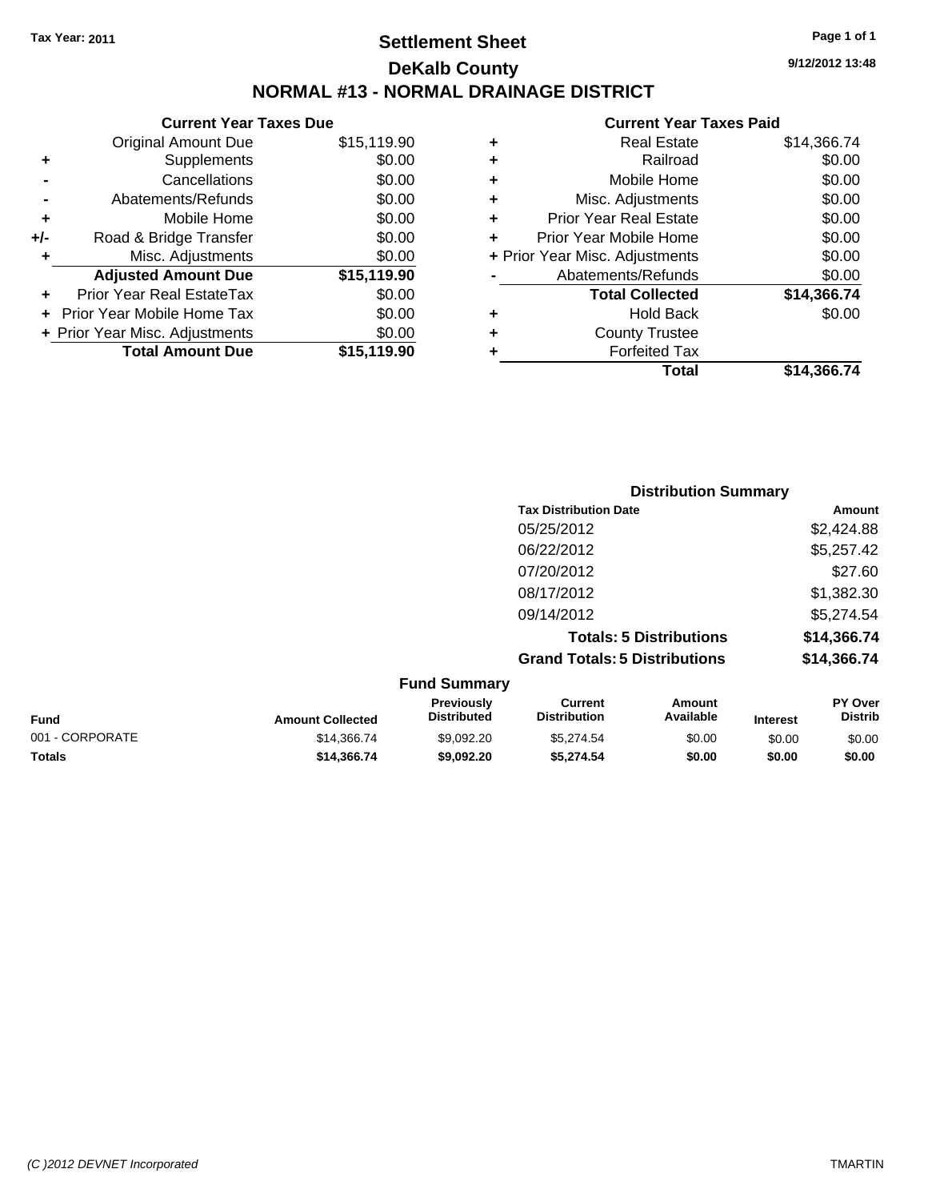Tax Year: 2011

# Settlement Sheet

## DeKalb County

## NORMAL #13 - NORMAL DRAINAGE DISTRICT

9/12/2012 13:48

### Current Year Taxes Due

| | | |
|---|---|---|
| | Original Amount Due | $15,119.90 |
| + | Supplements | $0.00 |
| - | Cancellations | $0.00 |
| - | Abatements/Refunds | $0.00 |
| + | Mobile Home | $0.00 |
| +/- | Road & Bridge Transfer | $0.00 |
| + | Misc. Adjustments | $0.00 |
| | **Adjusted Amount Due** | **$15,119.90** |
| + | Prior Year Real EstateTax | $0.00 |
| + | Prior Year Mobile Home Tax | $0.00 |
| + | Prior Year Misc. Adjustments | $0.00 |
| | **Total Amount Due** | **$15,119.90** |

### Current Year Taxes Paid

| | | |
|---|---|---|
| + | Real Estate | $14,366.74 |
| + | Railroad | $0.00 |
| + | Mobile Home | $0.00 |
| + | Misc. Adjustments | $0.00 |
| + | Prior Year Real Estate | $0.00 |
| + | Prior Year Mobile Home | $0.00 |
| + | Prior Year Misc. Adjustments | $0.00 |
| - | Abatements/Refunds | $0.00 |
| | **Total Collected** | **$14,366.74** |
| + | Hold Back | $0.00 |
| + | County Trustee | |
| + | Forfeited Tax | |
| | **Total** | **$14,366.74** |

### Distribution Summary

| Tax Distribution Date | Amount |
|---|---|
| 05/25/2012 | $2,424.88 |
| 06/22/2012 | $5,257.42 |
| 07/20/2012 | $27.60 |
| 08/17/2012 | $1,382.30 |
| 09/14/2012 | $5,274.54 |
| **Totals: 5 Distributions** | **$14,366.74** |
| **Grand Totals: 5 Distributions** | **$14,366.74** |

### Fund Summary

| Fund | Amount Collected | Previously Distributed | Current Distribution | Amount Available | Interest | PY Over Distrib |
|---|---|---|---|---|---|---|
| 001 - CORPORATE | $14,366.74 | $9,092.20 | $5,274.54 | $0.00 | $0.00 | $0.00 |
| **Totals** | **$14,366.74** | **$9,092.20** | **$5,274.54** | **$0.00** | **$0.00** | **$0.00** |

(C )2012 DEVNET Incorporated TMARTIN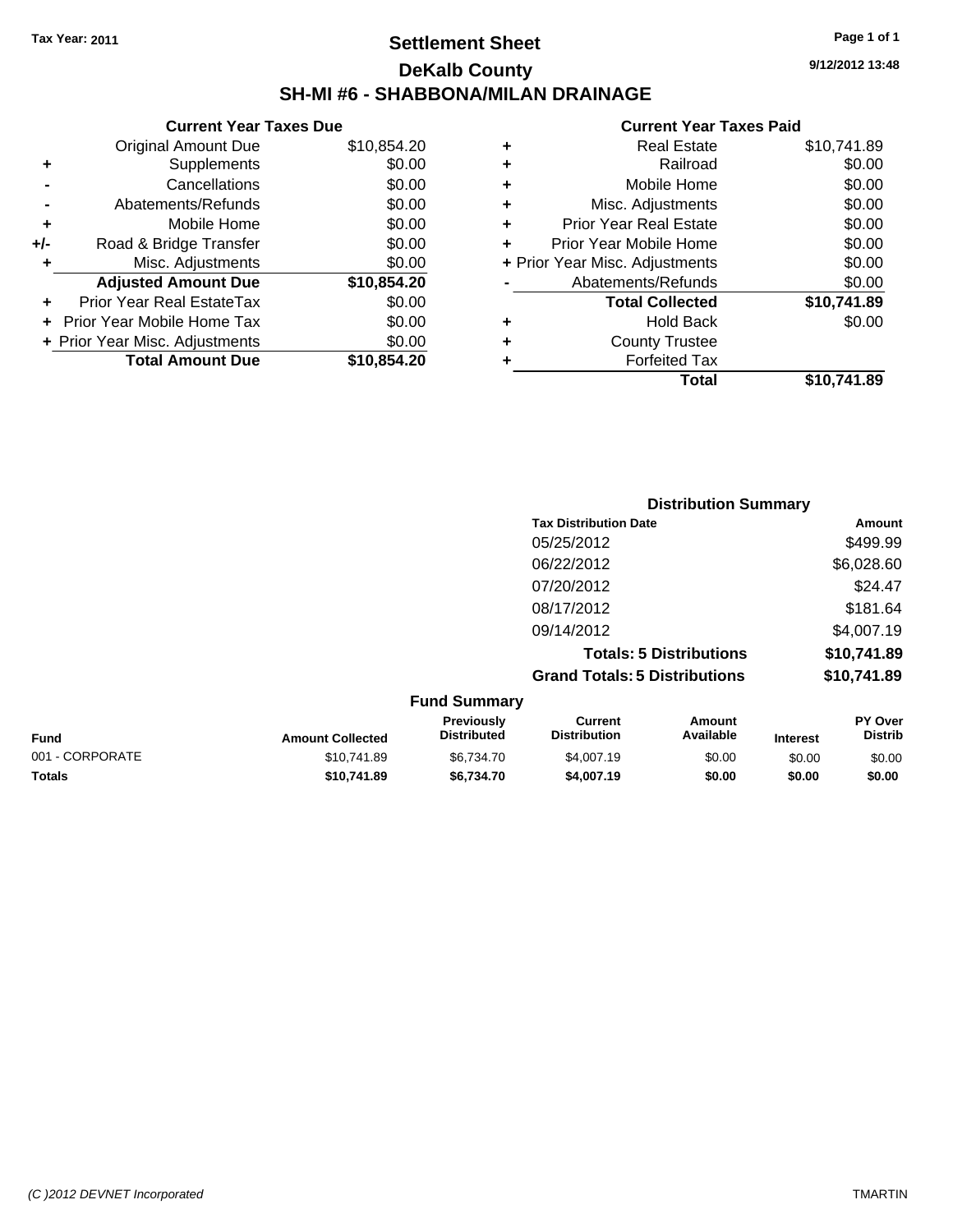Tax Year: 2011

# Settlement Sheet

## DeKalb County

## SH-MI #6 - SHABBONA/MILAN DRAINAGE

9/12/2012 13:48

### Current Year Taxes Due

| | | |
|---|---|---|
| | Original Amount Due | $10,854.20 |
| + | Supplements | $0.00 |
| - | Cancellations | $0.00 |
| - | Abatements/Refunds | $0.00 |
| + | Mobile Home | $0.00 |
| +/- | Road & Bridge Transfer | $0.00 |
| + | Misc. Adjustments | $0.00 |
| | **Adjusted Amount Due** | **$10,854.20** |
| + | Prior Year Real EstateTax | $0.00 |
| + | Prior Year Mobile Home Tax | $0.00 |
| + | Prior Year Misc. Adjustments | $0.00 |
| | **Total Amount Due** | **$10,854.20** |

### Current Year Taxes Paid

| | | |
|---|---|---|
| + | Real Estate | $10,741.89 |
| + | Railroad | $0.00 |
| + | Mobile Home | $0.00 |
| + | Misc. Adjustments | $0.00 |
| + | Prior Year Real Estate | $0.00 |
| + | Prior Year Mobile Home | $0.00 |
| + | Prior Year Misc. Adjustments | $0.00 |
| - | Abatements/Refunds | $0.00 |
| | **Total Collected** | **$10,741.89** |
| + | Hold Back | $0.00 |
| + | County Trustee | |
| + | Forfeited Tax | |
| | **Total** | **$10,741.89** |

### Distribution Summary

| Tax Distribution Date | Amount |
|---|---|
| 05/25/2012 | $499.99 |
| 06/22/2012 | $6,028.60 |
| 07/20/2012 | $24.47 |
| 08/17/2012 | $181.64 |
| 09/14/2012 | $4,007.19 |
| **Totals: 5 Distributions** | **$10,741.89** |
| **Grand Totals: 5 Distributions** | **$10,741.89** |

### Fund Summary

| Fund | Amount Collected | Previously Distributed | Current Distribution | Amount Available | Interest | PY Over Distrib |
|---|---|---|---|---|---|---|
| 001 - CORPORATE | $10,741.89 | $6,734.70 | $4,007.19 | $0.00 | $0.00 | $0.00 |
| **Totals** | **$10,741.89** | **$6,734.70** | **$4,007.19** | **$0.00** | **$0.00** | **$0.00** |

(C )2012 DEVNET Incorporated TMARTIN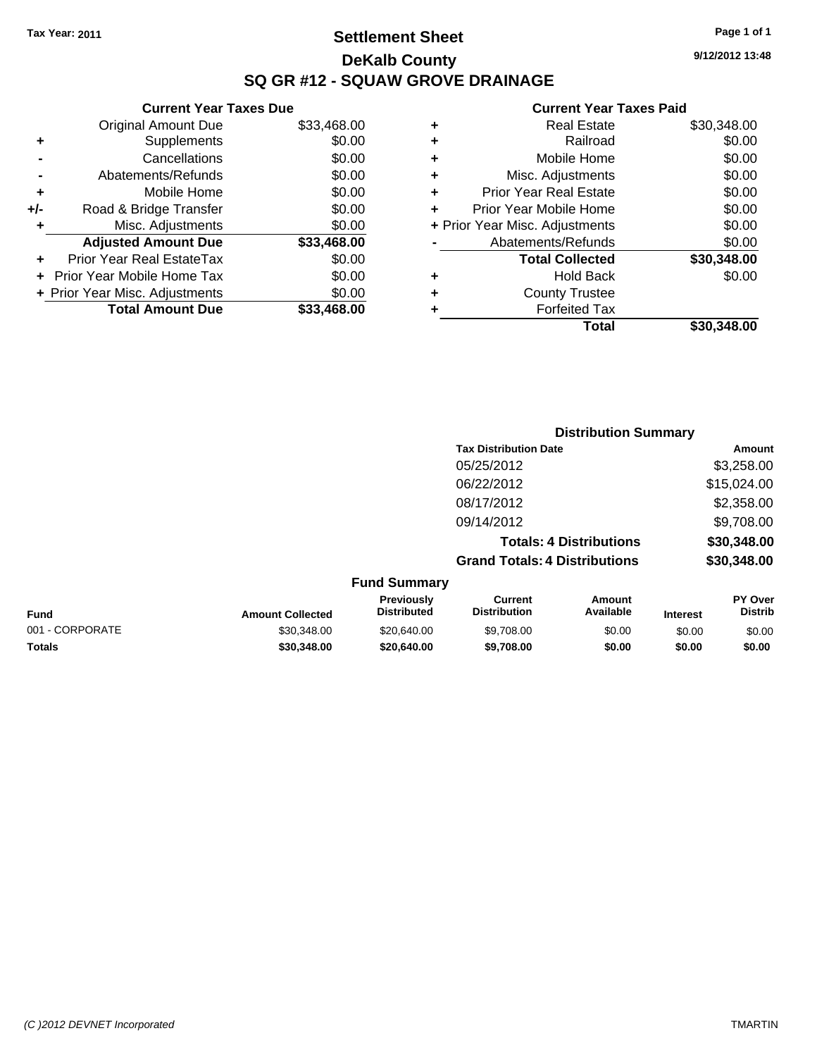Tax Year: 2011

# Settlement Sheet

## DeKalb County

## SQ GR #12 - SQUAW GROVE DRAINAGE

9/12/2012 13:48

### Current Year Taxes Due

| | | |
|---|---|---|
| | Original Amount Due | $33,468.00 |
| + | Supplements | $0.00 |
| - | Cancellations | $0.00 |
| - | Abatements/Refunds | $0.00 |
| + | Mobile Home | $0.00 |
| +/- | Road & Bridge Transfer | $0.00 |
| + | Misc. Adjustments | $0.00 |
| | **Adjusted Amount Due** | **$33,468.00** |
| + | Prior Year Real EstateTax | $0.00 |
| + | Prior Year Mobile Home Tax | $0.00 |
| + | Prior Year Misc. Adjustments | $0.00 |
| | **Total Amount Due** | **$33,468.00** |

### Current Year Taxes Paid

| | | |
|---|---|---|
| + | Real Estate | $30,348.00 |
| + | Railroad | $0.00 |
| + | Mobile Home | $0.00 |
| + | Misc. Adjustments | $0.00 |
| + | Prior Year Real Estate | $0.00 |
| + | Prior Year Mobile Home | $0.00 |
| + | Prior Year Misc. Adjustments | $0.00 |
| - | Abatements/Refunds | $0.00 |
| | **Total Collected** | **$30,348.00** |
| + | Hold Back | $0.00 |
| + | County Trustee | |
| + | Forfeited Tax | |
| | **Total** | **$30,348.00** |

### Distribution Summary

| Tax Distribution Date | Amount |
|---|---|
| 05/25/2012 | $3,258.00 |
| 06/22/2012 | $15,024.00 |
| 08/17/2012 | $2,358.00 |
| 09/14/2012 | $9,708.00 |
| **Totals: 4 Distributions** | **$30,348.00** |
| **Grand Totals: 4 Distributions** | **$30,348.00** |

### Fund Summary

| Fund | Amount Collected | Previously Distributed | Current Distribution | Amount Available | Interest | PY Over Distrib |
|---|---|---|---|---|---|---|
| 001 - CORPORATE | $30,348.00 | $20,640.00 | $9,708.00 | $0.00 | $0.00 | $0.00 |
| **Totals** | **$30,348.00** | **$20,640.00** | **$9,708.00** | **$0.00** | **$0.00** | **$0.00** |

(C )2012 DEVNET Incorporated TMARTIN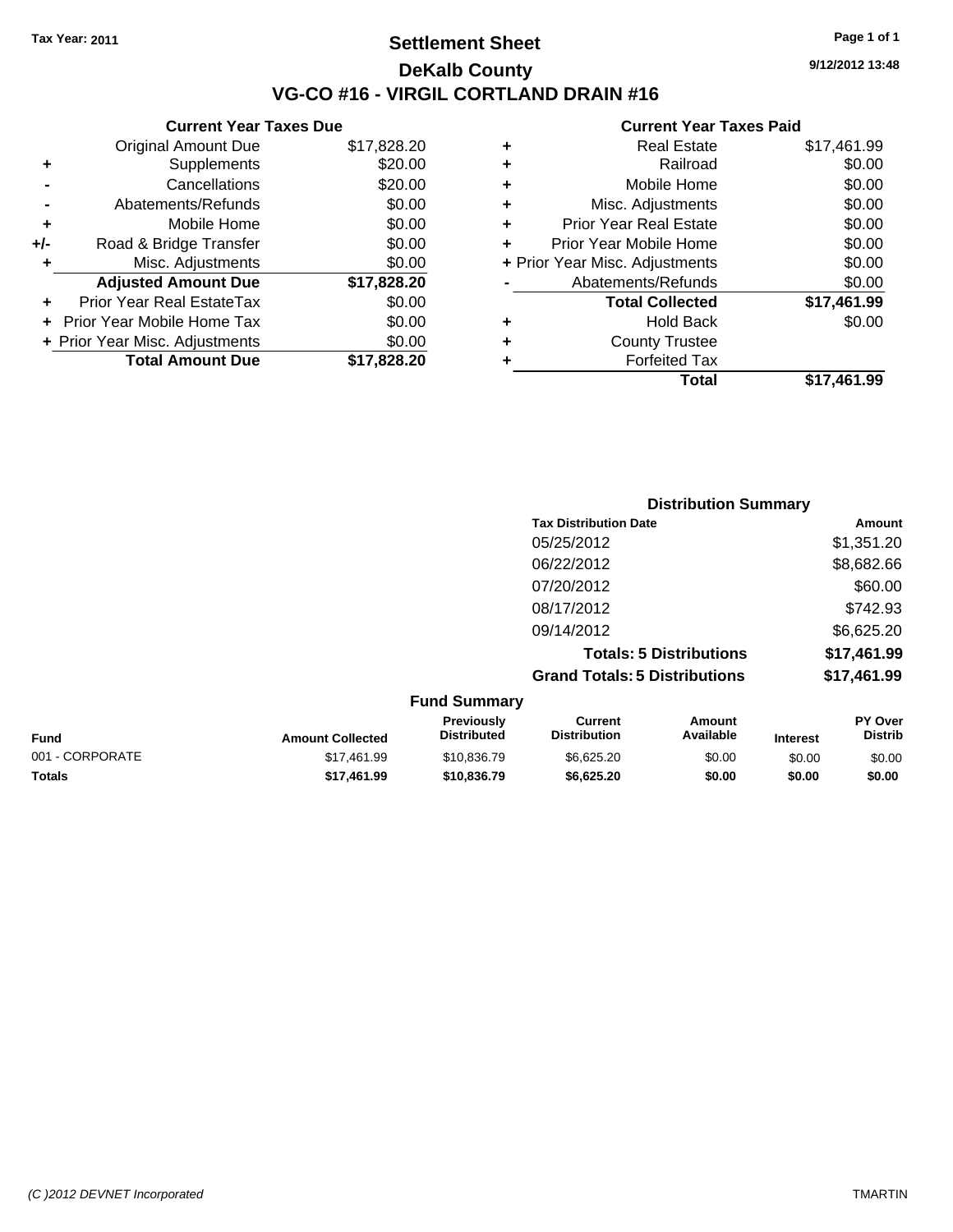Tax Year: 2011

# Settlement Sheet

## DeKalb County

## VG-CO #16 - VIRGIL CORTLAND DRAIN #16

9/12/2012 13:48

### Current Year Taxes Due

| | | |
|---|---|---|
| | Original Amount Due | $17,828.20 |
| + | Supplements | $20.00 |
| - | Cancellations | $20.00 |
| - | Abatements/Refunds | $0.00 |
| + | Mobile Home | $0.00 |
| +/- | Road & Bridge Transfer | $0.00 |
| + | Misc. Adjustments | $0.00 |
| | **Adjusted Amount Due** | **$17,828.20** |
| + | Prior Year Real EstateTax | $0.00 |
| + | Prior Year Mobile Home Tax | $0.00 |
| + | Prior Year Misc. Adjustments | $0.00 |
| | **Total Amount Due** | **$17,828.20** |

### Current Year Taxes Paid

| | | |
|---|---|---|
| + | Real Estate | $17,461.99 |
| + | Railroad | $0.00 |
| + | Mobile Home | $0.00 |
| + | Misc. Adjustments | $0.00 |
| + | Prior Year Real Estate | $0.00 |
| + | Prior Year Mobile Home | $0.00 |
| + | Prior Year Misc. Adjustments | $0.00 |
| - | Abatements/Refunds | $0.00 |
| | **Total Collected** | **$17,461.99** |
| + | Hold Back | $0.00 |
| + | County Trustee | |
| + | Forfeited Tax | |
| | **Total** | **$17,461.99** |

### Distribution Summary

| Tax Distribution Date | Amount |
|---|---|
| 05/25/2012 | $1,351.20 |
| 06/22/2012 | $8,682.66 |
| 07/20/2012 | $60.00 |
| 08/17/2012 | $742.93 |
| 09/14/2012 | $6,625.20 |
| **Totals: 5 Distributions** | **$17,461.99** |
| **Grand Totals: 5 Distributions** | **$17,461.99** |

### Fund Summary

| Fund | Amount Collected | Previously Distributed | Current Distribution | Amount Available | Interest | PY Over Distrib |
|---|---|---|---|---|---|---|
| 001 - CORPORATE | $17,461.99 | $10,836.79 | $6,625.20 | $0.00 | $0.00 | $0.00 |
| **Totals** | **$17,461.99** | **$10,836.79** | **$6,625.20** | **$0.00** | **$0.00** | **$0.00** |

(C )2012 DEVNET Incorporated — TMARTIN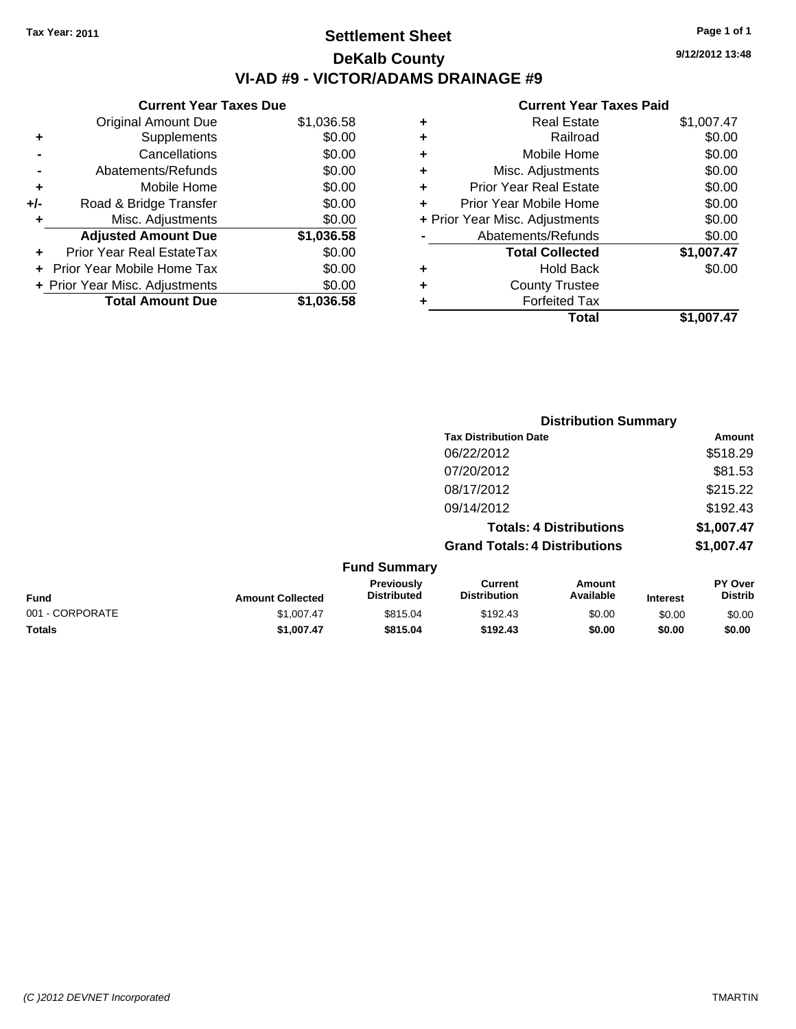Tax Year: 2011

# Settlement Sheet

## DeKalb County

## VI-AD #9 - VICTOR/ADAMS DRAINAGE #9

9/12/2012 13:48

### Current Year Taxes Due

| | | |
|---|---|---|
| | Original Amount Due | $1,036.58 |
| + | Supplements | $0.00 |
| - | Cancellations | $0.00 |
| - | Abatements/Refunds | $0.00 |
| + | Mobile Home | $0.00 |
| +/- | Road & Bridge Transfer | $0.00 |
| + | Misc. Adjustments | $0.00 |
| | **Adjusted Amount Due** | **$1,036.58** |
| + | Prior Year Real EstateTax | $0.00 |
| + | Prior Year Mobile Home Tax | $0.00 |
| + | Prior Year Misc. Adjustments | $0.00 |
| | **Total Amount Due** | **$1,036.58** |

### Current Year Taxes Paid

| | | |
|---|---|---|
| + | Real Estate | $1,007.47 |
| + | Railroad | $0.00 |
| + | Mobile Home | $0.00 |
| + | Misc. Adjustments | $0.00 |
| + | Prior Year Real Estate | $0.00 |
| + | Prior Year Mobile Home | $0.00 |
| + | Prior Year Misc. Adjustments | $0.00 |
| - | Abatements/Refunds | $0.00 |
| | **Total Collected** | **$1,007.47** |
| + | Hold Back | $0.00 |
| + | County Trustee | |
| + | Forfeited Tax | |
| | **Total** | **$1,007.47** |

### Distribution Summary

| Tax Distribution Date | Amount |
|---|---|
| 06/22/2012 | $518.29 |
| 07/20/2012 | $81.53 |
| 08/17/2012 | $215.22 |
| 09/14/2012 | $192.43 |
| **Totals: 4 Distributions** | **$1,007.47** |
| **Grand Totals: 4 Distributions** | **$1,007.47** |

### Fund Summary

| Fund | Amount Collected | Previously Distributed | Current Distribution | Amount Available | Interest | PY Over Distrib |
|---|---|---|---|---|---|---|
| 001 - CORPORATE | $1,007.47 | $815.04 | $192.43 | $0.00 | $0.00 | $0.00 |
| **Totals** | **$1,007.47** | **$815.04** | **$192.43** | **$0.00** | **$0.00** | **$0.00** |

(C )2012 DEVNET Incorporated TMARTIN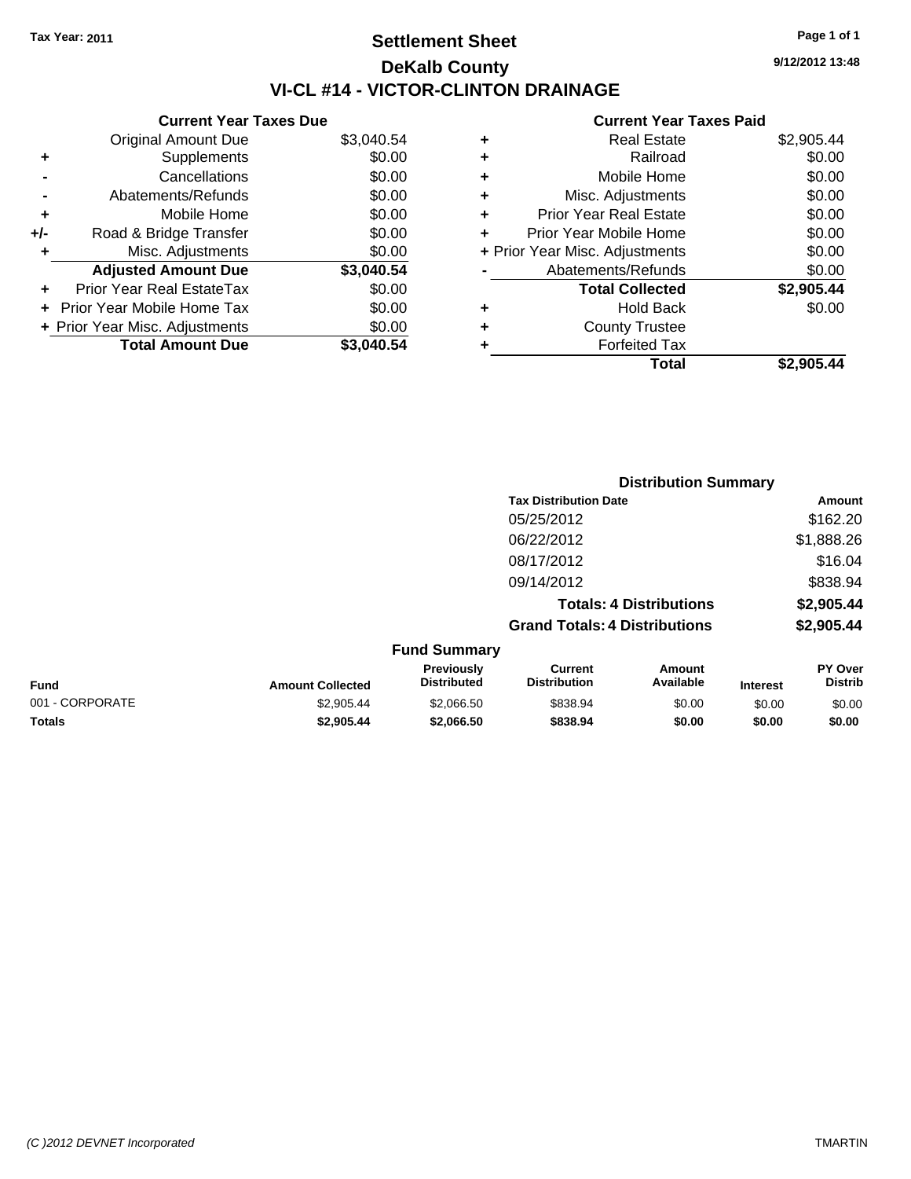Tax Year: 2011

# Settlement Sheet
## DeKalb County
## VI-CL #14 - VICTOR-CLINTON DRAINAGE

9/12/2012 13:48

### Current Year Taxes Due

| | | |
|---|---|---|
| | Original Amount Due | $3,040.54 |
| + | Supplements | $0.00 |
| - | Cancellations | $0.00 |
| - | Abatements/Refunds | $0.00 |
| + | Mobile Home | $0.00 |
| +/- | Road & Bridge Transfer | $0.00 |
| + | Misc. Adjustments | $0.00 |
| | **Adjusted Amount Due** | **$3,040.54** |
| + | Prior Year Real EstateTax | $0.00 |
| + | Prior Year Mobile Home Tax | $0.00 |
| + | Prior Year Misc. Adjustments | $0.00 |
| | **Total Amount Due** | **$3,040.54** |

### Current Year Taxes Paid

| | | |
|---|---|---|
| + | Real Estate | $2,905.44 |
| + | Railroad | $0.00 |
| + | Mobile Home | $0.00 |
| + | Misc. Adjustments | $0.00 |
| + | Prior Year Real Estate | $0.00 |
| + | Prior Year Mobile Home | $0.00 |
| + | Prior Year Misc. Adjustments | $0.00 |
| - | Abatements/Refunds | $0.00 |
| | **Total Collected** | **$2,905.44** |
| + | Hold Back | $0.00 |
| + | County Trustee | |
| + | Forfeited Tax | |
| | **Total** | **$2,905.44** |

### Distribution Summary

| Tax Distribution Date | Amount |
|---|---|
| 05/25/2012 | $162.20 |
| 06/22/2012 | $1,888.26 |
| 08/17/2012 | $16.04 |
| 09/14/2012 | $838.94 |
| **Totals: 4 Distributions** | **$2,905.44** |
| **Grand Totals: 4 Distributions** | **$2,905.44** |

### Fund Summary

| Fund | Amount Collected | Previously Distributed | Current Distribution | Amount Available | Interest | PY Over Distrib |
|---|---|---|---|---|---|---|
| 001 - CORPORATE | $2,905.44 | $2,066.50 | $838.94 | $0.00 | $0.00 | $0.00 |
| **Totals** | **$2,905.44** | **$2,066.50** | **$838.94** | **$0.00** | **$0.00** | **$0.00** |

(C )2012 DEVNET Incorporated TMARTIN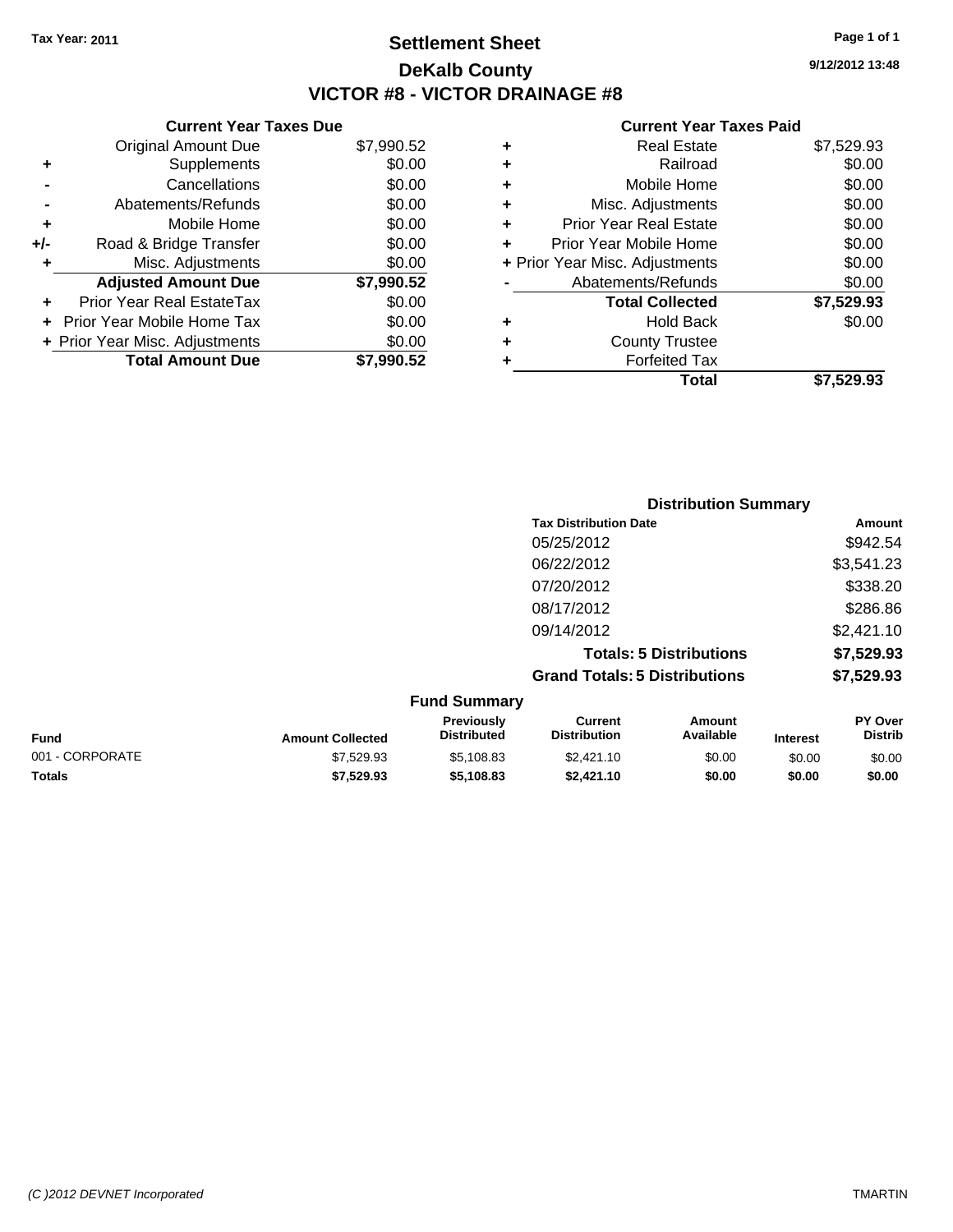Tax Year: 2011

# Settlement Sheet
## DeKalb County
## VICTOR #8 - VICTOR DRAINAGE #8

9/12/2012 13:48

### Current Year Taxes Due

| | | |
|---|---|---|
| | Original Amount Due | $7,990.52 |
| + | Supplements | $0.00 |
| - | Cancellations | $0.00 |
| - | Abatements/Refunds | $0.00 |
| + | Mobile Home | $0.00 |
| +/- | Road & Bridge Transfer | $0.00 |
| + | Misc. Adjustments | $0.00 |
| | **Adjusted Amount Due** | **$7,990.52** |
| + | Prior Year Real EstateTax | $0.00 |
| + | Prior Year Mobile Home Tax | $0.00 |
| + | Prior Year Misc. Adjustments | $0.00 |
| | **Total Amount Due** | **$7,990.52** |

### Current Year Taxes Paid

| | | |
|---|---|---|
| + | Real Estate | $7,529.93 |
| + | Railroad | $0.00 |
| + | Mobile Home | $0.00 |
| + | Misc. Adjustments | $0.00 |
| + | Prior Year Real Estate | $0.00 |
| + | Prior Year Mobile Home | $0.00 |
| + | Prior Year Misc. Adjustments | $0.00 |
| - | Abatements/Refunds | $0.00 |
| | **Total Collected** | **$7,529.93** |
| + | Hold Back | $0.00 |
| + | County Trustee | |
| + | Forfeited Tax | |
| | **Total** | **$7,529.93** |

### Distribution Summary

| Tax Distribution Date | Amount |
|---|---|
| 05/25/2012 | $942.54 |
| 06/22/2012 | $3,541.23 |
| 07/20/2012 | $338.20 |
| 08/17/2012 | $286.86 |
| 09/14/2012 | $2,421.10 |
| **Totals: 5 Distributions** | **$7,529.93** |
| **Grand Totals: 5 Distributions** | **$7,529.93** |

### Fund Summary

| Fund | Amount Collected | Previously Distributed | Current Distribution | Amount Available | Interest | PY Over Distrib |
|---|---|---|---|---|---|---|
| 001 - CORPORATE | $7,529.93 | $5,108.83 | $2,421.10 | $0.00 | $0.00 | $0.00 |
| **Totals** | **$7,529.93** | **$5,108.83** | **$2,421.10** | **$0.00** | **$0.00** | **$0.00** |

(C )2012 DEVNET Incorporated TMARTIN